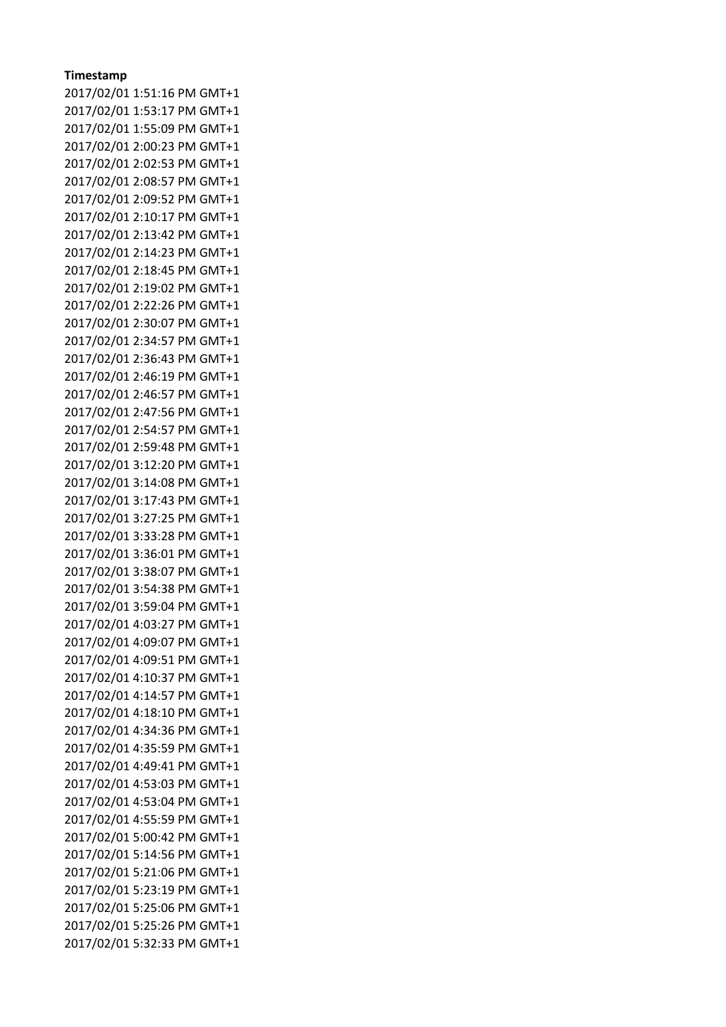| Timestamp |
|---|
| 2017/02/01 1:51:16 PM GMT+1 |
| 2017/02/01 1:53:17 PM GMT+1 |
| 2017/02/01 1:55:09 PM GMT+1 |
| 2017/02/01 2:00:23 PM GMT+1 |
| 2017/02/01 2:02:53 PM GMT+1 |
| 2017/02/01 2:08:57 PM GMT+1 |
| 2017/02/01 2:09:52 PM GMT+1 |
| 2017/02/01 2:10:17 PM GMT+1 |
| 2017/02/01 2:13:42 PM GMT+1 |
| 2017/02/01 2:14:23 PM GMT+1 |
| 2017/02/01 2:18:45 PM GMT+1 |
| 2017/02/01 2:19:02 PM GMT+1 |
| 2017/02/01 2:22:26 PM GMT+1 |
| 2017/02/01 2:30:07 PM GMT+1 |
| 2017/02/01 2:34:57 PM GMT+1 |
| 2017/02/01 2:36:43 PM GMT+1 |
| 2017/02/01 2:46:19 PM GMT+1 |
| 2017/02/01 2:46:57 PM GMT+1 |
| 2017/02/01 2:47:56 PM GMT+1 |
| 2017/02/01 2:54:57 PM GMT+1 |
| 2017/02/01 2:59:48 PM GMT+1 |
| 2017/02/01 3:12:20 PM GMT+1 |
| 2017/02/01 3:14:08 PM GMT+1 |
| 2017/02/01 3:17:43 PM GMT+1 |
| 2017/02/01 3:27:25 PM GMT+1 |
| 2017/02/01 3:33:28 PM GMT+1 |
| 2017/02/01 3:36:01 PM GMT+1 |
| 2017/02/01 3:38:07 PM GMT+1 |
| 2017/02/01 3:54:38 PM GMT+1 |
| 2017/02/01 3:59:04 PM GMT+1 |
| 2017/02/01 4:03:27 PM GMT+1 |
| 2017/02/01 4:09:07 PM GMT+1 |
| 2017/02/01 4:09:51 PM GMT+1 |
| 2017/02/01 4:10:37 PM GMT+1 |
| 2017/02/01 4:14:57 PM GMT+1 |
| 2017/02/01 4:18:10 PM GMT+1 |
| 2017/02/01 4:34:36 PM GMT+1 |
| 2017/02/01 4:35:59 PM GMT+1 |
| 2017/02/01 4:49:41 PM GMT+1 |
| 2017/02/01 4:53:03 PM GMT+1 |
| 2017/02/01 4:53:04 PM GMT+1 |
| 2017/02/01 4:55:59 PM GMT+1 |
| 2017/02/01 5:00:42 PM GMT+1 |
| 2017/02/01 5:14:56 PM GMT+1 |
| 2017/02/01 5:21:06 PM GMT+1 |
| 2017/02/01 5:23:19 PM GMT+1 |
| 2017/02/01 5:25:06 PM GMT+1 |
| 2017/02/01 5:25:26 PM GMT+1 |
| 2017/02/01 5:32:33 PM GMT+1 |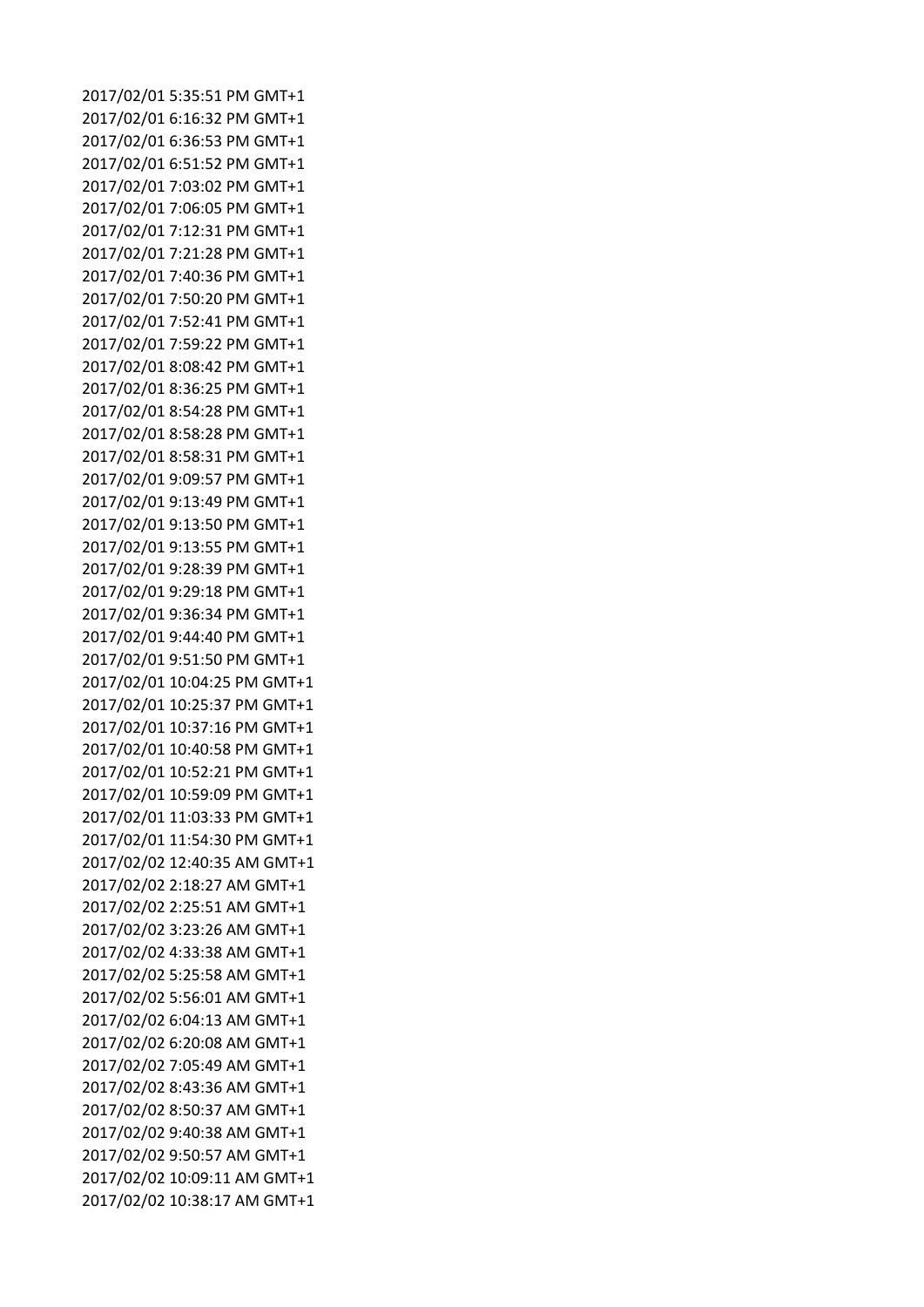2017/02/01 5:35:51 PM GMT+1
2017/02/01 6:16:32 PM GMT+1
2017/02/01 6:36:53 PM GMT+1
2017/02/01 6:51:52 PM GMT+1
2017/02/01 7:03:02 PM GMT+1
2017/02/01 7:06:05 PM GMT+1
2017/02/01 7:12:31 PM GMT+1
2017/02/01 7:21:28 PM GMT+1
2017/02/01 7:40:36 PM GMT+1
2017/02/01 7:50:20 PM GMT+1
2017/02/01 7:52:41 PM GMT+1
2017/02/01 7:59:22 PM GMT+1
2017/02/01 8:08:42 PM GMT+1
2017/02/01 8:36:25 PM GMT+1
2017/02/01 8:54:28 PM GMT+1
2017/02/01 8:58:28 PM GMT+1
2017/02/01 8:58:31 PM GMT+1
2017/02/01 9:09:57 PM GMT+1
2017/02/01 9:13:49 PM GMT+1
2017/02/01 9:13:50 PM GMT+1
2017/02/01 9:13:55 PM GMT+1
2017/02/01 9:28:39 PM GMT+1
2017/02/01 9:29:18 PM GMT+1
2017/02/01 9:36:34 PM GMT+1
2017/02/01 9:44:40 PM GMT+1
2017/02/01 9:51:50 PM GMT+1
2017/02/01 10:04:25 PM GMT+1
2017/02/01 10:25:37 PM GMT+1
2017/02/01 10:37:16 PM GMT+1
2017/02/01 10:40:58 PM GMT+1
2017/02/01 10:52:21 PM GMT+1
2017/02/01 10:59:09 PM GMT+1
2017/02/01 11:03:33 PM GMT+1
2017/02/01 11:54:30 PM GMT+1
2017/02/02 12:40:35 AM GMT+1
2017/02/02 2:18:27 AM GMT+1
2017/02/02 2:25:51 AM GMT+1
2017/02/02 3:23:26 AM GMT+1
2017/02/02 4:33:38 AM GMT+1
2017/02/02 5:25:58 AM GMT+1
2017/02/02 5:56:01 AM GMT+1
2017/02/02 6:04:13 AM GMT+1
2017/02/02 6:20:08 AM GMT+1
2017/02/02 7:05:49 AM GMT+1
2017/02/02 8:43:36 AM GMT+1
2017/02/02 8:50:37 AM GMT+1
2017/02/02 9:40:38 AM GMT+1
2017/02/02 9:50:57 AM GMT+1
2017/02/02 10:09:11 AM GMT+1
2017/02/02 10:38:17 AM GMT+1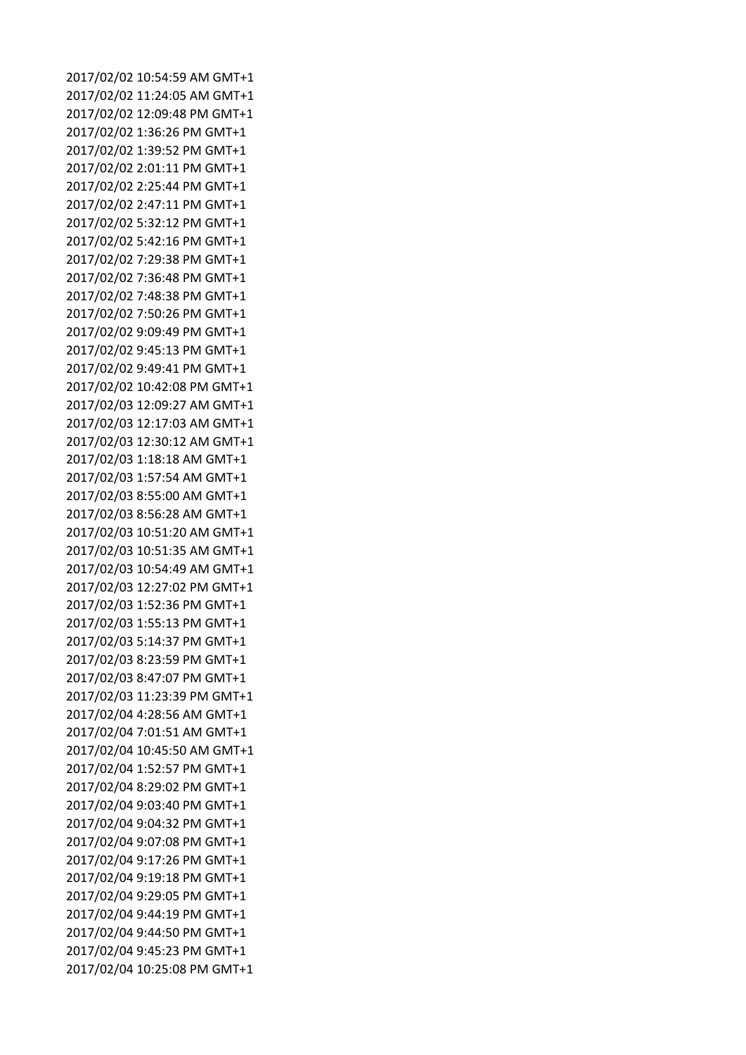2017/02/02 10:54:59 AM GMT+1
2017/02/02 11:24:05 AM GMT+1
2017/02/02 12:09:48 PM GMT+1
2017/02/02 1:36:26 PM GMT+1
2017/02/02 1:39:52 PM GMT+1
2017/02/02 2:01:11 PM GMT+1
2017/02/02 2:25:44 PM GMT+1
2017/02/02 2:47:11 PM GMT+1
2017/02/02 5:32:12 PM GMT+1
2017/02/02 5:42:16 PM GMT+1
2017/02/02 7:29:38 PM GMT+1
2017/02/02 7:36:48 PM GMT+1
2017/02/02 7:48:38 PM GMT+1
2017/02/02 7:50:26 PM GMT+1
2017/02/02 9:09:49 PM GMT+1
2017/02/02 9:45:13 PM GMT+1
2017/02/02 9:49:41 PM GMT+1
2017/02/02 10:42:08 PM GMT+1
2017/02/03 12:09:27 AM GMT+1
2017/02/03 12:17:03 AM GMT+1
2017/02/03 12:30:12 AM GMT+1
2017/02/03 1:18:18 AM GMT+1
2017/02/03 1:57:54 AM GMT+1
2017/02/03 8:55:00 AM GMT+1
2017/02/03 8:56:28 AM GMT+1
2017/02/03 10:51:20 AM GMT+1
2017/02/03 10:51:35 AM GMT+1
2017/02/03 10:54:49 AM GMT+1
2017/02/03 12:27:02 PM GMT+1
2017/02/03 1:52:36 PM GMT+1
2017/02/03 1:55:13 PM GMT+1
2017/02/03 5:14:37 PM GMT+1
2017/02/03 8:23:59 PM GMT+1
2017/02/03 8:47:07 PM GMT+1
2017/02/03 11:23:39 PM GMT+1
2017/02/04 4:28:56 AM GMT+1
2017/02/04 7:01:51 AM GMT+1
2017/02/04 10:45:50 AM GMT+1
2017/02/04 1:52:57 PM GMT+1
2017/02/04 8:29:02 PM GMT+1
2017/02/04 9:03:40 PM GMT+1
2017/02/04 9:04:32 PM GMT+1
2017/02/04 9:07:08 PM GMT+1
2017/02/04 9:17:26 PM GMT+1
2017/02/04 9:19:18 PM GMT+1
2017/02/04 9:29:05 PM GMT+1
2017/02/04 9:44:19 PM GMT+1
2017/02/04 9:44:50 PM GMT+1
2017/02/04 9:45:23 PM GMT+1
2017/02/04 10:25:08 PM GMT+1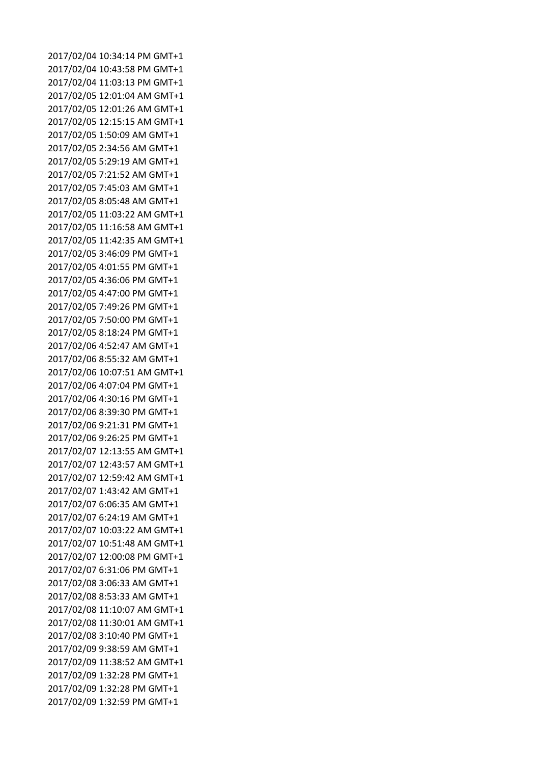2017/02/04 10:34:14 PM GMT+1
2017/02/04 10:43:58 PM GMT+1
2017/02/04 11:03:13 PM GMT+1
2017/02/05 12:01:04 AM GMT+1
2017/02/05 12:01:26 AM GMT+1
2017/02/05 12:15:15 AM GMT+1
2017/02/05 1:50:09 AM GMT+1
2017/02/05 2:34:56 AM GMT+1
2017/02/05 5:29:19 AM GMT+1
2017/02/05 7:21:52 AM GMT+1
2017/02/05 7:45:03 AM GMT+1
2017/02/05 8:05:48 AM GMT+1
2017/02/05 11:03:22 AM GMT+1
2017/02/05 11:16:58 AM GMT+1
2017/02/05 11:42:35 AM GMT+1
2017/02/05 3:46:09 PM GMT+1
2017/02/05 4:01:55 PM GMT+1
2017/02/05 4:36:06 PM GMT+1
2017/02/05 4:47:00 PM GMT+1
2017/02/05 7:49:26 PM GMT+1
2017/02/05 7:50:00 PM GMT+1
2017/02/05 8:18:24 PM GMT+1
2017/02/06 4:52:47 AM GMT+1
2017/02/06 8:55:32 AM GMT+1
2017/02/06 10:07:51 AM GMT+1
2017/02/06 4:07:04 PM GMT+1
2017/02/06 4:30:16 PM GMT+1
2017/02/06 8:39:30 PM GMT+1
2017/02/06 9:21:31 PM GMT+1
2017/02/06 9:26:25 PM GMT+1
2017/02/07 12:13:55 AM GMT+1
2017/02/07 12:43:57 AM GMT+1
2017/02/07 12:59:42 AM GMT+1
2017/02/07 1:43:42 AM GMT+1
2017/02/07 6:06:35 AM GMT+1
2017/02/07 6:24:19 AM GMT+1
2017/02/07 10:03:22 AM GMT+1
2017/02/07 10:51:48 AM GMT+1
2017/02/07 12:00:08 PM GMT+1
2017/02/07 6:31:06 PM GMT+1
2017/02/08 3:06:33 AM GMT+1
2017/02/08 8:53:33 AM GMT+1
2017/02/08 11:10:07 AM GMT+1
2017/02/08 11:30:01 AM GMT+1
2017/02/08 3:10:40 PM GMT+1
2017/02/09 9:38:59 AM GMT+1
2017/02/09 11:38:52 AM GMT+1
2017/02/09 1:32:28 PM GMT+1
2017/02/09 1:32:28 PM GMT+1
2017/02/09 1:32:59 PM GMT+1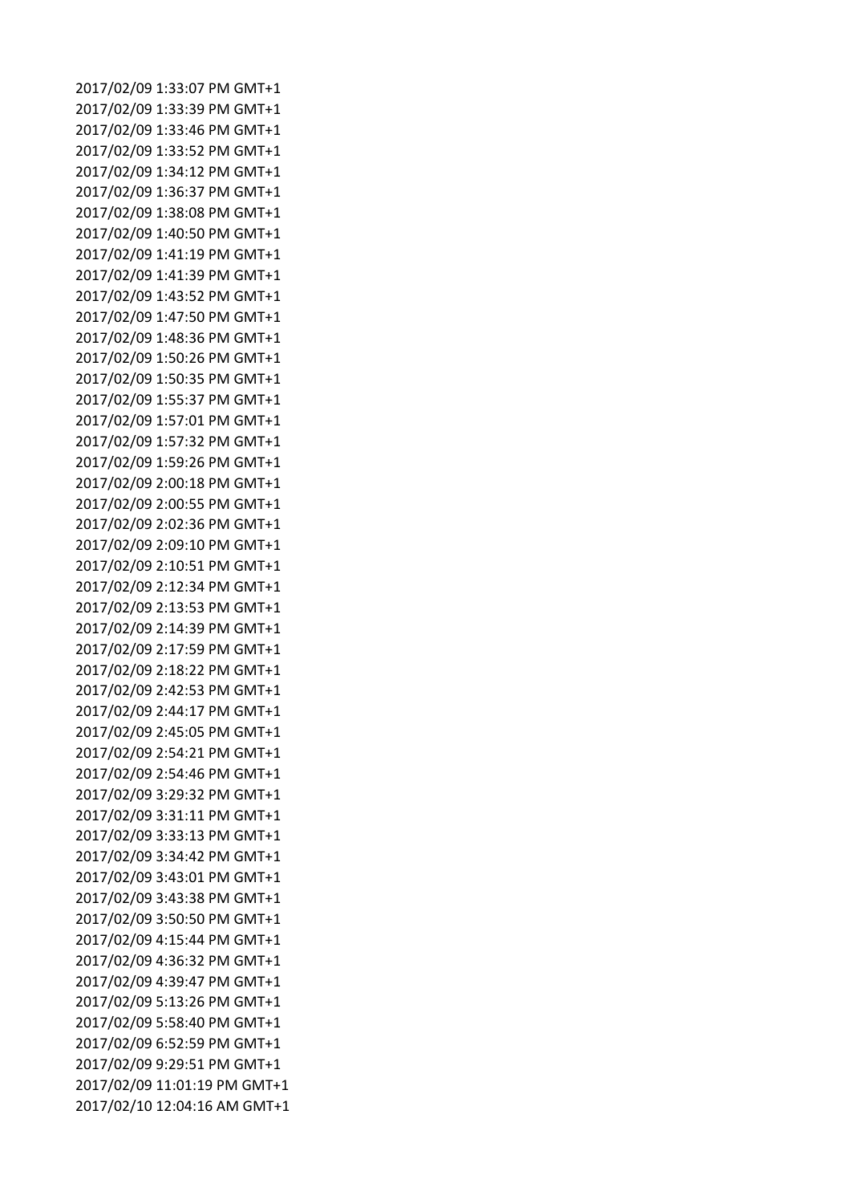2017/02/09 1:33:07 PM GMT+1
2017/02/09 1:33:39 PM GMT+1
2017/02/09 1:33:46 PM GMT+1
2017/02/09 1:33:52 PM GMT+1
2017/02/09 1:34:12 PM GMT+1
2017/02/09 1:36:37 PM GMT+1
2017/02/09 1:38:08 PM GMT+1
2017/02/09 1:40:50 PM GMT+1
2017/02/09 1:41:19 PM GMT+1
2017/02/09 1:41:39 PM GMT+1
2017/02/09 1:43:52 PM GMT+1
2017/02/09 1:47:50 PM GMT+1
2017/02/09 1:48:36 PM GMT+1
2017/02/09 1:50:26 PM GMT+1
2017/02/09 1:50:35 PM GMT+1
2017/02/09 1:55:37 PM GMT+1
2017/02/09 1:57:01 PM GMT+1
2017/02/09 1:57:32 PM GMT+1
2017/02/09 1:59:26 PM GMT+1
2017/02/09 2:00:18 PM GMT+1
2017/02/09 2:00:55 PM GMT+1
2017/02/09 2:02:36 PM GMT+1
2017/02/09 2:09:10 PM GMT+1
2017/02/09 2:10:51 PM GMT+1
2017/02/09 2:12:34 PM GMT+1
2017/02/09 2:13:53 PM GMT+1
2017/02/09 2:14:39 PM GMT+1
2017/02/09 2:17:59 PM GMT+1
2017/02/09 2:18:22 PM GMT+1
2017/02/09 2:42:53 PM GMT+1
2017/02/09 2:44:17 PM GMT+1
2017/02/09 2:45:05 PM GMT+1
2017/02/09 2:54:21 PM GMT+1
2017/02/09 2:54:46 PM GMT+1
2017/02/09 3:29:32 PM GMT+1
2017/02/09 3:31:11 PM GMT+1
2017/02/09 3:33:13 PM GMT+1
2017/02/09 3:34:42 PM GMT+1
2017/02/09 3:43:01 PM GMT+1
2017/02/09 3:43:38 PM GMT+1
2017/02/09 3:50:50 PM GMT+1
2017/02/09 4:15:44 PM GMT+1
2017/02/09 4:36:32 PM GMT+1
2017/02/09 4:39:47 PM GMT+1
2017/02/09 5:13:26 PM GMT+1
2017/02/09 5:58:40 PM GMT+1
2017/02/09 6:52:59 PM GMT+1
2017/02/09 9:29:51 PM GMT+1
2017/02/09 11:01:19 PM GMT+1
2017/02/10 12:04:16 AM GMT+1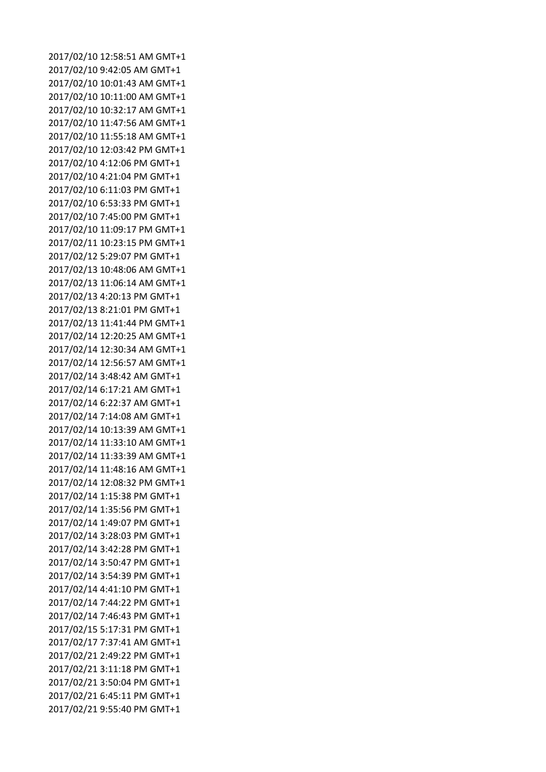2017/02/10 12:58:51 AM GMT+1
2017/02/10 9:42:05 AM GMT+1
2017/02/10 10:01:43 AM GMT+1
2017/02/10 10:11:00 AM GMT+1
2017/02/10 10:32:17 AM GMT+1
2017/02/10 11:47:56 AM GMT+1
2017/02/10 11:55:18 AM GMT+1
2017/02/10 12:03:42 PM GMT+1
2017/02/10 4:12:06 PM GMT+1
2017/02/10 4:21:04 PM GMT+1
2017/02/10 6:11:03 PM GMT+1
2017/02/10 6:53:33 PM GMT+1
2017/02/10 7:45:00 PM GMT+1
2017/02/10 11:09:17 PM GMT+1
2017/02/11 10:23:15 PM GMT+1
2017/02/12 5:29:07 PM GMT+1
2017/02/13 10:48:06 AM GMT+1
2017/02/13 11:06:14 AM GMT+1
2017/02/13 4:20:13 PM GMT+1
2017/02/13 8:21:01 PM GMT+1
2017/02/13 11:41:44 PM GMT+1
2017/02/14 12:20:25 AM GMT+1
2017/02/14 12:30:34 AM GMT+1
2017/02/14 12:56:57 AM GMT+1
2017/02/14 3:48:42 AM GMT+1
2017/02/14 6:17:21 AM GMT+1
2017/02/14 6:22:37 AM GMT+1
2017/02/14 7:14:08 AM GMT+1
2017/02/14 10:13:39 AM GMT+1
2017/02/14 11:33:10 AM GMT+1
2017/02/14 11:33:39 AM GMT+1
2017/02/14 11:48:16 AM GMT+1
2017/02/14 12:08:32 PM GMT+1
2017/02/14 1:15:38 PM GMT+1
2017/02/14 1:35:56 PM GMT+1
2017/02/14 1:49:07 PM GMT+1
2017/02/14 3:28:03 PM GMT+1
2017/02/14 3:42:28 PM GMT+1
2017/02/14 3:50:47 PM GMT+1
2017/02/14 3:54:39 PM GMT+1
2017/02/14 4:41:10 PM GMT+1
2017/02/14 7:44:22 PM GMT+1
2017/02/14 7:46:43 PM GMT+1
2017/02/15 5:17:31 PM GMT+1
2017/02/17 7:37:41 AM GMT+1
2017/02/21 2:49:22 PM GMT+1
2017/02/21 3:11:18 PM GMT+1
2017/02/21 3:50:04 PM GMT+1
2017/02/21 6:45:11 PM GMT+1
2017/02/21 9:55:40 PM GMT+1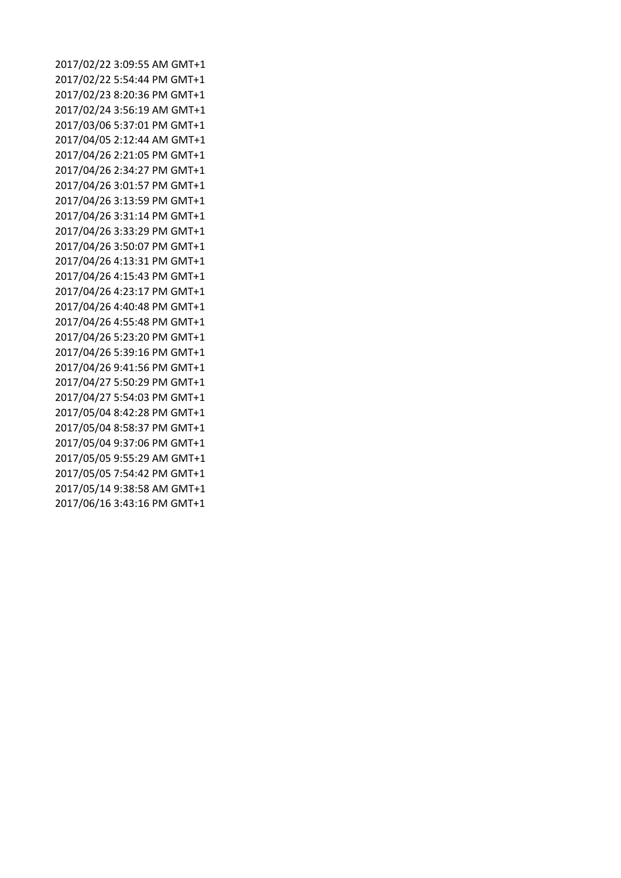2017/02/22 3:09:55 AM GMT+1
2017/02/22 5:54:44 PM GMT+1
2017/02/23 8:20:36 PM GMT+1
2017/02/24 3:56:19 AM GMT+1
2017/03/06 5:37:01 PM GMT+1
2017/04/05 2:12:44 AM GMT+1
2017/04/26 2:21:05 PM GMT+1
2017/04/26 2:34:27 PM GMT+1
2017/04/26 3:01:57 PM GMT+1
2017/04/26 3:13:59 PM GMT+1
2017/04/26 3:31:14 PM GMT+1
2017/04/26 3:33:29 PM GMT+1
2017/04/26 3:50:07 PM GMT+1
2017/04/26 4:13:31 PM GMT+1
2017/04/26 4:15:43 PM GMT+1
2017/04/26 4:23:17 PM GMT+1
2017/04/26 4:40:48 PM GMT+1
2017/04/26 4:55:48 PM GMT+1
2017/04/26 5:23:20 PM GMT+1
2017/04/26 5:39:16 PM GMT+1
2017/04/26 9:41:56 PM GMT+1
2017/04/27 5:50:29 PM GMT+1
2017/04/27 5:54:03 PM GMT+1
2017/05/04 8:42:28 PM GMT+1
2017/05/04 8:58:37 PM GMT+1
2017/05/04 9:37:06 PM GMT+1
2017/05/05 9:55:29 AM GMT+1
2017/05/05 7:54:42 PM GMT+1
2017/05/14 9:38:58 AM GMT+1
2017/06/16 3:43:16 PM GMT+1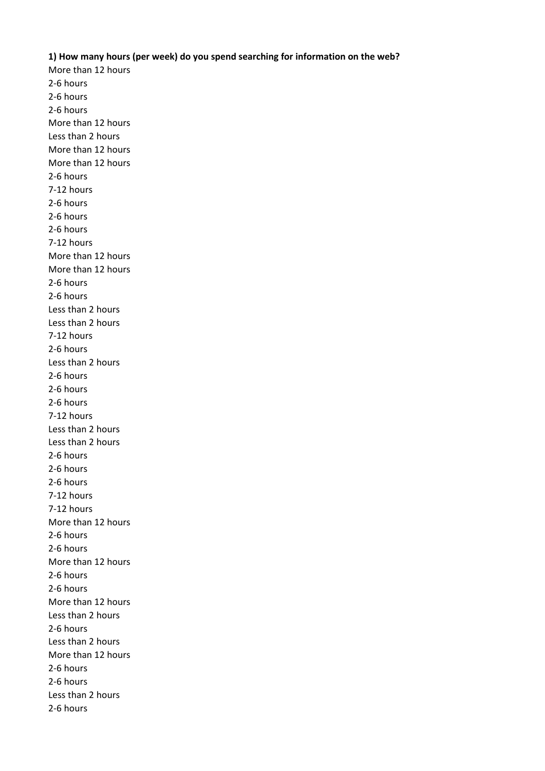**1) How many hours (per week) do you spend searching for information on the web?**

More than 12 hours
2-6 hours
2-6 hours
2-6 hours
More than 12 hours
Less than 2 hours
More than 12 hours
More than 12 hours
2-6 hours
7-12 hours
2-6 hours
2-6 hours
2-6 hours
7-12 hours
More than 12 hours
More than 12 hours
2-6 hours
2-6 hours
Less than 2 hours
Less than 2 hours
7-12 hours
2-6 hours
Less than 2 hours
2-6 hours
2-6 hours
2-6 hours
7-12 hours
Less than 2 hours
Less than 2 hours
2-6 hours
2-6 hours
2-6 hours
7-12 hours
7-12 hours
More than 12 hours
2-6 hours
2-6 hours
More than 12 hours
2-6 hours
2-6 hours
More than 12 hours
Less than 2 hours
2-6 hours
Less than 2 hours
More than 12 hours
2-6 hours
2-6 hours
Less than 2 hours
2-6 hours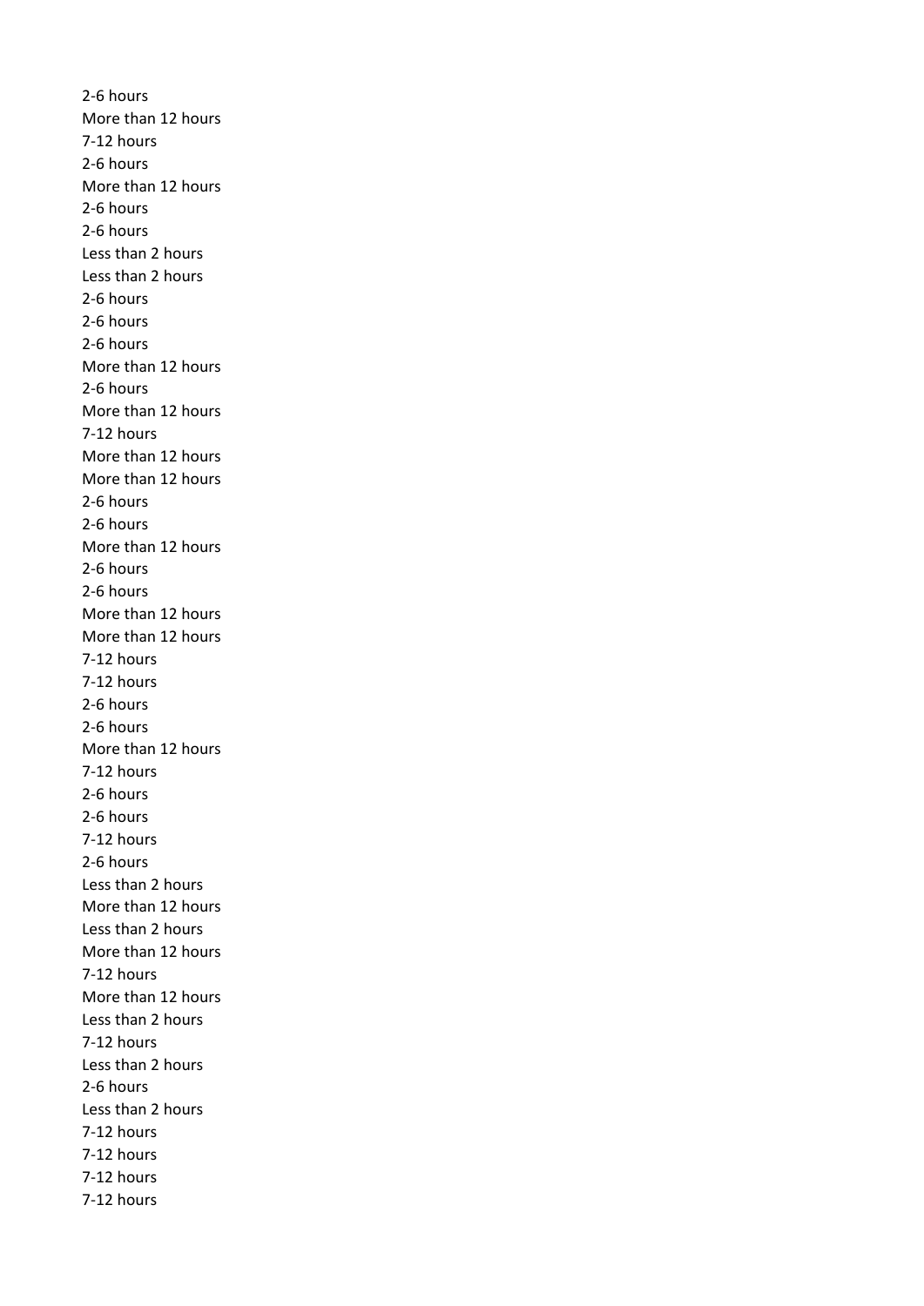2-6 hours
More than 12 hours
7-12 hours
2-6 hours
More than 12 hours
2-6 hours
2-6 hours
Less than 2 hours
Less than 2 hours
2-6 hours
2-6 hours
2-6 hours
More than 12 hours
2-6 hours
More than 12 hours
7-12 hours
More than 12 hours
More than 12 hours
2-6 hours
2-6 hours
More than 12 hours
2-6 hours
2-6 hours
More than 12 hours
More than 12 hours
7-12 hours
7-12 hours
2-6 hours
2-6 hours
More than 12 hours
7-12 hours
2-6 hours
2-6 hours
7-12 hours
2-6 hours
Less than 2 hours
More than 12 hours
Less than 2 hours
More than 12 hours
7-12 hours
More than 12 hours
Less than 2 hours
7-12 hours
Less than 2 hours
2-6 hours
Less than 2 hours
7-12 hours
7-12 hours
7-12 hours
7-12 hours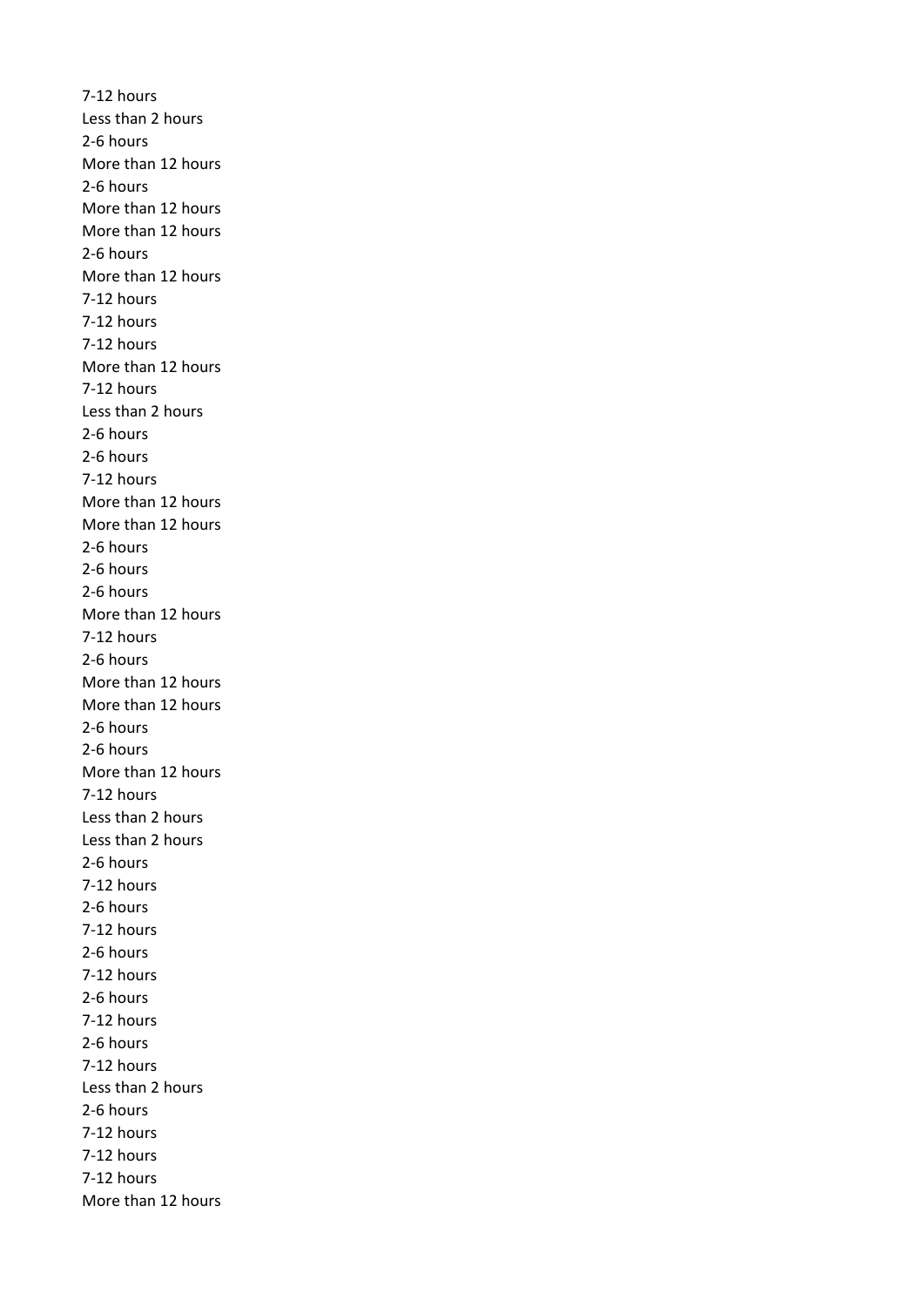7-12 hours
Less than 2 hours
2-6 hours
More than 12 hours
2-6 hours
More than 12 hours
More than 12 hours
2-6 hours
More than 12 hours
7-12 hours
7-12 hours
7-12 hours
More than 12 hours
7-12 hours
Less than 2 hours
2-6 hours
2-6 hours
7-12 hours
More than 12 hours
More than 12 hours
2-6 hours
2-6 hours
2-6 hours
More than 12 hours
7-12 hours
2-6 hours
More than 12 hours
More than 12 hours
2-6 hours
2-6 hours
More than 12 hours
7-12 hours
Less than 2 hours
Less than 2 hours
2-6 hours
7-12 hours
2-6 hours
7-12 hours
2-6 hours
7-12 hours
2-6 hours
7-12 hours
2-6 hours
7-12 hours
Less than 2 hours
2-6 hours
7-12 hours
7-12 hours
7-12 hours
More than 12 hours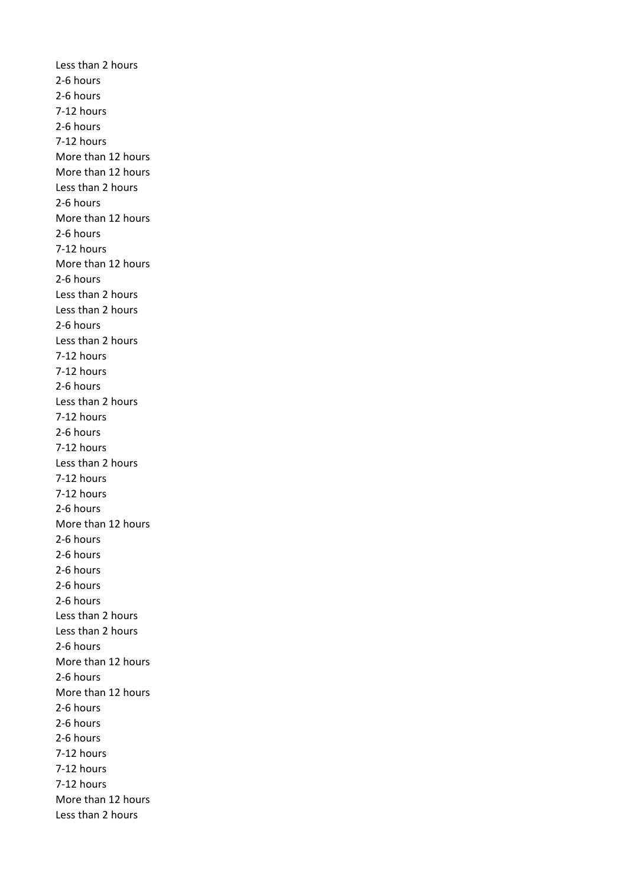Less than 2 hours
2-6 hours
2-6 hours
7-12 hours
2-6 hours
7-12 hours
More than 12 hours
More than 12 hours
Less than 2 hours
2-6 hours
More than 12 hours
2-6 hours
7-12 hours
More than 12 hours
2-6 hours
Less than 2 hours
Less than 2 hours
2-6 hours
Less than 2 hours
7-12 hours
7-12 hours
2-6 hours
Less than 2 hours
7-12 hours
2-6 hours
7-12 hours
Less than 2 hours
7-12 hours
7-12 hours
2-6 hours
More than 12 hours
2-6 hours
2-6 hours
2-6 hours
2-6 hours
2-6 hours
Less than 2 hours
Less than 2 hours
2-6 hours
More than 12 hours
2-6 hours
More than 12 hours
2-6 hours
2-6 hours
2-6 hours
7-12 hours
7-12 hours
7-12 hours
More than 12 hours
Less than 2 hours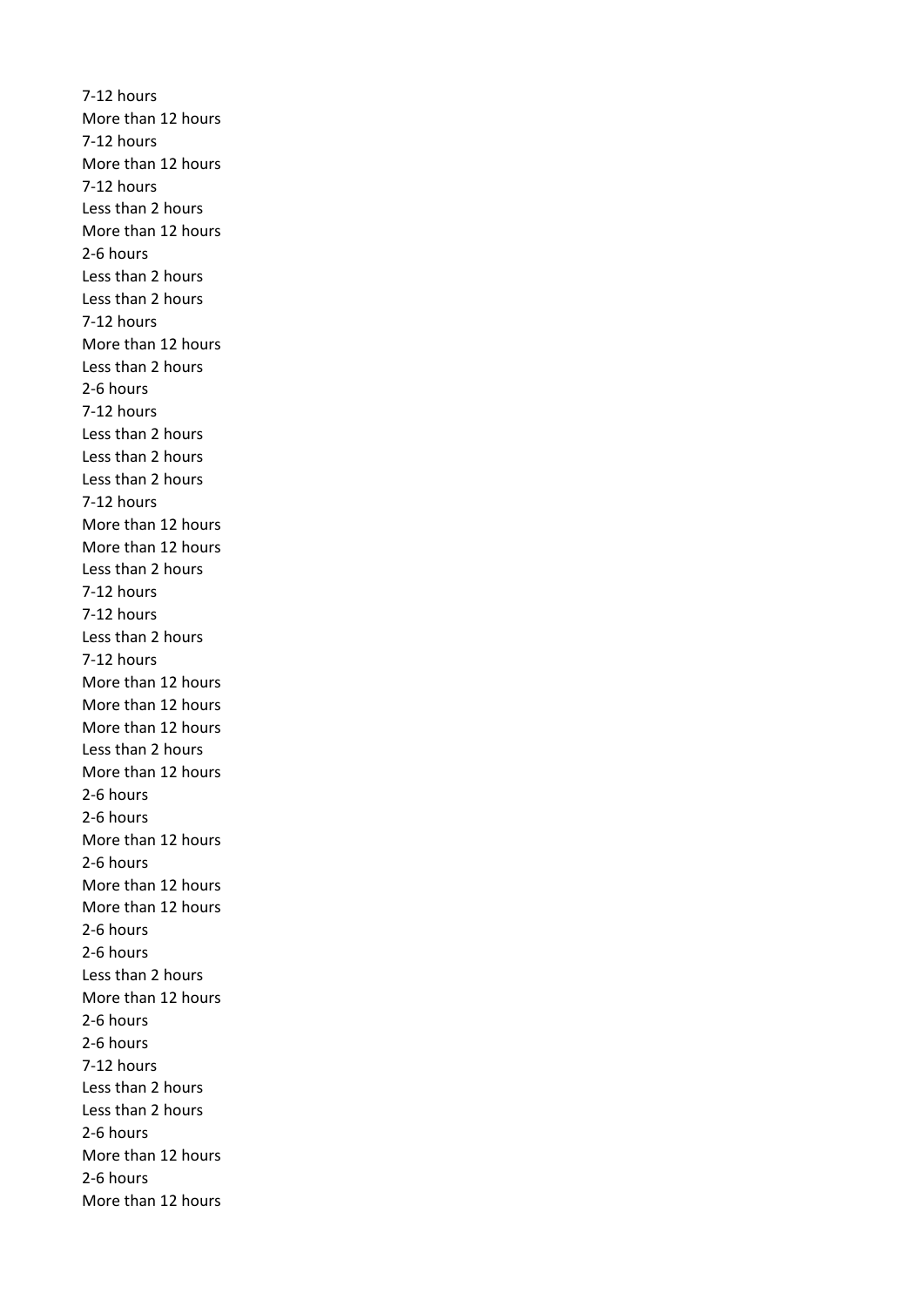7-12 hours
More than 12 hours
7-12 hours
More than 12 hours
7-12 hours
Less than 2 hours
More than 12 hours
2-6 hours
Less than 2 hours
Less than 2 hours
7-12 hours
More than 12 hours
Less than 2 hours
2-6 hours
7-12 hours
Less than 2 hours
Less than 2 hours
Less than 2 hours
7-12 hours
More than 12 hours
More than 12 hours
Less than 2 hours
7-12 hours
7-12 hours
Less than 2 hours
7-12 hours
More than 12 hours
More than 12 hours
More than 12 hours
Less than 2 hours
More than 12 hours
2-6 hours
2-6 hours
More than 12 hours
2-6 hours
More than 12 hours
More than 12 hours
2-6 hours
2-6 hours
Less than 2 hours
More than 12 hours
2-6 hours
2-6 hours
7-12 hours
Less than 2 hours
Less than 2 hours
2-6 hours
More than 12 hours
2-6 hours
More than 12 hours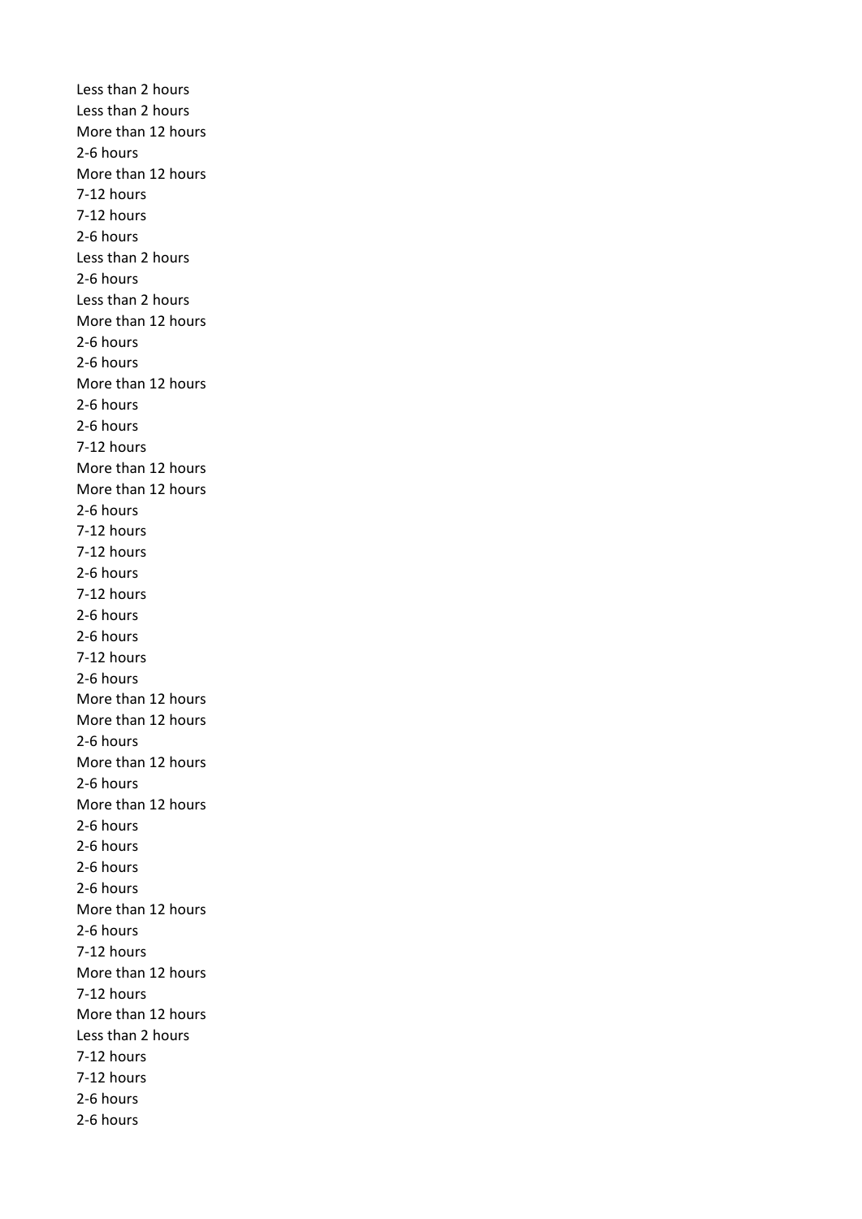Less than 2 hours
Less than 2 hours
More than 12 hours
2-6 hours
More than 12 hours
7-12 hours
7-12 hours
2-6 hours
Less than 2 hours
2-6 hours
Less than 2 hours
More than 12 hours
2-6 hours
2-6 hours
More than 12 hours
2-6 hours
2-6 hours
7-12 hours
More than 12 hours
More than 12 hours
2-6 hours
7-12 hours
7-12 hours
2-6 hours
7-12 hours
2-6 hours
2-6 hours
7-12 hours
2-6 hours
More than 12 hours
More than 12 hours
2-6 hours
More than 12 hours
2-6 hours
More than 12 hours
2-6 hours
2-6 hours
2-6 hours
2-6 hours
More than 12 hours
2-6 hours
7-12 hours
More than 12 hours
7-12 hours
More than 12 hours
Less than 2 hours
7-12 hours
7-12 hours
2-6 hours
2-6 hours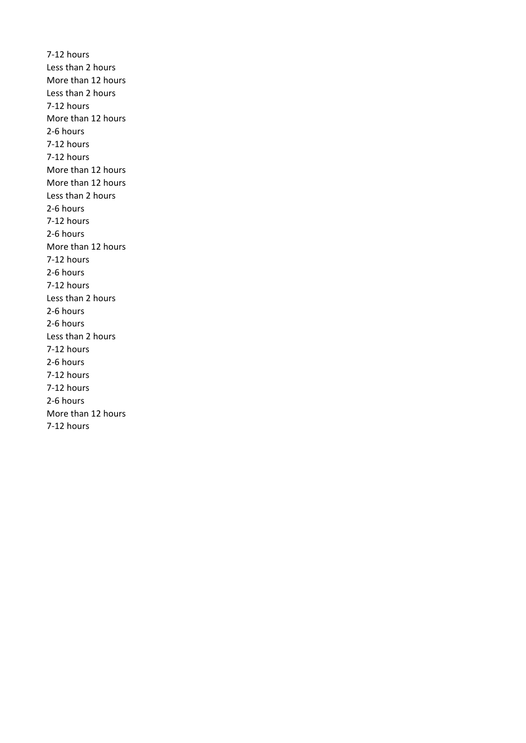7-12 hours
Less than 2 hours
More than 12 hours
Less than 2 hours
7-12 hours
More than 12 hours
2-6 hours
7-12 hours
7-12 hours
More than 12 hours
More than 12 hours
Less than 2 hours
2-6 hours
7-12 hours
2-6 hours
More than 12 hours
7-12 hours
2-6 hours
7-12 hours
Less than 2 hours
2-6 hours
2-6 hours
Less than 2 hours
7-12 hours
2-6 hours
7-12 hours
7-12 hours
2-6 hours
More than 12 hours
7-12 hours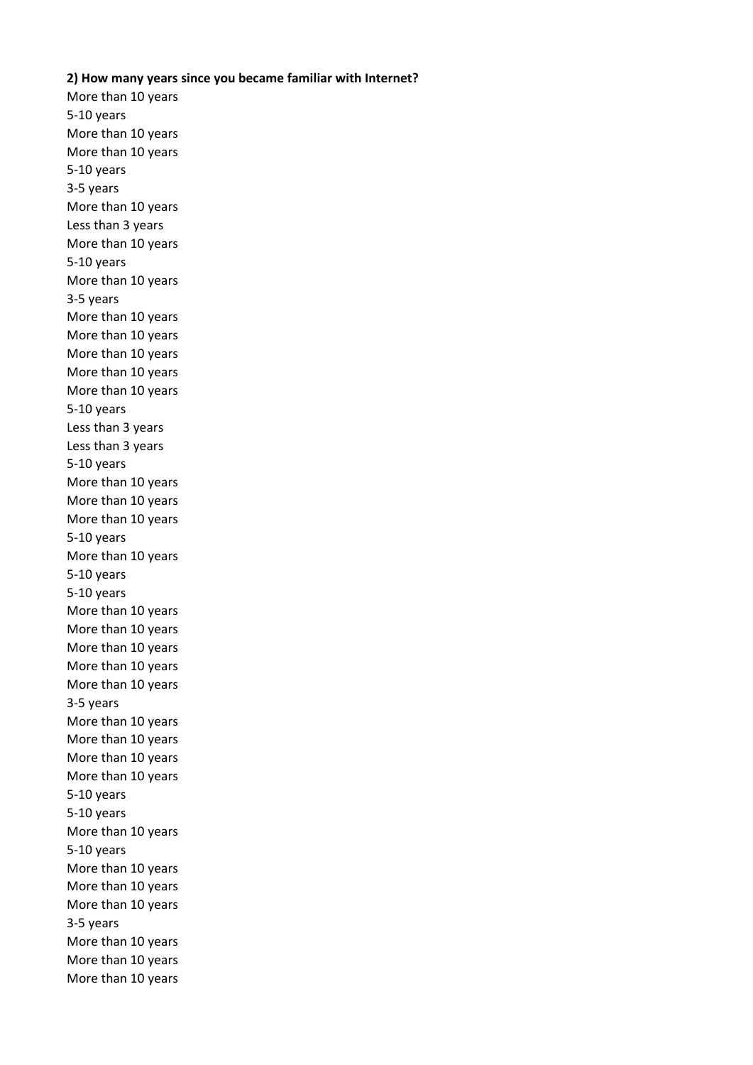**2) How many years since you became familiar with Internet?**

More than 10 years
5-10 years
More than 10 years
More than 10 years
5-10 years
3-5 years
More than 10 years
Less than 3 years
More than 10 years
5-10 years
More than 10 years
3-5 years
More than 10 years
More than 10 years
More than 10 years
More than 10 years
More than 10 years
5-10 years
Less than 3 years
Less than 3 years
5-10 years
More than 10 years
More than 10 years
More than 10 years
5-10 years
More than 10 years
5-10 years
5-10 years
More than 10 years
More than 10 years
More than 10 years
More than 10 years
More than 10 years
3-5 years
More than 10 years
More than 10 years
More than 10 years
More than 10 years
5-10 years
5-10 years
More than 10 years
5-10 years
More than 10 years
More than 10 years
More than 10 years
3-5 years
More than 10 years
More than 10 years
More than 10 years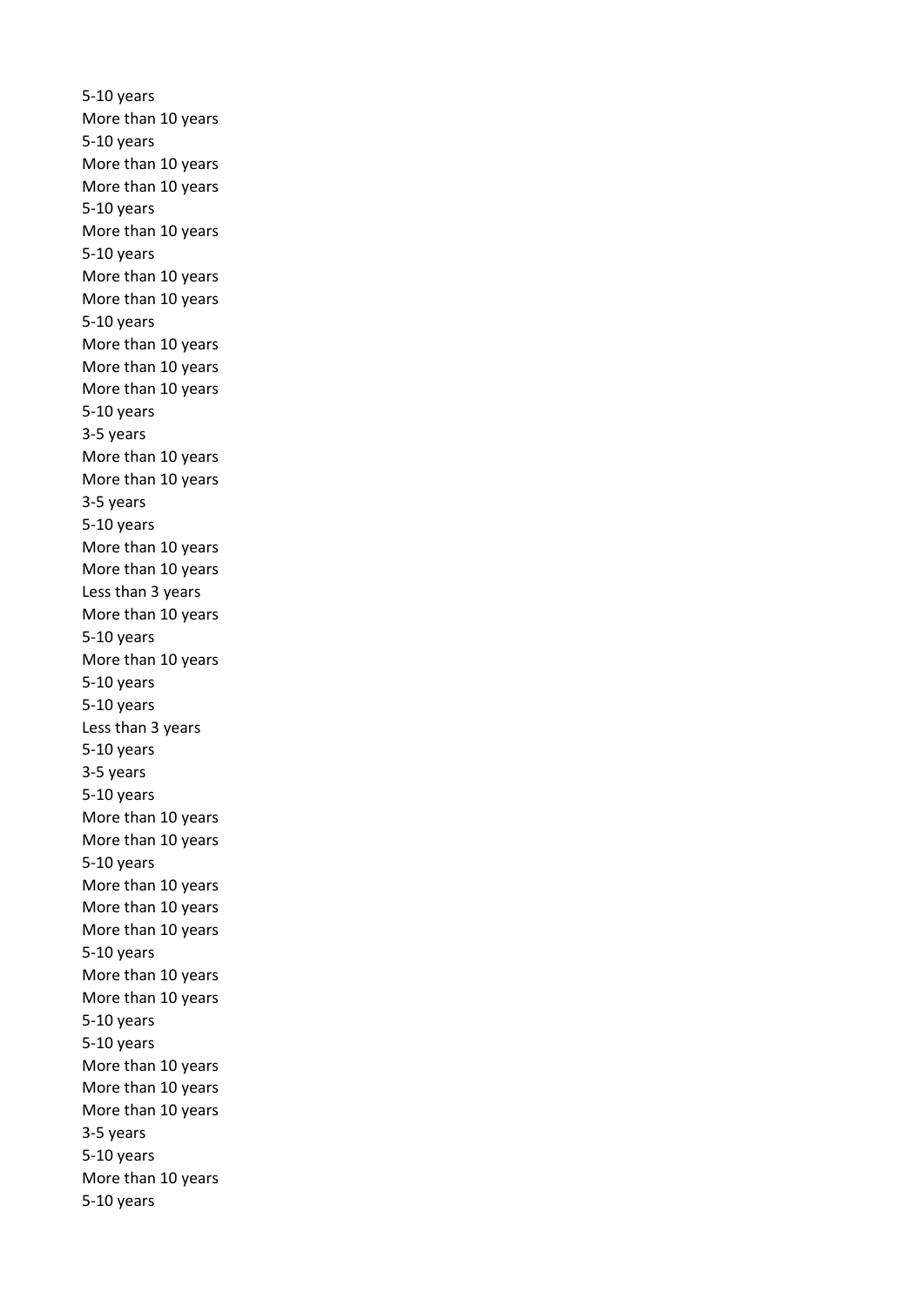5-10 years
More than 10 years
5-10 years
More than 10 years
More than 10 years
5-10 years
More than 10 years
5-10 years
More than 10 years
More than 10 years
5-10 years
More than 10 years
More than 10 years
More than 10 years
5-10 years
3-5 years
More than 10 years
More than 10 years
3-5 years
5-10 years
More than 10 years
More than 10 years
Less than 3 years
More than 10 years
5-10 years
More than 10 years
5-10 years
5-10 years
Less than 3 years
5-10 years
3-5 years
5-10 years
More than 10 years
More than 10 years
5-10 years
More than 10 years
More than 10 years
More than 10 years
5-10 years
More than 10 years
More than 10 years
5-10 years
5-10 years
More than 10 years
More than 10 years
More than 10 years
3-5 years
5-10 years
More than 10 years
5-10 years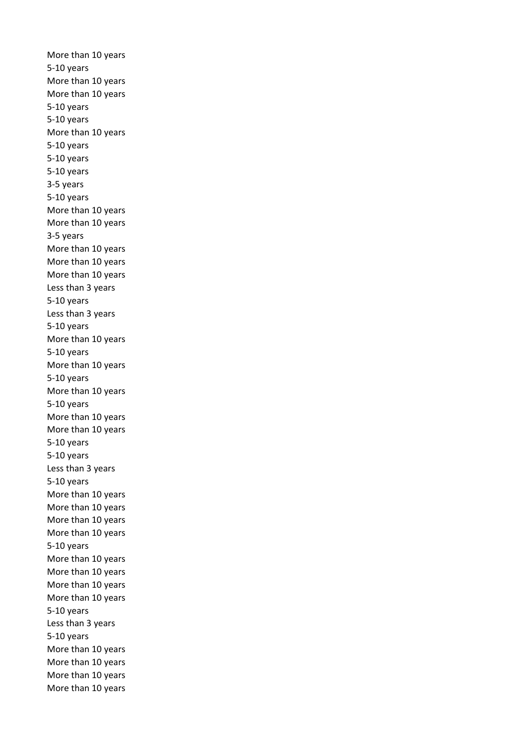More than 10 years
5-10 years
More than 10 years
More than 10 years
5-10 years
5-10 years
More than 10 years
5-10 years
5-10 years
5-10 years
3-5 years
5-10 years
More than 10 years
More than 10 years
3-5 years
More than 10 years
More than 10 years
More than 10 years
Less than 3 years
5-10 years
Less than 3 years
5-10 years
More than 10 years
5-10 years
More than 10 years
5-10 years
More than 10 years
5-10 years
More than 10 years
More than 10 years
5-10 years
5-10 years
Less than 3 years
5-10 years
More than 10 years
More than 10 years
More than 10 years
More than 10 years
5-10 years
More than 10 years
More than 10 years
More than 10 years
More than 10 years
5-10 years
Less than 3 years
5-10 years
More than 10 years
More than 10 years
More than 10 years
More than 10 years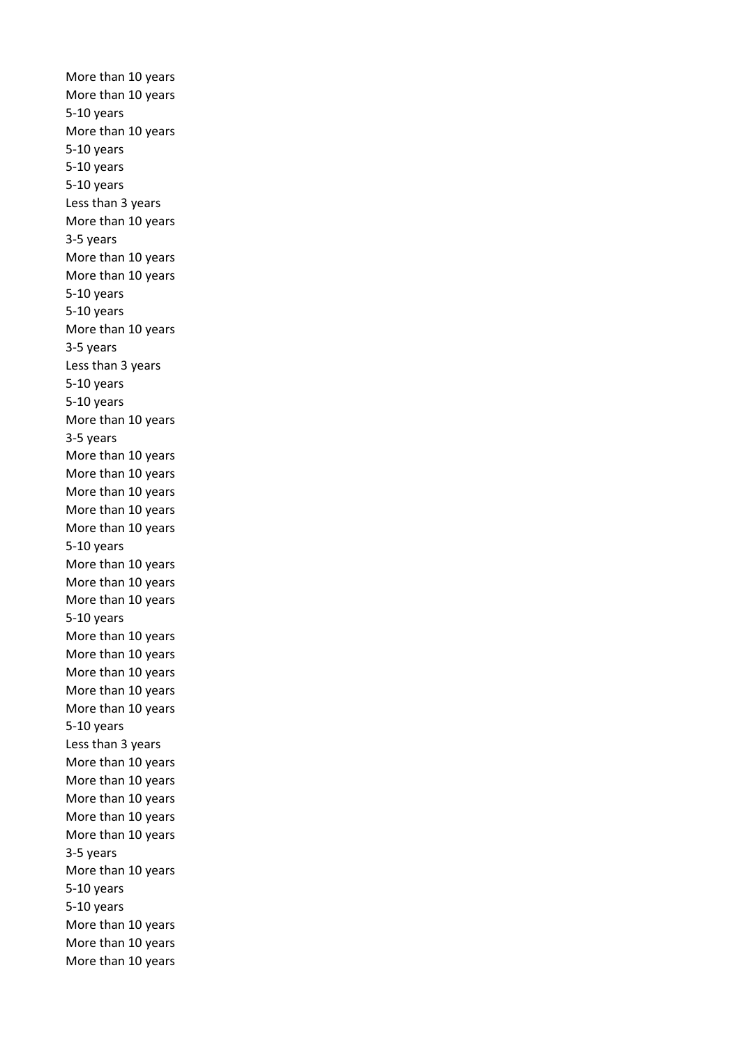More than 10 years
More than 10 years
5-10 years
More than 10 years
5-10 years
5-10 years
5-10 years
Less than 3 years
More than 10 years
3-5 years
More than 10 years
More than 10 years
5-10 years
5-10 years
More than 10 years
3-5 years
Less than 3 years
5-10 years
5-10 years
More than 10 years
3-5 years
More than 10 years
More than 10 years
More than 10 years
More than 10 years
More than 10 years
5-10 years
More than 10 years
More than 10 years
More than 10 years
5-10 years
More than 10 years
More than 10 years
More than 10 years
More than 10 years
More than 10 years
5-10 years
Less than 3 years
More than 10 years
More than 10 years
More than 10 years
More than 10 years
More than 10 years
3-5 years
More than 10 years
5-10 years
5-10 years
More than 10 years
More than 10 years
More than 10 years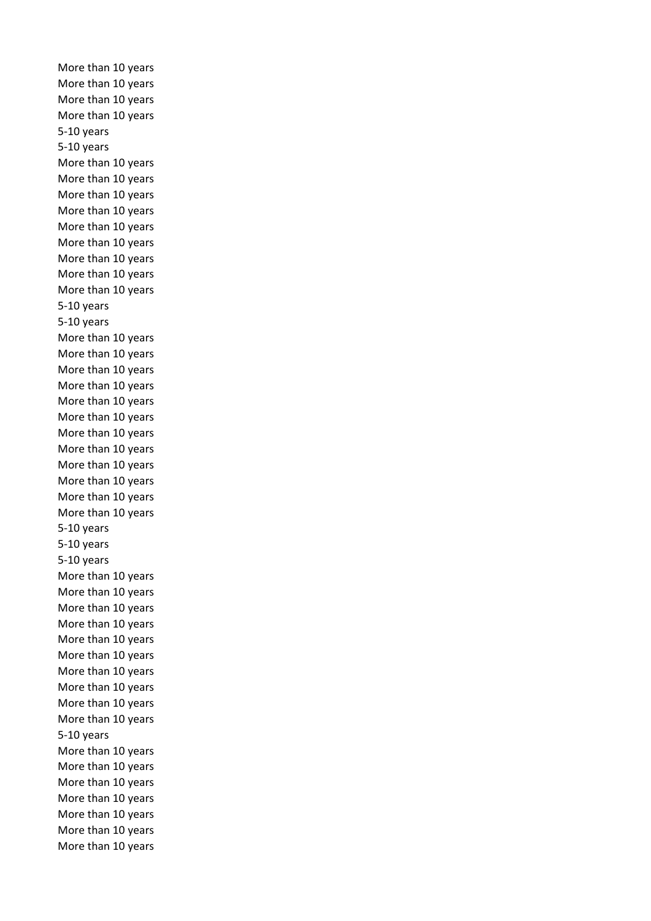More than 10 years
More than 10 years
More than 10 years
More than 10 years
5-10 years
5-10 years
More than 10 years
More than 10 years
More than 10 years
More than 10 years
More than 10 years
More than 10 years
More than 10 years
More than 10 years
More than 10 years
5-10 years
5-10 years
More than 10 years
More than 10 years
More than 10 years
More than 10 years
More than 10 years
More than 10 years
More than 10 years
More than 10 years
More than 10 years
More than 10 years
More than 10 years
More than 10 years
5-10 years
5-10 years
5-10 years
More than 10 years
More than 10 years
More than 10 years
More than 10 years
More than 10 years
More than 10 years
More than 10 years
More than 10 years
More than 10 years
More than 10 years
5-10 years
More than 10 years
More than 10 years
More than 10 years
More than 10 years
More than 10 years
More than 10 years
More than 10 years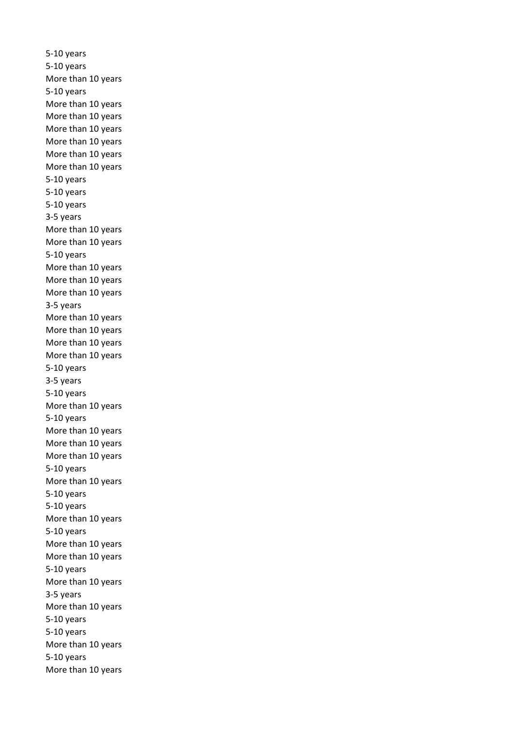5-10 years
5-10 years
More than 10 years
5-10 years
More than 10 years
More than 10 years
More than 10 years
More than 10 years
More than 10 years
More than 10 years
5-10 years
5-10 years
5-10 years
3-5 years
More than 10 years
More than 10 years
5-10 years
More than 10 years
More than 10 years
More than 10 years
3-5 years
More than 10 years
More than 10 years
More than 10 years
More than 10 years
5-10 years
3-5 years
5-10 years
More than 10 years
5-10 years
More than 10 years
More than 10 years
More than 10 years
5-10 years
More than 10 years
5-10 years
5-10 years
More than 10 years
5-10 years
More than 10 years
More than 10 years
5-10 years
More than 10 years
3-5 years
More than 10 years
5-10 years
5-10 years
More than 10 years
5-10 years
More than 10 years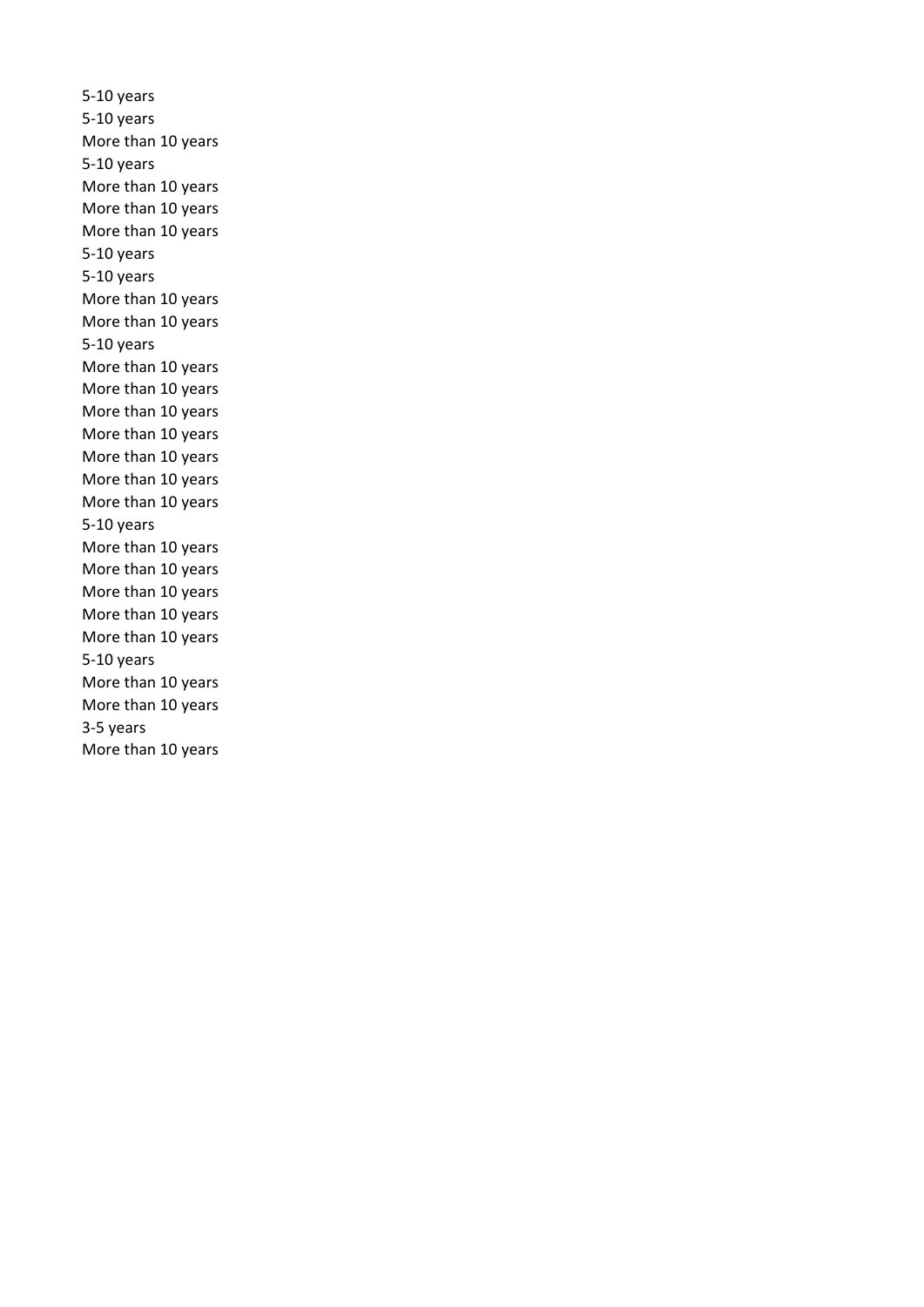5-10 years
5-10 years
More than 10 years
5-10 years
More than 10 years
More than 10 years
More than 10 years
5-10 years
5-10 years
More than 10 years
More than 10 years
5-10 years
More than 10 years
More than 10 years
More than 10 years
More than 10 years
More than 10 years
More than 10 years
More than 10 years
5-10 years
More than 10 years
More than 10 years
More than 10 years
More than 10 years
More than 10 years
5-10 years
More than 10 years
More than 10 years
3-5 years
More than 10 years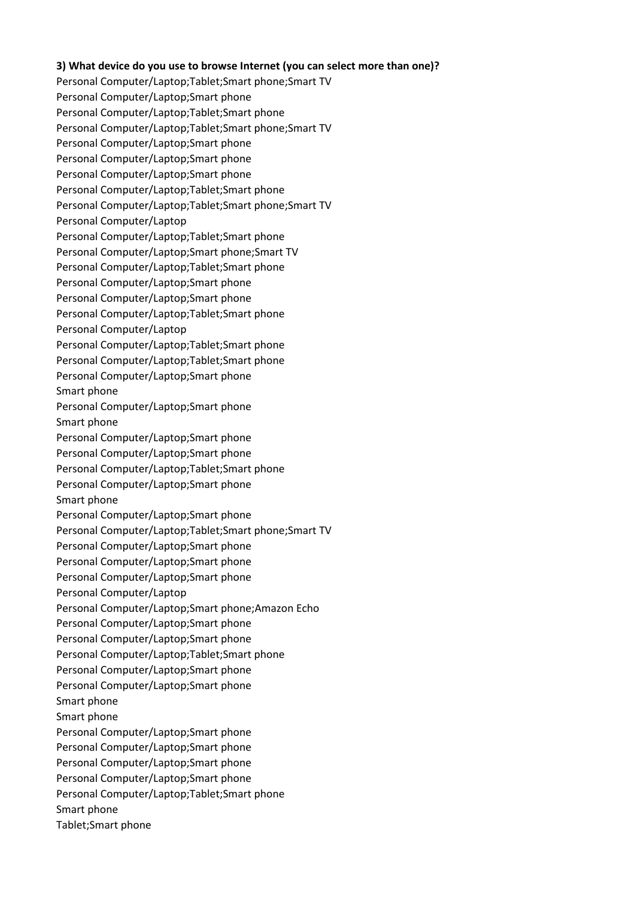**3) What device do you use to browse Internet (you can select more than one)?**

Personal Computer/Laptop;Tablet;Smart phone;Smart TV
Personal Computer/Laptop;Smart phone
Personal Computer/Laptop;Tablet;Smart phone
Personal Computer/Laptop;Tablet;Smart phone;Smart TV
Personal Computer/Laptop;Smart phone
Personal Computer/Laptop;Smart phone
Personal Computer/Laptop;Smart phone
Personal Computer/Laptop;Tablet;Smart phone
Personal Computer/Laptop;Tablet;Smart phone;Smart TV
Personal Computer/Laptop
Personal Computer/Laptop;Tablet;Smart phone
Personal Computer/Laptop;Smart phone;Smart TV
Personal Computer/Laptop;Tablet;Smart phone
Personal Computer/Laptop;Smart phone
Personal Computer/Laptop;Smart phone
Personal Computer/Laptop;Tablet;Smart phone
Personal Computer/Laptop
Personal Computer/Laptop;Tablet;Smart phone
Personal Computer/Laptop;Tablet;Smart phone
Personal Computer/Laptop;Smart phone
Smart phone
Personal Computer/Laptop;Smart phone
Smart phone
Personal Computer/Laptop;Smart phone
Personal Computer/Laptop;Smart phone
Personal Computer/Laptop;Tablet;Smart phone
Personal Computer/Laptop;Smart phone
Smart phone
Personal Computer/Laptop;Smart phone
Personal Computer/Laptop;Tablet;Smart phone;Smart TV
Personal Computer/Laptop;Smart phone
Personal Computer/Laptop;Smart phone
Personal Computer/Laptop;Smart phone
Personal Computer/Laptop
Personal Computer/Laptop;Smart phone;Amazon Echo
Personal Computer/Laptop;Smart phone
Personal Computer/Laptop;Smart phone
Personal Computer/Laptop;Tablet;Smart phone
Personal Computer/Laptop;Smart phone
Personal Computer/Laptop;Smart phone
Smart phone
Smart phone
Personal Computer/Laptop;Smart phone
Personal Computer/Laptop;Smart phone
Personal Computer/Laptop;Smart phone
Personal Computer/Laptop;Smart phone
Personal Computer/Laptop;Tablet;Smart phone
Smart phone
Tablet;Smart phone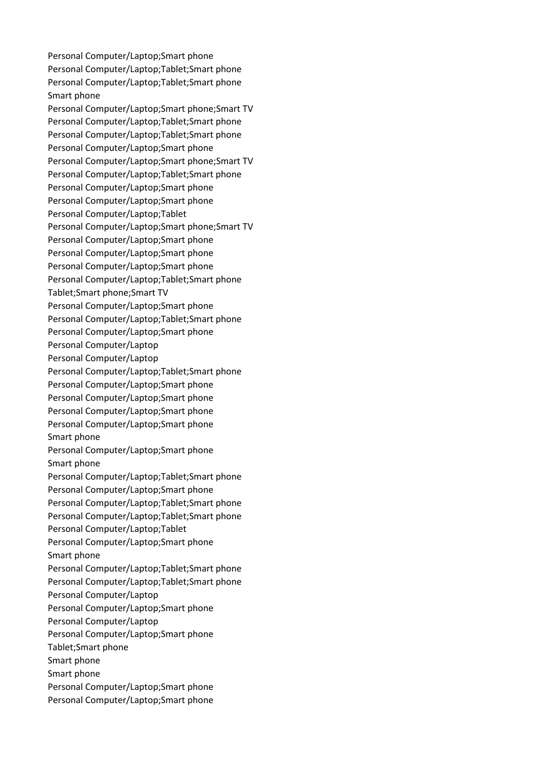Personal Computer/Laptop;Smart phone
Personal Computer/Laptop;Tablet;Smart phone
Personal Computer/Laptop;Tablet;Smart phone
Smart phone
Personal Computer/Laptop;Smart phone;Smart TV
Personal Computer/Laptop;Tablet;Smart phone
Personal Computer/Laptop;Tablet;Smart phone
Personal Computer/Laptop;Smart phone
Personal Computer/Laptop;Smart phone;Smart TV
Personal Computer/Laptop;Tablet;Smart phone
Personal Computer/Laptop;Smart phone
Personal Computer/Laptop;Smart phone
Personal Computer/Laptop;Tablet
Personal Computer/Laptop;Smart phone;Smart TV
Personal Computer/Laptop;Smart phone
Personal Computer/Laptop;Smart phone
Personal Computer/Laptop;Smart phone
Personal Computer/Laptop;Tablet;Smart phone
Tablet;Smart phone;Smart TV
Personal Computer/Laptop;Smart phone
Personal Computer/Laptop;Tablet;Smart phone
Personal Computer/Laptop;Smart phone
Personal Computer/Laptop
Personal Computer/Laptop
Personal Computer/Laptop;Tablet;Smart phone
Personal Computer/Laptop;Smart phone
Personal Computer/Laptop;Smart phone
Personal Computer/Laptop;Smart phone
Personal Computer/Laptop;Smart phone
Smart phone
Personal Computer/Laptop;Smart phone
Smart phone
Personal Computer/Laptop;Tablet;Smart phone
Personal Computer/Laptop;Smart phone
Personal Computer/Laptop;Tablet;Smart phone
Personal Computer/Laptop;Tablet;Smart phone
Personal Computer/Laptop;Tablet
Personal Computer/Laptop;Smart phone
Smart phone
Personal Computer/Laptop;Tablet;Smart phone
Personal Computer/Laptop;Tablet;Smart phone
Personal Computer/Laptop
Personal Computer/Laptop;Smart phone
Personal Computer/Laptop
Personal Computer/Laptop;Smart phone
Tablet;Smart phone
Smart phone
Smart phone
Personal Computer/Laptop;Smart phone
Personal Computer/Laptop;Smart phone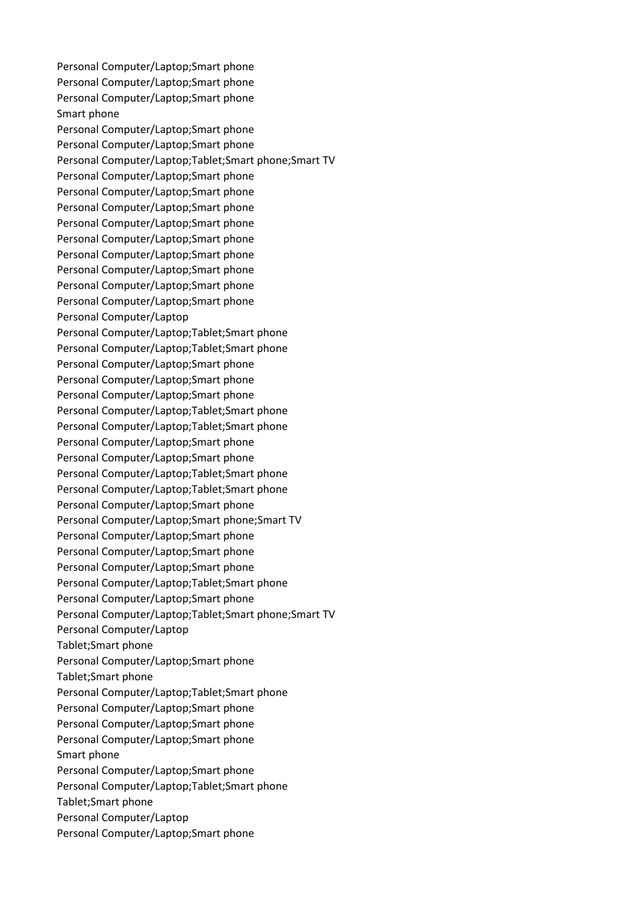Personal Computer/Laptop;Smart phone
Personal Computer/Laptop;Smart phone
Personal Computer/Laptop;Smart phone
Smart phone
Personal Computer/Laptop;Smart phone
Personal Computer/Laptop;Smart phone
Personal Computer/Laptop;Tablet;Smart phone;Smart TV
Personal Computer/Laptop;Smart phone
Personal Computer/Laptop;Smart phone
Personal Computer/Laptop;Smart phone
Personal Computer/Laptop;Smart phone
Personal Computer/Laptop;Smart phone
Personal Computer/Laptop;Smart phone
Personal Computer/Laptop;Smart phone
Personal Computer/Laptop;Smart phone
Personal Computer/Laptop;Smart phone
Personal Computer/Laptop
Personal Computer/Laptop;Tablet;Smart phone
Personal Computer/Laptop;Tablet;Smart phone
Personal Computer/Laptop;Smart phone
Personal Computer/Laptop;Smart phone
Personal Computer/Laptop;Smart phone
Personal Computer/Laptop;Tablet;Smart phone
Personal Computer/Laptop;Tablet;Smart phone
Personal Computer/Laptop;Smart phone
Personal Computer/Laptop;Smart phone
Personal Computer/Laptop;Tablet;Smart phone
Personal Computer/Laptop;Tablet;Smart phone
Personal Computer/Laptop;Smart phone
Personal Computer/Laptop;Smart phone;Smart TV
Personal Computer/Laptop;Smart phone
Personal Computer/Laptop;Smart phone
Personal Computer/Laptop;Smart phone
Personal Computer/Laptop;Tablet;Smart phone
Personal Computer/Laptop;Smart phone
Personal Computer/Laptop;Tablet;Smart phone;Smart TV
Personal Computer/Laptop
Tablet;Smart phone
Personal Computer/Laptop;Smart phone
Tablet;Smart phone
Personal Computer/Laptop;Tablet;Smart phone
Personal Computer/Laptop;Smart phone
Personal Computer/Laptop;Smart phone
Personal Computer/Laptop;Smart phone
Smart phone
Personal Computer/Laptop;Smart phone
Personal Computer/Laptop;Tablet;Smart phone
Tablet;Smart phone
Personal Computer/Laptop
Personal Computer/Laptop;Smart phone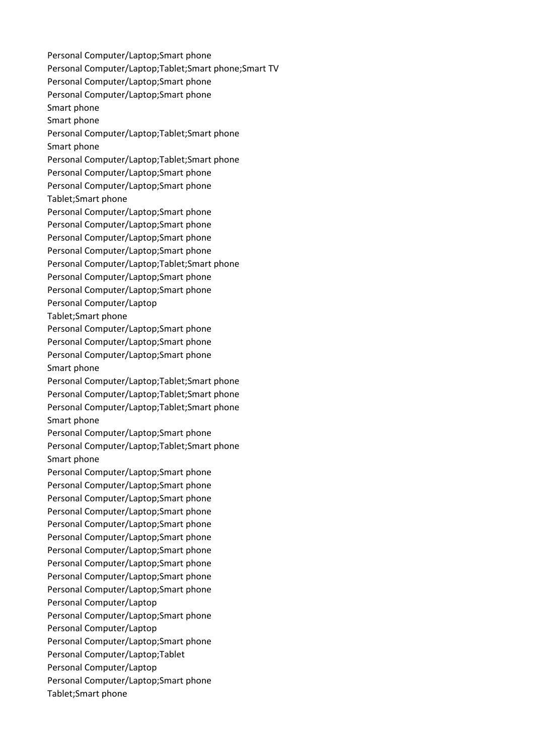Personal Computer/Laptop;Smart phone
Personal Computer/Laptop;Tablet;Smart phone;Smart TV
Personal Computer/Laptop;Smart phone
Personal Computer/Laptop;Smart phone
Smart phone
Smart phone
Personal Computer/Laptop;Tablet;Smart phone
Smart phone
Personal Computer/Laptop;Tablet;Smart phone
Personal Computer/Laptop;Smart phone
Personal Computer/Laptop;Smart phone
Tablet;Smart phone
Personal Computer/Laptop;Smart phone
Personal Computer/Laptop;Smart phone
Personal Computer/Laptop;Smart phone
Personal Computer/Laptop;Smart phone
Personal Computer/Laptop;Tablet;Smart phone
Personal Computer/Laptop;Smart phone
Personal Computer/Laptop;Smart phone
Personal Computer/Laptop
Tablet;Smart phone
Personal Computer/Laptop;Smart phone
Personal Computer/Laptop;Smart phone
Personal Computer/Laptop;Smart phone
Smart phone
Personal Computer/Laptop;Tablet;Smart phone
Personal Computer/Laptop;Tablet;Smart phone
Personal Computer/Laptop;Tablet;Smart phone
Smart phone
Personal Computer/Laptop;Smart phone
Personal Computer/Laptop;Tablet;Smart phone
Smart phone
Personal Computer/Laptop;Smart phone
Personal Computer/Laptop;Smart phone
Personal Computer/Laptop;Smart phone
Personal Computer/Laptop;Smart phone
Personal Computer/Laptop;Smart phone
Personal Computer/Laptop;Smart phone
Personal Computer/Laptop;Smart phone
Personal Computer/Laptop;Smart phone
Personal Computer/Laptop;Smart phone
Personal Computer/Laptop;Smart phone
Personal Computer/Laptop
Personal Computer/Laptop;Smart phone
Personal Computer/Laptop
Personal Computer/Laptop;Smart phone
Personal Computer/Laptop;Tablet
Personal Computer/Laptop
Personal Computer/Laptop;Smart phone
Tablet;Smart phone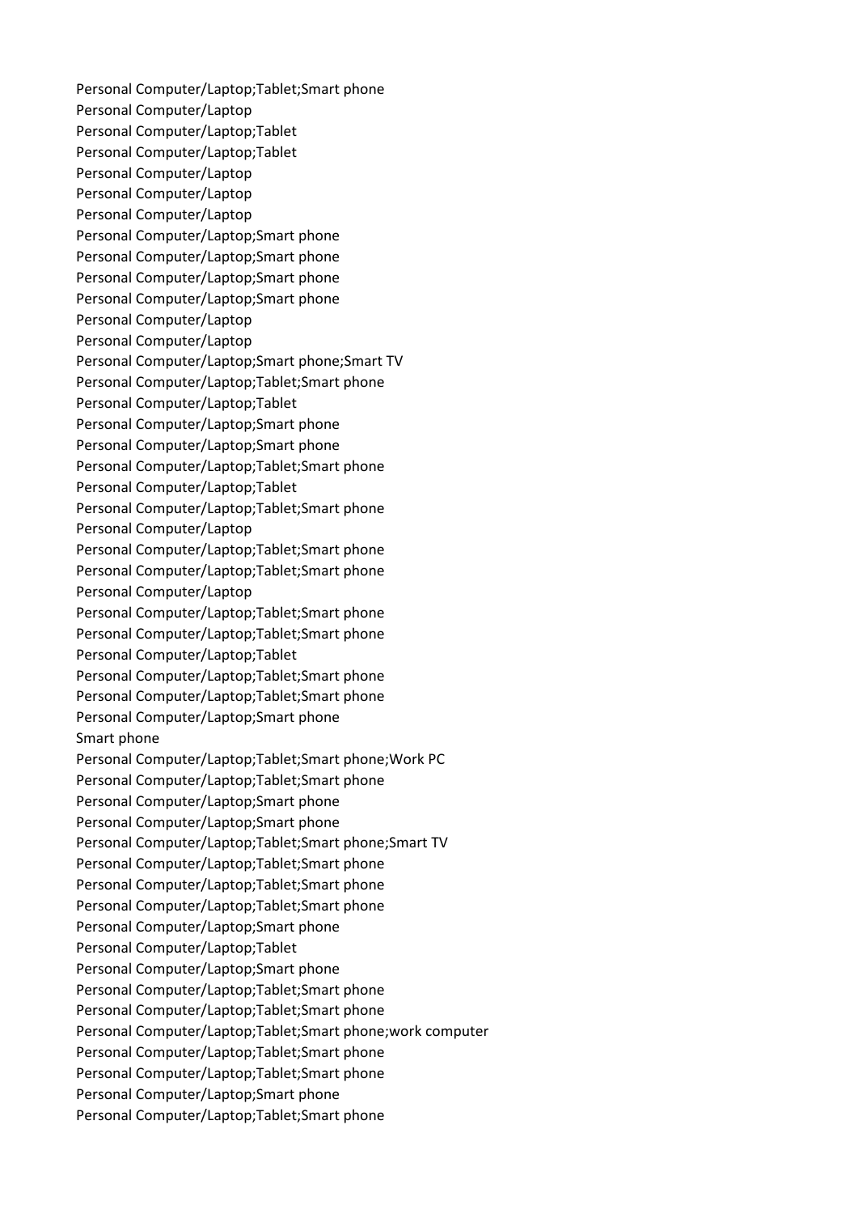Personal Computer/Laptop;Tablet;Smart phone
Personal Computer/Laptop
Personal Computer/Laptop;Tablet
Personal Computer/Laptop;Tablet
Personal Computer/Laptop
Personal Computer/Laptop
Personal Computer/Laptop
Personal Computer/Laptop;Smart phone
Personal Computer/Laptop;Smart phone
Personal Computer/Laptop;Smart phone
Personal Computer/Laptop;Smart phone
Personal Computer/Laptop
Personal Computer/Laptop
Personal Computer/Laptop;Smart phone;Smart TV
Personal Computer/Laptop;Tablet;Smart phone
Personal Computer/Laptop;Tablet
Personal Computer/Laptop;Smart phone
Personal Computer/Laptop;Smart phone
Personal Computer/Laptop;Tablet;Smart phone
Personal Computer/Laptop;Tablet
Personal Computer/Laptop;Tablet;Smart phone
Personal Computer/Laptop
Personal Computer/Laptop;Tablet;Smart phone
Personal Computer/Laptop;Tablet;Smart phone
Personal Computer/Laptop
Personal Computer/Laptop;Tablet;Smart phone
Personal Computer/Laptop;Tablet;Smart phone
Personal Computer/Laptop;Tablet
Personal Computer/Laptop;Tablet;Smart phone
Personal Computer/Laptop;Tablet;Smart phone
Personal Computer/Laptop;Smart phone
Smart phone
Personal Computer/Laptop;Tablet;Smart phone;Work PC
Personal Computer/Laptop;Tablet;Smart phone
Personal Computer/Laptop;Smart phone
Personal Computer/Laptop;Smart phone
Personal Computer/Laptop;Tablet;Smart phone;Smart TV
Personal Computer/Laptop;Tablet;Smart phone
Personal Computer/Laptop;Tablet;Smart phone
Personal Computer/Laptop;Tablet;Smart phone
Personal Computer/Laptop;Smart phone
Personal Computer/Laptop;Tablet
Personal Computer/Laptop;Smart phone
Personal Computer/Laptop;Tablet;Smart phone
Personal Computer/Laptop;Tablet;Smart phone
Personal Computer/Laptop;Tablet;Smart phone;work computer
Personal Computer/Laptop;Tablet;Smart phone
Personal Computer/Laptop;Tablet;Smart phone
Personal Computer/Laptop;Smart phone
Personal Computer/Laptop;Tablet;Smart phone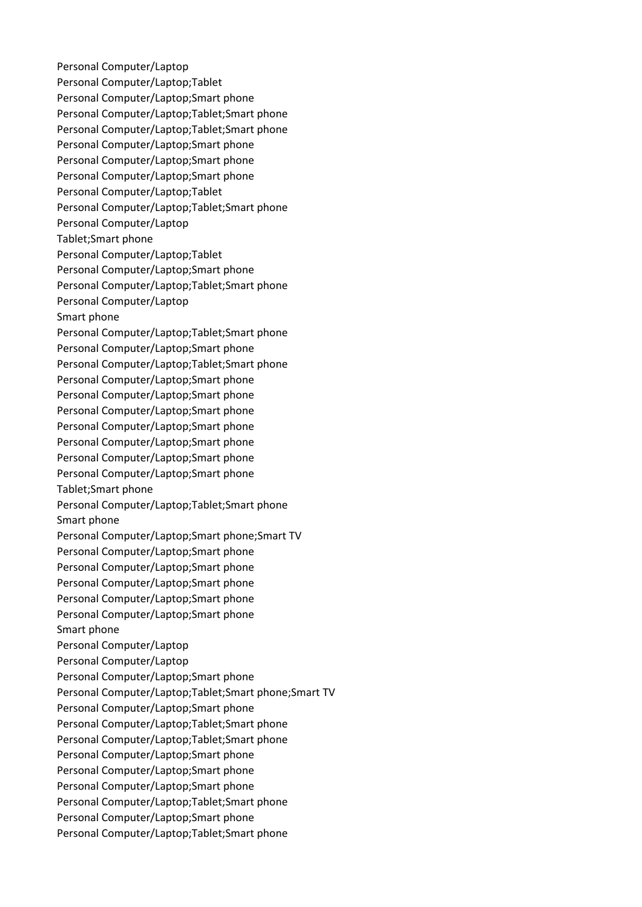Personal Computer/Laptop
Personal Computer/Laptop;Tablet
Personal Computer/Laptop;Smart phone
Personal Computer/Laptop;Tablet;Smart phone
Personal Computer/Laptop;Tablet;Smart phone
Personal Computer/Laptop;Smart phone
Personal Computer/Laptop;Smart phone
Personal Computer/Laptop;Smart phone
Personal Computer/Laptop;Tablet
Personal Computer/Laptop;Tablet;Smart phone
Personal Computer/Laptop
Tablet;Smart phone
Personal Computer/Laptop;Tablet
Personal Computer/Laptop;Smart phone
Personal Computer/Laptop;Tablet;Smart phone
Personal Computer/Laptop
Smart phone
Personal Computer/Laptop;Tablet;Smart phone
Personal Computer/Laptop;Smart phone
Personal Computer/Laptop;Tablet;Smart phone
Personal Computer/Laptop;Smart phone
Personal Computer/Laptop;Smart phone
Personal Computer/Laptop;Smart phone
Personal Computer/Laptop;Smart phone
Personal Computer/Laptop;Smart phone
Personal Computer/Laptop;Smart phone
Personal Computer/Laptop;Smart phone
Tablet;Smart phone
Personal Computer/Laptop;Tablet;Smart phone
Smart phone
Personal Computer/Laptop;Smart phone;Smart TV
Personal Computer/Laptop;Smart phone
Personal Computer/Laptop;Smart phone
Personal Computer/Laptop;Smart phone
Personal Computer/Laptop;Smart phone
Personal Computer/Laptop;Smart phone
Smart phone
Personal Computer/Laptop
Personal Computer/Laptop
Personal Computer/Laptop;Smart phone
Personal Computer/Laptop;Tablet;Smart phone;Smart TV
Personal Computer/Laptop;Smart phone
Personal Computer/Laptop;Tablet;Smart phone
Personal Computer/Laptop;Tablet;Smart phone
Personal Computer/Laptop;Smart phone
Personal Computer/Laptop;Smart phone
Personal Computer/Laptop;Smart phone
Personal Computer/Laptop;Tablet;Smart phone
Personal Computer/Laptop;Smart phone
Personal Computer/Laptop;Tablet;Smart phone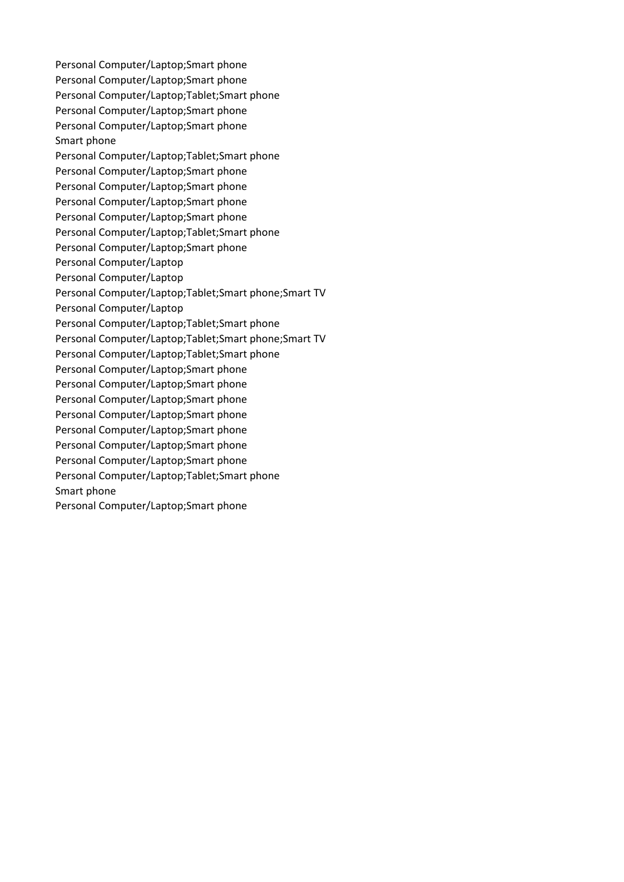Personal Computer/Laptop;Smart phone
Personal Computer/Laptop;Smart phone
Personal Computer/Laptop;Tablet;Smart phone
Personal Computer/Laptop;Smart phone
Personal Computer/Laptop;Smart phone
Smart phone
Personal Computer/Laptop;Tablet;Smart phone
Personal Computer/Laptop;Smart phone
Personal Computer/Laptop;Smart phone
Personal Computer/Laptop;Smart phone
Personal Computer/Laptop;Smart phone
Personal Computer/Laptop;Tablet;Smart phone
Personal Computer/Laptop;Smart phone
Personal Computer/Laptop
Personal Computer/Laptop
Personal Computer/Laptop;Tablet;Smart phone;Smart TV
Personal Computer/Laptop
Personal Computer/Laptop;Tablet;Smart phone
Personal Computer/Laptop;Tablet;Smart phone;Smart TV
Personal Computer/Laptop;Tablet;Smart phone
Personal Computer/Laptop;Smart phone
Personal Computer/Laptop;Smart phone
Personal Computer/Laptop;Smart phone
Personal Computer/Laptop;Smart phone
Personal Computer/Laptop;Smart phone
Personal Computer/Laptop;Smart phone
Personal Computer/Laptop;Smart phone
Personal Computer/Laptop;Tablet;Smart phone
Smart phone
Personal Computer/Laptop;Smart phone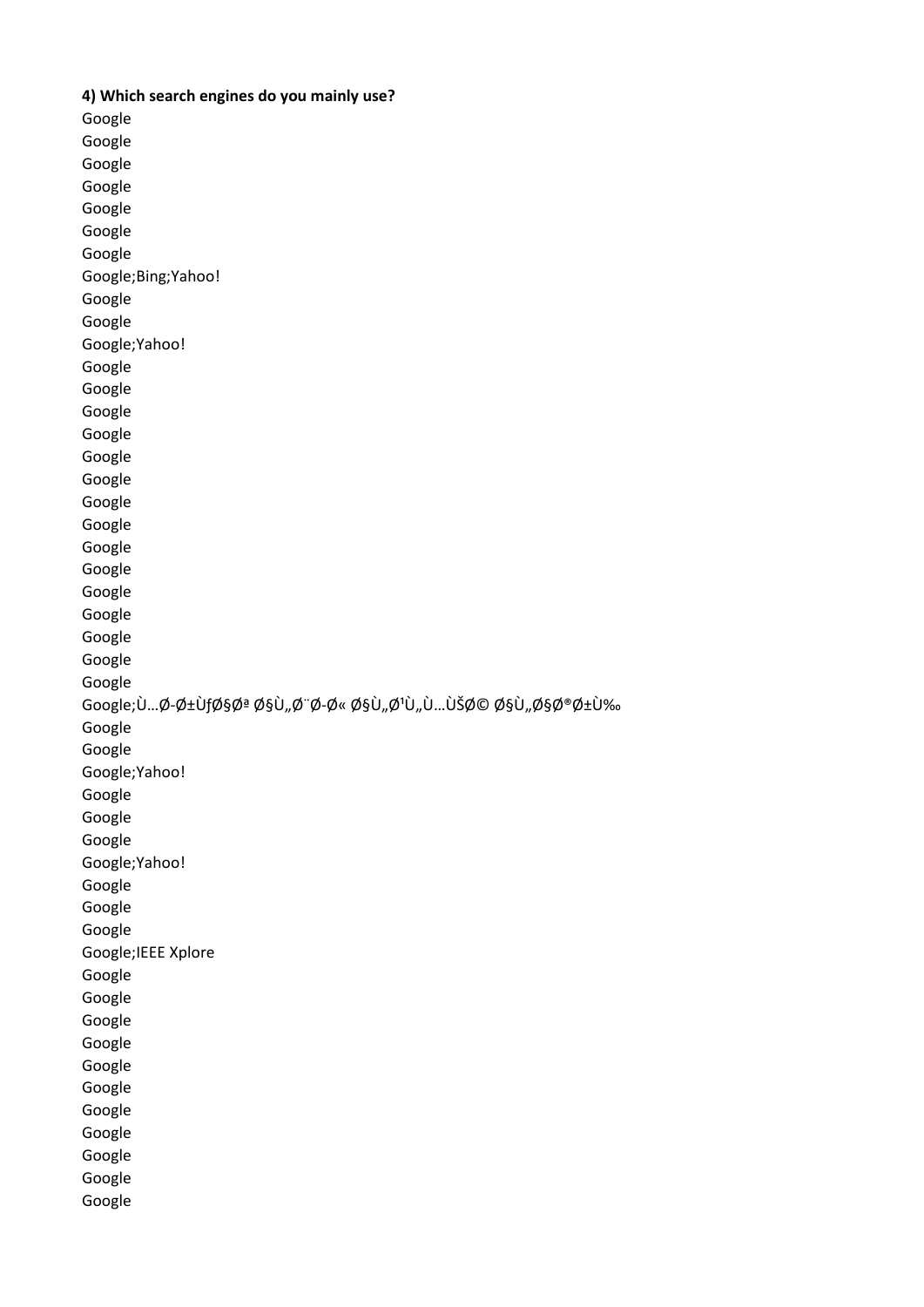**4) Which search engines do you mainly use?**

Google
Google
Google
Google
Google
Google
Google
Google;Bing;Yahoo!
Google
Google
Google;Yahoo!
Google
Google
Google
Google
Google
Google
Google
Google
Google
Google
Google
Google
Google
Google
Google
Google;Ù…Ø-Ø±ÙƒØ§Øª Ø§Ù„Ø¨Ø-Ø« Ø§Ù„Ø¹Ù„Ù…ÙŠØ© Ø§Ù„Ø§Ø®Ø±Ù‰
Google
Google
Google;Yahoo!
Google
Google
Google
Google;Yahoo!
Google
Google
Google
Google;IEEE Xplore
Google
Google
Google
Google
Google
Google
Google
Google
Google
Google
Google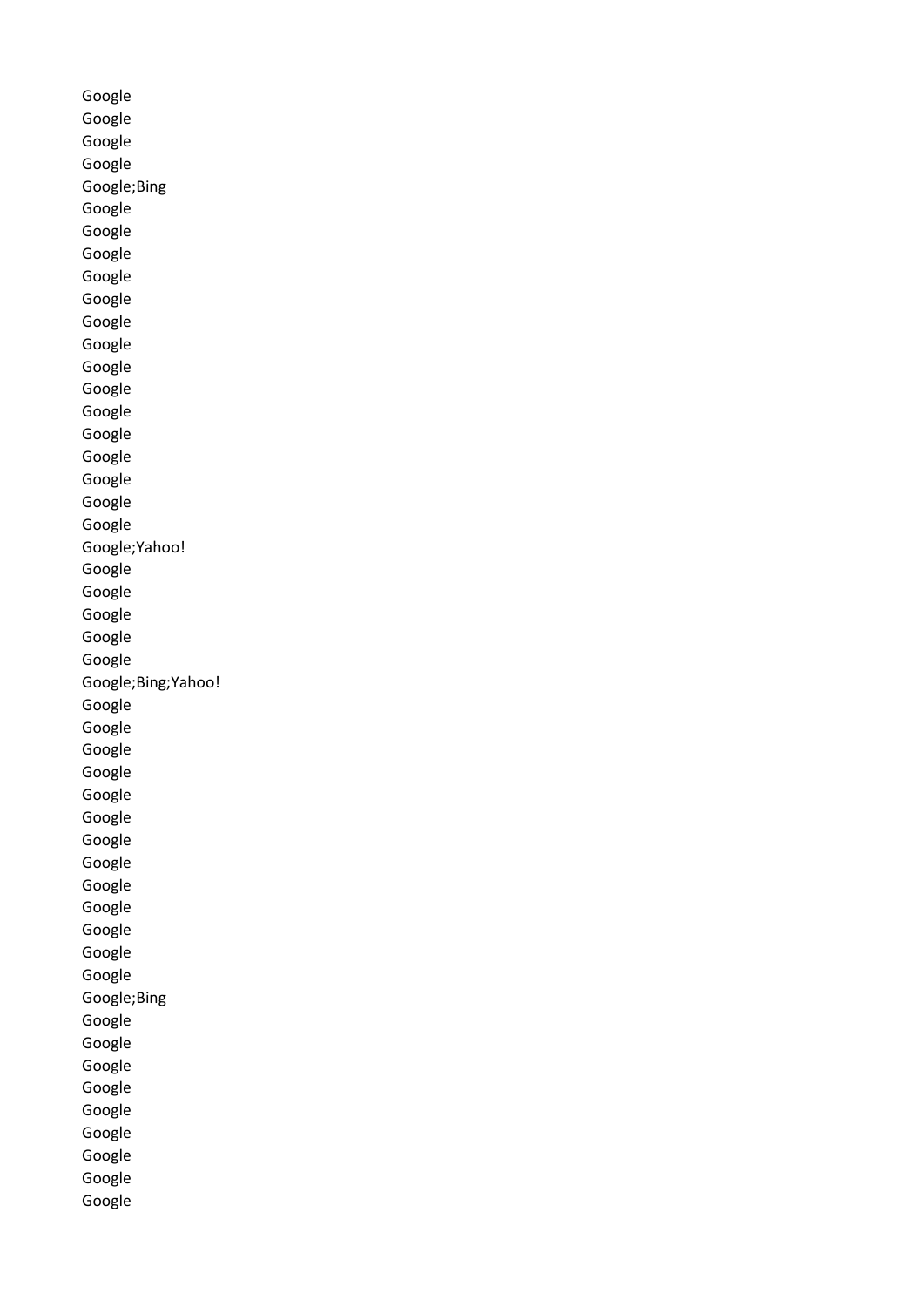Google
Google
Google
Google
Google;Bing
Google
Google
Google
Google
Google
Google
Google
Google
Google
Google
Google
Google
Google
Google
Google
Google;Yahoo!
Google
Google
Google
Google
Google
Google;Bing;Yahoo!
Google
Google
Google
Google
Google
Google
Google
Google
Google
Google
Google
Google
Google
Google;Bing
Google
Google
Google
Google
Google
Google
Google
Google
Google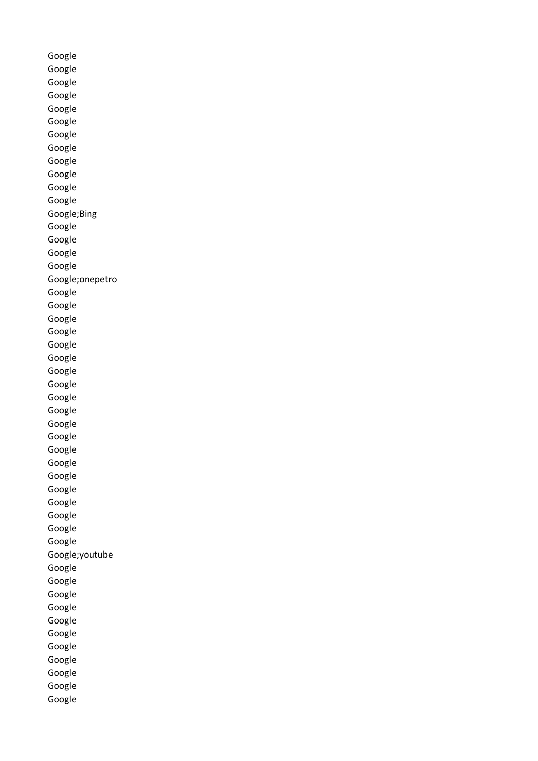Google
Google
Google
Google
Google
Google
Google
Google
Google
Google
Google
Google
Google;Bing
Google
Google
Google
Google
Google;onepetro
Google
Google
Google
Google
Google
Google
Google
Google
Google
Google
Google
Google
Google
Google
Google
Google
Google
Google
Google
Google
Google;youtube
Google
Google
Google
Google
Google
Google
Google
Google
Google
Google
Google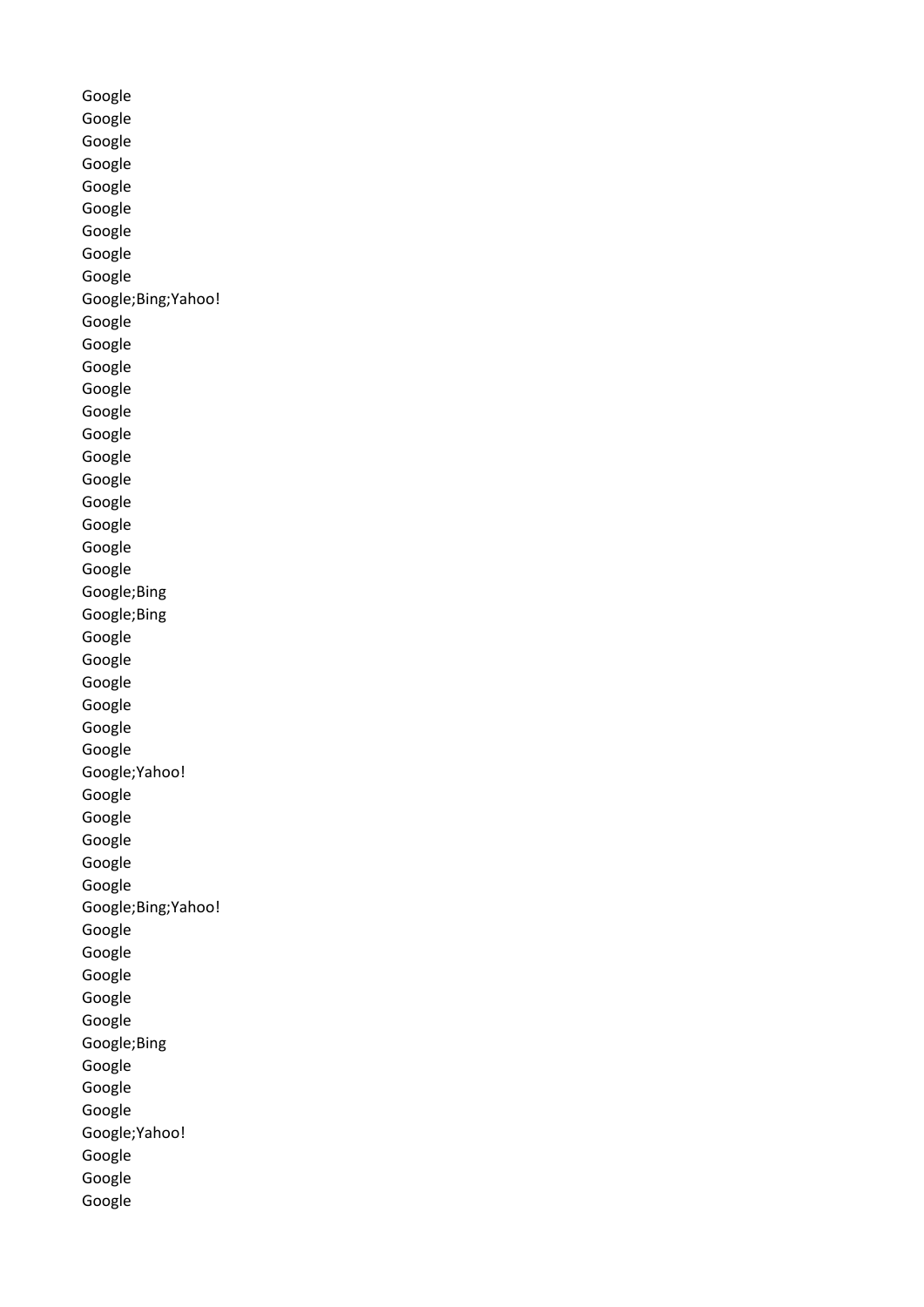Google
Google
Google
Google
Google
Google
Google
Google
Google
Google;Bing;Yahoo!
Google
Google
Google
Google
Google
Google
Google
Google
Google
Google
Google
Google
Google;Bing
Google;Bing
Google
Google
Google
Google
Google
Google
Google;Yahoo!
Google
Google
Google
Google
Google
Google;Bing;Yahoo!
Google
Google
Google
Google
Google
Google;Bing
Google
Google
Google
Google;Yahoo!
Google
Google
Google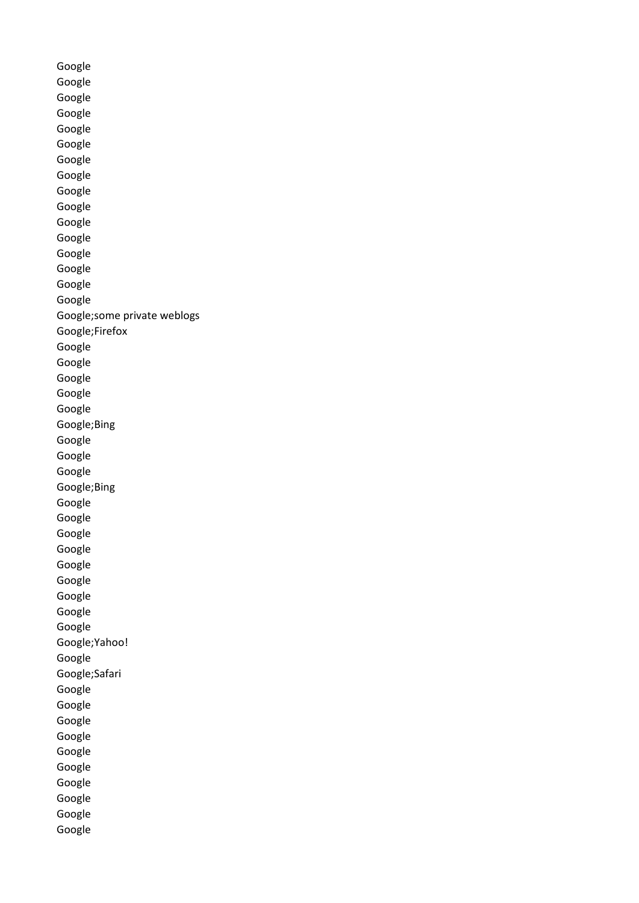Google
Google
Google
Google
Google
Google
Google
Google
Google
Google
Google
Google
Google
Google
Google
Google
Google;some private weblogs
Google;Firefox
Google
Google
Google
Google
Google
Google;Bing
Google
Google
Google
Google;Bing
Google
Google
Google
Google
Google
Google
Google
Google
Google
Google;Yahoo!
Google
Google;Safari
Google
Google
Google
Google
Google
Google
Google
Google
Google
Google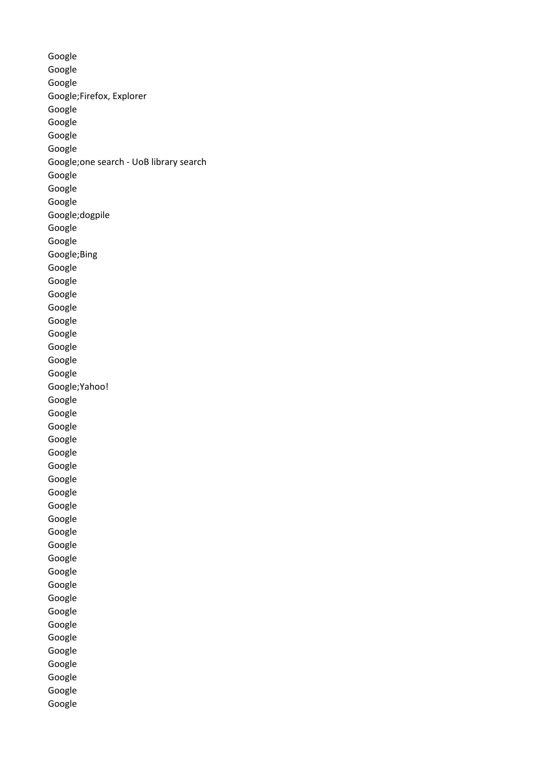Google
Google
Google
Google;Firefox, Explorer
Google
Google
Google
Google
Google;one search - UoB library search
Google
Google
Google
Google;dogpile
Google
Google
Google;Bing
Google
Google
Google
Google
Google
Google
Google
Google
Google
Google;Yahoo!
Google
Google
Google
Google
Google
Google
Google
Google
Google
Google
Google
Google
Google
Google
Google
Google
Google
Google
Google
Google
Google
Google
Google
Google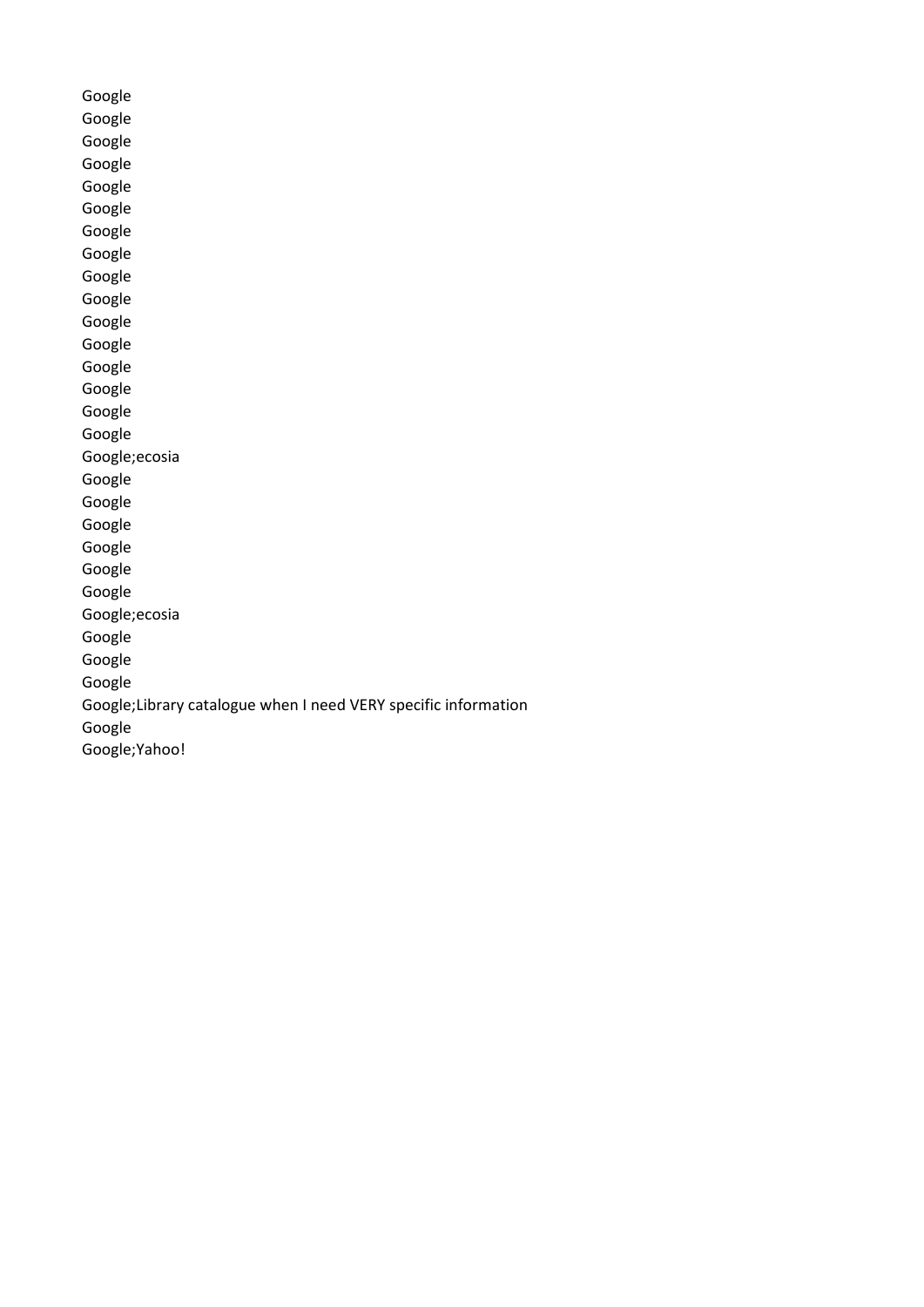Google
Google
Google
Google
Google
Google
Google
Google
Google
Google
Google
Google
Google
Google
Google
Google
Google;ecosia
Google
Google
Google
Google
Google
Google
Google;ecosia
Google
Google
Google
Google;Library catalogue when I need VERY specific information
Google
Google;Yahoo!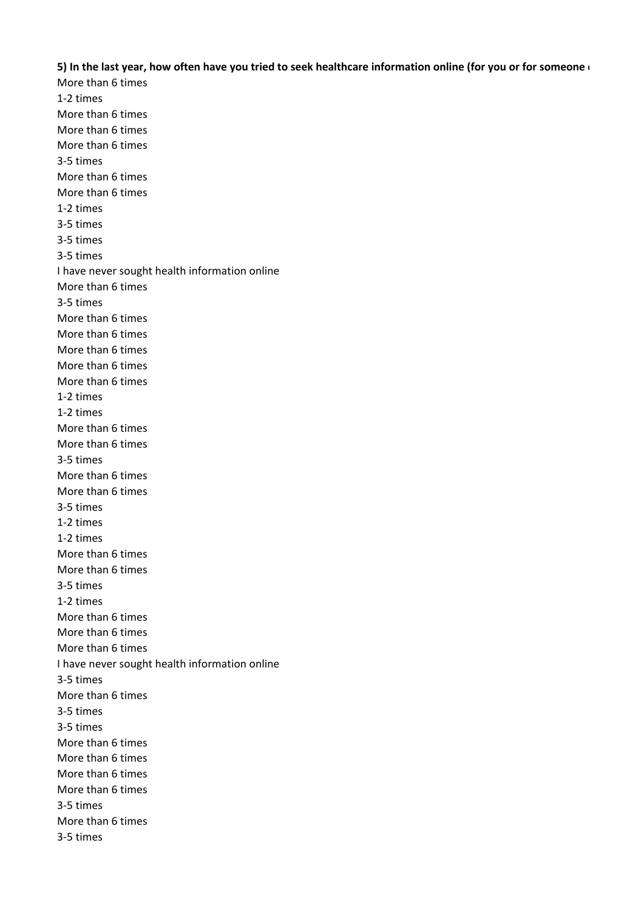**5) In the last year, how often have you tried to seek healthcare information online (for you or for someone**

More than 6 times
1-2 times
More than 6 times
More than 6 times
More than 6 times
3-5 times
More than 6 times
More than 6 times
1-2 times
3-5 times
3-5 times
3-5 times
I have never sought health information online
More than 6 times
3-5 times
More than 6 times
More than 6 times
More than 6 times
More than 6 times
More than 6 times
1-2 times
1-2 times
More than 6 times
More than 6 times
3-5 times
More than 6 times
More than 6 times
3-5 times
1-2 times
1-2 times
More than 6 times
More than 6 times
3-5 times
1-2 times
More than 6 times
More than 6 times
More than 6 times
I have never sought health information online
3-5 times
More than 6 times
3-5 times
3-5 times
More than 6 times
More than 6 times
More than 6 times
More than 6 times
3-5 times
More than 6 times
3-5 times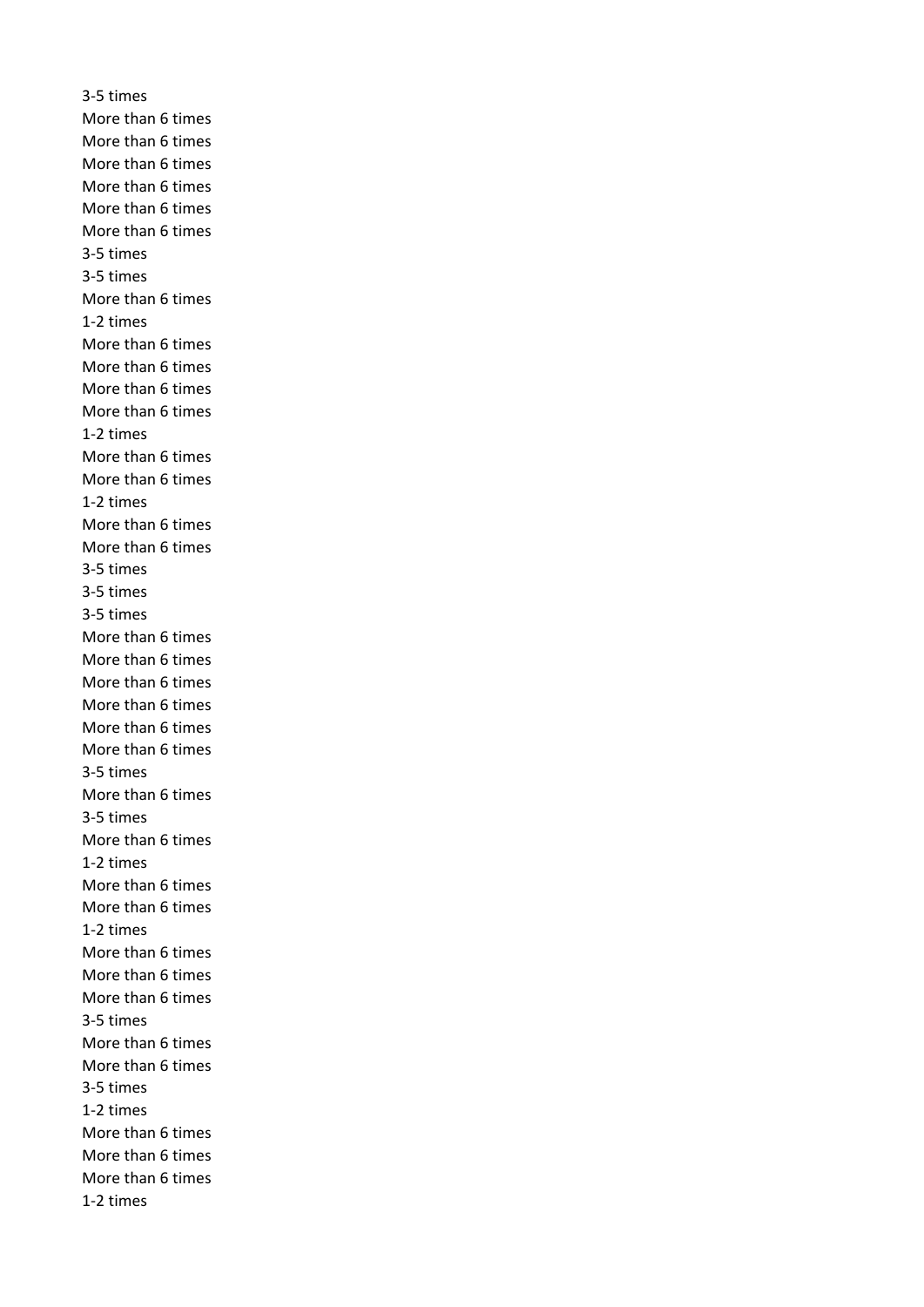3-5 times
More than 6 times
More than 6 times
More than 6 times
More than 6 times
More than 6 times
More than 6 times
3-5 times
3-5 times
More than 6 times
1-2 times
More than 6 times
More than 6 times
More than 6 times
More than 6 times
1-2 times
More than 6 times
More than 6 times
1-2 times
More than 6 times
More than 6 times
3-5 times
3-5 times
3-5 times
More than 6 times
More than 6 times
More than 6 times
More than 6 times
More than 6 times
More than 6 times
3-5 times
More than 6 times
3-5 times
More than 6 times
1-2 times
More than 6 times
More than 6 times
1-2 times
More than 6 times
More than 6 times
More than 6 times
3-5 times
More than 6 times
More than 6 times
3-5 times
1-2 times
More than 6 times
More than 6 times
More than 6 times
1-2 times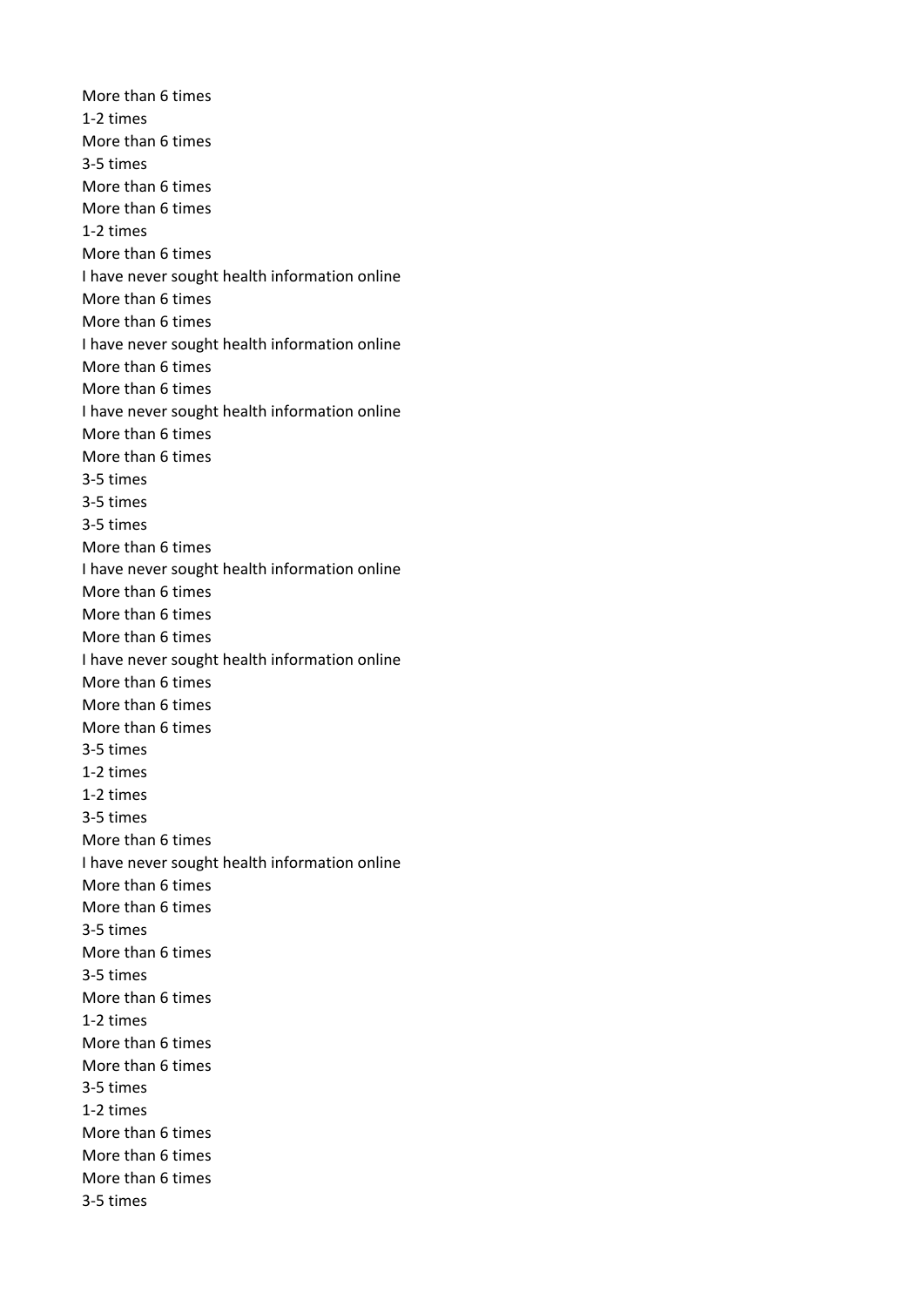More than 6 times
1-2 times
More than 6 times
3-5 times
More than 6 times
More than 6 times
1-2 times
More than 6 times
I have never sought health information online
More than 6 times
More than 6 times
I have never sought health information online
More than 6 times
More than 6 times
I have never sought health information online
More than 6 times
More than 6 times
3-5 times
3-5 times
3-5 times
More than 6 times
I have never sought health information online
More than 6 times
More than 6 times
More than 6 times
I have never sought health information online
More than 6 times
More than 6 times
More than 6 times
3-5 times
1-2 times
1-2 times
3-5 times
More than 6 times
I have never sought health information online
More than 6 times
More than 6 times
3-5 times
More than 6 times
3-5 times
More than 6 times
1-2 times
More than 6 times
More than 6 times
3-5 times
1-2 times
More than 6 times
More than 6 times
More than 6 times
3-5 times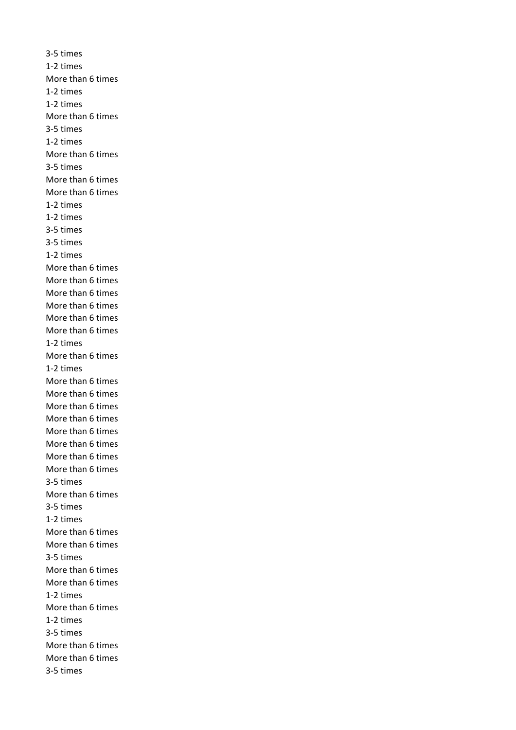3-5 times
1-2 times
More than 6 times
1-2 times
1-2 times
More than 6 times
3-5 times
1-2 times
More than 6 times
3-5 times
More than 6 times
More than 6 times
1-2 times
1-2 times
3-5 times
3-5 times
1-2 times
More than 6 times
More than 6 times
More than 6 times
More than 6 times
More than 6 times
More than 6 times
1-2 times
More than 6 times
1-2 times
More than 6 times
More than 6 times
More than 6 times
More than 6 times
More than 6 times
More than 6 times
More than 6 times
More than 6 times
3-5 times
More than 6 times
3-5 times
1-2 times
More than 6 times
More than 6 times
3-5 times
More than 6 times
More than 6 times
1-2 times
More than 6 times
1-2 times
3-5 times
More than 6 times
More than 6 times
3-5 times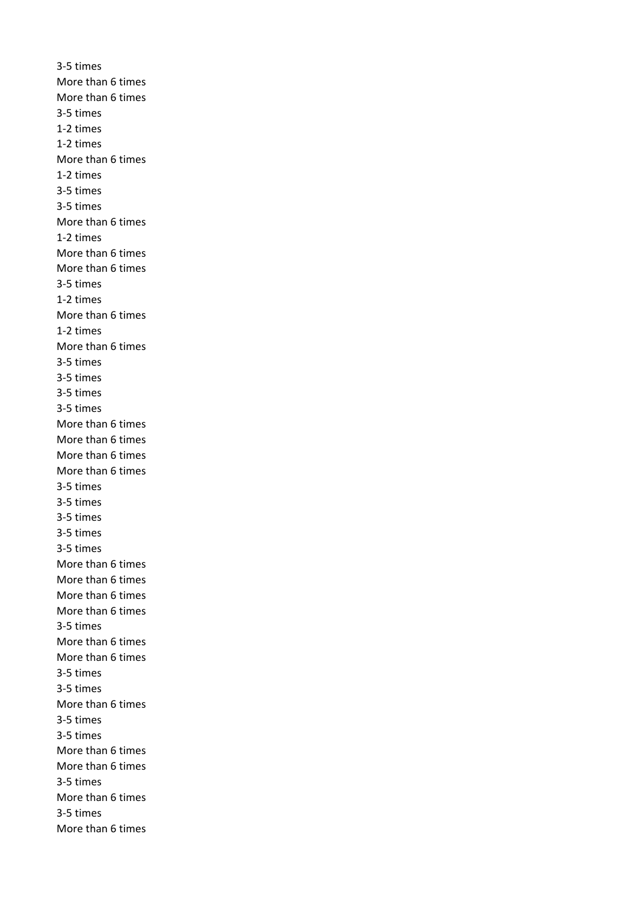3-5 times
More than 6 times
More than 6 times
3-5 times
1-2 times
1-2 times
More than 6 times
1-2 times
3-5 times
3-5 times
More than 6 times
1-2 times
More than 6 times
More than 6 times
3-5 times
1-2 times
More than 6 times
1-2 times
More than 6 times
3-5 times
3-5 times
3-5 times
3-5 times
More than 6 times
More than 6 times
More than 6 times
More than 6 times
3-5 times
3-5 times
3-5 times
3-5 times
3-5 times
More than 6 times
More than 6 times
More than 6 times
More than 6 times
3-5 times
More than 6 times
More than 6 times
3-5 times
3-5 times
More than 6 times
3-5 times
3-5 times
More than 6 times
More than 6 times
3-5 times
More than 6 times
3-5 times
More than 6 times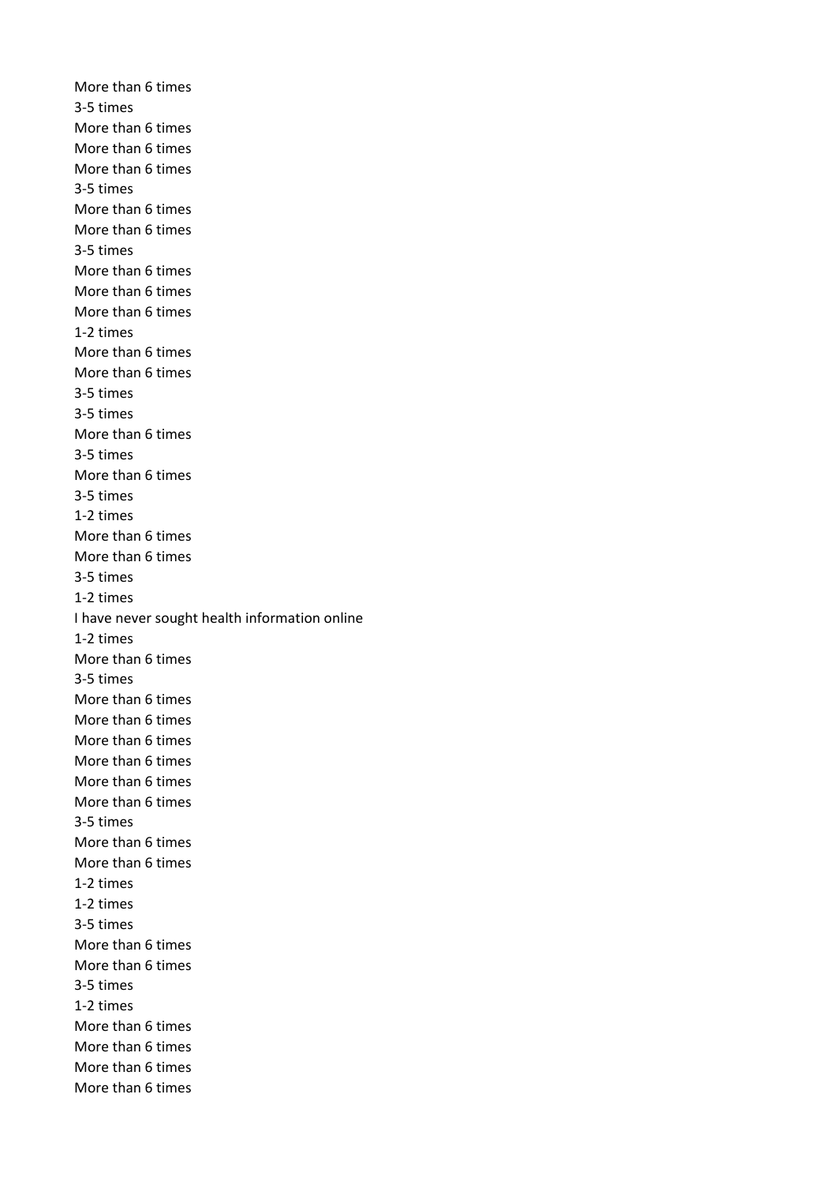More than 6 times
3-5 times
More than 6 times
More than 6 times
More than 6 times
3-5 times
More than 6 times
More than 6 times
3-5 times
More than 6 times
More than 6 times
More than 6 times
1-2 times
More than 6 times
More than 6 times
3-5 times
3-5 times
More than 6 times
3-5 times
More than 6 times
3-5 times
1-2 times
More than 6 times
More than 6 times
3-5 times
1-2 times
I have never sought health information online
1-2 times
More than 6 times
3-5 times
More than 6 times
More than 6 times
More than 6 times
More than 6 times
More than 6 times
More than 6 times
3-5 times
More than 6 times
More than 6 times
1-2 times
1-2 times
3-5 times
More than 6 times
More than 6 times
3-5 times
1-2 times
More than 6 times
More than 6 times
More than 6 times
More than 6 times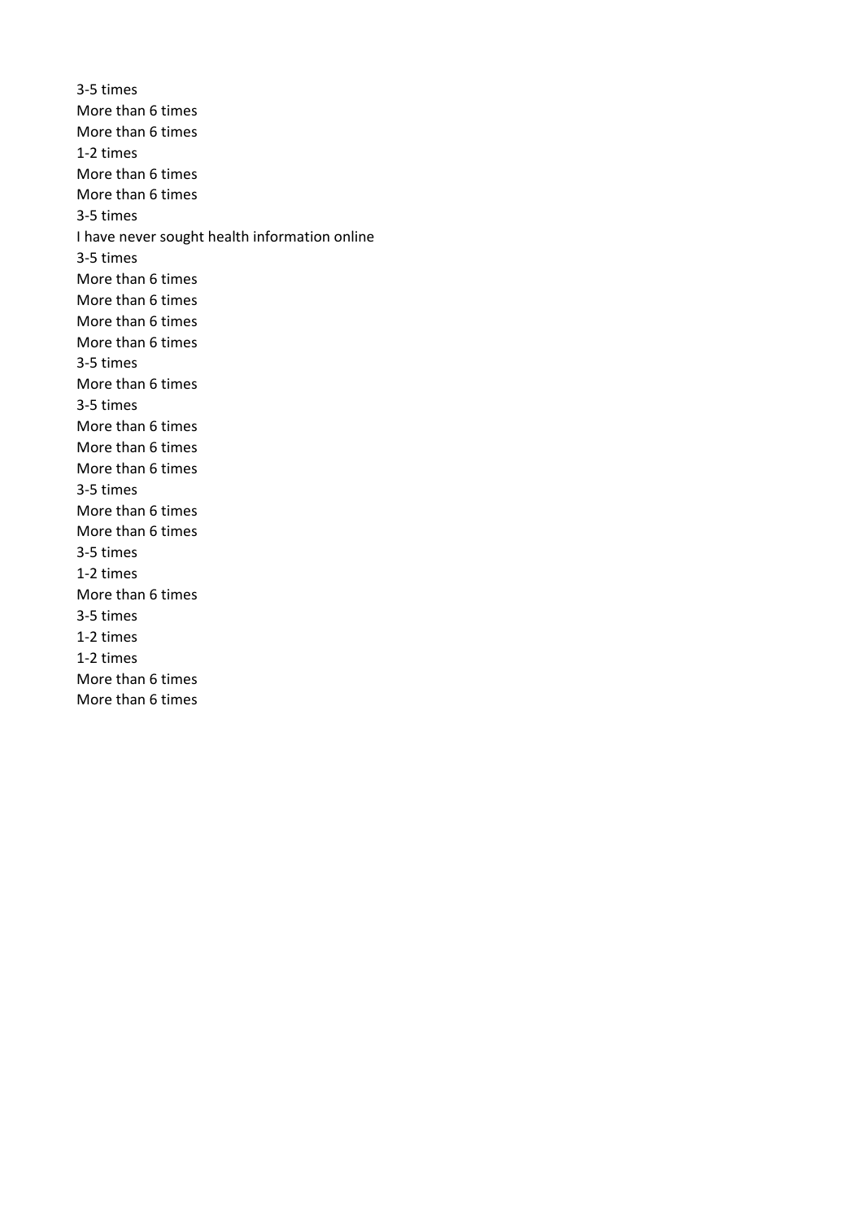3-5 times
More than 6 times
More than 6 times
1-2 times
More than 6 times
More than 6 times
3-5 times
I have never sought health information online
3-5 times
More than 6 times
More than 6 times
More than 6 times
More than 6 times
3-5 times
More than 6 times
3-5 times
More than 6 times
More than 6 times
More than 6 times
3-5 times
More than 6 times
More than 6 times
3-5 times
1-2 times
More than 6 times
3-5 times
1-2 times
1-2 times
More than 6 times
More than 6 times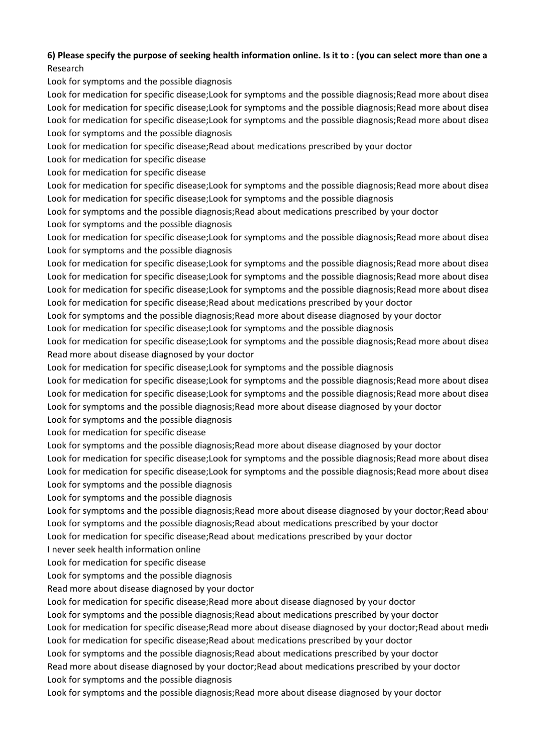**6) Please specify the purpose of seeking health information online. Is it to : (you can select more than one a**

Research
Look for symptoms and the possible diagnosis
Look for medication for specific disease;Look for symptoms and the possible diagnosis;Read more about disea
Look for medication for specific disease;Look for symptoms and the possible diagnosis;Read more about disea
Look for medication for specific disease;Look for symptoms and the possible diagnosis;Read more about disea
Look for symptoms and the possible diagnosis
Look for medication for specific disease;Read about medications prescribed by your doctor
Look for medication for specific disease
Look for medication for specific disease
Look for medication for specific disease;Look for symptoms and the possible diagnosis;Read more about disea
Look for medication for specific disease;Look for symptoms and the possible diagnosis
Look for symptoms and the possible diagnosis;Read about medications prescribed by your doctor
Look for symptoms and the possible diagnosis
Look for medication for specific disease;Look for symptoms and the possible diagnosis;Read more about disea
Look for symptoms and the possible diagnosis
Look for medication for specific disease;Look for symptoms and the possible diagnosis;Read more about disea
Look for medication for specific disease;Look for symptoms and the possible diagnosis;Read more about disea
Look for medication for specific disease;Look for symptoms and the possible diagnosis;Read more about disea
Look for medication for specific disease;Read about medications prescribed by your doctor
Look for symptoms and the possible diagnosis;Read more about disease diagnosed by your doctor
Look for medication for specific disease;Look for symptoms and the possible diagnosis
Look for medication for specific disease;Look for symptoms and the possible diagnosis;Read more about disea
Read more about disease diagnosed by your doctor
Look for medication for specific disease;Look for symptoms and the possible diagnosis
Look for medication for specific disease;Look for symptoms and the possible diagnosis;Read more about disea
Look for medication for specific disease;Look for symptoms and the possible diagnosis;Read more about disea
Look for symptoms and the possible diagnosis;Read more about disease diagnosed by your doctor
Look for symptoms and the possible diagnosis
Look for medication for specific disease
Look for symptoms and the possible diagnosis;Read more about disease diagnosed by your doctor
Look for medication for specific disease;Look for symptoms and the possible diagnosis;Read more about disea
Look for medication for specific disease;Look for symptoms and the possible diagnosis;Read more about disea
Look for symptoms and the possible diagnosis
Look for symptoms and the possible diagnosis
Look for symptoms and the possible diagnosis;Read more about disease diagnosed by your doctor;Read about
Look for symptoms and the possible diagnosis;Read about medications prescribed by your doctor
Look for medication for specific disease;Read about medications prescribed by your doctor
I never seek health information online
Look for medication for specific disease
Look for symptoms and the possible diagnosis
Read more about disease diagnosed by your doctor
Look for medication for specific disease;Read more about disease diagnosed by your doctor
Look for symptoms and the possible diagnosis;Read about medications prescribed by your doctor
Look for medication for specific disease;Read more about disease diagnosed by your doctor;Read about medi
Look for medication for specific disease;Read about medications prescribed by your doctor
Look for symptoms and the possible diagnosis;Read about medications prescribed by your doctor
Read more about disease diagnosed by your doctor;Read about medications prescribed by your doctor
Look for symptoms and the possible diagnosis
Look for symptoms and the possible diagnosis;Read more about disease diagnosed by your doctor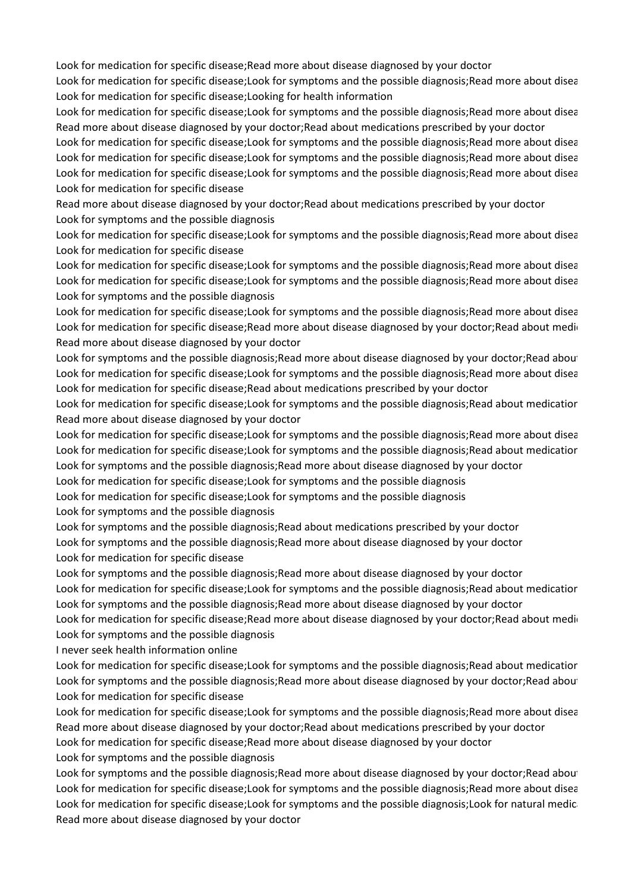Look for medication for specific disease;Read more about disease diagnosed by your doctor
Look for medication for specific disease;Look for symptoms and the possible diagnosis;Read more about disea
Look for medication for specific disease;Looking for health information
Look for medication for specific disease;Look for symptoms and the possible diagnosis;Read more about disea
Read more about disease diagnosed by your doctor;Read about medications prescribed by your doctor
Look for medication for specific disease;Look for symptoms and the possible diagnosis;Read more about disea
Look for medication for specific disease;Look for symptoms and the possible diagnosis;Read more about disea
Look for medication for specific disease;Look for symptoms and the possible diagnosis;Read more about disea
Look for medication for specific disease
Read more about disease diagnosed by your doctor;Read about medications prescribed by your doctor
Look for symptoms and the possible diagnosis
Look for medication for specific disease;Look for symptoms and the possible diagnosis;Read more about disea
Look for medication for specific disease
Look for medication for specific disease;Look for symptoms and the possible diagnosis;Read more about disea
Look for medication for specific disease;Look for symptoms and the possible diagnosis;Read more about disea
Look for symptoms and the possible diagnosis
Look for medication for specific disease;Look for symptoms and the possible diagnosis;Read more about disea
Look for medication for specific disease;Read more about disease diagnosed by your doctor;Read about medi
Read more about disease diagnosed by your doctor
Look for symptoms and the possible diagnosis;Read more about disease diagnosed by your doctor;Read about
Look for medication for specific disease;Look for symptoms and the possible diagnosis;Read more about disea
Look for medication for specific disease;Read about medications prescribed by your doctor
Look for medication for specific disease;Look for symptoms and the possible diagnosis;Read about medication
Read more about disease diagnosed by your doctor
Look for medication for specific disease;Look for symptoms and the possible diagnosis;Read more about disea
Look for medication for specific disease;Look for symptoms and the possible diagnosis;Read about medication
Look for symptoms and the possible diagnosis;Read more about disease diagnosed by your doctor
Look for medication for specific disease;Look for symptoms and the possible diagnosis
Look for medication for specific disease;Look for symptoms and the possible diagnosis
Look for symptoms and the possible diagnosis
Look for symptoms and the possible diagnosis;Read about medications prescribed by your doctor
Look for symptoms and the possible diagnosis;Read more about disease diagnosed by your doctor
Look for medication for specific disease
Look for symptoms and the possible diagnosis;Read more about disease diagnosed by your doctor
Look for medication for specific disease;Look for symptoms and the possible diagnosis;Read about medication
Look for symptoms and the possible diagnosis;Read more about disease diagnosed by your doctor
Look for medication for specific disease;Read more about disease diagnosed by your doctor;Read about medi
Look for symptoms and the possible diagnosis
I never seek health information online
Look for medication for specific disease;Look for symptoms and the possible diagnosis;Read about medication
Look for symptoms and the possible diagnosis;Read more about disease diagnosed by your doctor;Read about
Look for medication for specific disease
Look for medication for specific disease;Look for symptoms and the possible diagnosis;Read more about disea
Read more about disease diagnosed by your doctor;Read about medications prescribed by your doctor
Look for medication for specific disease;Read more about disease diagnosed by your doctor
Look for symptoms and the possible diagnosis
Look for symptoms and the possible diagnosis;Read more about disease diagnosed by your doctor;Read about
Look for medication for specific disease;Look for symptoms and the possible diagnosis;Read more about disea
Look for medication for specific disease;Look for symptoms and the possible diagnosis;Look for natural medic
Read more about disease diagnosed by your doctor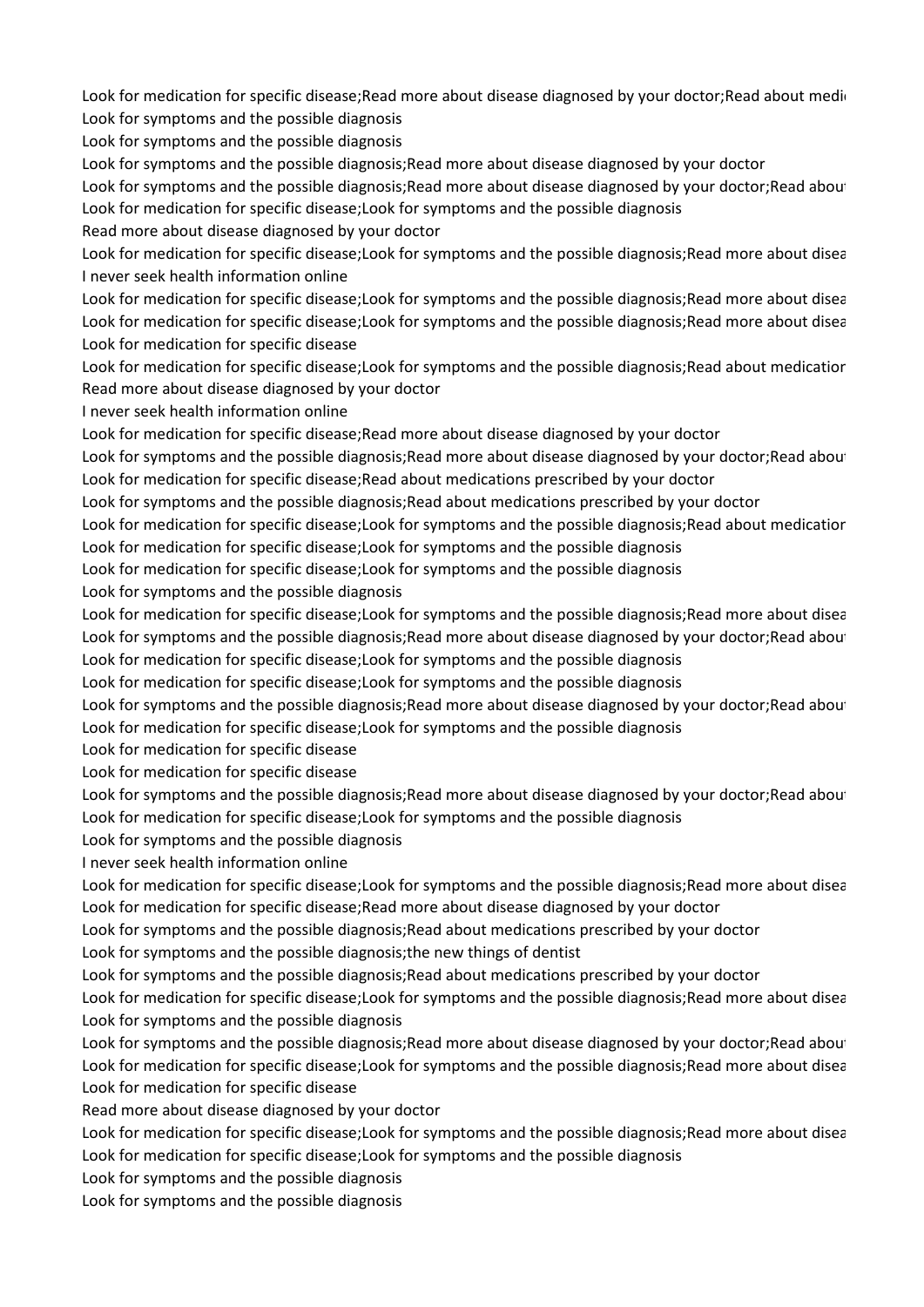Look for medication for specific disease;Read more about disease diagnosed by your doctor;Read about medi

Look for symptoms and the possible diagnosis

Look for symptoms and the possible diagnosis

Look for symptoms and the possible diagnosis;Read more about disease diagnosed by your doctor

Look for symptoms and the possible diagnosis;Read more about disease diagnosed by your doctor;Read about

Look for medication for specific disease;Look for symptoms and the possible diagnosis

Read more about disease diagnosed by your doctor

Look for medication for specific disease;Look for symptoms and the possible diagnosis;Read more about disea

I never seek health information online

Look for medication for specific disease;Look for symptoms and the possible diagnosis;Read more about disea

Look for medication for specific disease;Look for symptoms and the possible diagnosis;Read more about disea

Look for medication for specific disease

Look for medication for specific disease;Look for symptoms and the possible diagnosis;Read about medication

Read more about disease diagnosed by your doctor

I never seek health information online

Look for medication for specific disease;Read more about disease diagnosed by your doctor

Look for symptoms and the possible diagnosis;Read more about disease diagnosed by your doctor;Read about

Look for medication for specific disease;Read about medications prescribed by your doctor

Look for symptoms and the possible diagnosis;Read about medications prescribed by your doctor

Look for medication for specific disease;Look for symptoms and the possible diagnosis;Read about medication

Look for medication for specific disease;Look for symptoms and the possible diagnosis

Look for medication for specific disease;Look for symptoms and the possible diagnosis

Look for symptoms and the possible diagnosis

Look for medication for specific disease;Look for symptoms and the possible diagnosis;Read more about disea

Look for symptoms and the possible diagnosis;Read more about disease diagnosed by your doctor;Read about

Look for medication for specific disease;Look for symptoms and the possible diagnosis

Look for medication for specific disease;Look for symptoms and the possible diagnosis

Look for symptoms and the possible diagnosis;Read more about disease diagnosed by your doctor;Read about

Look for medication for specific disease;Look for symptoms and the possible diagnosis

Look for medication for specific disease

Look for medication for specific disease

Look for symptoms and the possible diagnosis;Read more about disease diagnosed by your doctor;Read about

Look for medication for specific disease;Look for symptoms and the possible diagnosis

Look for symptoms and the possible diagnosis

I never seek health information online

Look for medication for specific disease;Look for symptoms and the possible diagnosis;Read more about disea

Look for medication for specific disease;Read more about disease diagnosed by your doctor

Look for symptoms and the possible diagnosis;Read about medications prescribed by your doctor

Look for symptoms and the possible diagnosis;the new things of dentist

Look for symptoms and the possible diagnosis;Read about medications prescribed by your doctor

Look for medication for specific disease;Look for symptoms and the possible diagnosis;Read more about disea

Look for symptoms and the possible diagnosis

Look for symptoms and the possible diagnosis;Read more about disease diagnosed by your doctor;Read about

Look for medication for specific disease;Look for symptoms and the possible diagnosis;Read more about disea

Look for medication for specific disease

Read more about disease diagnosed by your doctor

Look for medication for specific disease;Look for symptoms and the possible diagnosis;Read more about disea

Look for medication for specific disease;Look for symptoms and the possible diagnosis

Look for symptoms and the possible diagnosis

Look for symptoms and the possible diagnosis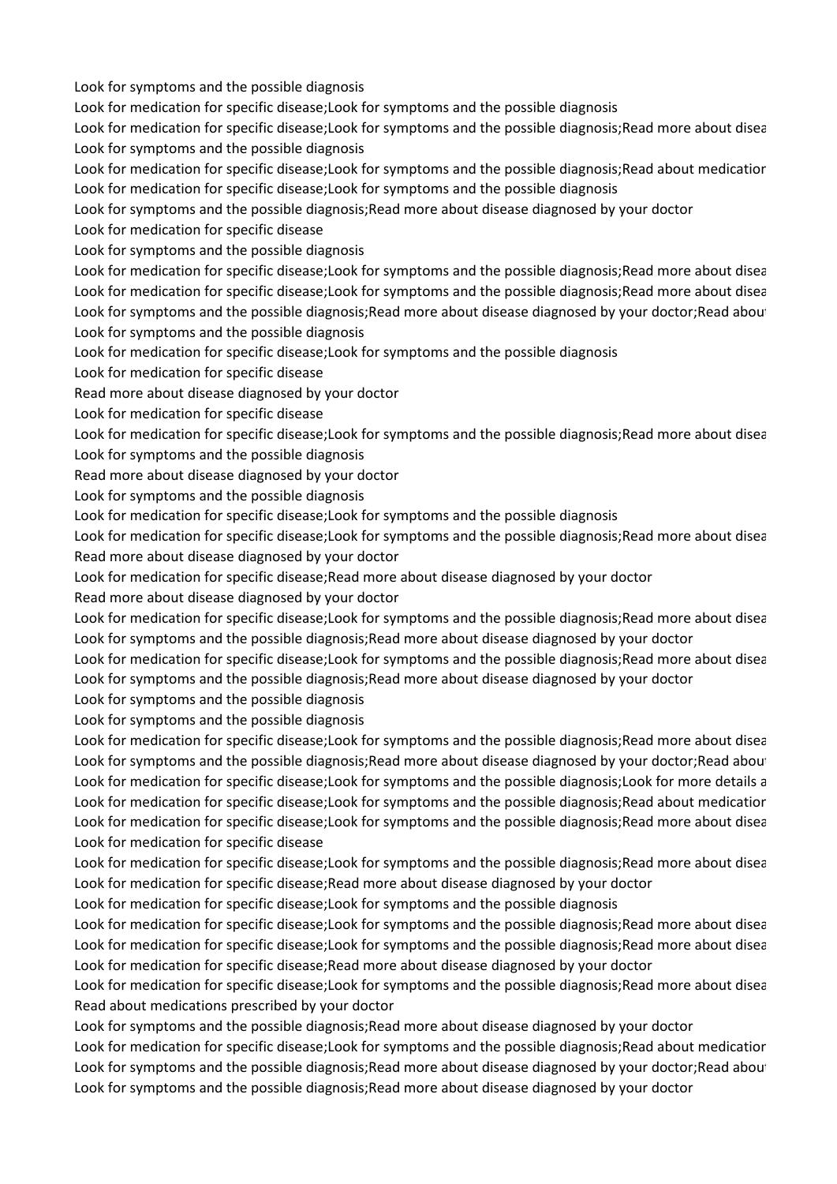Look for symptoms and the possible diagnosis
Look for medication for specific disease;Look for symptoms and the possible diagnosis
Look for medication for specific disease;Look for symptoms and the possible diagnosis;Read more about disea
Look for symptoms and the possible diagnosis
Look for medication for specific disease;Look for symptoms and the possible diagnosis;Read about medication
Look for medication for specific disease;Look for symptoms and the possible diagnosis
Look for symptoms and the possible diagnosis;Read more about disease diagnosed by your doctor
Look for medication for specific disease
Look for symptoms and the possible diagnosis
Look for medication for specific disease;Look for symptoms and the possible diagnosis;Read more about disea
Look for medication for specific disease;Look for symptoms and the possible diagnosis;Read more about disea
Look for symptoms and the possible diagnosis;Read more about disease diagnosed by your doctor;Read about
Look for symptoms and the possible diagnosis
Look for medication for specific disease;Look for symptoms and the possible diagnosis
Look for medication for specific disease
Read more about disease diagnosed by your doctor
Look for medication for specific disease
Look for medication for specific disease;Look for symptoms and the possible diagnosis;Read more about disea
Look for symptoms and the possible diagnosis
Read more about disease diagnosed by your doctor
Look for symptoms and the possible diagnosis
Look for medication for specific disease;Look for symptoms and the possible diagnosis
Look for medication for specific disease;Look for symptoms and the possible diagnosis;Read more about disea
Read more about disease diagnosed by your doctor
Look for medication for specific disease;Read more about disease diagnosed by your doctor
Read more about disease diagnosed by your doctor
Look for medication for specific disease;Look for symptoms and the possible diagnosis;Read more about disea
Look for symptoms and the possible diagnosis;Read more about disease diagnosed by your doctor
Look for medication for specific disease;Look for symptoms and the possible diagnosis;Read more about disea
Look for symptoms and the possible diagnosis;Read more about disease diagnosed by your doctor
Look for symptoms and the possible diagnosis
Look for symptoms and the possible diagnosis
Look for medication for specific disease;Look for symptoms and the possible diagnosis;Read more about disea
Look for symptoms and the possible diagnosis;Read more about disease diagnosed by your doctor;Read about
Look for medication for specific disease;Look for symptoms and the possible diagnosis;Look for more details a
Look for medication for specific disease;Look for symptoms and the possible diagnosis;Read about medication
Look for medication for specific disease;Look for symptoms and the possible diagnosis;Read more about disea
Look for medication for specific disease
Look for medication for specific disease;Look for symptoms and the possible diagnosis;Read more about disea
Look for medication for specific disease;Read more about disease diagnosed by your doctor
Look for medication for specific disease;Look for symptoms and the possible diagnosis
Look for medication for specific disease;Look for symptoms and the possible diagnosis;Read more about disea
Look for medication for specific disease;Look for symptoms and the possible diagnosis;Read more about disea
Look for medication for specific disease;Read more about disease diagnosed by your doctor
Look for medication for specific disease;Look for symptoms and the possible diagnosis;Read more about disea
Read about medications prescribed by your doctor
Look for symptoms and the possible diagnosis;Read more about disease diagnosed by your doctor
Look for medication for specific disease;Look for symptoms and the possible diagnosis;Read about medication
Look for symptoms and the possible diagnosis;Read more about disease diagnosed by your doctor;Read about
Look for symptoms and the possible diagnosis;Read more about disease diagnosed by your doctor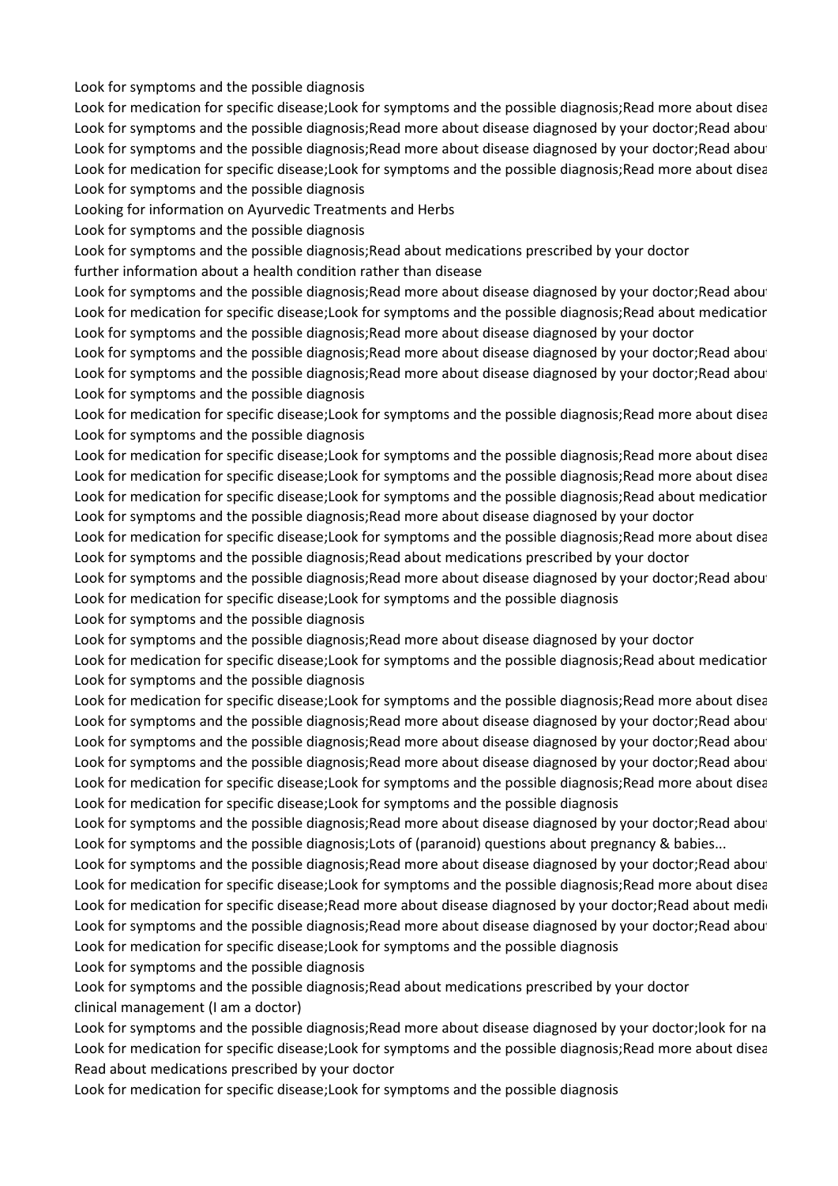Look for symptoms and the possible diagnosis
Look for medication for specific disease;Look for symptoms and the possible diagnosis;Read more about disea
Look for symptoms and the possible diagnosis;Read more about disease diagnosed by your doctor;Read abou
Look for symptoms and the possible diagnosis;Read more about disease diagnosed by your doctor;Read abou
Look for medication for specific disease;Look for symptoms and the possible diagnosis;Read more about disea
Look for symptoms and the possible diagnosis
Looking for information on Ayurvedic Treatments and Herbs
Look for symptoms and the possible diagnosis
Look for symptoms and the possible diagnosis;Read about medications prescribed by your doctor
further information about a health condition rather than disease
Look for symptoms and the possible diagnosis;Read more about disease diagnosed by your doctor;Read abou
Look for medication for specific disease;Look for symptoms and the possible diagnosis;Read about medicatior
Look for symptoms and the possible diagnosis;Read more about disease diagnosed by your doctor
Look for symptoms and the possible diagnosis;Read more about disease diagnosed by your doctor;Read abou
Look for symptoms and the possible diagnosis;Read more about disease diagnosed by your doctor;Read abou
Look for symptoms and the possible diagnosis
Look for medication for specific disease;Look for symptoms and the possible diagnosis;Read more about disea
Look for symptoms and the possible diagnosis
Look for medication for specific disease;Look for symptoms and the possible diagnosis;Read more about disea
Look for medication for specific disease;Look for symptoms and the possible diagnosis;Read more about disea
Look for medication for specific disease;Look for symptoms and the possible diagnosis;Read about medicatior
Look for symptoms and the possible diagnosis;Read more about disease diagnosed by your doctor
Look for medication for specific disease;Look for symptoms and the possible diagnosis;Read more about disea
Look for symptoms and the possible diagnosis;Read about medications prescribed by your doctor
Look for symptoms and the possible diagnosis;Read more about disease diagnosed by your doctor;Read abou
Look for medication for specific disease;Look for symptoms and the possible diagnosis
Look for symptoms and the possible diagnosis
Look for symptoms and the possible diagnosis;Read more about disease diagnosed by your doctor
Look for medication for specific disease;Look for symptoms and the possible diagnosis;Read about medicatior
Look for symptoms and the possible diagnosis
Look for medication for specific disease;Look for symptoms and the possible diagnosis;Read more about disea
Look for symptoms and the possible diagnosis;Read more about disease diagnosed by your doctor;Read abou
Look for symptoms and the possible diagnosis;Read more about disease diagnosed by your doctor;Read abou
Look for symptoms and the possible diagnosis;Read more about disease diagnosed by your doctor;Read abou
Look for medication for specific disease;Look for symptoms and the possible diagnosis;Read more about disea
Look for medication for specific disease;Look for symptoms and the possible diagnosis
Look for symptoms and the possible diagnosis;Read more about disease diagnosed by your doctor;Read abou
Look for symptoms and the possible diagnosis;Lots of (paranoid) questions about pregnancy & babies...
Look for symptoms and the possible diagnosis;Read more about disease diagnosed by your doctor;Read abou
Look for medication for specific disease;Look for symptoms and the possible diagnosis;Read more about disea
Look for medication for specific disease;Read more about disease diagnosed by your doctor;Read about medi
Look for symptoms and the possible diagnosis;Read more about disease diagnosed by your doctor;Read abou
Look for medication for specific disease;Look for symptoms and the possible diagnosis
Look for symptoms and the possible diagnosis
Look for symptoms and the possible diagnosis;Read about medications prescribed by your doctor
clinical management (I am a doctor)
Look for symptoms and the possible diagnosis;Read more about disease diagnosed by your doctor;look for na
Look for medication for specific disease;Look for symptoms and the possible diagnosis;Read more about disea
Read about medications prescribed by your doctor
Look for medication for specific disease;Look for symptoms and the possible diagnosis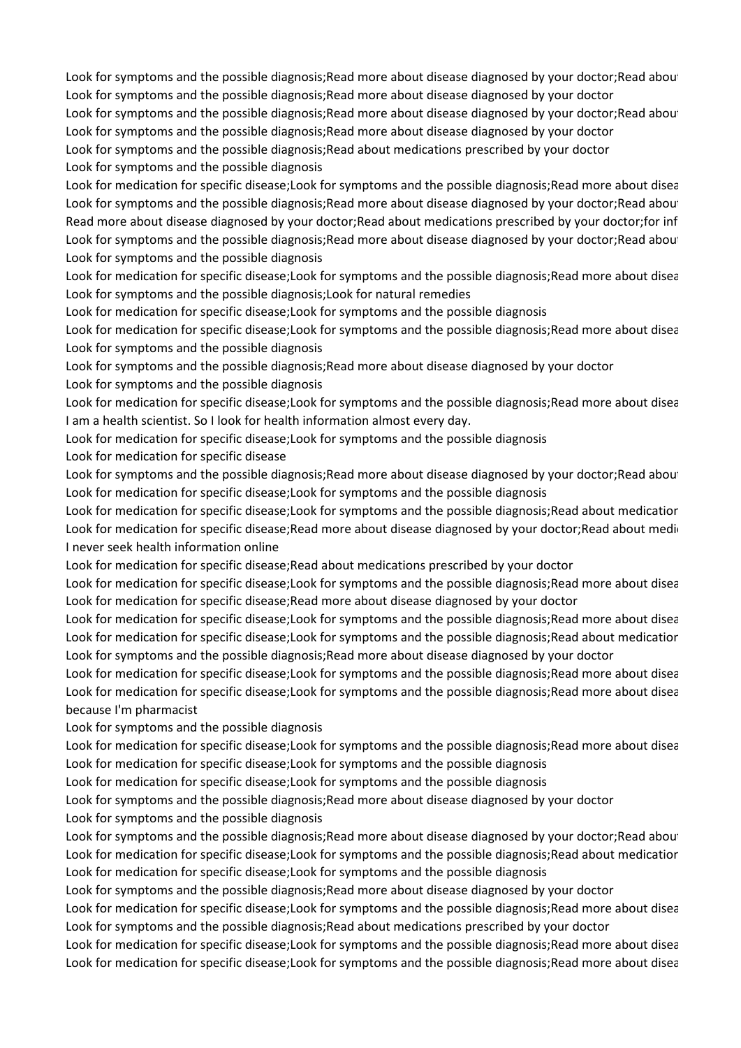Look for symptoms and the possible diagnosis;Read more about disease diagnosed by your doctor;Read abou
Look for symptoms and the possible diagnosis;Read more about disease diagnosed by your doctor
Look for symptoms and the possible diagnosis;Read more about disease diagnosed by your doctor;Read abou
Look for symptoms and the possible diagnosis;Read more about disease diagnosed by your doctor
Look for symptoms and the possible diagnosis;Read about medications prescribed by your doctor
Look for symptoms and the possible diagnosis
Look for medication for specific disease;Look for symptoms and the possible diagnosis;Read more about disea
Look for symptoms and the possible diagnosis;Read more about disease diagnosed by your doctor;Read abou
Read more about disease diagnosed by your doctor;Read about medications prescribed by your doctor;for inf
Look for symptoms and the possible diagnosis;Read more about disease diagnosed by your doctor;Read abou
Look for symptoms and the possible diagnosis
Look for medication for specific disease;Look for symptoms and the possible diagnosis;Read more about disea
Look for symptoms and the possible diagnosis;Look for natural remedies
Look for medication for specific disease;Look for symptoms and the possible diagnosis
Look for medication for specific disease;Look for symptoms and the possible diagnosis;Read more about disea
Look for symptoms and the possible diagnosis
Look for symptoms and the possible diagnosis;Read more about disease diagnosed by your doctor
Look for symptoms and the possible diagnosis
Look for medication for specific disease;Look for symptoms and the possible diagnosis;Read more about disea
I am a health scientist. So I look for health information almost every day.
Look for medication for specific disease;Look for symptoms and the possible diagnosis
Look for medication for specific disease
Look for symptoms and the possible diagnosis;Read more about disease diagnosed by your doctor;Read abou
Look for medication for specific disease;Look for symptoms and the possible diagnosis
Look for medication for specific disease;Look for symptoms and the possible diagnosis;Read about medication
Look for medication for specific disease;Read more about disease diagnosed by your doctor;Read about medi
I never seek health information online
Look for medication for specific disease;Read about medications prescribed by your doctor
Look for medication for specific disease;Look for symptoms and the possible diagnosis;Read more about disea
Look for medication for specific disease;Read more about disease diagnosed by your doctor
Look for medication for specific disease;Look for symptoms and the possible diagnosis;Read more about disea
Look for medication for specific disease;Look for symptoms and the possible diagnosis;Read about medication
Look for symptoms and the possible diagnosis;Read more about disease diagnosed by your doctor
Look for medication for specific disease;Look for symptoms and the possible diagnosis;Read more about disea
Look for medication for specific disease;Look for symptoms and the possible diagnosis;Read more about disea
because I'm pharmacist
Look for symptoms and the possible diagnosis
Look for medication for specific disease;Look for symptoms and the possible diagnosis;Read more about disea
Look for medication for specific disease;Look for symptoms and the possible diagnosis
Look for medication for specific disease;Look for symptoms and the possible diagnosis
Look for symptoms and the possible diagnosis;Read more about disease diagnosed by your doctor
Look for symptoms and the possible diagnosis
Look for symptoms and the possible diagnosis;Read more about disease diagnosed by your doctor;Read abou
Look for medication for specific disease;Look for symptoms and the possible diagnosis;Read about medication
Look for medication for specific disease;Look for symptoms and the possible diagnosis
Look for symptoms and the possible diagnosis;Read more about disease diagnosed by your doctor
Look for medication for specific disease;Look for symptoms and the possible diagnosis;Read more about disea
Look for symptoms and the possible diagnosis;Read about medications prescribed by your doctor
Look for medication for specific disease;Look for symptoms and the possible diagnosis;Read more about disea
Look for medication for specific disease;Look for symptoms and the possible diagnosis;Read more about disea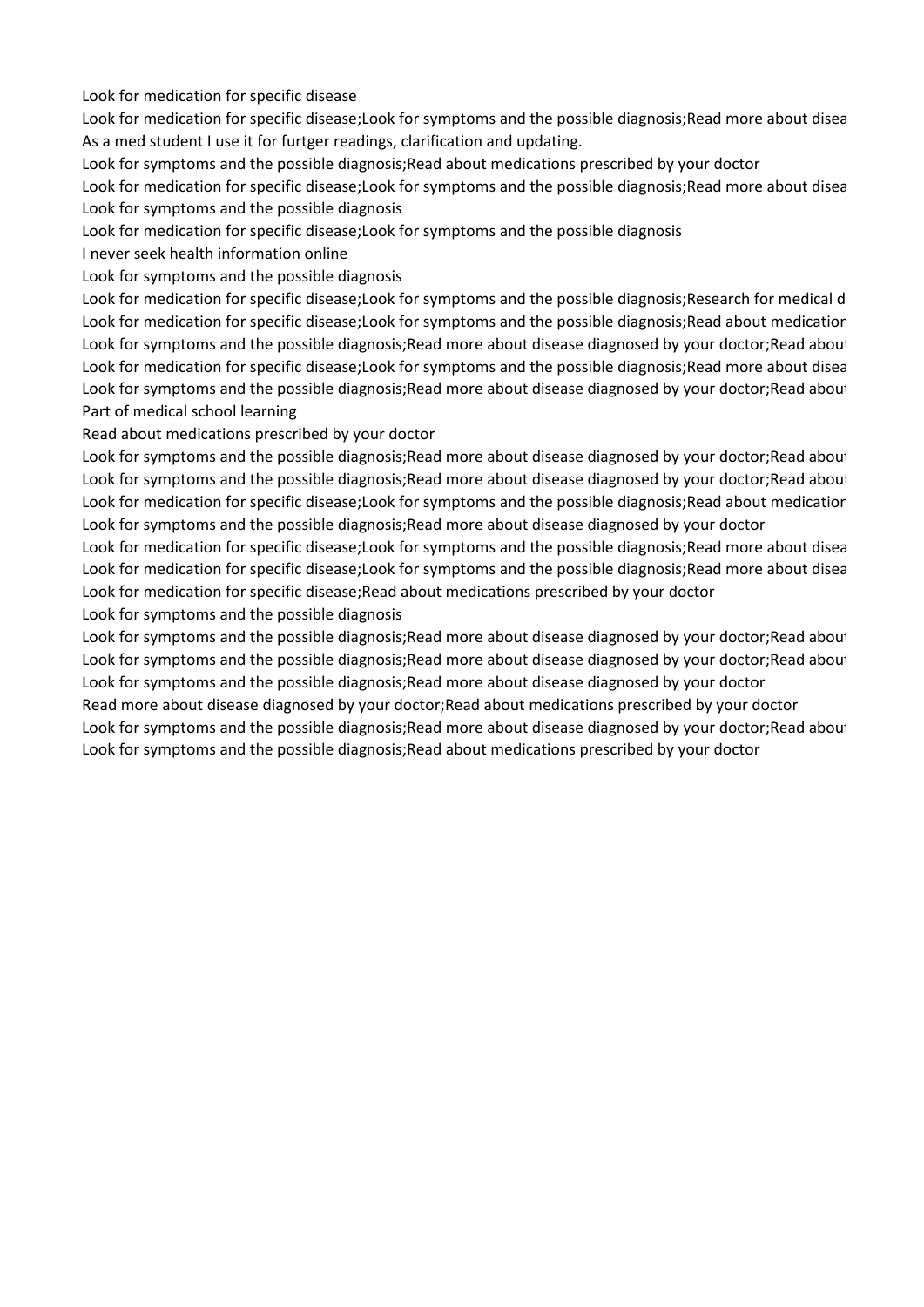Look for medication for specific disease

Look for medication for specific disease;Look for symptoms and the possible diagnosis;Read more about disea

As a med student I use it for furtger readings, clarification and updating.

Look for symptoms and the possible diagnosis;Read about medications prescribed by your doctor

Look for medication for specific disease;Look for symptoms and the possible diagnosis;Read more about disea

Look for symptoms and the possible diagnosis

Look for medication for specific disease;Look for symptoms and the possible diagnosis

I never seek health information online

Look for symptoms and the possible diagnosis

Look for medication for specific disease;Look for symptoms and the possible diagnosis;Research for medical d

Look for medication for specific disease;Look for symptoms and the possible diagnosis;Read about medication

Look for symptoms and the possible diagnosis;Read more about disease diagnosed by your doctor;Read about

Look for medication for specific disease;Look for symptoms and the possible diagnosis;Read more about disea

Look for symptoms and the possible diagnosis;Read more about disease diagnosed by your doctor;Read about

Part of medical school learning

Read about medications prescribed by your doctor

Look for symptoms and the possible diagnosis;Read more about disease diagnosed by your doctor;Read about

Look for symptoms and the possible diagnosis;Read more about disease diagnosed by your doctor;Read about

Look for medication for specific disease;Look for symptoms and the possible diagnosis;Read about medication

Look for symptoms and the possible diagnosis;Read more about disease diagnosed by your doctor

Look for medication for specific disease;Look for symptoms and the possible diagnosis;Read more about disea

Look for medication for specific disease;Look for symptoms and the possible diagnosis;Read more about disea

Look for medication for specific disease;Read about medications prescribed by your doctor

Look for symptoms and the possible diagnosis

Look for symptoms and the possible diagnosis;Read more about disease diagnosed by your doctor;Read about

Look for symptoms and the possible diagnosis;Read more about disease diagnosed by your doctor;Read about

Look for symptoms and the possible diagnosis;Read more about disease diagnosed by your doctor

Read more about disease diagnosed by your doctor;Read about medications prescribed by your doctor

Look for symptoms and the possible diagnosis;Read more about disease diagnosed by your doctor;Read about

Look for symptoms and the possible diagnosis;Read about medications prescribed by your doctor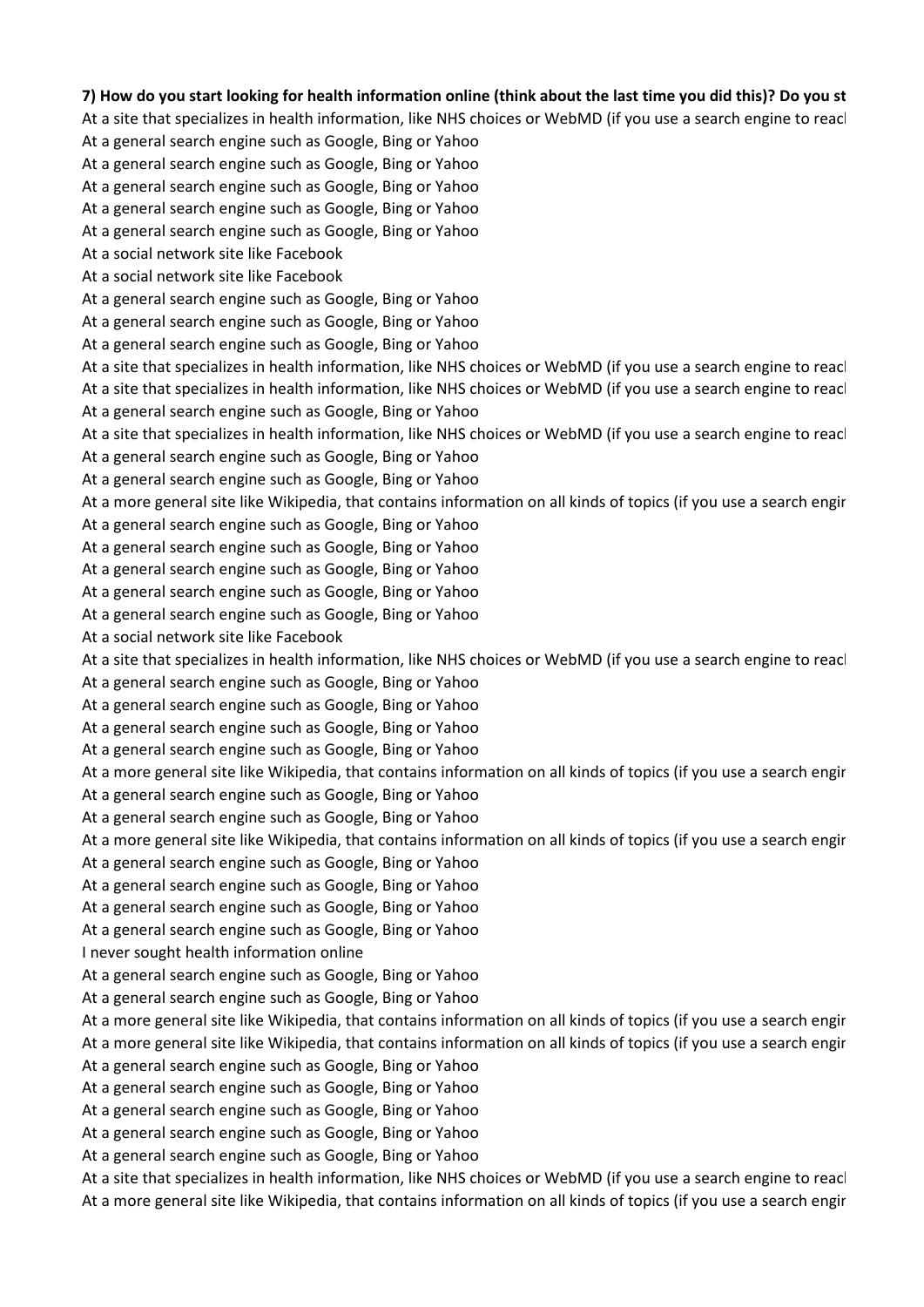**7) How do you start looking for health information online (think about the last time you did this)? Do you st**

At a site that specializes in health information, like NHS choices or WebMD (if you use a search engine to reacl
At a general search engine such as Google, Bing or Yahoo
At a general search engine such as Google, Bing or Yahoo
At a general search engine such as Google, Bing or Yahoo
At a general search engine such as Google, Bing or Yahoo
At a general search engine such as Google, Bing or Yahoo
At a social network site like Facebook
At a social network site like Facebook
At a general search engine such as Google, Bing or Yahoo
At a general search engine such as Google, Bing or Yahoo
At a general search engine such as Google, Bing or Yahoo
At a site that specializes in health information, like NHS choices or WebMD (if you use a search engine to reacl
At a site that specializes in health information, like NHS choices or WebMD (if you use a search engine to reacl
At a general search engine such as Google, Bing or Yahoo
At a site that specializes in health information, like NHS choices or WebMD (if you use a search engine to reacl
At a general search engine such as Google, Bing or Yahoo
At a general search engine such as Google, Bing or Yahoo
At a more general site like Wikipedia, that contains information on all kinds of topics (if you use a search engir
At a general search engine such as Google, Bing or Yahoo
At a general search engine such as Google, Bing or Yahoo
At a general search engine such as Google, Bing or Yahoo
At a general search engine such as Google, Bing or Yahoo
At a general search engine such as Google, Bing or Yahoo
At a social network site like Facebook
At a site that specializes in health information, like NHS choices or WebMD (if you use a search engine to reacl
At a general search engine such as Google, Bing or Yahoo
At a general search engine such as Google, Bing or Yahoo
At a general search engine such as Google, Bing or Yahoo
At a general search engine such as Google, Bing or Yahoo
At a more general site like Wikipedia, that contains information on all kinds of topics (if you use a search engir
At a general search engine such as Google, Bing or Yahoo
At a general search engine such as Google, Bing or Yahoo
At a more general site like Wikipedia, that contains information on all kinds of topics (if you use a search engir
At a general search engine such as Google, Bing or Yahoo
At a general search engine such as Google, Bing or Yahoo
At a general search engine such as Google, Bing or Yahoo
At a general search engine such as Google, Bing or Yahoo
I never sought health information online
At a general search engine such as Google, Bing or Yahoo
At a general search engine such as Google, Bing or Yahoo
At a more general site like Wikipedia, that contains information on all kinds of topics (if you use a search engir
At a more general site like Wikipedia, that contains information on all kinds of topics (if you use a search engir
At a general search engine such as Google, Bing or Yahoo
At a general search engine such as Google, Bing or Yahoo
At a general search engine such as Google, Bing or Yahoo
At a general search engine such as Google, Bing or Yahoo
At a general search engine such as Google, Bing or Yahoo
At a site that specializes in health information, like NHS choices or WebMD (if you use a search engine to reacl
At a more general site like Wikipedia, that contains information on all kinds of topics (if you use a search engir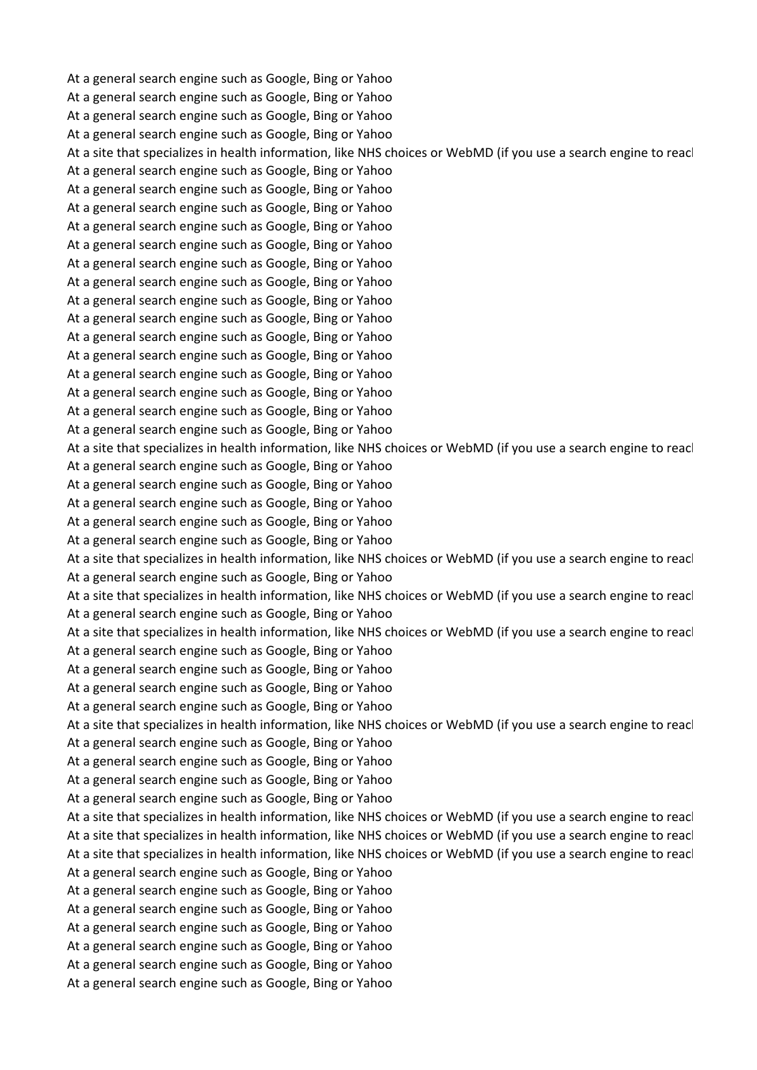At a general search engine such as Google, Bing or Yahoo
At a general search engine such as Google, Bing or Yahoo
At a general search engine such as Google, Bing or Yahoo
At a general search engine such as Google, Bing or Yahoo
At a site that specializes in health information, like NHS choices or WebMD (if you use a search engine to reacl
At a general search engine such as Google, Bing or Yahoo
At a general search engine such as Google, Bing or Yahoo
At a general search engine such as Google, Bing or Yahoo
At a general search engine such as Google, Bing or Yahoo
At a general search engine such as Google, Bing or Yahoo
At a general search engine such as Google, Bing or Yahoo
At a general search engine such as Google, Bing or Yahoo
At a general search engine such as Google, Bing or Yahoo
At a general search engine such as Google, Bing or Yahoo
At a general search engine such as Google, Bing or Yahoo
At a general search engine such as Google, Bing or Yahoo
At a general search engine such as Google, Bing or Yahoo
At a general search engine such as Google, Bing or Yahoo
At a general search engine such as Google, Bing or Yahoo
At a general search engine such as Google, Bing or Yahoo
At a site that specializes in health information, like NHS choices or WebMD (if you use a search engine to reacl
At a general search engine such as Google, Bing or Yahoo
At a general search engine such as Google, Bing or Yahoo
At a general search engine such as Google, Bing or Yahoo
At a general search engine such as Google, Bing or Yahoo
At a general search engine such as Google, Bing or Yahoo
At a site that specializes in health information, like NHS choices or WebMD (if you use a search engine to reacl
At a general search engine such as Google, Bing or Yahoo
At a site that specializes in health information, like NHS choices or WebMD (if you use a search engine to reacl
At a general search engine such as Google, Bing or Yahoo
At a site that specializes in health information, like NHS choices or WebMD (if you use a search engine to reacl
At a general search engine such as Google, Bing or Yahoo
At a general search engine such as Google, Bing or Yahoo
At a general search engine such as Google, Bing or Yahoo
At a general search engine such as Google, Bing or Yahoo
At a site that specializes in health information, like NHS choices or WebMD (if you use a search engine to reacl
At a general search engine such as Google, Bing or Yahoo
At a general search engine such as Google, Bing or Yahoo
At a general search engine such as Google, Bing or Yahoo
At a general search engine such as Google, Bing or Yahoo
At a site that specializes in health information, like NHS choices or WebMD (if you use a search engine to reacl
At a site that specializes in health information, like NHS choices or WebMD (if you use a search engine to reacl
At a site that specializes in health information, like NHS choices or WebMD (if you use a search engine to reacl
At a general search engine such as Google, Bing or Yahoo
At a general search engine such as Google, Bing or Yahoo
At a general search engine such as Google, Bing or Yahoo
At a general search engine such as Google, Bing or Yahoo
At a general search engine such as Google, Bing or Yahoo
At a general search engine such as Google, Bing or Yahoo
At a general search engine such as Google, Bing or Yahoo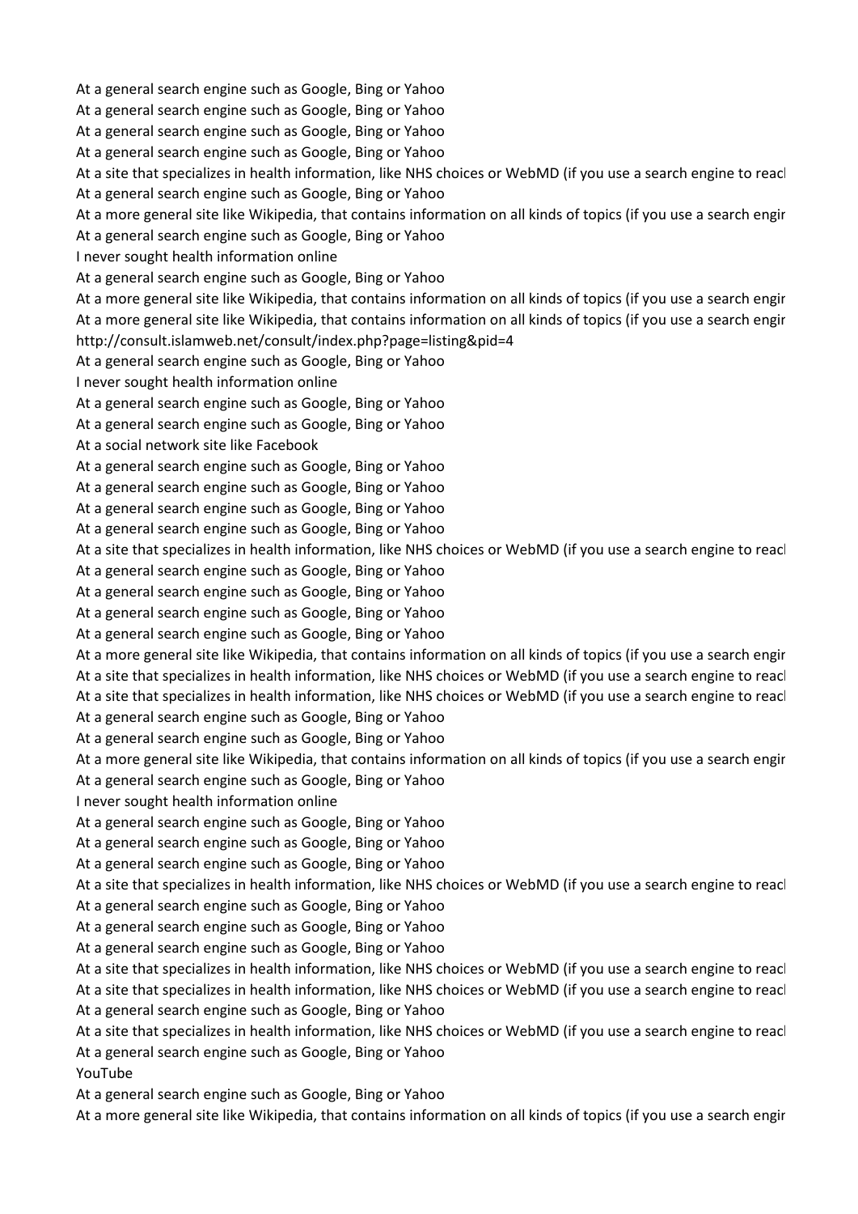At a general search engine such as Google, Bing or Yahoo
At a general search engine such as Google, Bing or Yahoo
At a general search engine such as Google, Bing or Yahoo
At a general search engine such as Google, Bing or Yahoo
At a site that specializes in health information, like NHS choices or WebMD (if you use a search engine to reacl
At a general search engine such as Google, Bing or Yahoo
At a more general site like Wikipedia, that contains information on all kinds of topics (if you use a search engir
At a general search engine such as Google, Bing or Yahoo
I never sought health information online
At a general search engine such as Google, Bing or Yahoo
At a more general site like Wikipedia, that contains information on all kinds of topics (if you use a search engir
At a more general site like Wikipedia, that contains information on all kinds of topics (if you use a search engir
http://consult.islamweb.net/consult/index.php?page=listing&pid=4
At a general search engine such as Google, Bing or Yahoo
I never sought health information online
At a general search engine such as Google, Bing or Yahoo
At a general search engine such as Google, Bing or Yahoo
At a social network site like Facebook
At a general search engine such as Google, Bing or Yahoo
At a general search engine such as Google, Bing or Yahoo
At a general search engine such as Google, Bing or Yahoo
At a general search engine such as Google, Bing or Yahoo
At a site that specializes in health information, like NHS choices or WebMD (if you use a search engine to reacl
At a general search engine such as Google, Bing or Yahoo
At a general search engine such as Google, Bing or Yahoo
At a general search engine such as Google, Bing or Yahoo
At a general search engine such as Google, Bing or Yahoo
At a more general site like Wikipedia, that contains information on all kinds of topics (if you use a search engir
At a site that specializes in health information, like NHS choices or WebMD (if you use a search engine to reacl
At a site that specializes in health information, like NHS choices or WebMD (if you use a search engine to reacl
At a general search engine such as Google, Bing or Yahoo
At a general search engine such as Google, Bing or Yahoo
At a more general site like Wikipedia, that contains information on all kinds of topics (if you use a search engir
At a general search engine such as Google, Bing or Yahoo
I never sought health information online
At a general search engine such as Google, Bing or Yahoo
At a general search engine such as Google, Bing or Yahoo
At a general search engine such as Google, Bing or Yahoo
At a site that specializes in health information, like NHS choices or WebMD (if you use a search engine to reacl
At a general search engine such as Google, Bing or Yahoo
At a general search engine such as Google, Bing or Yahoo
At a general search engine such as Google, Bing or Yahoo
At a site that specializes in health information, like NHS choices or WebMD (if you use a search engine to reacl
At a site that specializes in health information, like NHS choices or WebMD (if you use a search engine to reacl
At a general search engine such as Google, Bing or Yahoo
At a site that specializes in health information, like NHS choices or WebMD (if you use a search engine to reacl
At a general search engine such as Google, Bing or Yahoo
YouTube
At a general search engine such as Google, Bing or Yahoo
At a more general site like Wikipedia, that contains information on all kinds of topics (if you use a search engir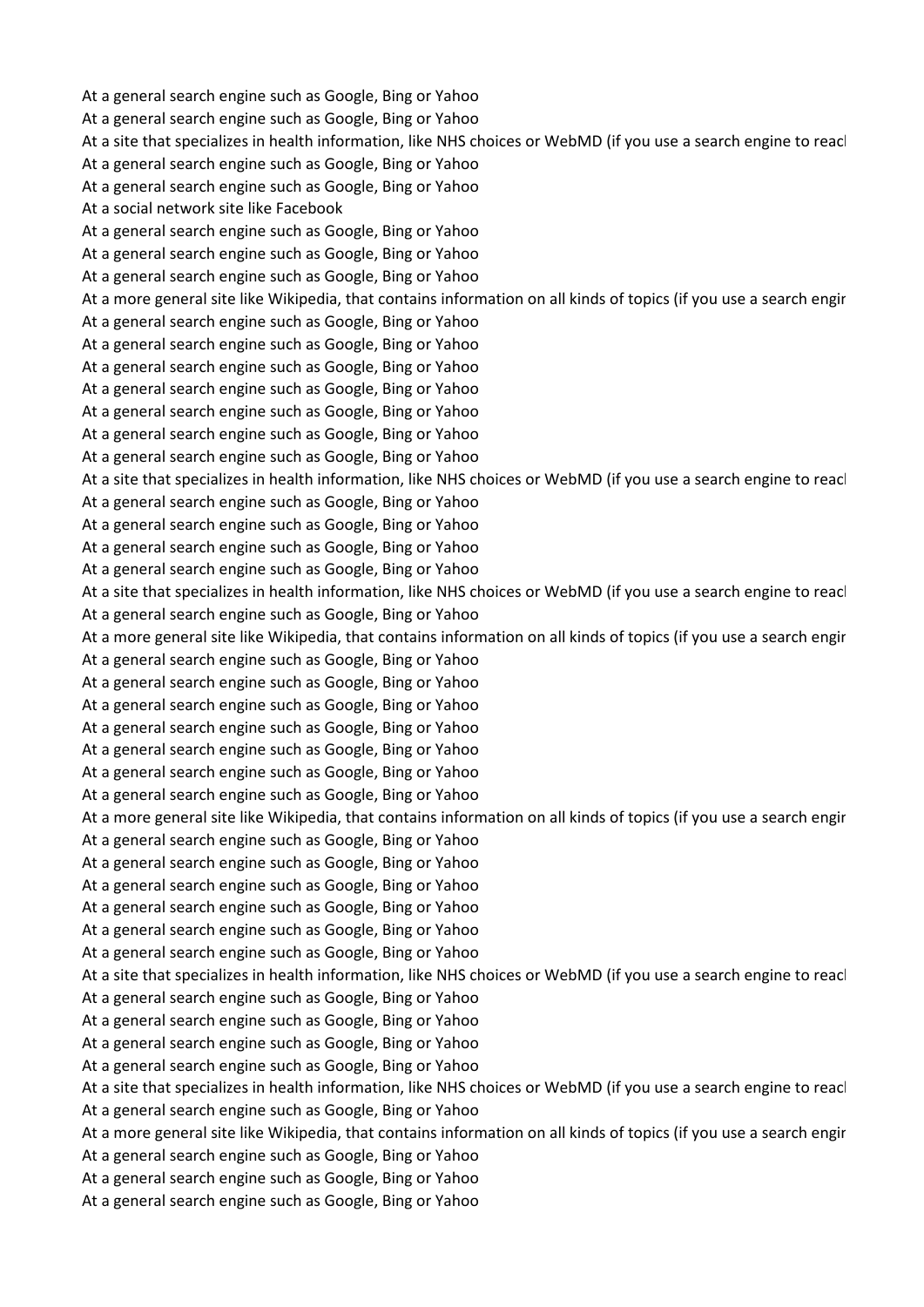At a general search engine such as Google, Bing or Yahoo
At a general search engine such as Google, Bing or Yahoo
At a site that specializes in health information, like NHS choices or WebMD (if you use a search engine to reacl
At a general search engine such as Google, Bing or Yahoo
At a general search engine such as Google, Bing or Yahoo
At a social network site like Facebook
At a general search engine such as Google, Bing or Yahoo
At a general search engine such as Google, Bing or Yahoo
At a general search engine such as Google, Bing or Yahoo
At a more general site like Wikipedia, that contains information on all kinds of topics (if you use a search engir
At a general search engine such as Google, Bing or Yahoo
At a general search engine such as Google, Bing or Yahoo
At a general search engine such as Google, Bing or Yahoo
At a general search engine such as Google, Bing or Yahoo
At a general search engine such as Google, Bing or Yahoo
At a general search engine such as Google, Bing or Yahoo
At a general search engine such as Google, Bing or Yahoo
At a site that specializes in health information, like NHS choices or WebMD (if you use a search engine to reacl
At a general search engine such as Google, Bing or Yahoo
At a general search engine such as Google, Bing or Yahoo
At a general search engine such as Google, Bing or Yahoo
At a general search engine such as Google, Bing or Yahoo
At a site that specializes in health information, like NHS choices or WebMD (if you use a search engine to reacl
At a general search engine such as Google, Bing or Yahoo
At a more general site like Wikipedia, that contains information on all kinds of topics (if you use a search engir
At a general search engine such as Google, Bing or Yahoo
At a general search engine such as Google, Bing or Yahoo
At a general search engine such as Google, Bing or Yahoo
At a general search engine such as Google, Bing or Yahoo
At a general search engine such as Google, Bing or Yahoo
At a general search engine such as Google, Bing or Yahoo
At a general search engine such as Google, Bing or Yahoo
At a more general site like Wikipedia, that contains information on all kinds of topics (if you use a search engir
At a general search engine such as Google, Bing or Yahoo
At a general search engine such as Google, Bing or Yahoo
At a general search engine such as Google, Bing or Yahoo
At a general search engine such as Google, Bing or Yahoo
At a general search engine such as Google, Bing or Yahoo
At a general search engine such as Google, Bing or Yahoo
At a site that specializes in health information, like NHS choices or WebMD (if you use a search engine to reacl
At a general search engine such as Google, Bing or Yahoo
At a general search engine such as Google, Bing or Yahoo
At a general search engine such as Google, Bing or Yahoo
At a general search engine such as Google, Bing or Yahoo
At a site that specializes in health information, like NHS choices or WebMD (if you use a search engine to reacl
At a general search engine such as Google, Bing or Yahoo
At a more general site like Wikipedia, that contains information on all kinds of topics (if you use a search engir
At a general search engine such as Google, Bing or Yahoo
At a general search engine such as Google, Bing or Yahoo
At a general search engine such as Google, Bing or Yahoo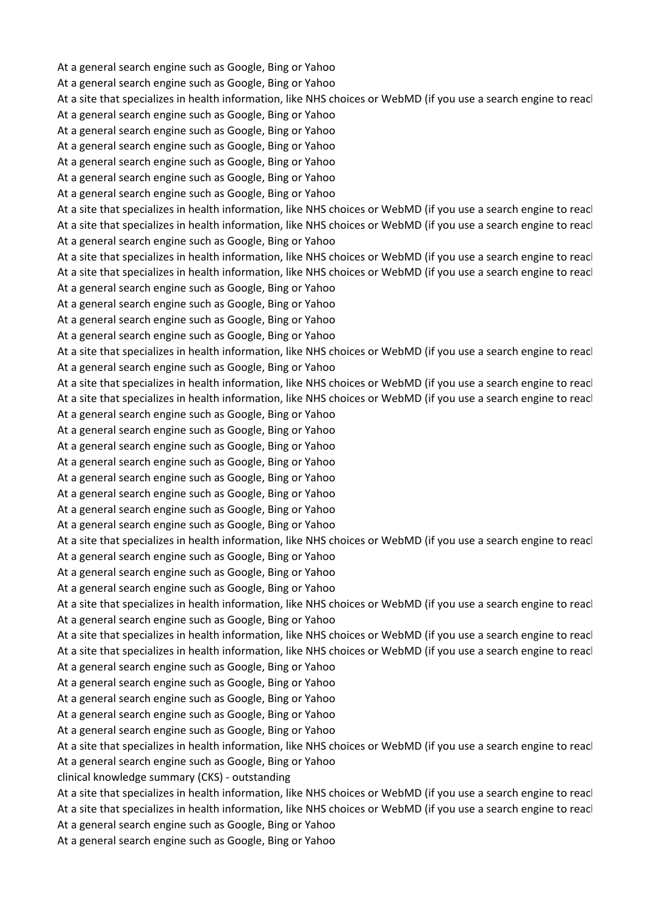At a general search engine such as Google, Bing or Yahoo
At a general search engine such as Google, Bing or Yahoo
At a site that specializes in health information, like NHS choices or WebMD (if you use a search engine to reacl
At a general search engine such as Google, Bing or Yahoo
At a general search engine such as Google, Bing or Yahoo
At a general search engine such as Google, Bing or Yahoo
At a general search engine such as Google, Bing or Yahoo
At a general search engine such as Google, Bing or Yahoo
At a general search engine such as Google, Bing or Yahoo
At a site that specializes in health information, like NHS choices or WebMD (if you use a search engine to reacl
At a site that specializes in health information, like NHS choices or WebMD (if you use a search engine to reacl
At a general search engine such as Google, Bing or Yahoo
At a site that specializes in health information, like NHS choices or WebMD (if you use a search engine to reacl
At a site that specializes in health information, like NHS choices or WebMD (if you use a search engine to reacl
At a general search engine such as Google, Bing or Yahoo
At a general search engine such as Google, Bing or Yahoo
At a general search engine such as Google, Bing or Yahoo
At a general search engine such as Google, Bing or Yahoo
At a site that specializes in health information, like NHS choices or WebMD (if you use a search engine to reacl
At a general search engine such as Google, Bing or Yahoo
At a site that specializes in health information, like NHS choices or WebMD (if you use a search engine to reacl
At a site that specializes in health information, like NHS choices or WebMD (if you use a search engine to reacl
At a general search engine such as Google, Bing or Yahoo
At a general search engine such as Google, Bing or Yahoo
At a general search engine such as Google, Bing or Yahoo
At a general search engine such as Google, Bing or Yahoo
At a general search engine such as Google, Bing or Yahoo
At a general search engine such as Google, Bing or Yahoo
At a general search engine such as Google, Bing or Yahoo
At a general search engine such as Google, Bing or Yahoo
At a site that specializes in health information, like NHS choices or WebMD (if you use a search engine to reacl
At a general search engine such as Google, Bing or Yahoo
At a general search engine such as Google, Bing or Yahoo
At a general search engine such as Google, Bing or Yahoo
At a site that specializes in health information, like NHS choices or WebMD (if you use a search engine to reacl
At a general search engine such as Google, Bing or Yahoo
At a site that specializes in health information, like NHS choices or WebMD (if you use a search engine to reacl
At a site that specializes in health information, like NHS choices or WebMD (if you use a search engine to reacl
At a general search engine such as Google, Bing or Yahoo
At a general search engine such as Google, Bing or Yahoo
At a general search engine such as Google, Bing or Yahoo
At a general search engine such as Google, Bing or Yahoo
At a general search engine such as Google, Bing or Yahoo
At a site that specializes in health information, like NHS choices or WebMD (if you use a search engine to reacl
At a general search engine such as Google, Bing or Yahoo
clinical knowledge summary (CKS) - outstanding
At a site that specializes in health information, like NHS choices or WebMD (if you use a search engine to reacl
At a site that specializes in health information, like NHS choices or WebMD (if you use a search engine to reacl
At a general search engine such as Google, Bing or Yahoo
At a general search engine such as Google, Bing or Yahoo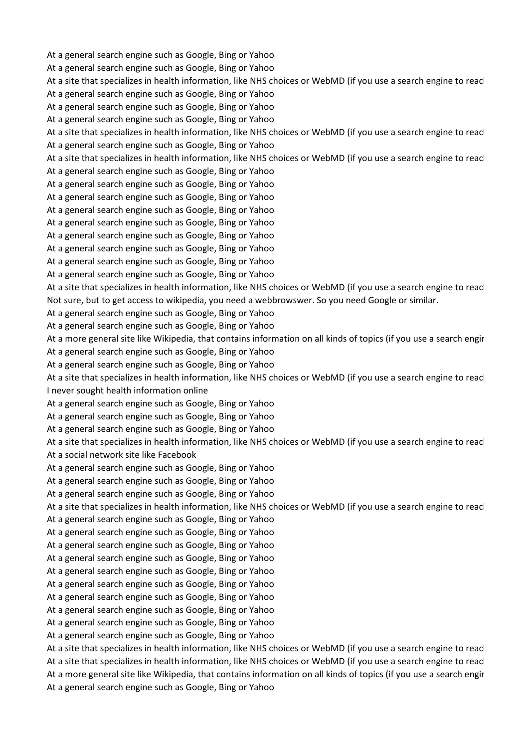At a general search engine such as Google, Bing or Yahoo
At a general search engine such as Google, Bing or Yahoo
At a site that specializes in health information, like NHS choices or WebMD (if you use a search engine to reacl
At a general search engine such as Google, Bing or Yahoo
At a general search engine such as Google, Bing or Yahoo
At a general search engine such as Google, Bing or Yahoo
At a site that specializes in health information, like NHS choices or WebMD (if you use a search engine to reacl
At a general search engine such as Google, Bing or Yahoo
At a site that specializes in health information, like NHS choices or WebMD (if you use a search engine to reacl
At a general search engine such as Google, Bing or Yahoo
At a general search engine such as Google, Bing or Yahoo
At a general search engine such as Google, Bing or Yahoo
At a general search engine such as Google, Bing or Yahoo
At a general search engine such as Google, Bing or Yahoo
At a general search engine such as Google, Bing or Yahoo
At a general search engine such as Google, Bing or Yahoo
At a general search engine such as Google, Bing or Yahoo
At a general search engine such as Google, Bing or Yahoo
At a site that specializes in health information, like NHS choices or WebMD (if you use a search engine to reacl
Not sure, but to get access to wikipedia, you need a webbrowswer. So you need Google or similar.
At a general search engine such as Google, Bing or Yahoo
At a general search engine such as Google, Bing or Yahoo
At a more general site like Wikipedia, that contains information on all kinds of topics (if you use a search engir
At a general search engine such as Google, Bing or Yahoo
At a general search engine such as Google, Bing or Yahoo
At a site that specializes in health information, like NHS choices or WebMD (if you use a search engine to reacl
I never sought health information online
At a general search engine such as Google, Bing or Yahoo
At a general search engine such as Google, Bing or Yahoo
At a general search engine such as Google, Bing or Yahoo
At a site that specializes in health information, like NHS choices or WebMD (if you use a search engine to reacl
At a social network site like Facebook
At a general search engine such as Google, Bing or Yahoo
At a general search engine such as Google, Bing or Yahoo
At a general search engine such as Google, Bing or Yahoo
At a site that specializes in health information, like NHS choices or WebMD (if you use a search engine to reacl
At a general search engine such as Google, Bing or Yahoo
At a general search engine such as Google, Bing or Yahoo
At a general search engine such as Google, Bing or Yahoo
At a general search engine such as Google, Bing or Yahoo
At a general search engine such as Google, Bing or Yahoo
At a general search engine such as Google, Bing or Yahoo
At a general search engine such as Google, Bing or Yahoo
At a general search engine such as Google, Bing or Yahoo
At a general search engine such as Google, Bing or Yahoo
At a general search engine such as Google, Bing or Yahoo
At a site that specializes in health information, like NHS choices or WebMD (if you use a search engine to reacl
At a site that specializes in health information, like NHS choices or WebMD (if you use a search engine to reacl
At a more general site like Wikipedia, that contains information on all kinds of topics (if you use a search engir
At a general search engine such as Google, Bing or Yahoo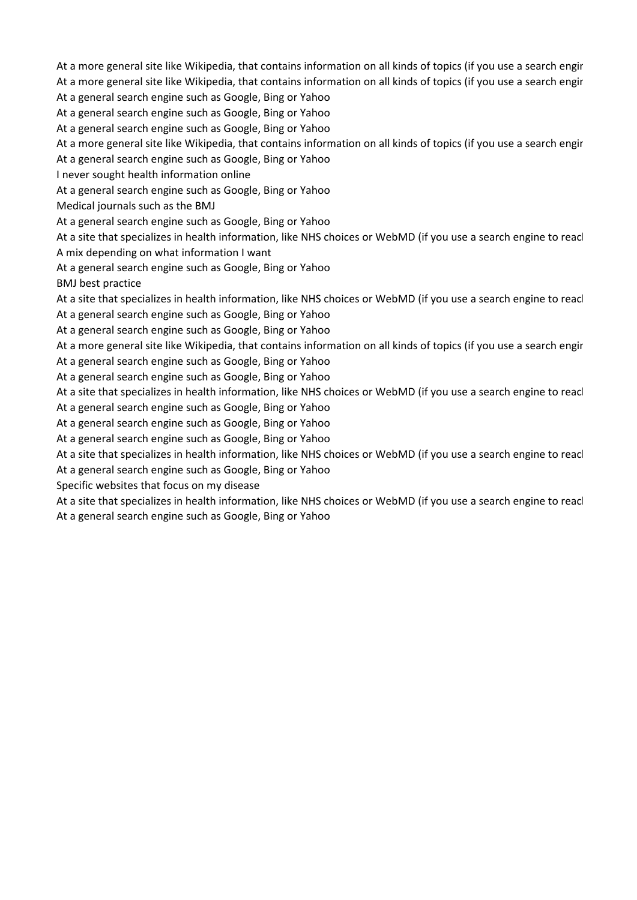At a more general site like Wikipedia, that contains information on all kinds of topics (if you use a search engir

At a more general site like Wikipedia, that contains information on all kinds of topics (if you use a search engir

At a general search engine such as Google, Bing or Yahoo

At a general search engine such as Google, Bing or Yahoo

At a general search engine such as Google, Bing or Yahoo

At a more general site like Wikipedia, that contains information on all kinds of topics (if you use a search engir

At a general search engine such as Google, Bing or Yahoo

I never sought health information online

At a general search engine such as Google, Bing or Yahoo

Medical journals such as the BMJ

At a general search engine such as Google, Bing or Yahoo

At a site that specializes in health information, like NHS choices or WebMD (if you use a search engine to reacl

A mix depending on what information I want

At a general search engine such as Google, Bing or Yahoo

BMJ best practice

At a site that specializes in health information, like NHS choices or WebMD (if you use a search engine to reacl

At a general search engine such as Google, Bing or Yahoo

At a general search engine such as Google, Bing or Yahoo

At a more general site like Wikipedia, that contains information on all kinds of topics (if you use a search engir

At a general search engine such as Google, Bing or Yahoo

At a general search engine such as Google, Bing or Yahoo

At a site that specializes in health information, like NHS choices or WebMD (if you use a search engine to reacl

At a general search engine such as Google, Bing or Yahoo

At a general search engine such as Google, Bing or Yahoo

At a general search engine such as Google, Bing or Yahoo

At a site that specializes in health information, like NHS choices or WebMD (if you use a search engine to reacl

At a general search engine such as Google, Bing or Yahoo

Specific websites that focus on my disease

At a site that specializes in health information, like NHS choices or WebMD (if you use a search engine to reacl

At a general search engine such as Google, Bing or Yahoo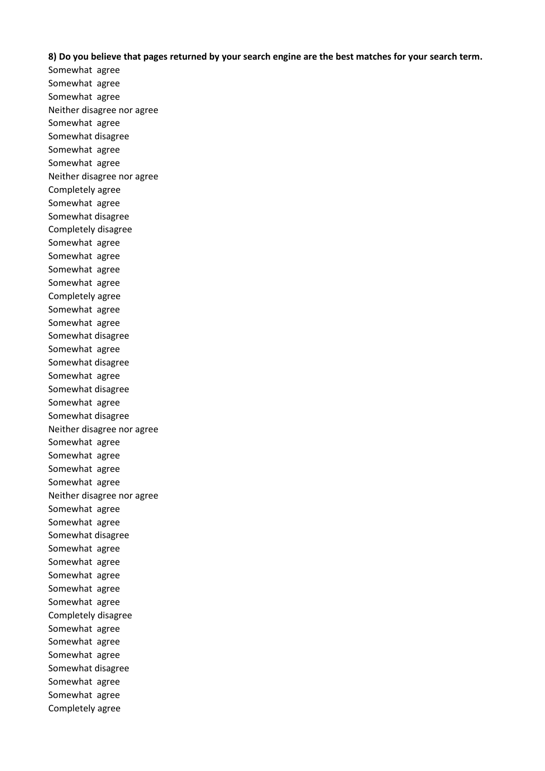**8) Do you believe that pages returned by your search engine are the best matches for your search term.**

Somewhat agree
Somewhat agree
Somewhat agree
Neither disagree nor agree
Somewhat agree
Somewhat disagree
Somewhat agree
Somewhat agree
Neither disagree nor agree
Completely agree
Somewhat agree
Somewhat disagree
Completely disagree
Somewhat agree
Somewhat agree
Somewhat agree
Somewhat agree
Completely agree
Somewhat agree
Somewhat agree
Somewhat disagree
Somewhat agree
Somewhat disagree
Somewhat agree
Somewhat disagree
Somewhat agree
Somewhat disagree
Neither disagree nor agree
Somewhat agree
Somewhat agree
Somewhat agree
Somewhat agree
Neither disagree nor agree
Somewhat agree
Somewhat agree
Somewhat disagree
Somewhat agree
Somewhat agree
Somewhat agree
Somewhat agree
Somewhat agree
Completely disagree
Somewhat agree
Somewhat agree
Somewhat agree
Somewhat disagree
Somewhat agree
Somewhat agree
Completely agree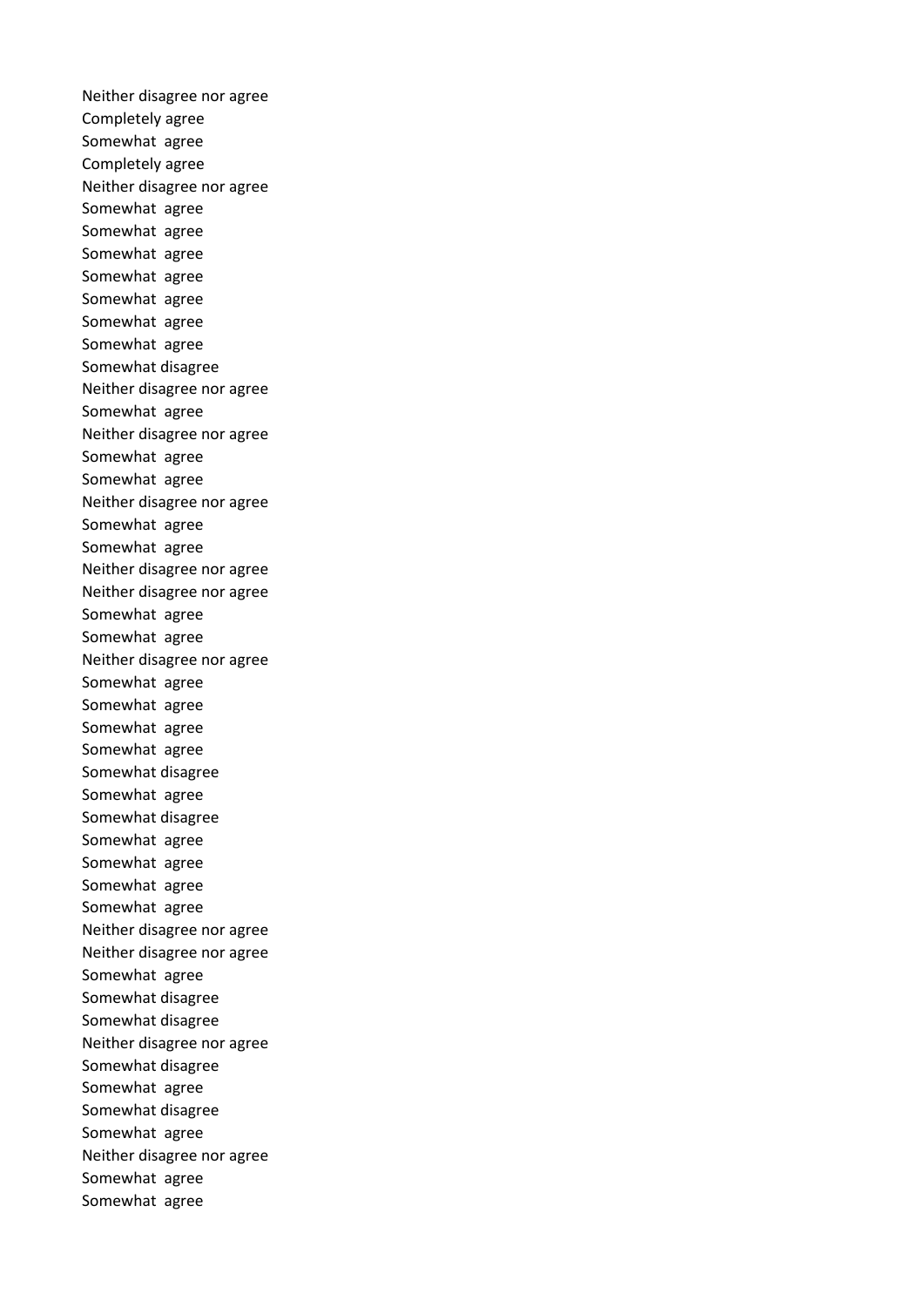Neither disagree nor agree
Completely agree
Somewhat  agree
Completely agree
Neither disagree nor agree
Somewhat  agree
Somewhat  agree
Somewhat  agree
Somewhat  agree
Somewhat  agree
Somewhat  agree
Somewhat  agree
Somewhat disagree
Neither disagree nor agree
Somewhat  agree
Neither disagree nor agree
Somewhat  agree
Somewhat  agree
Neither disagree nor agree
Somewhat  agree
Somewhat  agree
Neither disagree nor agree
Neither disagree nor agree
Somewhat  agree
Somewhat  agree
Neither disagree nor agree
Somewhat  agree
Somewhat  agree
Somewhat  agree
Somewhat  agree
Somewhat disagree
Somewhat  agree
Somewhat disagree
Somewhat  agree
Somewhat  agree
Somewhat  agree
Somewhat  agree
Neither disagree nor agree
Neither disagree nor agree
Somewhat  agree
Somewhat disagree
Somewhat disagree
Neither disagree nor agree
Somewhat disagree
Somewhat  agree
Somewhat disagree
Somewhat  agree
Neither disagree nor agree
Somewhat  agree
Somewhat  agree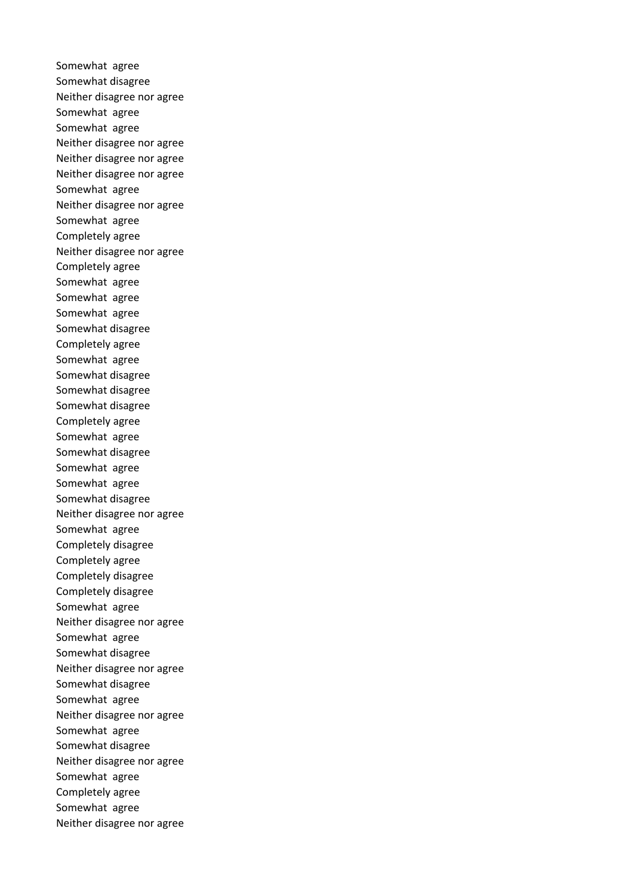Somewhat agree
Somewhat disagree
Neither disagree nor agree
Somewhat agree
Somewhat agree
Neither disagree nor agree
Neither disagree nor agree
Neither disagree nor agree
Somewhat agree
Neither disagree nor agree
Somewhat agree
Completely agree
Neither disagree nor agree
Completely agree
Somewhat agree
Somewhat agree
Somewhat agree
Somewhat disagree
Completely agree
Somewhat agree
Somewhat disagree
Somewhat disagree
Somewhat disagree
Completely agree
Somewhat agree
Somewhat disagree
Somewhat agree
Somewhat agree
Somewhat disagree
Neither disagree nor agree
Somewhat agree
Completely disagree
Completely agree
Completely disagree
Completely disagree
Somewhat agree
Neither disagree nor agree
Somewhat agree
Somewhat disagree
Neither disagree nor agree
Somewhat disagree
Somewhat agree
Neither disagree nor agree
Somewhat agree
Somewhat disagree
Neither disagree nor agree
Somewhat agree
Completely agree
Somewhat agree
Neither disagree nor agree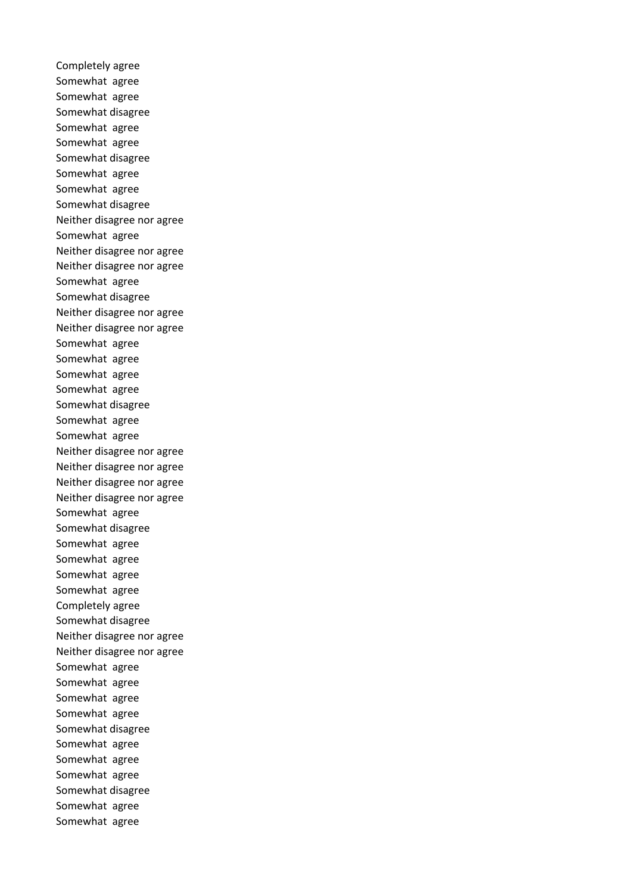Completely agree
Somewhat  agree
Somewhat  agree
Somewhat disagree
Somewhat  agree
Somewhat  agree
Somewhat disagree
Somewhat  agree
Somewhat  agree
Somewhat disagree
Neither disagree nor agree
Somewhat  agree
Neither disagree nor agree
Neither disagree nor agree
Somewhat  agree
Somewhat disagree
Neither disagree nor agree
Neither disagree nor agree
Somewhat  agree
Somewhat  agree
Somewhat  agree
Somewhat  agree
Somewhat disagree
Somewhat  agree
Somewhat  agree
Neither disagree nor agree
Neither disagree nor agree
Neither disagree nor agree
Neither disagree nor agree
Somewhat  agree
Somewhat disagree
Somewhat  agree
Somewhat  agree
Somewhat  agree
Somewhat  agree
Completely agree
Somewhat disagree
Neither disagree nor agree
Neither disagree nor agree
Somewhat  agree
Somewhat  agree
Somewhat  agree
Somewhat  agree
Somewhat disagree
Somewhat  agree
Somewhat  agree
Somewhat  agree
Somewhat disagree
Somewhat  agree
Somewhat  agree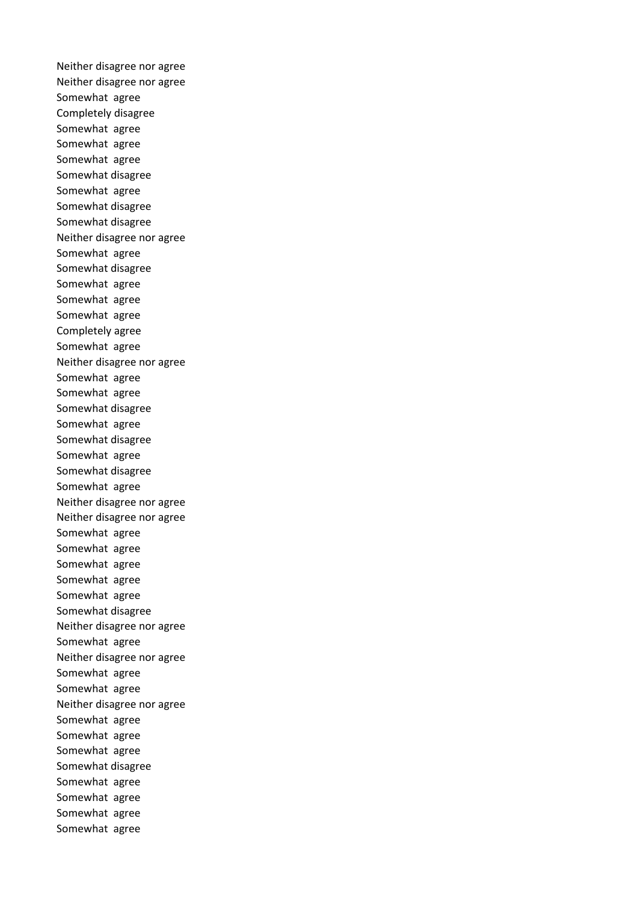Neither disagree nor agree
Neither disagree nor agree
Somewhat  agree
Completely disagree
Somewhat  agree
Somewhat  agree
Somewhat  agree
Somewhat disagree
Somewhat  agree
Somewhat disagree
Somewhat disagree
Neither disagree nor agree
Somewhat  agree
Somewhat disagree
Somewhat  agree
Somewhat  agree
Somewhat  agree
Completely agree
Somewhat  agree
Neither disagree nor agree
Somewhat  agree
Somewhat  agree
Somewhat disagree
Somewhat  agree
Somewhat disagree
Somewhat  agree
Somewhat disagree
Somewhat  agree
Neither disagree nor agree
Neither disagree nor agree
Somewhat  agree
Somewhat  agree
Somewhat  agree
Somewhat  agree
Somewhat  agree
Somewhat disagree
Neither disagree nor agree
Somewhat  agree
Neither disagree nor agree
Somewhat  agree
Somewhat  agree
Neither disagree nor agree
Somewhat  agree
Somewhat  agree
Somewhat  agree
Somewhat disagree
Somewhat  agree
Somewhat  agree
Somewhat  agree
Somewhat  agree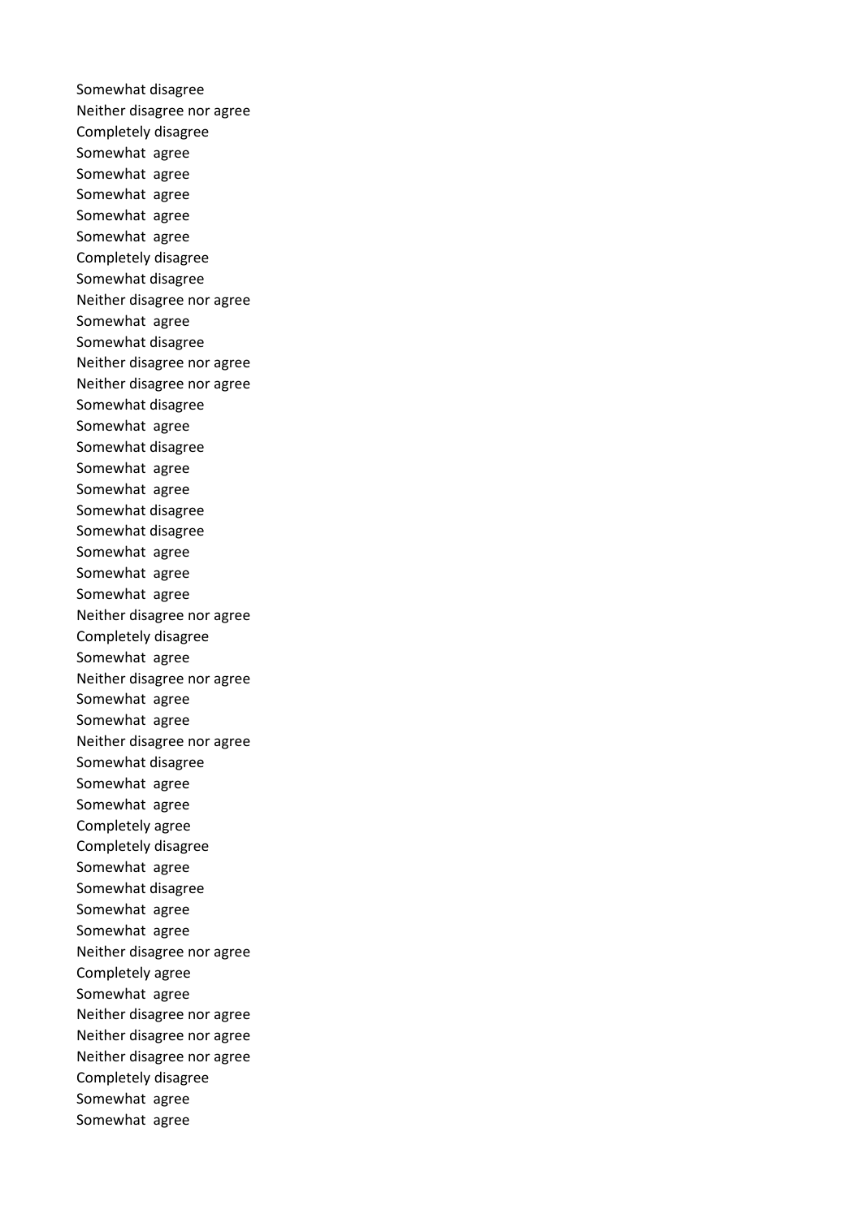Somewhat disagree
Neither disagree nor agree
Completely disagree
Somewhat  agree
Somewhat  agree
Somewhat  agree
Somewhat  agree
Somewhat  agree
Completely disagree
Somewhat disagree
Neither disagree nor agree
Somewhat  agree
Somewhat disagree
Neither disagree nor agree
Neither disagree nor agree
Somewhat disagree
Somewhat  agree
Somewhat disagree
Somewhat  agree
Somewhat  agree
Somewhat disagree
Somewhat disagree
Somewhat  agree
Somewhat  agree
Somewhat  agree
Neither disagree nor agree
Completely disagree
Somewhat  agree
Neither disagree nor agree
Somewhat  agree
Somewhat  agree
Neither disagree nor agree
Somewhat disagree
Somewhat  agree
Somewhat  agree
Completely agree
Completely disagree
Somewhat  agree
Somewhat disagree
Somewhat  agree
Somewhat  agree
Neither disagree nor agree
Completely agree
Somewhat  agree
Neither disagree nor agree
Neither disagree nor agree
Neither disagree nor agree
Completely disagree
Somewhat  agree
Somewhat  agree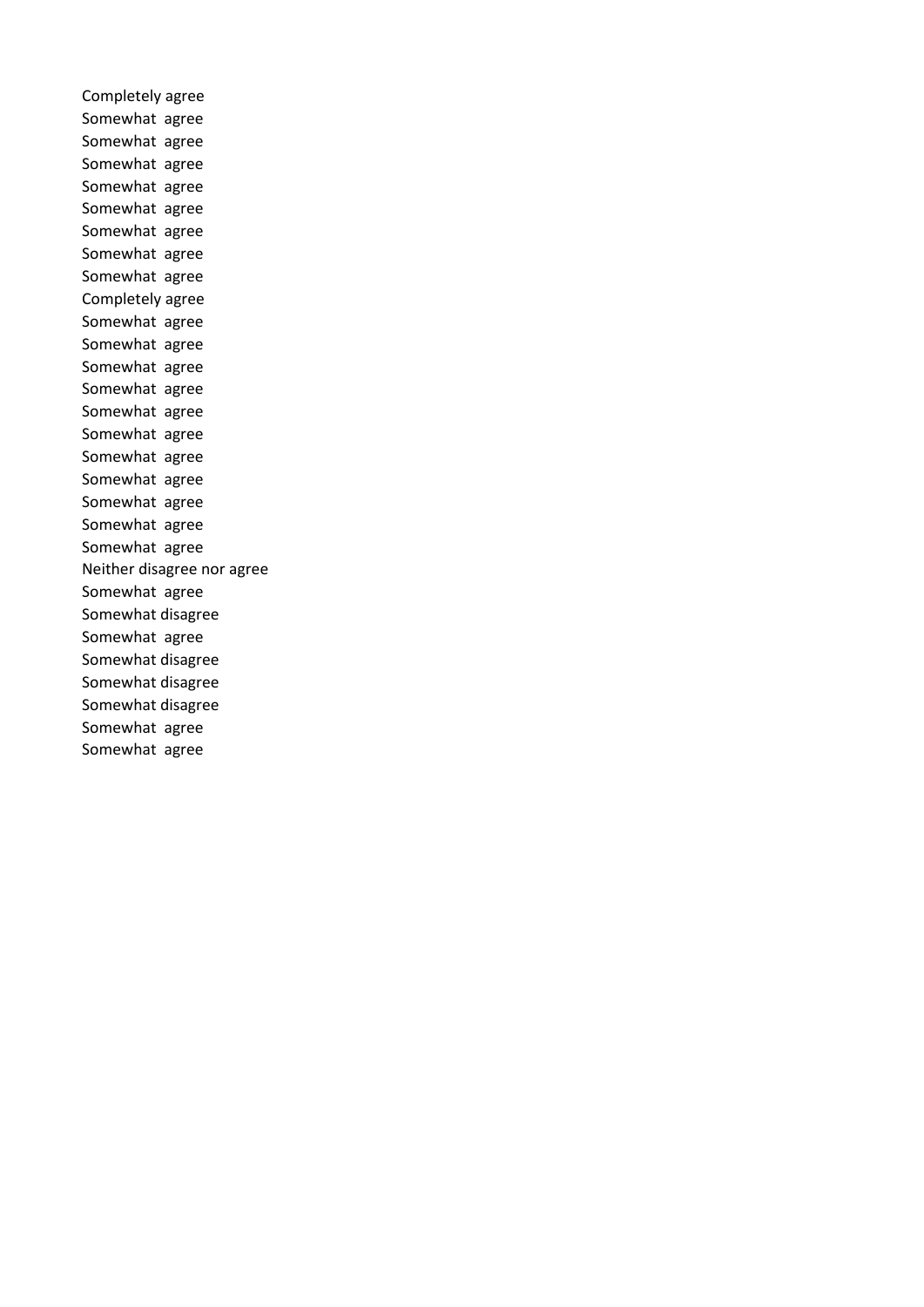Completely agree
Somewhat agree
Somewhat agree
Somewhat agree
Somewhat agree
Somewhat agree
Somewhat agree
Somewhat agree
Somewhat agree
Completely agree
Somewhat agree
Somewhat agree
Somewhat agree
Somewhat agree
Somewhat agree
Somewhat agree
Somewhat agree
Somewhat agree
Somewhat agree
Somewhat agree
Somewhat agree
Neither disagree nor agree
Somewhat agree
Somewhat disagree
Somewhat agree
Somewhat disagree
Somewhat disagree
Somewhat disagree
Somewhat agree
Somewhat agree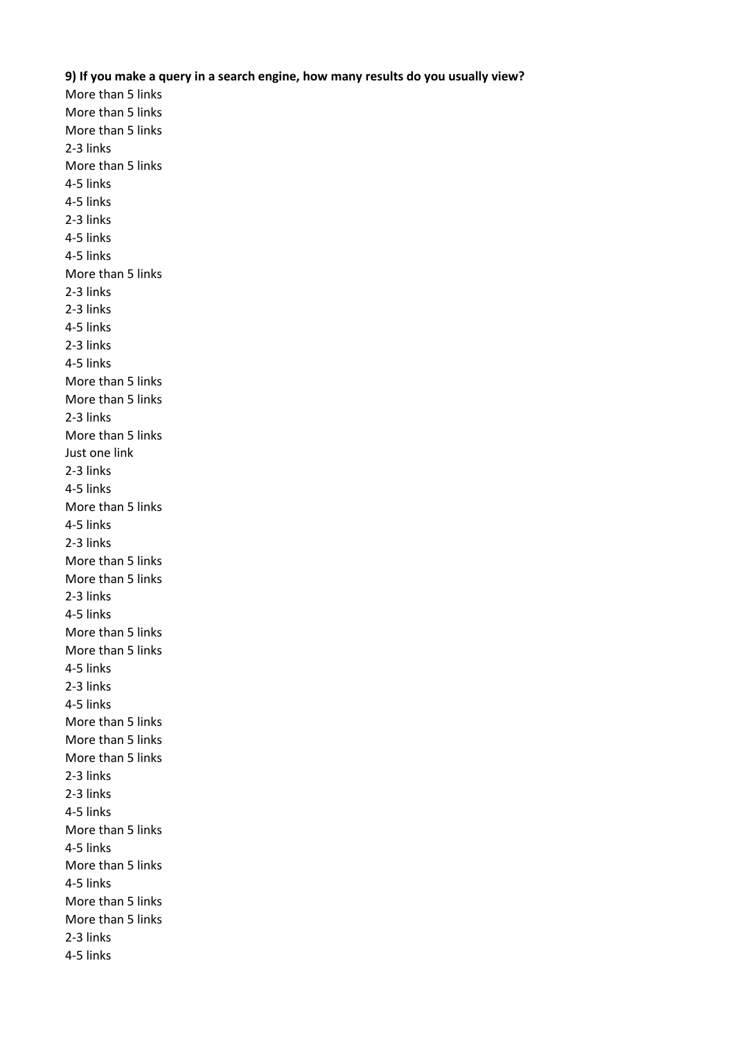**9) If you make a query in a search engine, how many results do you usually view?**

More than 5 links
More than 5 links
More than 5 links
2-3 links
More than 5 links
4-5 links
4-5 links
2-3 links
4-5 links
4-5 links
More than 5 links
2-3 links
2-3 links
4-5 links
2-3 links
4-5 links
More than 5 links
More than 5 links
2-3 links
More than 5 links
Just one link
2-3 links
4-5 links
More than 5 links
4-5 links
2-3 links
More than 5 links
More than 5 links
2-3 links
4-5 links
More than 5 links
More than 5 links
4-5 links
2-3 links
4-5 links
More than 5 links
More than 5 links
More than 5 links
2-3 links
2-3 links
4-5 links
More than 5 links
4-5 links
More than 5 links
4-5 links
More than 5 links
More than 5 links
2-3 links
4-5 links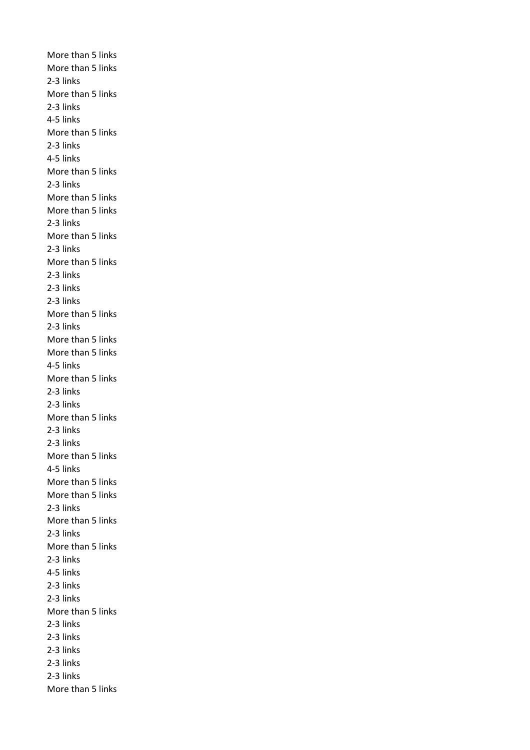More than 5 links
More than 5 links
2-3 links
More than 5 links
2-3 links
4-5 links
More than 5 links
2-3 links
4-5 links
More than 5 links
2-3 links
More than 5 links
More than 5 links
2-3 links
More than 5 links
2-3 links
More than 5 links
2-3 links
2-3 links
2-3 links
More than 5 links
2-3 links
More than 5 links
More than 5 links
4-5 links
More than 5 links
2-3 links
2-3 links
More than 5 links
2-3 links
2-3 links
More than 5 links
4-5 links
More than 5 links
More than 5 links
2-3 links
More than 5 links
2-3 links
More than 5 links
2-3 links
4-5 links
2-3 links
2-3 links
More than 5 links
2-3 links
2-3 links
2-3 links
2-3 links
2-3 links
More than 5 links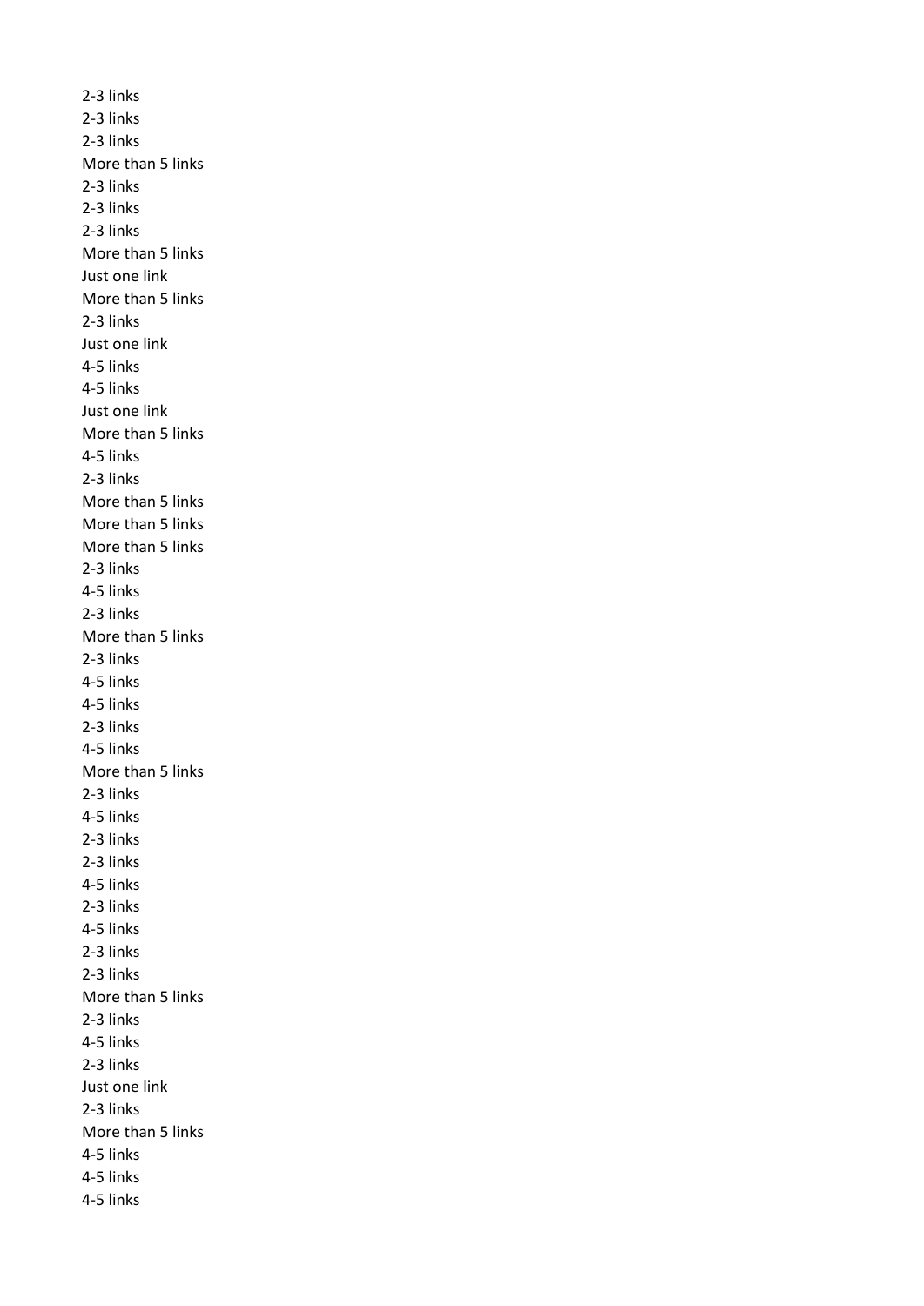2-3 links
2-3 links
2-3 links
More than 5 links
2-3 links
2-3 links
2-3 links
More than 5 links
Just one link
More than 5 links
2-3 links
Just one link
4-5 links
4-5 links
Just one link
More than 5 links
4-5 links
2-3 links
More than 5 links
More than 5 links
More than 5 links
2-3 links
4-5 links
2-3 links
More than 5 links
2-3 links
4-5 links
4-5 links
2-3 links
4-5 links
More than 5 links
2-3 links
4-5 links
2-3 links
2-3 links
4-5 links
2-3 links
4-5 links
2-3 links
2-3 links
More than 5 links
2-3 links
4-5 links
2-3 links
Just one link
2-3 links
More than 5 links
4-5 links
4-5 links
4-5 links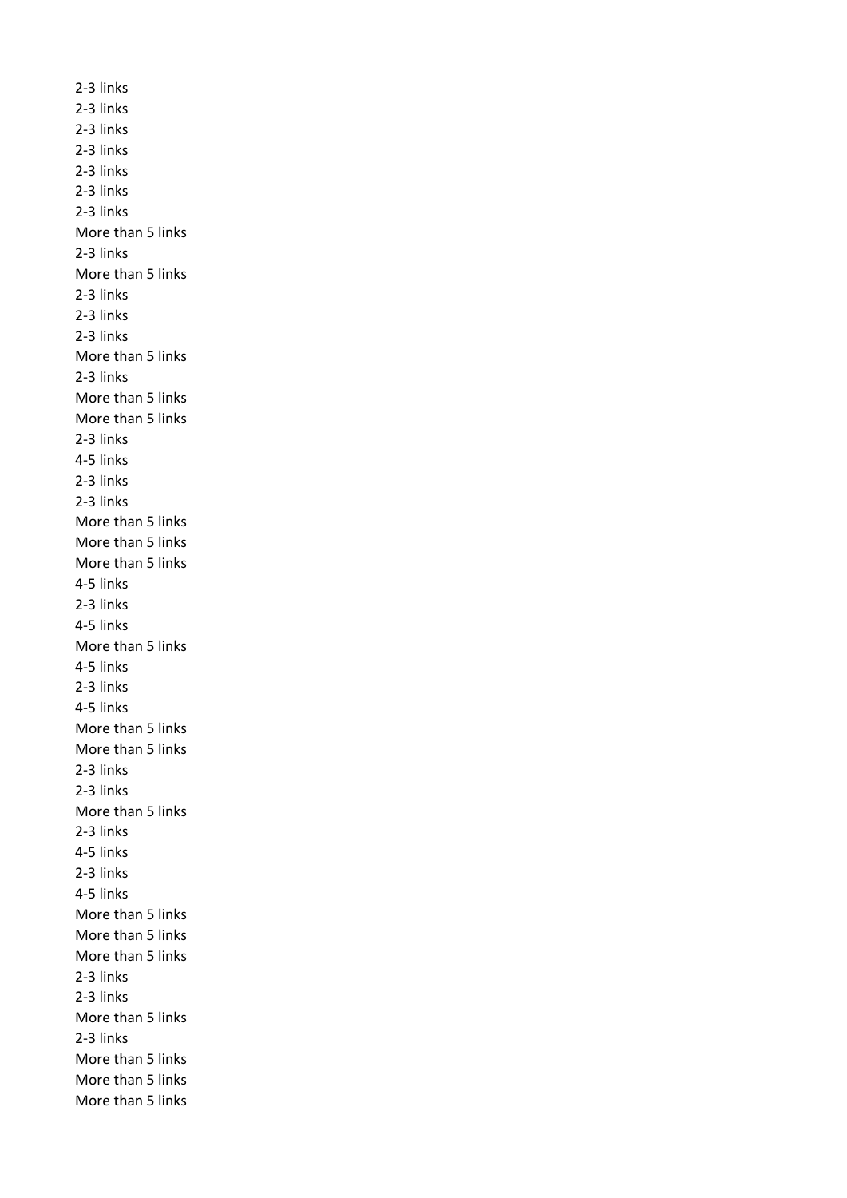2-3 links
2-3 links
2-3 links
2-3 links
2-3 links
2-3 links
2-3 links
More than 5 links
2-3 links
More than 5 links
2-3 links
2-3 links
2-3 links
More than 5 links
2-3 links
More than 5 links
More than 5 links
2-3 links
4-5 links
2-3 links
2-3 links
More than 5 links
More than 5 links
More than 5 links
4-5 links
2-3 links
4-5 links
More than 5 links
4-5 links
2-3 links
4-5 links
More than 5 links
More than 5 links
2-3 links
2-3 links
More than 5 links
2-3 links
4-5 links
2-3 links
4-5 links
More than 5 links
More than 5 links
More than 5 links
2-3 links
2-3 links
More than 5 links
2-3 links
More than 5 links
More than 5 links
More than 5 links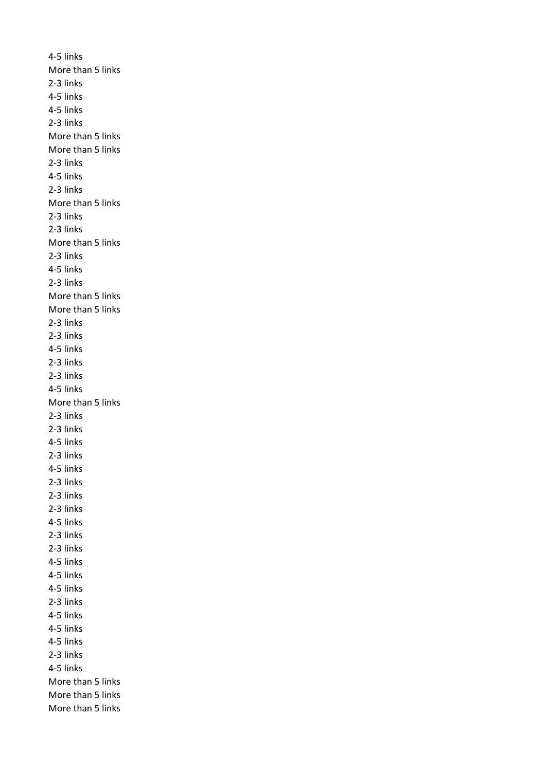4-5 links
More than 5 links
2-3 links
4-5 links
4-5 links
2-3 links
More than 5 links
More than 5 links
2-3 links
4-5 links
2-3 links
More than 5 links
2-3 links
2-3 links
More than 5 links
2-3 links
4-5 links
2-3 links
More than 5 links
More than 5 links
2-3 links
2-3 links
4-5 links
2-3 links
2-3 links
4-5 links
More than 5 links
2-3 links
2-3 links
4-5 links
2-3 links
4-5 links
2-3 links
2-3 links
2-3 links
4-5 links
2-3 links
2-3 links
4-5 links
4-5 links
4-5 links
2-3 links
4-5 links
4-5 links
4-5 links
2-3 links
4-5 links
More than 5 links
More than 5 links
More than 5 links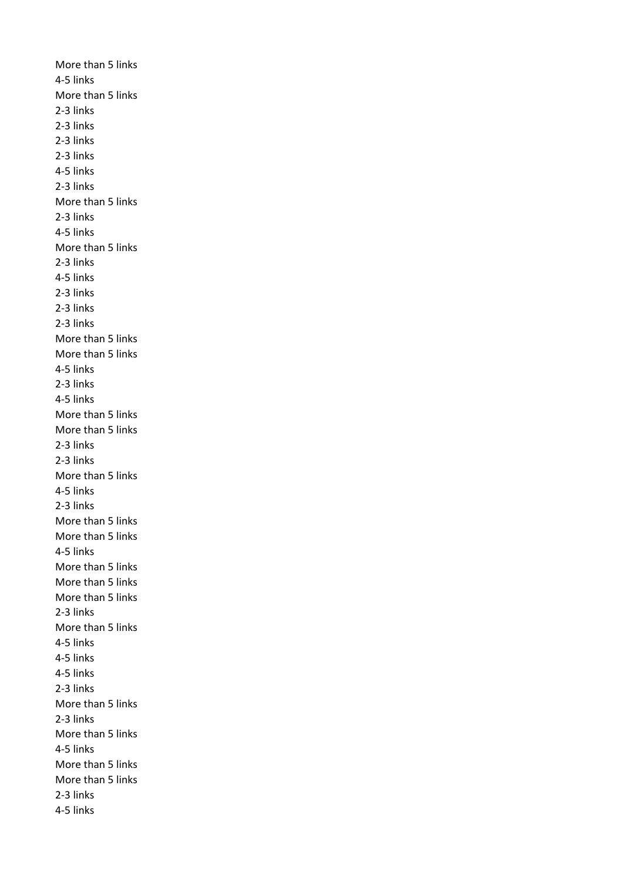More than 5 links
4-5 links
More than 5 links
2-3 links
2-3 links
2-3 links
2-3 links
4-5 links
2-3 links
More than 5 links
2-3 links
4-5 links
More than 5 links
2-3 links
4-5 links
2-3 links
2-3 links
2-3 links
More than 5 links
More than 5 links
4-5 links
2-3 links
4-5 links
More than 5 links
More than 5 links
2-3 links
2-3 links
More than 5 links
4-5 links
2-3 links
More than 5 links
More than 5 links
4-5 links
More than 5 links
More than 5 links
More than 5 links
2-3 links
More than 5 links
4-5 links
4-5 links
4-5 links
2-3 links
More than 5 links
2-3 links
More than 5 links
4-5 links
More than 5 links
More than 5 links
2-3 links
4-5 links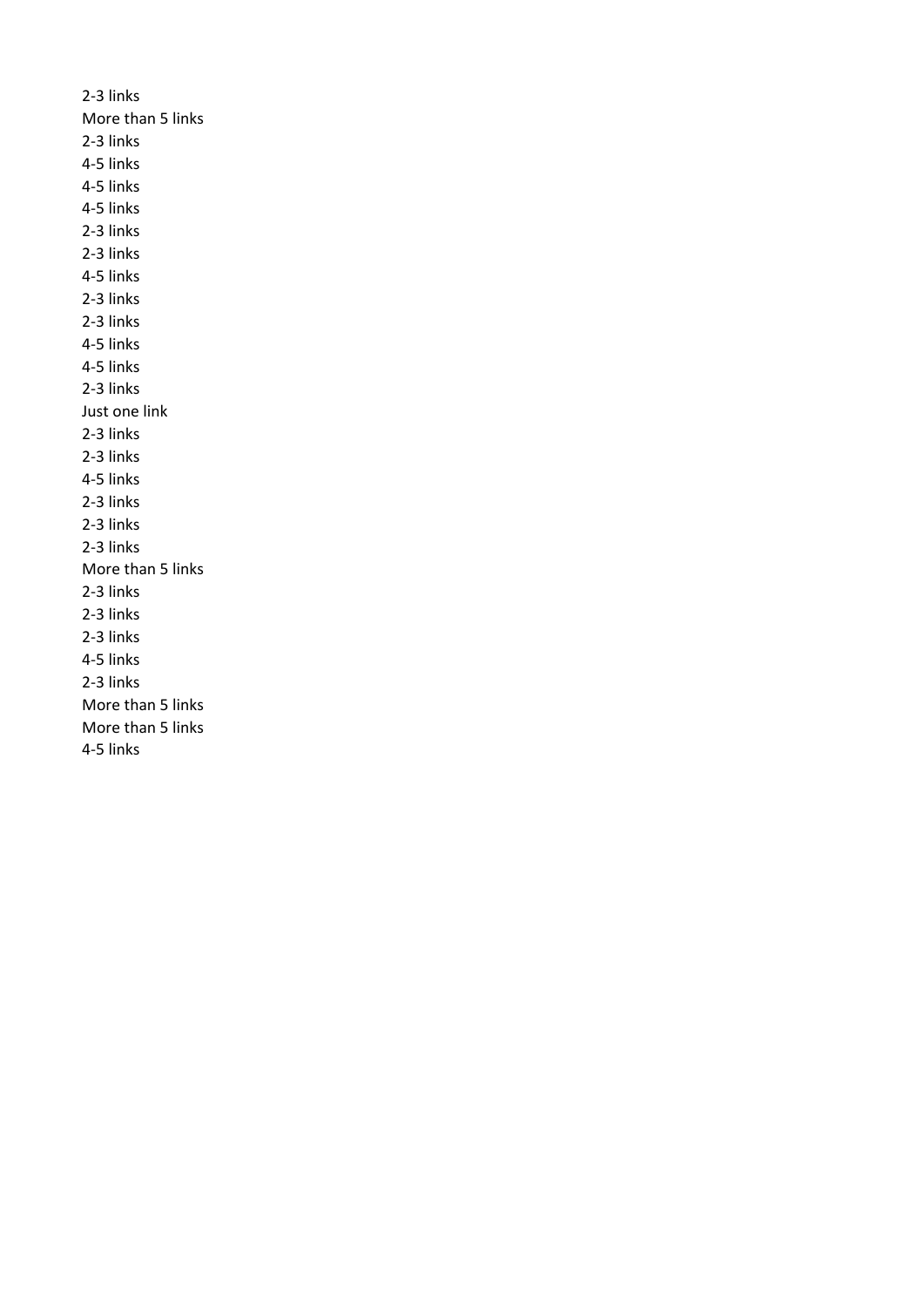2-3 links
More than 5 links
2-3 links
4-5 links
4-5 links
4-5 links
2-3 links
2-3 links
4-5 links
2-3 links
2-3 links
4-5 links
4-5 links
2-3 links
Just one link
2-3 links
2-3 links
4-5 links
2-3 links
2-3 links
2-3 links
More than 5 links
2-3 links
2-3 links
2-3 links
4-5 links
2-3 links
More than 5 links
More than 5 links
4-5 links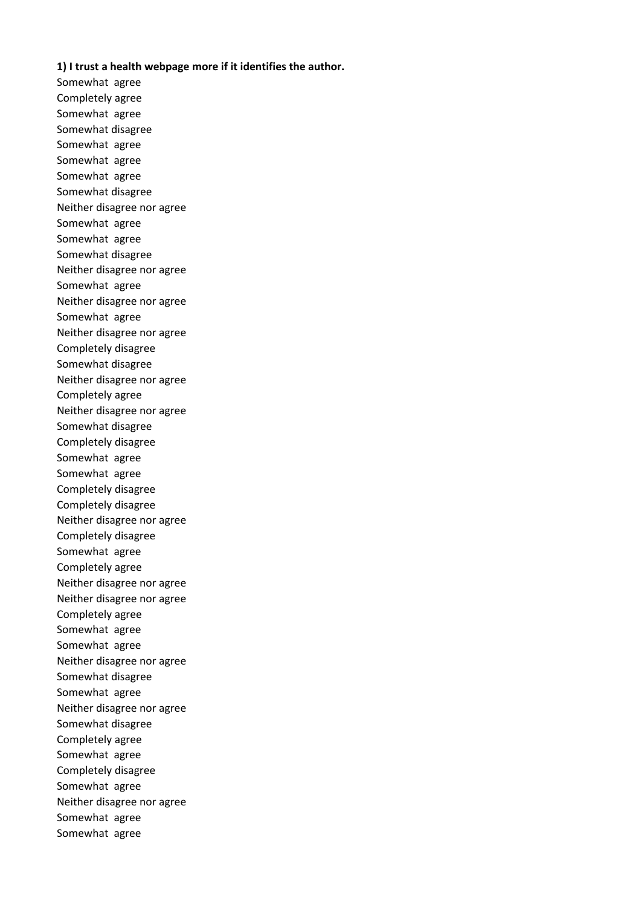**1) I trust a health webpage more if it identifies the author.**

Somewhat agree
Completely agree
Somewhat agree
Somewhat disagree
Somewhat agree
Somewhat agree
Somewhat agree
Somewhat disagree
Neither disagree nor agree
Somewhat agree
Somewhat agree
Somewhat disagree
Neither disagree nor agree
Somewhat agree
Neither disagree nor agree
Somewhat agree
Neither disagree nor agree
Completely disagree
Somewhat disagree
Neither disagree nor agree
Completely agree
Neither disagree nor agree
Somewhat disagree
Completely disagree
Somewhat agree
Somewhat agree
Completely disagree
Completely disagree
Neither disagree nor agree
Completely disagree
Somewhat agree
Completely agree
Neither disagree nor agree
Neither disagree nor agree
Completely agree
Somewhat agree
Somewhat agree
Neither disagree nor agree
Somewhat disagree
Somewhat agree
Neither disagree nor agree
Somewhat disagree
Completely agree
Somewhat agree
Completely disagree
Somewhat agree
Neither disagree nor agree
Somewhat agree
Somewhat agree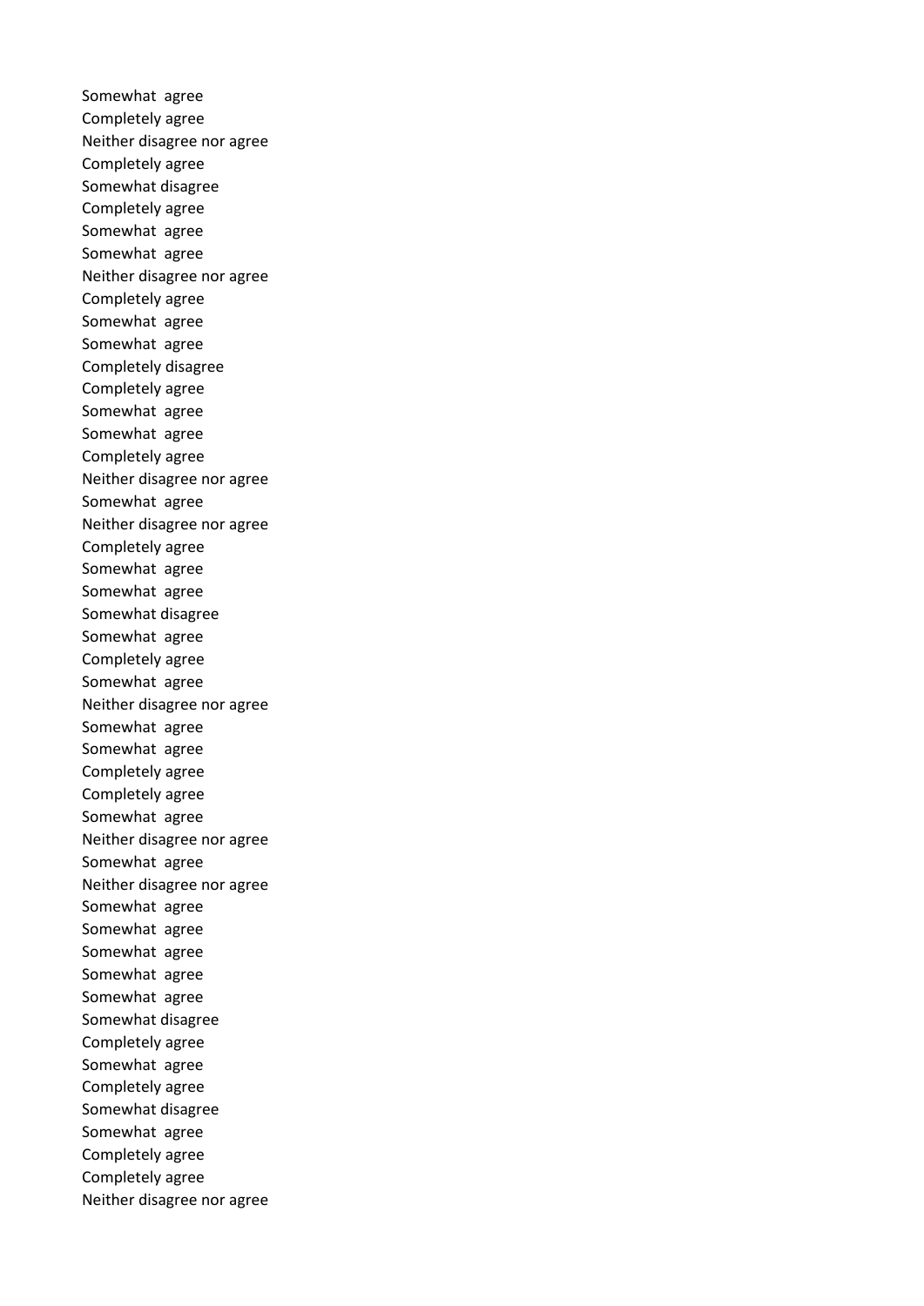Somewhat  agree
Completely agree
Neither disagree nor agree
Completely agree
Somewhat disagree
Completely agree
Somewhat  agree
Somewhat  agree
Neither disagree nor agree
Completely agree
Somewhat  agree
Somewhat  agree
Completely disagree
Completely agree
Somewhat  agree
Somewhat  agree
Completely agree
Neither disagree nor agree
Somewhat  agree
Neither disagree nor agree
Completely agree
Somewhat  agree
Somewhat  agree
Somewhat disagree
Somewhat  agree
Completely agree
Somewhat  agree
Neither disagree nor agree
Somewhat  agree
Somewhat  agree
Completely agree
Completely agree
Somewhat  agree
Neither disagree nor agree
Somewhat  agree
Neither disagree nor agree
Somewhat  agree
Somewhat  agree
Somewhat  agree
Somewhat  agree
Somewhat  agree
Somewhat disagree
Completely agree
Somewhat  agree
Completely agree
Somewhat disagree
Somewhat  agree
Completely agree
Completely agree
Neither disagree nor agree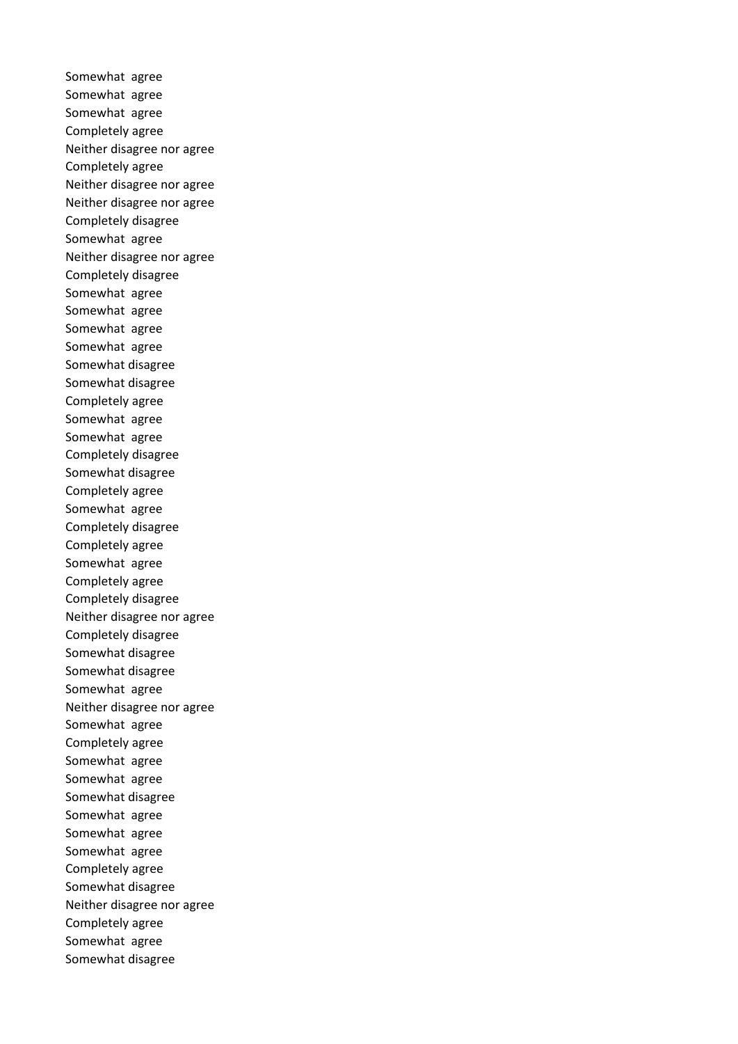Somewhat agree
Somewhat agree
Somewhat agree
Completely agree
Neither disagree nor agree
Completely agree
Neither disagree nor agree
Neither disagree nor agree
Completely disagree
Somewhat agree
Neither disagree nor agree
Completely disagree
Somewhat agree
Somewhat agree
Somewhat agree
Somewhat agree
Somewhat disagree
Somewhat disagree
Completely agree
Somewhat agree
Somewhat agree
Completely disagree
Somewhat disagree
Completely agree
Somewhat agree
Completely disagree
Completely agree
Somewhat agree
Completely agree
Completely disagree
Neither disagree nor agree
Completely disagree
Somewhat disagree
Somewhat disagree
Somewhat agree
Neither disagree nor agree
Somewhat agree
Completely agree
Somewhat agree
Somewhat agree
Somewhat disagree
Somewhat agree
Somewhat agree
Somewhat agree
Completely agree
Somewhat disagree
Neither disagree nor agree
Completely agree
Somewhat agree
Somewhat disagree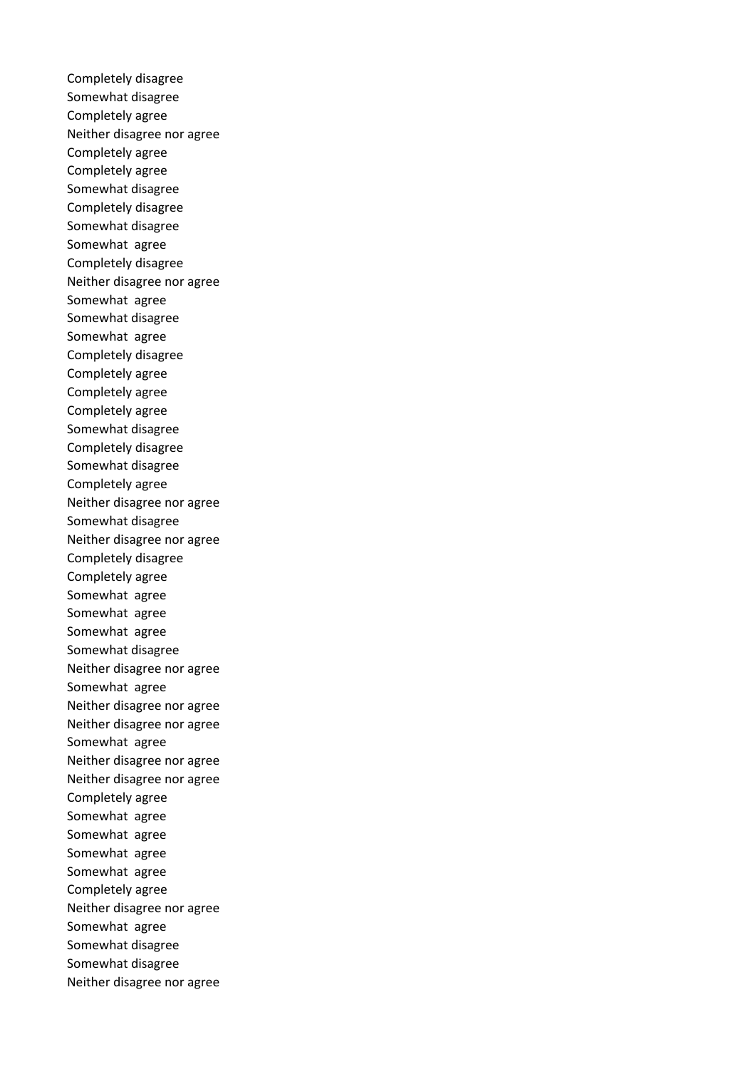Completely disagree
Somewhat disagree
Completely agree
Neither disagree nor agree
Completely agree
Completely agree
Somewhat disagree
Completely disagree
Somewhat disagree
Somewhat agree
Completely disagree
Neither disagree nor agree
Somewhat agree
Somewhat disagree
Somewhat agree
Completely disagree
Completely agree
Completely agree
Completely agree
Somewhat disagree
Completely disagree
Somewhat disagree
Completely agree
Neither disagree nor agree
Somewhat disagree
Neither disagree nor agree
Completely disagree
Completely agree
Somewhat agree
Somewhat agree
Somewhat agree
Somewhat disagree
Neither disagree nor agree
Somewhat agree
Neither disagree nor agree
Neither disagree nor agree
Somewhat agree
Neither disagree nor agree
Neither disagree nor agree
Completely agree
Somewhat agree
Somewhat agree
Somewhat agree
Somewhat agree
Completely agree
Neither disagree nor agree
Somewhat agree
Somewhat disagree
Somewhat disagree
Neither disagree nor agree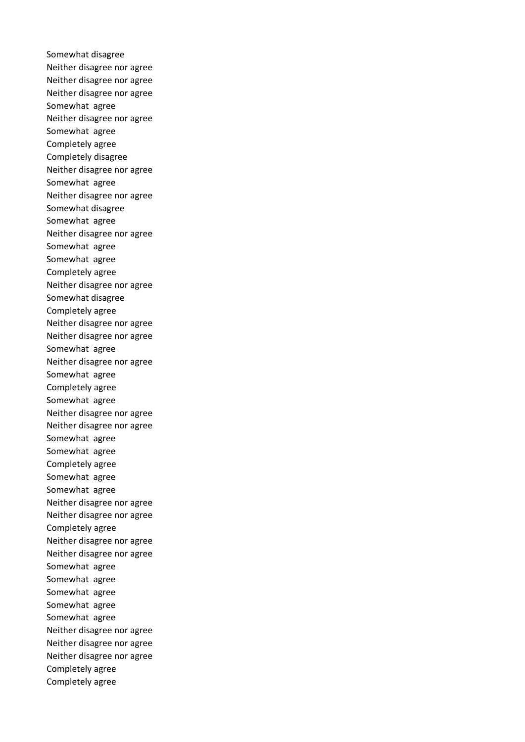Somewhat disagree
Neither disagree nor agree
Neither disagree nor agree
Neither disagree nor agree
Somewhat  agree
Neither disagree nor agree
Somewhat  agree
Completely agree
Completely disagree
Neither disagree nor agree
Somewhat  agree
Neither disagree nor agree
Somewhat disagree
Somewhat  agree
Neither disagree nor agree
Somewhat  agree
Somewhat  agree
Completely agree
Neither disagree nor agree
Somewhat disagree
Completely agree
Neither disagree nor agree
Neither disagree nor agree
Somewhat  agree
Neither disagree nor agree
Somewhat  agree
Completely agree
Somewhat  agree
Neither disagree nor agree
Neither disagree nor agree
Somewhat  agree
Somewhat  agree
Completely agree
Somewhat  agree
Somewhat  agree
Neither disagree nor agree
Neither disagree nor agree
Completely agree
Neither disagree nor agree
Neither disagree nor agree
Somewhat  agree
Somewhat  agree
Somewhat  agree
Somewhat  agree
Somewhat  agree
Neither disagree nor agree
Neither disagree nor agree
Neither disagree nor agree
Completely agree
Completely agree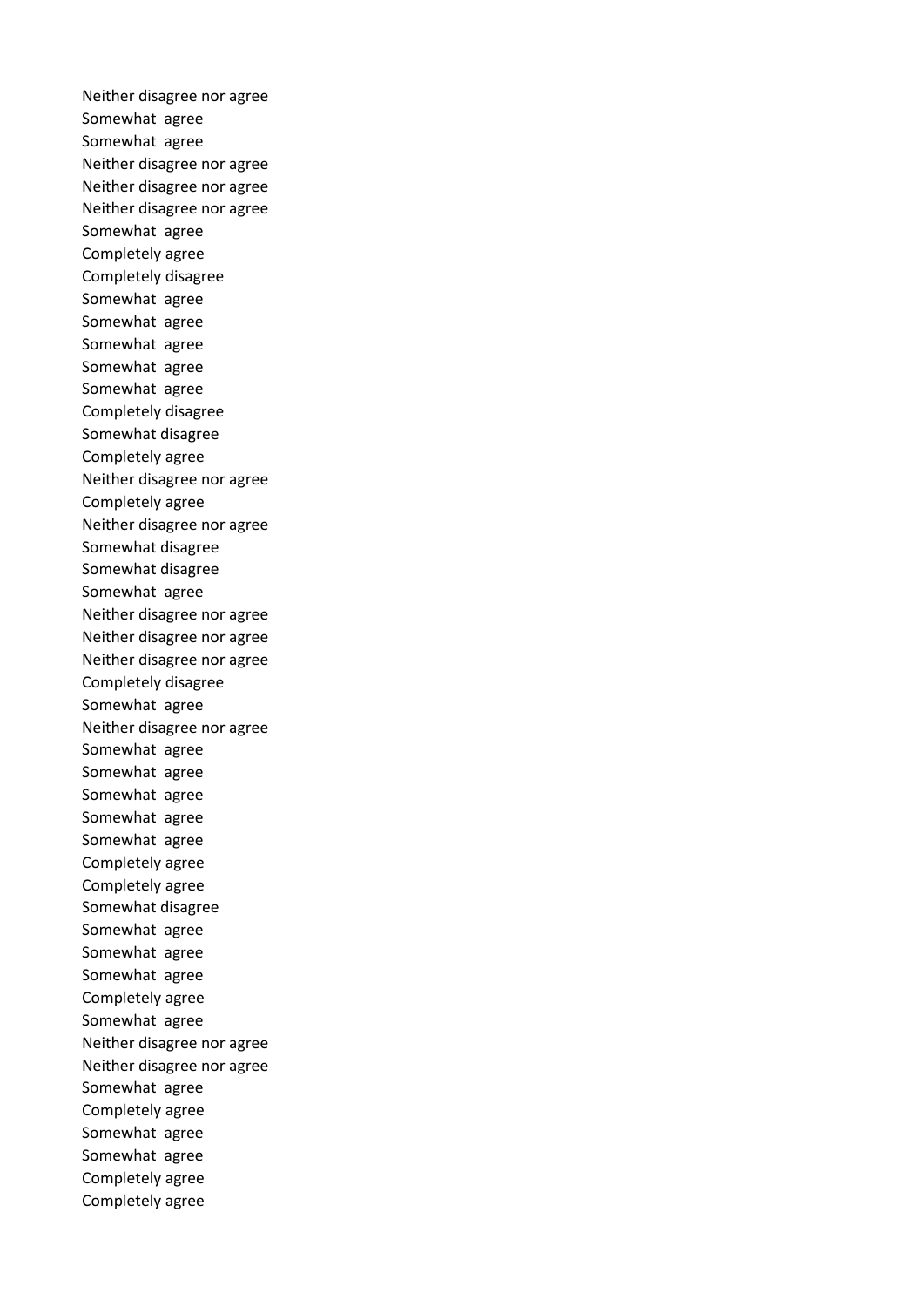Neither disagree nor agree
Somewhat  agree
Somewhat  agree
Neither disagree nor agree
Neither disagree nor agree
Neither disagree nor agree
Somewhat  agree
Completely agree
Completely disagree
Somewhat  agree
Somewhat  agree
Somewhat  agree
Somewhat  agree
Somewhat  agree
Completely disagree
Somewhat disagree
Completely agree
Neither disagree nor agree
Completely agree
Neither disagree nor agree
Somewhat disagree
Somewhat disagree
Somewhat  agree
Neither disagree nor agree
Neither disagree nor agree
Neither disagree nor agree
Completely disagree
Somewhat  agree
Neither disagree nor agree
Somewhat  agree
Somewhat  agree
Somewhat  agree
Somewhat  agree
Somewhat  agree
Completely agree
Completely agree
Somewhat disagree
Somewhat  agree
Somewhat  agree
Somewhat  agree
Completely agree
Somewhat  agree
Neither disagree nor agree
Neither disagree nor agree
Somewhat  agree
Completely agree
Somewhat  agree
Somewhat  agree
Completely agree
Completely agree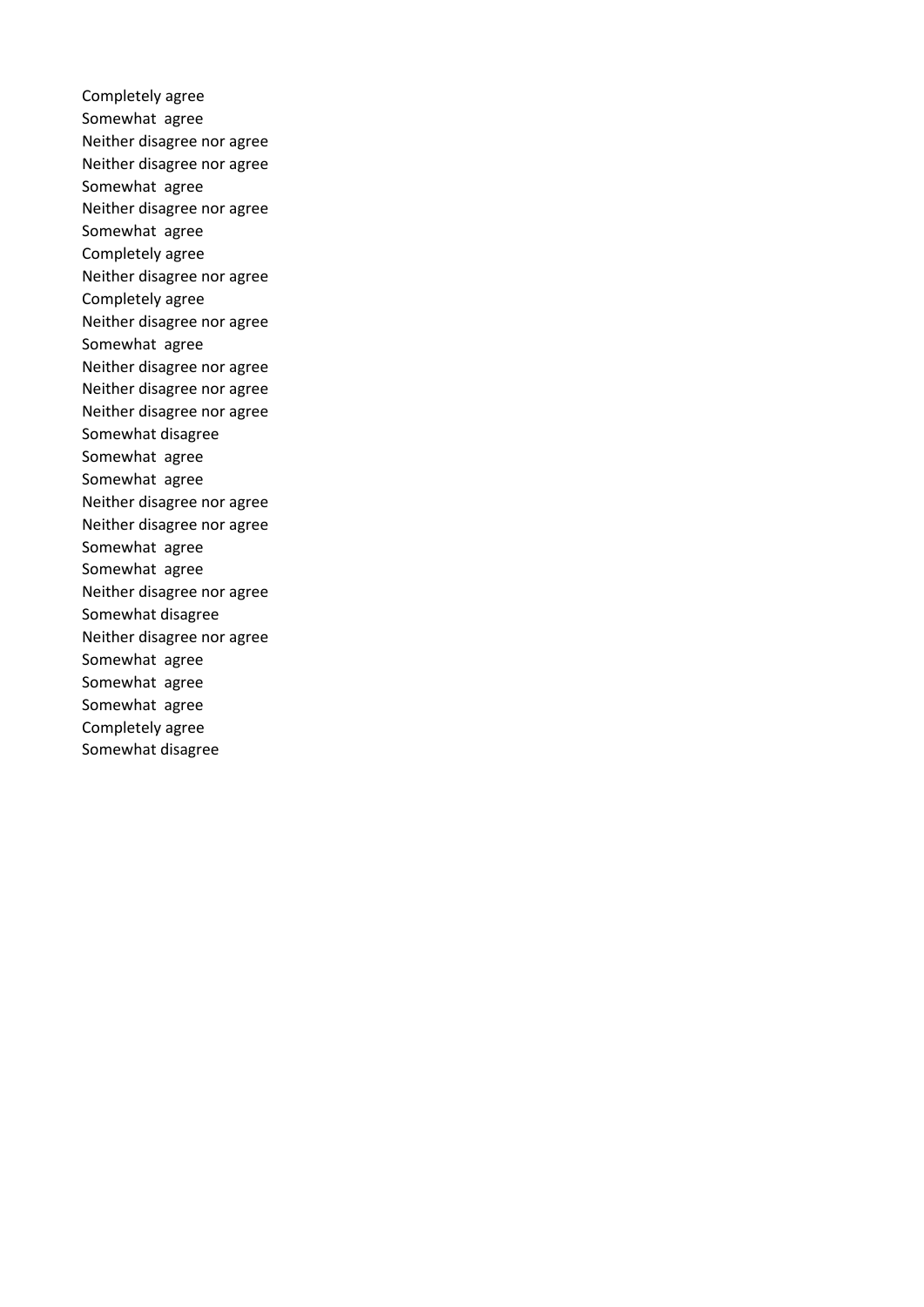Completely agree
Somewhat  agree
Neither disagree nor agree
Neither disagree nor agree
Somewhat  agree
Neither disagree nor agree
Somewhat  agree
Completely agree
Neither disagree nor agree
Completely agree
Neither disagree nor agree
Somewhat  agree
Neither disagree nor agree
Neither disagree nor agree
Neither disagree nor agree
Somewhat disagree
Somewhat  agree
Somewhat  agree
Neither disagree nor agree
Neither disagree nor agree
Somewhat  agree
Somewhat  agree
Neither disagree nor agree
Somewhat disagree
Neither disagree nor agree
Somewhat  agree
Somewhat  agree
Somewhat  agree
Completely agree
Somewhat disagree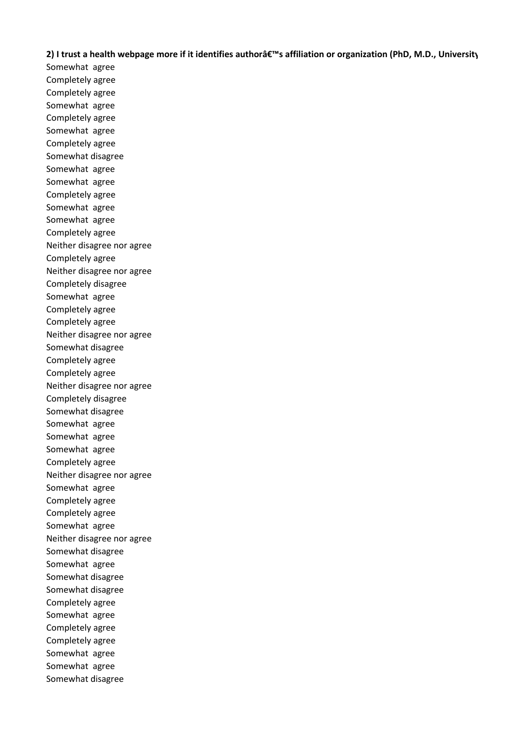**2) I trust a health webpage more if it identifies authorâ€™s affiliation or organization (PhD, M.D., University**

Somewhat agree
Completely agree
Completely agree
Somewhat agree
Completely agree
Somewhat agree
Completely agree
Somewhat disagree
Somewhat agree
Somewhat agree
Completely agree
Somewhat agree
Somewhat agree
Completely agree
Neither disagree nor agree
Completely agree
Neither disagree nor agree
Completely disagree
Somewhat agree
Completely agree
Completely agree
Neither disagree nor agree
Somewhat disagree
Completely agree
Completely agree
Neither disagree nor agree
Completely disagree
Somewhat disagree
Somewhat agree
Somewhat agree
Somewhat agree
Completely agree
Neither disagree nor agree
Somewhat agree
Completely agree
Completely agree
Somewhat agree
Neither disagree nor agree
Somewhat disagree
Somewhat agree
Somewhat disagree
Somewhat disagree
Completely agree
Somewhat agree
Completely agree
Completely agree
Somewhat agree
Somewhat agree
Somewhat disagree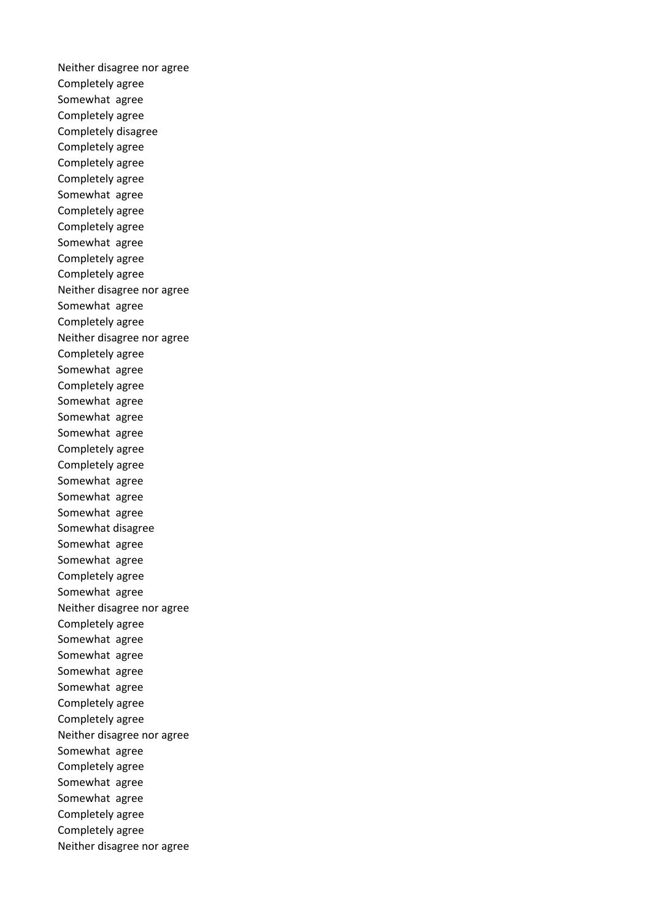Neither disagree nor agree
Completely agree
Somewhat  agree
Completely agree
Completely disagree
Completely agree
Completely agree
Completely agree
Somewhat  agree
Completely agree
Completely agree
Somewhat  agree
Completely agree
Completely agree
Neither disagree nor agree
Somewhat  agree
Completely agree
Neither disagree nor agree
Completely agree
Somewhat  agree
Completely agree
Somewhat  agree
Somewhat  agree
Somewhat  agree
Completely agree
Completely agree
Somewhat  agree
Somewhat  agree
Somewhat  agree
Somewhat disagree
Somewhat  agree
Somewhat  agree
Completely agree
Somewhat  agree
Neither disagree nor agree
Completely agree
Somewhat  agree
Somewhat  agree
Somewhat  agree
Somewhat  agree
Completely agree
Completely agree
Neither disagree nor agree
Somewhat  agree
Completely agree
Somewhat  agree
Somewhat  agree
Completely agree
Completely agree
Neither disagree nor agree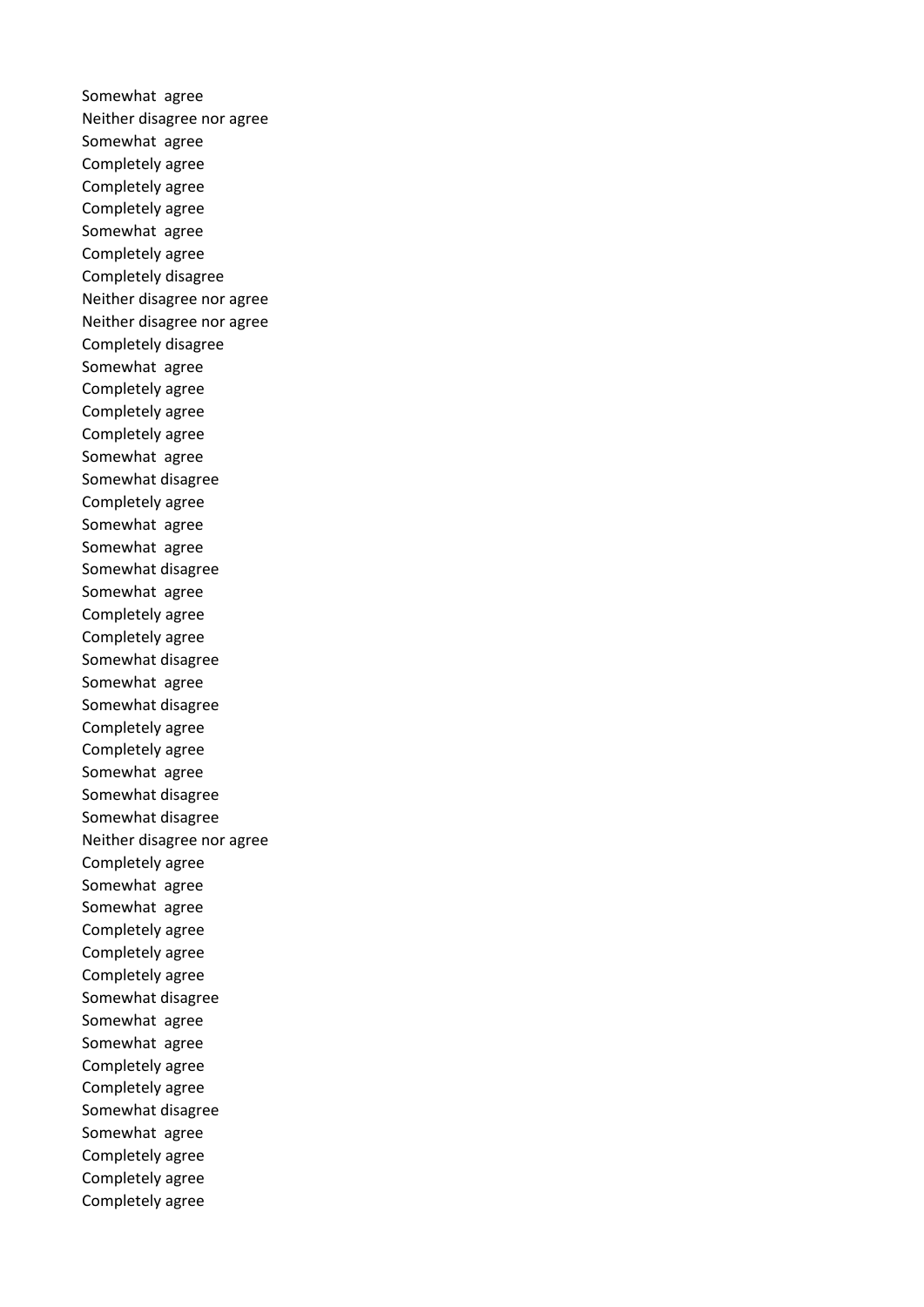Somewhat agree
Neither disagree nor agree
Somewhat agree
Completely agree
Completely agree
Completely agree
Somewhat agree
Completely agree
Completely disagree
Neither disagree nor agree
Neither disagree nor agree
Completely disagree
Somewhat agree
Completely agree
Completely agree
Completely agree
Somewhat agree
Somewhat disagree
Completely agree
Somewhat agree
Somewhat agree
Somewhat disagree
Somewhat agree
Completely agree
Completely agree
Somewhat disagree
Somewhat agree
Somewhat disagree
Completely agree
Completely agree
Somewhat agree
Somewhat disagree
Somewhat disagree
Neither disagree nor agree
Completely agree
Somewhat agree
Somewhat agree
Completely agree
Completely agree
Completely agree
Somewhat disagree
Somewhat agree
Somewhat agree
Completely agree
Completely agree
Somewhat disagree
Somewhat agree
Completely agree
Completely agree
Completely agree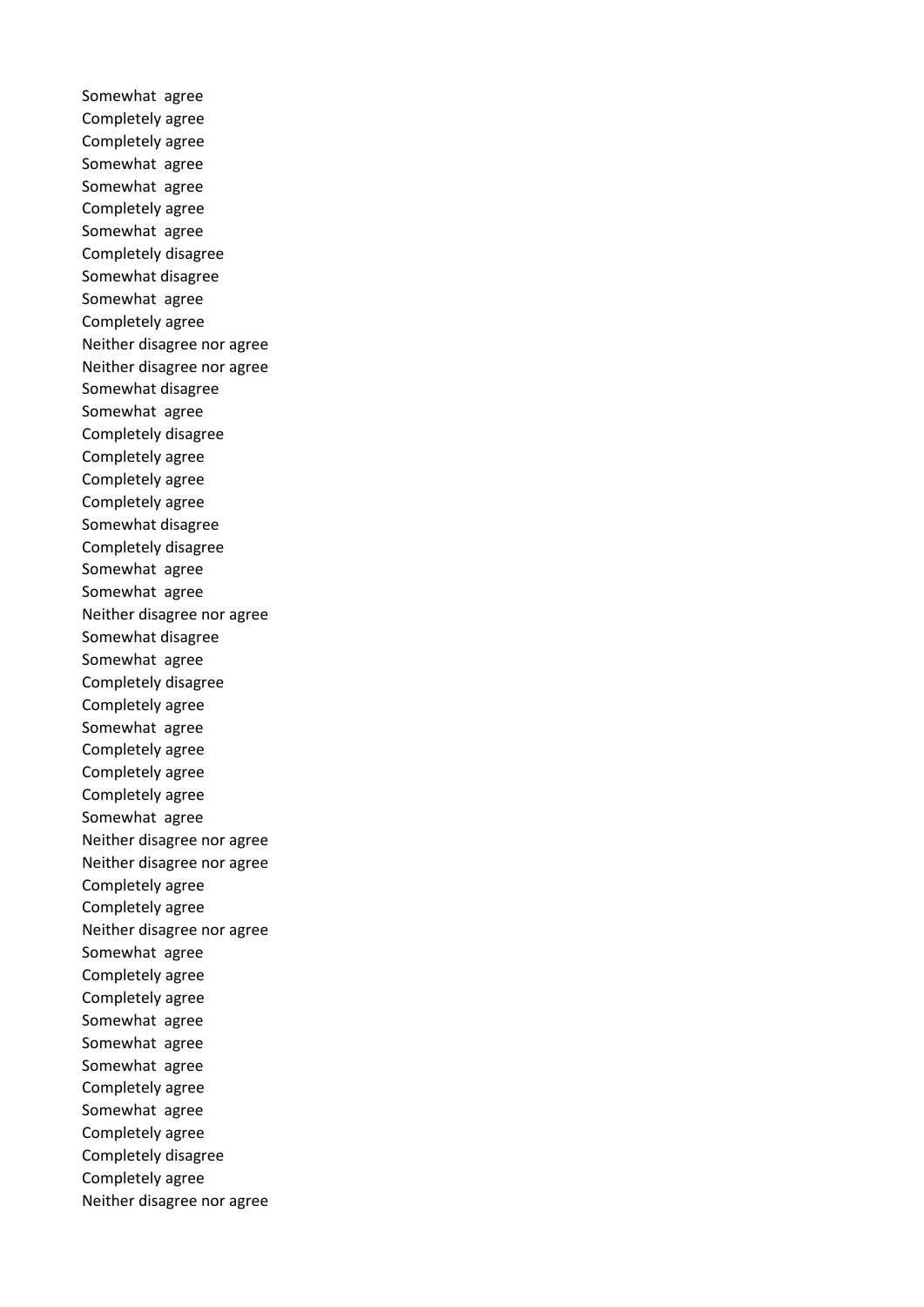Somewhat agree
Completely agree
Completely agree
Somewhat agree
Somewhat agree
Completely agree
Somewhat agree
Completely disagree
Somewhat disagree
Somewhat agree
Completely agree
Neither disagree nor agree
Neither disagree nor agree
Somewhat disagree
Somewhat agree
Completely disagree
Completely agree
Completely agree
Completely agree
Somewhat disagree
Completely disagree
Somewhat agree
Somewhat agree
Neither disagree nor agree
Somewhat disagree
Somewhat agree
Completely disagree
Completely agree
Somewhat agree
Completely agree
Completely agree
Completely agree
Somewhat agree
Neither disagree nor agree
Neither disagree nor agree
Completely agree
Completely agree
Neither disagree nor agree
Somewhat agree
Completely agree
Completely agree
Somewhat agree
Somewhat agree
Somewhat agree
Completely agree
Somewhat agree
Completely agree
Completely disagree
Completely agree
Neither disagree nor agree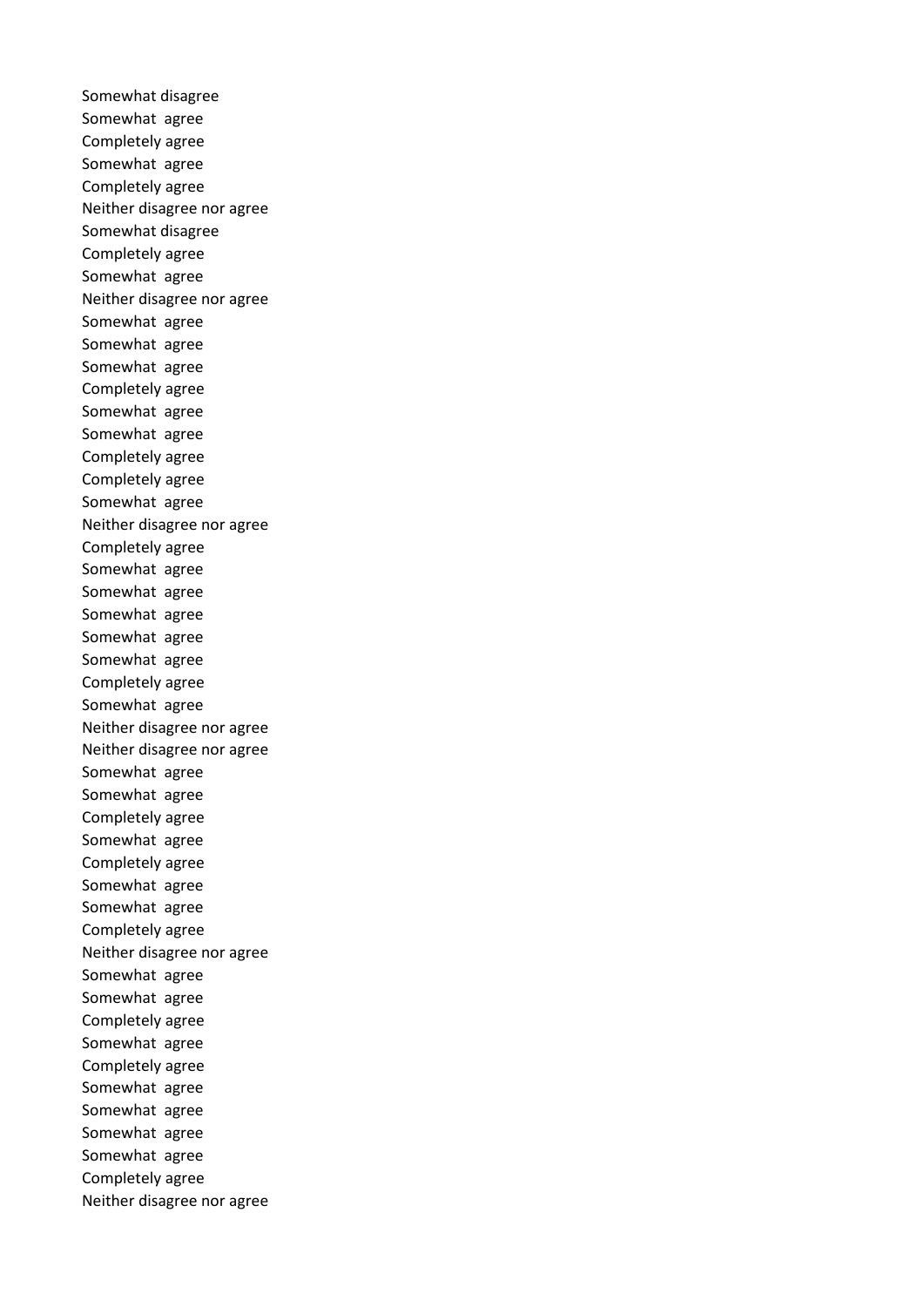Somewhat disagree
Somewhat agree
Completely agree
Somewhat agree
Completely agree
Neither disagree nor agree
Somewhat disagree
Completely agree
Somewhat agree
Neither disagree nor agree
Somewhat agree
Somewhat agree
Somewhat agree
Completely agree
Somewhat agree
Somewhat agree
Completely agree
Completely agree
Somewhat agree
Neither disagree nor agree
Completely agree
Somewhat agree
Somewhat agree
Somewhat agree
Somewhat agree
Somewhat agree
Completely agree
Somewhat agree
Neither disagree nor agree
Neither disagree nor agree
Somewhat agree
Somewhat agree
Completely agree
Somewhat agree
Completely agree
Somewhat agree
Somewhat agree
Completely agree
Neither disagree nor agree
Somewhat agree
Somewhat agree
Completely agree
Somewhat agree
Completely agree
Somewhat agree
Somewhat agree
Somewhat agree
Somewhat agree
Completely agree
Neither disagree nor agree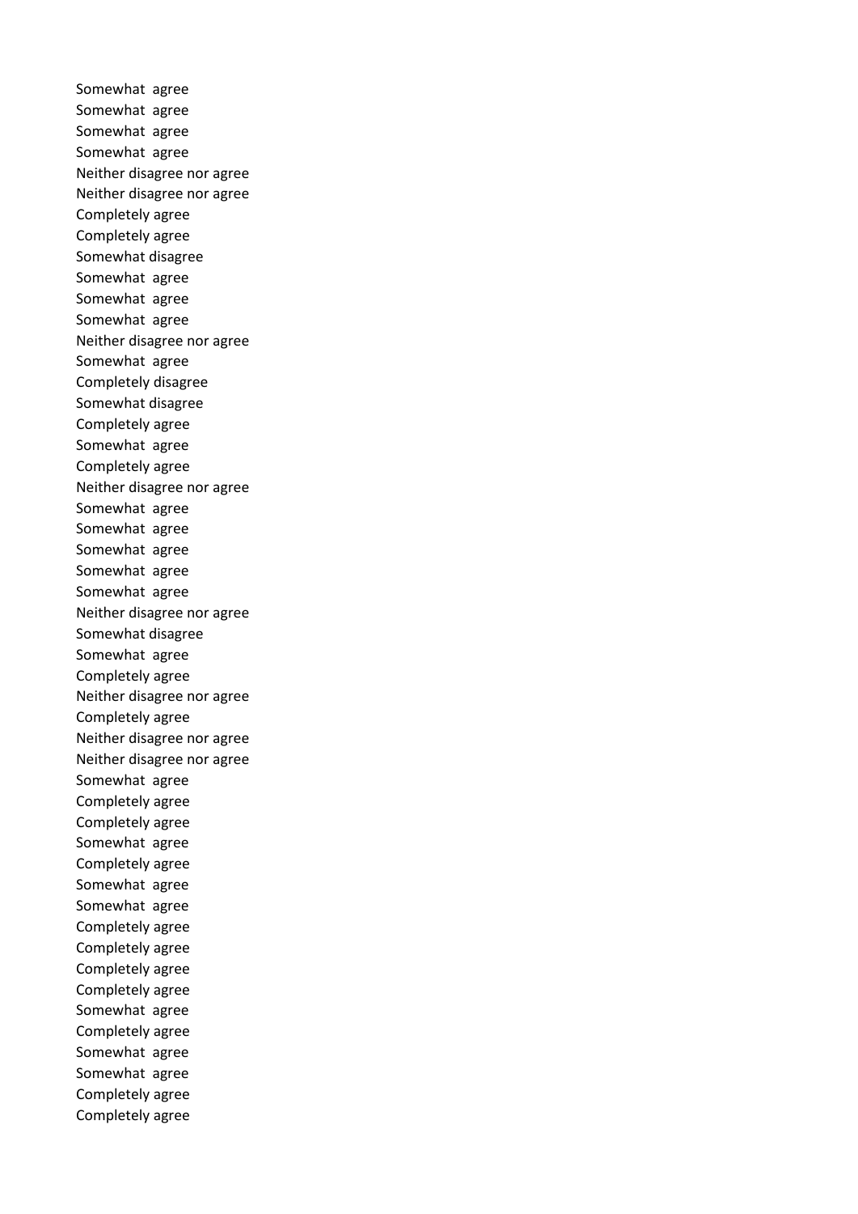Somewhat agree
Somewhat agree
Somewhat agree
Somewhat agree
Neither disagree nor agree
Neither disagree nor agree
Completely agree
Completely agree
Somewhat disagree
Somewhat agree
Somewhat agree
Somewhat agree
Neither disagree nor agree
Somewhat agree
Completely disagree
Somewhat disagree
Completely agree
Somewhat agree
Completely agree
Neither disagree nor agree
Somewhat agree
Somewhat agree
Somewhat agree
Somewhat agree
Somewhat agree
Neither disagree nor agree
Somewhat disagree
Somewhat agree
Completely agree
Neither disagree nor agree
Completely agree
Neither disagree nor agree
Neither disagree nor agree
Somewhat agree
Completely agree
Completely agree
Somewhat agree
Completely agree
Somewhat agree
Somewhat agree
Completely agree
Completely agree
Completely agree
Completely agree
Somewhat agree
Completely agree
Somewhat agree
Somewhat agree
Completely agree
Completely agree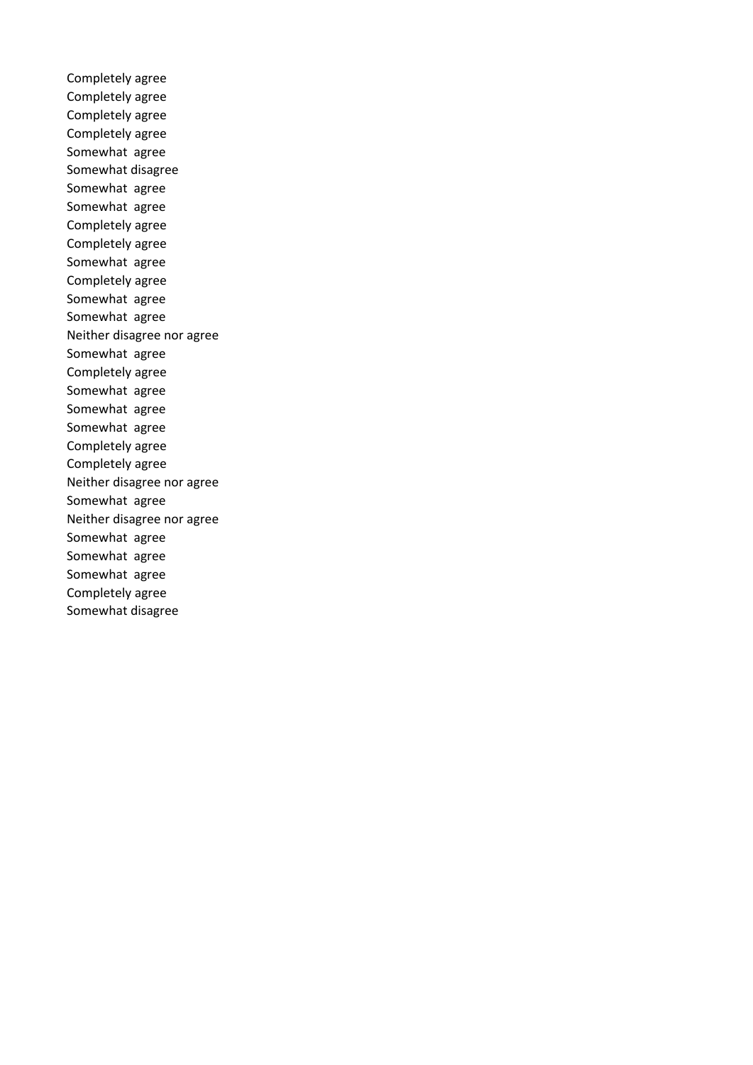Completely agree
Completely agree
Completely agree
Completely agree
Somewhat agree
Somewhat disagree
Somewhat agree
Somewhat agree
Completely agree
Completely agree
Somewhat agree
Completely agree
Somewhat agree
Somewhat agree
Neither disagree nor agree
Somewhat agree
Completely agree
Somewhat agree
Somewhat agree
Somewhat agree
Completely agree
Completely agree
Neither disagree nor agree
Somewhat agree
Neither disagree nor agree
Somewhat agree
Somewhat agree
Somewhat agree
Completely agree
Somewhat disagree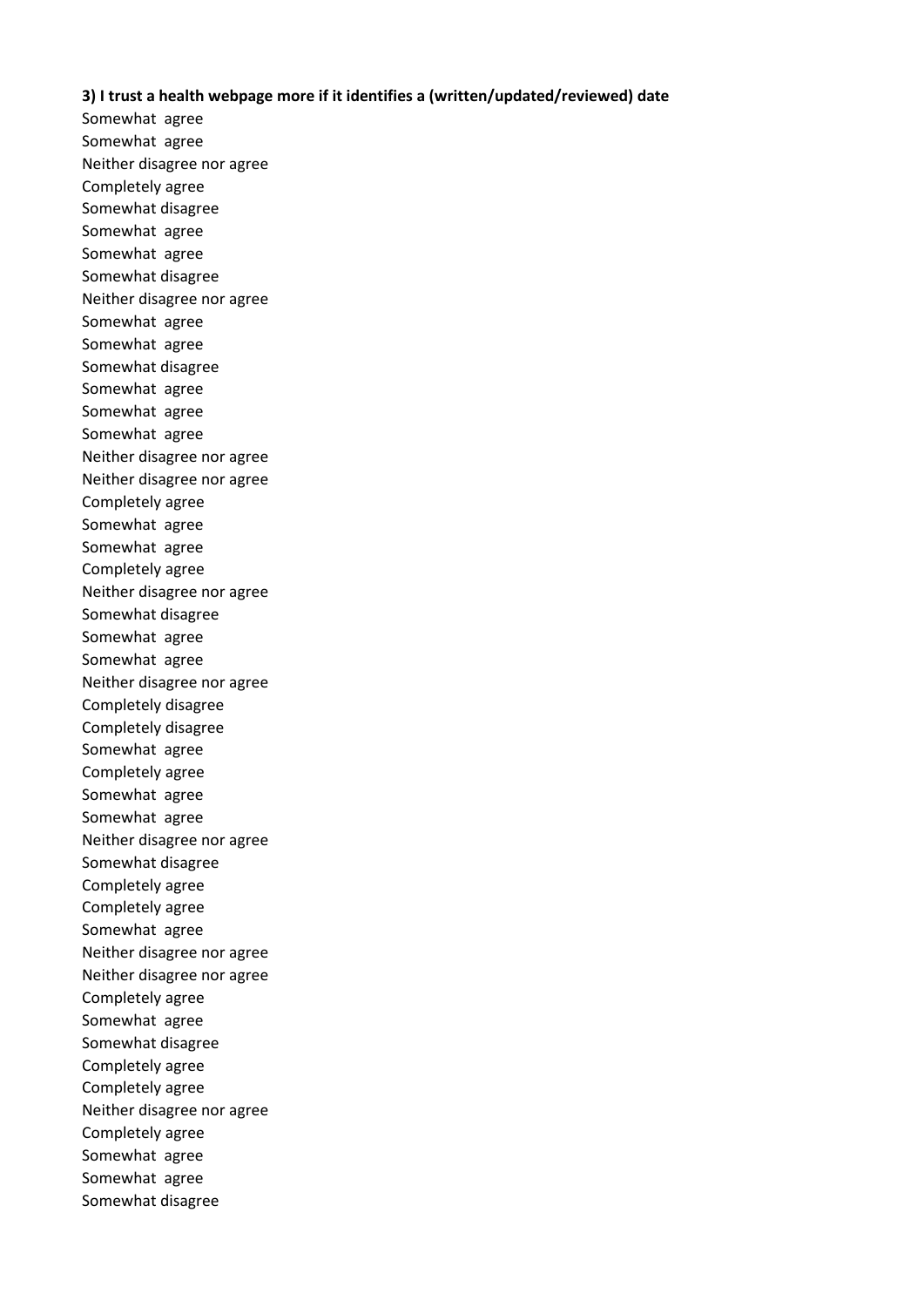**3) I trust a health webpage more if it identifies a (written/updated/reviewed) date**

Somewhat agree
Somewhat agree
Neither disagree nor agree
Completely agree
Somewhat disagree
Somewhat agree
Somewhat agree
Somewhat disagree
Neither disagree nor agree
Somewhat agree
Somewhat agree
Somewhat disagree
Somewhat agree
Somewhat agree
Somewhat agree
Neither disagree nor agree
Neither disagree nor agree
Completely agree
Somewhat agree
Somewhat agree
Completely agree
Neither disagree nor agree
Somewhat disagree
Somewhat agree
Somewhat agree
Neither disagree nor agree
Completely disagree
Completely disagree
Somewhat agree
Completely agree
Somewhat agree
Somewhat agree
Neither disagree nor agree
Somewhat disagree
Completely agree
Completely agree
Somewhat agree
Neither disagree nor agree
Neither disagree nor agree
Completely agree
Somewhat agree
Somewhat disagree
Completely agree
Completely agree
Neither disagree nor agree
Completely agree
Somewhat agree
Somewhat agree
Somewhat disagree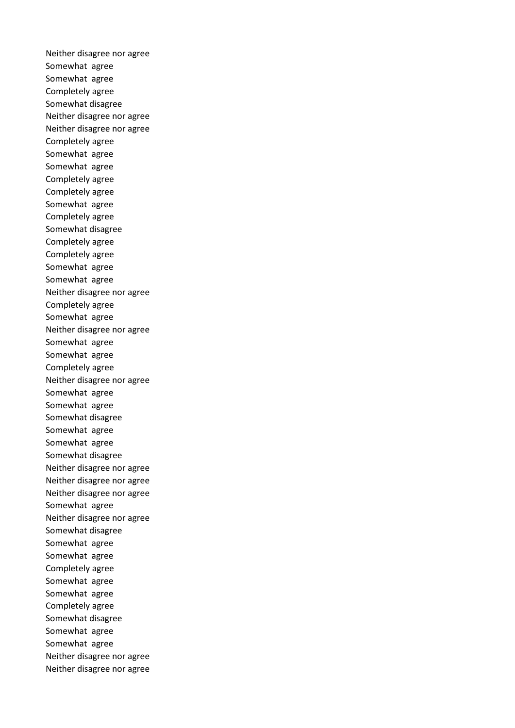Neither disagree nor agree
Somewhat  agree
Somewhat  agree
Completely agree
Somewhat disagree
Neither disagree nor agree
Neither disagree nor agree
Completely agree
Somewhat  agree
Somewhat  agree
Completely agree
Completely agree
Somewhat  agree
Completely agree
Somewhat disagree
Completely agree
Completely agree
Somewhat  agree
Somewhat  agree
Neither disagree nor agree
Completely agree
Somewhat  agree
Neither disagree nor agree
Somewhat  agree
Somewhat  agree
Completely agree
Neither disagree nor agree
Somewhat  agree
Somewhat  agree
Somewhat disagree
Somewhat  agree
Somewhat  agree
Somewhat disagree
Neither disagree nor agree
Neither disagree nor agree
Neither disagree nor agree
Somewhat  agree
Neither disagree nor agree
Somewhat disagree
Somewhat  agree
Somewhat  agree
Completely agree
Somewhat  agree
Somewhat  agree
Completely agree
Somewhat disagree
Somewhat  agree
Somewhat  agree
Neither disagree nor agree
Neither disagree nor agree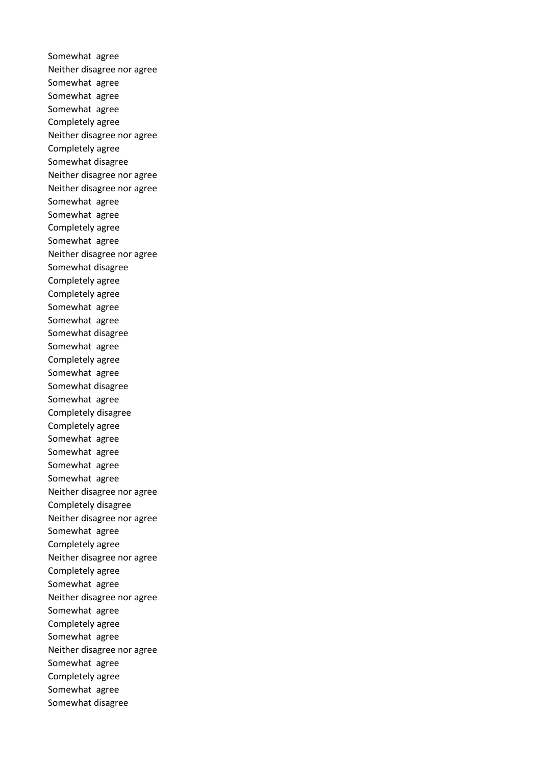Somewhat agree
Neither disagree nor agree
Somewhat agree
Somewhat agree
Somewhat agree
Completely agree
Neither disagree nor agree
Completely agree
Somewhat disagree
Neither disagree nor agree
Neither disagree nor agree
Somewhat agree
Somewhat agree
Completely agree
Somewhat agree
Neither disagree nor agree
Somewhat disagree
Completely agree
Completely agree
Somewhat agree
Somewhat agree
Somewhat disagree
Somewhat agree
Completely agree
Somewhat agree
Somewhat disagree
Somewhat agree
Completely disagree
Completely agree
Somewhat agree
Somewhat agree
Somewhat agree
Somewhat agree
Neither disagree nor agree
Completely disagree
Neither disagree nor agree
Somewhat agree
Completely agree
Neither disagree nor agree
Completely agree
Somewhat agree
Neither disagree nor agree
Somewhat agree
Completely agree
Somewhat agree
Neither disagree nor agree
Somewhat agree
Completely agree
Somewhat agree
Somewhat disagree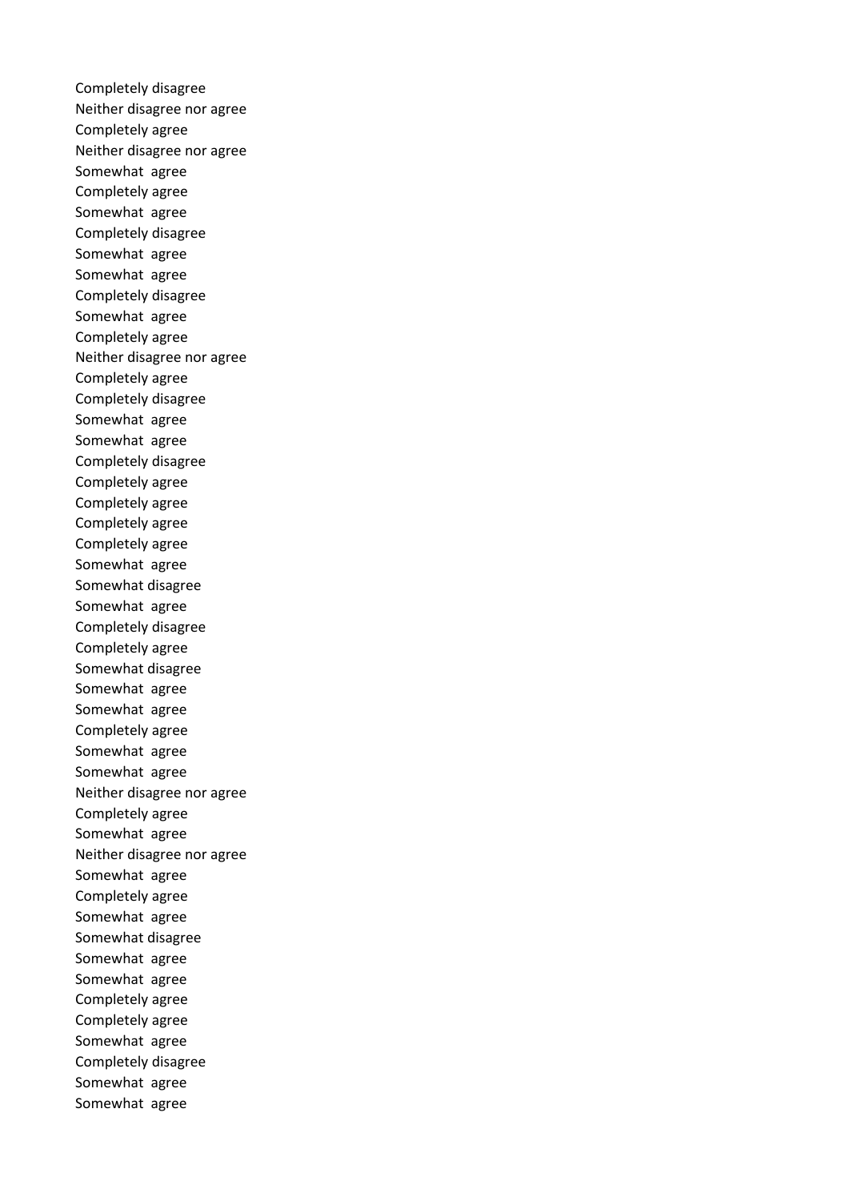Completely disagree
Neither disagree nor agree
Completely agree
Neither disagree nor agree
Somewhat agree
Completely agree
Somewhat agree
Completely disagree
Somewhat agree
Somewhat agree
Completely disagree
Somewhat agree
Completely agree
Neither disagree nor agree
Completely agree
Completely disagree
Somewhat agree
Somewhat agree
Completely disagree
Completely agree
Completely agree
Completely agree
Completely agree
Somewhat agree
Somewhat disagree
Somewhat agree
Completely disagree
Completely agree
Somewhat disagree
Somewhat agree
Somewhat agree
Completely agree
Somewhat agree
Somewhat agree
Neither disagree nor agree
Completely agree
Somewhat agree
Neither disagree nor agree
Somewhat agree
Completely agree
Somewhat agree
Somewhat disagree
Somewhat agree
Somewhat agree
Completely agree
Completely agree
Somewhat agree
Completely disagree
Somewhat agree
Somewhat agree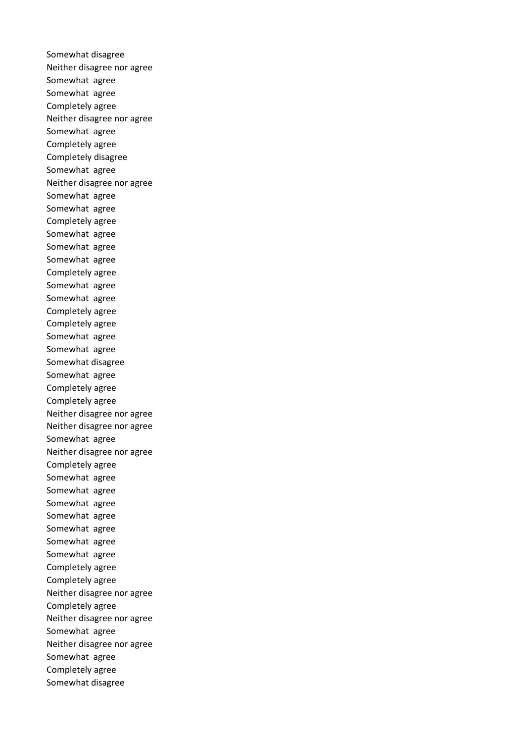Somewhat disagree
Neither disagree nor agree
Somewhat  agree
Somewhat  agree
Completely agree
Neither disagree nor agree
Somewhat  agree
Completely agree
Completely disagree
Somewhat  agree
Neither disagree nor agree
Somewhat  agree
Somewhat  agree
Completely agree
Somewhat  agree
Somewhat  agree
Somewhat  agree
Completely agree
Somewhat  agree
Somewhat  agree
Completely agree
Completely agree
Somewhat  agree
Somewhat  agree
Somewhat disagree
Somewhat  agree
Completely agree
Completely agree
Neither disagree nor agree
Neither disagree nor agree
Somewhat  agree
Neither disagree nor agree
Completely agree
Somewhat  agree
Somewhat  agree
Somewhat  agree
Somewhat  agree
Somewhat  agree
Somewhat  agree
Somewhat  agree
Completely agree
Completely agree
Neither disagree nor agree
Completely agree
Neither disagree nor agree
Somewhat  agree
Neither disagree nor agree
Somewhat  agree
Completely agree
Somewhat disagree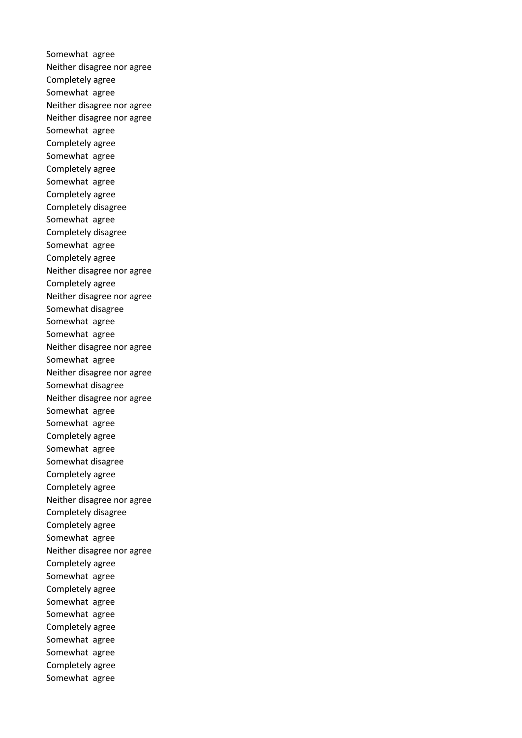Somewhat agree
Neither disagree nor agree
Completely agree
Somewhat agree
Neither disagree nor agree
Neither disagree nor agree
Somewhat agree
Completely agree
Somewhat agree
Completely agree
Somewhat agree
Completely agree
Completely disagree
Somewhat agree
Completely disagree
Somewhat agree
Completely agree
Neither disagree nor agree
Completely agree
Neither disagree nor agree
Somewhat disagree
Somewhat agree
Somewhat agree
Neither disagree nor agree
Somewhat agree
Neither disagree nor agree
Somewhat disagree
Neither disagree nor agree
Somewhat agree
Somewhat agree
Completely agree
Somewhat agree
Somewhat disagree
Completely agree
Completely agree
Neither disagree nor agree
Completely disagree
Completely agree
Somewhat agree
Neither disagree nor agree
Completely agree
Somewhat agree
Completely agree
Somewhat agree
Somewhat agree
Completely agree
Somewhat agree
Somewhat agree
Completely agree
Somewhat agree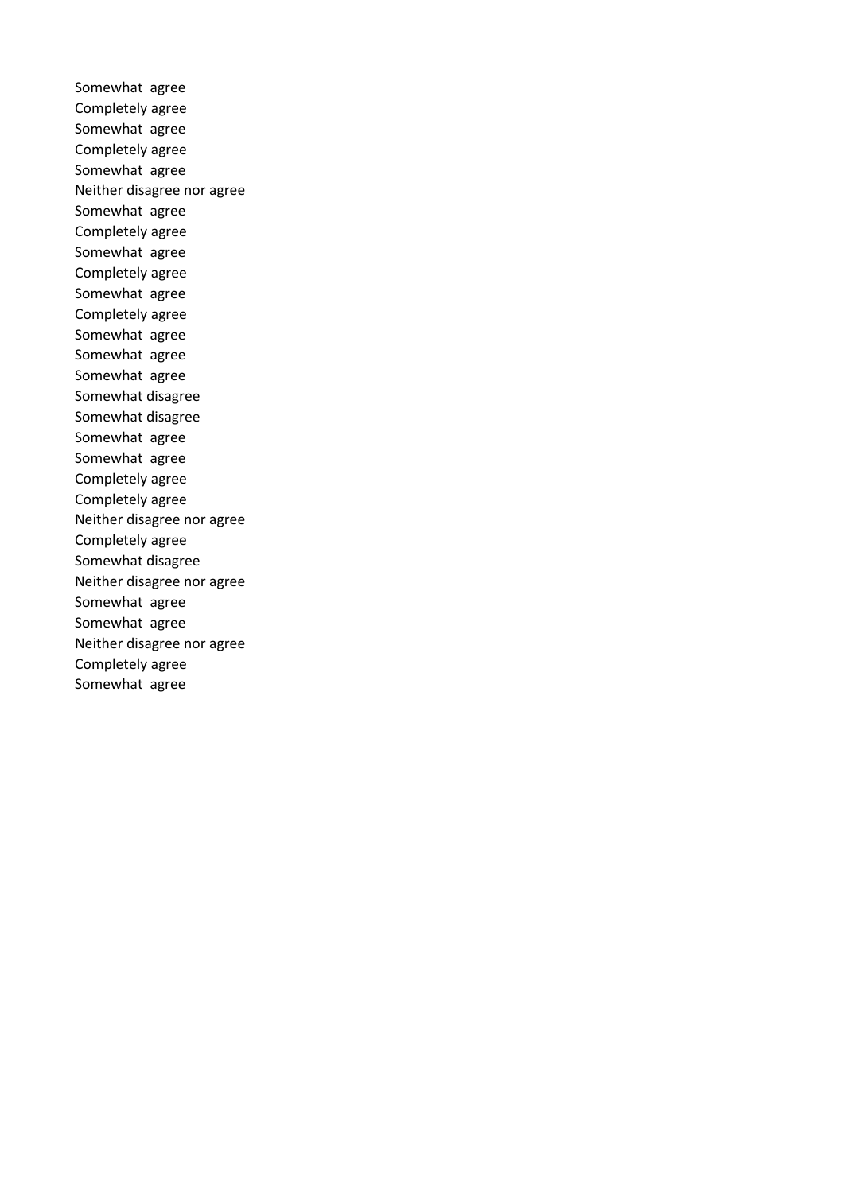Somewhat  agree
Completely agree
Somewhat  agree
Completely agree
Somewhat  agree
Neither disagree nor agree
Somewhat  agree
Completely agree
Somewhat  agree
Completely agree
Somewhat  agree
Completely agree
Somewhat  agree
Somewhat  agree
Somewhat  agree
Somewhat disagree
Somewhat disagree
Somewhat  agree
Somewhat  agree
Completely agree
Completely agree
Neither disagree nor agree
Completely agree
Somewhat disagree
Neither disagree nor agree
Somewhat  agree
Somewhat  agree
Neither disagree nor agree
Completely agree
Somewhat  agree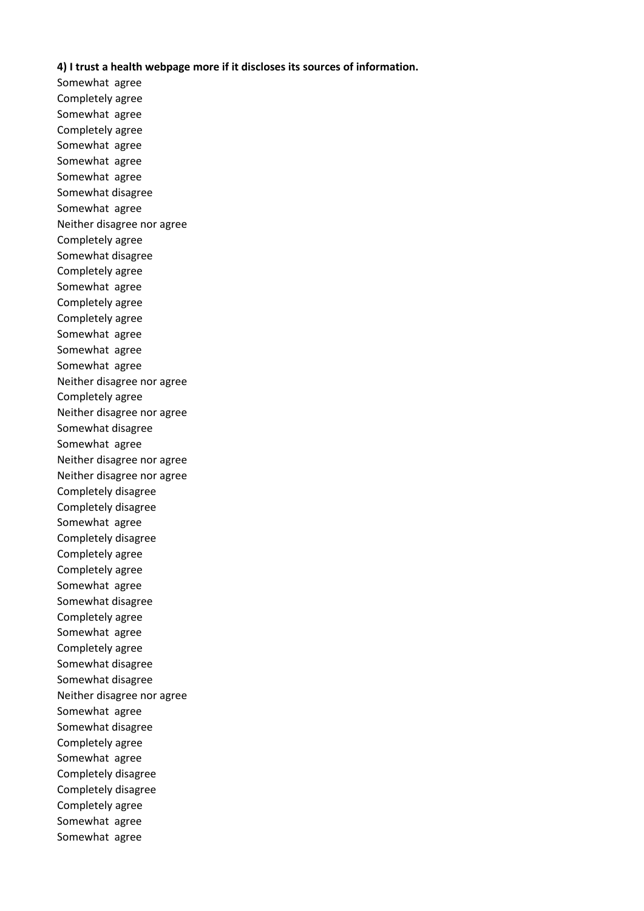**4) I trust a health webpage more if it discloses its sources of information.**

Somewhat agree
Completely agree
Somewhat agree
Completely agree
Somewhat agree
Somewhat agree
Somewhat agree
Somewhat disagree
Somewhat agree
Neither disagree nor agree
Completely agree
Somewhat disagree
Completely agree
Somewhat agree
Completely agree
Completely agree
Somewhat agree
Somewhat agree
Somewhat agree
Neither disagree nor agree
Completely agree
Neither disagree nor agree
Somewhat disagree
Somewhat agree
Neither disagree nor agree
Neither disagree nor agree
Completely disagree
Completely disagree
Somewhat agree
Completely disagree
Completely agree
Completely agree
Somewhat agree
Somewhat disagree
Completely agree
Somewhat agree
Completely agree
Somewhat disagree
Somewhat disagree
Neither disagree nor agree
Somewhat agree
Somewhat disagree
Completely agree
Somewhat agree
Completely disagree
Completely disagree
Completely agree
Somewhat agree
Somewhat agree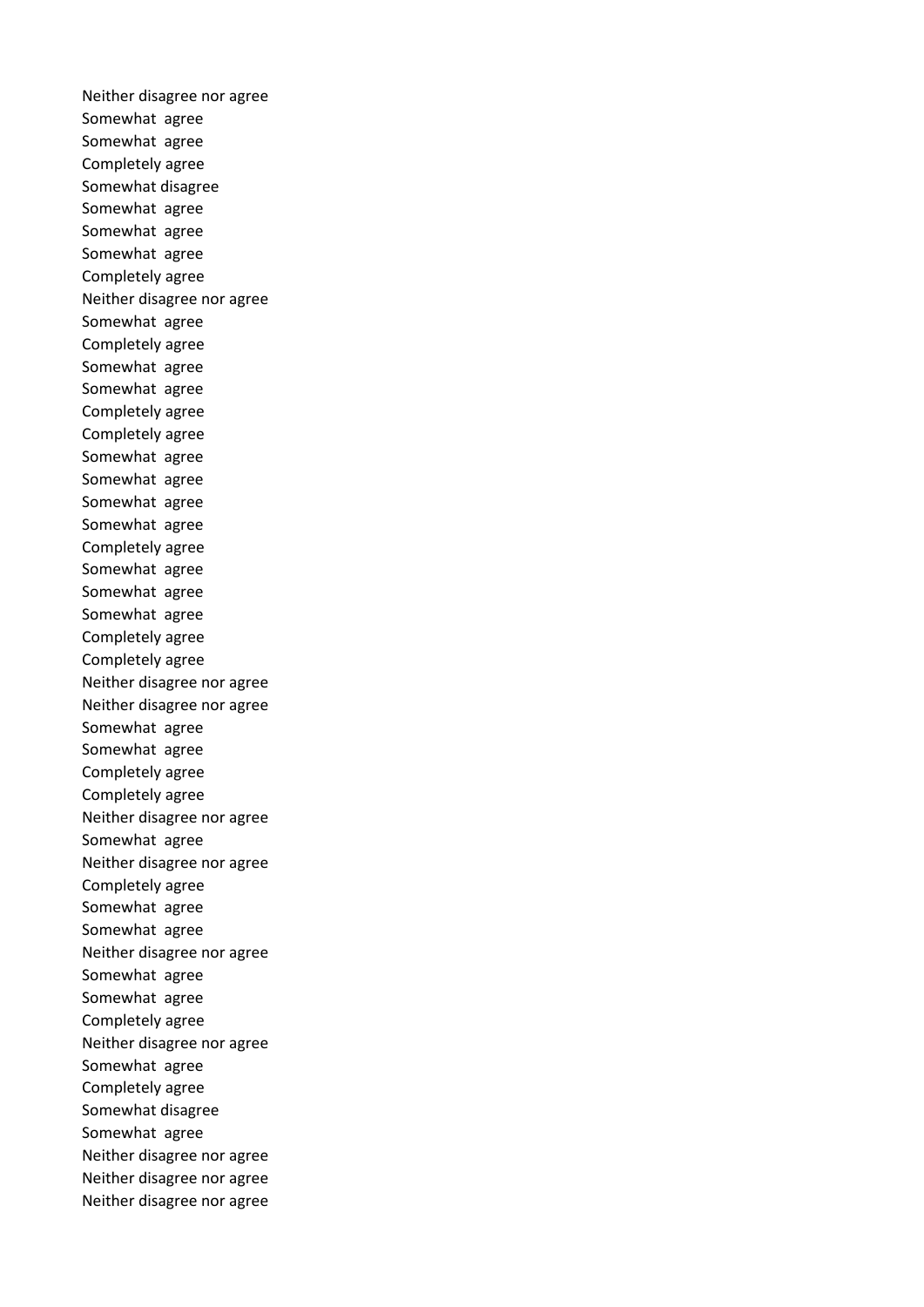Neither disagree nor agree
Somewhat agree
Somewhat agree
Completely agree
Somewhat disagree
Somewhat agree
Somewhat agree
Somewhat agree
Completely agree
Neither disagree nor agree
Somewhat agree
Completely agree
Somewhat agree
Somewhat agree
Completely agree
Completely agree
Somewhat agree
Somewhat agree
Somewhat agree
Somewhat agree
Completely agree
Somewhat agree
Somewhat agree
Somewhat agree
Completely agree
Completely agree
Neither disagree nor agree
Neither disagree nor agree
Somewhat agree
Somewhat agree
Completely agree
Completely agree
Neither disagree nor agree
Somewhat agree
Neither disagree nor agree
Completely agree
Somewhat agree
Somewhat agree
Neither disagree nor agree
Somewhat agree
Somewhat agree
Completely agree
Neither disagree nor agree
Somewhat agree
Completely agree
Somewhat disagree
Somewhat agree
Neither disagree nor agree
Neither disagree nor agree
Neither disagree nor agree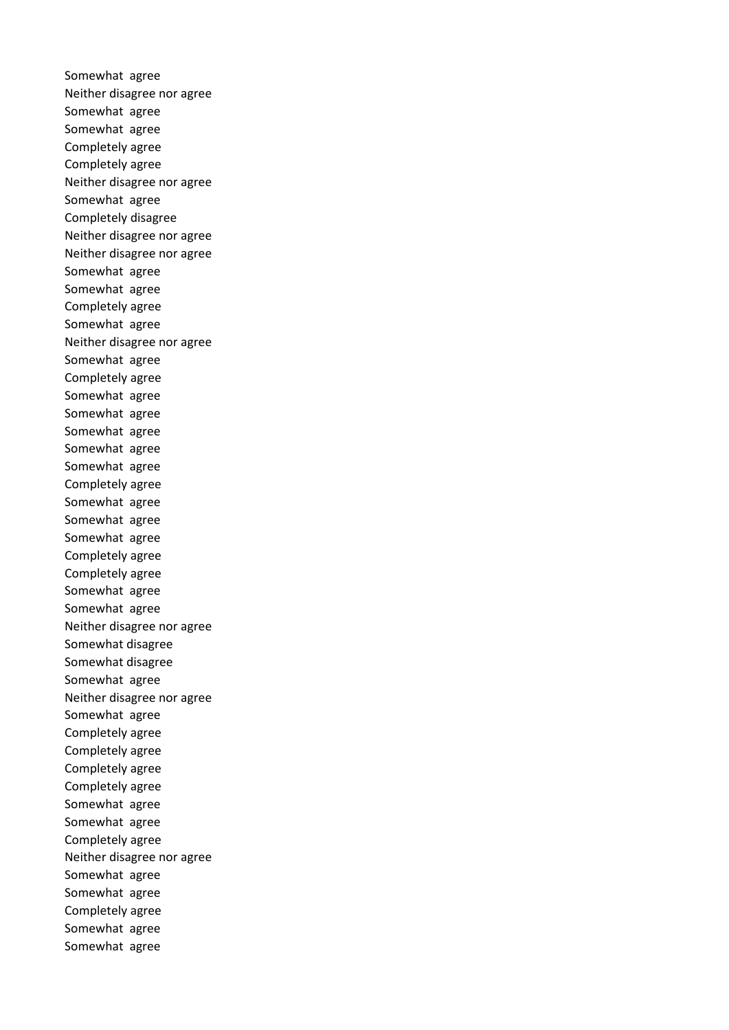Somewhat agree
Neither disagree nor agree
Somewhat agree
Somewhat agree
Completely agree
Completely agree
Neither disagree nor agree
Somewhat agree
Completely disagree
Neither disagree nor agree
Neither disagree nor agree
Somewhat agree
Somewhat agree
Completely agree
Somewhat agree
Neither disagree nor agree
Somewhat agree
Completely agree
Somewhat agree
Somewhat agree
Somewhat agree
Somewhat agree
Somewhat agree
Completely agree
Somewhat agree
Somewhat agree
Somewhat agree
Completely agree
Completely agree
Somewhat agree
Somewhat agree
Neither disagree nor agree
Somewhat disagree
Somewhat disagree
Somewhat agree
Neither disagree nor agree
Somewhat agree
Completely agree
Completely agree
Completely agree
Completely agree
Somewhat agree
Somewhat agree
Completely agree
Neither disagree nor agree
Somewhat agree
Somewhat agree
Completely agree
Somewhat agree
Somewhat agree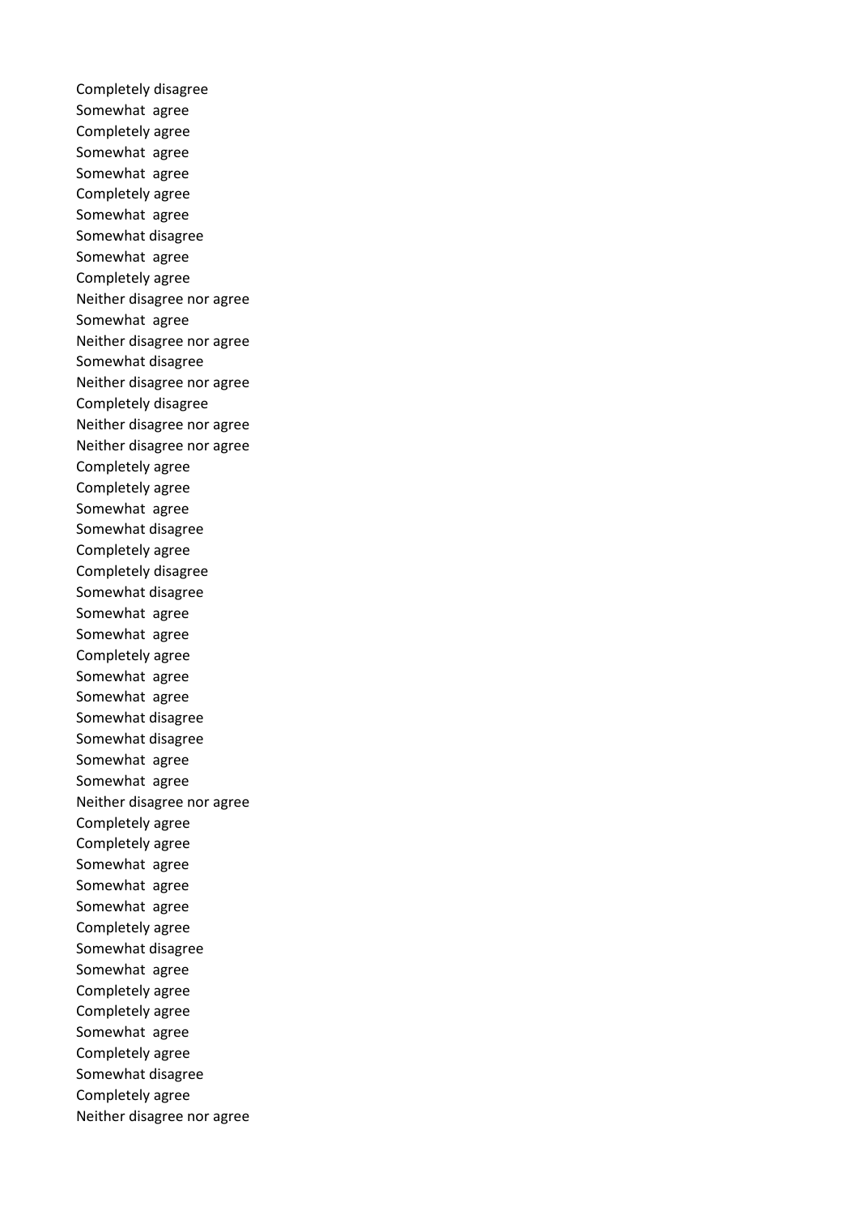Completely disagree
Somewhat agree
Completely agree
Somewhat agree
Somewhat agree
Completely agree
Somewhat agree
Somewhat disagree
Somewhat agree
Completely agree
Neither disagree nor agree
Somewhat agree
Neither disagree nor agree
Somewhat disagree
Neither disagree nor agree
Completely disagree
Neither disagree nor agree
Neither disagree nor agree
Completely agree
Completely agree
Somewhat agree
Somewhat disagree
Completely agree
Completely disagree
Somewhat disagree
Somewhat agree
Somewhat agree
Completely agree
Somewhat agree
Somewhat agree
Somewhat disagree
Somewhat disagree
Somewhat agree
Somewhat agree
Neither disagree nor agree
Completely agree
Completely agree
Somewhat agree
Somewhat agree
Somewhat agree
Completely agree
Somewhat disagree
Somewhat agree
Completely agree
Completely agree
Somewhat agree
Completely agree
Somewhat disagree
Completely agree
Neither disagree nor agree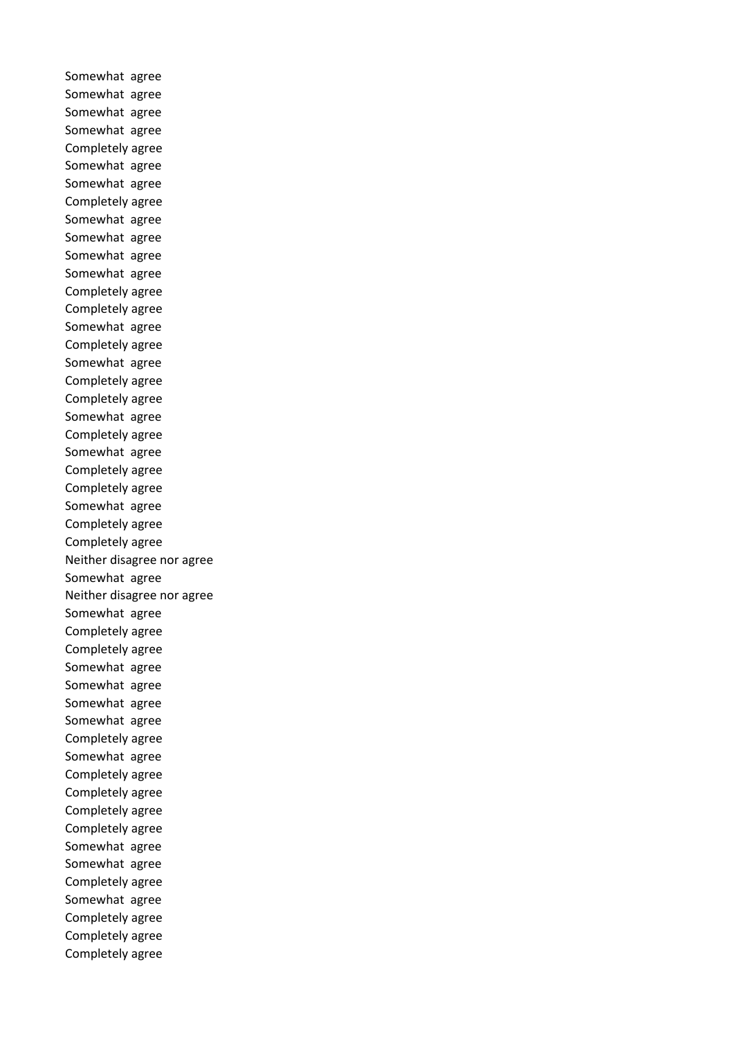Somewhat agree
Somewhat agree
Somewhat agree
Somewhat agree
Completely agree
Somewhat agree
Somewhat agree
Completely agree
Somewhat agree
Somewhat agree
Somewhat agree
Somewhat agree
Completely agree
Completely agree
Somewhat agree
Completely agree
Somewhat agree
Completely agree
Completely agree
Somewhat agree
Completely agree
Somewhat agree
Completely agree
Completely agree
Somewhat agree
Completely agree
Completely agree
Neither disagree nor agree
Somewhat agree
Neither disagree nor agree
Somewhat agree
Completely agree
Completely agree
Somewhat agree
Somewhat agree
Somewhat agree
Somewhat agree
Completely agree
Somewhat agree
Completely agree
Completely agree
Completely agree
Completely agree
Somewhat agree
Somewhat agree
Completely agree
Somewhat agree
Completely agree
Completely agree
Completely agree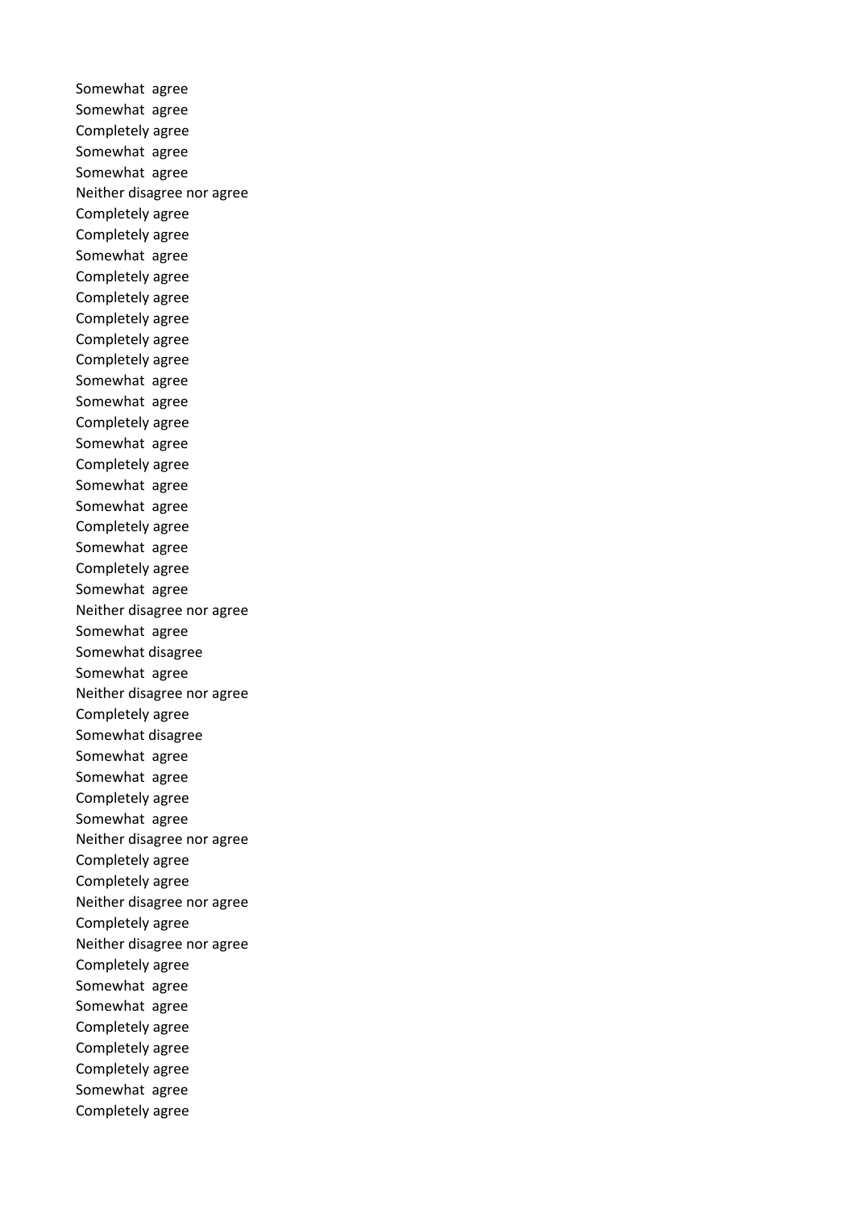Somewhat agree
Somewhat agree
Completely agree
Somewhat agree
Somewhat agree
Neither disagree nor agree
Completely agree
Completely agree
Somewhat agree
Completely agree
Completely agree
Completely agree
Completely agree
Completely agree
Somewhat agree
Somewhat agree
Completely agree
Somewhat agree
Completely agree
Somewhat agree
Somewhat agree
Completely agree
Somewhat agree
Completely agree
Somewhat agree
Neither disagree nor agree
Somewhat agree
Somewhat disagree
Somewhat agree
Neither disagree nor agree
Completely agree
Somewhat disagree
Somewhat agree
Somewhat agree
Completely agree
Somewhat agree
Neither disagree nor agree
Completely agree
Completely agree
Neither disagree nor agree
Completely agree
Neither disagree nor agree
Completely agree
Somewhat agree
Somewhat agree
Completely agree
Completely agree
Completely agree
Somewhat agree
Completely agree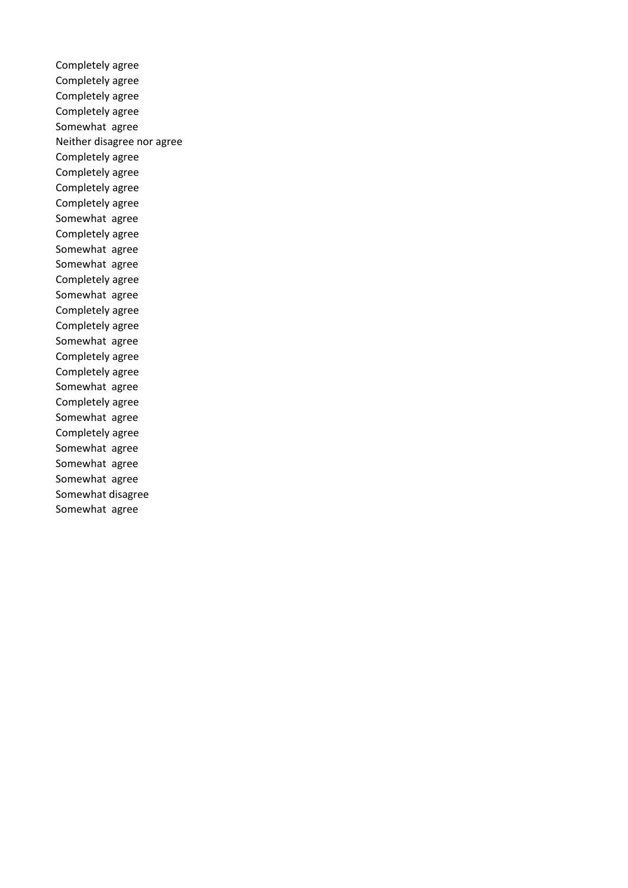Completely agree
Completely agree
Completely agree
Completely agree
Somewhat  agree
Neither disagree nor agree
Completely agree
Completely agree
Completely agree
Completely agree
Somewhat  agree
Completely agree
Somewhat  agree
Somewhat  agree
Completely agree
Somewhat  agree
Completely agree
Completely agree
Somewhat  agree
Completely agree
Completely agree
Somewhat  agree
Completely agree
Somewhat  agree
Completely agree
Somewhat  agree
Somewhat  agree
Somewhat  agree
Somewhat disagree
Somewhat  agree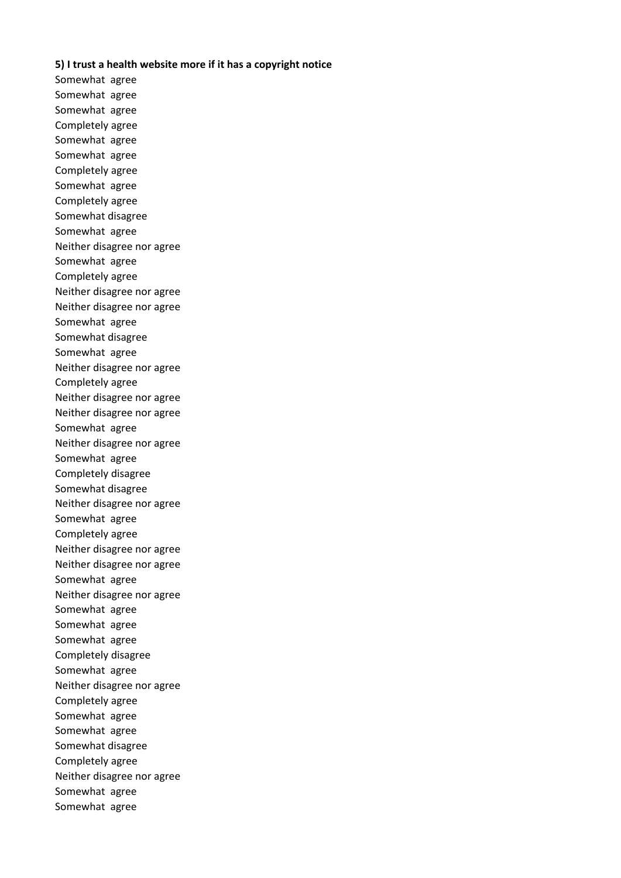**5) I trust a health website more if it has a copyright notice**

Somewhat agree
Somewhat agree
Somewhat agree
Completely agree
Somewhat agree
Somewhat agree
Completely agree
Somewhat agree
Completely agree
Somewhat disagree
Somewhat agree
Neither disagree nor agree
Somewhat agree
Completely agree
Neither disagree nor agree
Neither disagree nor agree
Somewhat agree
Somewhat disagree
Somewhat agree
Neither disagree nor agree
Completely agree
Neither disagree nor agree
Neither disagree nor agree
Somewhat agree
Neither disagree nor agree
Somewhat agree
Completely disagree
Somewhat disagree
Neither disagree nor agree
Somewhat agree
Completely agree
Neither disagree nor agree
Neither disagree nor agree
Somewhat agree
Neither disagree nor agree
Somewhat agree
Somewhat agree
Somewhat agree
Completely disagree
Somewhat agree
Neither disagree nor agree
Completely agree
Somewhat agree
Somewhat agree
Somewhat disagree
Completely agree
Neither disagree nor agree
Somewhat agree
Somewhat agree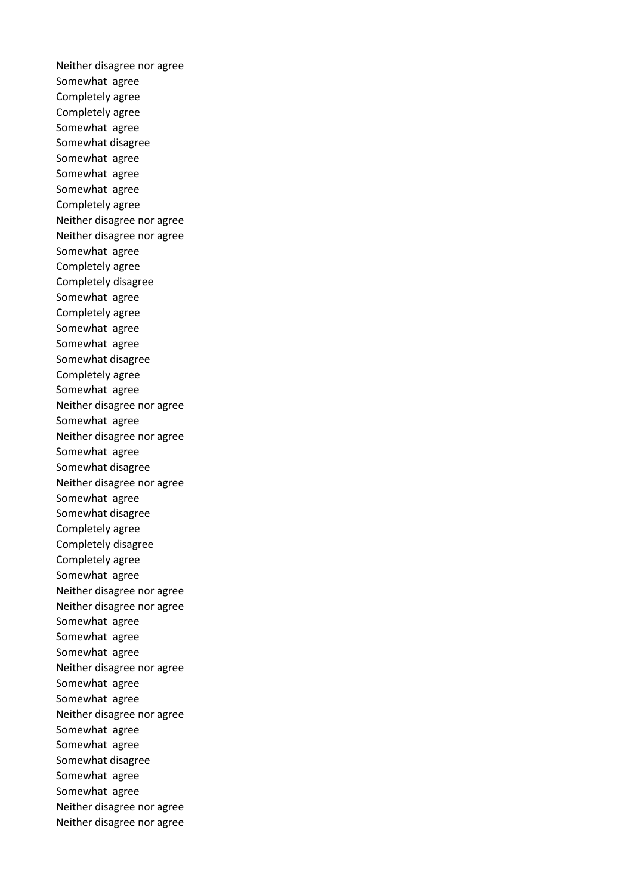Neither disagree nor agree
Somewhat agree
Completely agree
Completely agree
Somewhat agree
Somewhat disagree
Somewhat agree
Somewhat agree
Somewhat agree
Completely agree
Neither disagree nor agree
Neither disagree nor agree
Somewhat agree
Completely agree
Completely disagree
Somewhat agree
Completely agree
Somewhat agree
Somewhat agree
Somewhat disagree
Completely agree
Somewhat agree
Neither disagree nor agree
Somewhat agree
Neither disagree nor agree
Somewhat agree
Somewhat disagree
Neither disagree nor agree
Somewhat agree
Somewhat disagree
Completely agree
Completely disagree
Completely agree
Somewhat agree
Neither disagree nor agree
Neither disagree nor agree
Somewhat agree
Somewhat agree
Somewhat agree
Neither disagree nor agree
Somewhat agree
Somewhat agree
Neither disagree nor agree
Somewhat agree
Somewhat agree
Somewhat disagree
Somewhat agree
Somewhat agree
Neither disagree nor agree
Neither disagree nor agree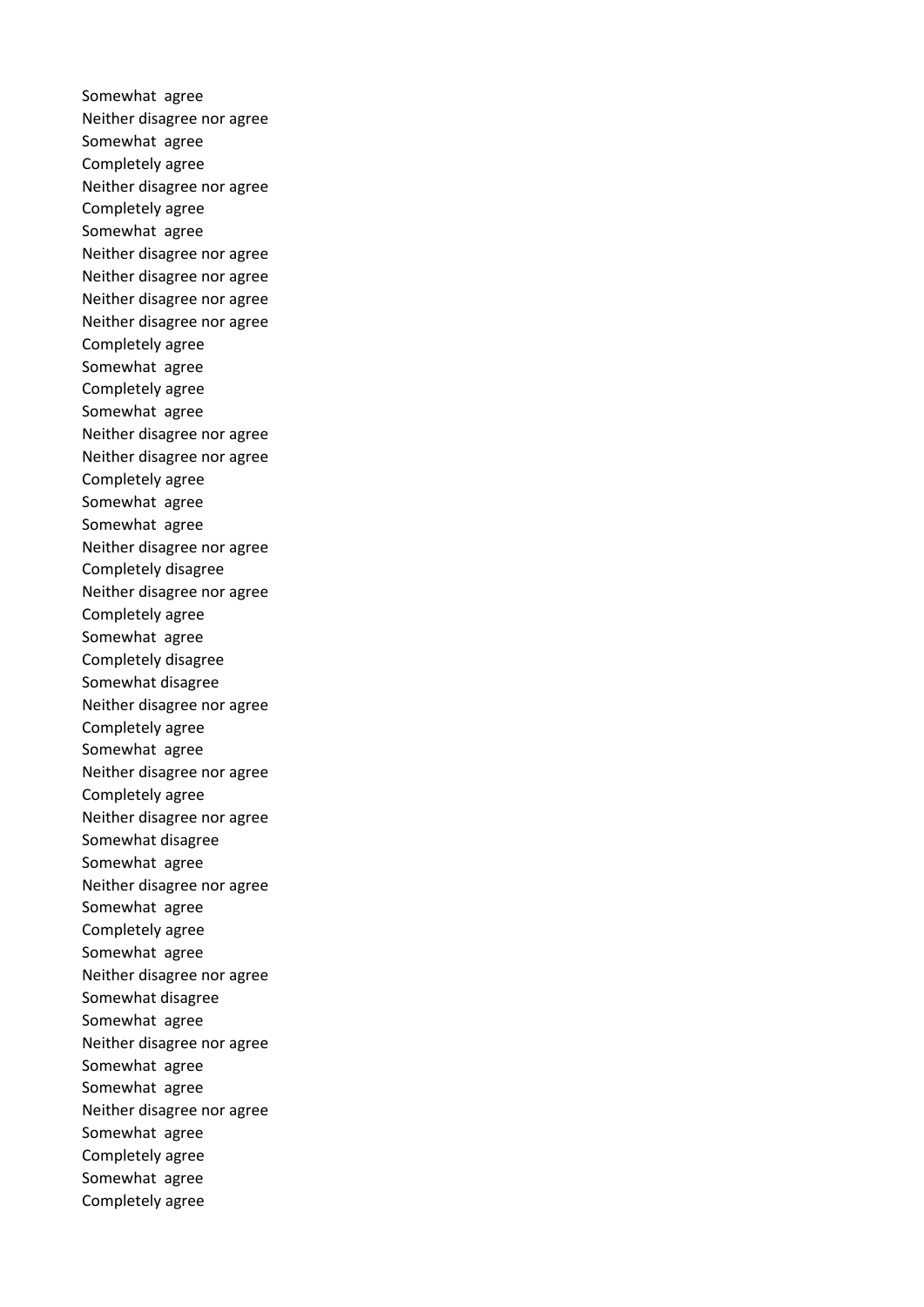Somewhat  agree
Neither disagree nor agree
Somewhat  agree
Completely agree
Neither disagree nor agree
Completely agree
Somewhat  agree
Neither disagree nor agree
Neither disagree nor agree
Neither disagree nor agree
Neither disagree nor agree
Completely agree
Somewhat  agree
Completely agree
Somewhat  agree
Neither disagree nor agree
Neither disagree nor agree
Completely agree
Somewhat  agree
Somewhat  agree
Neither disagree nor agree
Completely disagree
Neither disagree nor agree
Completely agree
Somewhat  agree
Completely disagree
Somewhat disagree
Neither disagree nor agree
Completely agree
Somewhat  agree
Neither disagree nor agree
Completely agree
Neither disagree nor agree
Somewhat disagree
Somewhat  agree
Neither disagree nor agree
Somewhat  agree
Completely agree
Somewhat  agree
Neither disagree nor agree
Somewhat disagree
Somewhat  agree
Neither disagree nor agree
Somewhat  agree
Somewhat  agree
Neither disagree nor agree
Somewhat  agree
Completely agree
Somewhat  agree
Completely agree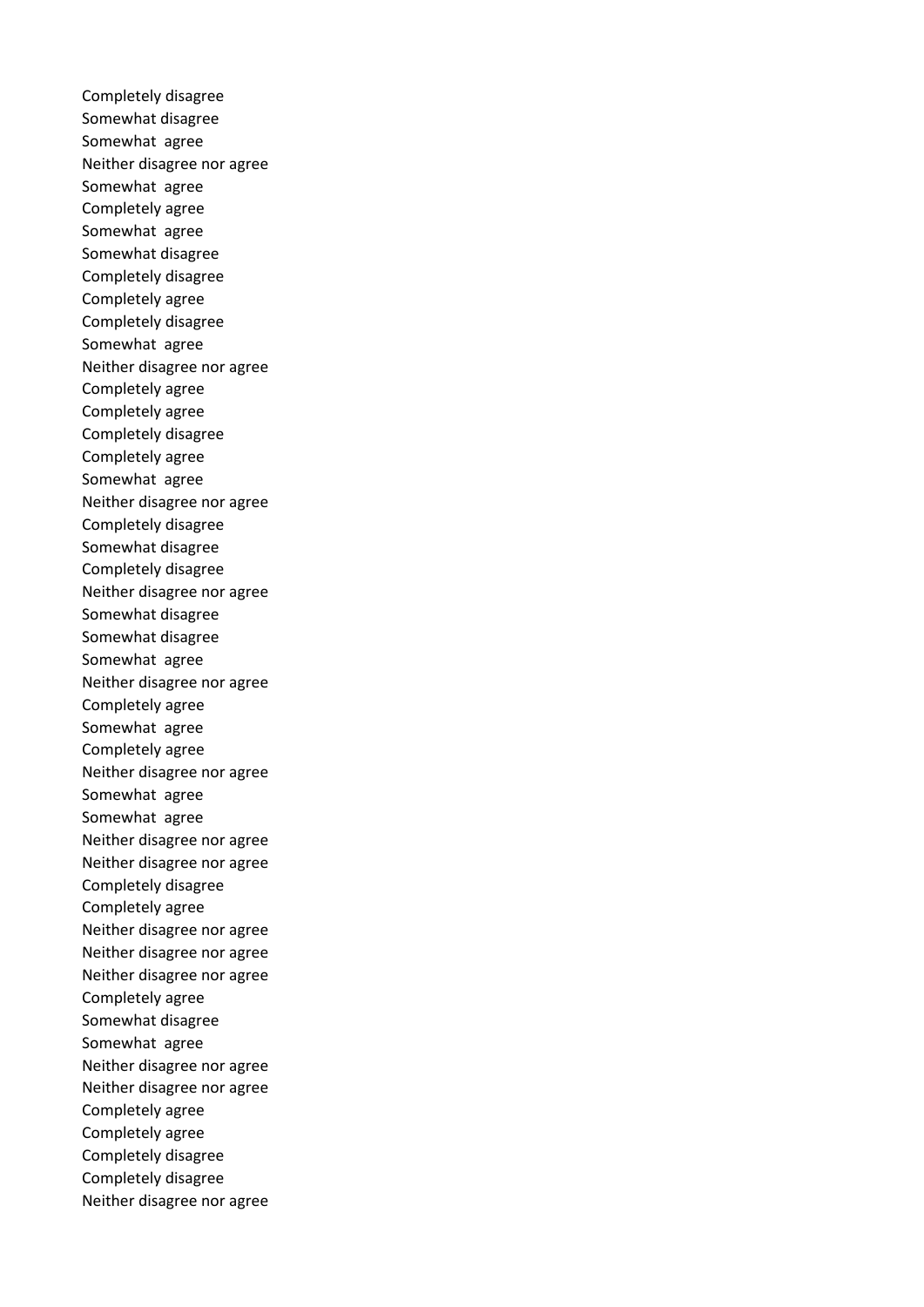Completely disagree
Somewhat disagree
Somewhat agree
Neither disagree nor agree
Somewhat agree
Completely agree
Somewhat agree
Somewhat disagree
Completely disagree
Completely agree
Completely disagree
Somewhat agree
Neither disagree nor agree
Completely agree
Completely agree
Completely disagree
Completely agree
Somewhat agree
Neither disagree nor agree
Completely disagree
Somewhat disagree
Completely disagree
Neither disagree nor agree
Somewhat disagree
Somewhat disagree
Somewhat agree
Neither disagree nor agree
Completely agree
Somewhat agree
Completely agree
Neither disagree nor agree
Somewhat agree
Somewhat agree
Neither disagree nor agree
Neither disagree nor agree
Completely disagree
Completely agree
Neither disagree nor agree
Neither disagree nor agree
Neither disagree nor agree
Completely agree
Somewhat disagree
Somewhat agree
Neither disagree nor agree
Neither disagree nor agree
Completely agree
Completely agree
Completely disagree
Completely disagree
Neither disagree nor agree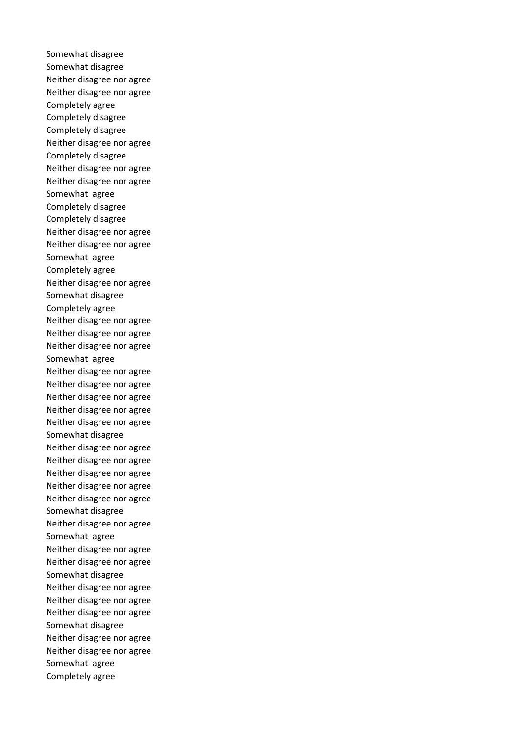Somewhat disagree
Somewhat disagree
Neither disagree nor agree
Neither disagree nor agree
Completely agree
Completely disagree
Completely disagree
Neither disagree nor agree
Completely disagree
Neither disagree nor agree
Neither disagree nor agree
Somewhat  agree
Completely disagree
Completely disagree
Neither disagree nor agree
Neither disagree nor agree
Somewhat  agree
Completely agree
Neither disagree nor agree
Somewhat disagree
Completely agree
Neither disagree nor agree
Neither disagree nor agree
Neither disagree nor agree
Somewhat  agree
Neither disagree nor agree
Neither disagree nor agree
Neither disagree nor agree
Neither disagree nor agree
Neither disagree nor agree
Somewhat disagree
Neither disagree nor agree
Neither disagree nor agree
Neither disagree nor agree
Neither disagree nor agree
Neither disagree nor agree
Somewhat disagree
Neither disagree nor agree
Somewhat  agree
Neither disagree nor agree
Neither disagree nor agree
Somewhat disagree
Neither disagree nor agree
Neither disagree nor agree
Neither disagree nor agree
Somewhat disagree
Neither disagree nor agree
Neither disagree nor agree
Somewhat  agree
Completely agree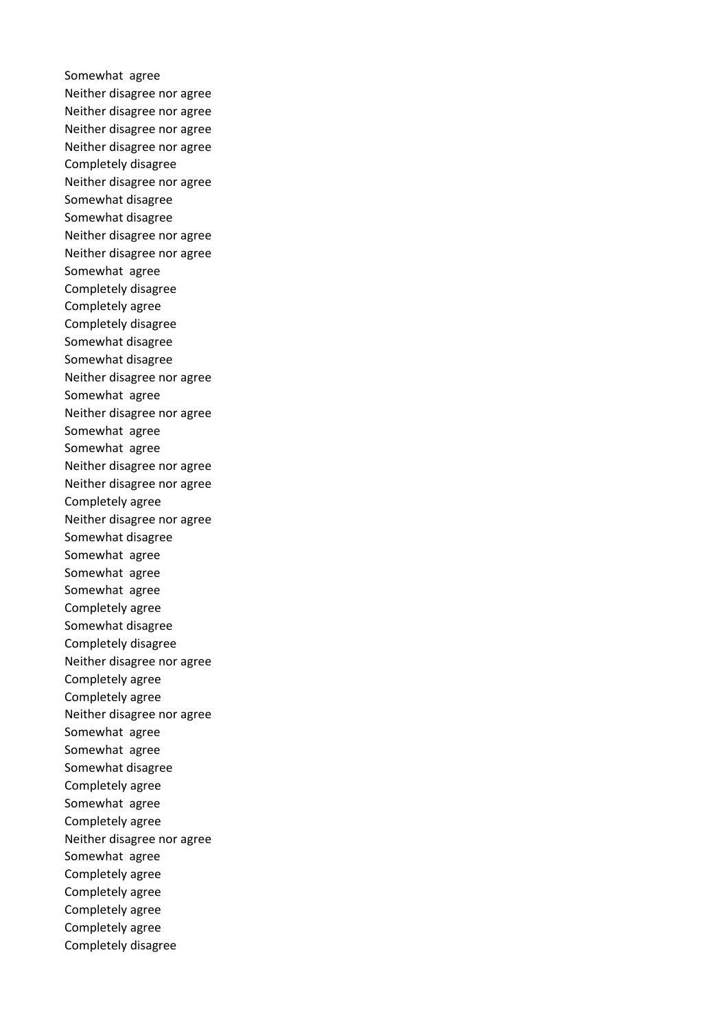Somewhat agree
Neither disagree nor agree
Neither disagree nor agree
Neither disagree nor agree
Neither disagree nor agree
Completely disagree
Neither disagree nor agree
Somewhat disagree
Somewhat disagree
Neither disagree nor agree
Neither disagree nor agree
Somewhat agree
Completely disagree
Completely agree
Completely disagree
Somewhat disagree
Somewhat disagree
Neither disagree nor agree
Somewhat agree
Neither disagree nor agree
Somewhat agree
Somewhat agree
Neither disagree nor agree
Neither disagree nor agree
Completely agree
Neither disagree nor agree
Somewhat disagree
Somewhat agree
Somewhat agree
Somewhat agree
Completely agree
Somewhat disagree
Completely disagree
Neither disagree nor agree
Completely agree
Completely agree
Neither disagree nor agree
Somewhat agree
Somewhat agree
Somewhat disagree
Completely agree
Somewhat agree
Completely agree
Neither disagree nor agree
Somewhat agree
Completely agree
Completely agree
Completely agree
Completely agree
Completely disagree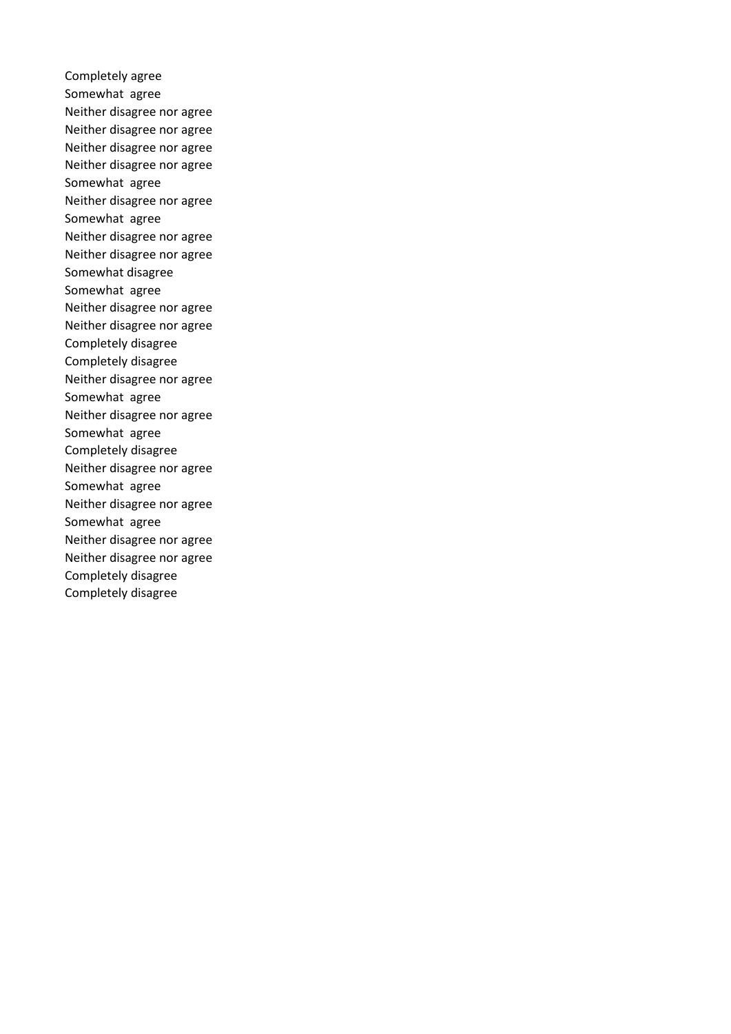Completely agree
Somewhat  agree
Neither disagree nor agree
Neither disagree nor agree
Neither disagree nor agree
Neither disagree nor agree
Somewhat  agree
Neither disagree nor agree
Somewhat  agree
Neither disagree nor agree
Neither disagree nor agree
Somewhat disagree
Somewhat  agree
Neither disagree nor agree
Neither disagree nor agree
Completely disagree
Completely disagree
Neither disagree nor agree
Somewhat  agree
Neither disagree nor agree
Somewhat  agree
Completely disagree
Neither disagree nor agree
Somewhat  agree
Neither disagree nor agree
Somewhat  agree
Neither disagree nor agree
Neither disagree nor agree
Completely disagree
Completely disagree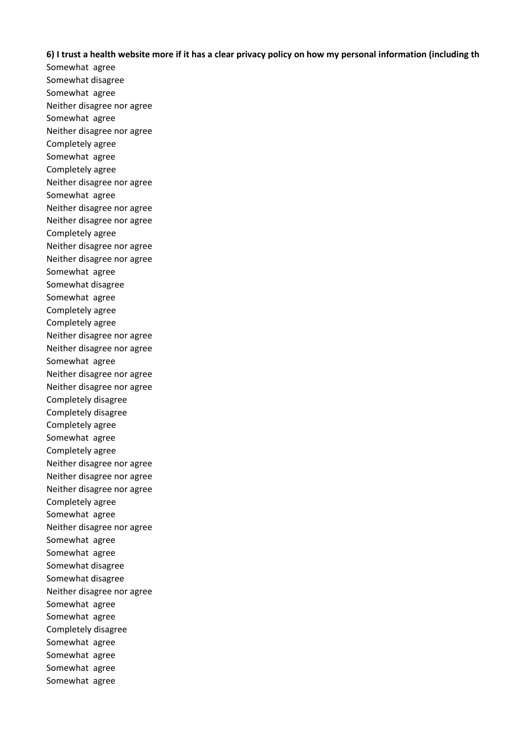**6) I trust a health website more if it has a clear privacy policy on how my personal information (including th**

Somewhat agree
Somewhat disagree
Somewhat agree
Neither disagree nor agree
Somewhat agree
Neither disagree nor agree
Completely agree
Somewhat agree
Completely agree
Neither disagree nor agree
Somewhat agree
Neither disagree nor agree
Neither disagree nor agree
Completely agree
Neither disagree nor agree
Neither disagree nor agree
Somewhat agree
Somewhat disagree
Somewhat agree
Completely agree
Completely agree
Neither disagree nor agree
Neither disagree nor agree
Somewhat agree
Neither disagree nor agree
Neither disagree nor agree
Completely disagree
Completely disagree
Completely agree
Somewhat agree
Completely agree
Neither disagree nor agree
Neither disagree nor agree
Neither disagree nor agree
Completely agree
Somewhat agree
Neither disagree nor agree
Somewhat agree
Somewhat agree
Somewhat disagree
Somewhat disagree
Neither disagree nor agree
Somewhat agree
Somewhat agree
Completely disagree
Somewhat agree
Somewhat agree
Somewhat agree
Somewhat agree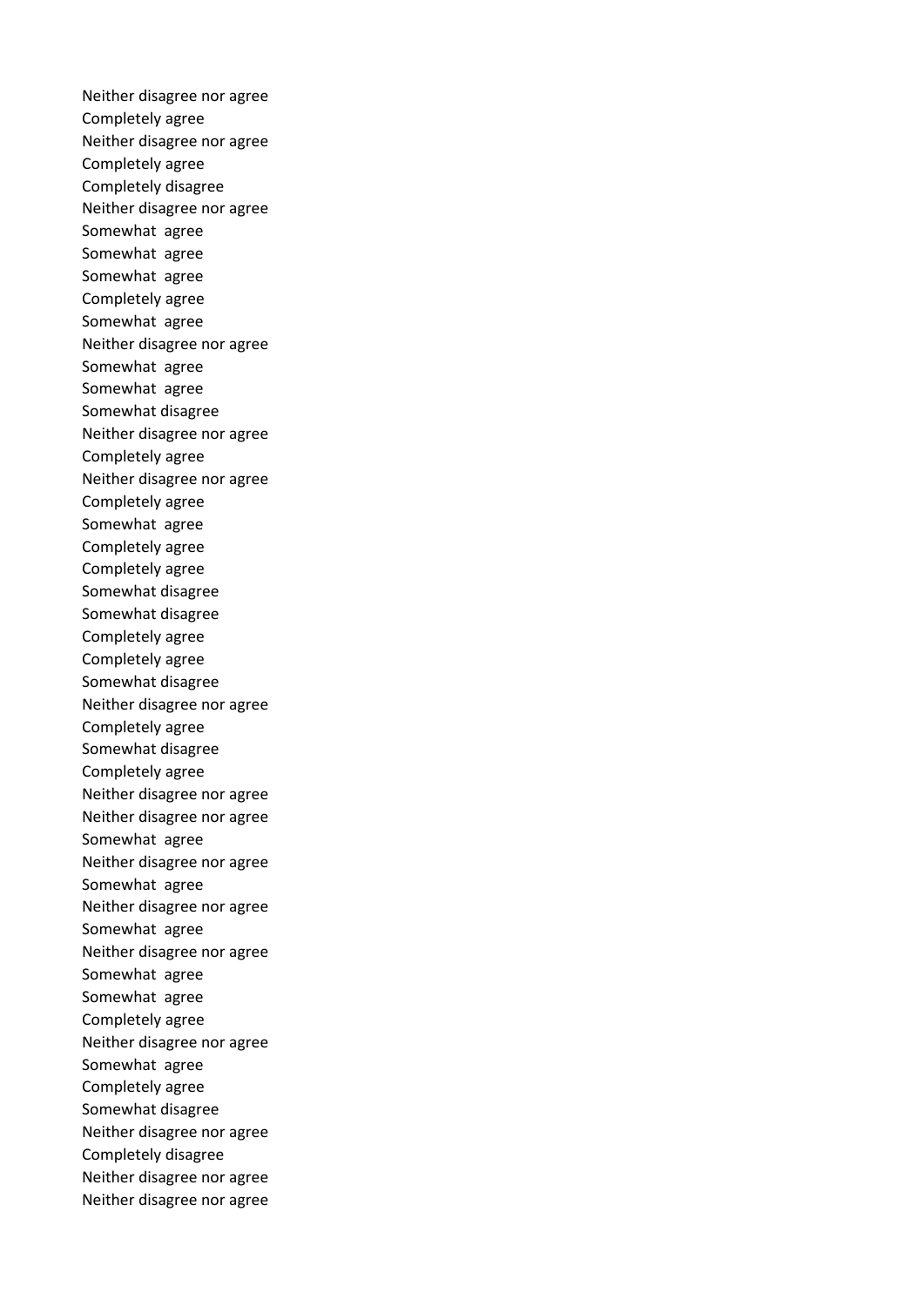Neither disagree nor agree
Completely agree
Neither disagree nor agree
Completely agree
Completely disagree
Neither disagree nor agree
Somewhat  agree
Somewhat  agree
Somewhat  agree
Completely agree
Somewhat  agree
Neither disagree nor agree
Somewhat  agree
Somewhat  agree
Somewhat disagree
Neither disagree nor agree
Completely agree
Neither disagree nor agree
Completely agree
Somewhat  agree
Completely agree
Completely agree
Somewhat disagree
Somewhat disagree
Completely agree
Completely agree
Somewhat disagree
Neither disagree nor agree
Completely agree
Somewhat disagree
Completely agree
Neither disagree nor agree
Neither disagree nor agree
Somewhat  agree
Neither disagree nor agree
Somewhat  agree
Neither disagree nor agree
Somewhat  agree
Neither disagree nor agree
Somewhat  agree
Somewhat  agree
Completely agree
Neither disagree nor agree
Somewhat  agree
Completely agree
Somewhat disagree
Neither disagree nor agree
Completely disagree
Neither disagree nor agree
Neither disagree nor agree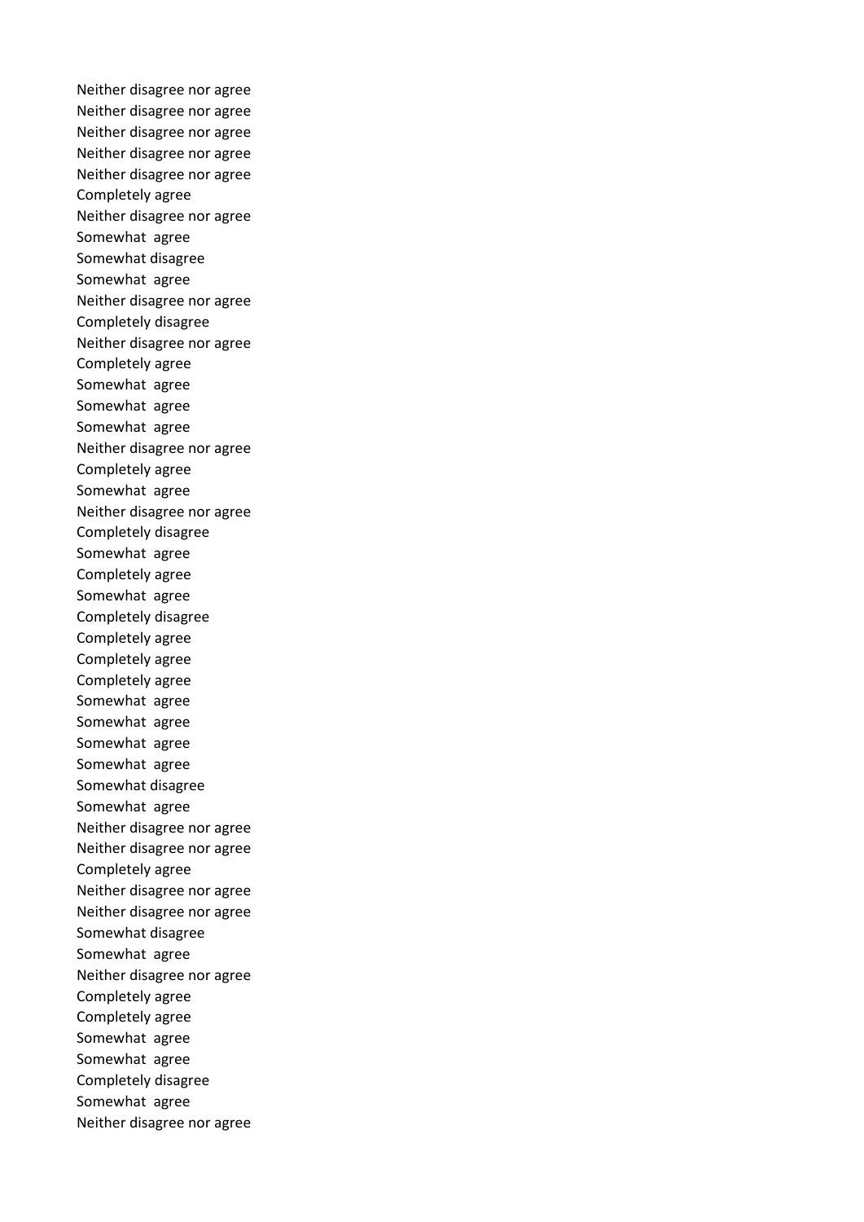Neither disagree nor agree
Neither disagree nor agree
Neither disagree nor agree
Neither disagree nor agree
Neither disagree nor agree
Completely agree
Neither disagree nor agree
Somewhat  agree
Somewhat disagree
Somewhat  agree
Neither disagree nor agree
Completely disagree
Neither disagree nor agree
Completely agree
Somewhat  agree
Somewhat  agree
Somewhat  agree
Neither disagree nor agree
Completely agree
Somewhat  agree
Neither disagree nor agree
Completely disagree
Somewhat  agree
Completely agree
Somewhat  agree
Completely disagree
Completely agree
Completely agree
Completely agree
Somewhat  agree
Somewhat  agree
Somewhat  agree
Somewhat  agree
Somewhat disagree
Somewhat  agree
Neither disagree nor agree
Neither disagree nor agree
Completely agree
Neither disagree nor agree
Neither disagree nor agree
Somewhat disagree
Somewhat  agree
Neither disagree nor agree
Completely agree
Completely agree
Somewhat  agree
Somewhat  agree
Completely disagree
Somewhat  agree
Neither disagree nor agree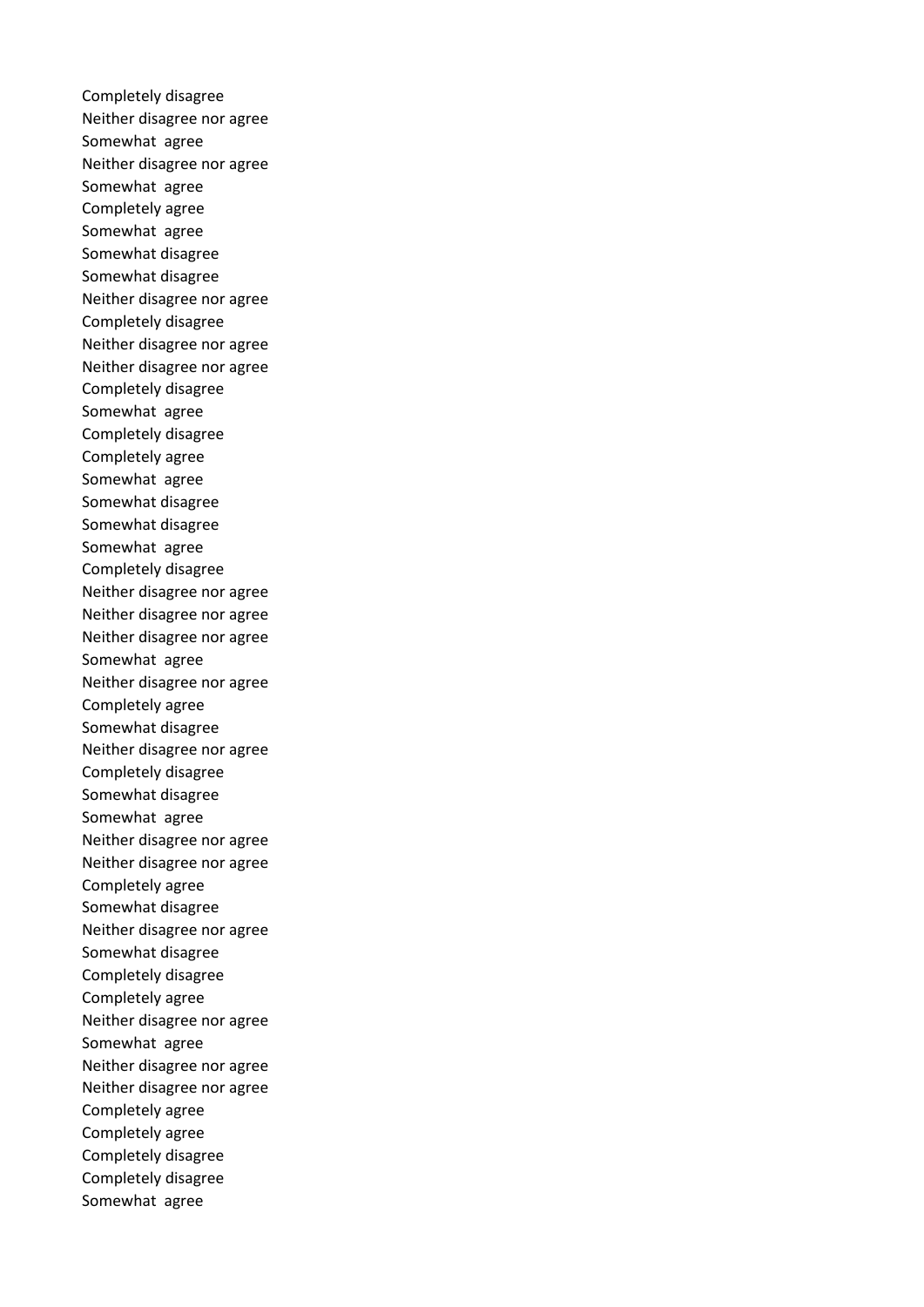Completely disagree
Neither disagree nor agree
Somewhat  agree
Neither disagree nor agree
Somewhat  agree
Completely agree
Somewhat  agree
Somewhat disagree
Somewhat disagree
Neither disagree nor agree
Completely disagree
Neither disagree nor agree
Neither disagree nor agree
Completely disagree
Somewhat  agree
Completely disagree
Completely agree
Somewhat  agree
Somewhat disagree
Somewhat disagree
Somewhat  agree
Completely disagree
Neither disagree nor agree
Neither disagree nor agree
Neither disagree nor agree
Somewhat  agree
Neither disagree nor agree
Completely agree
Somewhat disagree
Neither disagree nor agree
Completely disagree
Somewhat disagree
Somewhat  agree
Neither disagree nor agree
Neither disagree nor agree
Completely agree
Somewhat disagree
Neither disagree nor agree
Somewhat disagree
Completely disagree
Completely agree
Neither disagree nor agree
Somewhat  agree
Neither disagree nor agree
Neither disagree nor agree
Completely agree
Completely agree
Completely disagree
Completely disagree
Somewhat  agree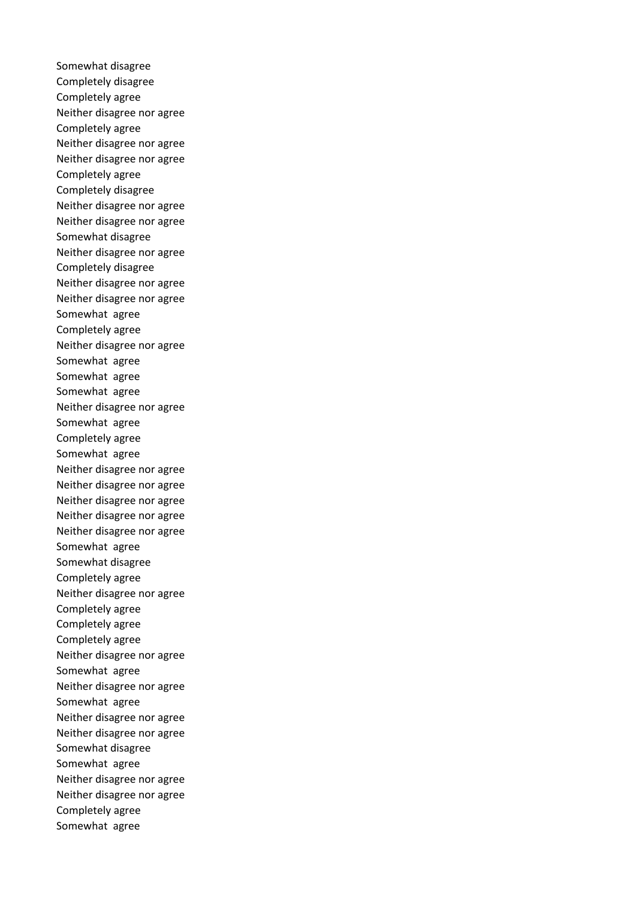Somewhat disagree
Completely disagree
Completely agree
Neither disagree nor agree
Completely agree
Neither disagree nor agree
Neither disagree nor agree
Completely agree
Completely disagree
Neither disagree nor agree
Neither disagree nor agree
Somewhat disagree
Neither disagree nor agree
Completely disagree
Neither disagree nor agree
Neither disagree nor agree
Somewhat agree
Completely agree
Neither disagree nor agree
Somewhat agree
Somewhat agree
Somewhat agree
Neither disagree nor agree
Somewhat agree
Completely agree
Somewhat agree
Neither disagree nor agree
Neither disagree nor agree
Neither disagree nor agree
Neither disagree nor agree
Neither disagree nor agree
Somewhat agree
Somewhat disagree
Completely agree
Neither disagree nor agree
Completely agree
Completely agree
Completely agree
Neither disagree nor agree
Somewhat agree
Neither disagree nor agree
Somewhat agree
Neither disagree nor agree
Neither disagree nor agree
Somewhat disagree
Somewhat agree
Neither disagree nor agree
Neither disagree nor agree
Completely agree
Somewhat agree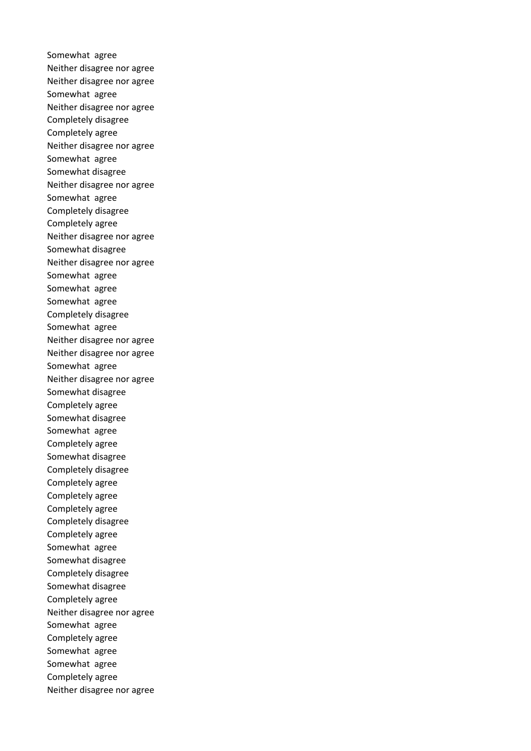Somewhat agree
Neither disagree nor agree
Neither disagree nor agree
Somewhat agree
Neither disagree nor agree
Completely disagree
Completely agree
Neither disagree nor agree
Somewhat agree
Somewhat disagree
Neither disagree nor agree
Somewhat agree
Completely disagree
Completely agree
Neither disagree nor agree
Somewhat disagree
Neither disagree nor agree
Somewhat agree
Somewhat agree
Somewhat agree
Completely disagree
Somewhat agree
Neither disagree nor agree
Neither disagree nor agree
Somewhat agree
Neither disagree nor agree
Somewhat disagree
Completely agree
Somewhat disagree
Somewhat agree
Completely agree
Somewhat disagree
Completely disagree
Completely agree
Completely agree
Completely agree
Completely disagree
Completely agree
Somewhat agree
Somewhat disagree
Completely disagree
Somewhat disagree
Completely agree
Neither disagree nor agree
Somewhat agree
Completely agree
Somewhat agree
Somewhat agree
Completely agree
Neither disagree nor agree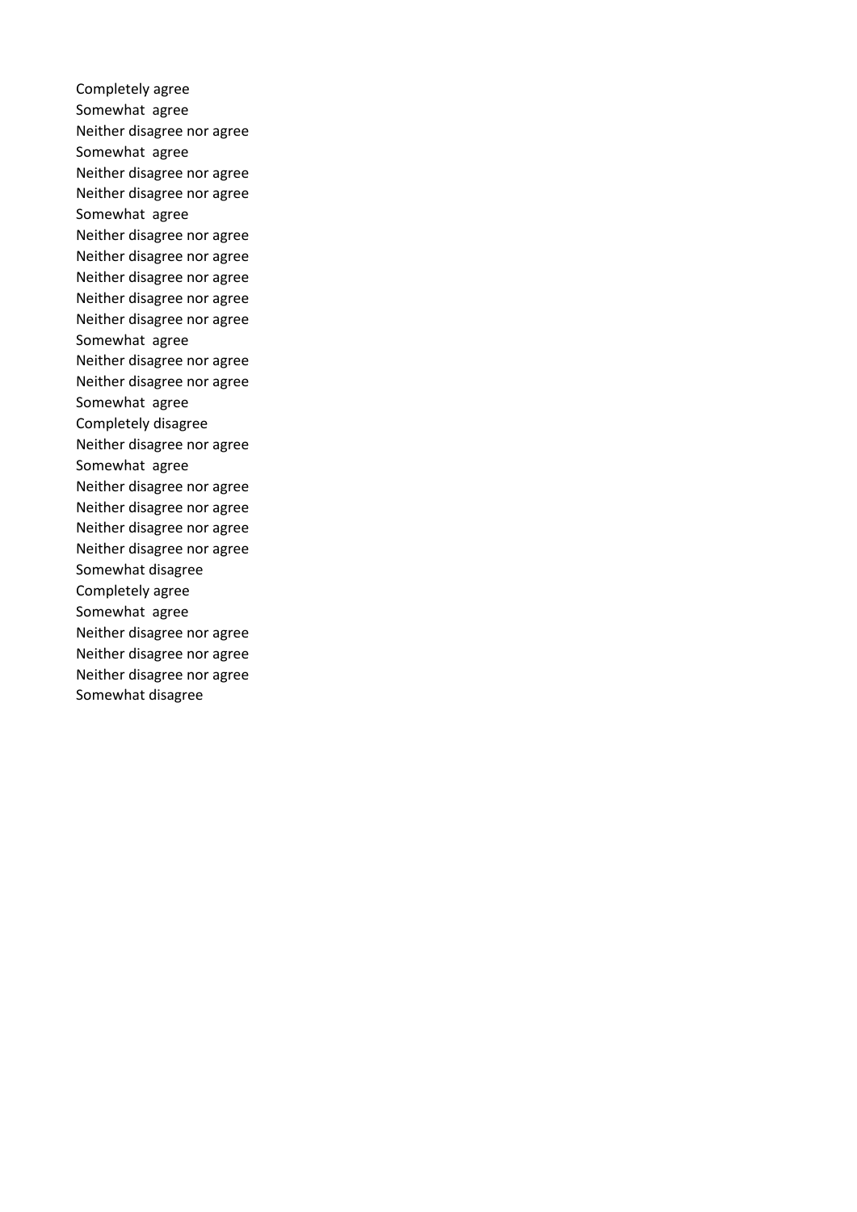Completely agree
Somewhat agree
Neither disagree nor agree
Somewhat agree
Neither disagree nor agree
Neither disagree nor agree
Somewhat agree
Neither disagree nor agree
Neither disagree nor agree
Neither disagree nor agree
Neither disagree nor agree
Neither disagree nor agree
Somewhat agree
Neither disagree nor agree
Neither disagree nor agree
Somewhat agree
Completely disagree
Neither disagree nor agree
Somewhat agree
Neither disagree nor agree
Neither disagree nor agree
Neither disagree nor agree
Neither disagree nor agree
Somewhat disagree
Completely agree
Somewhat agree
Neither disagree nor agree
Neither disagree nor agree
Neither disagree nor agree
Somewhat disagree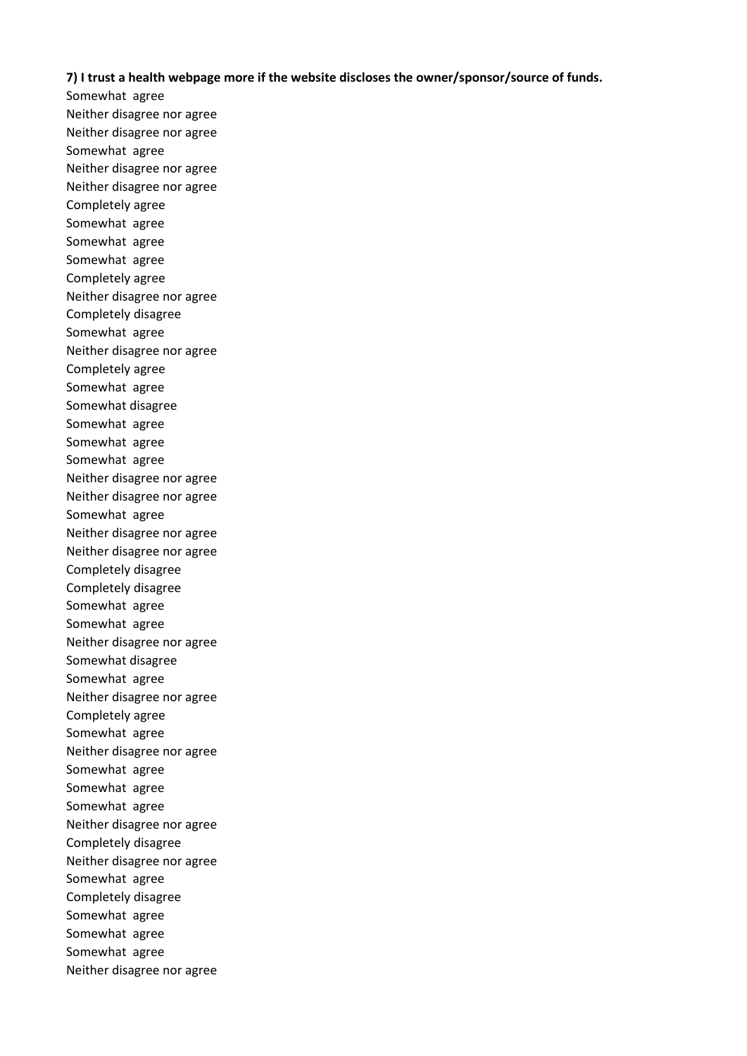**7) I trust a health webpage more if the website discloses the owner/sponsor/source of funds.**

Somewhat agree
Neither disagree nor agree
Neither disagree nor agree
Somewhat agree
Neither disagree nor agree
Neither disagree nor agree
Completely agree
Somewhat agree
Somewhat agree
Somewhat agree
Completely agree
Neither disagree nor agree
Completely disagree
Somewhat agree
Neither disagree nor agree
Completely agree
Somewhat agree
Somewhat disagree
Somewhat agree
Somewhat agree
Somewhat agree
Neither disagree nor agree
Neither disagree nor agree
Somewhat agree
Neither disagree nor agree
Neither disagree nor agree
Completely disagree
Completely disagree
Somewhat agree
Somewhat agree
Neither disagree nor agree
Somewhat disagree
Somewhat agree
Neither disagree nor agree
Completely agree
Somewhat agree
Neither disagree nor agree
Somewhat agree
Somewhat agree
Somewhat agree
Neither disagree nor agree
Completely disagree
Neither disagree nor agree
Somewhat agree
Completely disagree
Somewhat agree
Somewhat agree
Somewhat agree
Neither disagree nor agree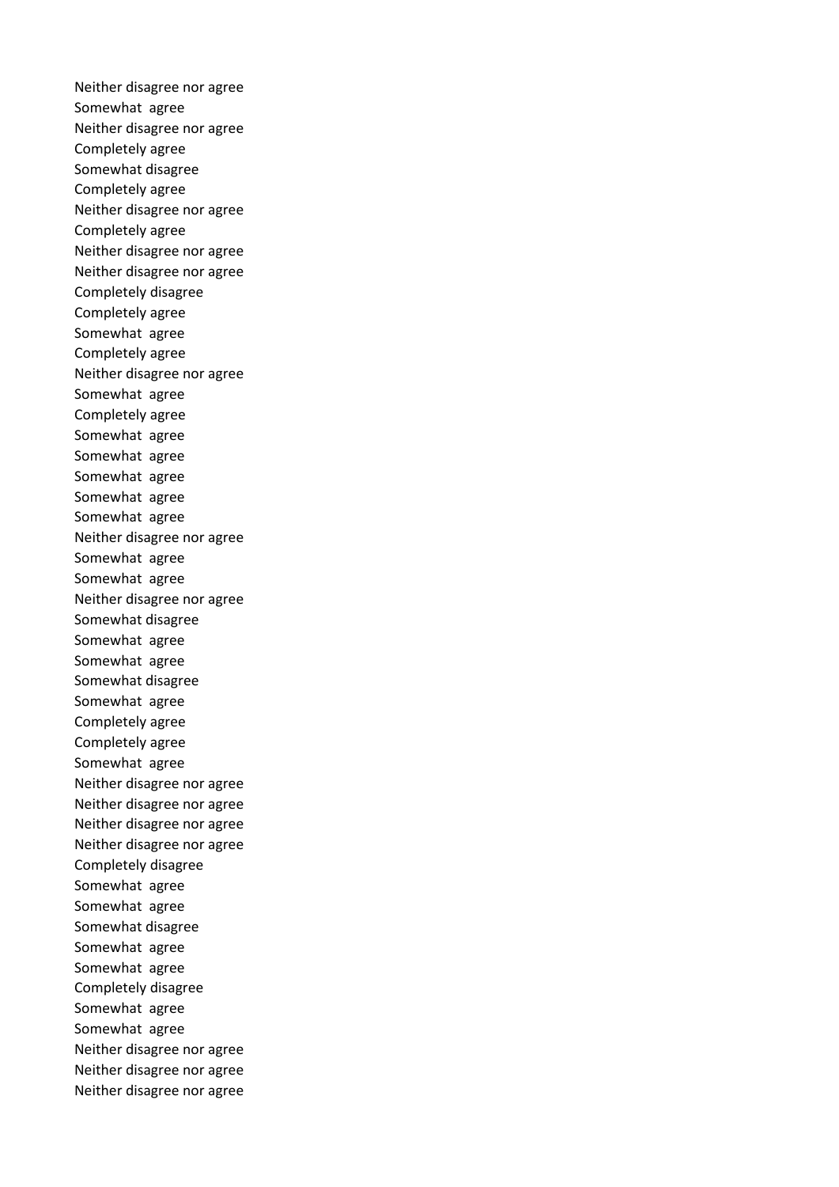Neither disagree nor agree
Somewhat  agree
Neither disagree nor agree
Completely agree
Somewhat disagree
Completely agree
Neither disagree nor agree
Completely agree
Neither disagree nor agree
Neither disagree nor agree
Completely disagree
Completely agree
Somewhat  agree
Completely agree
Neither disagree nor agree
Somewhat  agree
Completely agree
Somewhat  agree
Somewhat  agree
Somewhat  agree
Somewhat  agree
Somewhat  agree
Neither disagree nor agree
Somewhat  agree
Somewhat  agree
Neither disagree nor agree
Somewhat disagree
Somewhat  agree
Somewhat  agree
Somewhat disagree
Somewhat  agree
Completely agree
Completely agree
Somewhat  agree
Neither disagree nor agree
Neither disagree nor agree
Neither disagree nor agree
Neither disagree nor agree
Completely disagree
Somewhat  agree
Somewhat  agree
Somewhat disagree
Somewhat  agree
Somewhat  agree
Completely disagree
Somewhat  agree
Somewhat  agree
Neither disagree nor agree
Neither disagree nor agree
Neither disagree nor agree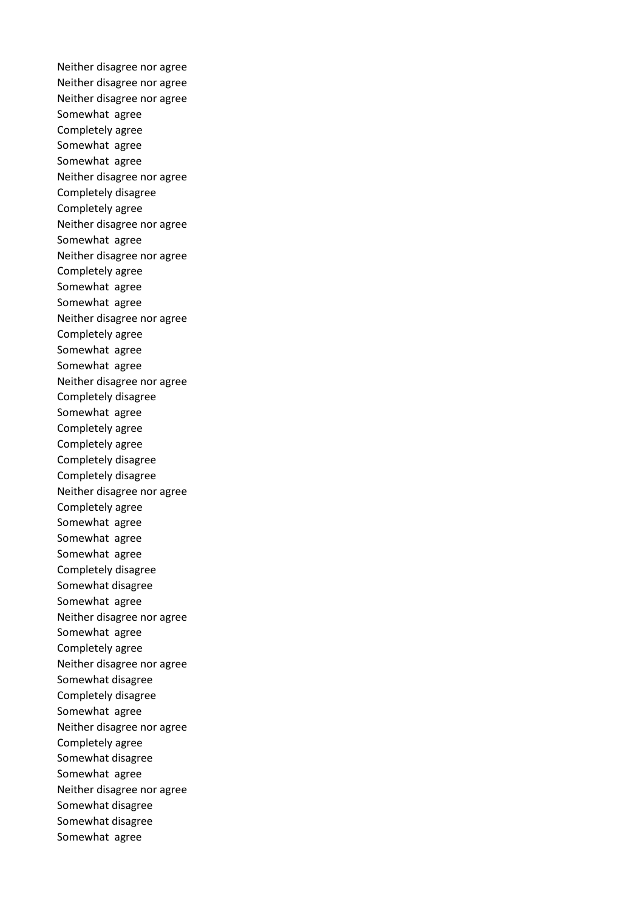Neither disagree nor agree
Neither disagree nor agree
Neither disagree nor agree
Somewhat  agree
Completely agree
Somewhat  agree
Somewhat  agree
Neither disagree nor agree
Completely disagree
Completely agree
Neither disagree nor agree
Somewhat  agree
Neither disagree nor agree
Completely agree
Somewhat  agree
Somewhat  agree
Neither disagree nor agree
Completely agree
Somewhat  agree
Somewhat  agree
Neither disagree nor agree
Completely disagree
Somewhat  agree
Completely agree
Completely agree
Completely disagree
Completely disagree
Neither disagree nor agree
Completely agree
Somewhat  agree
Somewhat  agree
Somewhat  agree
Completely disagree
Somewhat disagree
Somewhat  agree
Neither disagree nor agree
Somewhat  agree
Completely agree
Neither disagree nor agree
Somewhat disagree
Completely disagree
Somewhat  agree
Neither disagree nor agree
Completely agree
Somewhat disagree
Somewhat  agree
Neither disagree nor agree
Somewhat disagree
Somewhat disagree
Somewhat  agree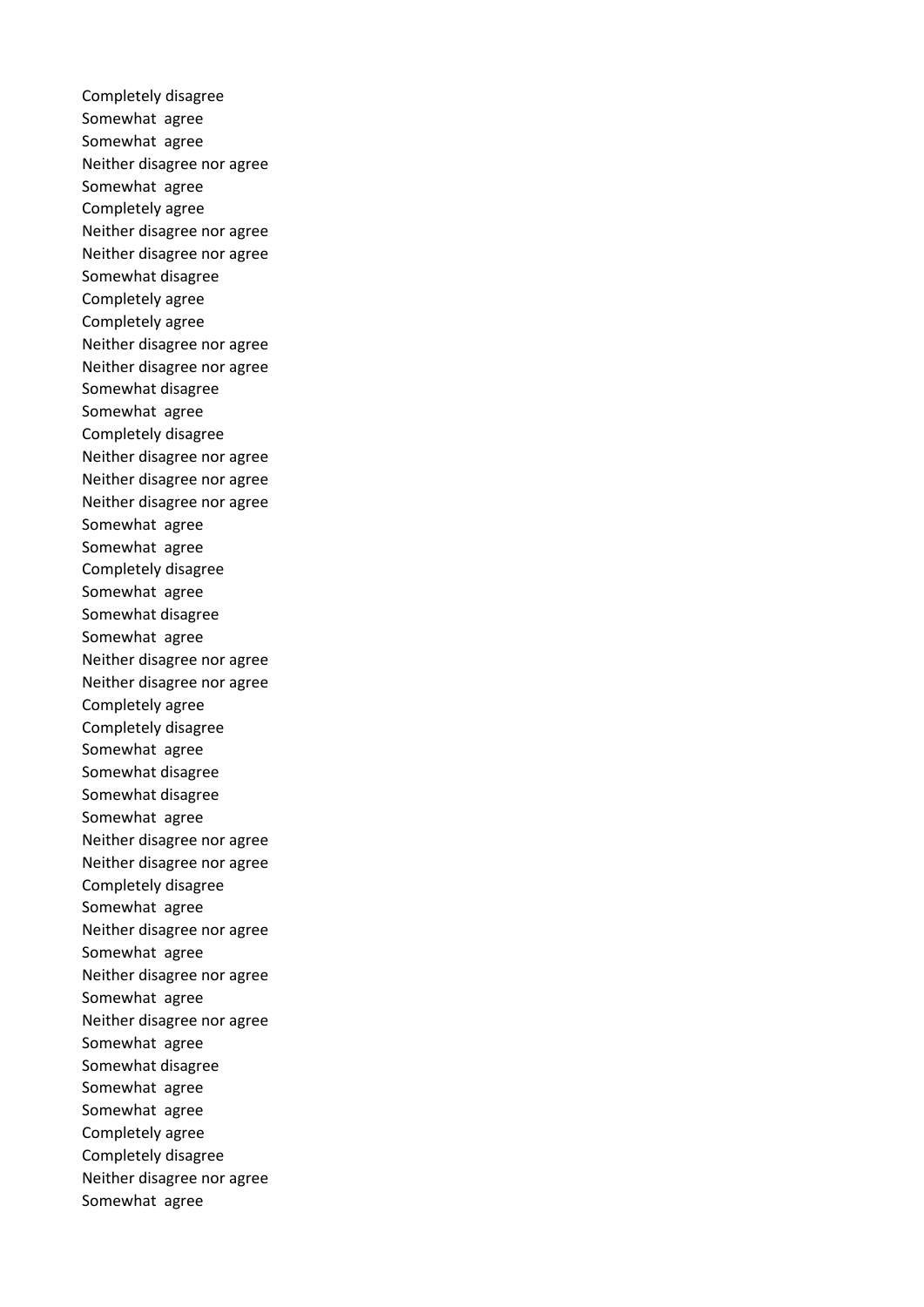Completely disagree
Somewhat agree
Somewhat agree
Neither disagree nor agree
Somewhat agree
Completely agree
Neither disagree nor agree
Neither disagree nor agree
Somewhat disagree
Completely agree
Completely agree
Neither disagree nor agree
Neither disagree nor agree
Somewhat disagree
Somewhat agree
Completely disagree
Neither disagree nor agree
Neither disagree nor agree
Neither disagree nor agree
Somewhat agree
Somewhat agree
Completely disagree
Somewhat agree
Somewhat disagree
Somewhat agree
Neither disagree nor agree
Neither disagree nor agree
Completely agree
Completely disagree
Somewhat agree
Somewhat disagree
Somewhat disagree
Somewhat agree
Neither disagree nor agree
Neither disagree nor agree
Completely disagree
Somewhat agree
Neither disagree nor agree
Somewhat agree
Neither disagree nor agree
Somewhat agree
Neither disagree nor agree
Somewhat agree
Somewhat disagree
Somewhat agree
Somewhat agree
Completely agree
Completely disagree
Neither disagree nor agree
Somewhat agree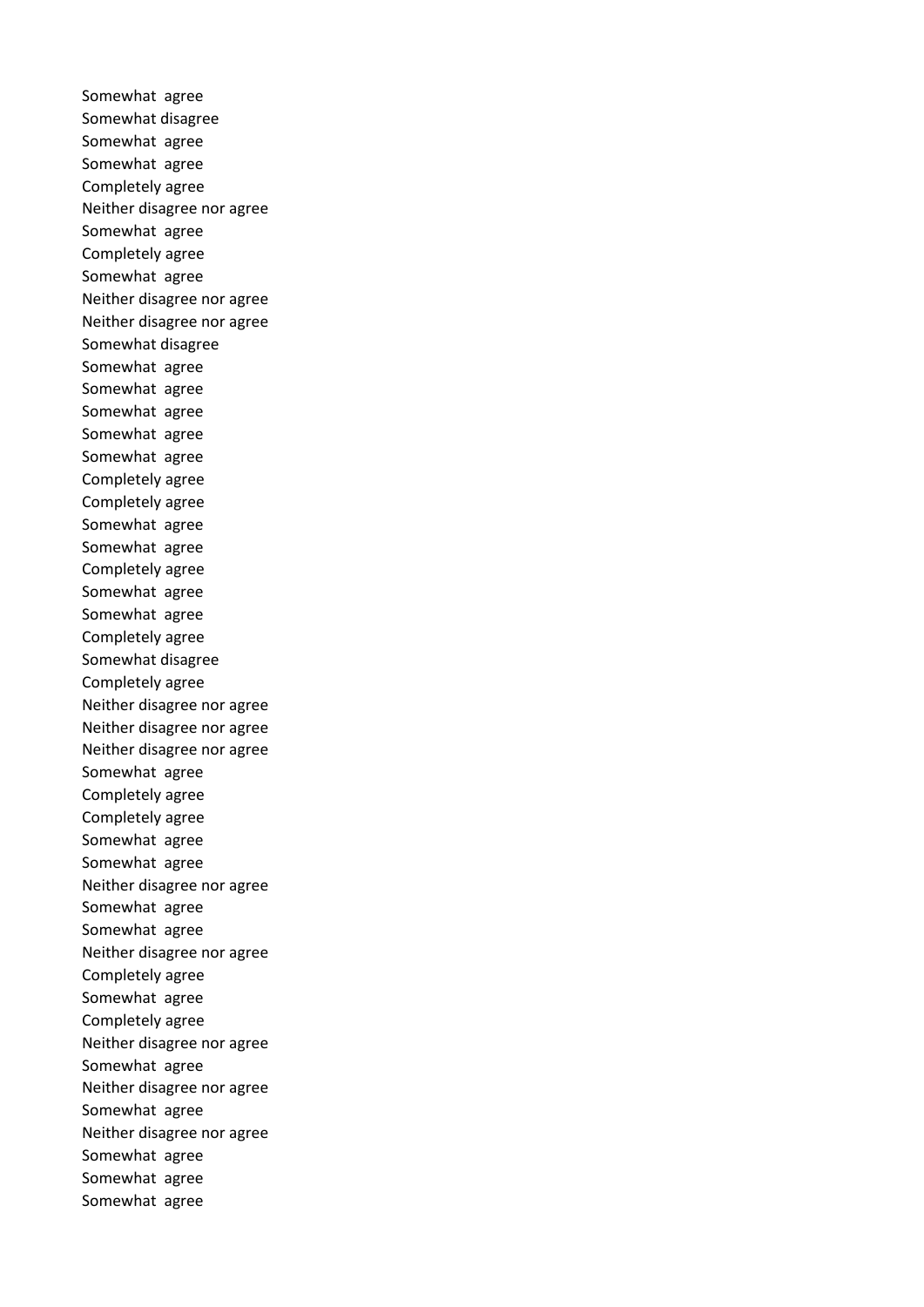Somewhat  agree
Somewhat disagree
Somewhat  agree
Somewhat  agree
Completely agree
Neither disagree nor agree
Somewhat  agree
Completely agree
Somewhat  agree
Neither disagree nor agree
Neither disagree nor agree
Somewhat disagree
Somewhat  agree
Somewhat  agree
Somewhat  agree
Somewhat  agree
Somewhat  agree
Completely agree
Completely agree
Somewhat  agree
Somewhat  agree
Completely agree
Somewhat  agree
Somewhat  agree
Completely agree
Somewhat disagree
Completely agree
Neither disagree nor agree
Neither disagree nor agree
Neither disagree nor agree
Somewhat  agree
Completely agree
Completely agree
Somewhat  agree
Somewhat  agree
Neither disagree nor agree
Somewhat  agree
Somewhat  agree
Neither disagree nor agree
Completely agree
Somewhat  agree
Completely agree
Neither disagree nor agree
Somewhat  agree
Neither disagree nor agree
Somewhat  agree
Neither disagree nor agree
Somewhat  agree
Somewhat  agree
Somewhat  agree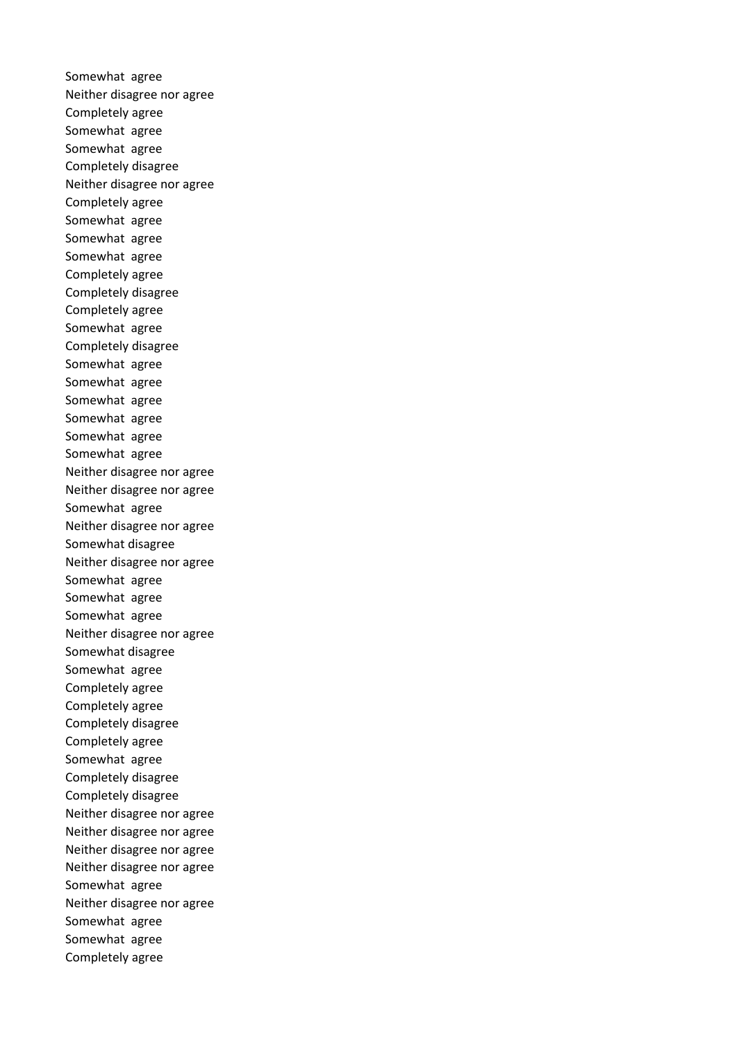Somewhat agree
Neither disagree nor agree
Completely agree
Somewhat agree
Somewhat agree
Completely disagree
Neither disagree nor agree
Completely agree
Somewhat agree
Somewhat agree
Somewhat agree
Completely agree
Completely disagree
Completely agree
Somewhat agree
Completely disagree
Somewhat agree
Somewhat agree
Somewhat agree
Somewhat agree
Somewhat agree
Somewhat agree
Neither disagree nor agree
Neither disagree nor agree
Somewhat agree
Neither disagree nor agree
Somewhat disagree
Neither disagree nor agree
Somewhat agree
Somewhat agree
Somewhat agree
Neither disagree nor agree
Somewhat disagree
Somewhat agree
Completely agree
Completely agree
Completely disagree
Completely agree
Somewhat agree
Completely disagree
Completely disagree
Neither disagree nor agree
Neither disagree nor agree
Neither disagree nor agree
Neither disagree nor agree
Somewhat agree
Neither disagree nor agree
Somewhat agree
Somewhat agree
Completely agree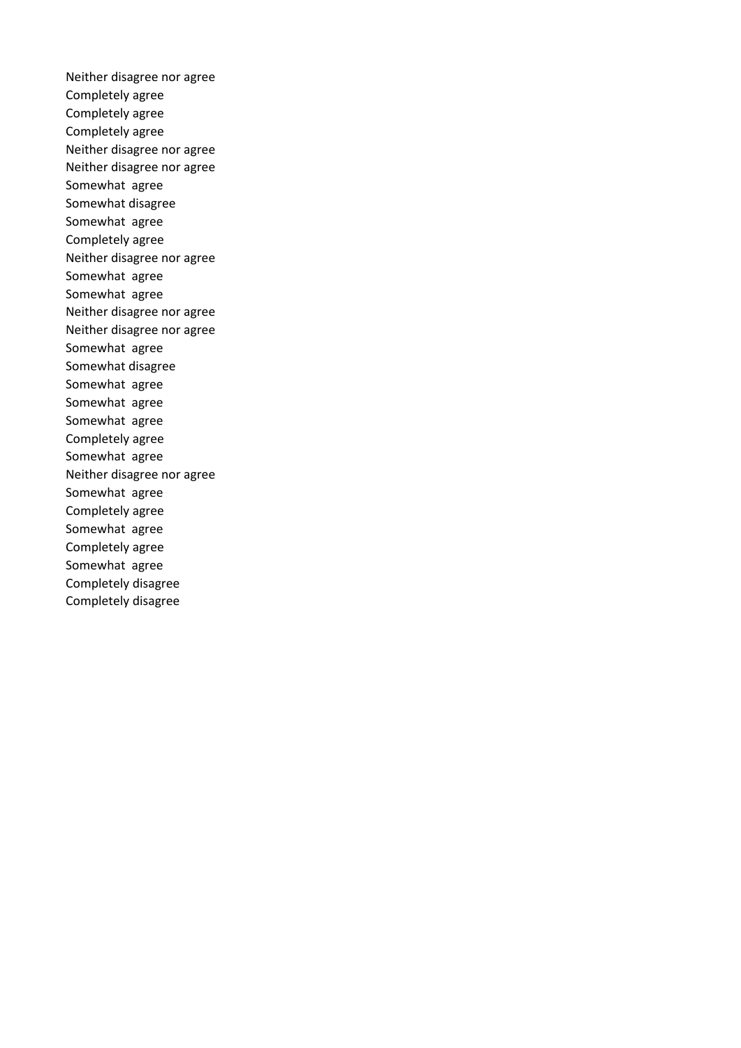Neither disagree nor agree
Completely agree
Completely agree
Completely agree
Neither disagree nor agree
Neither disagree nor agree
Somewhat  agree
Somewhat disagree
Somewhat  agree
Completely agree
Neither disagree nor agree
Somewhat  agree
Somewhat  agree
Neither disagree nor agree
Neither disagree nor agree
Somewhat  agree
Somewhat disagree
Somewhat  agree
Somewhat  agree
Somewhat  agree
Completely agree
Somewhat  agree
Neither disagree nor agree
Somewhat  agree
Completely agree
Somewhat  agree
Completely agree
Somewhat  agree
Completely disagree
Completely disagree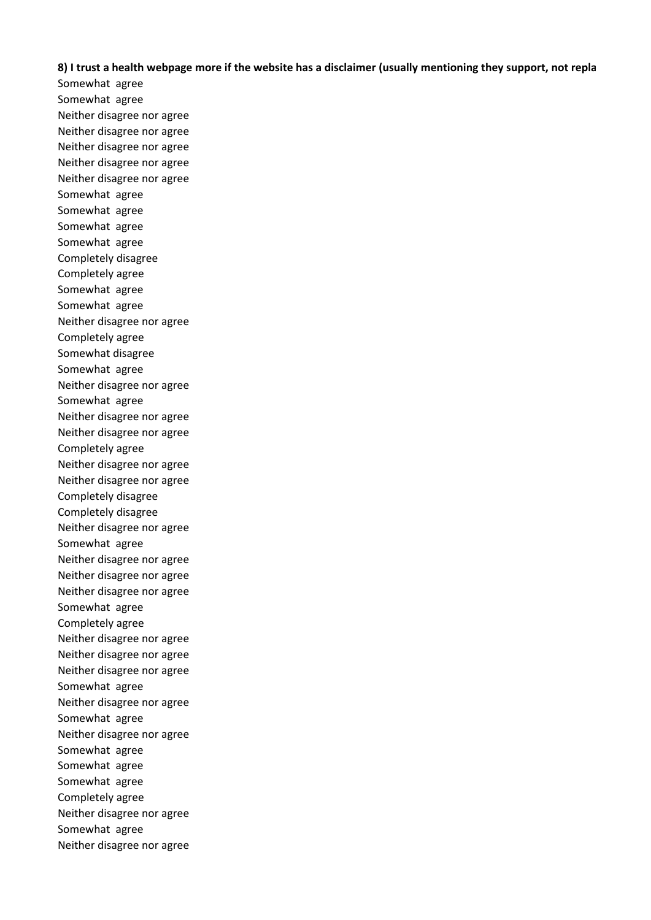**8) I trust a health webpage more if the website has a disclaimer (usually mentioning they support, not repla**

Somewhat agree
Somewhat agree
Neither disagree nor agree
Neither disagree nor agree
Neither disagree nor agree
Neither disagree nor agree
Neither disagree nor agree
Somewhat agree
Somewhat agree
Somewhat agree
Somewhat agree
Completely disagree
Completely agree
Somewhat agree
Somewhat agree
Neither disagree nor agree
Completely agree
Somewhat disagree
Somewhat agree
Neither disagree nor agree
Somewhat agree
Neither disagree nor agree
Neither disagree nor agree
Completely agree
Neither disagree nor agree
Neither disagree nor agree
Completely disagree
Completely disagree
Neither disagree nor agree
Somewhat agree
Neither disagree nor agree
Neither disagree nor agree
Neither disagree nor agree
Somewhat agree
Completely agree
Neither disagree nor agree
Neither disagree nor agree
Neither disagree nor agree
Somewhat agree
Neither disagree nor agree
Somewhat agree
Neither disagree nor agree
Somewhat agree
Somewhat agree
Somewhat agree
Completely agree
Neither disagree nor agree
Somewhat agree
Neither disagree nor agree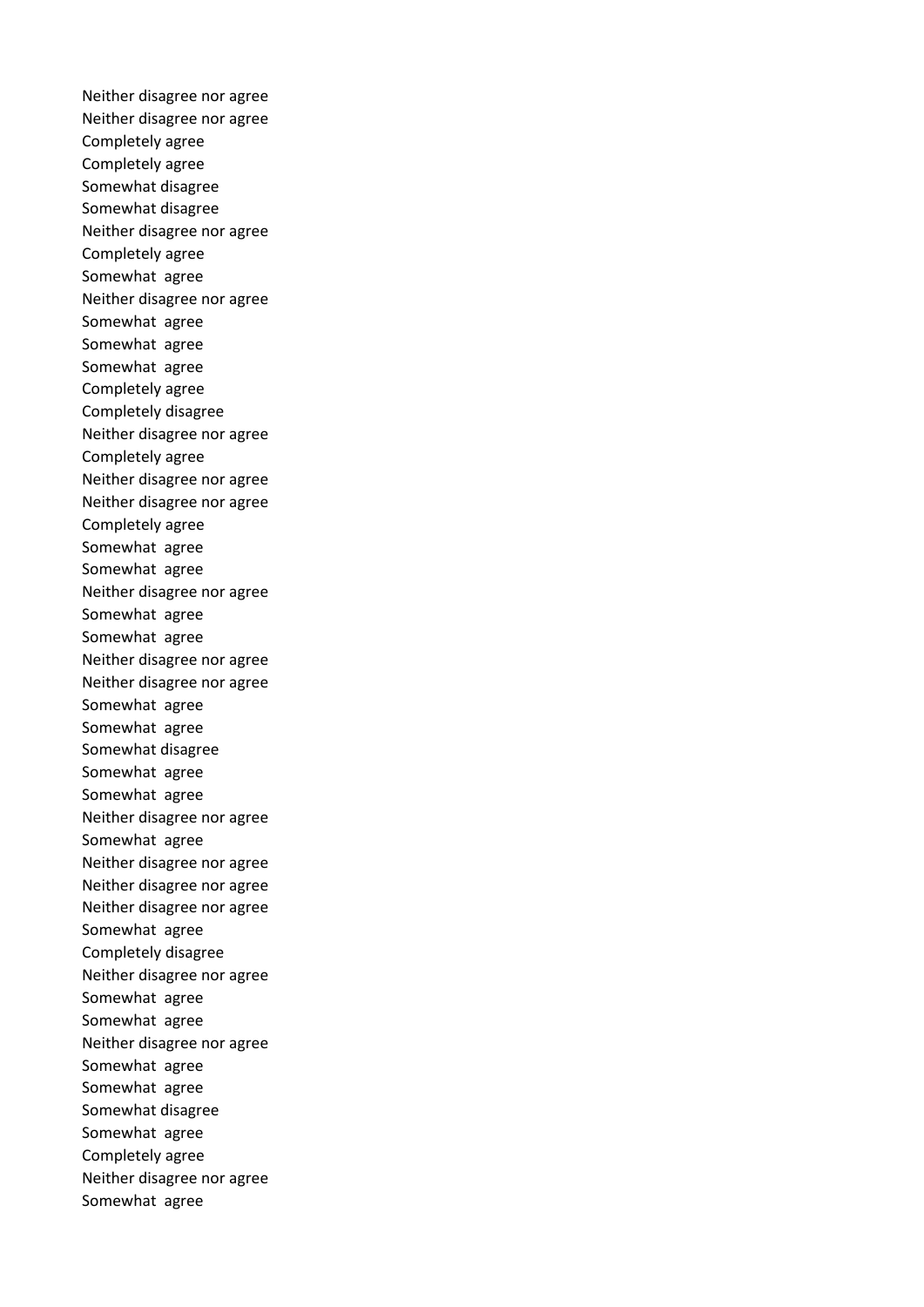Neither disagree nor agree
Neither disagree nor agree
Completely agree
Completely agree
Somewhat disagree
Somewhat disagree
Neither disagree nor agree
Completely agree
Somewhat  agree
Neither disagree nor agree
Somewhat  agree
Somewhat  agree
Somewhat  agree
Completely agree
Completely disagree
Neither disagree nor agree
Completely agree
Neither disagree nor agree
Neither disagree nor agree
Completely agree
Somewhat  agree
Somewhat  agree
Neither disagree nor agree
Somewhat  agree
Somewhat  agree
Neither disagree nor agree
Neither disagree nor agree
Somewhat  agree
Somewhat  agree
Somewhat disagree
Somewhat  agree
Somewhat  agree
Neither disagree nor agree
Somewhat  agree
Neither disagree nor agree
Neither disagree nor agree
Neither disagree nor agree
Somewhat  agree
Completely disagree
Neither disagree nor agree
Somewhat  agree
Somewhat  agree
Neither disagree nor agree
Somewhat  agree
Somewhat  agree
Somewhat disagree
Somewhat  agree
Completely agree
Neither disagree nor agree
Somewhat  agree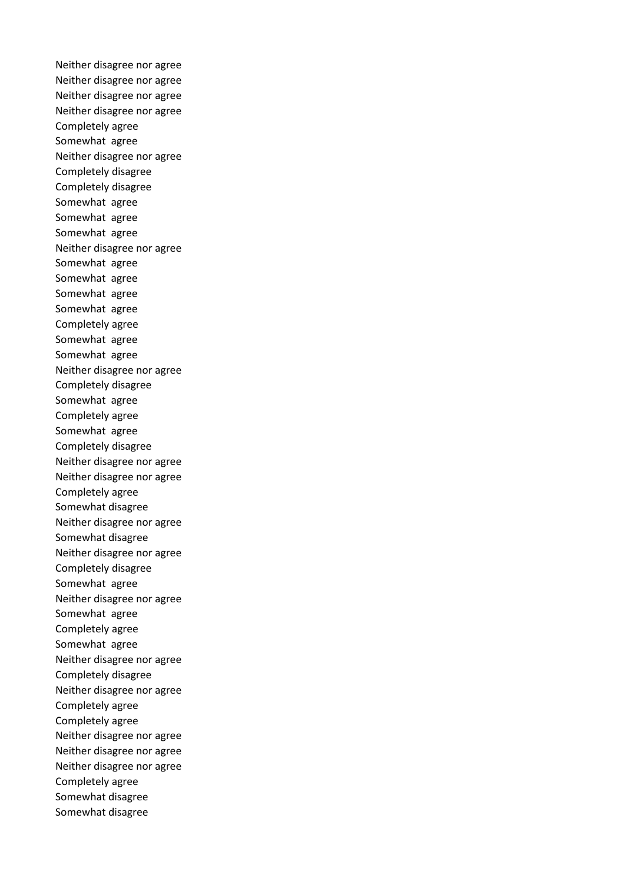Neither disagree nor agree
Neither disagree nor agree
Neither disagree nor agree
Neither disagree nor agree
Completely agree
Somewhat  agree
Neither disagree nor agree
Completely disagree
Completely disagree
Somewhat  agree
Somewhat  agree
Somewhat  agree
Neither disagree nor agree
Somewhat  agree
Somewhat  agree
Somewhat  agree
Somewhat  agree
Completely agree
Somewhat  agree
Somewhat  agree
Neither disagree nor agree
Completely disagree
Somewhat  agree
Completely agree
Somewhat  agree
Completely disagree
Neither disagree nor agree
Neither disagree nor agree
Completely agree
Somewhat disagree
Neither disagree nor agree
Somewhat disagree
Neither disagree nor agree
Completely disagree
Somewhat  agree
Neither disagree nor agree
Somewhat  agree
Completely agree
Somewhat  agree
Neither disagree nor agree
Completely disagree
Neither disagree nor agree
Completely agree
Completely agree
Neither disagree nor agree
Neither disagree nor agree
Neither disagree nor agree
Completely agree
Somewhat disagree
Somewhat disagree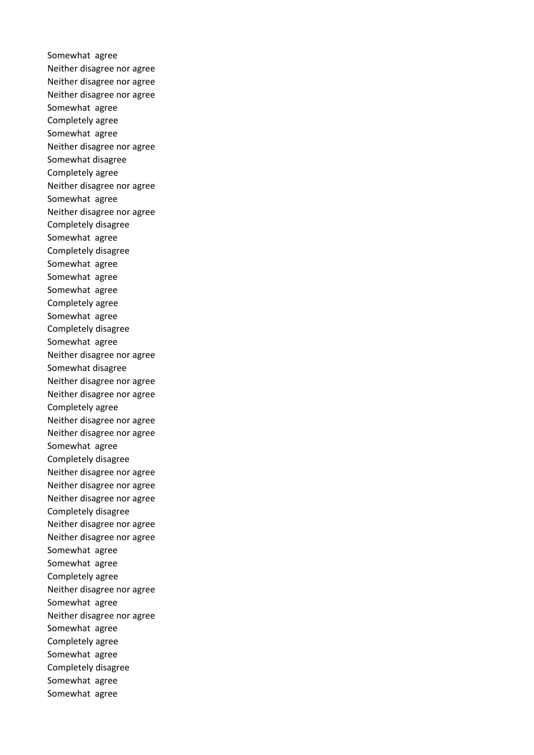Somewhat agree
Neither disagree nor agree
Neither disagree nor agree
Neither disagree nor agree
Somewhat agree
Completely agree
Somewhat agree
Neither disagree nor agree
Somewhat disagree
Completely agree
Neither disagree nor agree
Somewhat agree
Neither disagree nor agree
Completely disagree
Somewhat agree
Completely disagree
Somewhat agree
Somewhat agree
Somewhat agree
Completely agree
Somewhat agree
Completely disagree
Somewhat agree
Neither disagree nor agree
Somewhat disagree
Neither disagree nor agree
Neither disagree nor agree
Completely agree
Neither disagree nor agree
Neither disagree nor agree
Somewhat agree
Completely disagree
Neither disagree nor agree
Neither disagree nor agree
Neither disagree nor agree
Completely disagree
Neither disagree nor agree
Neither disagree nor agree
Somewhat agree
Somewhat agree
Completely agree
Neither disagree nor agree
Somewhat agree
Neither disagree nor agree
Somewhat agree
Completely agree
Somewhat agree
Completely disagree
Somewhat agree
Somewhat agree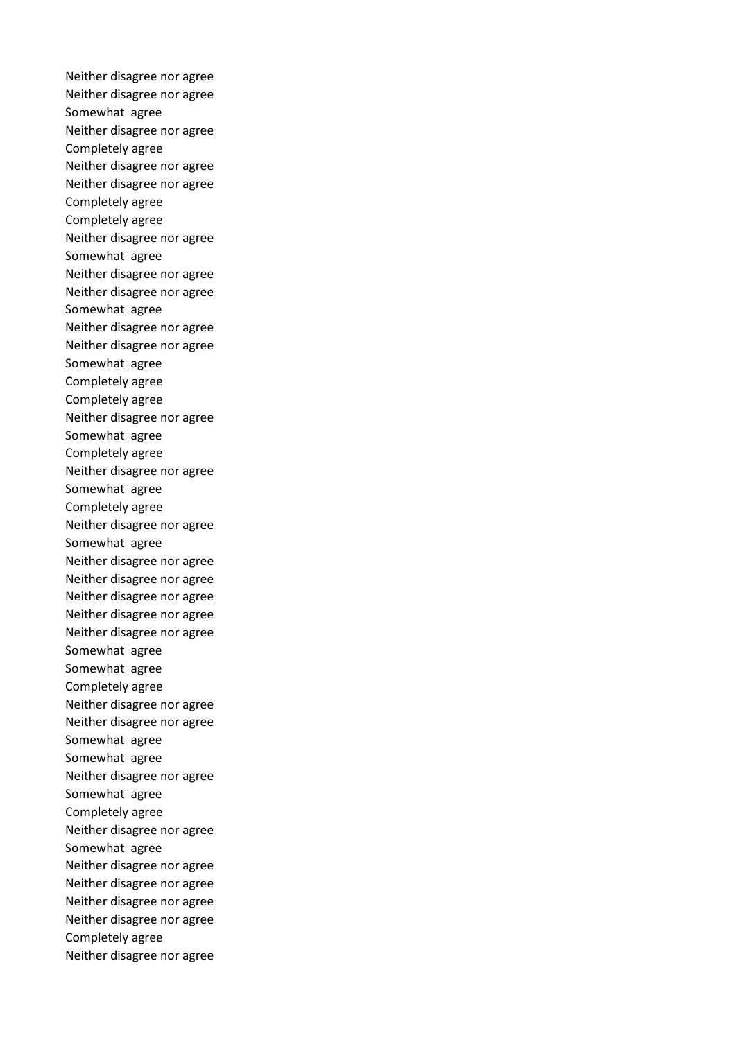Neither disagree nor agree
Neither disagree nor agree
Somewhat  agree
Neither disagree nor agree
Completely agree
Neither disagree nor agree
Neither disagree nor agree
Completely agree
Completely agree
Neither disagree nor agree
Somewhat  agree
Neither disagree nor agree
Neither disagree nor agree
Somewhat  agree
Neither disagree nor agree
Neither disagree nor agree
Somewhat  agree
Completely agree
Completely agree
Neither disagree nor agree
Somewhat  agree
Completely agree
Neither disagree nor agree
Somewhat  agree
Completely agree
Neither disagree nor agree
Somewhat  agree
Neither disagree nor agree
Neither disagree nor agree
Neither disagree nor agree
Neither disagree nor agree
Neither disagree nor agree
Somewhat  agree
Somewhat  agree
Completely agree
Neither disagree nor agree
Neither disagree nor agree
Somewhat  agree
Somewhat  agree
Neither disagree nor agree
Somewhat  agree
Completely agree
Neither disagree nor agree
Somewhat  agree
Neither disagree nor agree
Neither disagree nor agree
Neither disagree nor agree
Neither disagree nor agree
Completely agree
Neither disagree nor agree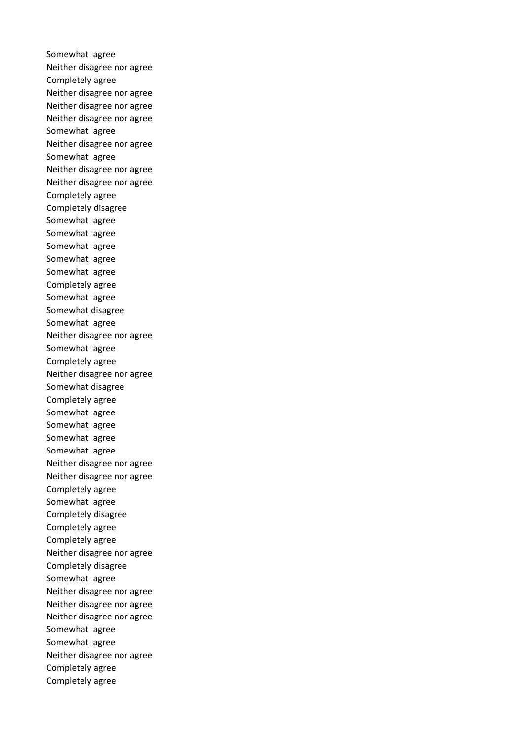Somewhat agree
Neither disagree nor agree
Completely agree
Neither disagree nor agree
Neither disagree nor agree
Neither disagree nor agree
Somewhat agree
Neither disagree nor agree
Somewhat agree
Neither disagree nor agree
Neither disagree nor agree
Completely agree
Completely disagree
Somewhat agree
Somewhat agree
Somewhat agree
Somewhat agree
Somewhat agree
Completely agree
Somewhat agree
Somewhat disagree
Somewhat agree
Neither disagree nor agree
Somewhat agree
Completely agree
Neither disagree nor agree
Somewhat disagree
Completely agree
Somewhat agree
Somewhat agree
Somewhat agree
Somewhat agree
Neither disagree nor agree
Neither disagree nor agree
Completely agree
Somewhat agree
Completely disagree
Completely agree
Completely agree
Neither disagree nor agree
Completely disagree
Somewhat agree
Neither disagree nor agree
Neither disagree nor agree
Neither disagree nor agree
Somewhat agree
Somewhat agree
Neither disagree nor agree
Completely agree
Completely agree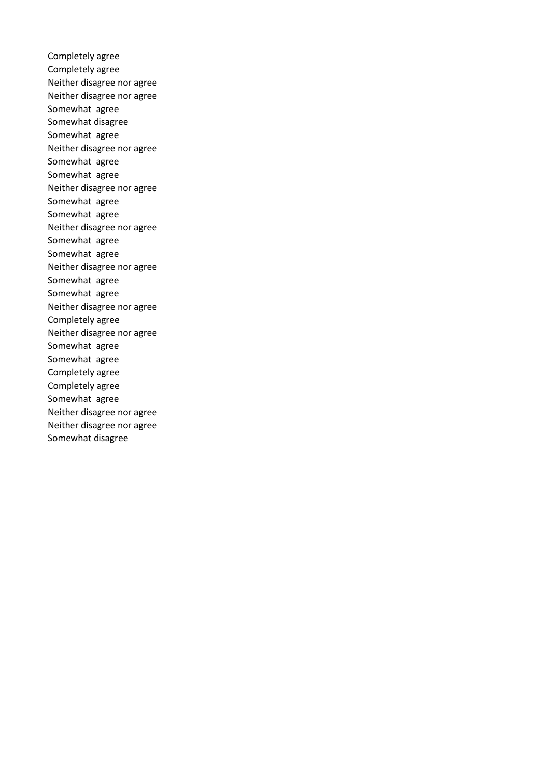Completely agree
Completely agree
Neither disagree nor agree
Neither disagree nor agree
Somewhat  agree
Somewhat disagree
Somewhat  agree
Neither disagree nor agree
Somewhat  agree
Somewhat  agree
Neither disagree nor agree
Somewhat  agree
Somewhat  agree
Neither disagree nor agree
Somewhat  agree
Somewhat  agree
Neither disagree nor agree
Somewhat  agree
Somewhat  agree
Neither disagree nor agree
Completely agree
Neither disagree nor agree
Somewhat  agree
Somewhat  agree
Completely agree
Completely agree
Somewhat  agree
Neither disagree nor agree
Neither disagree nor agree
Somewhat disagree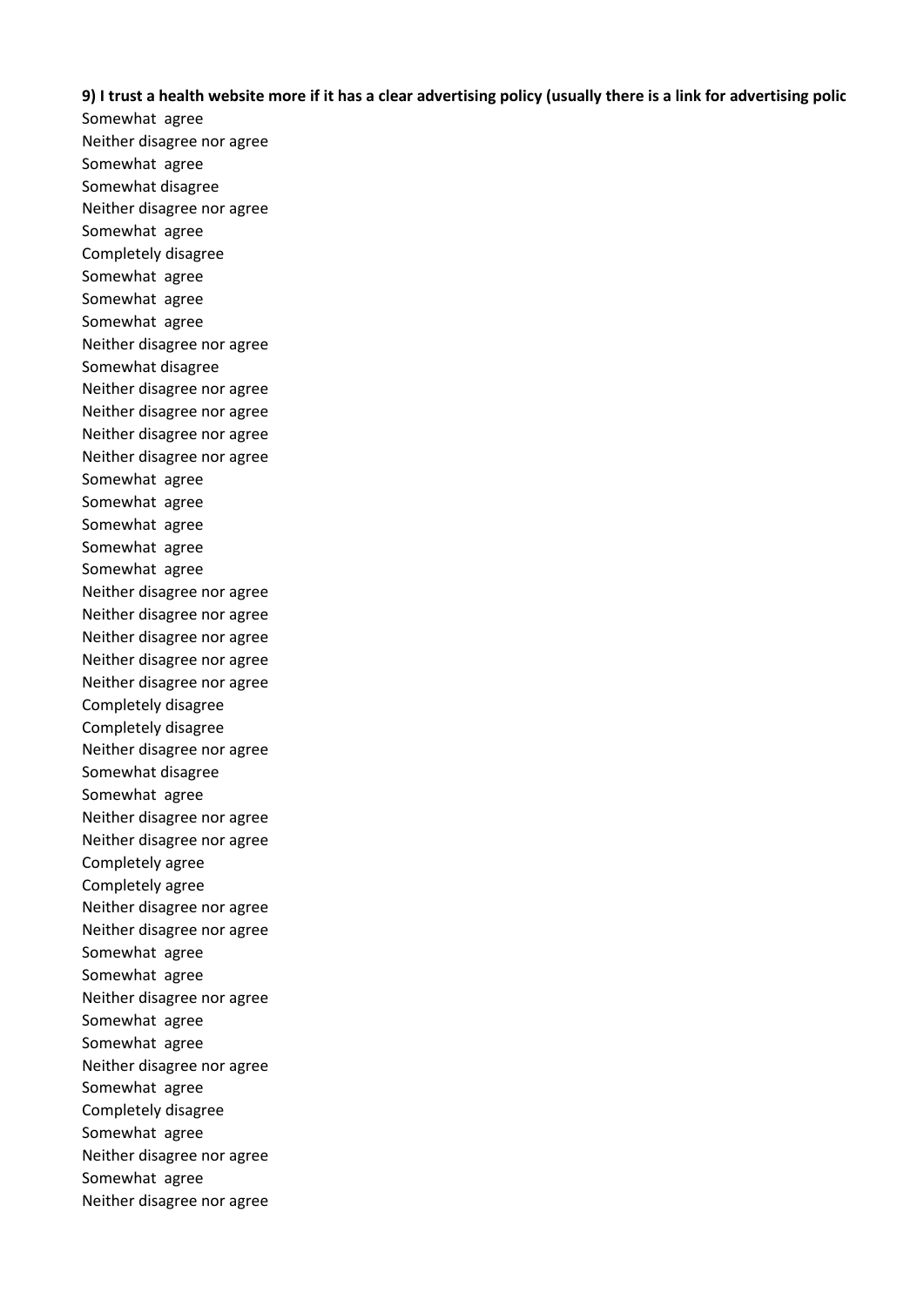**9) I trust a health website more if it has a clear advertising policy (usually there is a link for advertising polic**

Somewhat agree
Neither disagree nor agree
Somewhat agree
Somewhat disagree
Neither disagree nor agree
Somewhat agree
Completely disagree
Somewhat agree
Somewhat agree
Somewhat agree
Neither disagree nor agree
Somewhat disagree
Neither disagree nor agree
Neither disagree nor agree
Neither disagree nor agree
Neither disagree nor agree
Somewhat agree
Somewhat agree
Somewhat agree
Somewhat agree
Somewhat agree
Neither disagree nor agree
Neither disagree nor agree
Neither disagree nor agree
Neither disagree nor agree
Neither disagree nor agree
Completely disagree
Completely disagree
Neither disagree nor agree
Somewhat disagree
Somewhat agree
Neither disagree nor agree
Neither disagree nor agree
Completely agree
Completely agree
Neither disagree nor agree
Neither disagree nor agree
Somewhat agree
Somewhat agree
Neither disagree nor agree
Somewhat agree
Somewhat agree
Neither disagree nor agree
Somewhat agree
Completely disagree
Somewhat agree
Neither disagree nor agree
Somewhat agree
Neither disagree nor agree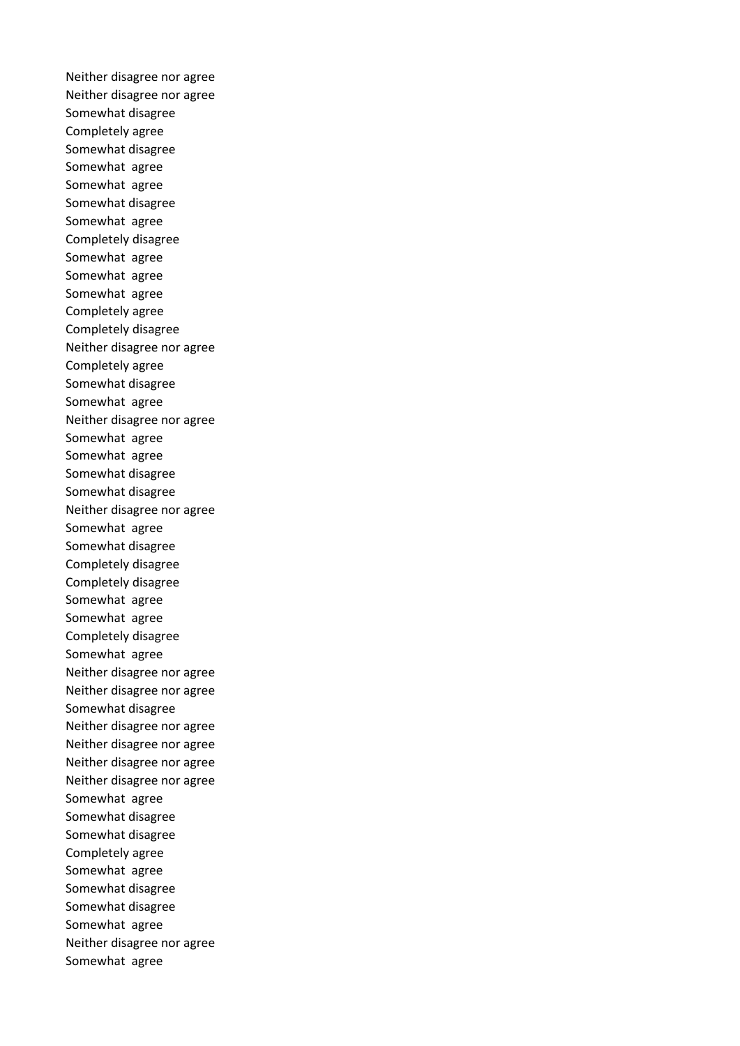Neither disagree nor agree
Neither disagree nor agree
Somewhat disagree
Completely agree
Somewhat disagree
Somewhat  agree
Somewhat  agree
Somewhat disagree
Somewhat  agree
Completely disagree
Somewhat  agree
Somewhat  agree
Somewhat  agree
Completely agree
Completely disagree
Neither disagree nor agree
Completely agree
Somewhat disagree
Somewhat  agree
Neither disagree nor agree
Somewhat  agree
Somewhat  agree
Somewhat disagree
Somewhat disagree
Neither disagree nor agree
Somewhat  agree
Somewhat disagree
Completely disagree
Completely disagree
Somewhat  agree
Somewhat  agree
Completely disagree
Somewhat  agree
Neither disagree nor agree
Neither disagree nor agree
Somewhat disagree
Neither disagree nor agree
Neither disagree nor agree
Neither disagree nor agree
Neither disagree nor agree
Somewhat  agree
Somewhat disagree
Somewhat disagree
Completely agree
Somewhat  agree
Somewhat disagree
Somewhat disagree
Somewhat  agree
Neither disagree nor agree
Somewhat  agree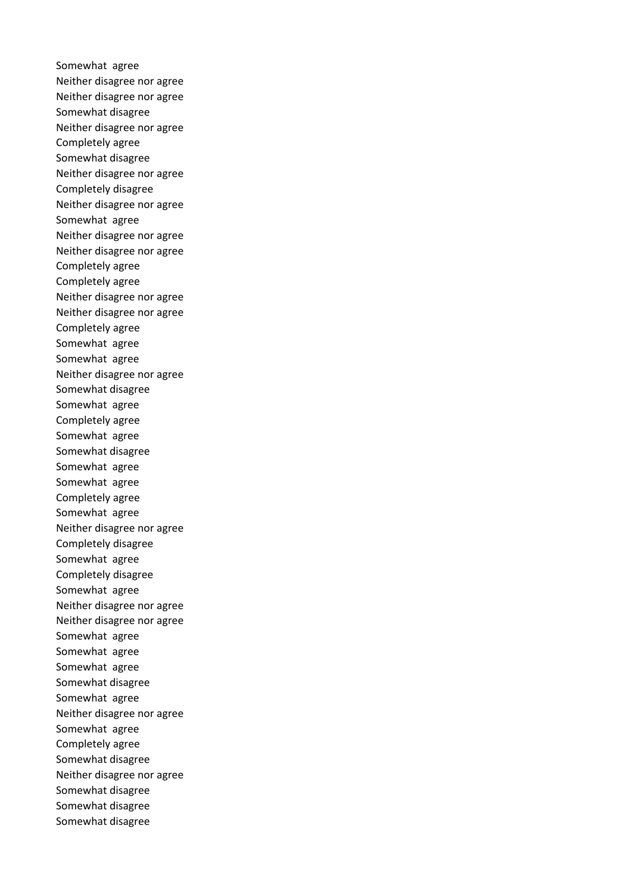Somewhat agree
Neither disagree nor agree
Neither disagree nor agree
Somewhat disagree
Neither disagree nor agree
Completely agree
Somewhat disagree
Neither disagree nor agree
Completely disagree
Neither disagree nor agree
Somewhat agree
Neither disagree nor agree
Neither disagree nor agree
Completely agree
Completely agree
Neither disagree nor agree
Neither disagree nor agree
Completely agree
Somewhat agree
Somewhat agree
Neither disagree nor agree
Somewhat disagree
Somewhat agree
Completely agree
Somewhat agree
Somewhat disagree
Somewhat agree
Somewhat agree
Completely agree
Somewhat agree
Neither disagree nor agree
Completely disagree
Somewhat agree
Completely disagree
Somewhat agree
Neither disagree nor agree
Neither disagree nor agree
Somewhat agree
Somewhat agree
Somewhat agree
Somewhat disagree
Somewhat agree
Neither disagree nor agree
Somewhat agree
Completely agree
Somewhat disagree
Neither disagree nor agree
Somewhat disagree
Somewhat disagree
Somewhat disagree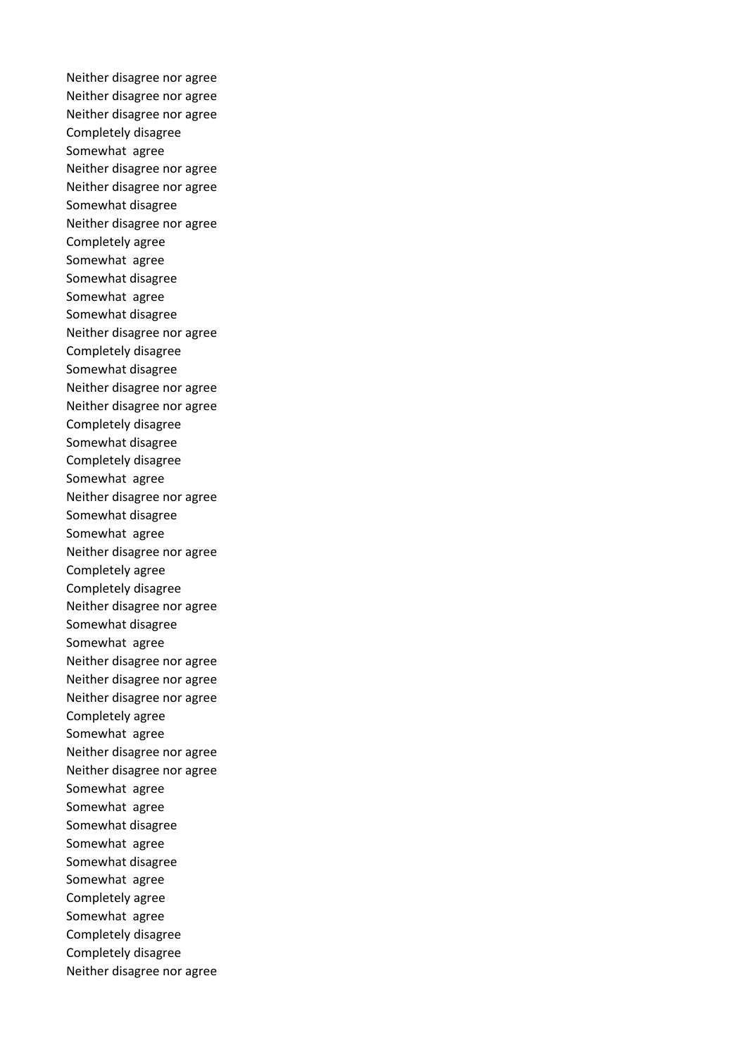Neither disagree nor agree
Neither disagree nor agree
Neither disagree nor agree
Completely disagree
Somewhat agree
Neither disagree nor agree
Neither disagree nor agree
Somewhat disagree
Neither disagree nor agree
Completely agree
Somewhat agree
Somewhat disagree
Somewhat agree
Somewhat disagree
Neither disagree nor agree
Completely disagree
Somewhat disagree
Neither disagree nor agree
Neither disagree nor agree
Completely disagree
Somewhat disagree
Completely disagree
Somewhat agree
Neither disagree nor agree
Somewhat disagree
Somewhat agree
Neither disagree nor agree
Completely agree
Completely disagree
Neither disagree nor agree
Somewhat disagree
Somewhat agree
Neither disagree nor agree
Neither disagree nor agree
Neither disagree nor agree
Completely agree
Somewhat agree
Neither disagree nor agree
Neither disagree nor agree
Somewhat agree
Somewhat agree
Somewhat disagree
Somewhat agree
Somewhat disagree
Somewhat agree
Completely agree
Somewhat agree
Completely disagree
Completely disagree
Neither disagree nor agree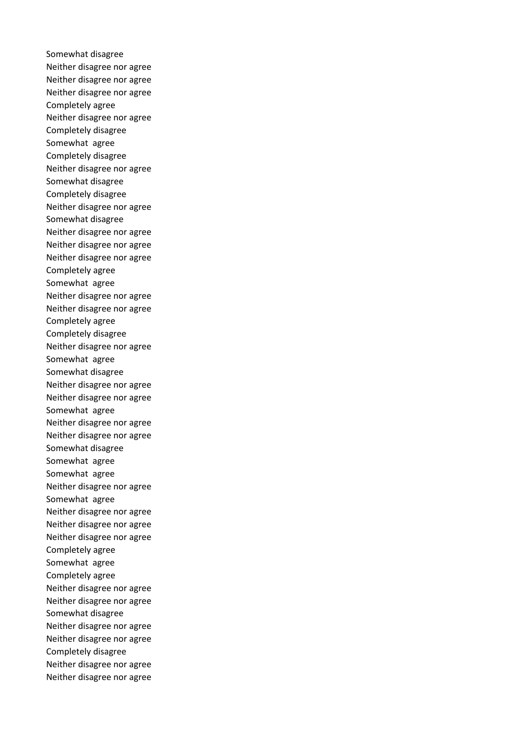Somewhat disagree
Neither disagree nor agree
Neither disagree nor agree
Neither disagree nor agree
Completely agree
Neither disagree nor agree
Completely disagree
Somewhat  agree
Completely disagree
Neither disagree nor agree
Somewhat disagree
Completely disagree
Neither disagree nor agree
Somewhat disagree
Neither disagree nor agree
Neither disagree nor agree
Neither disagree nor agree
Completely agree
Somewhat  agree
Neither disagree nor agree
Neither disagree nor agree
Completely agree
Completely disagree
Neither disagree nor agree
Somewhat  agree
Somewhat disagree
Neither disagree nor agree
Neither disagree nor agree
Somewhat  agree
Neither disagree nor agree
Neither disagree nor agree
Somewhat disagree
Somewhat  agree
Somewhat  agree
Neither disagree nor agree
Somewhat  agree
Neither disagree nor agree
Neither disagree nor agree
Neither disagree nor agree
Completely agree
Somewhat  agree
Completely agree
Neither disagree nor agree
Neither disagree nor agree
Somewhat disagree
Neither disagree nor agree
Neither disagree nor agree
Completely disagree
Neither disagree nor agree
Neither disagree nor agree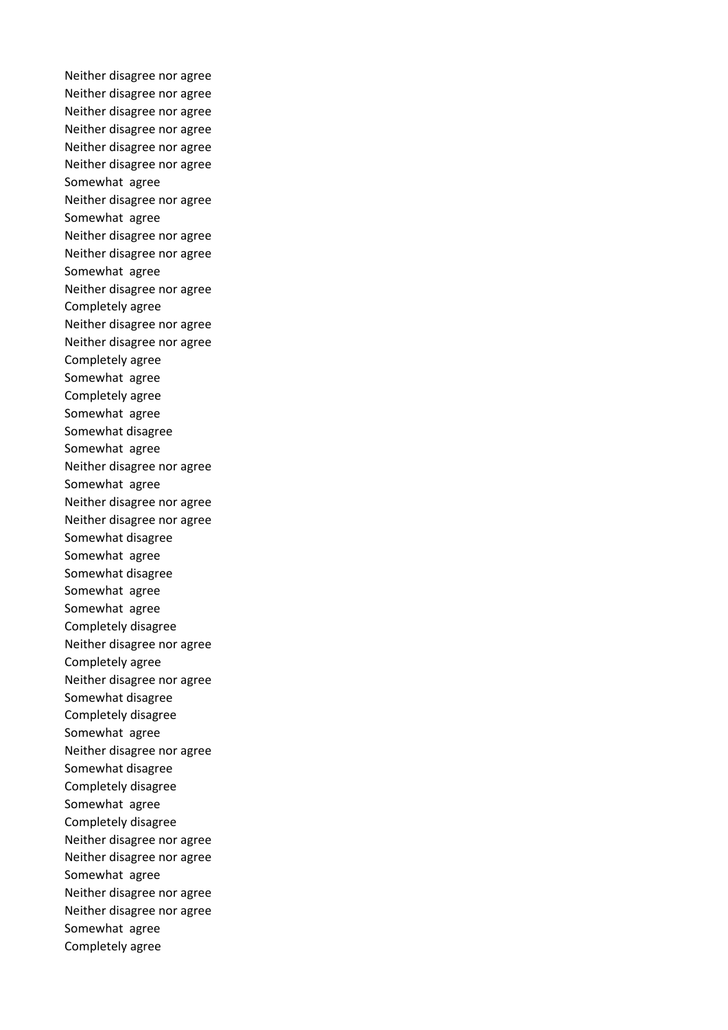Neither disagree nor agree
Neither disagree nor agree
Neither disagree nor agree
Neither disagree nor agree
Neither disagree nor agree
Neither disagree nor agree
Somewhat  agree
Neither disagree nor agree
Somewhat  agree
Neither disagree nor agree
Neither disagree nor agree
Somewhat  agree
Neither disagree nor agree
Completely agree
Neither disagree nor agree
Neither disagree nor agree
Completely agree
Somewhat  agree
Completely agree
Somewhat  agree
Somewhat disagree
Somewhat  agree
Neither disagree nor agree
Somewhat  agree
Neither disagree nor agree
Neither disagree nor agree
Somewhat disagree
Somewhat  agree
Somewhat disagree
Somewhat  agree
Somewhat  agree
Completely disagree
Neither disagree nor agree
Completely agree
Neither disagree nor agree
Somewhat disagree
Completely disagree
Somewhat  agree
Neither disagree nor agree
Somewhat disagree
Completely disagree
Somewhat  agree
Completely disagree
Neither disagree nor agree
Neither disagree nor agree
Somewhat  agree
Neither disagree nor agree
Neither disagree nor agree
Somewhat  agree
Completely agree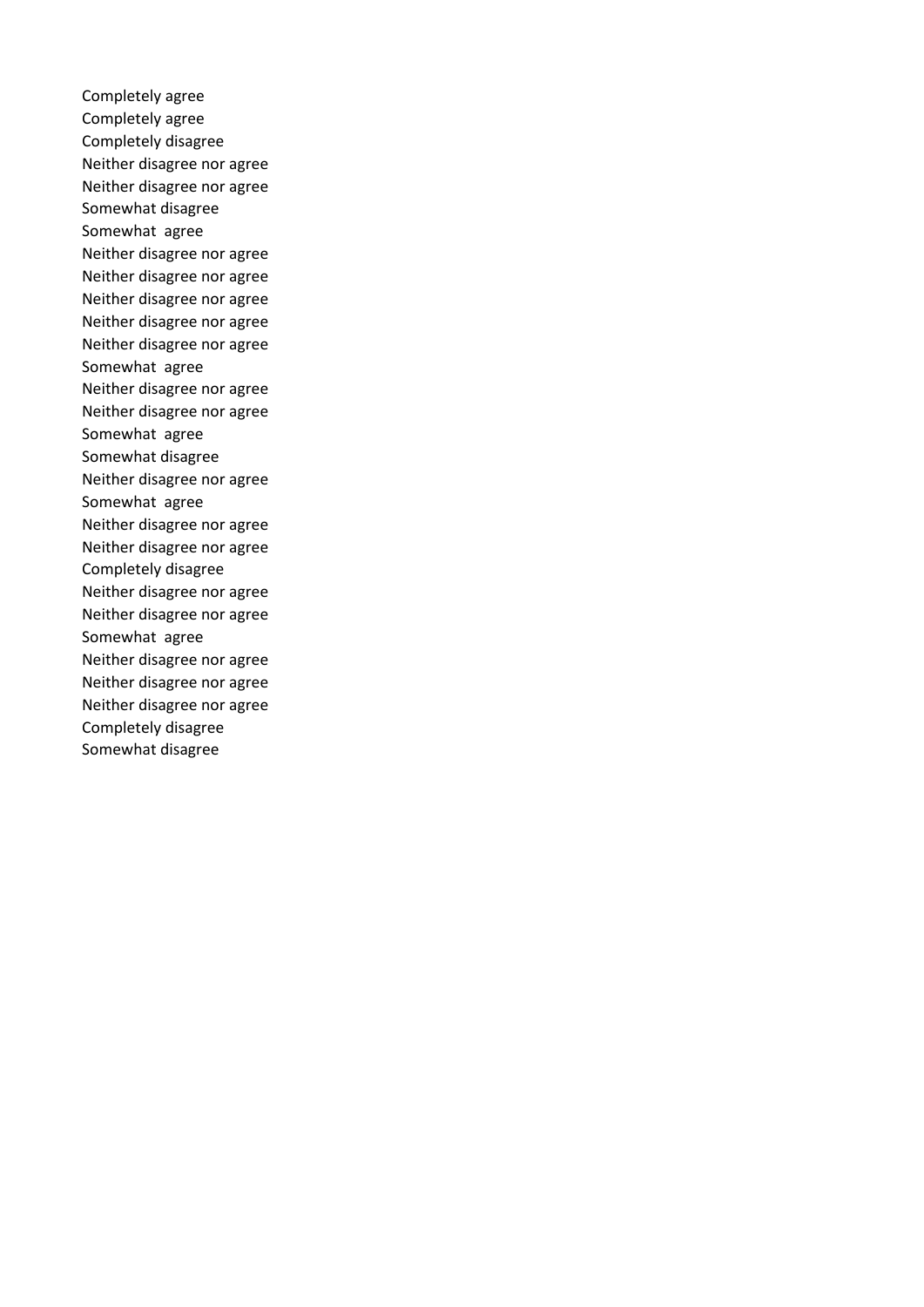Completely agree
Completely agree
Completely disagree
Neither disagree nor agree
Neither disagree nor agree
Somewhat disagree
Somewhat agree
Neither disagree nor agree
Neither disagree nor agree
Neither disagree nor agree
Neither disagree nor agree
Neither disagree nor agree
Somewhat agree
Neither disagree nor agree
Neither disagree nor agree
Somewhat agree
Somewhat disagree
Neither disagree nor agree
Somewhat agree
Neither disagree nor agree
Neither disagree nor agree
Completely disagree
Neither disagree nor agree
Neither disagree nor agree
Somewhat agree
Neither disagree nor agree
Neither disagree nor agree
Neither disagree nor agree
Completely disagree
Somewhat disagree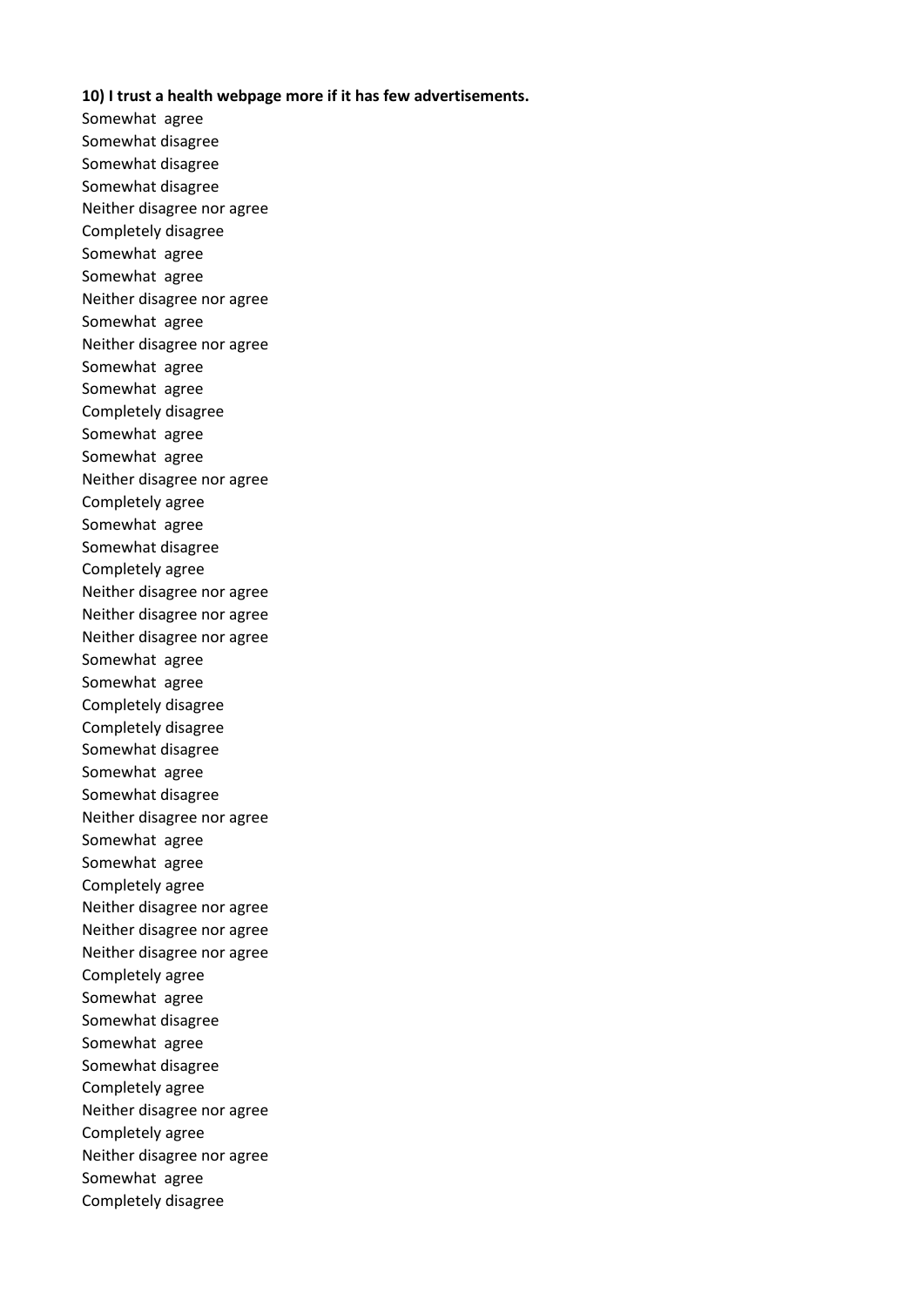**10) I trust a health webpage more if it has few advertisements.**

Somewhat agree
Somewhat disagree
Somewhat disagree
Somewhat disagree
Neither disagree nor agree
Completely disagree
Somewhat agree
Somewhat agree
Neither disagree nor agree
Somewhat agree
Neither disagree nor agree
Somewhat agree
Somewhat agree
Completely disagree
Somewhat agree
Somewhat agree
Neither disagree nor agree
Completely agree
Somewhat agree
Somewhat disagree
Completely agree
Neither disagree nor agree
Neither disagree nor agree
Neither disagree nor agree
Somewhat agree
Somewhat agree
Completely disagree
Completely disagree
Somewhat disagree
Somewhat agree
Somewhat disagree
Neither disagree nor agree
Somewhat agree
Somewhat agree
Completely agree
Neither disagree nor agree
Neither disagree nor agree
Neither disagree nor agree
Completely agree
Somewhat agree
Somewhat disagree
Somewhat agree
Somewhat disagree
Completely agree
Neither disagree nor agree
Completely agree
Neither disagree nor agree
Somewhat agree
Completely disagree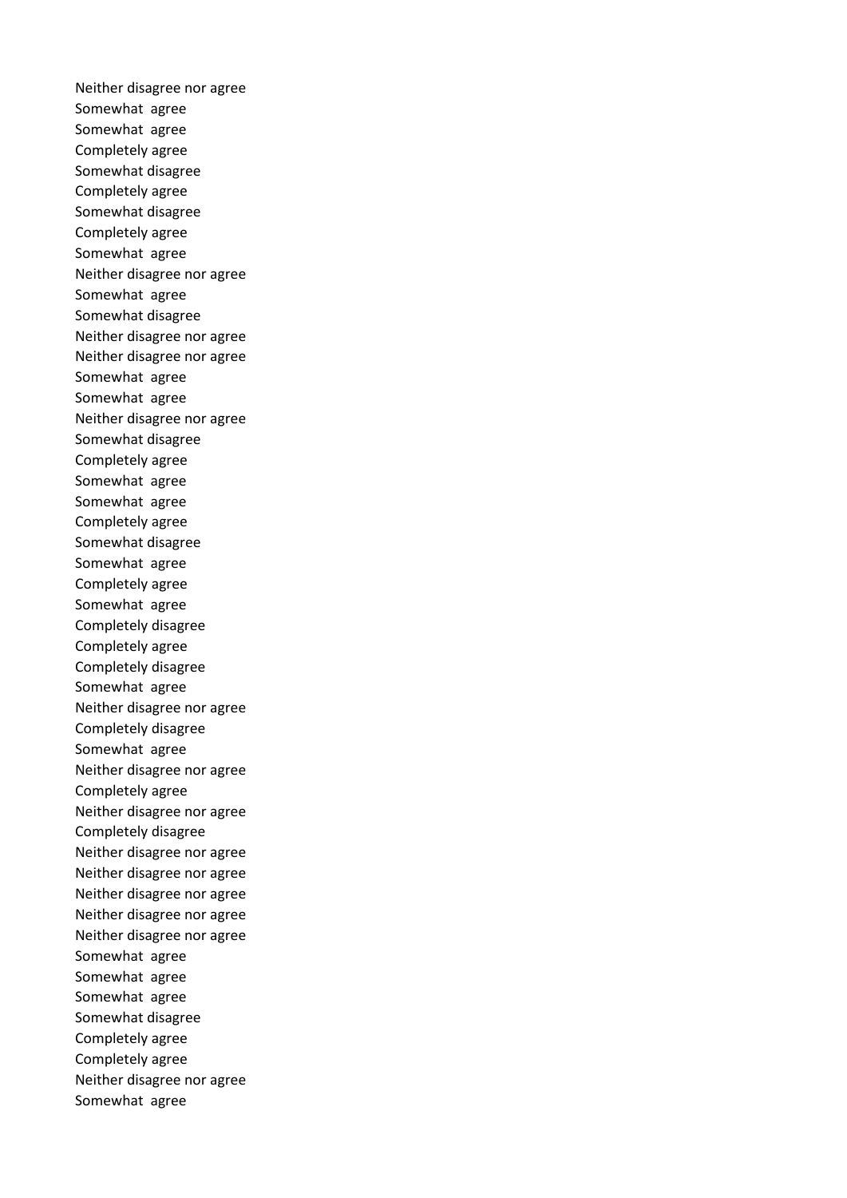Neither disagree nor agree
Somewhat  agree
Somewhat  agree
Completely agree
Somewhat disagree
Completely agree
Somewhat disagree
Completely agree
Somewhat  agree
Neither disagree nor agree
Somewhat  agree
Somewhat disagree
Neither disagree nor agree
Neither disagree nor agree
Somewhat  agree
Somewhat  agree
Neither disagree nor agree
Somewhat disagree
Completely agree
Somewhat  agree
Somewhat  agree
Completely agree
Somewhat disagree
Somewhat  agree
Completely agree
Somewhat  agree
Completely disagree
Completely agree
Completely disagree
Somewhat  agree
Neither disagree nor agree
Completely disagree
Somewhat  agree
Neither disagree nor agree
Completely agree
Neither disagree nor agree
Completely disagree
Neither disagree nor agree
Neither disagree nor agree
Neither disagree nor agree
Neither disagree nor agree
Neither disagree nor agree
Somewhat  agree
Somewhat  agree
Somewhat  agree
Somewhat disagree
Completely agree
Completely agree
Neither disagree nor agree
Somewhat  agree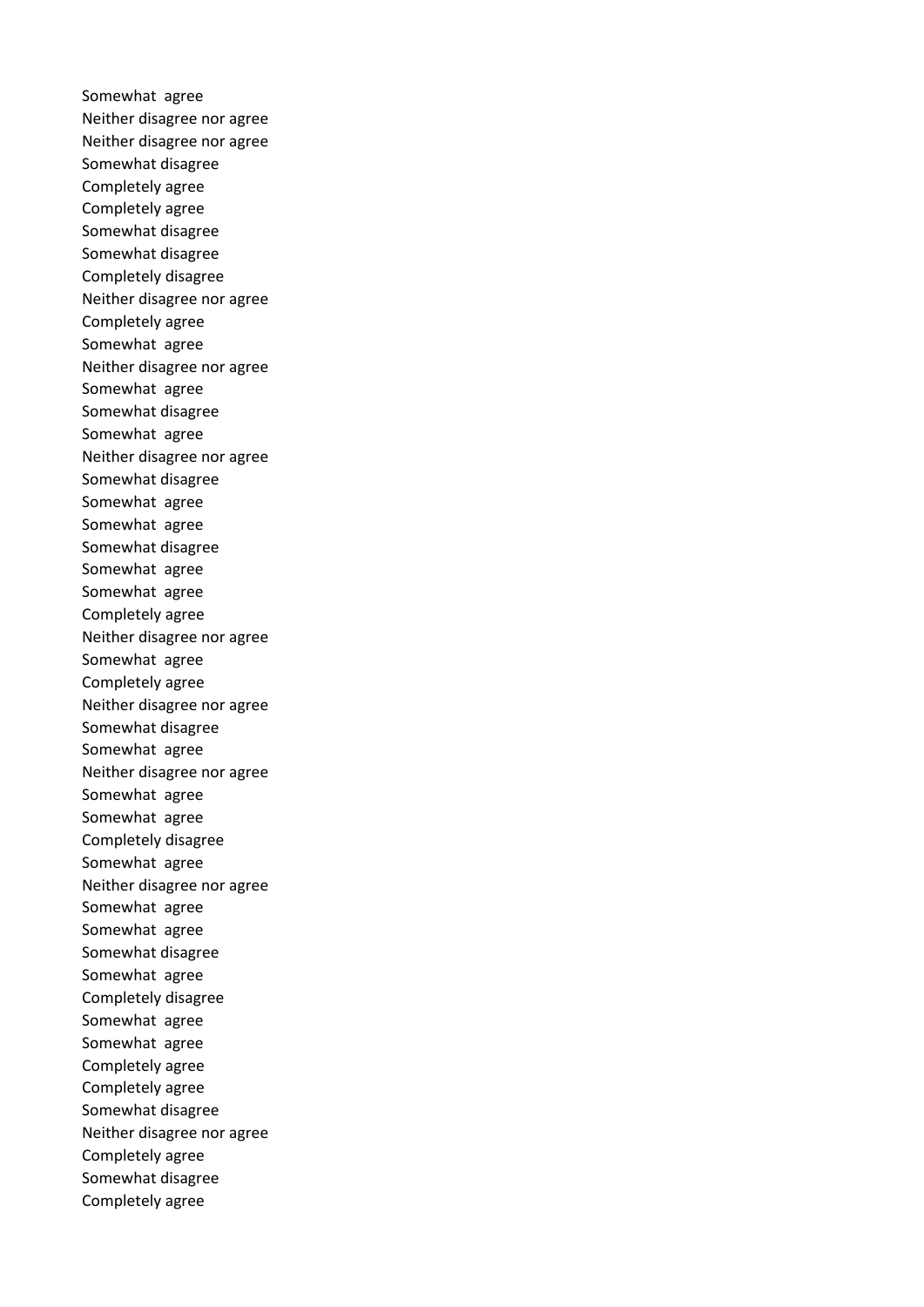Somewhat  agree
Neither disagree nor agree
Neither disagree nor agree
Somewhat disagree
Completely agree
Completely agree
Somewhat disagree
Somewhat disagree
Completely disagree
Neither disagree nor agree
Completely agree
Somewhat  agree
Neither disagree nor agree
Somewhat  agree
Somewhat disagree
Somewhat  agree
Neither disagree nor agree
Somewhat disagree
Somewhat  agree
Somewhat  agree
Somewhat disagree
Somewhat  agree
Somewhat  agree
Completely agree
Neither disagree nor agree
Somewhat  agree
Completely agree
Neither disagree nor agree
Somewhat disagree
Somewhat  agree
Neither disagree nor agree
Somewhat  agree
Somewhat  agree
Completely disagree
Somewhat  agree
Neither disagree nor agree
Somewhat  agree
Somewhat  agree
Somewhat disagree
Somewhat  agree
Completely disagree
Somewhat  agree
Somewhat  agree
Completely agree
Completely agree
Somewhat disagree
Neither disagree nor agree
Completely agree
Somewhat disagree
Completely agree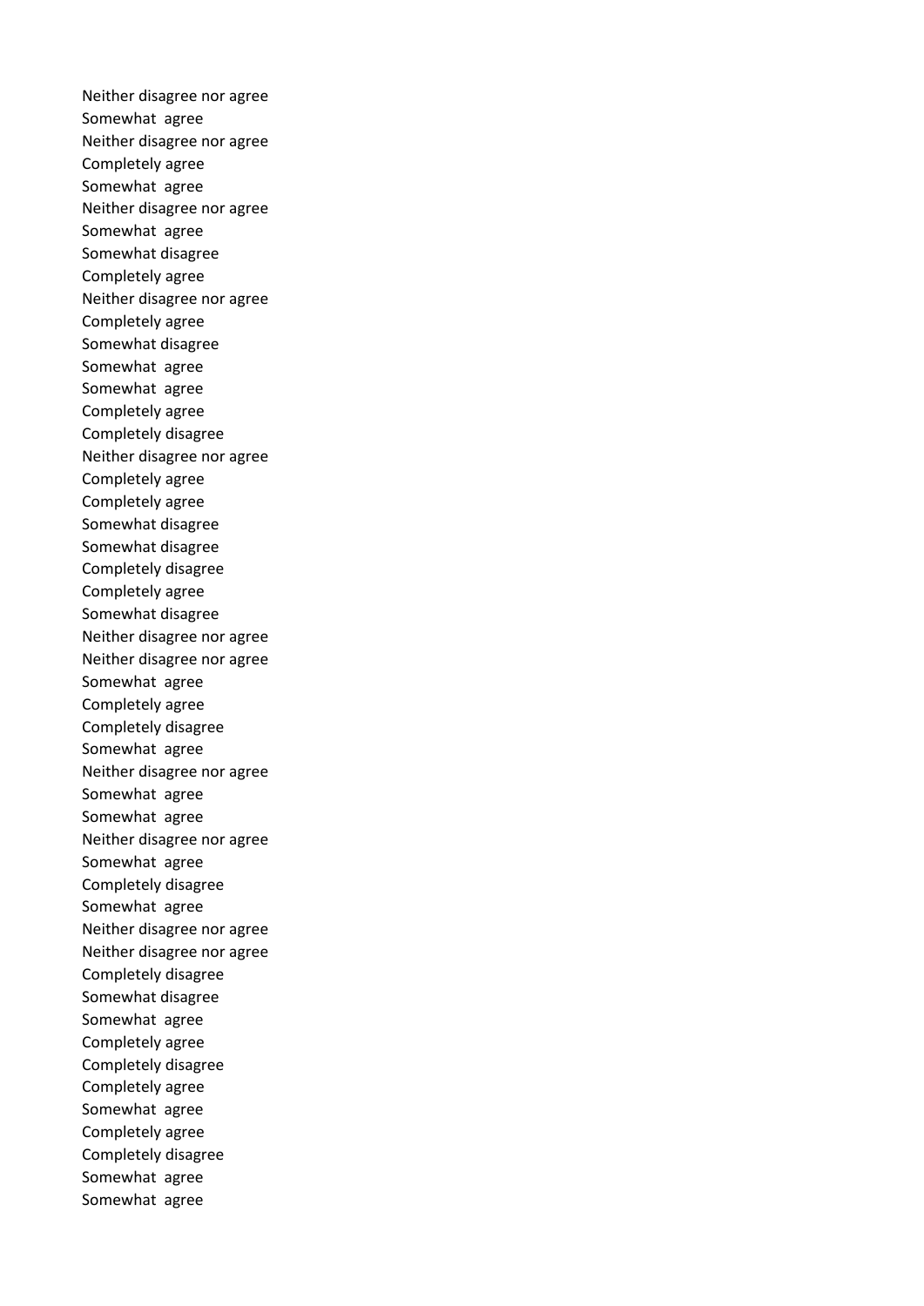Neither disagree nor agree
Somewhat  agree
Neither disagree nor agree
Completely agree
Somewhat  agree
Neither disagree nor agree
Somewhat  agree
Somewhat disagree
Completely agree
Neither disagree nor agree
Completely agree
Somewhat disagree
Somewhat  agree
Somewhat  agree
Completely agree
Completely disagree
Neither disagree nor agree
Completely agree
Completely agree
Somewhat disagree
Somewhat disagree
Completely disagree
Completely agree
Somewhat disagree
Neither disagree nor agree
Neither disagree nor agree
Somewhat  agree
Completely agree
Completely disagree
Somewhat  agree
Neither disagree nor agree
Somewhat  agree
Somewhat  agree
Neither disagree nor agree
Somewhat  agree
Completely disagree
Somewhat  agree
Neither disagree nor agree
Neither disagree nor agree
Completely disagree
Somewhat disagree
Somewhat  agree
Completely agree
Completely disagree
Completely agree
Somewhat  agree
Completely agree
Completely disagree
Somewhat  agree
Somewhat  agree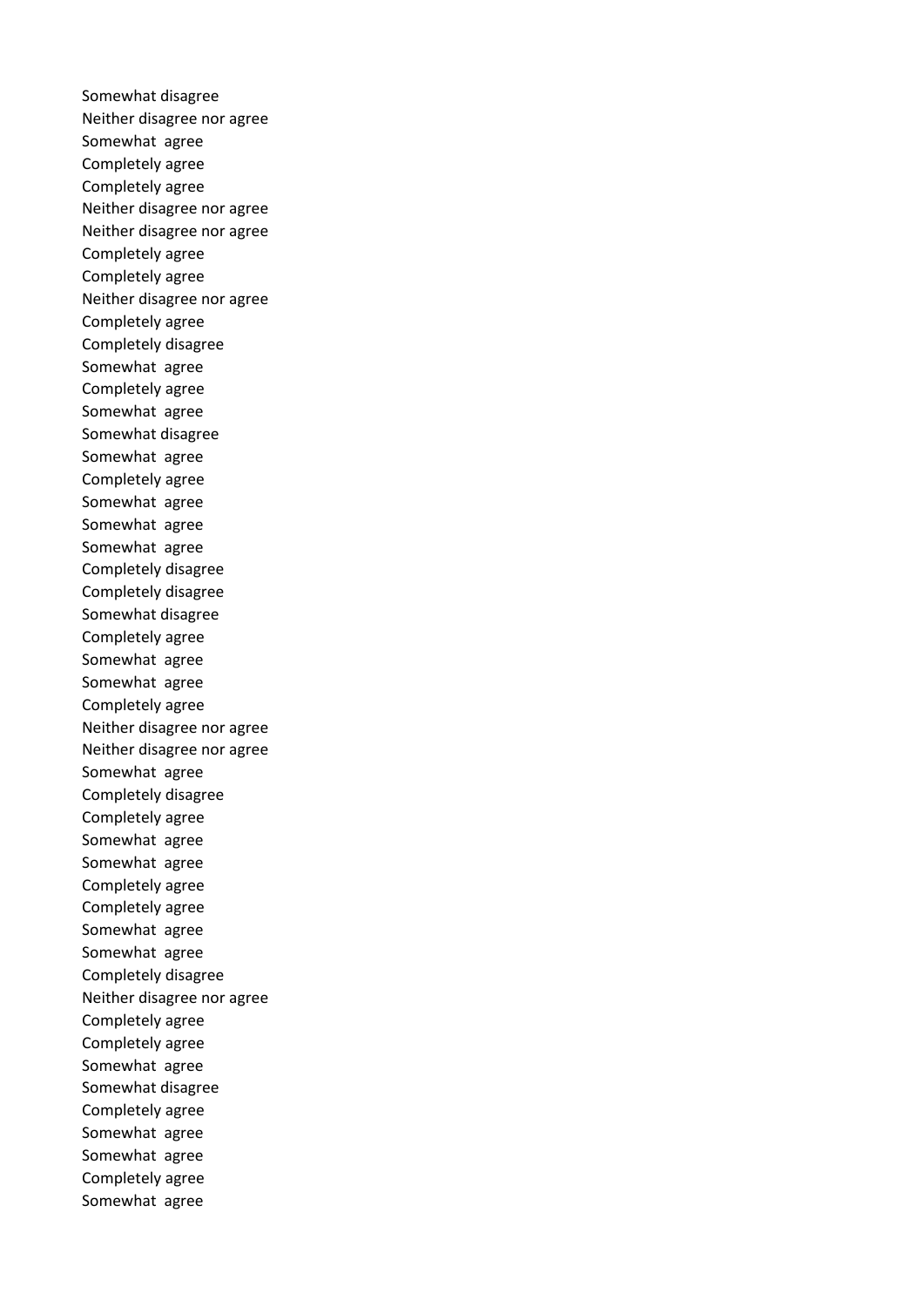Somewhat disagree
Neither disagree nor agree
Somewhat  agree
Completely agree
Completely agree
Neither disagree nor agree
Neither disagree nor agree
Completely agree
Completely agree
Neither disagree nor agree
Completely agree
Completely disagree
Somewhat  agree
Completely agree
Somewhat  agree
Somewhat disagree
Somewhat  agree
Completely agree
Somewhat  agree
Somewhat  agree
Somewhat  agree
Completely disagree
Completely disagree
Somewhat disagree
Completely agree
Somewhat  agree
Somewhat  agree
Completely agree
Neither disagree nor agree
Neither disagree nor agree
Somewhat  agree
Completely disagree
Completely agree
Somewhat  agree
Somewhat  agree
Completely agree
Completely agree
Somewhat  agree
Somewhat  agree
Completely disagree
Neither disagree nor agree
Completely agree
Completely agree
Somewhat  agree
Somewhat disagree
Completely agree
Somewhat  agree
Somewhat  agree
Completely agree
Somewhat  agree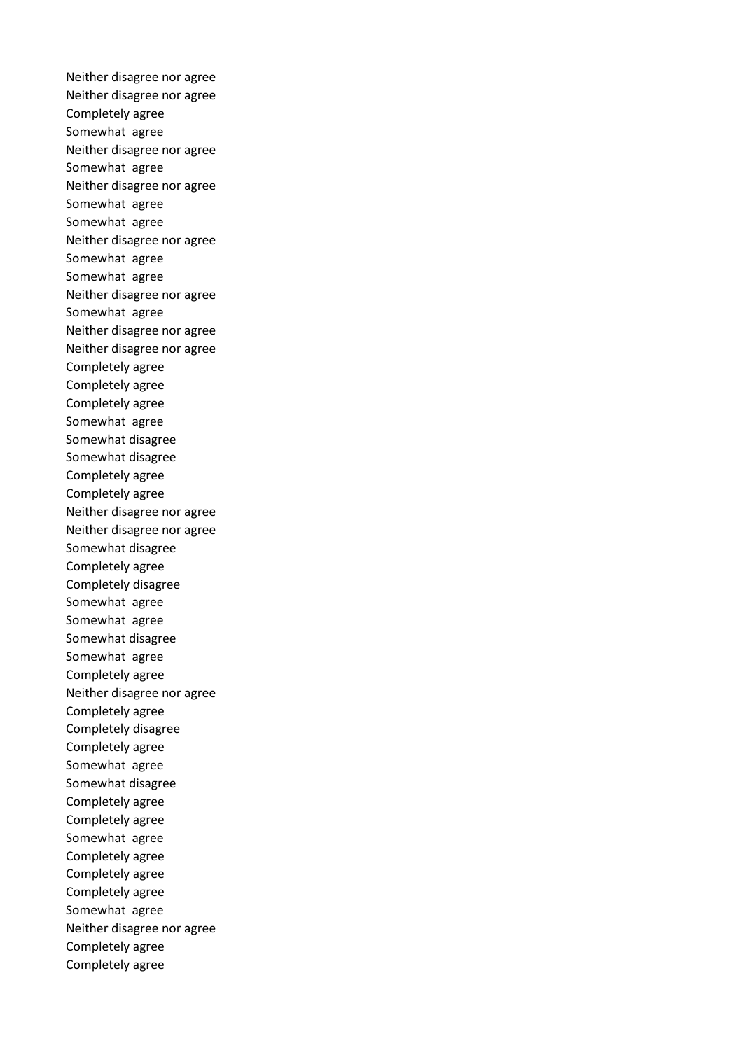Neither disagree nor agree
Neither disagree nor agree
Completely agree
Somewhat  agree
Neither disagree nor agree
Somewhat  agree
Neither disagree nor agree
Somewhat  agree
Somewhat  agree
Neither disagree nor agree
Somewhat  agree
Somewhat  agree
Neither disagree nor agree
Somewhat  agree
Neither disagree nor agree
Neither disagree nor agree
Completely agree
Completely agree
Completely agree
Somewhat  agree
Somewhat disagree
Somewhat disagree
Completely agree
Completely agree
Neither disagree nor agree
Neither disagree nor agree
Somewhat disagree
Completely agree
Completely disagree
Somewhat  agree
Somewhat  agree
Somewhat disagree
Somewhat  agree
Completely agree
Neither disagree nor agree
Completely agree
Completely disagree
Completely agree
Somewhat  agree
Somewhat disagree
Completely agree
Completely agree
Somewhat  agree
Completely agree
Completely agree
Completely agree
Somewhat  agree
Neither disagree nor agree
Completely agree
Completely agree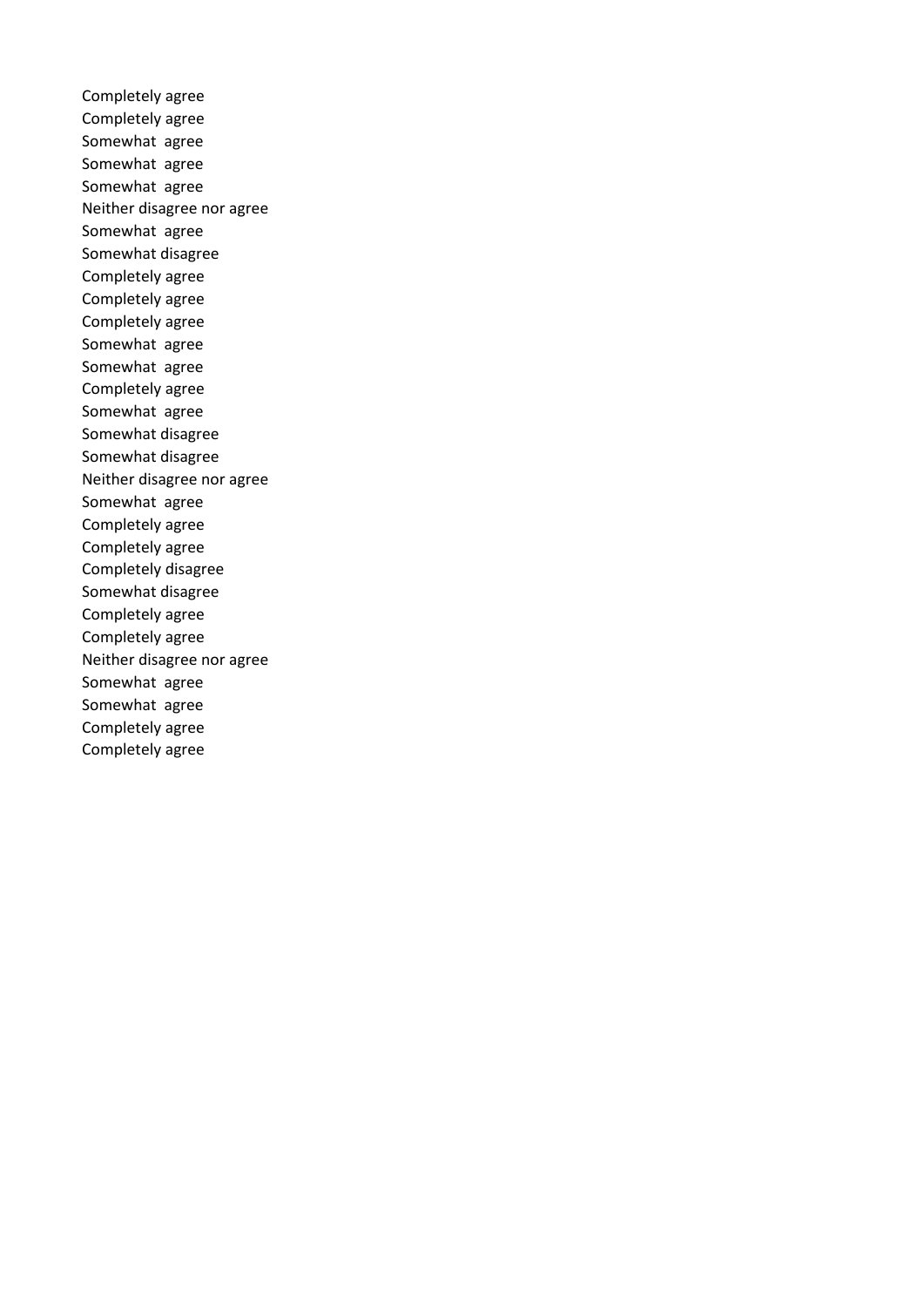Completely agree
Completely agree
Somewhat  agree
Somewhat  agree
Somewhat  agree
Neither disagree nor agree
Somewhat  agree
Somewhat disagree
Completely agree
Completely agree
Completely agree
Somewhat  agree
Somewhat  agree
Completely agree
Somewhat  agree
Somewhat disagree
Somewhat disagree
Neither disagree nor agree
Somewhat  agree
Completely agree
Completely agree
Completely disagree
Somewhat disagree
Completely agree
Completely agree
Neither disagree nor agree
Somewhat  agree
Somewhat  agree
Completely agree
Completely agree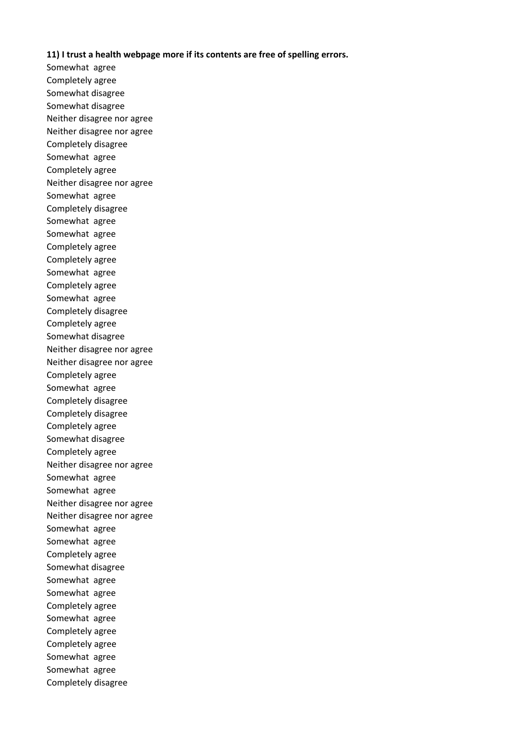**11) I trust a health webpage more if its contents are free of spelling errors.**

Somewhat agree
Completely agree
Somewhat disagree
Somewhat disagree
Neither disagree nor agree
Neither disagree nor agree
Completely disagree
Somewhat agree
Completely agree
Neither disagree nor agree
Somewhat agree
Completely disagree
Somewhat agree
Somewhat agree
Completely agree
Completely agree
Somewhat agree
Completely agree
Somewhat agree
Completely disagree
Completely agree
Somewhat disagree
Neither disagree nor agree
Neither disagree nor agree
Completely agree
Somewhat agree
Completely disagree
Completely disagree
Completely agree
Somewhat disagree
Completely agree
Neither disagree nor agree
Somewhat agree
Somewhat agree
Neither disagree nor agree
Neither disagree nor agree
Somewhat agree
Somewhat agree
Completely agree
Somewhat disagree
Somewhat agree
Somewhat agree
Completely agree
Somewhat agree
Completely agree
Completely agree
Somewhat agree
Somewhat agree
Completely disagree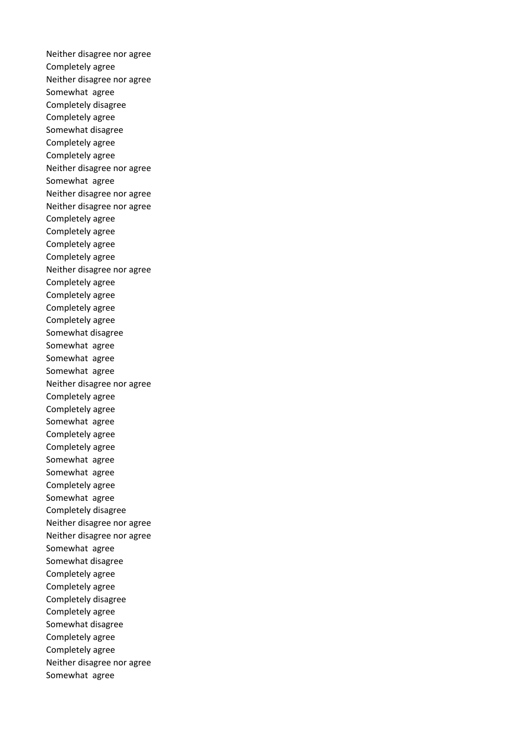Neither disagree nor agree
Completely agree
Neither disagree nor agree
Somewhat  agree
Completely disagree
Completely agree
Somewhat disagree
Completely agree
Completely agree
Neither disagree nor agree
Somewhat  agree
Neither disagree nor agree
Neither disagree nor agree
Completely agree
Completely agree
Completely agree
Completely agree
Neither disagree nor agree
Completely agree
Completely agree
Completely agree
Completely agree
Somewhat disagree
Somewhat  agree
Somewhat  agree
Somewhat  agree
Neither disagree nor agree
Completely agree
Completely agree
Somewhat  agree
Completely agree
Completely agree
Somewhat  agree
Somewhat  agree
Completely agree
Somewhat  agree
Completely disagree
Neither disagree nor agree
Neither disagree nor agree
Somewhat  agree
Somewhat disagree
Completely agree
Completely agree
Completely disagree
Completely agree
Somewhat disagree
Completely agree
Completely agree
Neither disagree nor agree
Somewhat  agree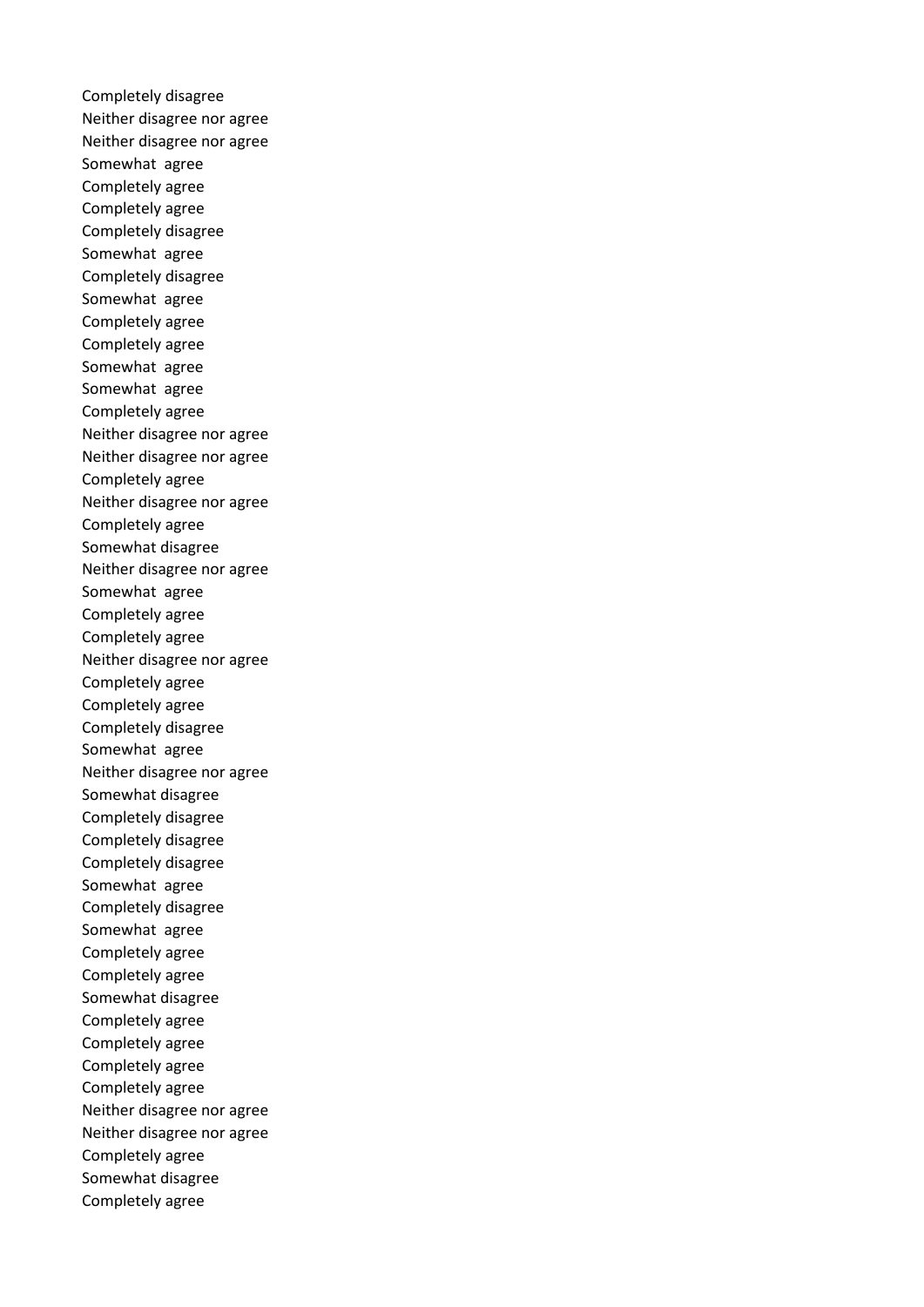Completely disagree
Neither disagree nor agree
Neither disagree nor agree
Somewhat agree
Completely agree
Completely agree
Completely disagree
Somewhat agree
Completely disagree
Somewhat agree
Completely agree
Completely agree
Somewhat agree
Somewhat agree
Completely agree
Neither disagree nor agree
Neither disagree nor agree
Completely agree
Neither disagree nor agree
Completely agree
Somewhat disagree
Neither disagree nor agree
Somewhat agree
Completely agree
Completely agree
Neither disagree nor agree
Completely agree
Completely agree
Completely disagree
Somewhat agree
Neither disagree nor agree
Somewhat disagree
Completely disagree
Completely disagree
Completely disagree
Somewhat agree
Completely disagree
Somewhat agree
Completely agree
Completely agree
Somewhat disagree
Completely agree
Completely agree
Completely agree
Completely agree
Neither disagree nor agree
Neither disagree nor agree
Completely agree
Somewhat disagree
Completely agree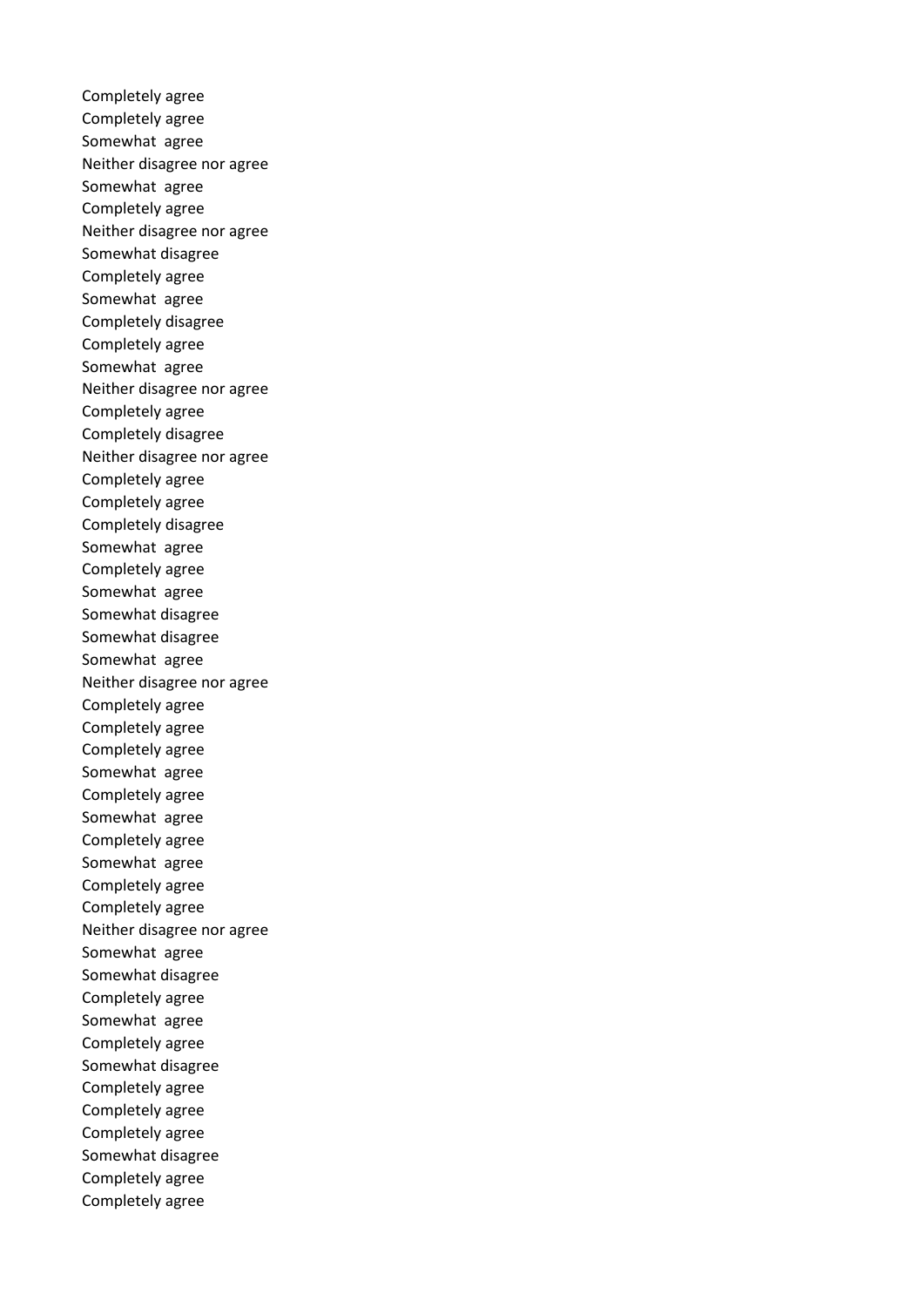Completely agree
Completely agree
Somewhat  agree
Neither disagree nor agree
Somewhat  agree
Completely agree
Neither disagree nor agree
Somewhat disagree
Completely agree
Somewhat  agree
Completely disagree
Completely agree
Somewhat  agree
Neither disagree nor agree
Completely agree
Completely disagree
Neither disagree nor agree
Completely agree
Completely agree
Completely disagree
Somewhat  agree
Completely agree
Somewhat  agree
Somewhat disagree
Somewhat disagree
Somewhat  agree
Neither disagree nor agree
Completely agree
Completely agree
Completely agree
Somewhat  agree
Completely agree
Somewhat  agree
Completely agree
Somewhat  agree
Completely agree
Completely agree
Neither disagree nor agree
Somewhat  agree
Somewhat disagree
Completely agree
Somewhat  agree
Completely agree
Somewhat disagree
Completely agree
Completely agree
Completely agree
Somewhat disagree
Completely agree
Completely agree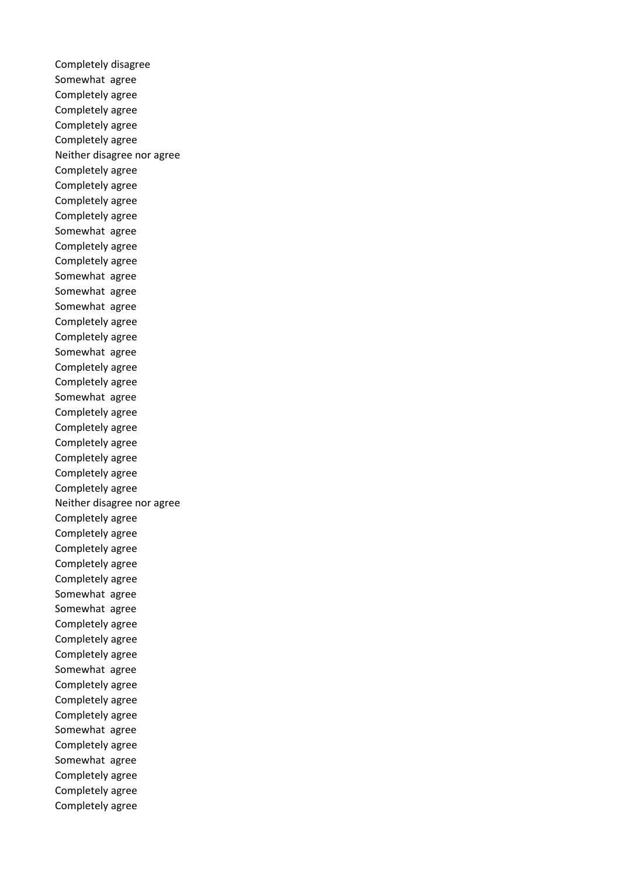Completely disagree
Somewhat agree
Completely agree
Completely agree
Completely agree
Completely agree
Neither disagree nor agree
Completely agree
Completely agree
Completely agree
Completely agree
Somewhat agree
Completely agree
Completely agree
Somewhat agree
Somewhat agree
Somewhat agree
Completely agree
Completely agree
Somewhat agree
Completely agree
Completely agree
Somewhat agree
Completely agree
Completely agree
Completely agree
Completely agree
Completely agree
Completely agree
Neither disagree nor agree
Completely agree
Completely agree
Completely agree
Completely agree
Completely agree
Somewhat agree
Somewhat agree
Completely agree
Completely agree
Completely agree
Somewhat agree
Completely agree
Completely agree
Completely agree
Somewhat agree
Completely agree
Somewhat agree
Completely agree
Completely agree
Completely agree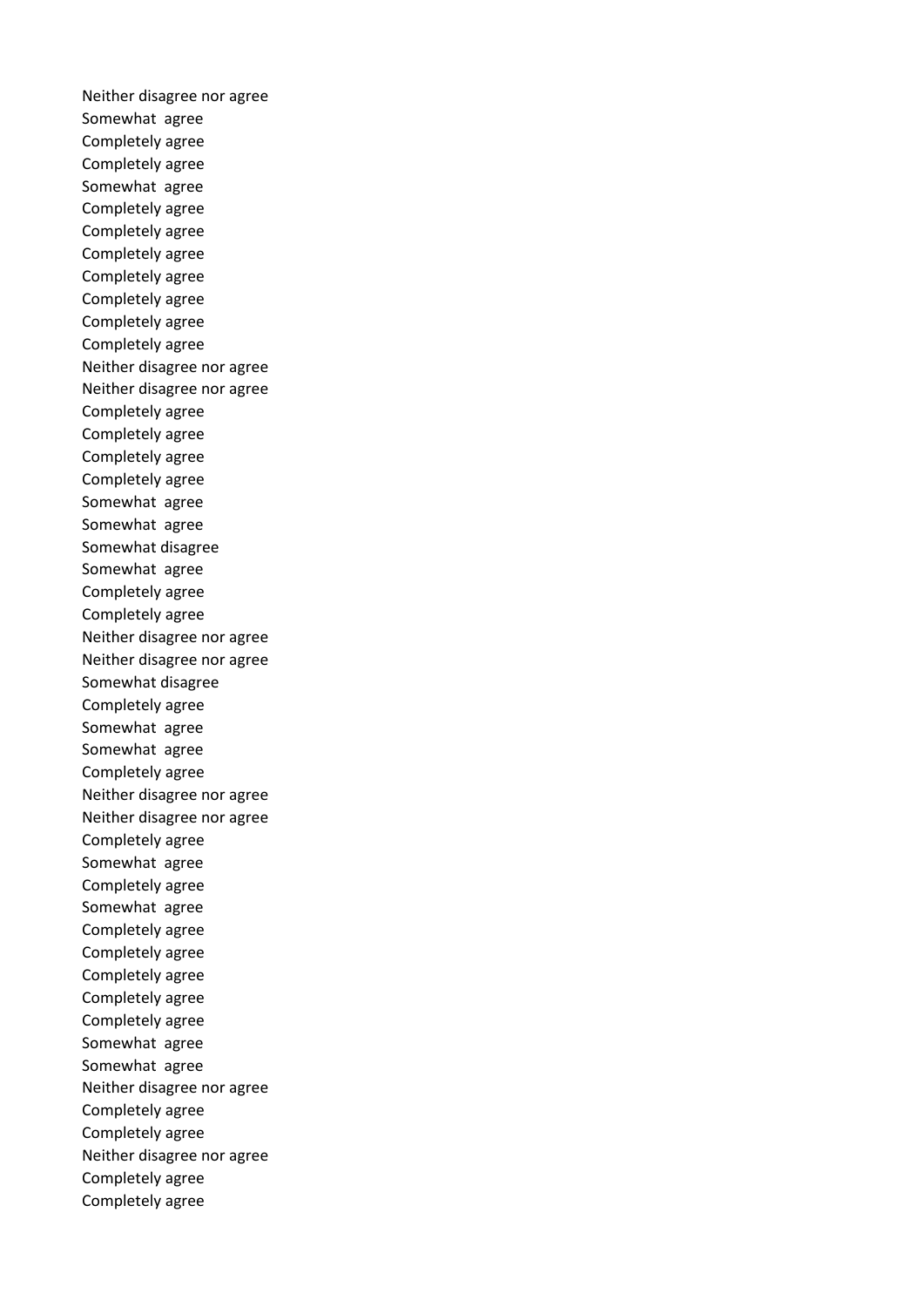Neither disagree nor agree
Somewhat agree
Completely agree
Completely agree
Somewhat agree
Completely agree
Completely agree
Completely agree
Completely agree
Completely agree
Completely agree
Completely agree
Neither disagree nor agree
Neither disagree nor agree
Completely agree
Completely agree
Completely agree
Completely agree
Somewhat agree
Somewhat agree
Somewhat disagree
Somewhat agree
Completely agree
Completely agree
Neither disagree nor agree
Neither disagree nor agree
Somewhat disagree
Completely agree
Somewhat agree
Somewhat agree
Completely agree
Neither disagree nor agree
Neither disagree nor agree
Completely agree
Somewhat agree
Completely agree
Somewhat agree
Completely agree
Completely agree
Completely agree
Completely agree
Completely agree
Somewhat agree
Somewhat agree
Neither disagree nor agree
Completely agree
Completely agree
Neither disagree nor agree
Completely agree
Completely agree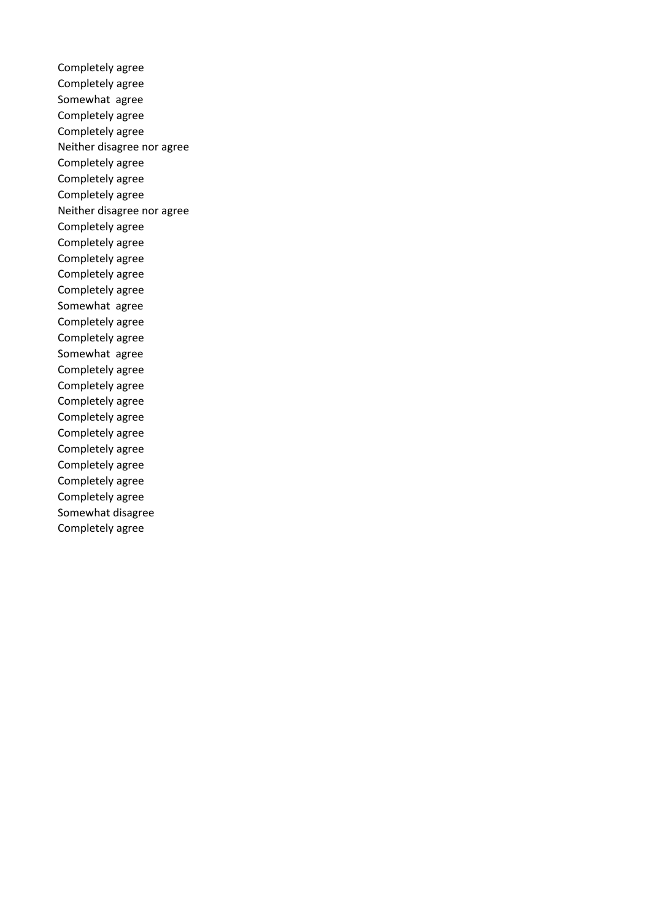Completely agree
Completely agree
Somewhat  agree
Completely agree
Completely agree
Neither disagree nor agree
Completely agree
Completely agree
Completely agree
Neither disagree nor agree
Completely agree
Completely agree
Completely agree
Completely agree
Completely agree
Somewhat  agree
Completely agree
Completely agree
Somewhat  agree
Completely agree
Completely agree
Completely agree
Completely agree
Completely agree
Completely agree
Completely agree
Completely agree
Completely agree
Somewhat disagree
Completely agree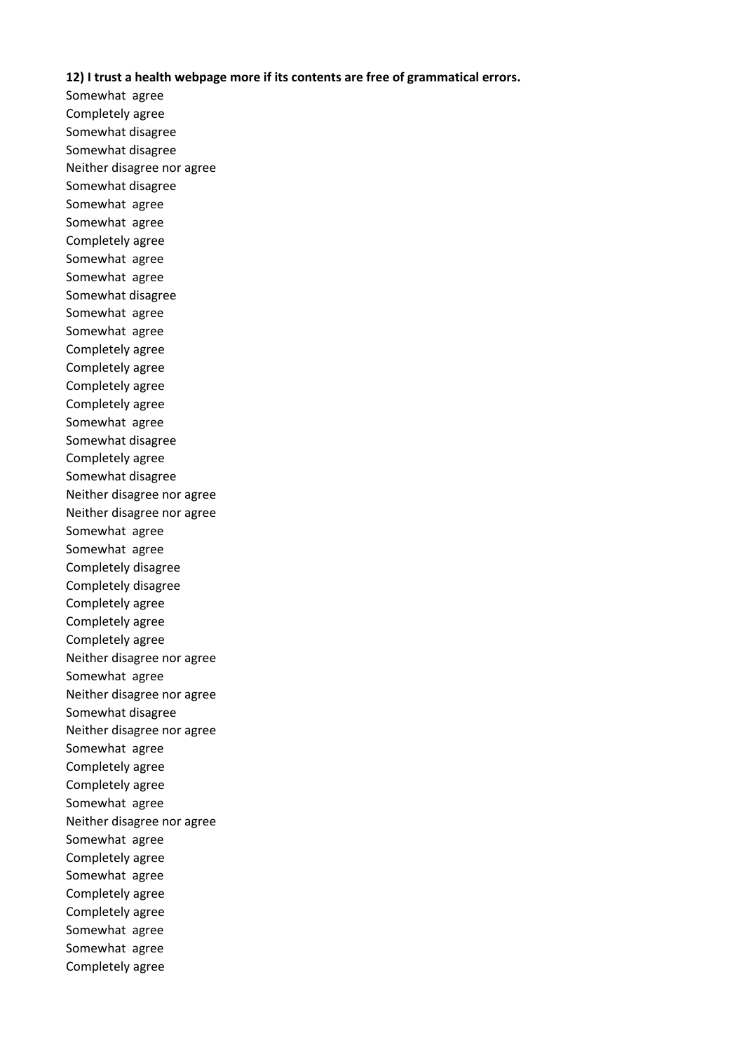**12) I trust a health webpage more if its contents are free of grammatical errors.**

Somewhat agree
Completely agree
Somewhat disagree
Somewhat disagree
Neither disagree nor agree
Somewhat disagree
Somewhat agree
Somewhat agree
Completely agree
Somewhat agree
Somewhat agree
Somewhat disagree
Somewhat agree
Somewhat agree
Completely agree
Completely agree
Completely agree
Completely agree
Somewhat agree
Somewhat disagree
Completely agree
Somewhat disagree
Neither disagree nor agree
Neither disagree nor agree
Somewhat agree
Somewhat agree
Completely disagree
Completely disagree
Completely agree
Completely agree
Completely agree
Neither disagree nor agree
Somewhat agree
Neither disagree nor agree
Somewhat disagree
Neither disagree nor agree
Somewhat agree
Completely agree
Completely agree
Somewhat agree
Neither disagree nor agree
Somewhat agree
Completely agree
Somewhat agree
Completely agree
Completely agree
Somewhat agree
Somewhat agree
Completely agree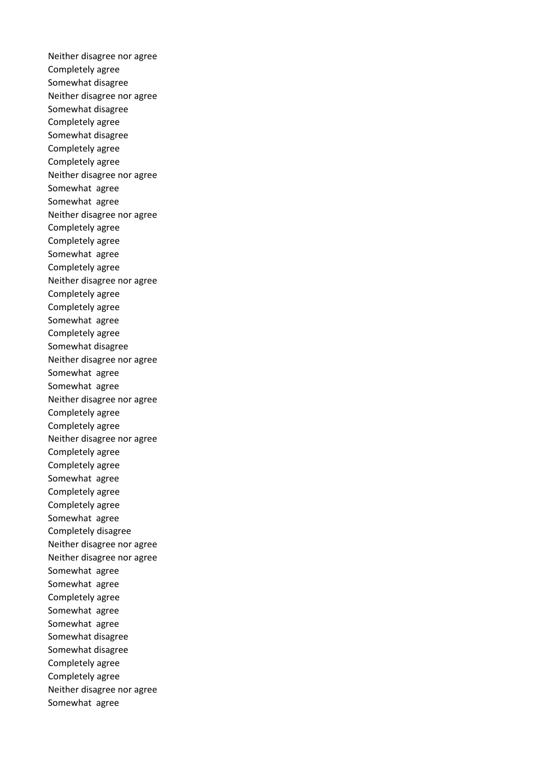Neither disagree nor agree
Completely agree
Somewhat disagree
Neither disagree nor agree
Somewhat disagree
Completely agree
Somewhat disagree
Completely agree
Completely agree
Neither disagree nor agree
Somewhat  agree
Somewhat  agree
Neither disagree nor agree
Completely agree
Completely agree
Somewhat  agree
Completely agree
Neither disagree nor agree
Completely agree
Completely agree
Somewhat  agree
Completely agree
Somewhat disagree
Neither disagree nor agree
Somewhat  agree
Somewhat  agree
Neither disagree nor agree
Completely agree
Completely agree
Neither disagree nor agree
Completely agree
Completely agree
Somewhat  agree
Completely agree
Completely agree
Somewhat  agree
Completely disagree
Neither disagree nor agree
Neither disagree nor agree
Somewhat  agree
Somewhat  agree
Completely agree
Somewhat  agree
Somewhat  agree
Somewhat disagree
Somewhat disagree
Completely agree
Completely agree
Neither disagree nor agree
Somewhat  agree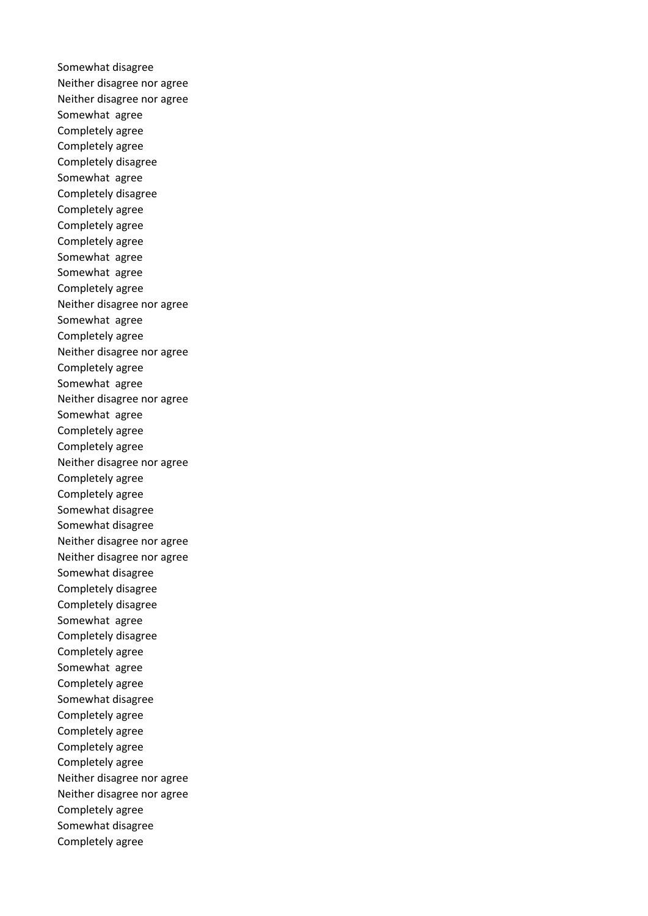Somewhat disagree
Neither disagree nor agree
Neither disagree nor agree
Somewhat  agree
Completely agree
Completely agree
Completely disagree
Somewhat  agree
Completely disagree
Completely agree
Completely agree
Completely agree
Somewhat  agree
Somewhat  agree
Completely agree
Neither disagree nor agree
Somewhat  agree
Completely agree
Neither disagree nor agree
Completely agree
Somewhat  agree
Neither disagree nor agree
Somewhat  agree
Completely agree
Completely agree
Neither disagree nor agree
Completely agree
Completely agree
Somewhat disagree
Somewhat disagree
Neither disagree nor agree
Neither disagree nor agree
Somewhat disagree
Completely disagree
Completely disagree
Somewhat  agree
Completely disagree
Completely agree
Somewhat  agree
Completely agree
Somewhat disagree
Completely agree
Completely agree
Completely agree
Completely agree
Neither disagree nor agree
Neither disagree nor agree
Completely agree
Somewhat disagree
Completely agree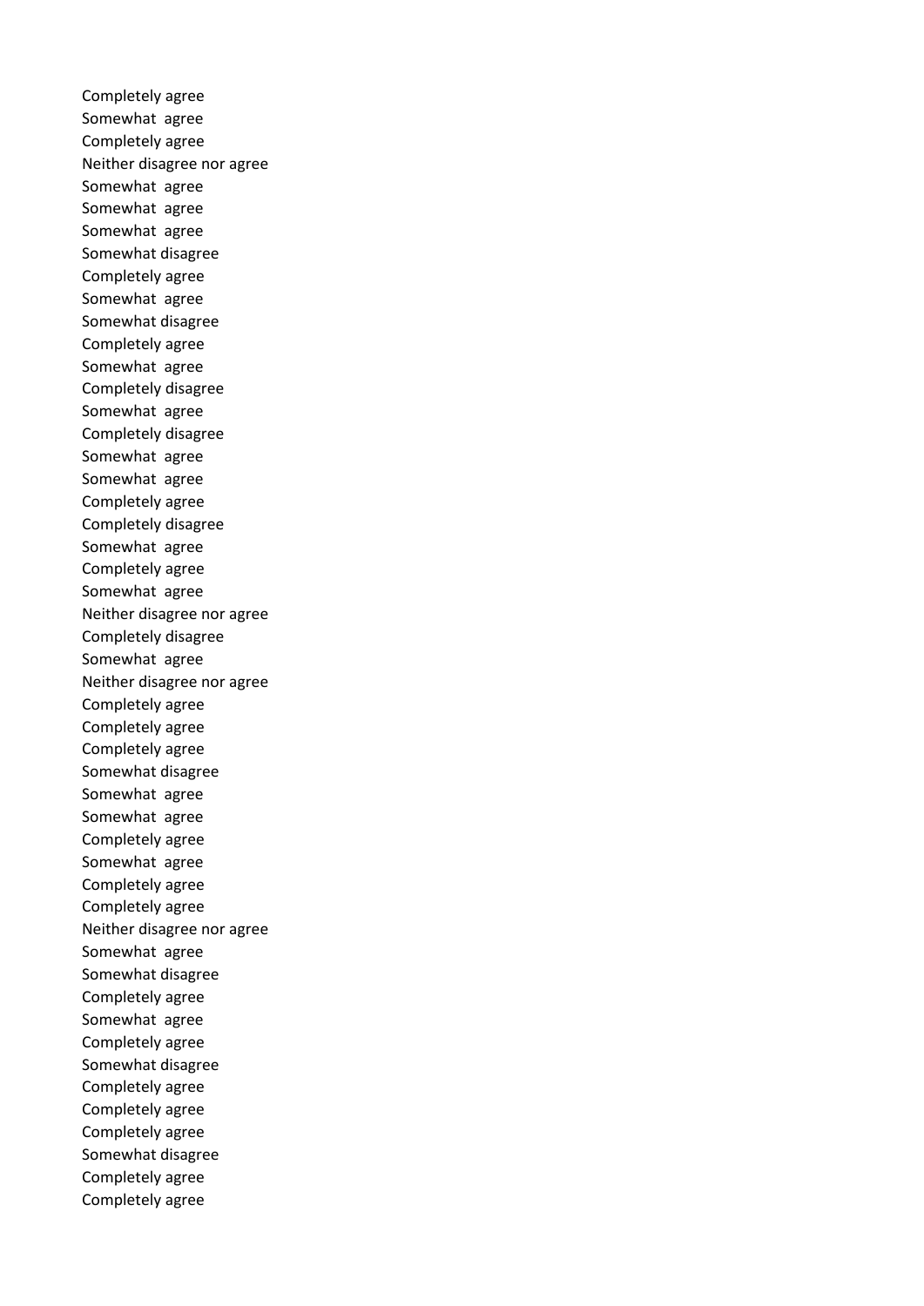Completely agree
Somewhat  agree
Completely agree
Neither disagree nor agree
Somewhat  agree
Somewhat  agree
Somewhat  agree
Somewhat disagree
Completely agree
Somewhat  agree
Somewhat disagree
Completely agree
Somewhat  agree
Completely disagree
Somewhat  agree
Completely disagree
Somewhat  agree
Somewhat  agree
Completely agree
Completely disagree
Somewhat  agree
Completely agree
Somewhat  agree
Neither disagree nor agree
Completely disagree
Somewhat  agree
Neither disagree nor agree
Completely agree
Completely agree
Completely agree
Somewhat disagree
Somewhat  agree
Somewhat  agree
Completely agree
Somewhat  agree
Completely agree
Completely agree
Neither disagree nor agree
Somewhat  agree
Somewhat disagree
Completely agree
Somewhat  agree
Completely agree
Somewhat disagree
Completely agree
Completely agree
Completely agree
Somewhat disagree
Completely agree
Completely agree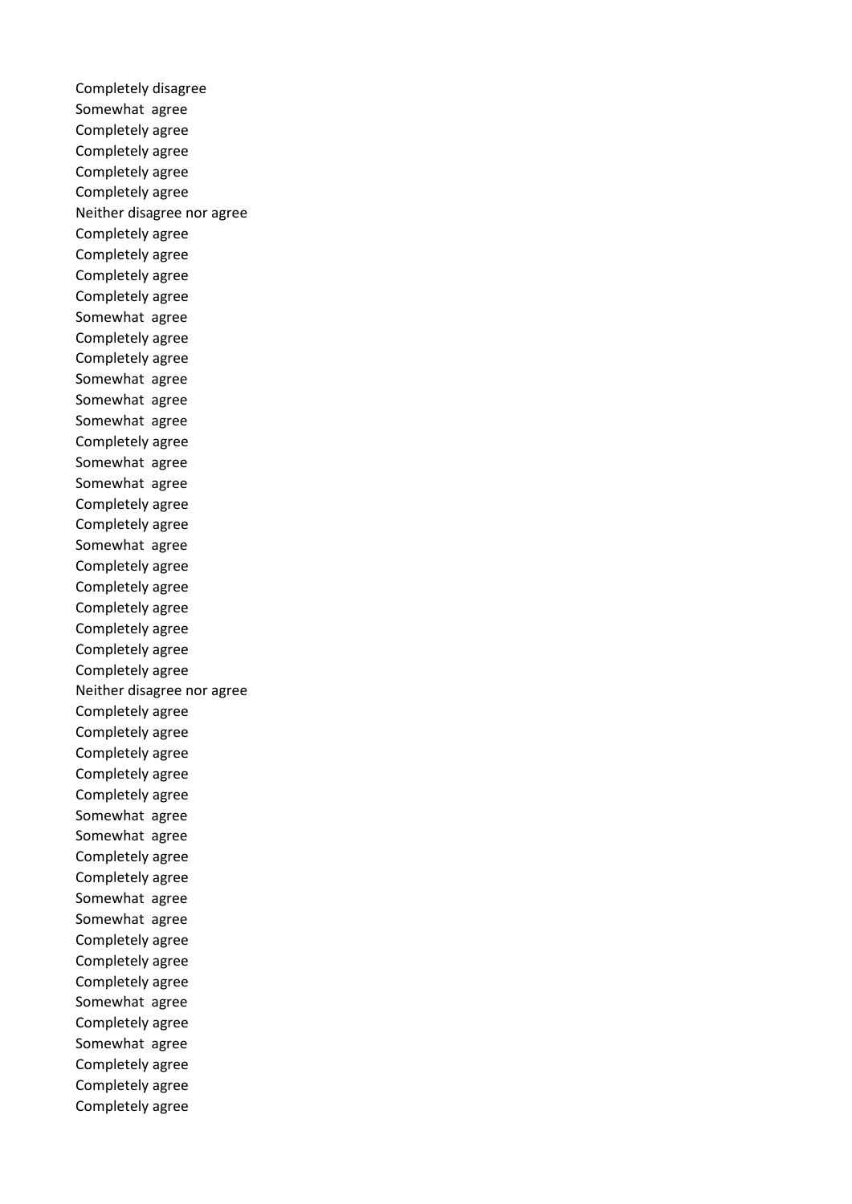Completely disagree
Somewhat agree
Completely agree
Completely agree
Completely agree
Completely agree
Neither disagree nor agree
Completely agree
Completely agree
Completely agree
Completely agree
Somewhat agree
Completely agree
Completely agree
Somewhat agree
Somewhat agree
Somewhat agree
Completely agree
Somewhat agree
Somewhat agree
Completely agree
Completely agree
Somewhat agree
Completely agree
Completely agree
Completely agree
Completely agree
Completely agree
Completely agree
Neither disagree nor agree
Completely agree
Completely agree
Completely agree
Completely agree
Completely agree
Somewhat agree
Somewhat agree
Completely agree
Completely agree
Somewhat agree
Somewhat agree
Completely agree
Completely agree
Completely agree
Somewhat agree
Completely agree
Somewhat agree
Completely agree
Completely agree
Completely agree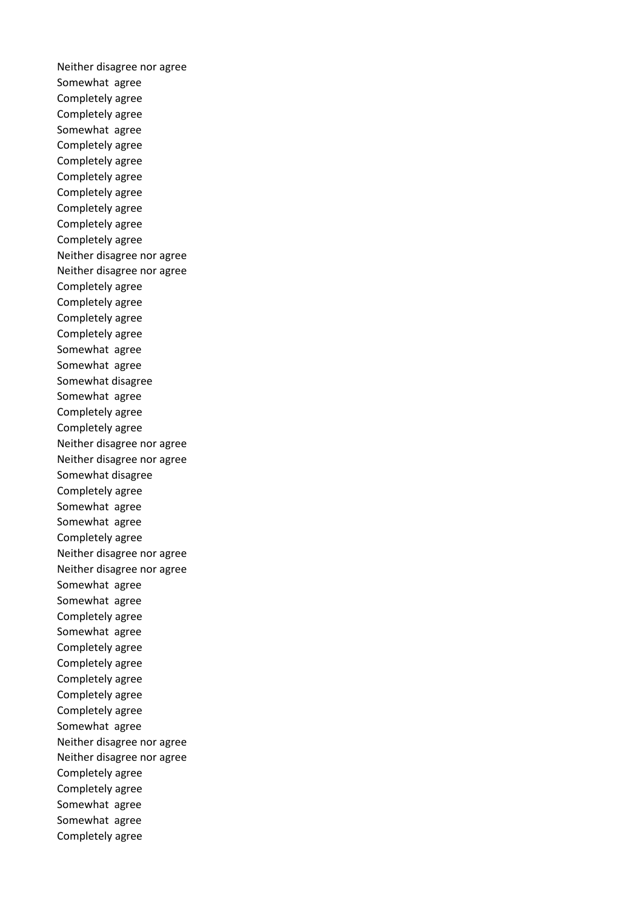Neither disagree nor agree
Somewhat  agree
Completely agree
Completely agree
Somewhat  agree
Completely agree
Completely agree
Completely agree
Completely agree
Completely agree
Completely agree
Completely agree
Neither disagree nor agree
Neither disagree nor agree
Completely agree
Completely agree
Completely agree
Completely agree
Somewhat  agree
Somewhat  agree
Somewhat disagree
Somewhat  agree
Completely agree
Completely agree
Neither disagree nor agree
Neither disagree nor agree
Somewhat disagree
Completely agree
Somewhat  agree
Somewhat  agree
Completely agree
Neither disagree nor agree
Neither disagree nor agree
Somewhat  agree
Somewhat  agree
Completely agree
Somewhat  agree
Completely agree
Completely agree
Completely agree
Completely agree
Completely agree
Somewhat  agree
Neither disagree nor agree
Neither disagree nor agree
Completely agree
Completely agree
Somewhat  agree
Somewhat  agree
Completely agree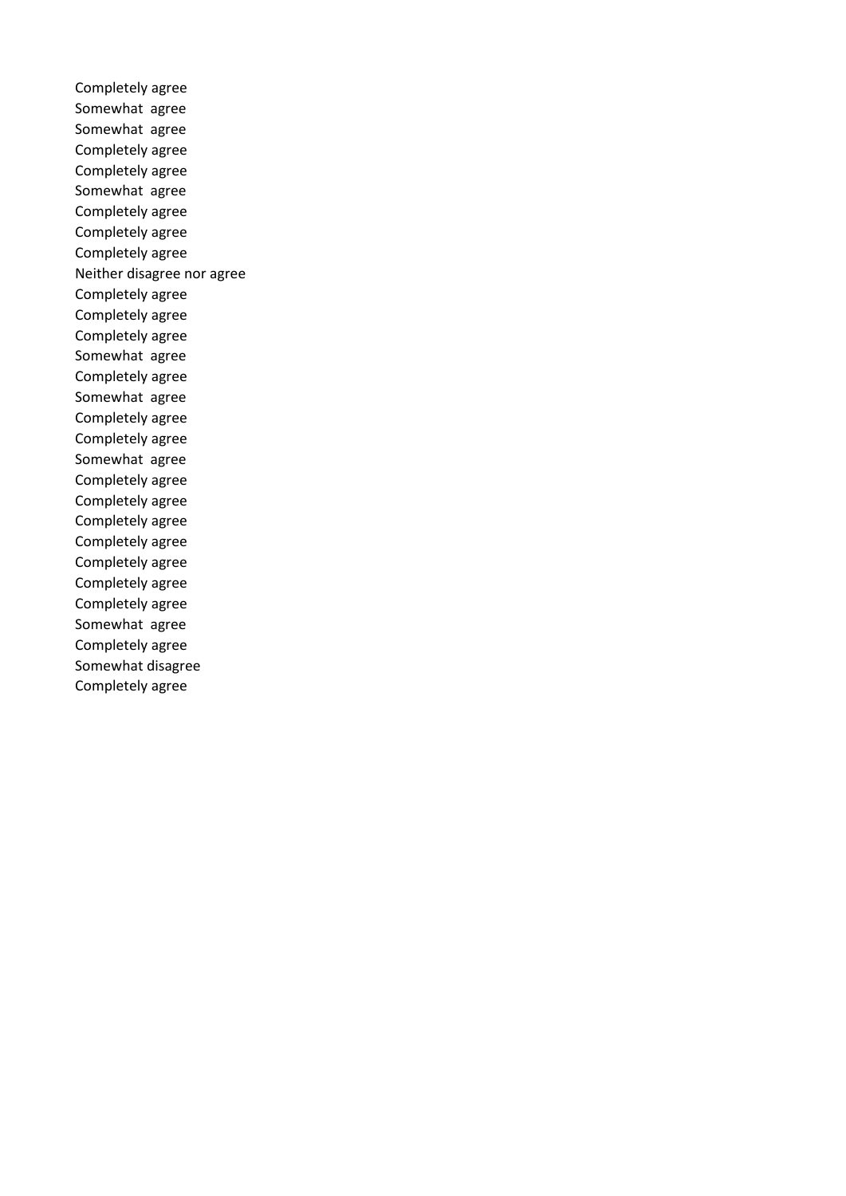Completely agree
Somewhat agree
Somewhat agree
Completely agree
Completely agree
Somewhat agree
Completely agree
Completely agree
Completely agree
Neither disagree nor agree
Completely agree
Completely agree
Completely agree
Somewhat agree
Completely agree
Somewhat agree
Completely agree
Completely agree
Somewhat agree
Completely agree
Completely agree
Completely agree
Completely agree
Completely agree
Completely agree
Completely agree
Somewhat agree
Completely agree
Somewhat disagree
Completely agree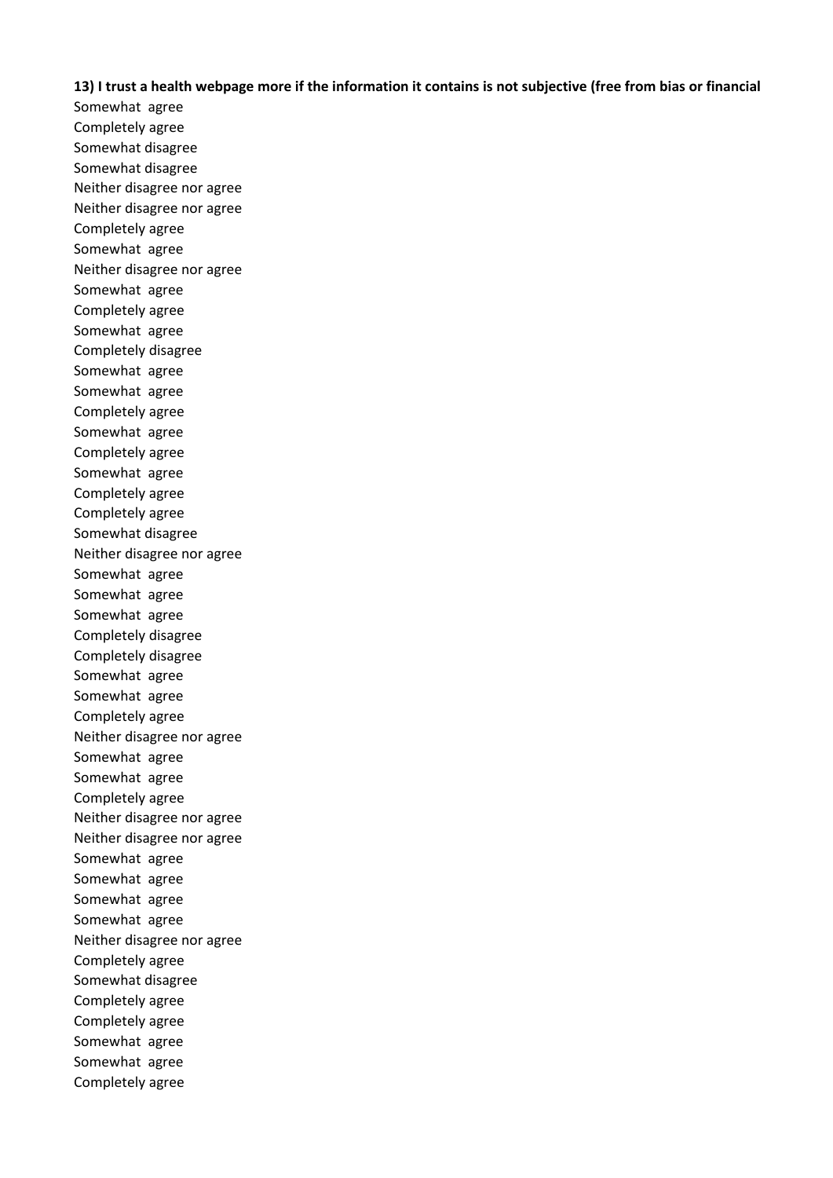**13) I trust a health webpage more if the information it contains is not subjective (free from bias or financial**

Somewhat agree
Completely agree
Somewhat disagree
Somewhat disagree
Neither disagree nor agree
Neither disagree nor agree
Completely agree
Somewhat agree
Neither disagree nor agree
Somewhat agree
Completely agree
Somewhat agree
Completely disagree
Somewhat agree
Somewhat agree
Completely agree
Somewhat agree
Completely agree
Somewhat agree
Completely agree
Completely agree
Somewhat disagree
Neither disagree nor agree
Somewhat agree
Somewhat agree
Somewhat agree
Completely disagree
Completely disagree
Somewhat agree
Somewhat agree
Completely agree
Neither disagree nor agree
Somewhat agree
Somewhat agree
Completely agree
Neither disagree nor agree
Neither disagree nor agree
Somewhat agree
Somewhat agree
Somewhat agree
Somewhat agree
Neither disagree nor agree
Completely agree
Somewhat disagree
Completely agree
Completely agree
Somewhat agree
Somewhat agree
Completely agree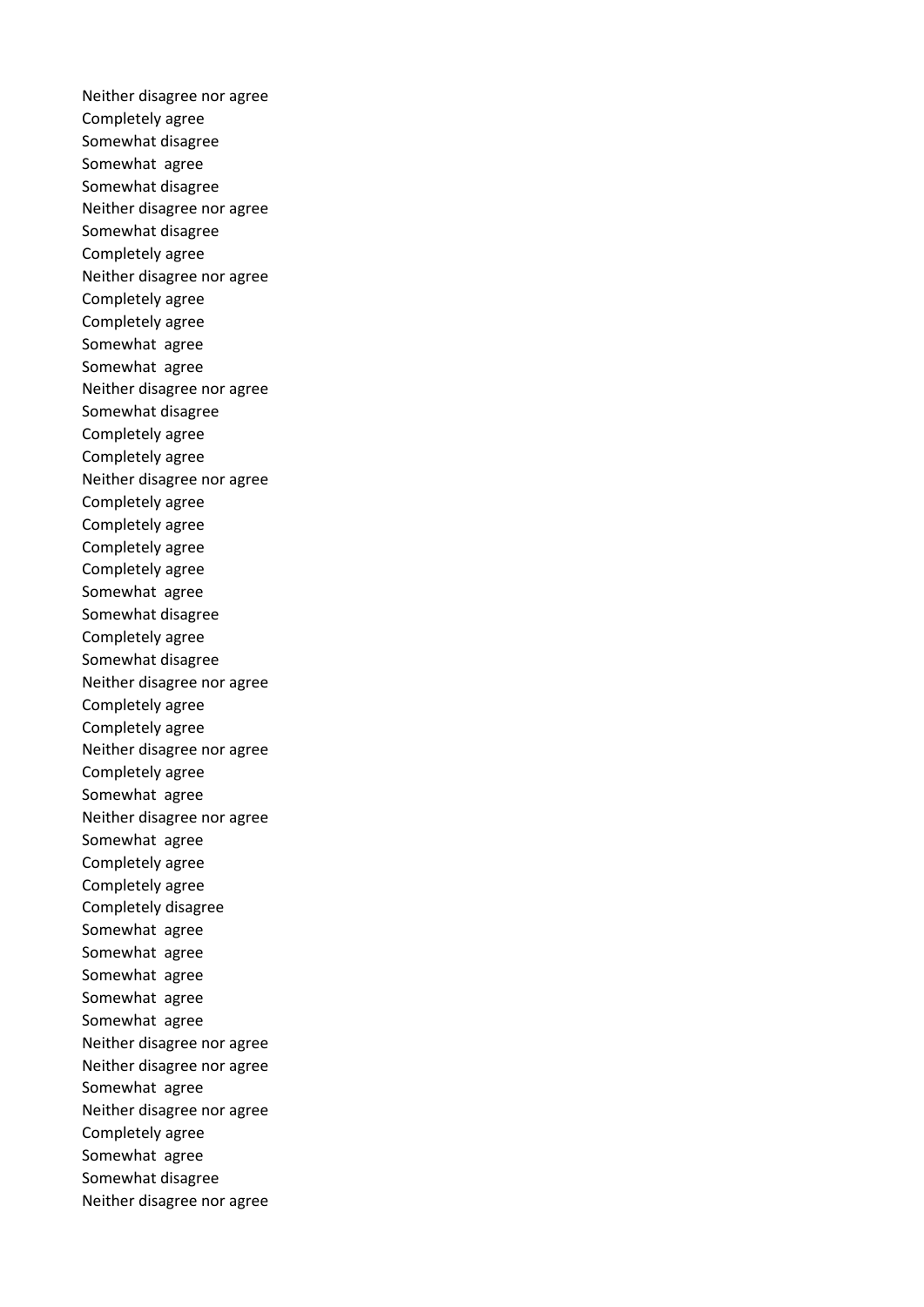Neither disagree nor agree
Completely agree
Somewhat disagree
Somewhat  agree
Somewhat disagree
Neither disagree nor agree
Somewhat disagree
Completely agree
Neither disagree nor agree
Completely agree
Completely agree
Somewhat  agree
Somewhat  agree
Neither disagree nor agree
Somewhat disagree
Completely agree
Completely agree
Neither disagree nor agree
Completely agree
Completely agree
Completely agree
Completely agree
Somewhat  agree
Somewhat disagree
Completely agree
Somewhat disagree
Neither disagree nor agree
Completely agree
Completely agree
Neither disagree nor agree
Completely agree
Somewhat  agree
Neither disagree nor agree
Somewhat  agree
Completely agree
Completely agree
Completely disagree
Somewhat  agree
Somewhat  agree
Somewhat  agree
Somewhat  agree
Somewhat  agree
Neither disagree nor agree
Neither disagree nor agree
Somewhat  agree
Neither disagree nor agree
Completely agree
Somewhat  agree
Somewhat disagree
Neither disagree nor agree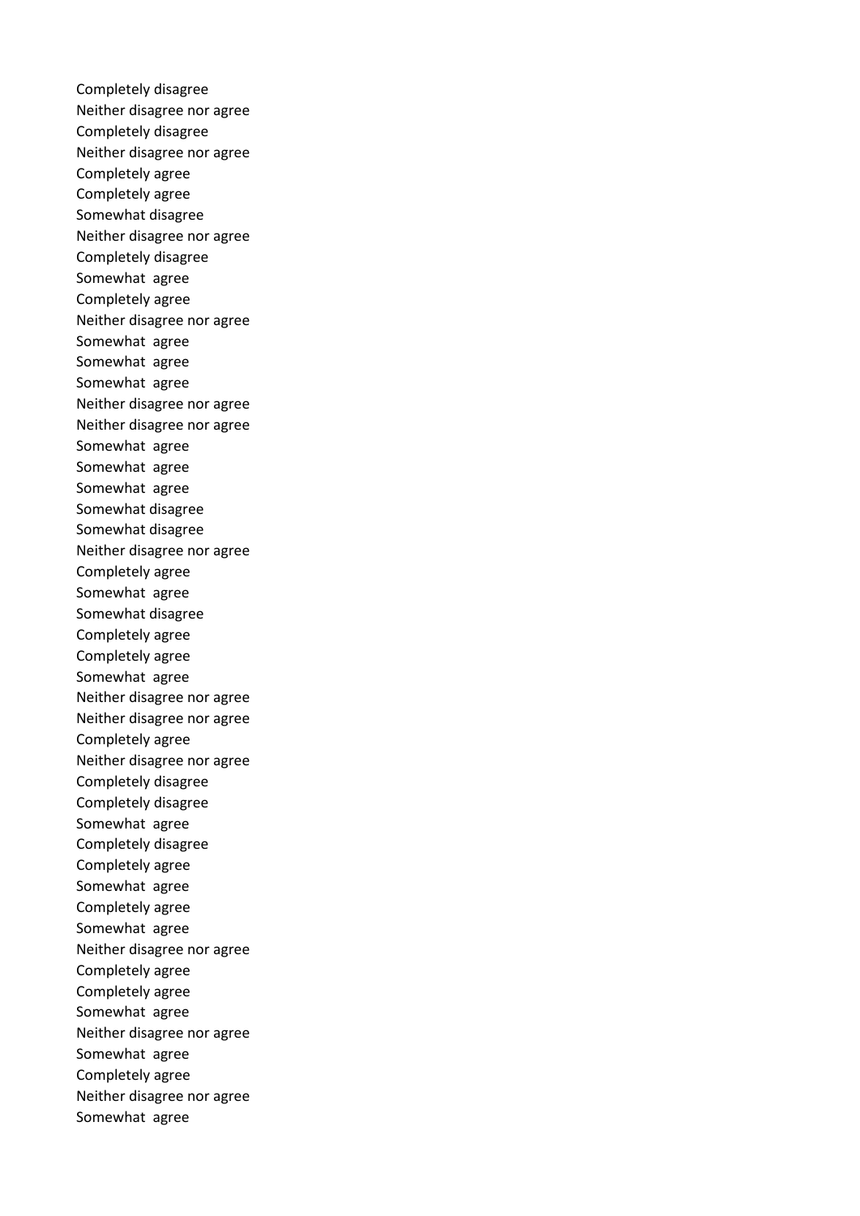Completely disagree
Neither disagree nor agree
Completely disagree
Neither disagree nor agree
Completely agree
Completely agree
Somewhat disagree
Neither disagree nor agree
Completely disagree
Somewhat agree
Completely agree
Neither disagree nor agree
Somewhat agree
Somewhat agree
Somewhat agree
Neither disagree nor agree
Neither disagree nor agree
Somewhat agree
Somewhat agree
Somewhat agree
Somewhat disagree
Somewhat disagree
Neither disagree nor agree
Completely agree
Somewhat agree
Somewhat disagree
Completely agree
Completely agree
Somewhat agree
Neither disagree nor agree
Neither disagree nor agree
Completely agree
Neither disagree nor agree
Completely disagree
Completely disagree
Somewhat agree
Completely disagree
Completely agree
Somewhat agree
Completely agree
Somewhat agree
Neither disagree nor agree
Completely agree
Completely agree
Somewhat agree
Neither disagree nor agree
Somewhat agree
Completely agree
Neither disagree nor agree
Somewhat agree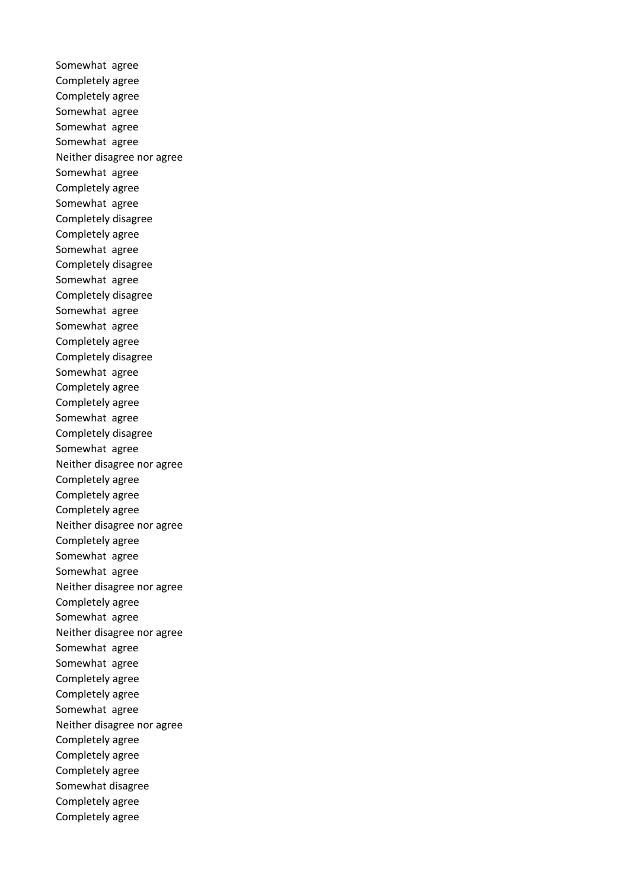Somewhat agree
Completely agree
Completely agree
Somewhat agree
Somewhat agree
Somewhat agree
Neither disagree nor agree
Somewhat agree
Completely agree
Somewhat agree
Completely disagree
Completely agree
Somewhat agree
Completely disagree
Somewhat agree
Completely disagree
Somewhat agree
Somewhat agree
Completely agree
Completely disagree
Somewhat agree
Completely agree
Completely agree
Somewhat agree
Completely disagree
Somewhat agree
Neither disagree nor agree
Completely agree
Completely agree
Completely agree
Neither disagree nor agree
Completely agree
Somewhat agree
Somewhat agree
Neither disagree nor agree
Completely agree
Somewhat agree
Neither disagree nor agree
Somewhat agree
Somewhat agree
Completely agree
Completely agree
Somewhat agree
Neither disagree nor agree
Completely agree
Completely agree
Completely agree
Somewhat disagree
Completely agree
Completely agree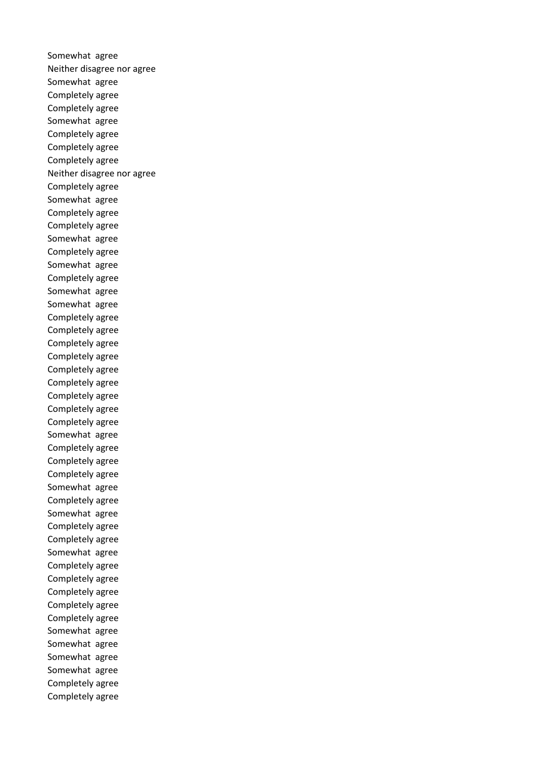Somewhat  agree
Neither disagree nor agree
Somewhat  agree
Completely agree
Completely agree
Somewhat  agree
Completely agree
Completely agree
Completely agree
Neither disagree nor agree
Completely agree
Somewhat  agree
Completely agree
Completely agree
Somewhat  agree
Completely agree
Somewhat  agree
Completely agree
Somewhat  agree
Somewhat  agree
Completely agree
Completely agree
Completely agree
Completely agree
Completely agree
Completely agree
Completely agree
Completely agree
Completely agree
Somewhat  agree
Completely agree
Completely agree
Completely agree
Somewhat  agree
Completely agree
Somewhat  agree
Completely agree
Completely agree
Somewhat  agree
Completely agree
Completely agree
Completely agree
Completely agree
Completely agree
Somewhat  agree
Somewhat  agree
Somewhat  agree
Somewhat  agree
Completely agree
Completely agree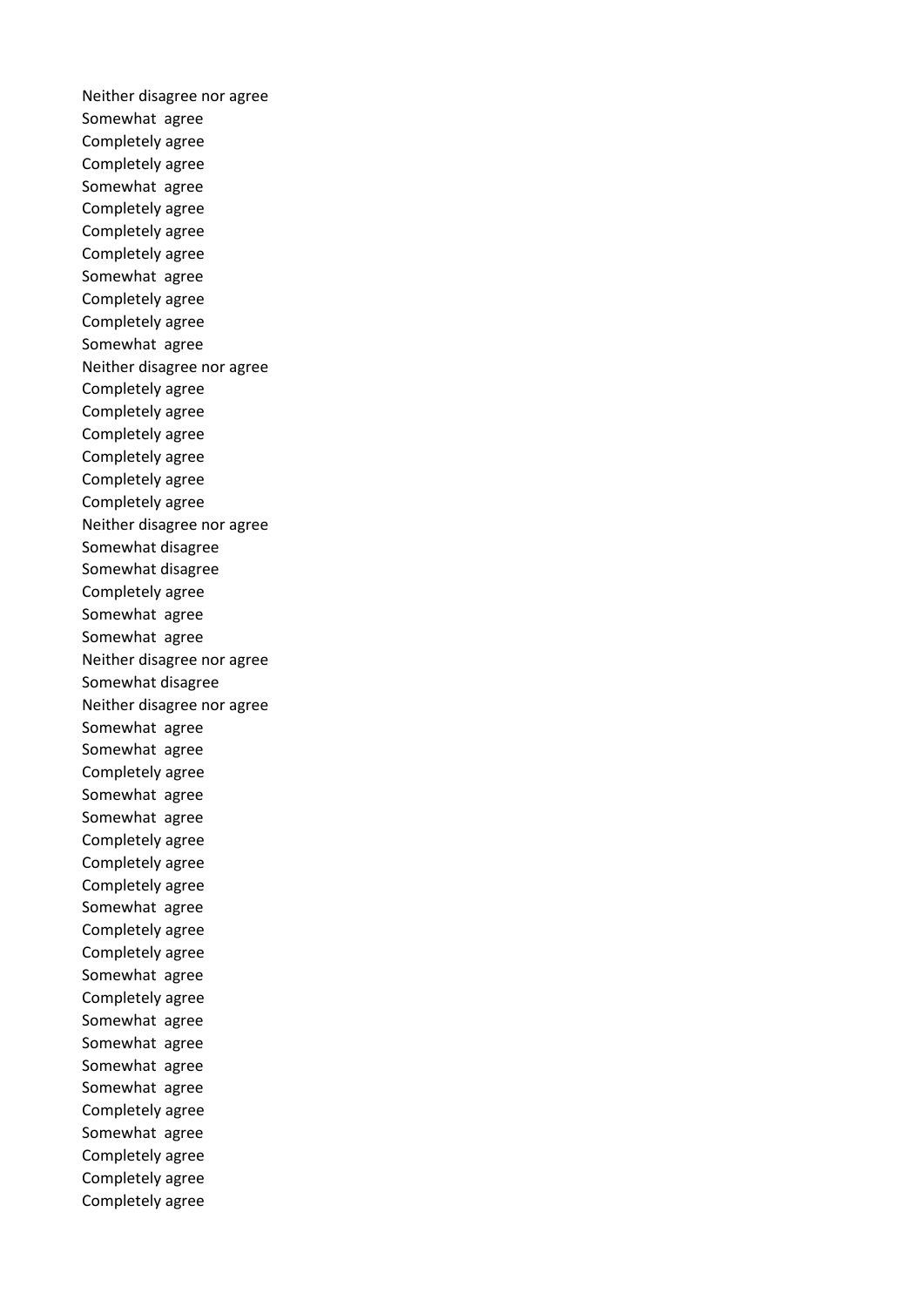Neither disagree nor agree
Somewhat  agree
Completely agree
Completely agree
Somewhat  agree
Completely agree
Completely agree
Completely agree
Somewhat  agree
Completely agree
Completely agree
Somewhat  agree
Neither disagree nor agree
Completely agree
Completely agree
Completely agree
Completely agree
Completely agree
Completely agree
Neither disagree nor agree
Somewhat disagree
Somewhat disagree
Completely agree
Somewhat  agree
Somewhat  agree
Neither disagree nor agree
Somewhat disagree
Neither disagree nor agree
Somewhat  agree
Somewhat  agree
Completely agree
Somewhat  agree
Somewhat  agree
Completely agree
Completely agree
Completely agree
Somewhat  agree
Completely agree
Completely agree
Somewhat  agree
Completely agree
Somewhat  agree
Somewhat  agree
Somewhat  agree
Somewhat  agree
Completely agree
Somewhat  agree
Completely agree
Completely agree
Completely agree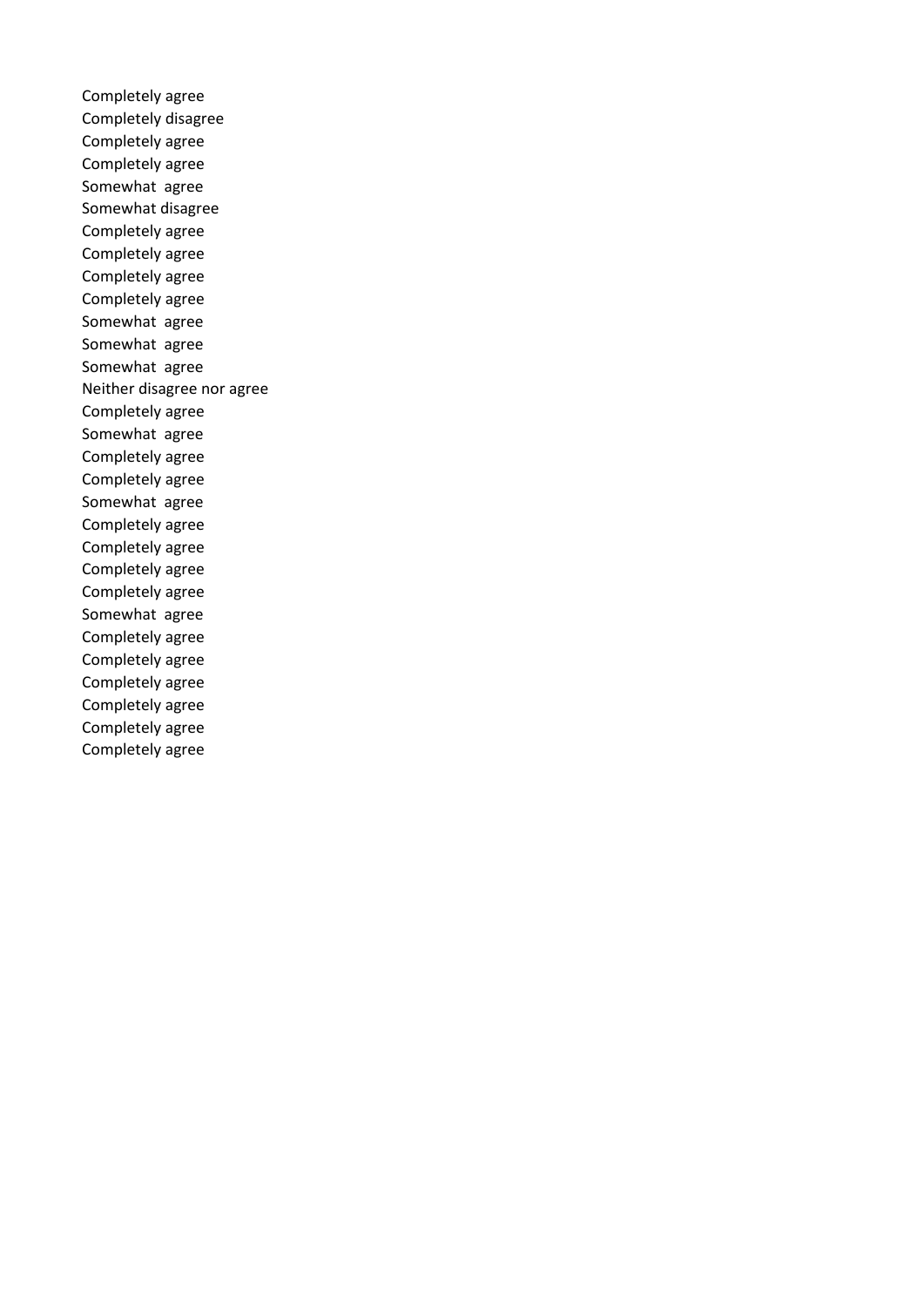Completely agree
Completely disagree
Completely agree
Completely agree
Somewhat agree
Somewhat disagree
Completely agree
Completely agree
Completely agree
Completely agree
Somewhat agree
Somewhat agree
Somewhat agree
Neither disagree nor agree
Completely agree
Somewhat agree
Completely agree
Completely agree
Somewhat agree
Completely agree
Completely agree
Completely agree
Completely agree
Somewhat agree
Completely agree
Completely agree
Completely agree
Completely agree
Completely agree
Completely agree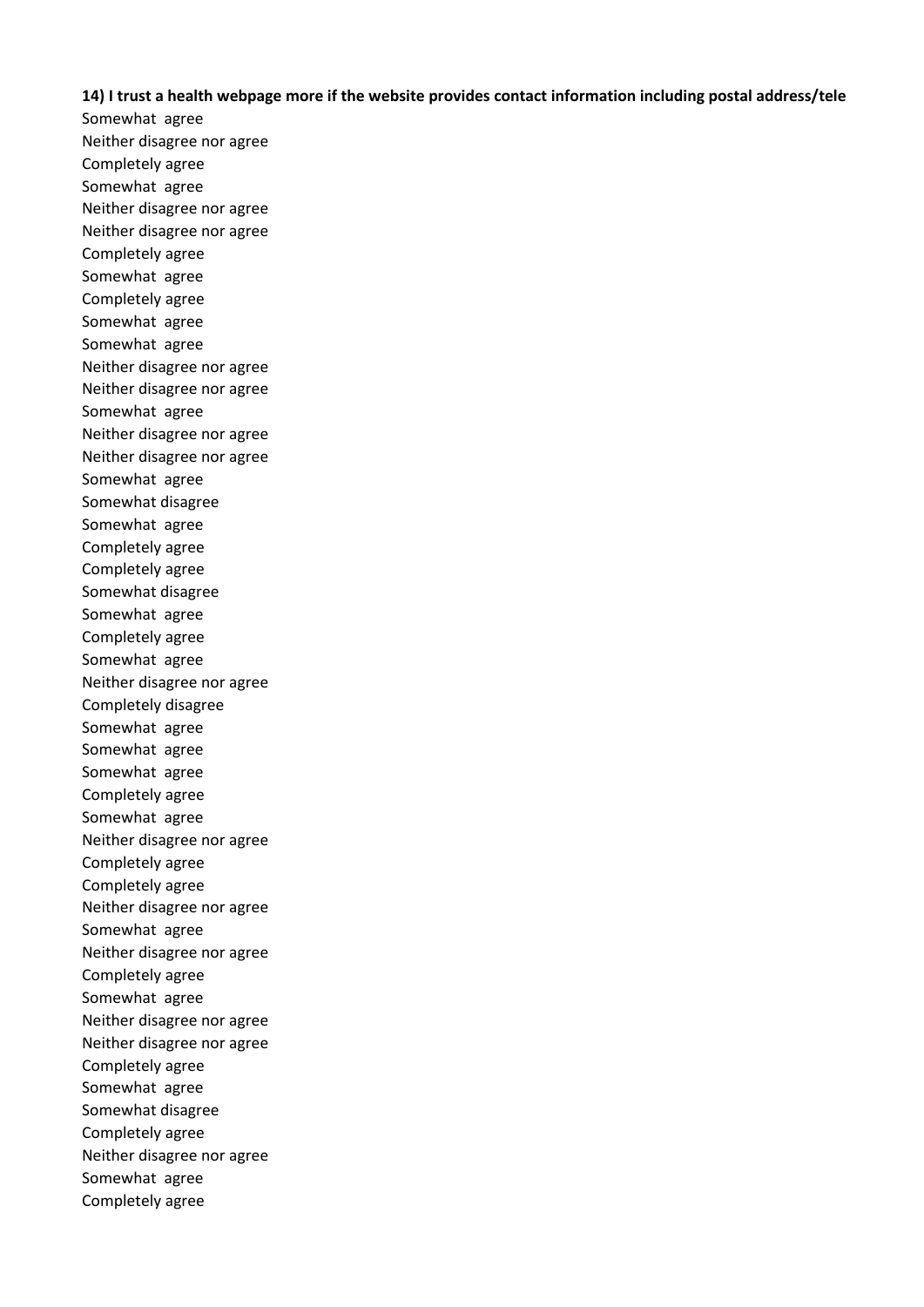**14) I trust a health webpage more if the website provides contact information including postal address/tele**

Somewhat agree
Neither disagree nor agree
Completely agree
Somewhat agree
Neither disagree nor agree
Neither disagree nor agree
Completely agree
Somewhat agree
Completely agree
Somewhat agree
Somewhat agree
Neither disagree nor agree
Neither disagree nor agree
Somewhat agree
Neither disagree nor agree
Neither disagree nor agree
Somewhat agree
Somewhat disagree
Somewhat agree
Completely agree
Completely agree
Somewhat disagree
Somewhat agree
Completely agree
Somewhat agree
Neither disagree nor agree
Completely disagree
Somewhat agree
Somewhat agree
Somewhat agree
Completely agree
Somewhat agree
Neither disagree nor agree
Completely agree
Completely agree
Neither disagree nor agree
Somewhat agree
Neither disagree nor agree
Completely agree
Somewhat agree
Neither disagree nor agree
Neither disagree nor agree
Completely agree
Somewhat agree
Somewhat disagree
Completely agree
Neither disagree nor agree
Somewhat agree
Completely agree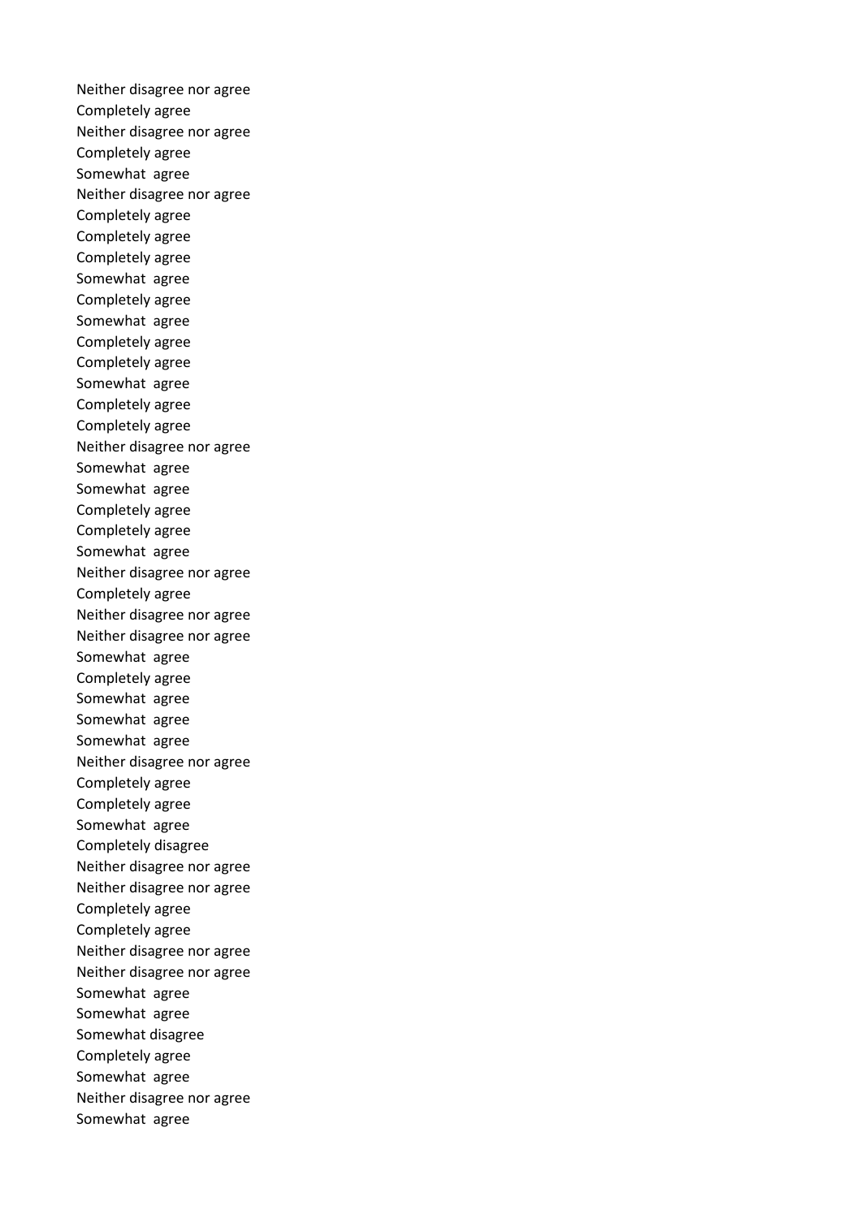Neither disagree nor agree
Completely agree
Neither disagree nor agree
Completely agree
Somewhat agree
Neither disagree nor agree
Completely agree
Completely agree
Completely agree
Somewhat agree
Completely agree
Somewhat agree
Completely agree
Completely agree
Somewhat agree
Completely agree
Completely agree
Neither disagree nor agree
Somewhat agree
Somewhat agree
Completely agree
Completely agree
Somewhat agree
Neither disagree nor agree
Completely agree
Neither disagree nor agree
Neither disagree nor agree
Somewhat agree
Completely agree
Somewhat agree
Somewhat agree
Somewhat agree
Neither disagree nor agree
Completely agree
Completely agree
Somewhat agree
Completely disagree
Neither disagree nor agree
Neither disagree nor agree
Completely agree
Completely agree
Neither disagree nor agree
Neither disagree nor agree
Somewhat agree
Somewhat agree
Somewhat disagree
Completely agree
Somewhat agree
Neither disagree nor agree
Somewhat agree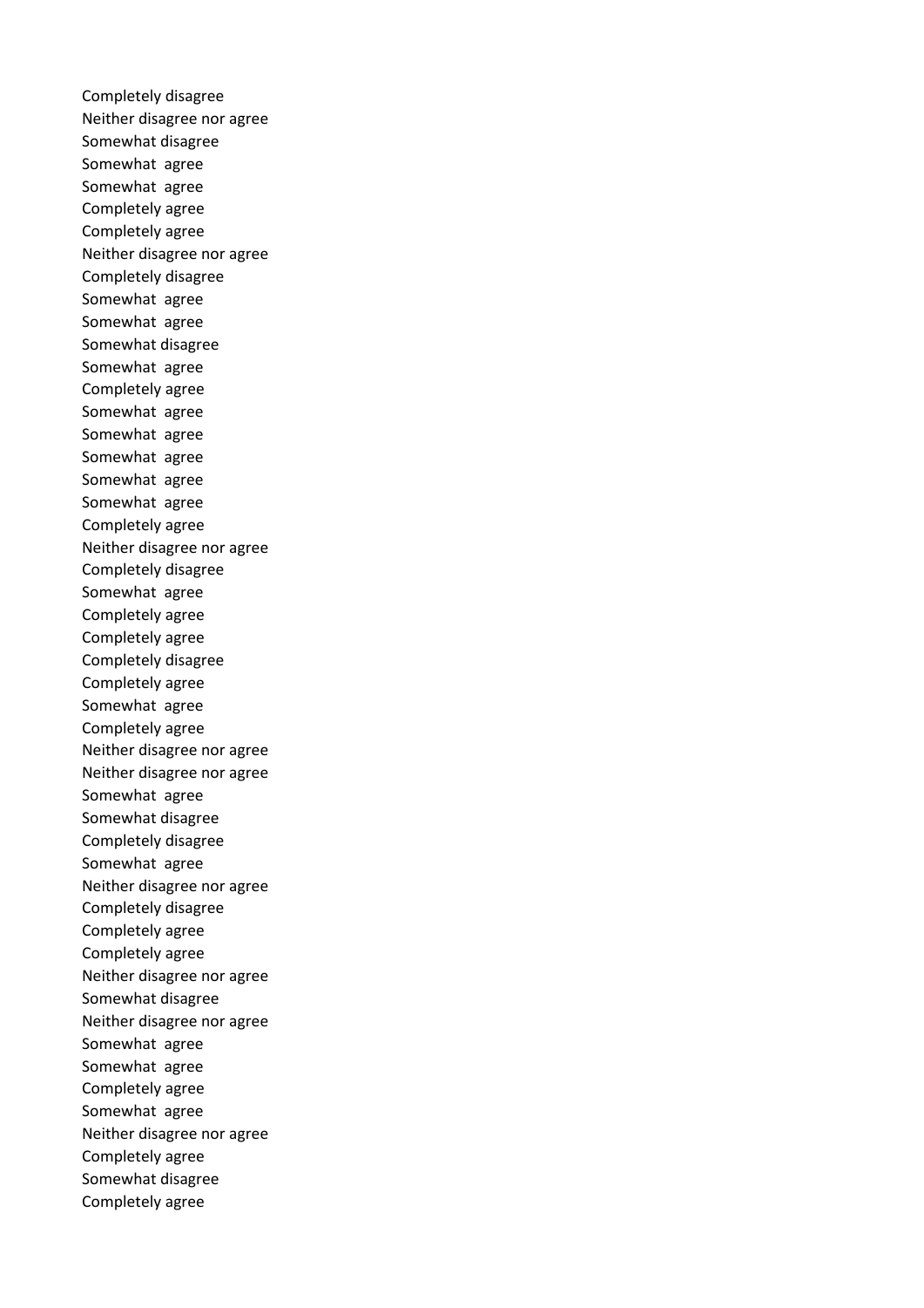Completely disagree
Neither disagree nor agree
Somewhat disagree
Somewhat  agree
Somewhat  agree
Completely agree
Completely agree
Neither disagree nor agree
Completely disagree
Somewhat  agree
Somewhat  agree
Somewhat disagree
Somewhat  agree
Completely agree
Somewhat  agree
Somewhat  agree
Somewhat  agree
Somewhat  agree
Somewhat  agree
Completely agree
Neither disagree nor agree
Completely disagree
Somewhat  agree
Completely agree
Completely agree
Completely disagree
Completely agree
Somewhat  agree
Completely agree
Neither disagree nor agree
Neither disagree nor agree
Somewhat  agree
Somewhat disagree
Completely disagree
Somewhat  agree
Neither disagree nor agree
Completely disagree
Completely agree
Completely agree
Neither disagree nor agree
Somewhat disagree
Neither disagree nor agree
Somewhat  agree
Somewhat  agree
Completely agree
Somewhat  agree
Neither disagree nor agree
Completely agree
Somewhat disagree
Completely agree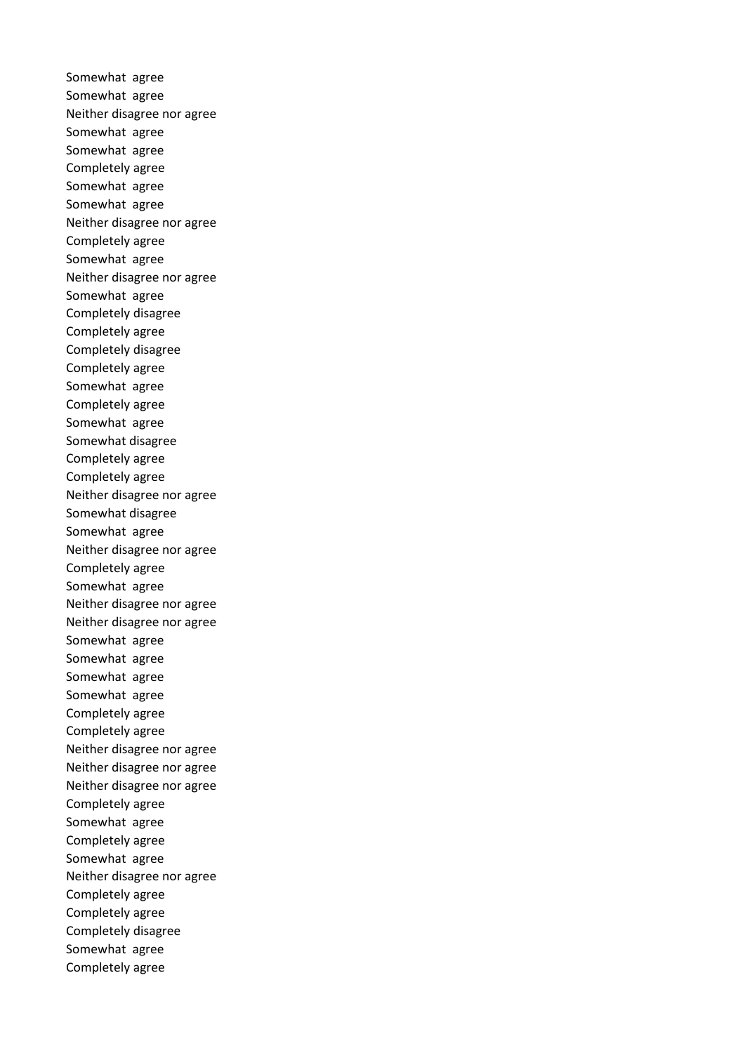Somewhat agree
Somewhat agree
Neither disagree nor agree
Somewhat agree
Somewhat agree
Completely agree
Somewhat agree
Somewhat agree
Neither disagree nor agree
Completely agree
Somewhat agree
Neither disagree nor agree
Somewhat agree
Completely disagree
Completely agree
Completely disagree
Completely agree
Somewhat agree
Completely agree
Somewhat agree
Somewhat disagree
Completely agree
Completely agree
Neither disagree nor agree
Somewhat disagree
Somewhat agree
Neither disagree nor agree
Completely agree
Somewhat agree
Neither disagree nor agree
Neither disagree nor agree
Somewhat agree
Somewhat agree
Somewhat agree
Somewhat agree
Completely agree
Completely agree
Neither disagree nor agree
Neither disagree nor agree
Neither disagree nor agree
Completely agree
Somewhat agree
Completely agree
Somewhat agree
Neither disagree nor agree
Completely agree
Completely agree
Completely disagree
Somewhat agree
Completely agree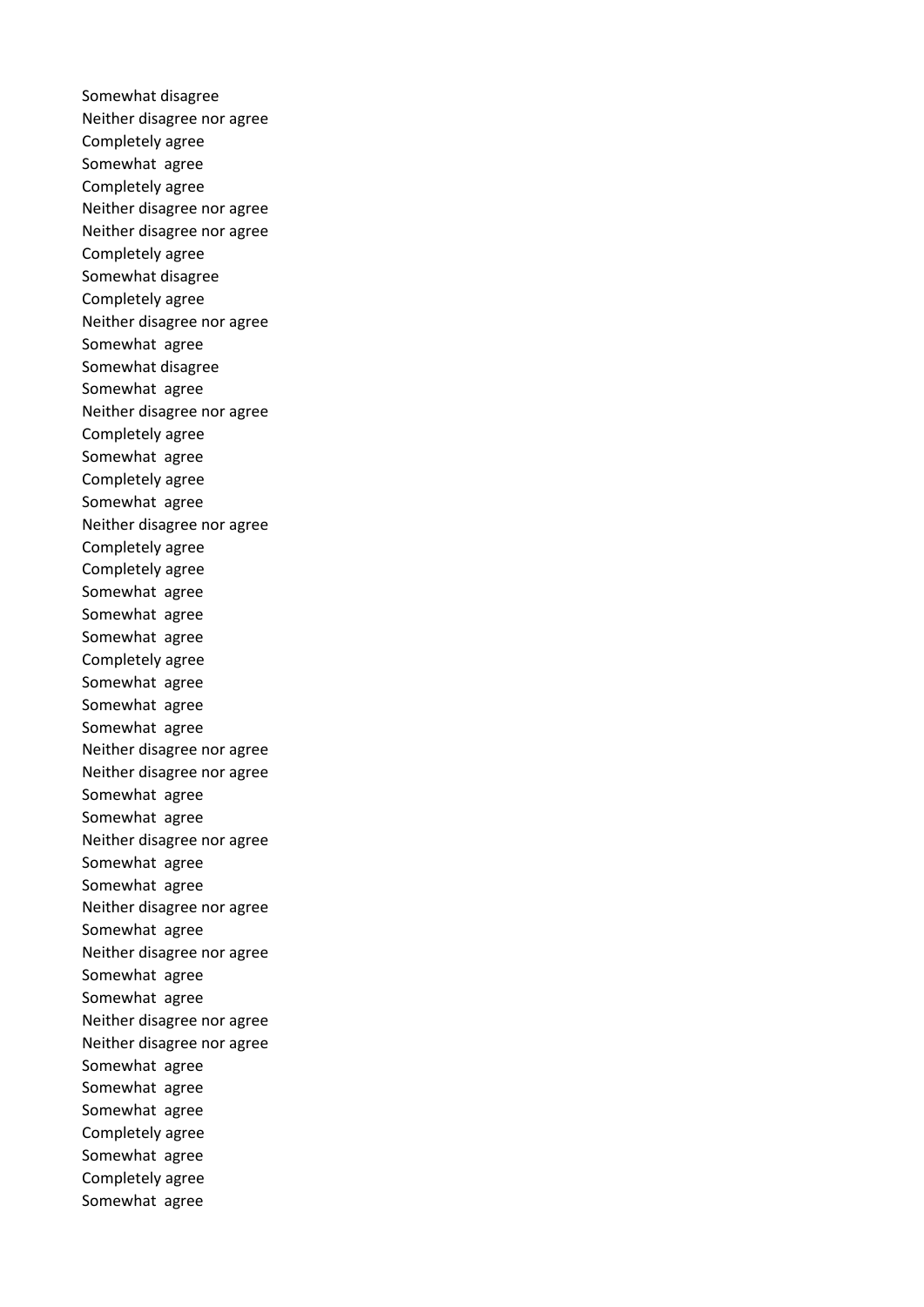Somewhat disagree
Neither disagree nor agree
Completely agree
Somewhat  agree
Completely agree
Neither disagree nor agree
Neither disagree nor agree
Completely agree
Somewhat disagree
Completely agree
Neither disagree nor agree
Somewhat  agree
Somewhat disagree
Somewhat  agree
Neither disagree nor agree
Completely agree
Somewhat  agree
Completely agree
Somewhat  agree
Neither disagree nor agree
Completely agree
Completely agree
Somewhat  agree
Somewhat  agree
Somewhat  agree
Completely agree
Somewhat  agree
Somewhat  agree
Somewhat  agree
Neither disagree nor agree
Neither disagree nor agree
Somewhat  agree
Somewhat  agree
Neither disagree nor agree
Somewhat  agree
Somewhat  agree
Neither disagree nor agree
Somewhat  agree
Neither disagree nor agree
Somewhat  agree
Somewhat  agree
Neither disagree nor agree
Neither disagree nor agree
Somewhat  agree
Somewhat  agree
Somewhat  agree
Completely agree
Somewhat  agree
Completely agree
Somewhat  agree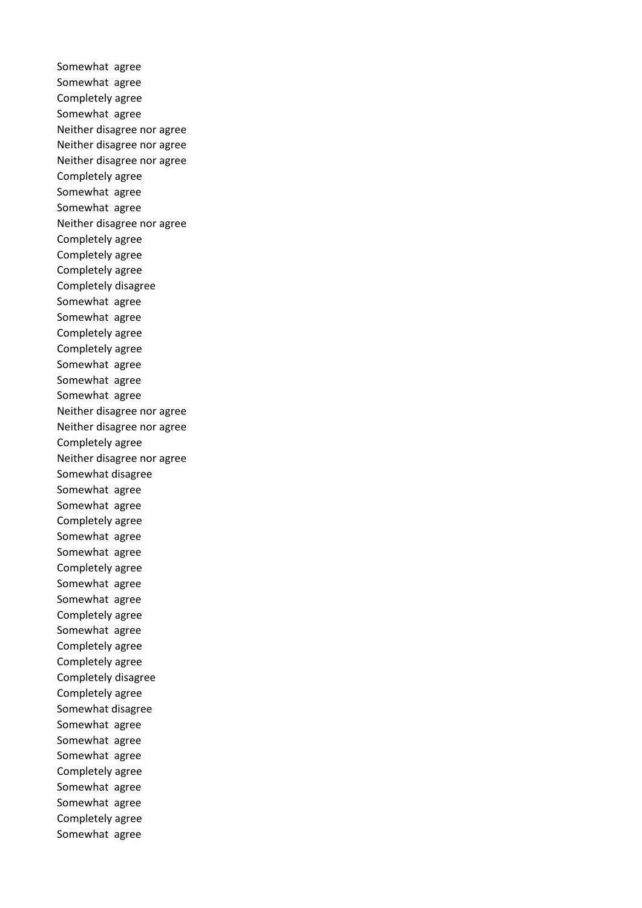Somewhat agree
Somewhat agree
Completely agree
Somewhat agree
Neither disagree nor agree
Neither disagree nor agree
Neither disagree nor agree
Completely agree
Somewhat agree
Somewhat agree
Neither disagree nor agree
Completely agree
Completely agree
Completely agree
Completely disagree
Somewhat agree
Somewhat agree
Completely agree
Completely agree
Somewhat agree
Somewhat agree
Somewhat agree
Neither disagree nor agree
Neither disagree nor agree
Completely agree
Neither disagree nor agree
Somewhat disagree
Somewhat agree
Somewhat agree
Completely agree
Somewhat agree
Somewhat agree
Completely agree
Somewhat agree
Somewhat agree
Completely agree
Somewhat agree
Completely agree
Completely agree
Completely disagree
Completely agree
Somewhat disagree
Somewhat agree
Somewhat agree
Somewhat agree
Completely agree
Somewhat agree
Somewhat agree
Completely agree
Somewhat agree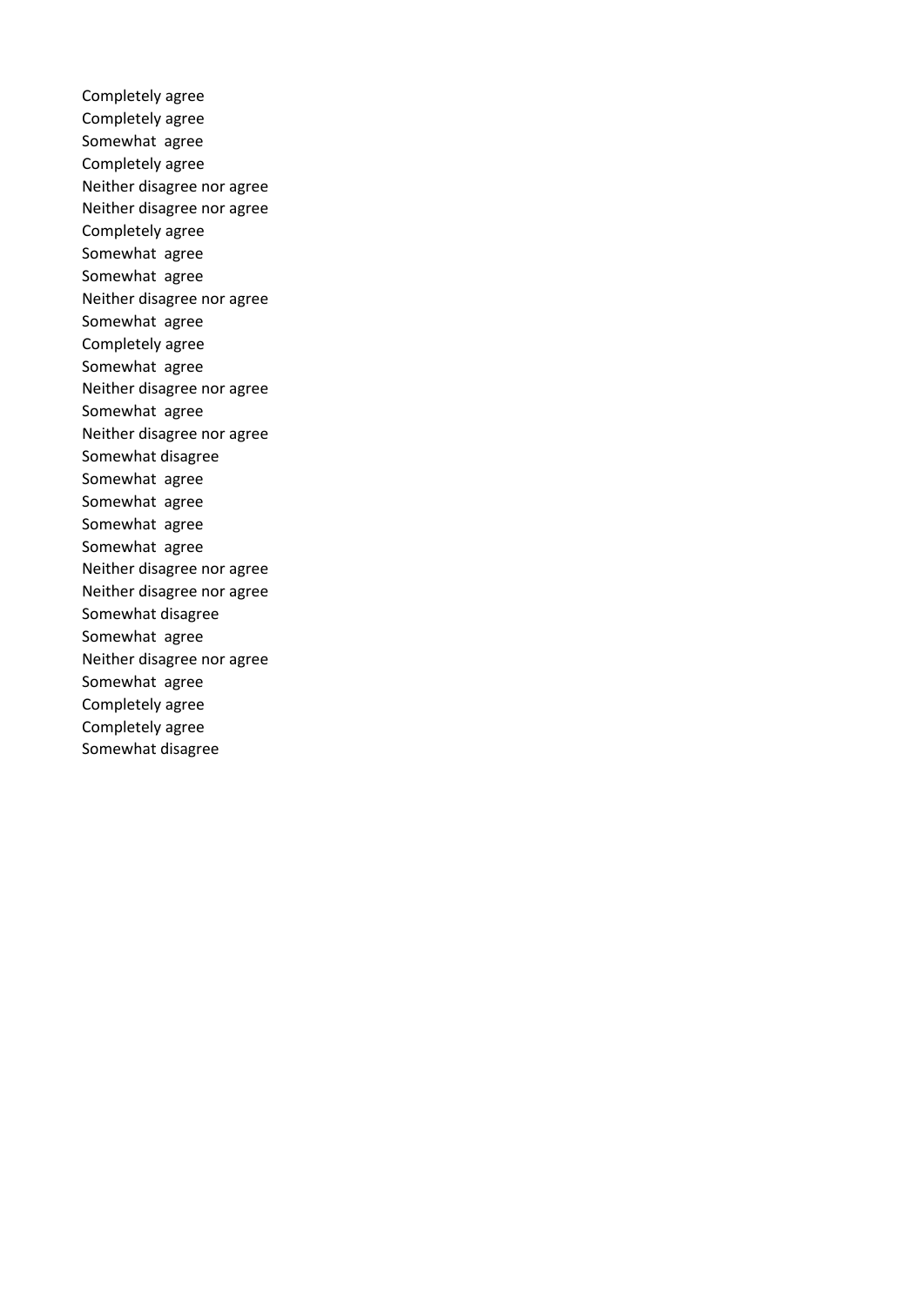Completely agree
Completely agree
Somewhat  agree
Completely agree
Neither disagree nor agree
Neither disagree nor agree
Completely agree
Somewhat  agree
Somewhat  agree
Neither disagree nor agree
Somewhat  agree
Completely agree
Somewhat  agree
Neither disagree nor agree
Somewhat  agree
Neither disagree nor agree
Somewhat disagree
Somewhat  agree
Somewhat  agree
Somewhat  agree
Somewhat  agree
Neither disagree nor agree
Neither disagree nor agree
Somewhat disagree
Somewhat  agree
Neither disagree nor agree
Somewhat  agree
Completely agree
Completely agree
Somewhat disagree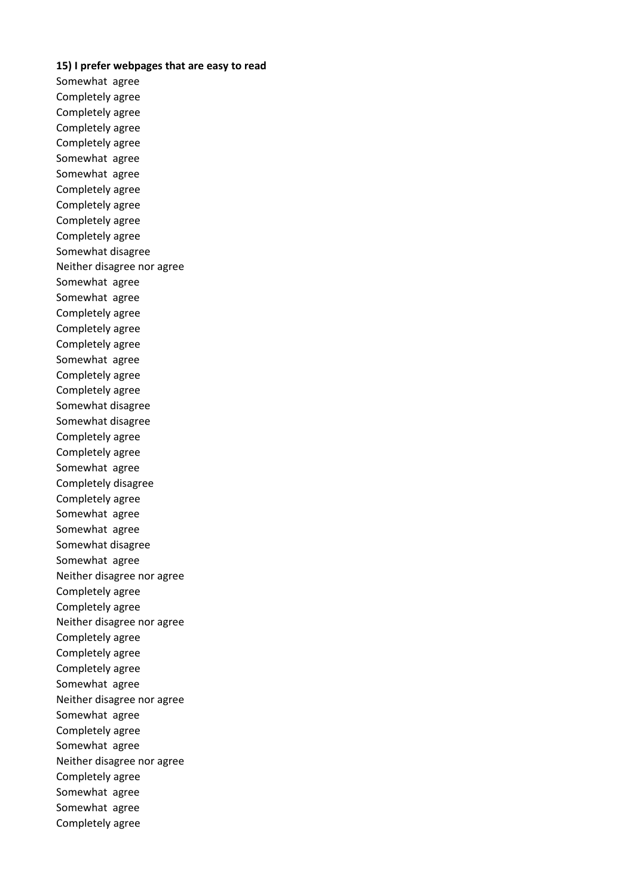**15) I prefer webpages that are easy to read**

Somewhat agree
Completely agree
Completely agree
Completely agree
Completely agree
Somewhat agree
Somewhat agree
Completely agree
Completely agree
Completely agree
Completely agree
Somewhat disagree
Neither disagree nor agree
Somewhat agree
Somewhat agree
Completely agree
Completely agree
Completely agree
Somewhat agree
Completely agree
Completely agree
Somewhat disagree
Somewhat disagree
Completely agree
Completely agree
Somewhat agree
Completely disagree
Completely agree
Somewhat agree
Somewhat agree
Somewhat disagree
Somewhat agree
Neither disagree nor agree
Completely agree
Completely agree
Neither disagree nor agree
Completely agree
Completely agree
Completely agree
Somewhat agree
Neither disagree nor agree
Somewhat agree
Completely agree
Somewhat agree
Neither disagree nor agree
Completely agree
Somewhat agree
Somewhat agree
Completely agree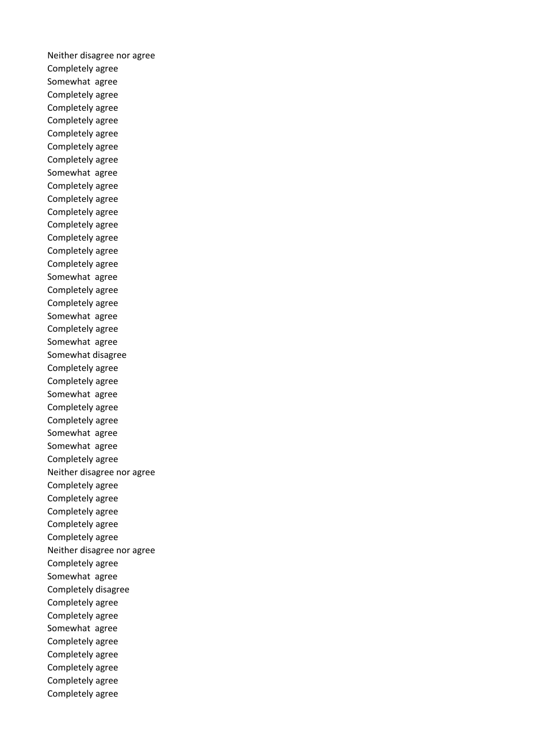Neither disagree nor agree
Completely agree
Somewhat  agree
Completely agree
Completely agree
Completely agree
Completely agree
Completely agree
Completely agree
Somewhat  agree
Completely agree
Completely agree
Completely agree
Completely agree
Completely agree
Completely agree
Completely agree
Somewhat  agree
Completely agree
Completely agree
Somewhat  agree
Completely agree
Somewhat  agree
Somewhat disagree
Completely agree
Completely agree
Somewhat  agree
Completely agree
Completely agree
Somewhat  agree
Somewhat  agree
Completely agree
Neither disagree nor agree
Completely agree
Completely agree
Completely agree
Completely agree
Completely agree
Neither disagree nor agree
Completely agree
Somewhat  agree
Completely disagree
Completely agree
Completely agree
Somewhat  agree
Completely agree
Completely agree
Completely agree
Completely agree
Completely agree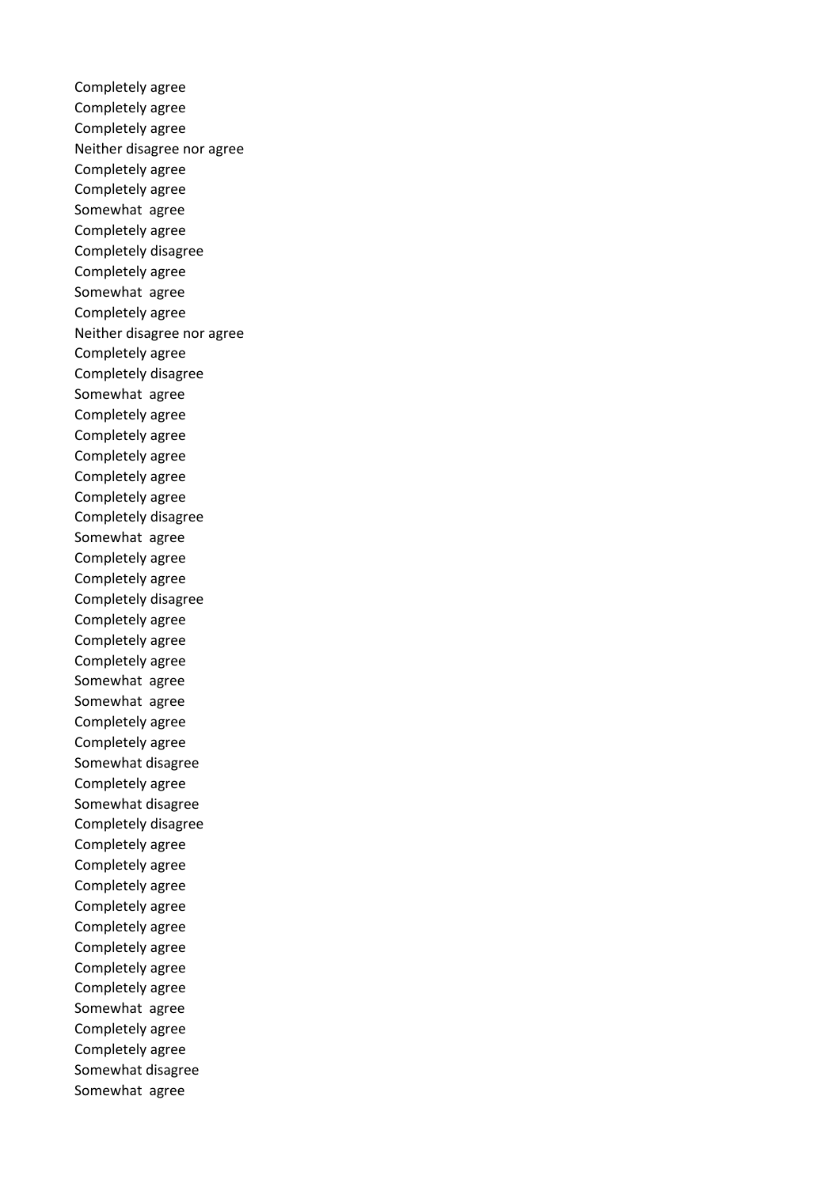Completely agree
Completely agree
Completely agree
Neither disagree nor agree
Completely agree
Completely agree
Somewhat  agree
Completely agree
Completely disagree
Completely agree
Somewhat  agree
Completely agree
Neither disagree nor agree
Completely agree
Completely disagree
Somewhat  agree
Completely agree
Completely agree
Completely agree
Completely agree
Completely agree
Completely disagree
Somewhat  agree
Completely agree
Completely agree
Completely disagree
Completely agree
Completely agree
Completely agree
Somewhat  agree
Somewhat  agree
Completely agree
Completely agree
Somewhat disagree
Completely agree
Somewhat disagree
Completely disagree
Completely agree
Completely agree
Completely agree
Completely agree
Completely agree
Completely agree
Completely agree
Completely agree
Somewhat  agree
Completely agree
Completely agree
Somewhat disagree
Somewhat  agree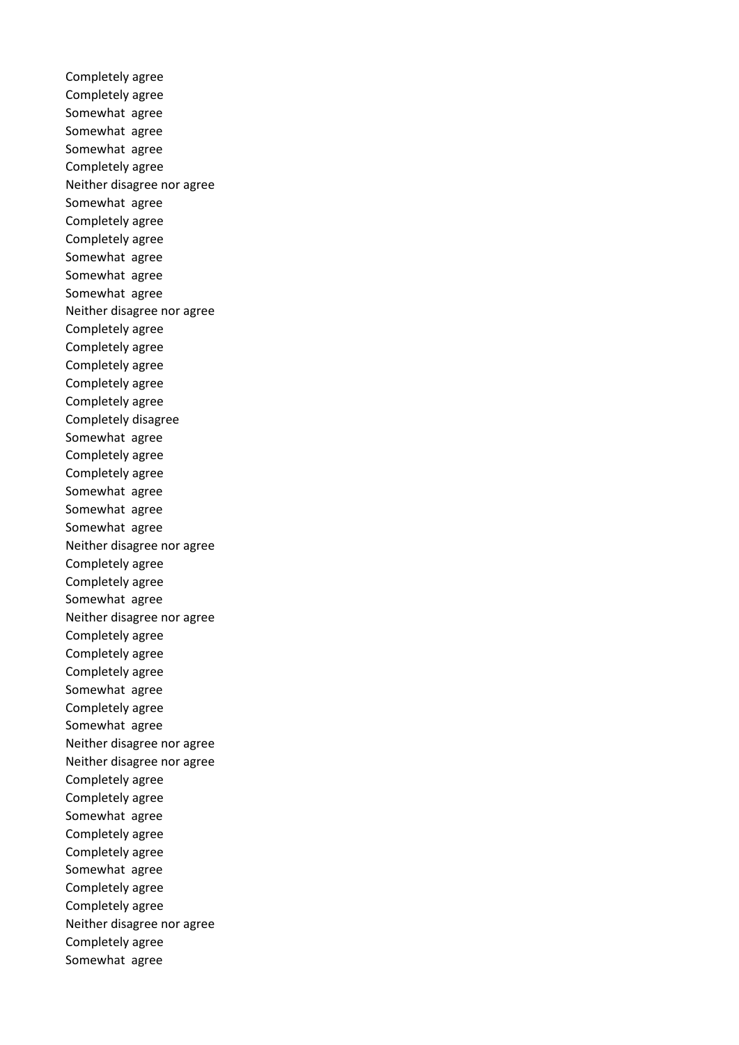Completely agree
Completely agree
Somewhat  agree
Somewhat  agree
Somewhat  agree
Completely agree
Neither disagree nor agree
Somewhat  agree
Completely agree
Completely agree
Somewhat  agree
Somewhat  agree
Somewhat  agree
Neither disagree nor agree
Completely agree
Completely agree
Completely agree
Completely agree
Completely agree
Completely disagree
Somewhat  agree
Completely agree
Completely agree
Somewhat  agree
Somewhat  agree
Somewhat  agree
Neither disagree nor agree
Completely agree
Completely agree
Somewhat  agree
Neither disagree nor agree
Completely agree
Completely agree
Completely agree
Somewhat  agree
Completely agree
Somewhat  agree
Neither disagree nor agree
Neither disagree nor agree
Completely agree
Completely agree
Somewhat  agree
Completely agree
Completely agree
Somewhat  agree
Completely agree
Completely agree
Neither disagree nor agree
Completely agree
Somewhat  agree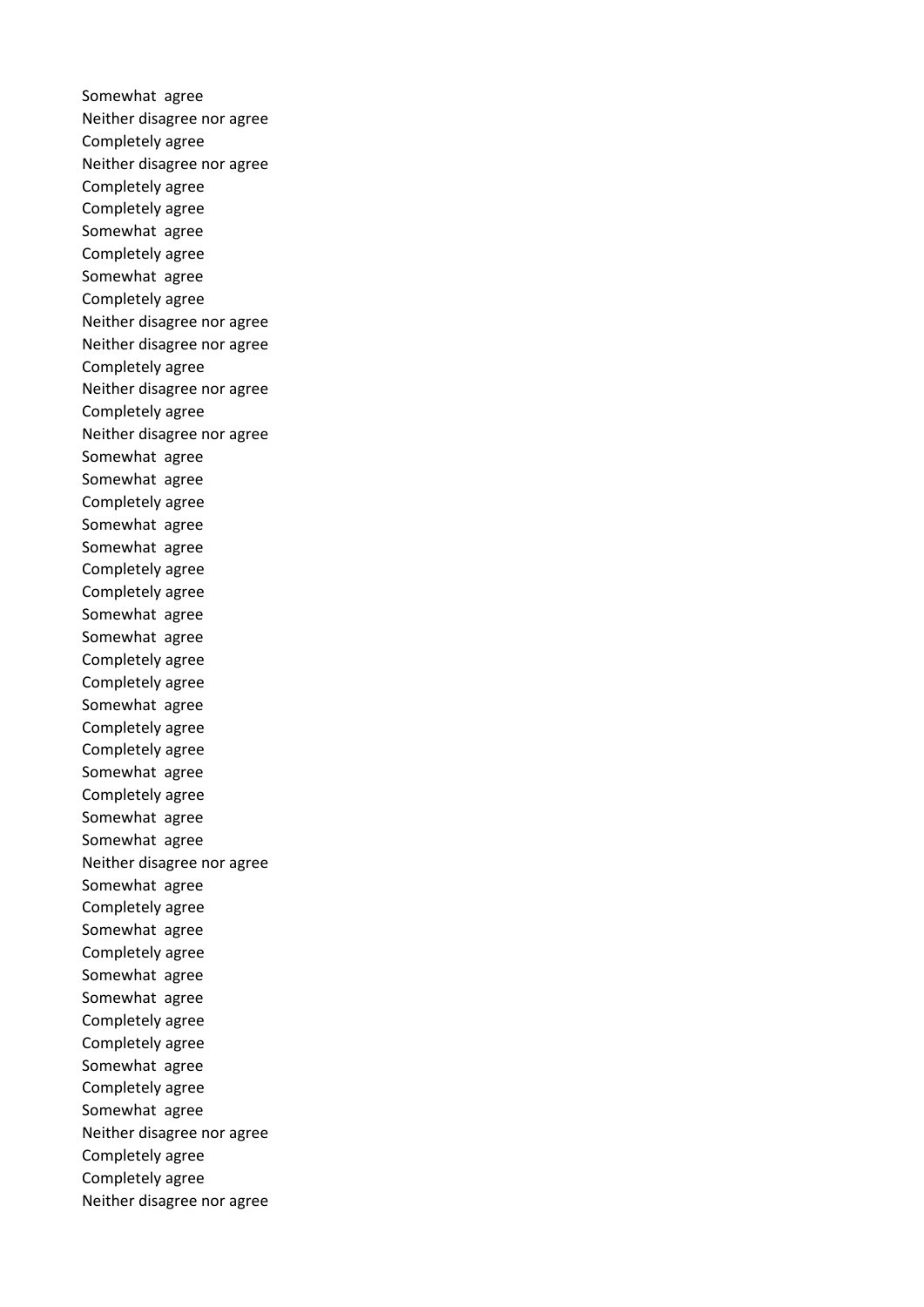Somewhat agree
Neither disagree nor agree
Completely agree
Neither disagree nor agree
Completely agree
Completely agree
Somewhat agree
Completely agree
Somewhat agree
Completely agree
Neither disagree nor agree
Neither disagree nor agree
Completely agree
Neither disagree nor agree
Completely agree
Neither disagree nor agree
Somewhat agree
Somewhat agree
Completely agree
Somewhat agree
Somewhat agree
Completely agree
Completely agree
Somewhat agree
Somewhat agree
Completely agree
Completely agree
Somewhat agree
Completely agree
Completely agree
Somewhat agree
Completely agree
Somewhat agree
Somewhat agree
Neither disagree nor agree
Somewhat agree
Completely agree
Somewhat agree
Completely agree
Somewhat agree
Somewhat agree
Completely agree
Completely agree
Somewhat agree
Completely agree
Somewhat agree
Neither disagree nor agree
Completely agree
Completely agree
Neither disagree nor agree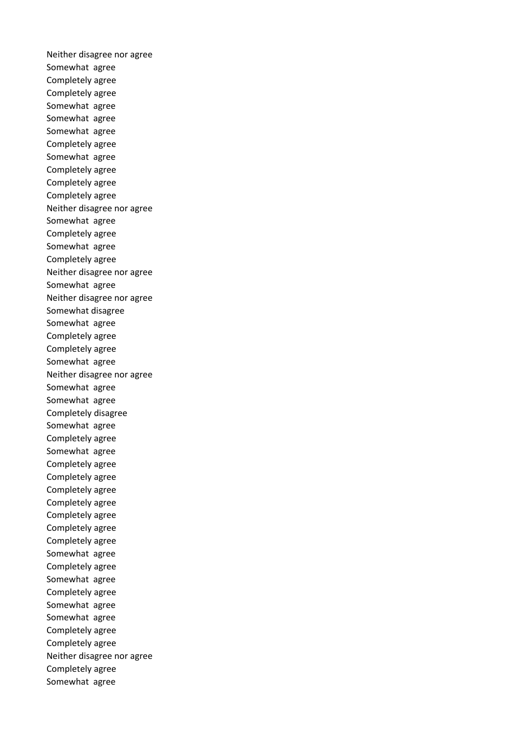Neither disagree nor agree
Somewhat  agree
Completely agree
Completely agree
Somewhat  agree
Somewhat  agree
Somewhat  agree
Completely agree
Somewhat  agree
Completely agree
Completely agree
Completely agree
Neither disagree nor agree
Somewhat  agree
Completely agree
Somewhat  agree
Completely agree
Neither disagree nor agree
Somewhat  agree
Neither disagree nor agree
Somewhat disagree
Somewhat  agree
Completely agree
Completely agree
Somewhat  agree
Neither disagree nor agree
Somewhat  agree
Somewhat  agree
Completely disagree
Somewhat  agree
Completely agree
Somewhat  agree
Completely agree
Completely agree
Completely agree
Completely agree
Completely agree
Completely agree
Completely agree
Somewhat  agree
Completely agree
Somewhat  agree
Completely agree
Somewhat  agree
Somewhat  agree
Completely agree
Completely agree
Neither disagree nor agree
Completely agree
Somewhat  agree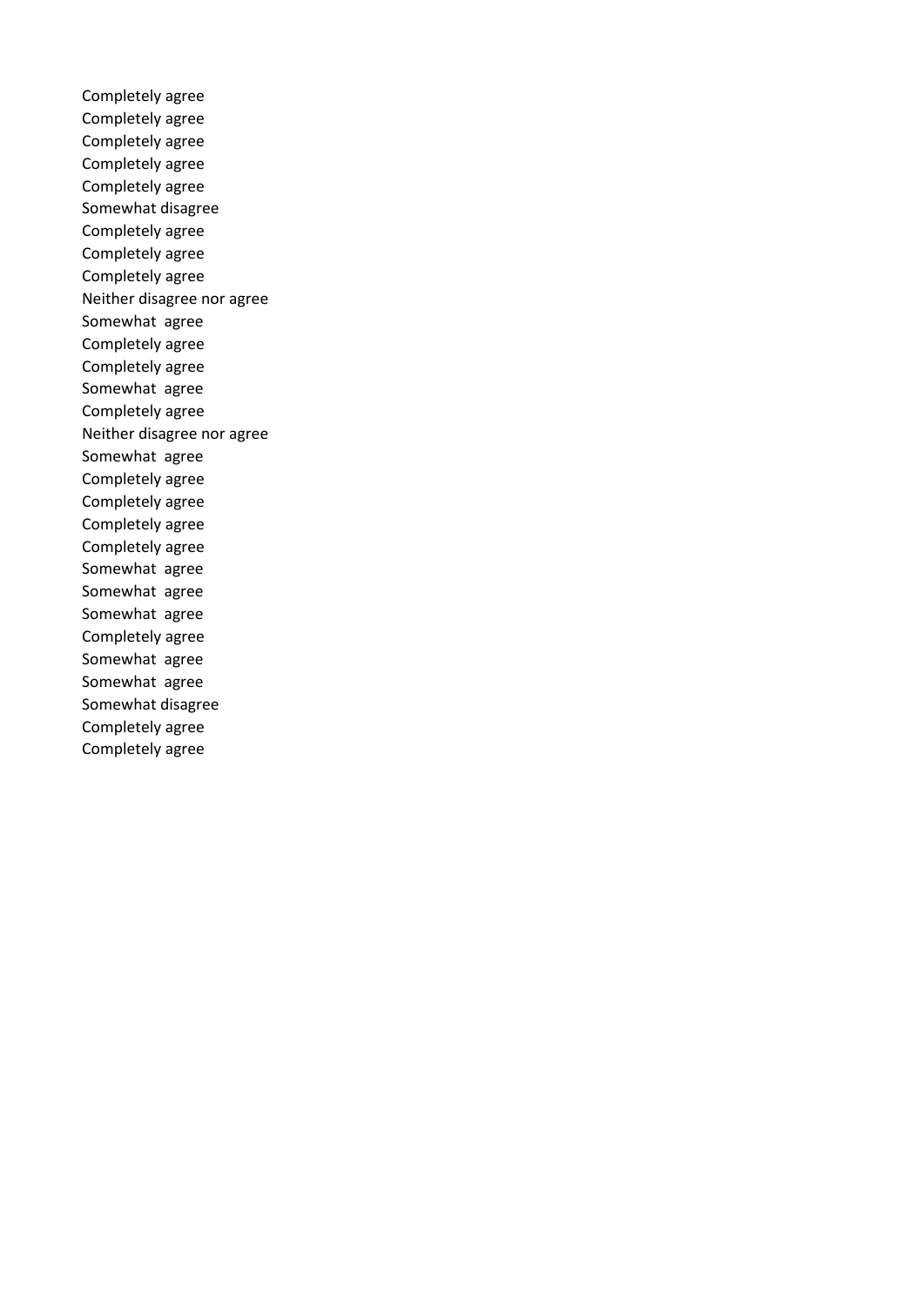Completely agree
Completely agree
Completely agree
Completely agree
Completely agree
Somewhat disagree
Completely agree
Completely agree
Completely agree
Neither disagree nor agree
Somewhat  agree
Completely agree
Completely agree
Somewhat  agree
Completely agree
Neither disagree nor agree
Somewhat  agree
Completely agree
Completely agree
Completely agree
Completely agree
Somewhat  agree
Somewhat  agree
Somewhat  agree
Completely agree
Somewhat  agree
Somewhat  agree
Somewhat disagree
Completely agree
Completely agree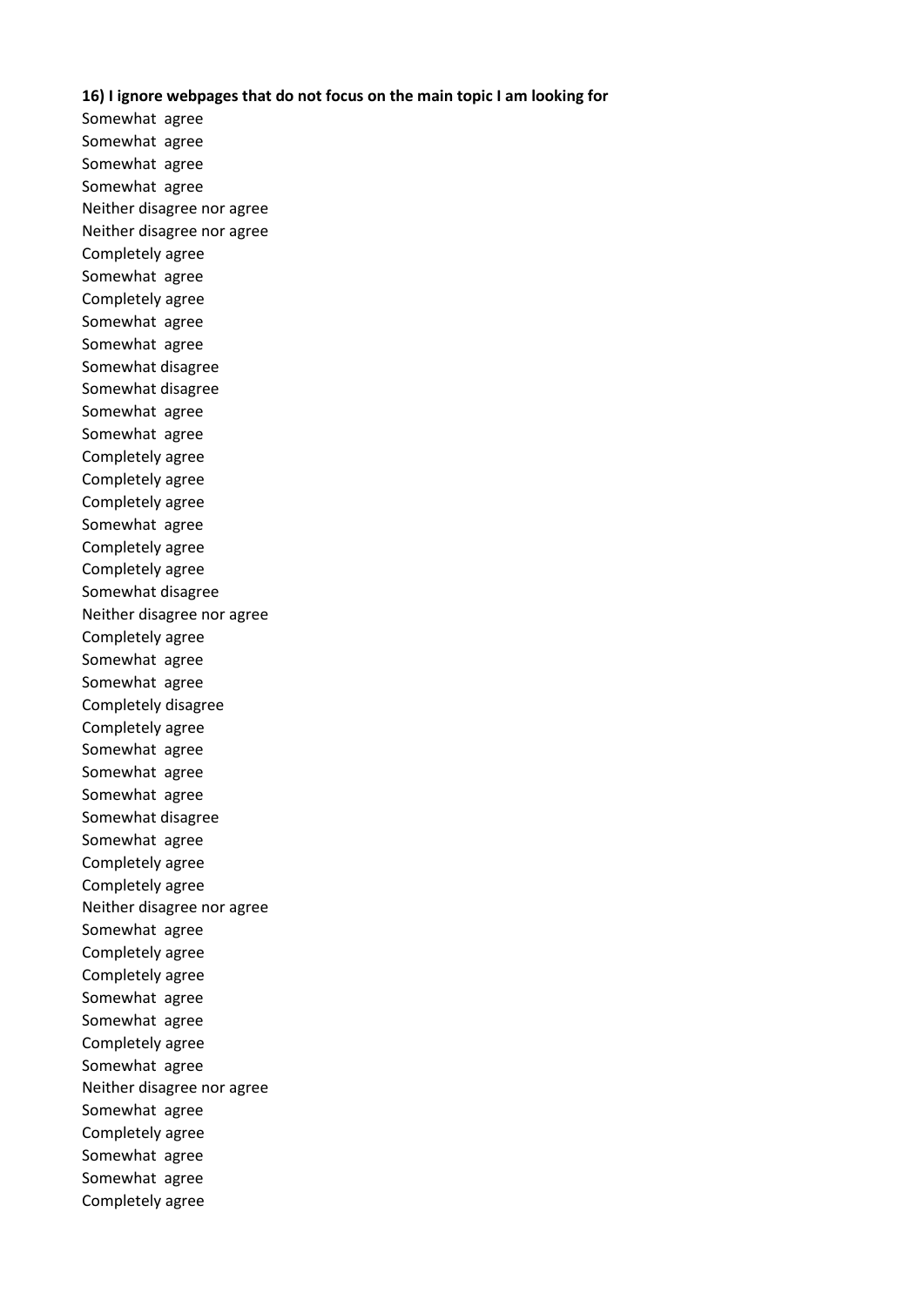**16) I ignore webpages that do not focus on the main topic I am looking for**

Somewhat agree
Somewhat agree
Somewhat agree
Somewhat agree
Neither disagree nor agree
Neither disagree nor agree
Completely agree
Somewhat agree
Completely agree
Somewhat agree
Somewhat agree
Somewhat disagree
Somewhat disagree
Somewhat agree
Somewhat agree
Completely agree
Completely agree
Completely agree
Somewhat agree
Completely agree
Completely agree
Somewhat disagree
Neither disagree nor agree
Completely agree
Somewhat agree
Somewhat agree
Completely disagree
Completely agree
Somewhat agree
Somewhat agree
Somewhat agree
Somewhat disagree
Somewhat agree
Completely agree
Completely agree
Neither disagree nor agree
Somewhat agree
Completely agree
Completely agree
Somewhat agree
Somewhat agree
Completely agree
Somewhat agree
Neither disagree nor agree
Somewhat agree
Completely agree
Somewhat agree
Somewhat agree
Completely agree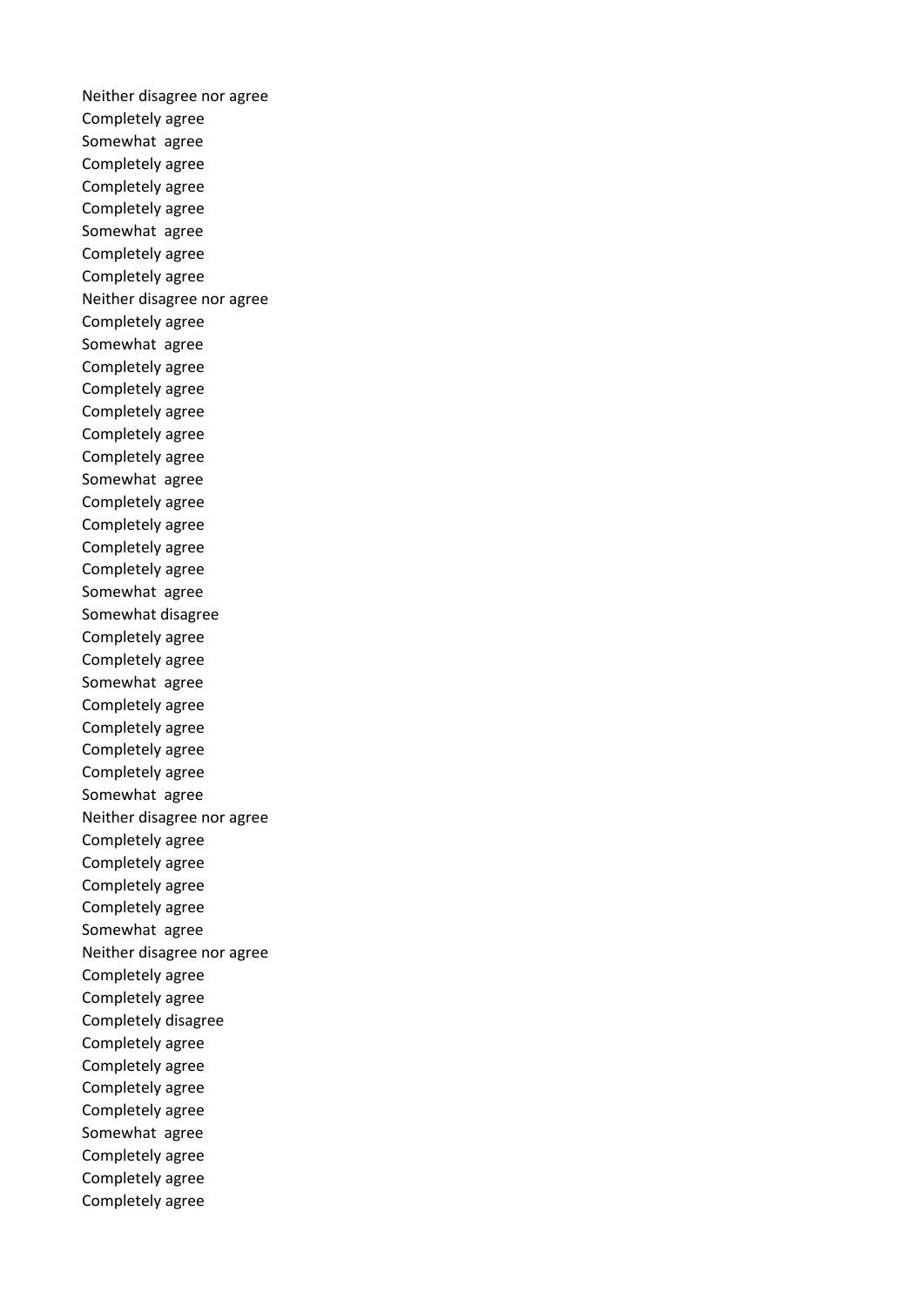Neither disagree nor agree
Completely agree
Somewhat  agree
Completely agree
Completely agree
Completely agree
Somewhat  agree
Completely agree
Completely agree
Neither disagree nor agree
Completely agree
Somewhat  agree
Completely agree
Completely agree
Completely agree
Completely agree
Completely agree
Somewhat  agree
Completely agree
Completely agree
Completely agree
Completely agree
Somewhat  agree
Somewhat disagree
Completely agree
Completely agree
Somewhat  agree
Completely agree
Completely agree
Completely agree
Completely agree
Somewhat  agree
Neither disagree nor agree
Completely agree
Completely agree
Completely agree
Completely agree
Somewhat  agree
Neither disagree nor agree
Completely agree
Completely agree
Completely disagree
Completely agree
Completely agree
Completely agree
Completely agree
Somewhat  agree
Completely agree
Completely agree
Completely agree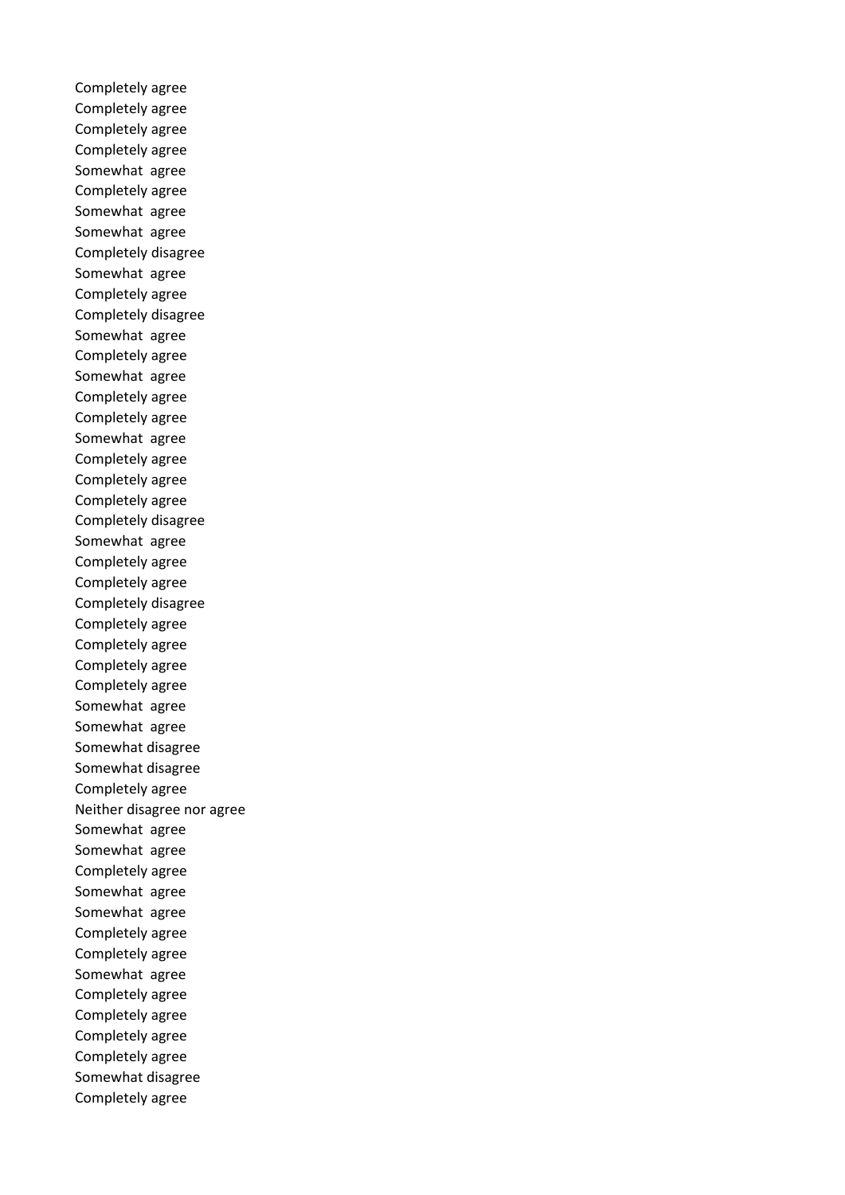Completely agree
Completely agree
Completely agree
Completely agree
Somewhat  agree
Completely agree
Somewhat  agree
Somewhat  agree
Completely disagree
Somewhat  agree
Completely agree
Completely disagree
Somewhat  agree
Completely agree
Somewhat  agree
Completely agree
Completely agree
Somewhat  agree
Completely agree
Completely agree
Completely agree
Completely disagree
Somewhat  agree
Completely agree
Completely agree
Completely disagree
Completely agree
Completely agree
Completely agree
Completely agree
Somewhat  agree
Somewhat  agree
Somewhat disagree
Somewhat disagree
Completely agree
Neither disagree nor agree
Somewhat  agree
Somewhat  agree
Completely agree
Somewhat  agree
Somewhat  agree
Completely agree
Completely agree
Somewhat  agree
Completely agree
Completely agree
Completely agree
Completely agree
Somewhat disagree
Completely agree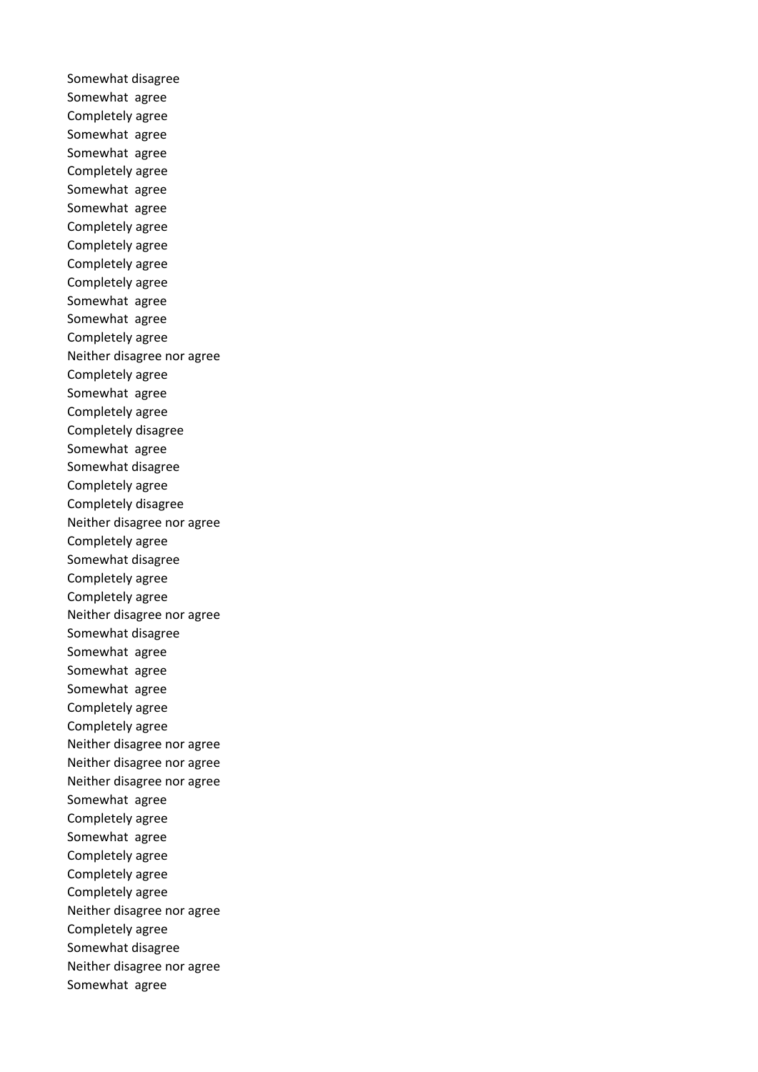Somewhat disagree
Somewhat  agree
Completely agree
Somewhat  agree
Somewhat  agree
Completely agree
Somewhat  agree
Somewhat  agree
Completely agree
Completely agree
Completely agree
Completely agree
Somewhat  agree
Somewhat  agree
Completely agree
Neither disagree nor agree
Completely agree
Somewhat  agree
Completely agree
Completely disagree
Somewhat  agree
Somewhat disagree
Completely agree
Completely disagree
Neither disagree nor agree
Completely agree
Somewhat disagree
Completely agree
Completely agree
Neither disagree nor agree
Somewhat disagree
Somewhat  agree
Somewhat  agree
Somewhat  agree
Completely agree
Completely agree
Neither disagree nor agree
Neither disagree nor agree
Neither disagree nor agree
Somewhat  agree
Completely agree
Somewhat  agree
Completely agree
Completely agree
Completely agree
Neither disagree nor agree
Completely agree
Somewhat disagree
Neither disagree nor agree
Somewhat  agree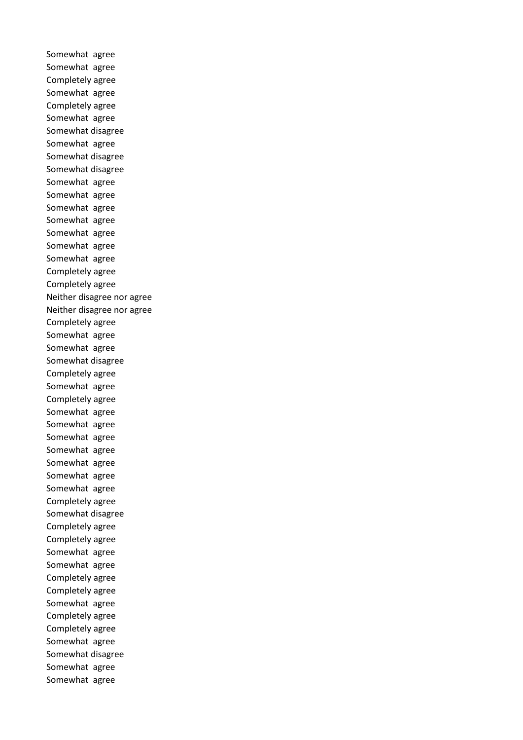Somewhat agree
Somewhat agree
Completely agree
Somewhat agree
Completely agree
Somewhat agree
Somewhat disagree
Somewhat agree
Somewhat disagree
Somewhat disagree
Somewhat agree
Somewhat agree
Somewhat agree
Somewhat agree
Somewhat agree
Somewhat agree
Somewhat agree
Completely agree
Completely agree
Neither disagree nor agree
Neither disagree nor agree
Completely agree
Somewhat agree
Somewhat agree
Somewhat disagree
Completely agree
Somewhat agree
Completely agree
Somewhat agree
Somewhat agree
Somewhat agree
Somewhat agree
Somewhat agree
Somewhat agree
Somewhat agree
Completely agree
Somewhat disagree
Completely agree
Completely agree
Somewhat agree
Somewhat agree
Completely agree
Completely agree
Somewhat agree
Completely agree
Completely agree
Somewhat agree
Somewhat disagree
Somewhat agree
Somewhat agree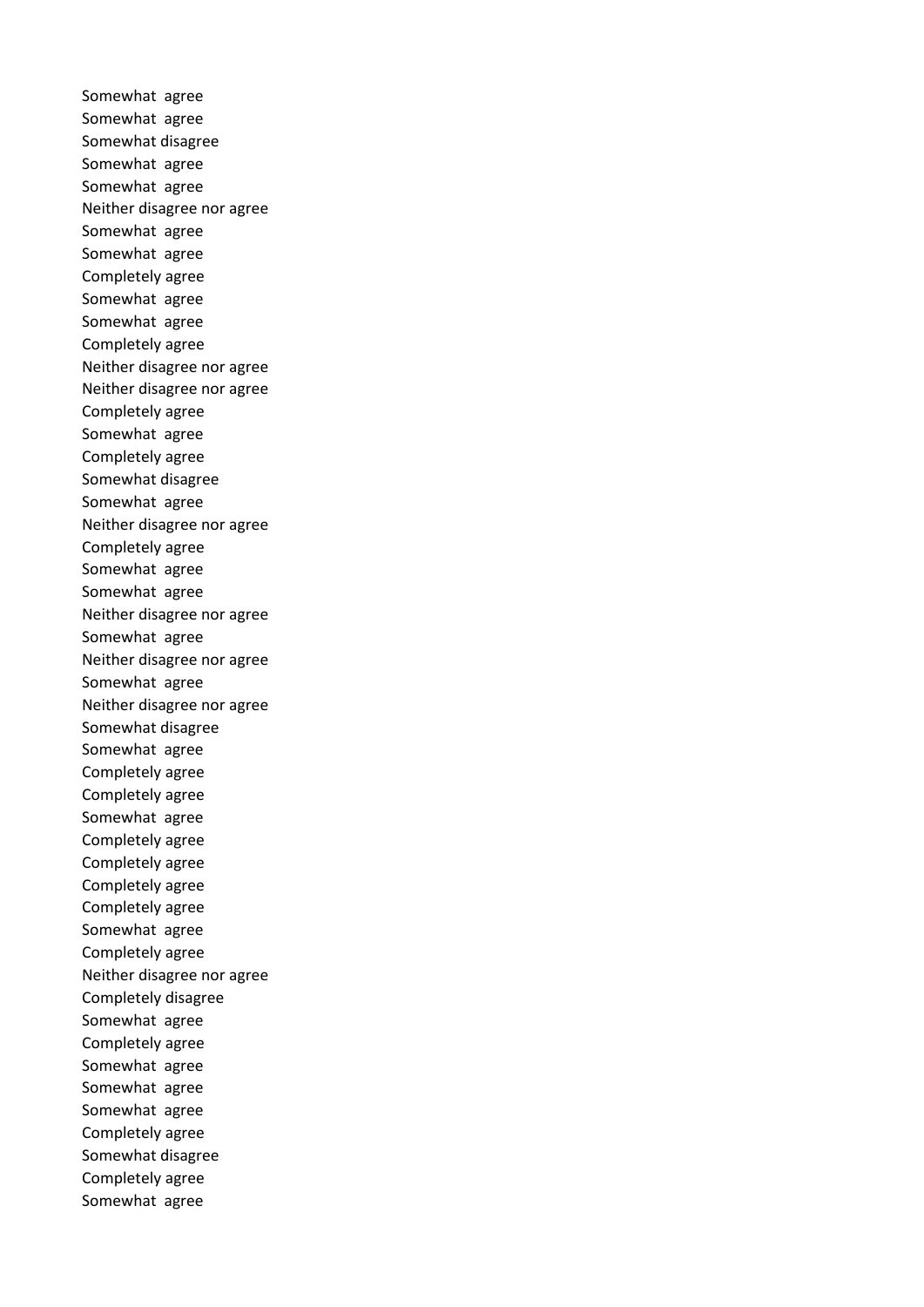Somewhat  agree
Somewhat  agree
Somewhat disagree
Somewhat  agree
Somewhat  agree
Neither disagree nor agree
Somewhat  agree
Somewhat  agree
Completely agree
Somewhat  agree
Somewhat  agree
Completely agree
Neither disagree nor agree
Neither disagree nor agree
Completely agree
Somewhat  agree
Completely agree
Somewhat disagree
Somewhat  agree
Neither disagree nor agree
Completely agree
Somewhat  agree
Somewhat  agree
Neither disagree nor agree
Somewhat  agree
Neither disagree nor agree
Somewhat  agree
Neither disagree nor agree
Somewhat disagree
Somewhat  agree
Completely agree
Completely agree
Somewhat  agree
Completely agree
Completely agree
Completely agree
Completely agree
Somewhat  agree
Completely agree
Neither disagree nor agree
Completely disagree
Somewhat  agree
Completely agree
Somewhat  agree
Somewhat  agree
Somewhat  agree
Completely agree
Somewhat disagree
Completely agree
Somewhat  agree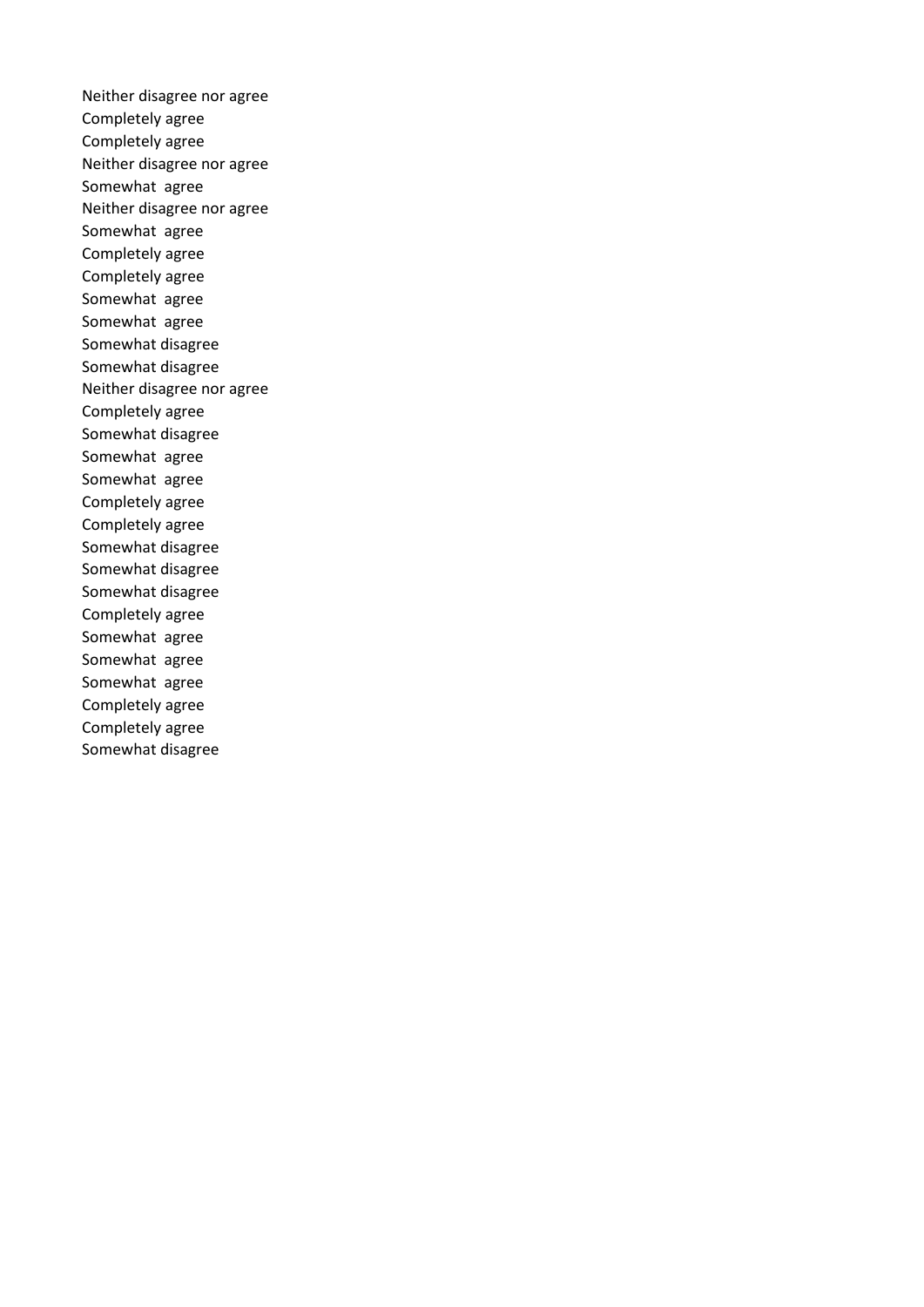Neither disagree nor agree
Completely agree
Completely agree
Neither disagree nor agree
Somewhat  agree
Neither disagree nor agree
Somewhat  agree
Completely agree
Completely agree
Somewhat  agree
Somewhat  agree
Somewhat disagree
Somewhat disagree
Neither disagree nor agree
Completely agree
Somewhat disagree
Somewhat  agree
Somewhat  agree
Completely agree
Completely agree
Somewhat disagree
Somewhat disagree
Somewhat disagree
Completely agree
Somewhat  agree
Somewhat  agree
Somewhat  agree
Completely agree
Completely agree
Somewhat disagree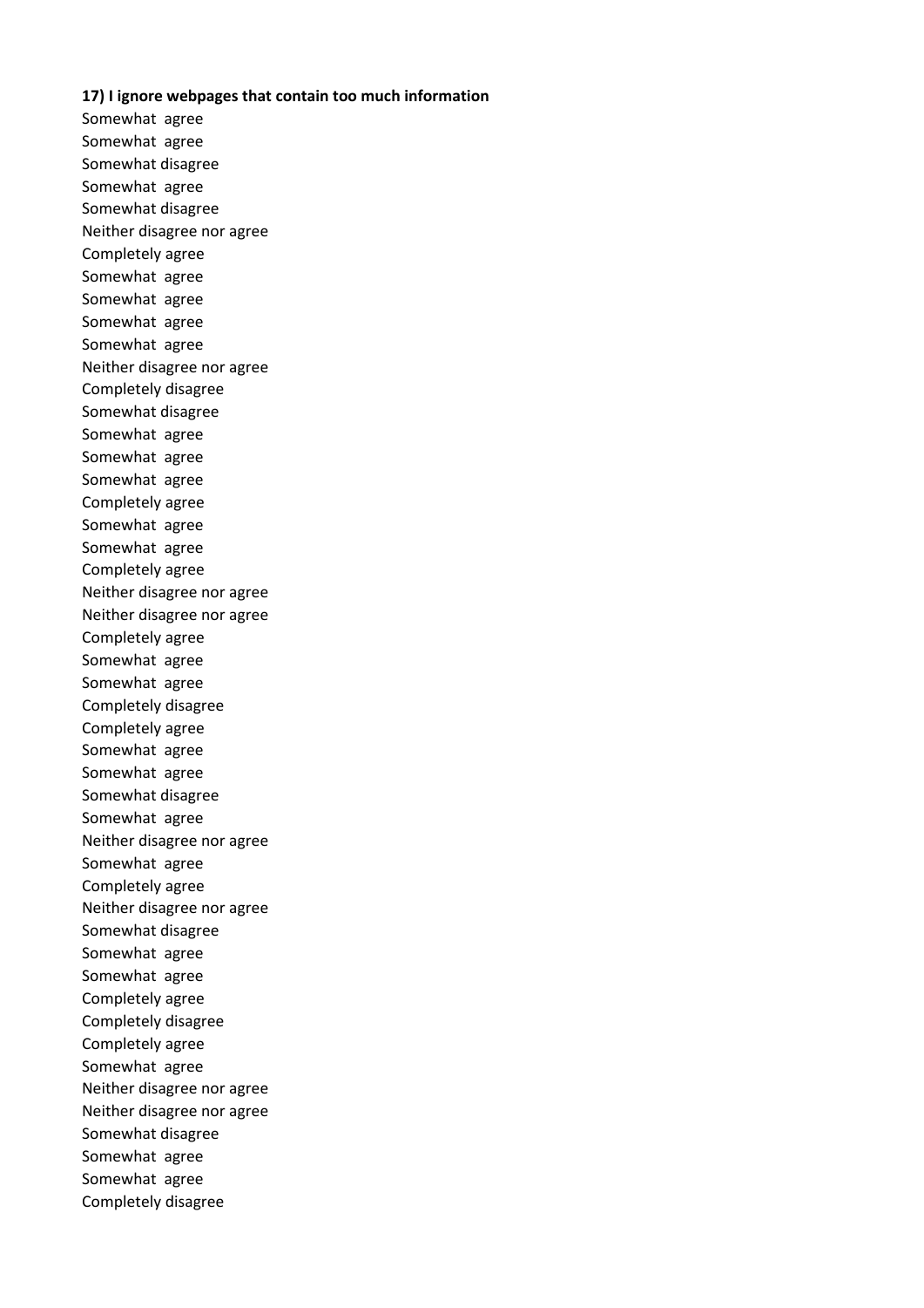**17) I ignore webpages that contain too much information**

Somewhat agree
Somewhat agree
Somewhat disagree
Somewhat agree
Somewhat disagree
Neither disagree nor agree
Completely agree
Somewhat agree
Somewhat agree
Somewhat agree
Somewhat agree
Neither disagree nor agree
Completely disagree
Somewhat disagree
Somewhat agree
Somewhat agree
Somewhat agree
Completely agree
Somewhat agree
Somewhat agree
Completely agree
Neither disagree nor agree
Neither disagree nor agree
Completely agree
Somewhat agree
Somewhat agree
Completely disagree
Completely agree
Somewhat agree
Somewhat agree
Somewhat disagree
Somewhat agree
Neither disagree nor agree
Somewhat agree
Completely agree
Neither disagree nor agree
Somewhat disagree
Somewhat agree
Somewhat agree
Completely agree
Completely disagree
Completely agree
Somewhat agree
Neither disagree nor agree
Neither disagree nor agree
Somewhat disagree
Somewhat agree
Somewhat agree
Completely disagree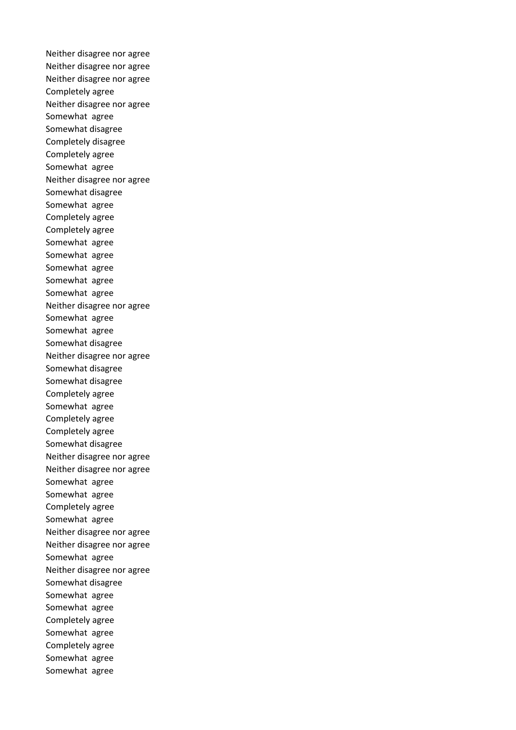Neither disagree nor agree
Neither disagree nor agree
Neither disagree nor agree
Completely agree
Neither disagree nor agree
Somewhat agree
Somewhat disagree
Completely disagree
Completely agree
Somewhat agree
Neither disagree nor agree
Somewhat disagree
Somewhat agree
Completely agree
Completely agree
Somewhat agree
Somewhat agree
Somewhat agree
Somewhat agree
Somewhat agree
Neither disagree nor agree
Somewhat agree
Somewhat agree
Somewhat disagree
Neither disagree nor agree
Somewhat disagree
Somewhat disagree
Completely agree
Somewhat agree
Completely agree
Completely agree
Somewhat disagree
Neither disagree nor agree
Neither disagree nor agree
Somewhat agree
Somewhat agree
Completely agree
Somewhat agree
Neither disagree nor agree
Neither disagree nor agree
Somewhat agree
Neither disagree nor agree
Somewhat disagree
Somewhat agree
Somewhat agree
Completely agree
Somewhat agree
Completely agree
Somewhat agree
Somewhat agree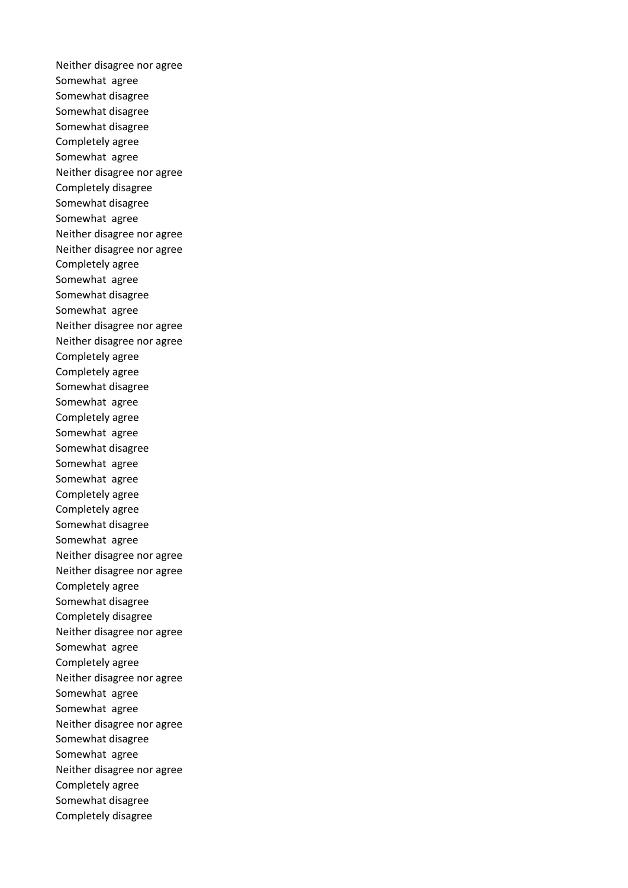Neither disagree nor agree
Somewhat  agree
Somewhat disagree
Somewhat disagree
Somewhat disagree
Completely agree
Somewhat  agree
Neither disagree nor agree
Completely disagree
Somewhat disagree
Somewhat  agree
Neither disagree nor agree
Neither disagree nor agree
Completely agree
Somewhat  agree
Somewhat disagree
Somewhat  agree
Neither disagree nor agree
Neither disagree nor agree
Completely agree
Completely agree
Somewhat disagree
Somewhat  agree
Completely agree
Somewhat  agree
Somewhat disagree
Somewhat  agree
Somewhat  agree
Completely agree
Completely agree
Somewhat disagree
Somewhat  agree
Neither disagree nor agree
Neither disagree nor agree
Completely agree
Somewhat disagree
Completely disagree
Neither disagree nor agree
Somewhat  agree
Completely agree
Neither disagree nor agree
Somewhat  agree
Somewhat  agree
Neither disagree nor agree
Somewhat disagree
Somewhat  agree
Neither disagree nor agree
Completely agree
Somewhat disagree
Completely disagree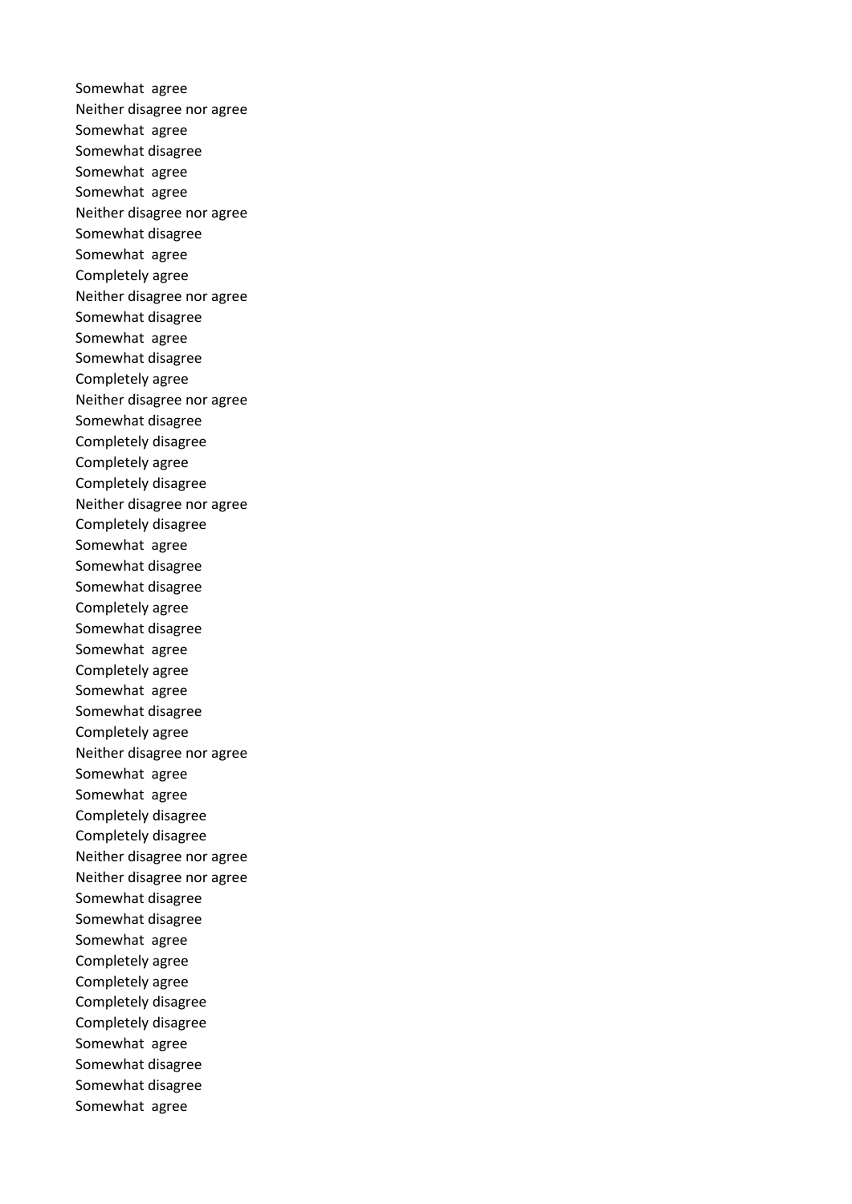Somewhat agree
Neither disagree nor agree
Somewhat agree
Somewhat disagree
Somewhat agree
Somewhat agree
Neither disagree nor agree
Somewhat disagree
Somewhat agree
Completely agree
Neither disagree nor agree
Somewhat disagree
Somewhat agree
Somewhat disagree
Completely agree
Neither disagree nor agree
Somewhat disagree
Completely disagree
Completely agree
Completely disagree
Neither disagree nor agree
Completely disagree
Somewhat agree
Somewhat disagree
Somewhat disagree
Completely agree
Somewhat disagree
Somewhat agree
Completely agree
Somewhat agree
Somewhat disagree
Completely agree
Neither disagree nor agree
Somewhat agree
Somewhat agree
Completely disagree
Completely disagree
Neither disagree nor agree
Neither disagree nor agree
Somewhat disagree
Somewhat disagree
Somewhat agree
Completely agree
Completely agree
Completely disagree
Completely disagree
Somewhat agree
Somewhat disagree
Somewhat disagree
Somewhat agree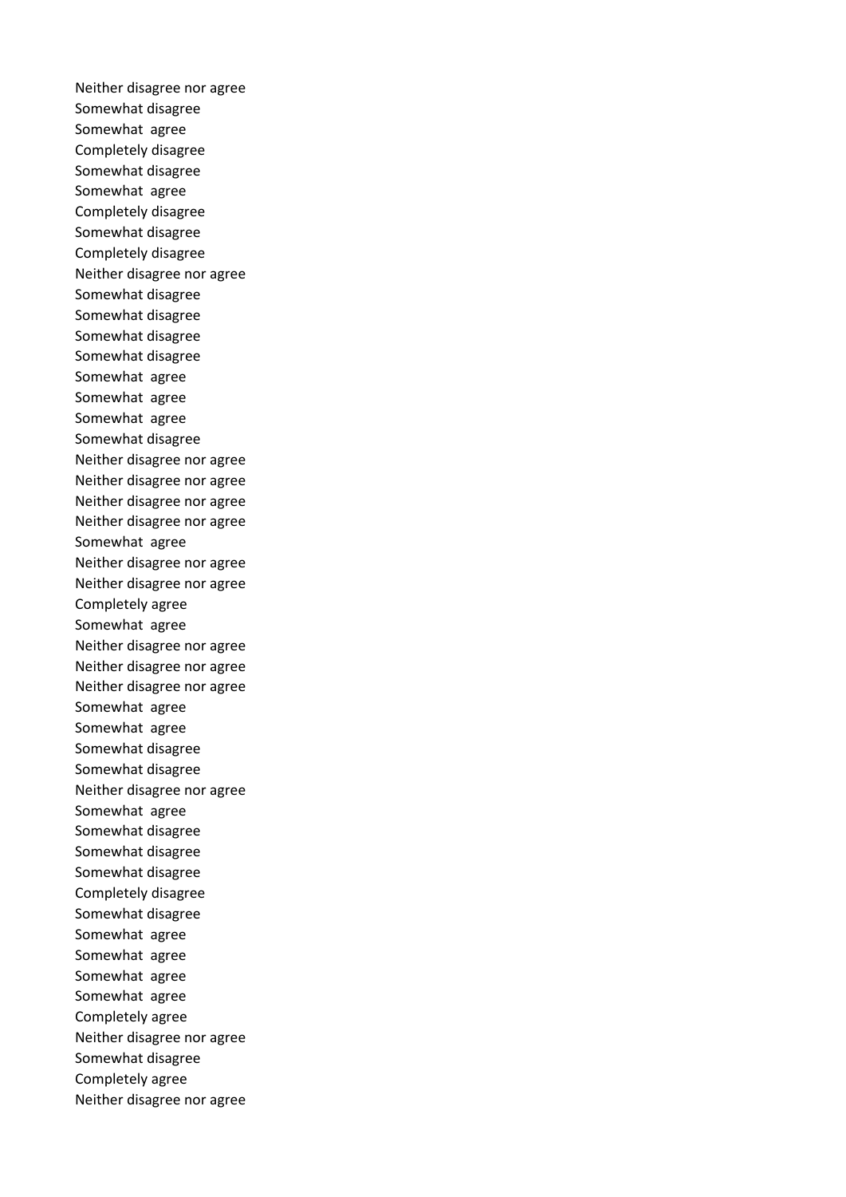Neither disagree nor agree
Somewhat disagree
Somewhat  agree
Completely disagree
Somewhat disagree
Somewhat  agree
Completely disagree
Somewhat disagree
Completely disagree
Neither disagree nor agree
Somewhat disagree
Somewhat disagree
Somewhat disagree
Somewhat disagree
Somewhat  agree
Somewhat  agree
Somewhat  agree
Somewhat disagree
Neither disagree nor agree
Neither disagree nor agree
Neither disagree nor agree
Neither disagree nor agree
Somewhat  agree
Neither disagree nor agree
Neither disagree nor agree
Completely agree
Somewhat  agree
Neither disagree nor agree
Neither disagree nor agree
Neither disagree nor agree
Somewhat  agree
Somewhat  agree
Somewhat disagree
Somewhat disagree
Neither disagree nor agree
Somewhat  agree
Somewhat disagree
Somewhat disagree
Somewhat disagree
Completely disagree
Somewhat disagree
Somewhat  agree
Somewhat  agree
Somewhat  agree
Somewhat  agree
Completely agree
Neither disagree nor agree
Somewhat disagree
Completely agree
Neither disagree nor agree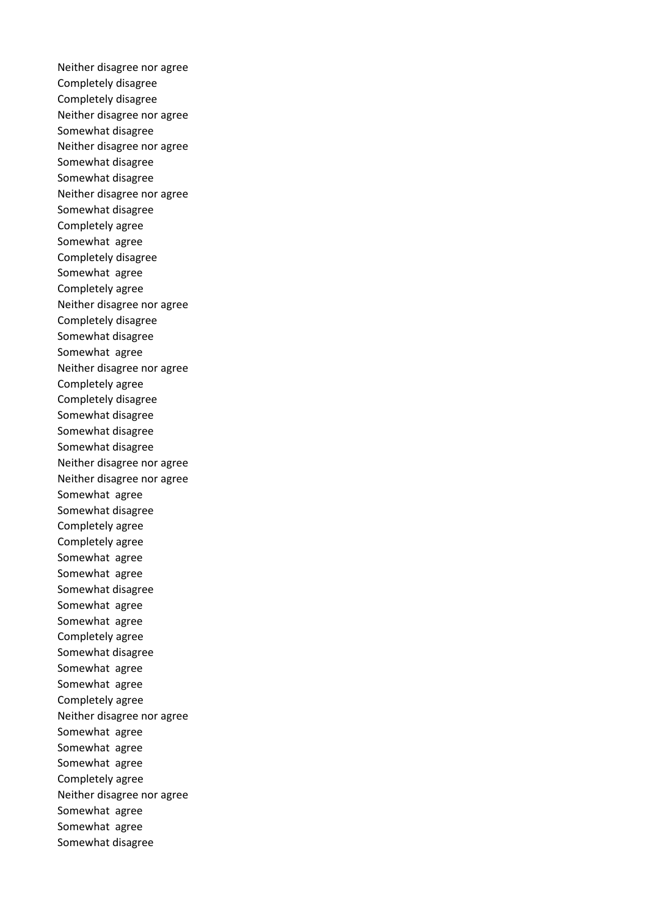Neither disagree nor agree
Completely disagree
Completely disagree
Neither disagree nor agree
Somewhat disagree
Neither disagree nor agree
Somewhat disagree
Somewhat disagree
Neither disagree nor agree
Somewhat disagree
Completely agree
Somewhat  agree
Completely disagree
Somewhat  agree
Completely agree
Neither disagree nor agree
Completely disagree
Somewhat disagree
Somewhat  agree
Neither disagree nor agree
Completely agree
Completely disagree
Somewhat disagree
Somewhat disagree
Somewhat disagree
Neither disagree nor agree
Neither disagree nor agree
Somewhat  agree
Somewhat disagree
Completely agree
Completely agree
Somewhat  agree
Somewhat  agree
Somewhat disagree
Somewhat  agree
Somewhat  agree
Completely agree
Somewhat disagree
Somewhat  agree
Somewhat  agree
Completely agree
Neither disagree nor agree
Somewhat  agree
Somewhat  agree
Somewhat  agree
Completely agree
Neither disagree nor agree
Somewhat  agree
Somewhat  agree
Somewhat disagree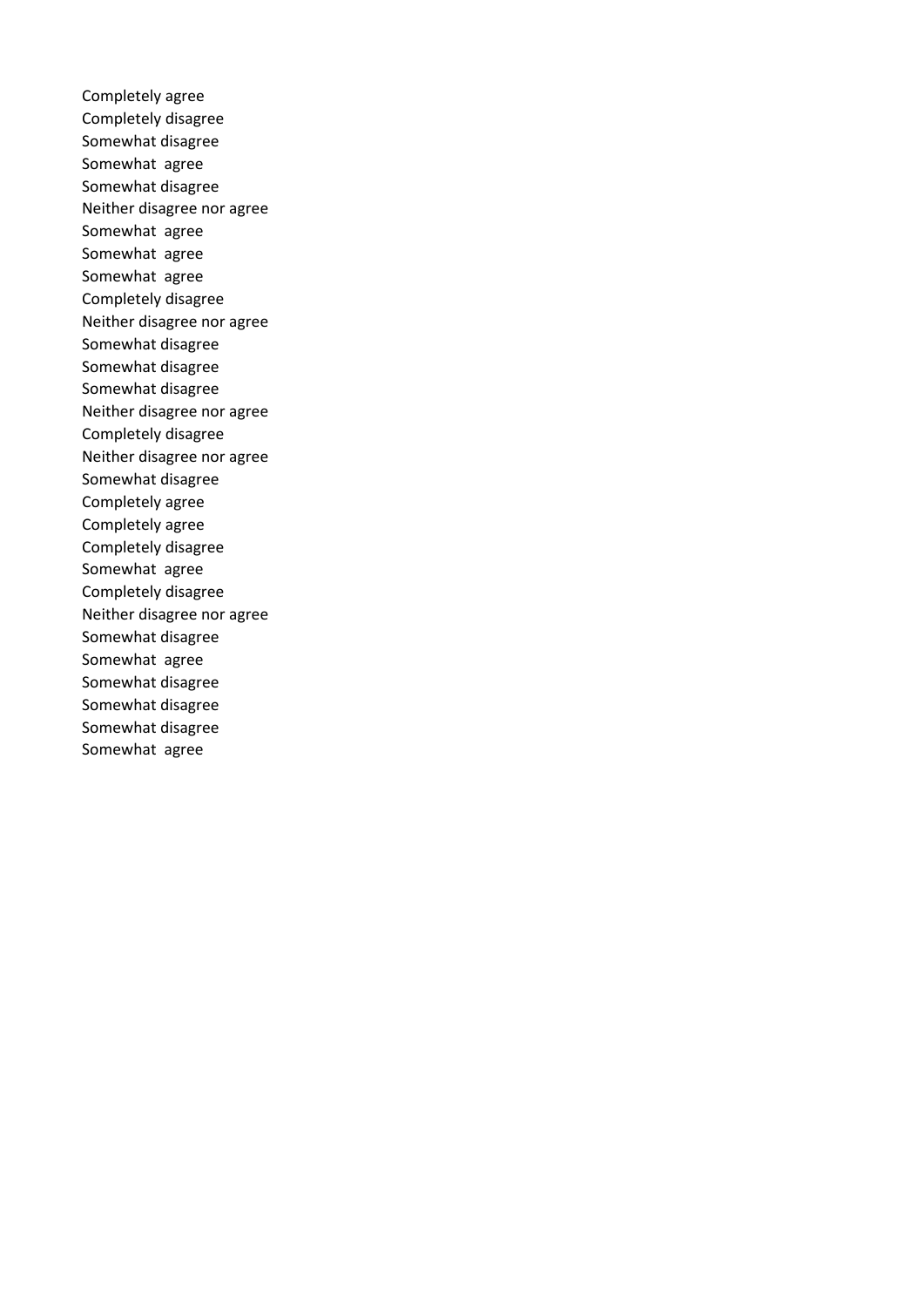Completely agree
Completely disagree
Somewhat disagree
Somewhat  agree
Somewhat disagree
Neither disagree nor agree
Somewhat  agree
Somewhat  agree
Somewhat  agree
Completely disagree
Neither disagree nor agree
Somewhat disagree
Somewhat disagree
Somewhat disagree
Neither disagree nor agree
Completely disagree
Neither disagree nor agree
Somewhat disagree
Completely agree
Completely agree
Completely disagree
Somewhat  agree
Completely disagree
Neither disagree nor agree
Somewhat disagree
Somewhat  agree
Somewhat disagree
Somewhat disagree
Somewhat disagree
Somewhat  agree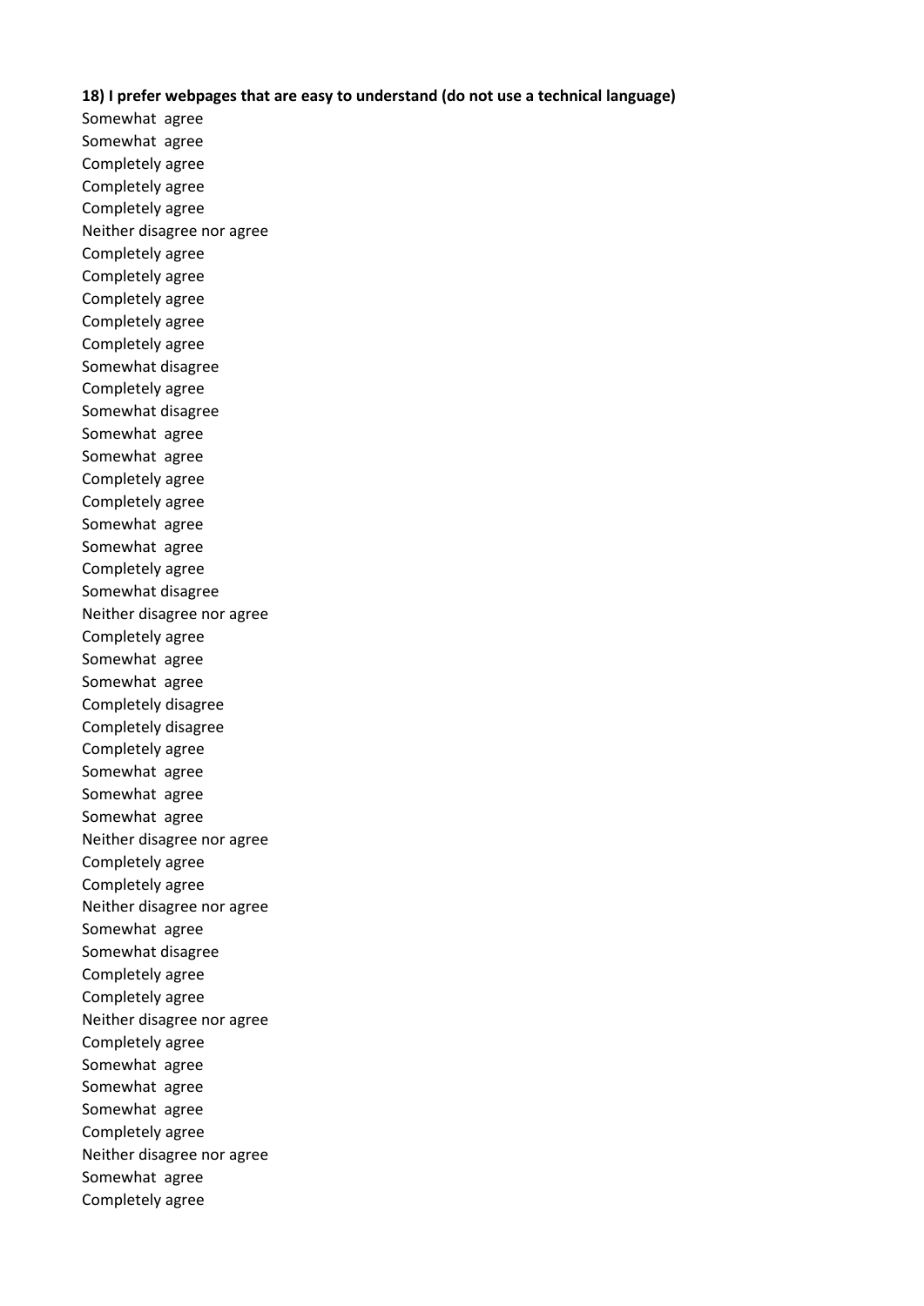**18) I prefer webpages that are easy to understand (do not use a technical language)**

Somewhat agree
Somewhat agree
Completely agree
Completely agree
Completely agree
Neither disagree nor agree
Completely agree
Completely agree
Completely agree
Completely agree
Completely agree
Somewhat disagree
Completely agree
Somewhat disagree
Somewhat agree
Somewhat agree
Completely agree
Completely agree
Somewhat agree
Somewhat agree
Completely agree
Somewhat disagree
Neither disagree nor agree
Completely agree
Somewhat agree
Somewhat agree
Completely disagree
Completely disagree
Completely agree
Somewhat agree
Somewhat agree
Somewhat agree
Neither disagree nor agree
Completely agree
Completely agree
Neither disagree nor agree
Somewhat agree
Somewhat disagree
Completely agree
Completely agree
Neither disagree nor agree
Completely agree
Somewhat agree
Somewhat agree
Somewhat agree
Completely agree
Neither disagree nor agree
Somewhat agree
Completely agree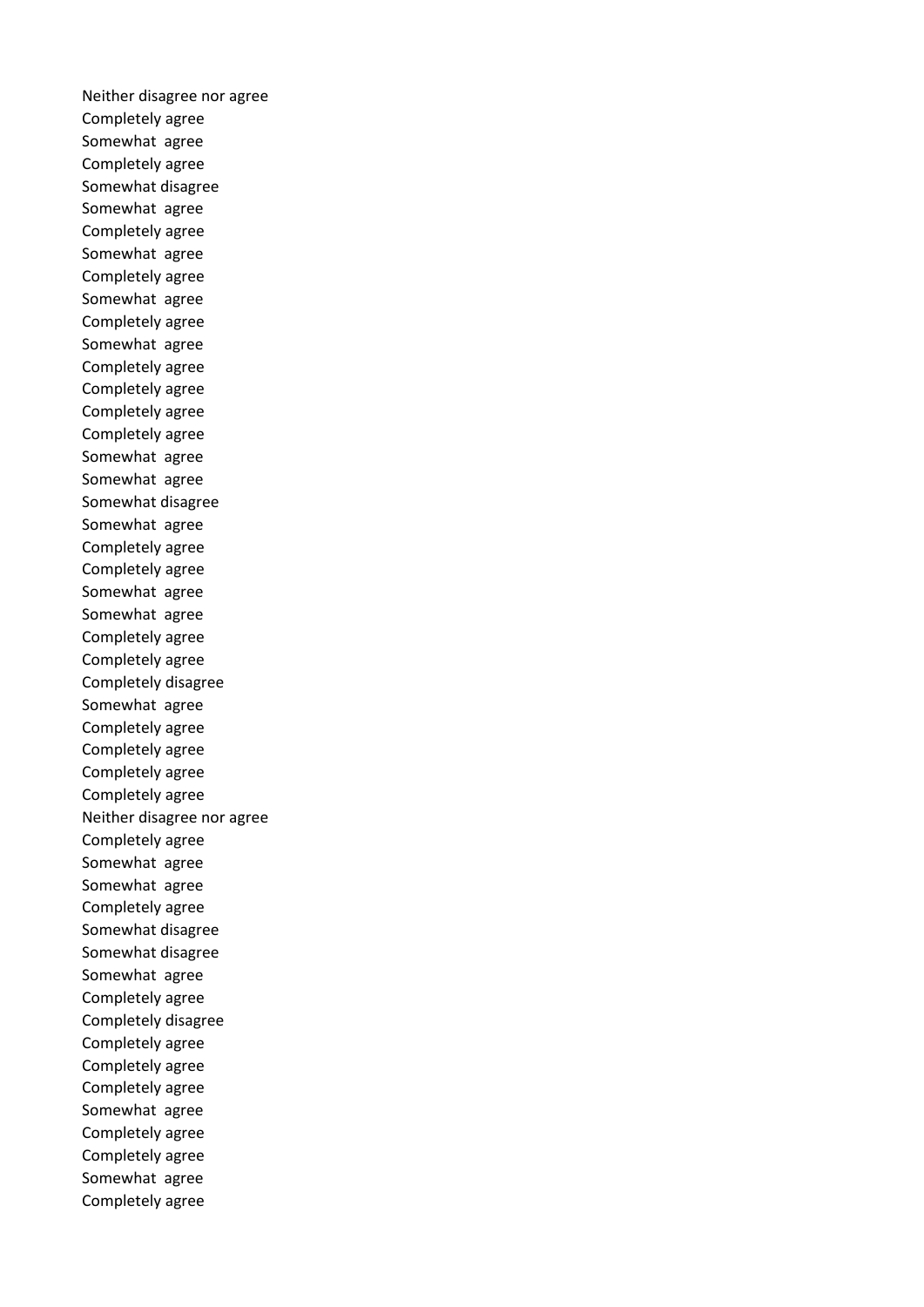Neither disagree nor agree
Completely agree
Somewhat  agree
Completely agree
Somewhat disagree
Somewhat  agree
Completely agree
Somewhat  agree
Completely agree
Somewhat  agree
Completely agree
Somewhat  agree
Completely agree
Completely agree
Completely agree
Completely agree
Somewhat  agree
Somewhat  agree
Somewhat disagree
Somewhat  agree
Completely agree
Completely agree
Somewhat  agree
Somewhat  agree
Completely agree
Completely agree
Completely disagree
Somewhat  agree
Completely agree
Completely agree
Completely agree
Completely agree
Neither disagree nor agree
Completely agree
Somewhat  agree
Somewhat  agree
Completely agree
Somewhat disagree
Somewhat disagree
Somewhat  agree
Completely agree
Completely disagree
Completely agree
Completely agree
Completely agree
Somewhat  agree
Completely agree
Completely agree
Somewhat  agree
Completely agree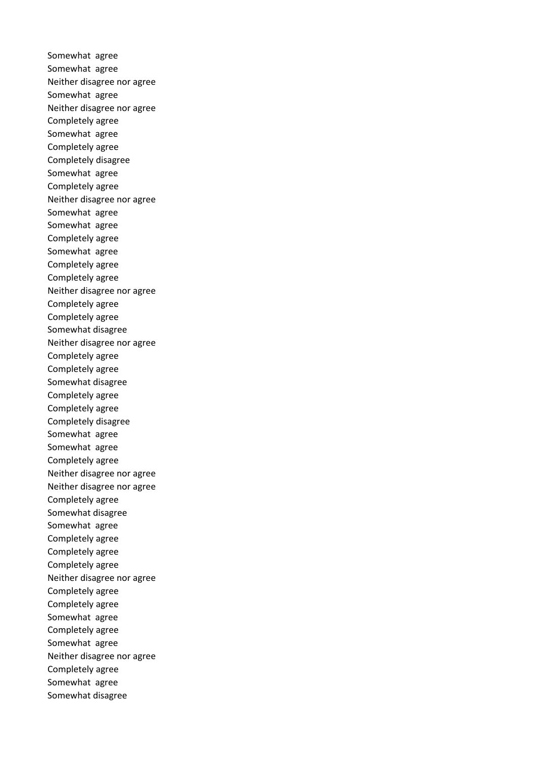Somewhat agree
Somewhat agree
Neither disagree nor agree
Somewhat agree
Neither disagree nor agree
Completely agree
Somewhat agree
Completely agree
Completely disagree
Somewhat agree
Completely agree
Neither disagree nor agree
Somewhat agree
Somewhat agree
Completely agree
Somewhat agree
Completely agree
Completely agree
Neither disagree nor agree
Completely agree
Completely agree
Somewhat disagree
Neither disagree nor agree
Completely agree
Completely agree
Somewhat disagree
Completely agree
Completely agree
Completely disagree
Somewhat agree
Somewhat agree
Completely agree
Neither disagree nor agree
Neither disagree nor agree
Completely agree
Somewhat disagree
Somewhat agree
Completely agree
Completely agree
Completely agree
Neither disagree nor agree
Completely agree
Completely agree
Somewhat agree
Completely agree
Somewhat agree
Neither disagree nor agree
Completely agree
Somewhat agree
Somewhat disagree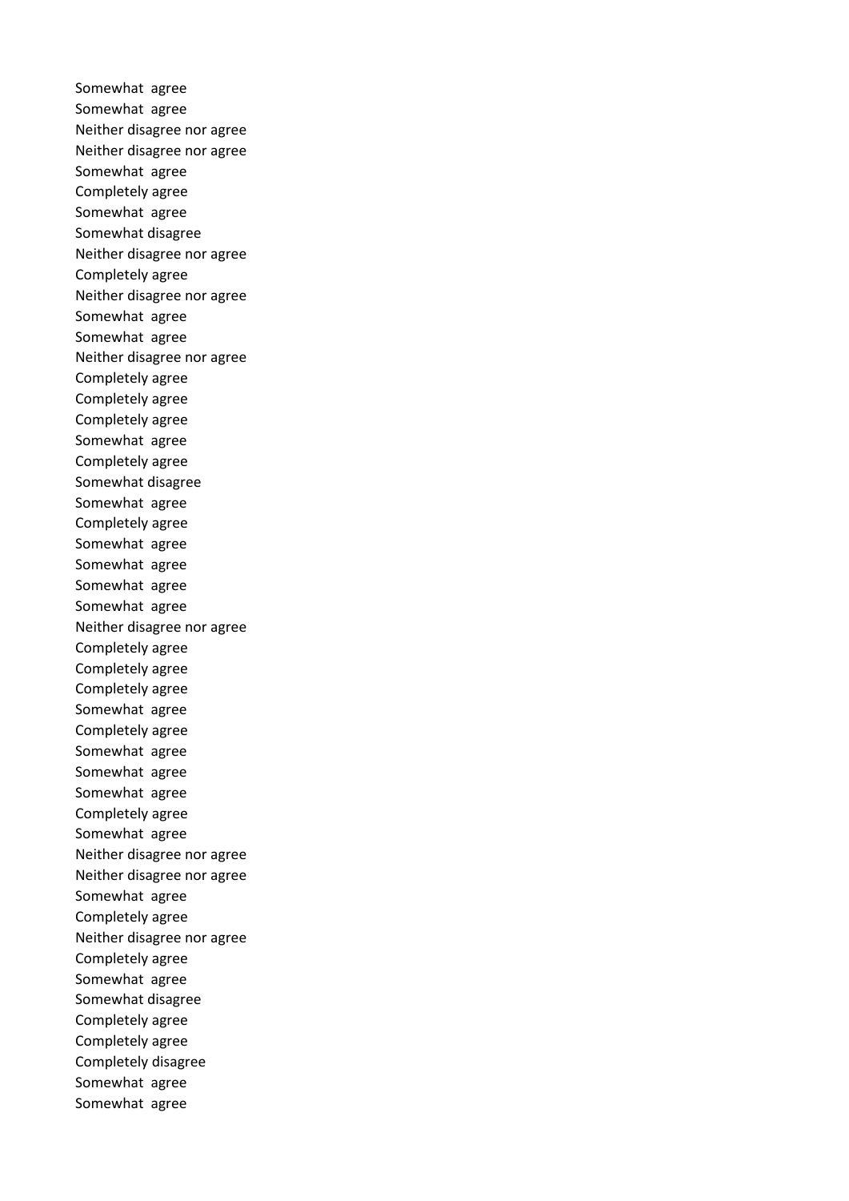Somewhat agree
Somewhat agree
Neither disagree nor agree
Neither disagree nor agree
Somewhat agree
Completely agree
Somewhat agree
Somewhat disagree
Neither disagree nor agree
Completely agree
Neither disagree nor agree
Somewhat agree
Somewhat agree
Neither disagree nor agree
Completely agree
Completely agree
Completely agree
Somewhat agree
Completely agree
Somewhat disagree
Somewhat agree
Completely agree
Somewhat agree
Somewhat agree
Somewhat agree
Somewhat agree
Neither disagree nor agree
Completely agree
Completely agree
Completely agree
Somewhat agree
Completely agree
Somewhat agree
Somewhat agree
Somewhat agree
Completely agree
Somewhat agree
Neither disagree nor agree
Neither disagree nor agree
Somewhat agree
Completely agree
Neither disagree nor agree
Completely agree
Somewhat agree
Somewhat disagree
Completely agree
Completely agree
Completely disagree
Somewhat agree
Somewhat agree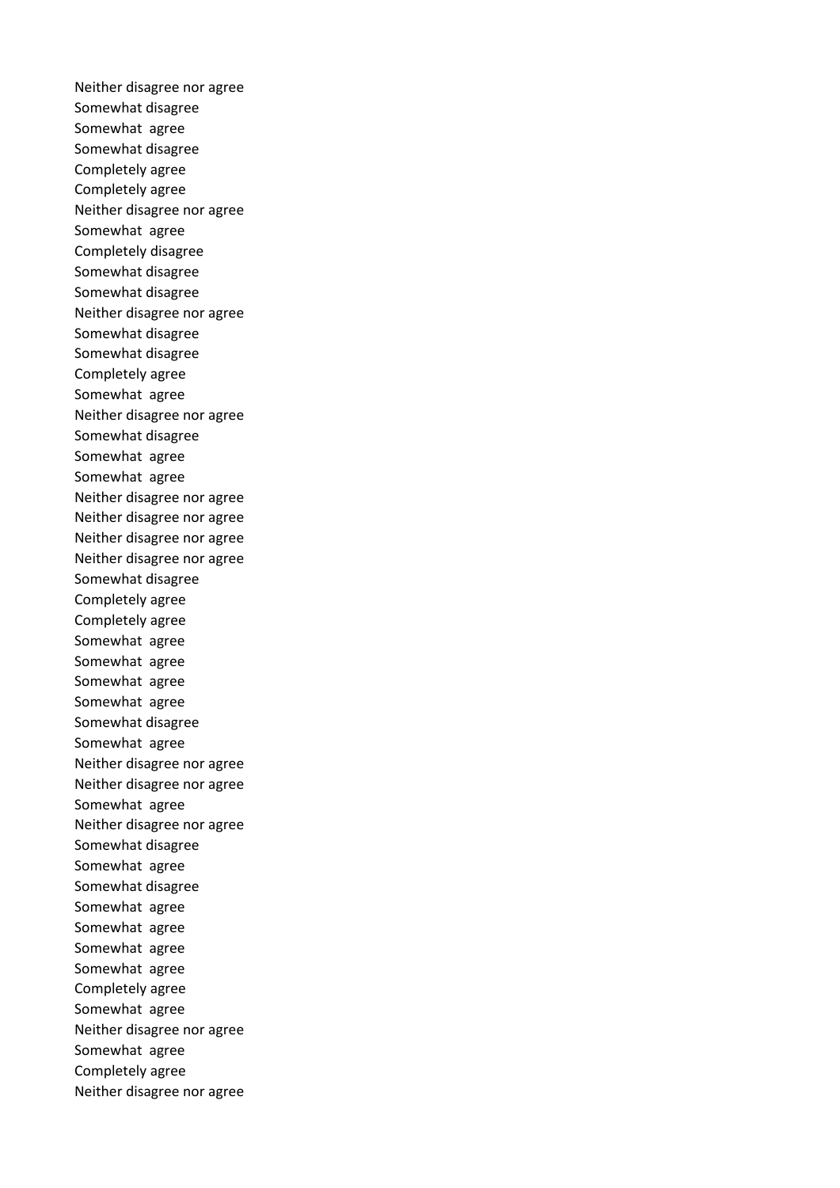Neither disagree nor agree
Somewhat disagree
Somewhat  agree
Somewhat disagree
Completely agree
Completely agree
Neither disagree nor agree
Somewhat  agree
Completely disagree
Somewhat disagree
Somewhat disagree
Neither disagree nor agree
Somewhat disagree
Somewhat disagree
Completely agree
Somewhat  agree
Neither disagree nor agree
Somewhat disagree
Somewhat  agree
Somewhat  agree
Neither disagree nor agree
Neither disagree nor agree
Neither disagree nor agree
Neither disagree nor agree
Somewhat disagree
Completely agree
Completely agree
Somewhat  agree
Somewhat  agree
Somewhat  agree
Somewhat  agree
Somewhat disagree
Somewhat  agree
Neither disagree nor agree
Neither disagree nor agree
Somewhat  agree
Neither disagree nor agree
Somewhat disagree
Somewhat  agree
Somewhat disagree
Somewhat  agree
Somewhat  agree
Somewhat  agree
Somewhat  agree
Completely agree
Somewhat  agree
Neither disagree nor agree
Somewhat  agree
Completely agree
Neither disagree nor agree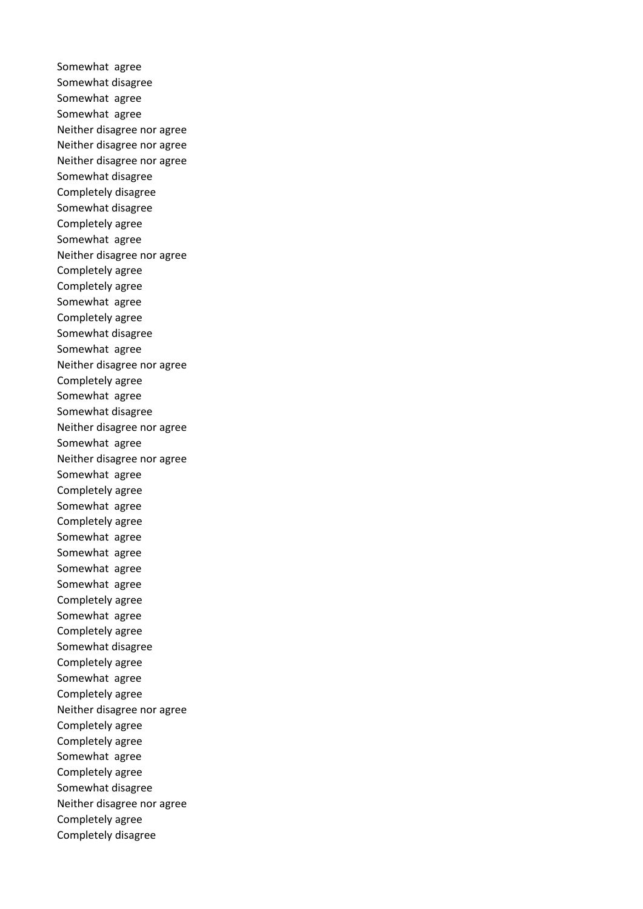Somewhat agree
Somewhat disagree
Somewhat agree
Somewhat agree
Neither disagree nor agree
Neither disagree nor agree
Neither disagree nor agree
Somewhat disagree
Completely disagree
Somewhat disagree
Completely agree
Somewhat agree
Neither disagree nor agree
Completely agree
Completely agree
Somewhat agree
Completely agree
Somewhat disagree
Somewhat agree
Neither disagree nor agree
Completely agree
Somewhat agree
Somewhat disagree
Neither disagree nor agree
Somewhat agree
Neither disagree nor agree
Somewhat agree
Completely agree
Somewhat agree
Completely agree
Somewhat agree
Somewhat agree
Somewhat agree
Somewhat agree
Completely agree
Somewhat agree
Completely agree
Somewhat disagree
Completely agree
Somewhat agree
Completely agree
Neither disagree nor agree
Completely agree
Completely agree
Somewhat agree
Completely agree
Somewhat disagree
Neither disagree nor agree
Completely agree
Completely disagree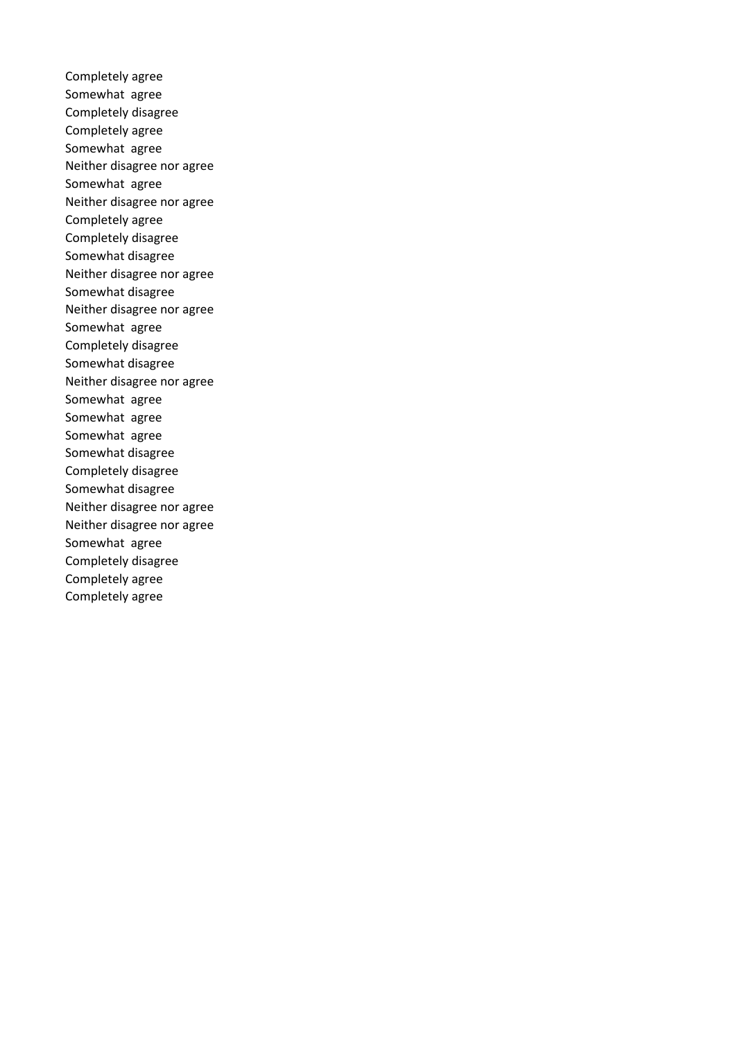Completely agree
Somewhat agree
Completely disagree
Completely agree
Somewhat agree
Neither disagree nor agree
Somewhat agree
Neither disagree nor agree
Completely agree
Completely disagree
Somewhat disagree
Neither disagree nor agree
Somewhat disagree
Neither disagree nor agree
Somewhat agree
Completely disagree
Somewhat disagree
Neither disagree nor agree
Somewhat agree
Somewhat agree
Somewhat agree
Somewhat disagree
Completely disagree
Somewhat disagree
Neither disagree nor agree
Neither disagree nor agree
Somewhat agree
Completely disagree
Completely agree
Completely agree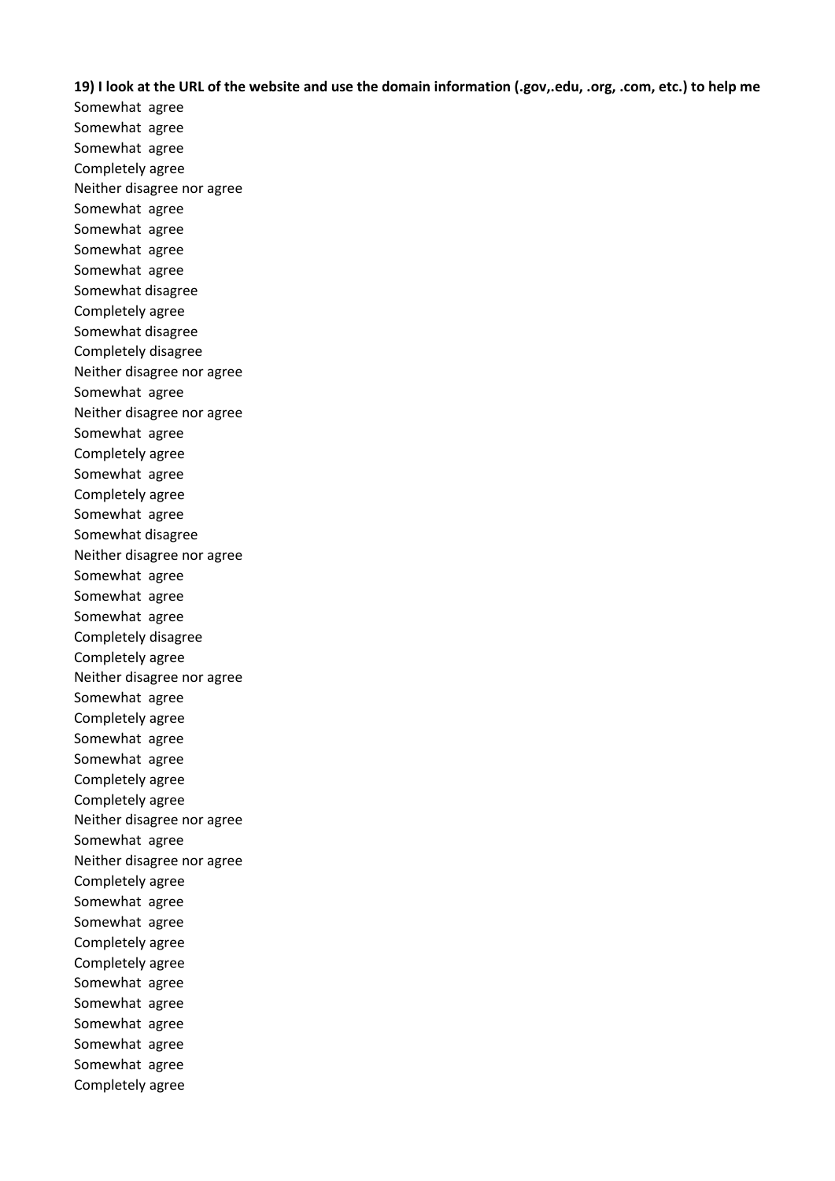**19) I look at the URL of the website and use the domain information (.gov,.edu, .org, .com, etc.) to help me**

Somewhat agree
Somewhat agree
Somewhat agree
Completely agree
Neither disagree nor agree
Somewhat agree
Somewhat agree
Somewhat agree
Somewhat agree
Somewhat disagree
Completely agree
Somewhat disagree
Completely disagree
Neither disagree nor agree
Somewhat agree
Neither disagree nor agree
Somewhat agree
Completely agree
Somewhat agree
Completely agree
Somewhat agree
Somewhat disagree
Neither disagree nor agree
Somewhat agree
Somewhat agree
Somewhat agree
Completely disagree
Completely agree
Neither disagree nor agree
Somewhat agree
Completely agree
Somewhat agree
Somewhat agree
Completely agree
Completely agree
Neither disagree nor agree
Somewhat agree
Neither disagree nor agree
Completely agree
Somewhat agree
Somewhat agree
Completely agree
Completely agree
Somewhat agree
Somewhat agree
Somewhat agree
Somewhat agree
Somewhat agree
Completely agree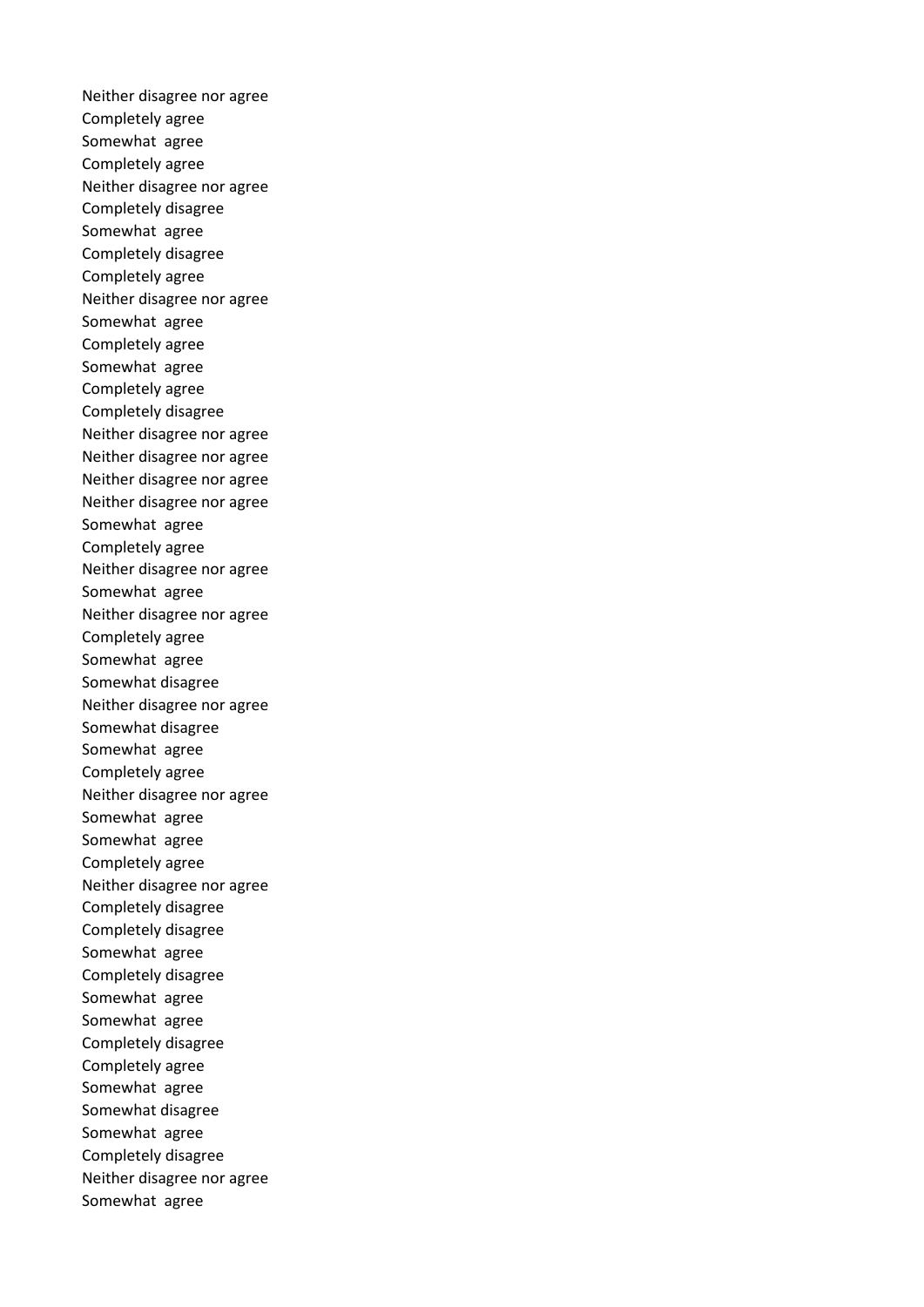Neither disagree nor agree
Completely agree
Somewhat  agree
Completely agree
Neither disagree nor agree
Completely disagree
Somewhat  agree
Completely disagree
Completely agree
Neither disagree nor agree
Somewhat  agree
Completely agree
Somewhat  agree
Completely agree
Completely disagree
Neither disagree nor agree
Neither disagree nor agree
Neither disagree nor agree
Neither disagree nor agree
Somewhat  agree
Completely agree
Neither disagree nor agree
Somewhat  agree
Neither disagree nor agree
Completely agree
Somewhat  agree
Somewhat disagree
Neither disagree nor agree
Somewhat disagree
Somewhat  agree
Completely agree
Neither disagree nor agree
Somewhat  agree
Somewhat  agree
Completely agree
Neither disagree nor agree
Completely disagree
Completely disagree
Somewhat  agree
Completely disagree
Somewhat  agree
Somewhat  agree
Completely disagree
Completely agree
Somewhat  agree
Somewhat disagree
Somewhat  agree
Completely disagree
Neither disagree nor agree
Somewhat  agree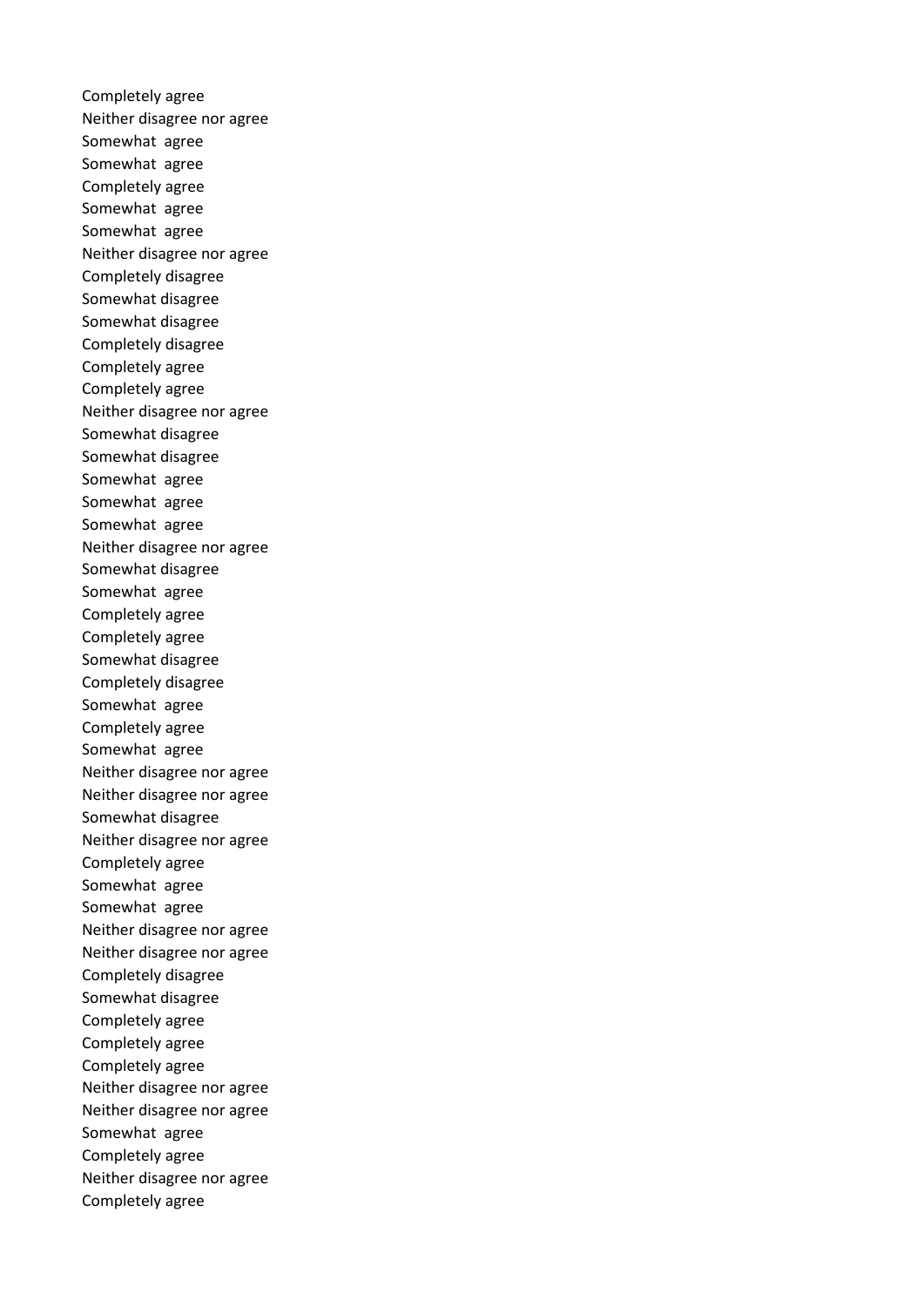Completely agree
Neither disagree nor agree
Somewhat  agree
Somewhat  agree
Completely agree
Somewhat  agree
Somewhat  agree
Neither disagree nor agree
Completely disagree
Somewhat disagree
Somewhat disagree
Completely disagree
Completely agree
Completely agree
Neither disagree nor agree
Somewhat disagree
Somewhat disagree
Somewhat  agree
Somewhat  agree
Somewhat  agree
Neither disagree nor agree
Somewhat disagree
Somewhat  agree
Completely agree
Completely agree
Somewhat disagree
Completely disagree
Somewhat  agree
Completely agree
Somewhat  agree
Neither disagree nor agree
Neither disagree nor agree
Somewhat disagree
Neither disagree nor agree
Completely agree
Somewhat  agree
Somewhat  agree
Neither disagree nor agree
Neither disagree nor agree
Completely disagree
Somewhat disagree
Completely agree
Completely agree
Completely agree
Neither disagree nor agree
Neither disagree nor agree
Somewhat  agree
Completely agree
Neither disagree nor agree
Completely agree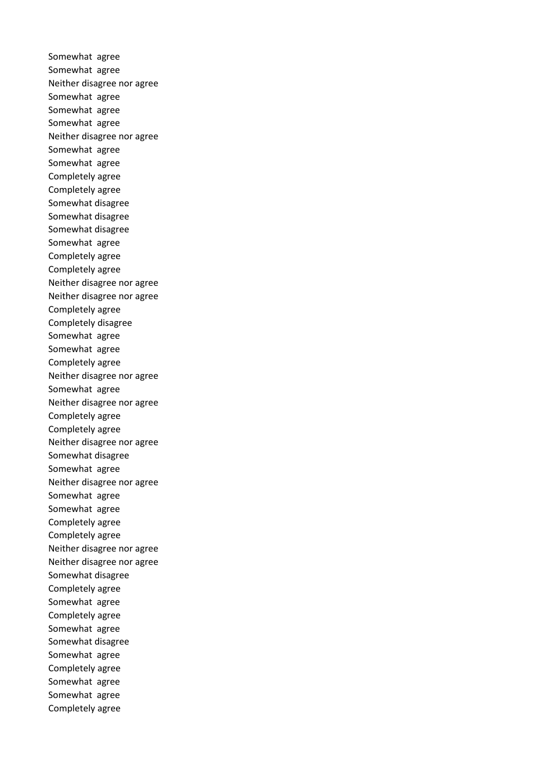Somewhat agree
Somewhat agree
Neither disagree nor agree
Somewhat agree
Somewhat agree
Somewhat agree
Neither disagree nor agree
Somewhat agree
Somewhat agree
Completely agree
Completely agree
Somewhat disagree
Somewhat disagree
Somewhat disagree
Somewhat agree
Completely agree
Completely agree
Neither disagree nor agree
Neither disagree nor agree
Completely agree
Completely disagree
Somewhat agree
Somewhat agree
Completely agree
Neither disagree nor agree
Somewhat agree
Neither disagree nor agree
Completely agree
Completely agree
Neither disagree nor agree
Somewhat disagree
Somewhat agree
Neither disagree nor agree
Somewhat agree
Somewhat agree
Completely agree
Completely agree
Neither disagree nor agree
Neither disagree nor agree
Somewhat disagree
Completely agree
Somewhat agree
Completely agree
Somewhat agree
Somewhat disagree
Somewhat agree
Completely agree
Somewhat agree
Somewhat agree
Completely agree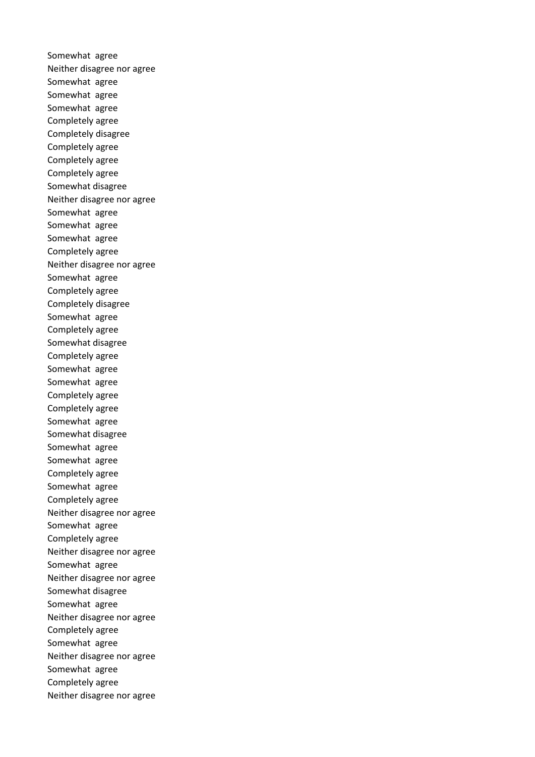Somewhat agree
Neither disagree nor agree
Somewhat agree
Somewhat agree
Somewhat agree
Completely agree
Completely disagree
Completely agree
Completely agree
Completely agree
Somewhat disagree
Neither disagree nor agree
Somewhat agree
Somewhat agree
Somewhat agree
Completely agree
Neither disagree nor agree
Somewhat agree
Completely agree
Completely disagree
Somewhat agree
Completely agree
Somewhat disagree
Completely agree
Somewhat agree
Somewhat agree
Completely agree
Completely agree
Somewhat agree
Somewhat disagree
Somewhat agree
Somewhat agree
Completely agree
Somewhat agree
Completely agree
Neither disagree nor agree
Somewhat agree
Completely agree
Neither disagree nor agree
Somewhat agree
Neither disagree nor agree
Somewhat disagree
Somewhat agree
Neither disagree nor agree
Completely agree
Somewhat agree
Neither disagree nor agree
Somewhat agree
Completely agree
Neither disagree nor agree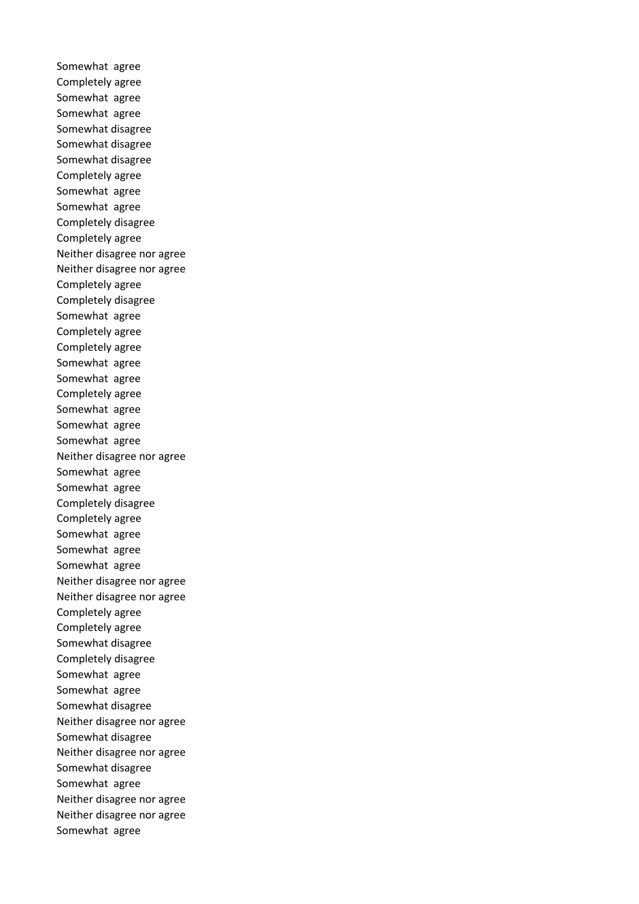Somewhat agree
Completely agree
Somewhat agree
Somewhat agree
Somewhat disagree
Somewhat disagree
Somewhat disagree
Completely agree
Somewhat agree
Somewhat agree
Completely disagree
Completely agree
Neither disagree nor agree
Neither disagree nor agree
Completely agree
Completely disagree
Somewhat agree
Completely agree
Completely agree
Somewhat agree
Somewhat agree
Completely agree
Somewhat agree
Somewhat agree
Somewhat agree
Neither disagree nor agree
Somewhat agree
Somewhat agree
Completely disagree
Completely agree
Somewhat agree
Somewhat agree
Somewhat agree
Neither disagree nor agree
Neither disagree nor agree
Completely agree
Completely agree
Somewhat disagree
Completely disagree
Somewhat agree
Somewhat agree
Somewhat disagree
Neither disagree nor agree
Somewhat disagree
Neither disagree nor agree
Somewhat disagree
Somewhat agree
Neither disagree nor agree
Neither disagree nor agree
Somewhat agree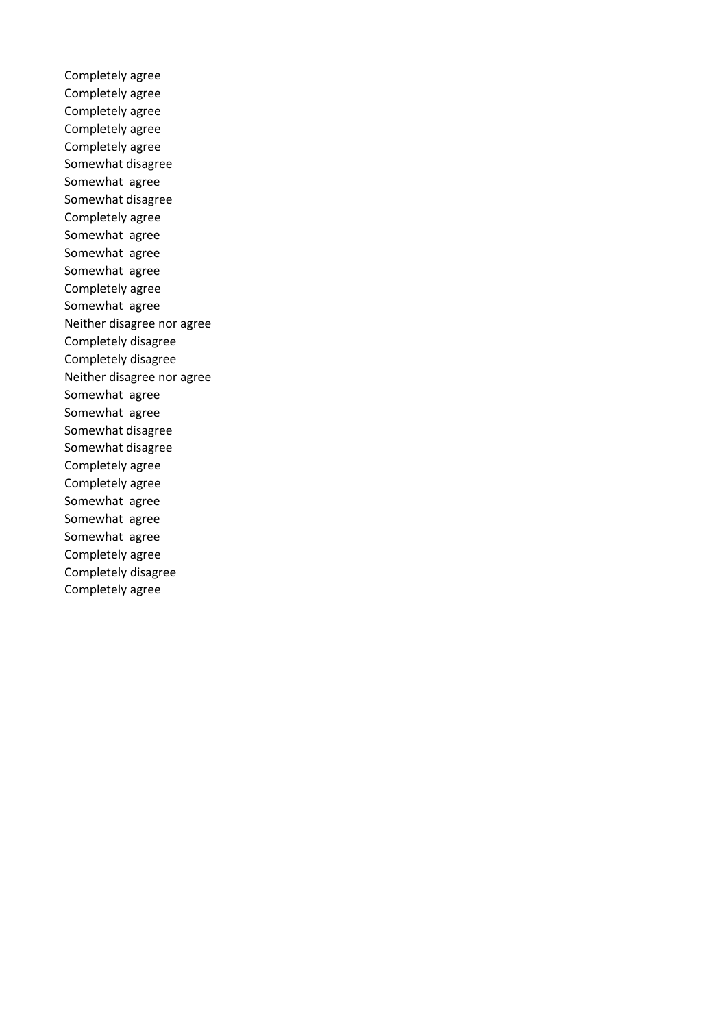Completely agree
Completely agree
Completely agree
Completely agree
Completely agree
Somewhat disagree
Somewhat  agree
Somewhat disagree
Completely agree
Somewhat  agree
Somewhat  agree
Somewhat  agree
Completely agree
Somewhat  agree
Neither disagree nor agree
Completely disagree
Completely disagree
Neither disagree nor agree
Somewhat  agree
Somewhat  agree
Somewhat disagree
Somewhat disagree
Completely agree
Completely agree
Somewhat  agree
Somewhat  agree
Somewhat  agree
Completely agree
Completely disagree
Completely agree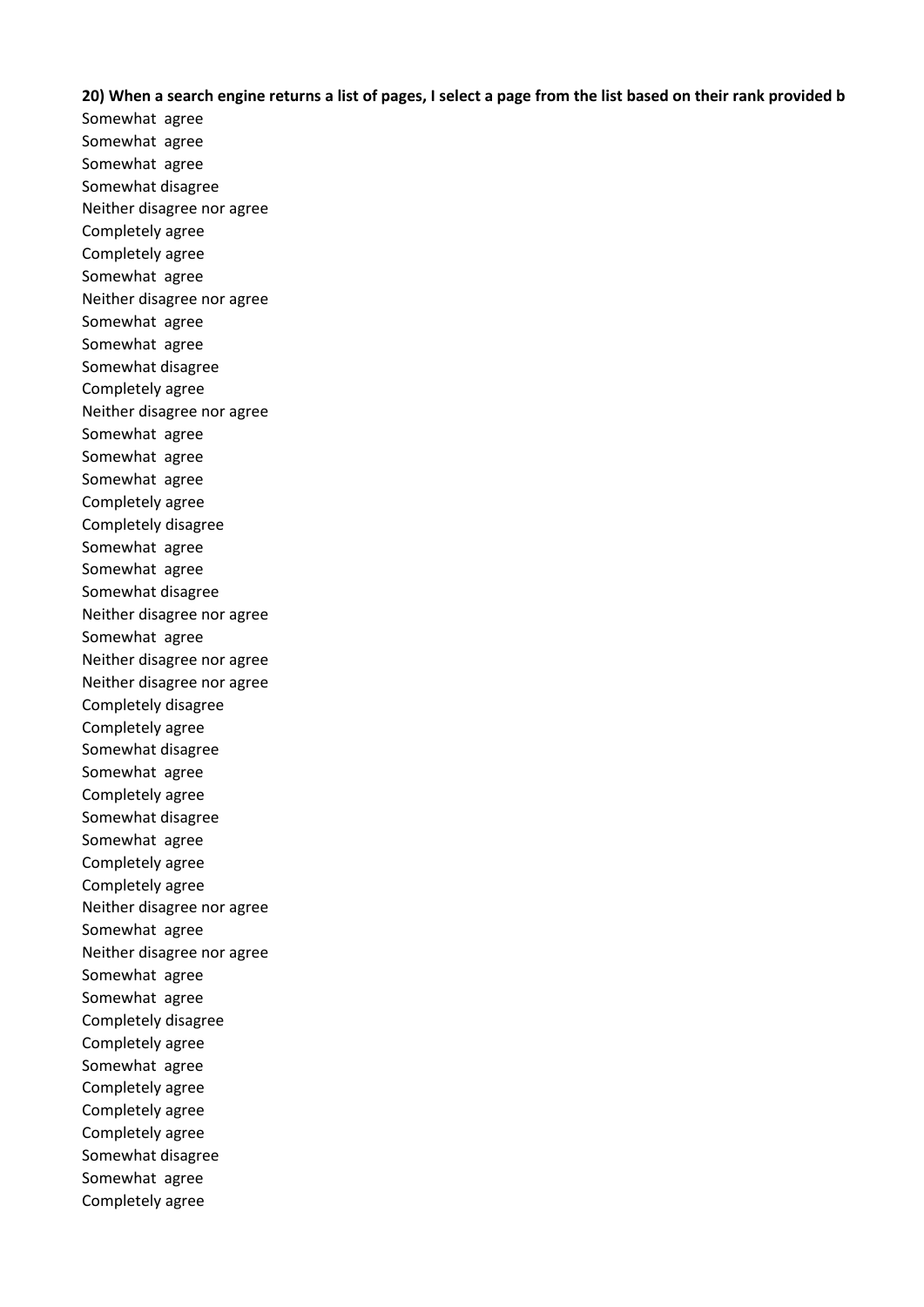**20) When a search engine returns a list of pages, I select a page from the list based on their rank provided b**

Somewhat agree
Somewhat agree
Somewhat agree
Somewhat disagree
Neither disagree nor agree
Completely agree
Completely agree
Somewhat agree
Neither disagree nor agree
Somewhat agree
Somewhat agree
Somewhat disagree
Completely agree
Neither disagree nor agree
Somewhat agree
Somewhat agree
Somewhat agree
Completely agree
Completely disagree
Somewhat agree
Somewhat agree
Somewhat disagree
Neither disagree nor agree
Somewhat agree
Neither disagree nor agree
Neither disagree nor agree
Completely disagree
Completely agree
Somewhat disagree
Somewhat agree
Completely agree
Somewhat disagree
Somewhat agree
Completely agree
Completely agree
Neither disagree nor agree
Somewhat agree
Neither disagree nor agree
Somewhat agree
Somewhat agree
Completely disagree
Completely agree
Somewhat agree
Completely agree
Completely agree
Completely agree
Somewhat disagree
Somewhat agree
Completely agree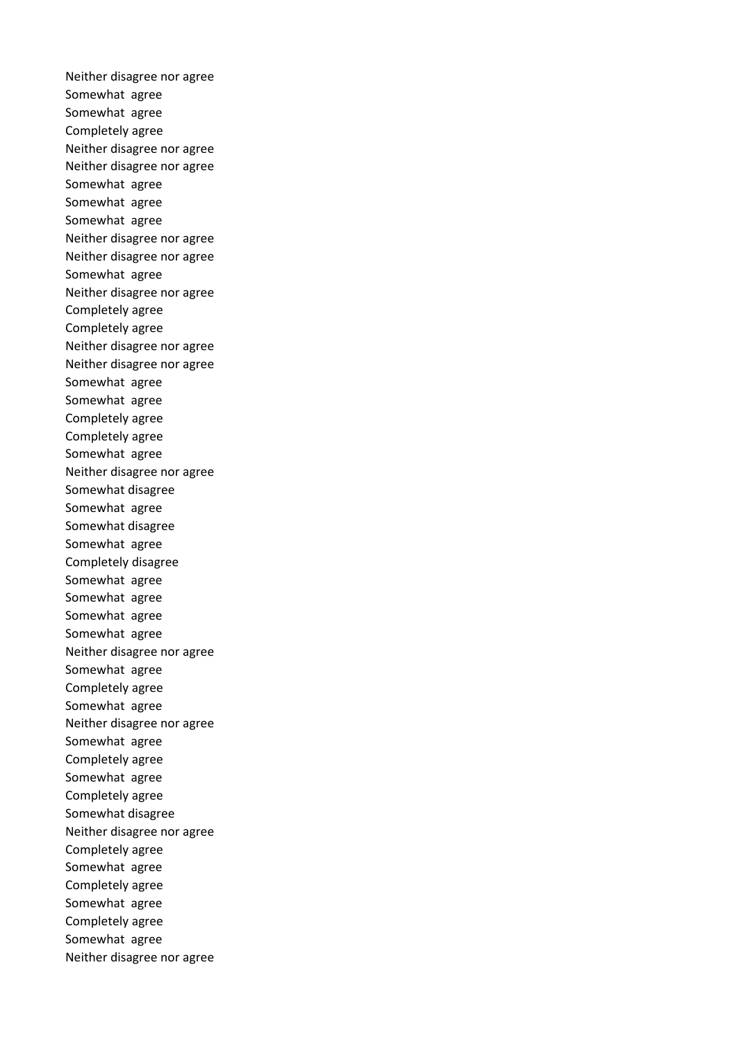Neither disagree nor agree
Somewhat  agree
Somewhat  agree
Completely agree
Neither disagree nor agree
Neither disagree nor agree
Somewhat  agree
Somewhat  agree
Somewhat  agree
Neither disagree nor agree
Neither disagree nor agree
Somewhat  agree
Neither disagree nor agree
Completely agree
Completely agree
Neither disagree nor agree
Neither disagree nor agree
Somewhat  agree
Somewhat  agree
Completely agree
Completely agree
Somewhat  agree
Neither disagree nor agree
Somewhat disagree
Somewhat  agree
Somewhat disagree
Somewhat  agree
Completely disagree
Somewhat  agree
Somewhat  agree
Somewhat  agree
Somewhat  agree
Neither disagree nor agree
Somewhat  agree
Completely agree
Somewhat  agree
Neither disagree nor agree
Somewhat  agree
Completely agree
Somewhat  agree
Completely agree
Somewhat disagree
Neither disagree nor agree
Completely agree
Somewhat  agree
Completely agree
Somewhat  agree
Completely agree
Somewhat  agree
Neither disagree nor agree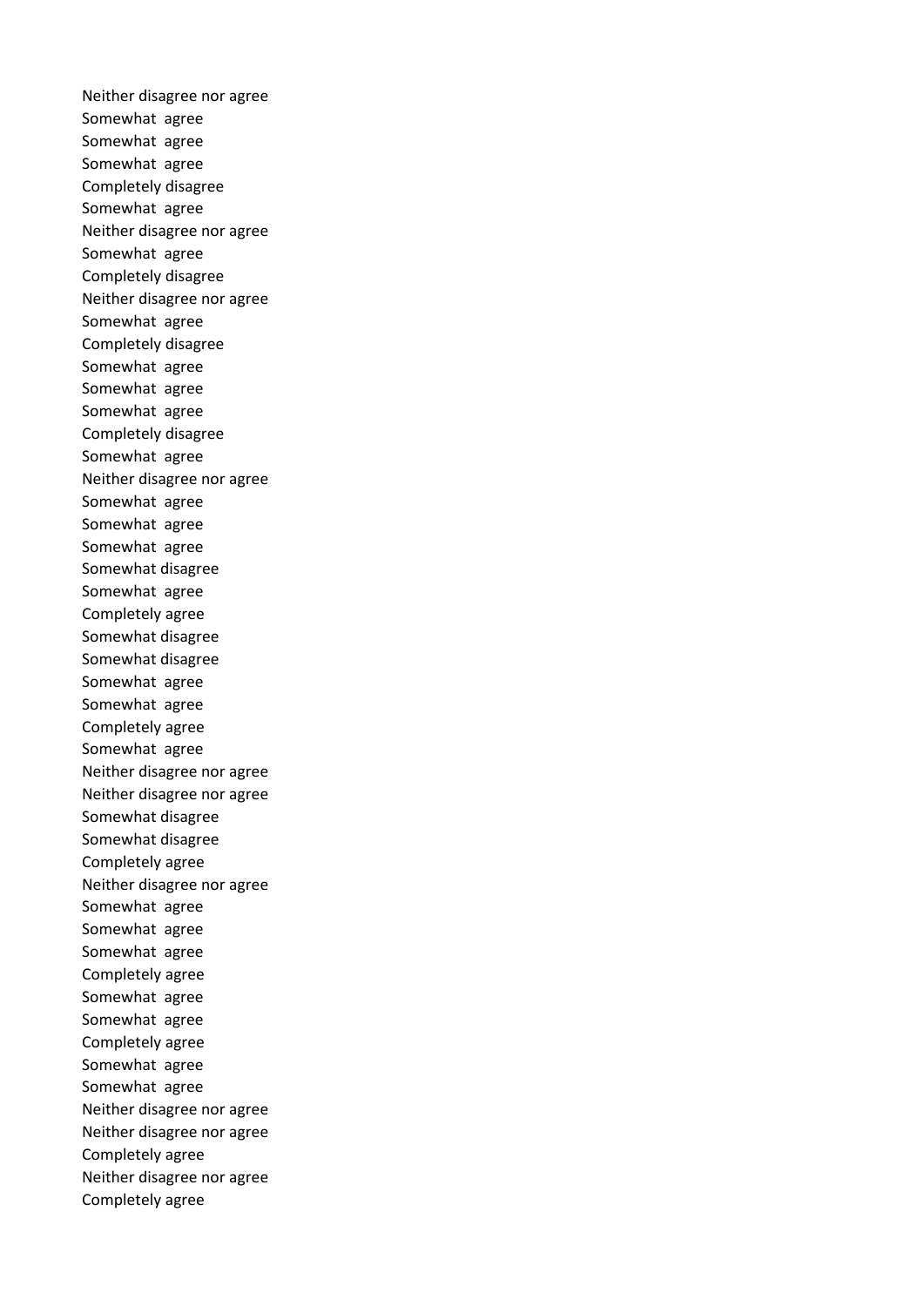Neither disagree nor agree
Somewhat agree
Somewhat agree
Somewhat agree
Completely disagree
Somewhat agree
Neither disagree nor agree
Somewhat agree
Completely disagree
Neither disagree nor agree
Somewhat agree
Completely disagree
Somewhat agree
Somewhat agree
Somewhat agree
Completely disagree
Somewhat agree
Neither disagree nor agree
Somewhat agree
Somewhat agree
Somewhat agree
Somewhat disagree
Somewhat agree
Completely agree
Somewhat disagree
Somewhat disagree
Somewhat agree
Somewhat agree
Completely agree
Somewhat agree
Neither disagree nor agree
Neither disagree nor agree
Somewhat disagree
Somewhat disagree
Completely agree
Neither disagree nor agree
Somewhat agree
Somewhat agree
Somewhat agree
Completely agree
Somewhat agree
Somewhat agree
Completely agree
Somewhat agree
Somewhat agree
Neither disagree nor agree
Neither disagree nor agree
Completely agree
Neither disagree nor agree
Completely agree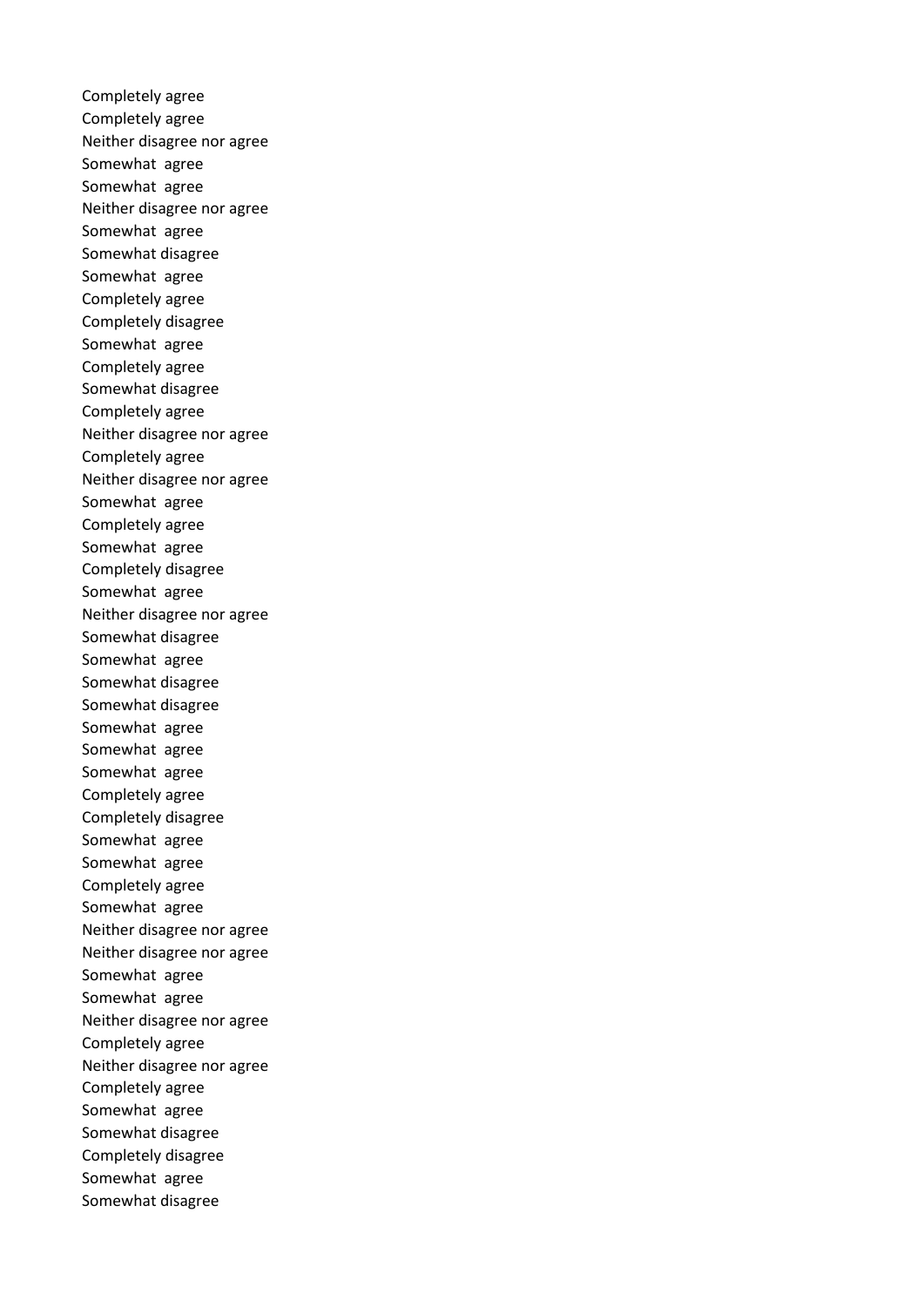Completely agree
Completely agree
Neither disagree nor agree
Somewhat  agree
Somewhat  agree
Neither disagree nor agree
Somewhat  agree
Somewhat disagree
Somewhat  agree
Completely agree
Completely disagree
Somewhat  agree
Completely agree
Somewhat disagree
Completely agree
Neither disagree nor agree
Completely agree
Neither disagree nor agree
Somewhat  agree
Completely agree
Somewhat  agree
Completely disagree
Somewhat  agree
Neither disagree nor agree
Somewhat disagree
Somewhat  agree
Somewhat disagree
Somewhat disagree
Somewhat  agree
Somewhat  agree
Somewhat  agree
Completely agree
Completely disagree
Somewhat  agree
Somewhat  agree
Completely agree
Somewhat  agree
Neither disagree nor agree
Neither disagree nor agree
Somewhat  agree
Somewhat  agree
Neither disagree nor agree
Completely agree
Neither disagree nor agree
Completely agree
Somewhat  agree
Somewhat disagree
Completely disagree
Somewhat  agree
Somewhat disagree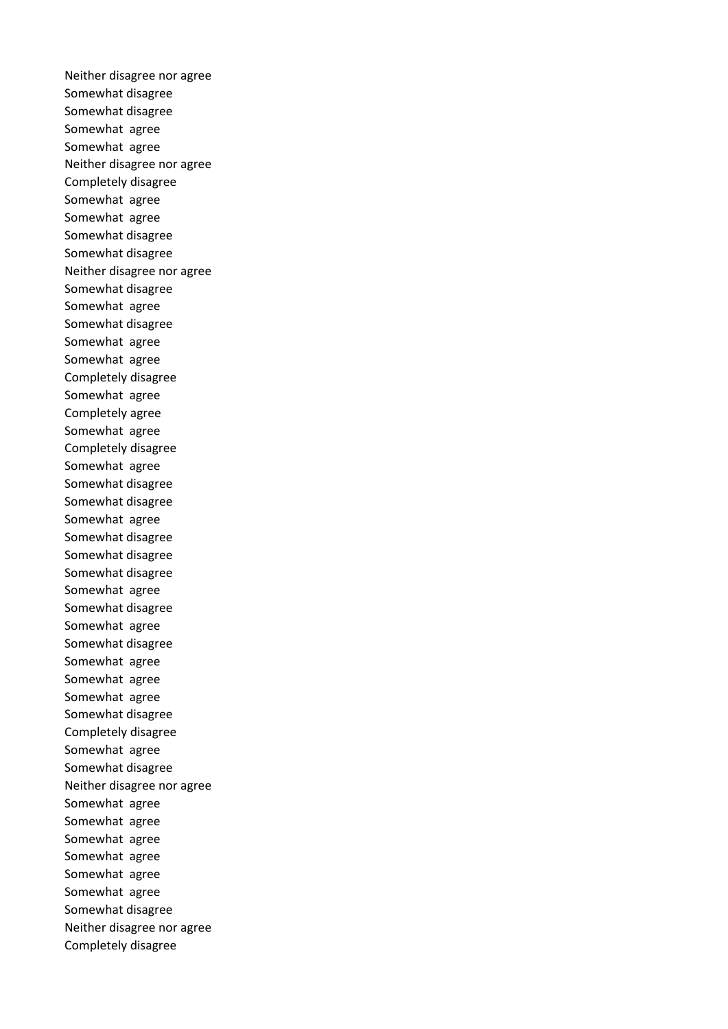Neither disagree nor agree
Somewhat disagree
Somewhat disagree
Somewhat  agree
Somewhat  agree
Neither disagree nor agree
Completely disagree
Somewhat  agree
Somewhat  agree
Somewhat disagree
Somewhat disagree
Neither disagree nor agree
Somewhat disagree
Somewhat  agree
Somewhat disagree
Somewhat  agree
Somewhat  agree
Completely disagree
Somewhat  agree
Completely agree
Somewhat  agree
Completely disagree
Somewhat  agree
Somewhat disagree
Somewhat disagree
Somewhat  agree
Somewhat disagree
Somewhat disagree
Somewhat disagree
Somewhat  agree
Somewhat disagree
Somewhat  agree
Somewhat disagree
Somewhat  agree
Somewhat  agree
Somewhat  agree
Somewhat disagree
Completely disagree
Somewhat  agree
Somewhat disagree
Neither disagree nor agree
Somewhat  agree
Somewhat  agree
Somewhat  agree
Somewhat  agree
Somewhat  agree
Somewhat  agree
Somewhat disagree
Neither disagree nor agree
Completely disagree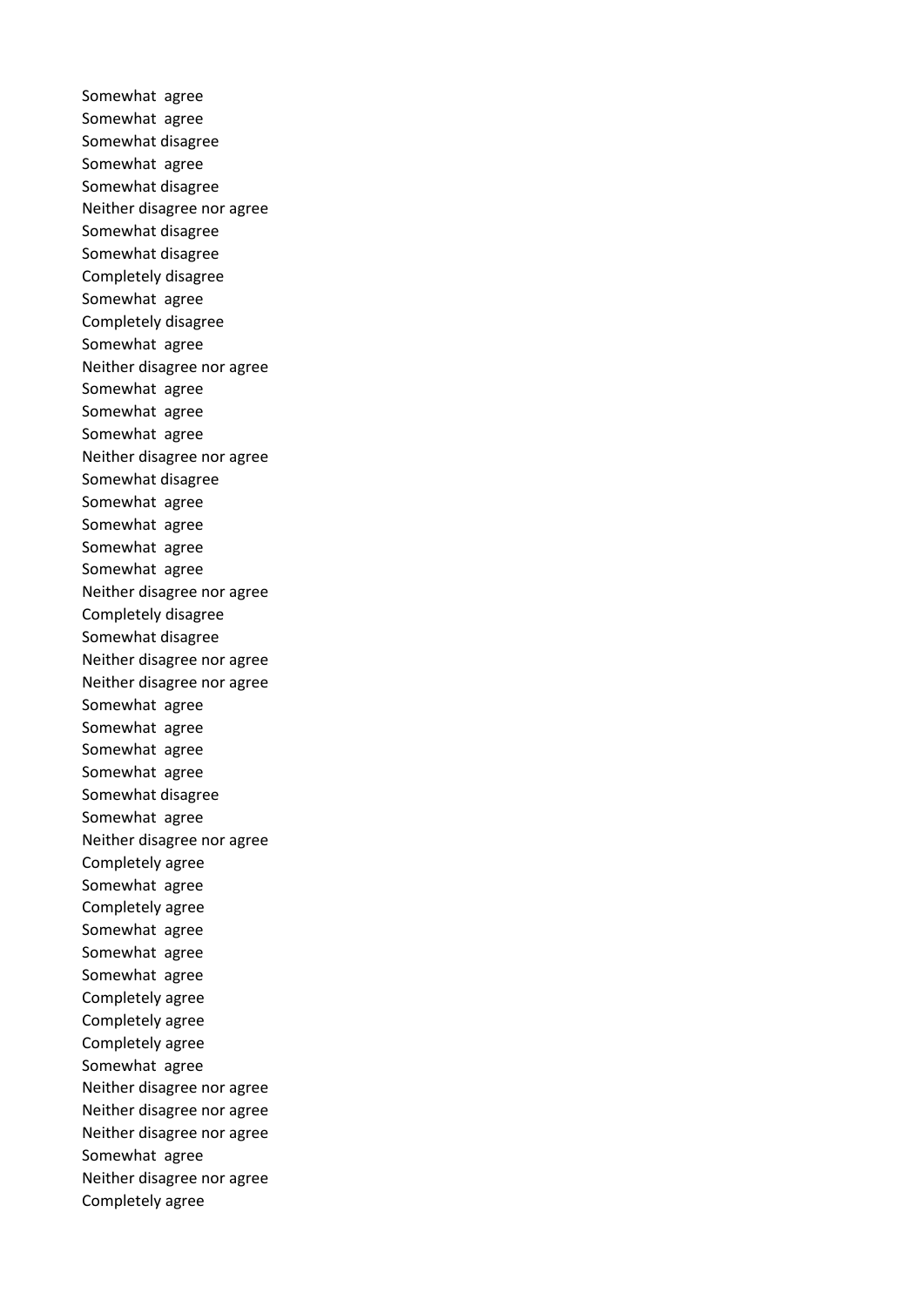Somewhat agree
Somewhat agree
Somewhat disagree
Somewhat agree
Somewhat disagree
Neither disagree nor agree
Somewhat disagree
Somewhat disagree
Completely disagree
Somewhat agree
Completely disagree
Somewhat agree
Neither disagree nor agree
Somewhat agree
Somewhat agree
Somewhat agree
Neither disagree nor agree
Somewhat disagree
Somewhat agree
Somewhat agree
Somewhat agree
Somewhat agree
Neither disagree nor agree
Completely disagree
Somewhat disagree
Neither disagree nor agree
Neither disagree nor agree
Somewhat agree
Somewhat agree
Somewhat agree
Somewhat agree
Somewhat disagree
Somewhat agree
Neither disagree nor agree
Completely agree
Somewhat agree
Completely agree
Somewhat agree
Somewhat agree
Somewhat agree
Completely agree
Completely agree
Completely agree
Somewhat agree
Neither disagree nor agree
Neither disagree nor agree
Neither disagree nor agree
Somewhat agree
Neither disagree nor agree
Completely agree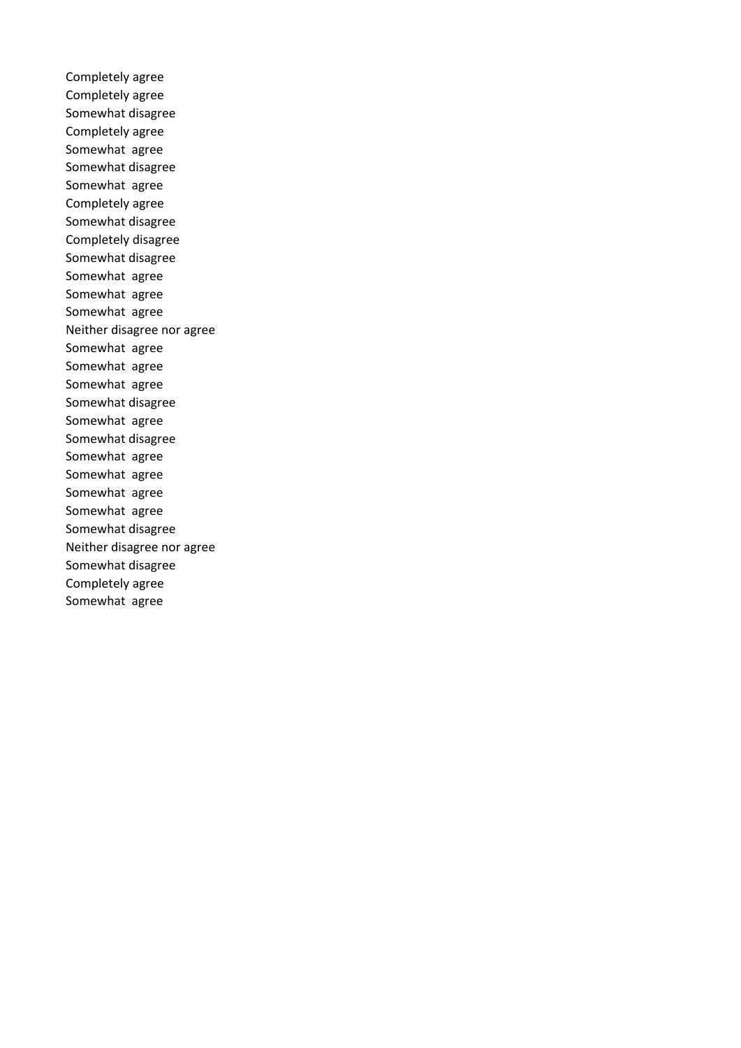Completely agree
Completely agree
Somewhat disagree
Completely agree
Somewhat  agree
Somewhat disagree
Somewhat  agree
Completely agree
Somewhat disagree
Completely disagree
Somewhat disagree
Somewhat  agree
Somewhat  agree
Somewhat  agree
Neither disagree nor agree
Somewhat  agree
Somewhat  agree
Somewhat  agree
Somewhat disagree
Somewhat  agree
Somewhat disagree
Somewhat  agree
Somewhat  agree
Somewhat  agree
Somewhat  agree
Somewhat disagree
Neither disagree nor agree
Somewhat disagree
Completely agree
Somewhat  agree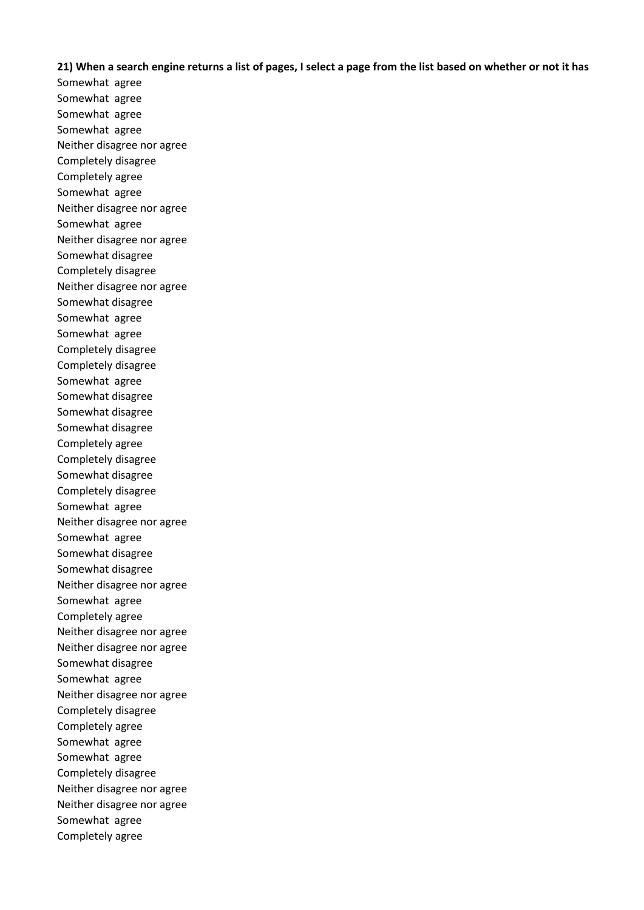**21) When a search engine returns a list of pages, I select a page from the list based on whether or not it has**

Somewhat agree
Somewhat agree
Somewhat agree
Somewhat agree
Neither disagree nor agree
Completely disagree
Completely agree
Somewhat agree
Neither disagree nor agree
Somewhat agree
Neither disagree nor agree
Somewhat disagree
Completely disagree
Neither disagree nor agree
Somewhat disagree
Somewhat agree
Somewhat agree
Completely disagree
Completely disagree
Somewhat agree
Somewhat disagree
Somewhat disagree
Somewhat disagree
Completely agree
Completely disagree
Somewhat disagree
Completely disagree
Somewhat agree
Neither disagree nor agree
Somewhat agree
Somewhat disagree
Somewhat disagree
Neither disagree nor agree
Somewhat agree
Completely agree
Neither disagree nor agree
Neither disagree nor agree
Somewhat disagree
Somewhat agree
Neither disagree nor agree
Completely disagree
Completely agree
Somewhat agree
Somewhat agree
Completely disagree
Neither disagree nor agree
Neither disagree nor agree
Somewhat agree
Completely agree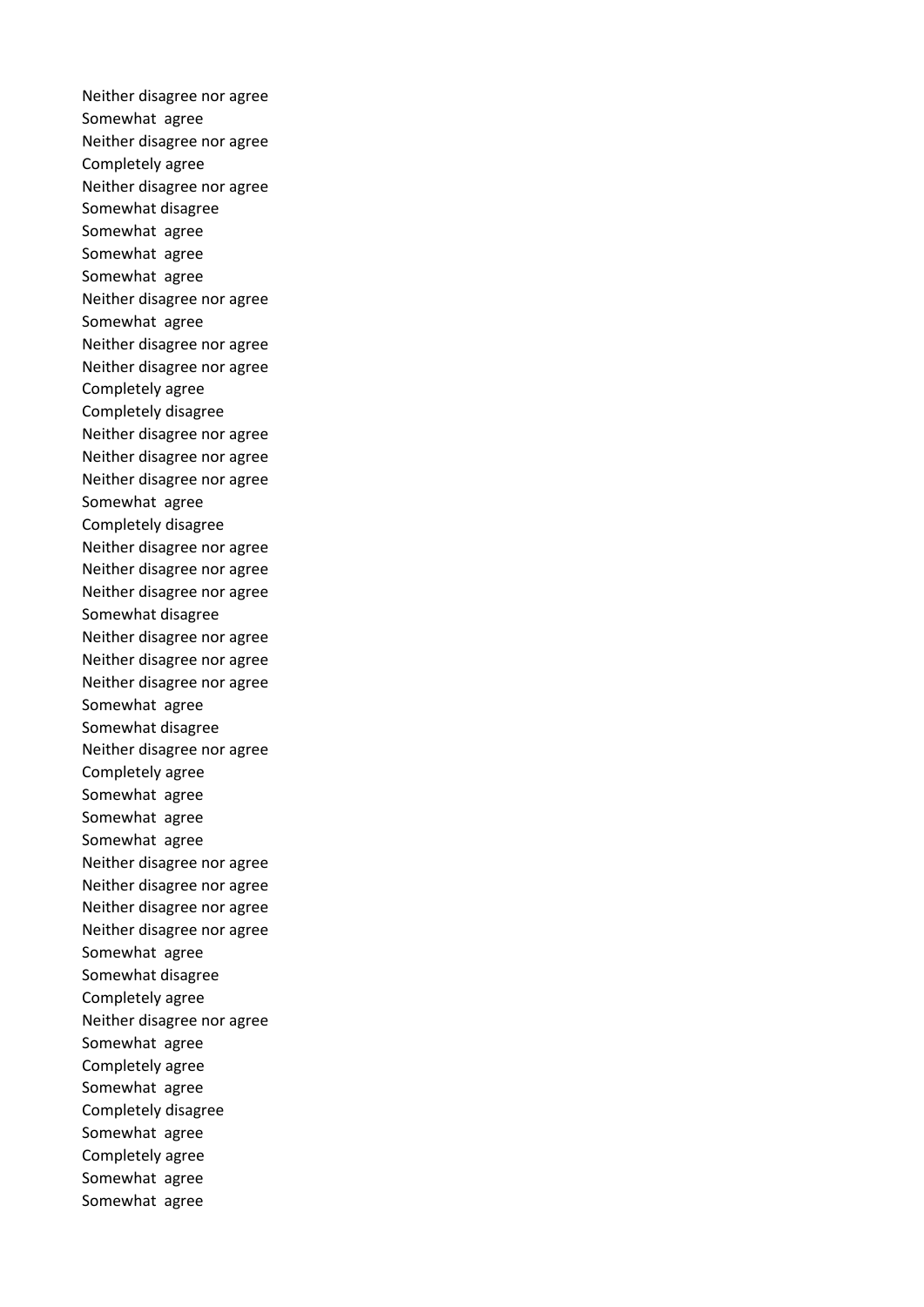Neither disagree nor agree
Somewhat agree
Neither disagree nor agree
Completely agree
Neither disagree nor agree
Somewhat disagree
Somewhat agree
Somewhat agree
Somewhat agree
Neither disagree nor agree
Somewhat agree
Neither disagree nor agree
Neither disagree nor agree
Completely agree
Completely disagree
Neither disagree nor agree
Neither disagree nor agree
Neither disagree nor agree
Somewhat agree
Completely disagree
Neither disagree nor agree
Neither disagree nor agree
Neither disagree nor agree
Somewhat disagree
Neither disagree nor agree
Neither disagree nor agree
Neither disagree nor agree
Somewhat agree
Somewhat disagree
Neither disagree nor agree
Completely agree
Somewhat agree
Somewhat agree
Somewhat agree
Neither disagree nor agree
Neither disagree nor agree
Neither disagree nor agree
Neither disagree nor agree
Somewhat agree
Somewhat disagree
Completely agree
Neither disagree nor agree
Somewhat agree
Completely agree
Somewhat agree
Completely disagree
Somewhat agree
Completely agree
Somewhat agree
Somewhat agree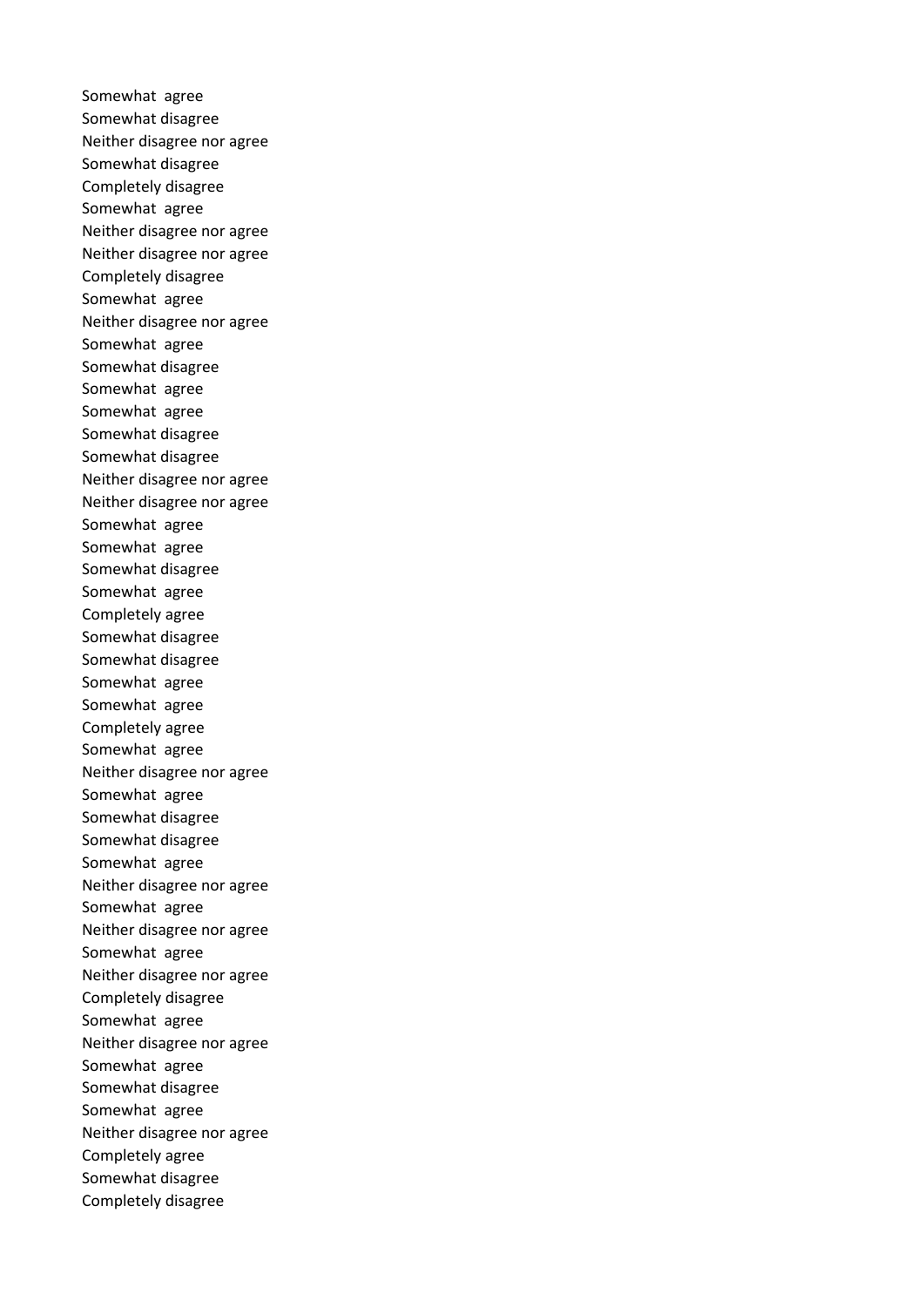Somewhat agree
Somewhat disagree
Neither disagree nor agree
Somewhat disagree
Completely disagree
Somewhat agree
Neither disagree nor agree
Neither disagree nor agree
Completely disagree
Somewhat agree
Neither disagree nor agree
Somewhat agree
Somewhat disagree
Somewhat agree
Somewhat agree
Somewhat disagree
Somewhat disagree
Neither disagree nor agree
Neither disagree nor agree
Somewhat agree
Somewhat agree
Somewhat disagree
Somewhat agree
Completely agree
Somewhat disagree
Somewhat disagree
Somewhat agree
Somewhat agree
Completely agree
Somewhat agree
Neither disagree nor agree
Somewhat agree
Somewhat disagree
Somewhat disagree
Somewhat agree
Neither disagree nor agree
Somewhat agree
Neither disagree nor agree
Somewhat agree
Neither disagree nor agree
Completely disagree
Somewhat agree
Neither disagree nor agree
Somewhat agree
Somewhat disagree
Somewhat agree
Neither disagree nor agree
Completely agree
Somewhat disagree
Completely disagree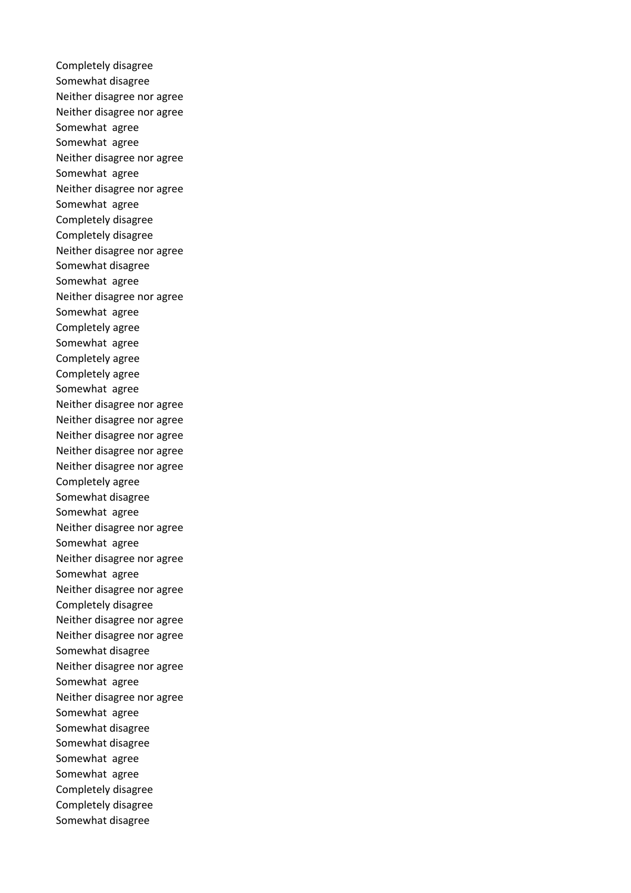Completely disagree
Somewhat disagree
Neither disagree nor agree
Neither disagree nor agree
Somewhat  agree
Somewhat  agree
Neither disagree nor agree
Somewhat  agree
Neither disagree nor agree
Somewhat  agree
Completely disagree
Completely disagree
Neither disagree nor agree
Somewhat disagree
Somewhat  agree
Neither disagree nor agree
Somewhat  agree
Completely agree
Somewhat  agree
Completely agree
Completely agree
Somewhat  agree
Neither disagree nor agree
Neither disagree nor agree
Neither disagree nor agree
Neither disagree nor agree
Neither disagree nor agree
Completely agree
Somewhat disagree
Somewhat  agree
Neither disagree nor agree
Somewhat  agree
Neither disagree nor agree
Somewhat  agree
Neither disagree nor agree
Completely disagree
Neither disagree nor agree
Neither disagree nor agree
Somewhat disagree
Neither disagree nor agree
Somewhat  agree
Neither disagree nor agree
Somewhat  agree
Somewhat disagree
Somewhat disagree
Somewhat  agree
Somewhat  agree
Completely disagree
Completely disagree
Somewhat disagree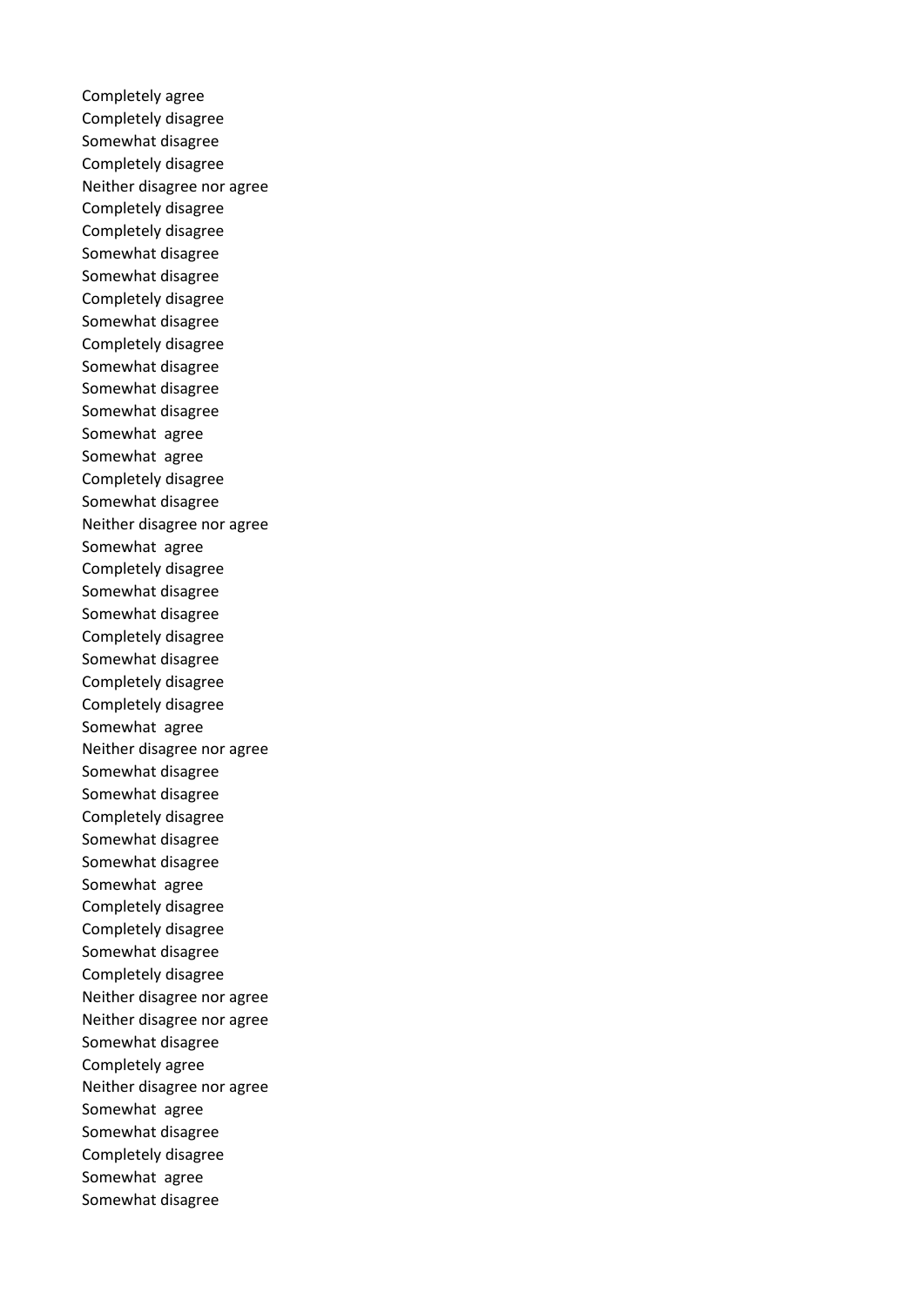Completely agree
Completely disagree
Somewhat disagree
Completely disagree
Neither disagree nor agree
Completely disagree
Completely disagree
Somewhat disagree
Somewhat disagree
Completely disagree
Somewhat disagree
Completely disagree
Somewhat disagree
Somewhat disagree
Somewhat disagree
Somewhat  agree
Somewhat  agree
Completely disagree
Somewhat disagree
Neither disagree nor agree
Somewhat  agree
Completely disagree
Somewhat disagree
Somewhat disagree
Completely disagree
Somewhat disagree
Completely disagree
Completely disagree
Somewhat  agree
Neither disagree nor agree
Somewhat disagree
Somewhat disagree
Completely disagree
Somewhat disagree
Somewhat disagree
Somewhat  agree
Completely disagree
Completely disagree
Somewhat disagree
Completely disagree
Neither disagree nor agree
Neither disagree nor agree
Somewhat disagree
Completely agree
Neither disagree nor agree
Somewhat  agree
Somewhat disagree
Completely disagree
Somewhat  agree
Somewhat disagree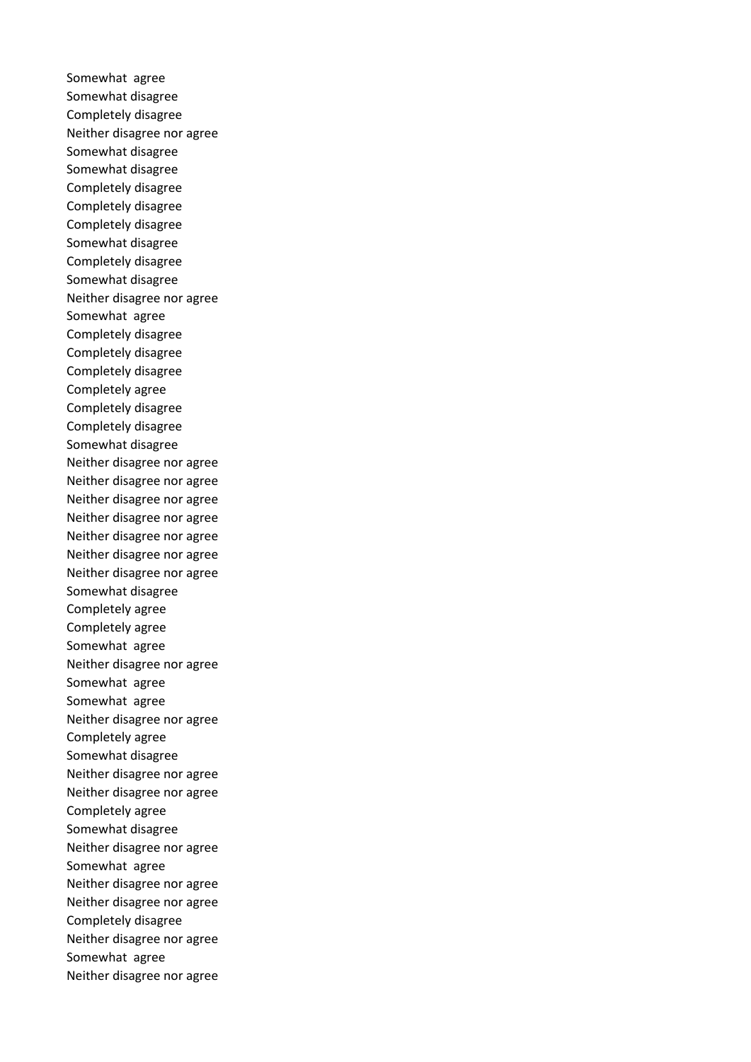Somewhat  agree
Somewhat disagree
Completely disagree
Neither disagree nor agree
Somewhat disagree
Somewhat disagree
Completely disagree
Completely disagree
Completely disagree
Somewhat disagree
Completely disagree
Somewhat disagree
Neither disagree nor agree
Somewhat  agree
Completely disagree
Completely disagree
Completely disagree
Completely agree
Completely disagree
Completely disagree
Somewhat disagree
Neither disagree nor agree
Neither disagree nor agree
Neither disagree nor agree
Neither disagree nor agree
Neither disagree nor agree
Neither disagree nor agree
Neither disagree nor agree
Somewhat disagree
Completely agree
Completely agree
Somewhat  agree
Neither disagree nor agree
Somewhat  agree
Somewhat  agree
Neither disagree nor agree
Completely agree
Somewhat disagree
Neither disagree nor agree
Neither disagree nor agree
Completely agree
Somewhat disagree
Neither disagree nor agree
Somewhat  agree
Neither disagree nor agree
Neither disagree nor agree
Completely disagree
Neither disagree nor agree
Somewhat  agree
Neither disagree nor agree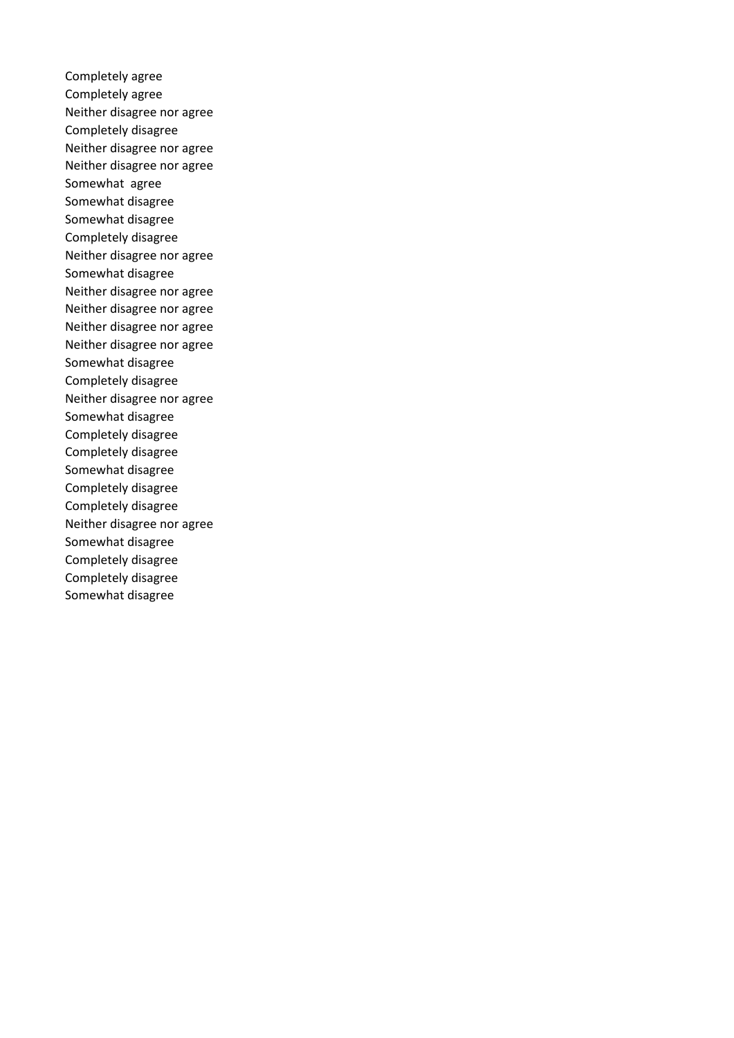Completely agree
Completely agree
Neither disagree nor agree
Completely disagree
Neither disagree nor agree
Neither disagree nor agree
Somewhat  agree
Somewhat disagree
Somewhat disagree
Completely disagree
Neither disagree nor agree
Somewhat disagree
Neither disagree nor agree
Neither disagree nor agree
Neither disagree nor agree
Neither disagree nor agree
Somewhat disagree
Completely disagree
Neither disagree nor agree
Somewhat disagree
Completely disagree
Completely disagree
Somewhat disagree
Completely disagree
Completely disagree
Neither disagree nor agree
Somewhat disagree
Completely disagree
Completely disagree
Somewhat disagree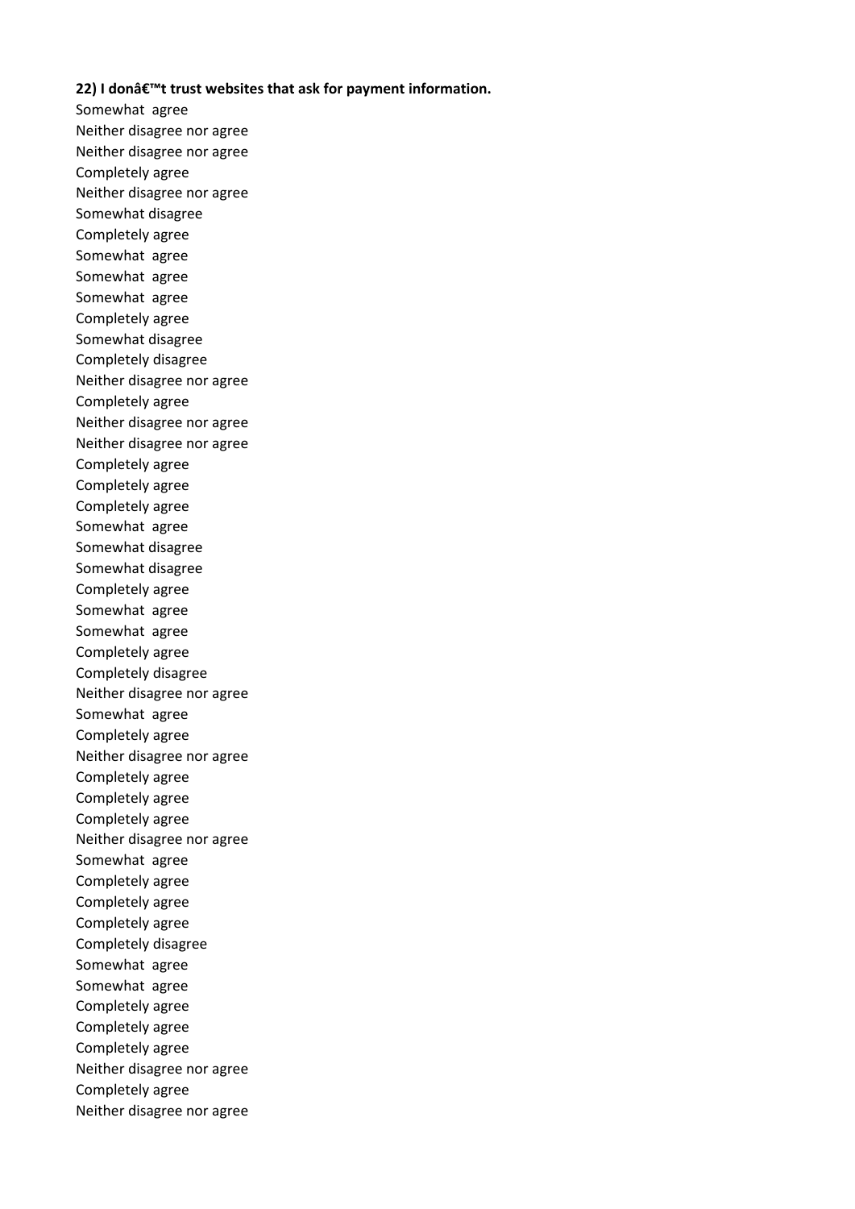**22) I donâ€™t trust websites that ask for payment information.**

Somewhat agree
Neither disagree nor agree
Neither disagree nor agree
Completely agree
Neither disagree nor agree
Somewhat disagree
Completely agree
Somewhat agree
Somewhat agree
Somewhat agree
Completely agree
Somewhat disagree
Completely disagree
Neither disagree nor agree
Completely agree
Neither disagree nor agree
Neither disagree nor agree
Completely agree
Completely agree
Completely agree
Somewhat agree
Somewhat disagree
Somewhat disagree
Completely agree
Somewhat agree
Somewhat agree
Completely agree
Completely disagree
Neither disagree nor agree
Somewhat agree
Completely agree
Neither disagree nor agree
Completely agree
Completely agree
Completely agree
Neither disagree nor agree
Somewhat agree
Completely agree
Completely agree
Completely agree
Completely disagree
Somewhat agree
Somewhat agree
Completely agree
Completely agree
Completely agree
Neither disagree nor agree
Completely agree
Neither disagree nor agree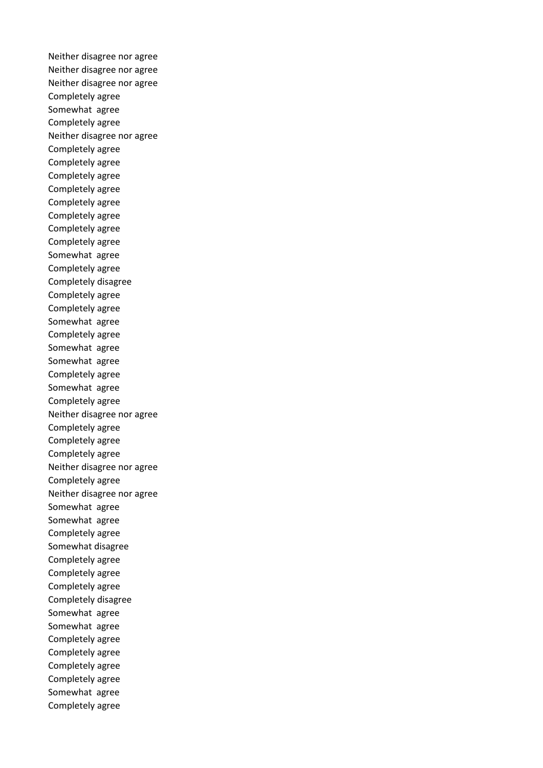Neither disagree nor agree
Neither disagree nor agree
Neither disagree nor agree
Completely agree
Somewhat  agree
Completely agree
Neither disagree nor agree
Completely agree
Completely agree
Completely agree
Completely agree
Completely agree
Completely agree
Completely agree
Completely agree
Somewhat  agree
Completely agree
Completely disagree
Completely agree
Completely agree
Somewhat  agree
Completely agree
Somewhat  agree
Somewhat  agree
Completely agree
Somewhat  agree
Completely agree
Neither disagree nor agree
Completely agree
Completely agree
Completely agree
Neither disagree nor agree
Completely agree
Neither disagree nor agree
Somewhat  agree
Somewhat  agree
Completely agree
Somewhat disagree
Completely agree
Completely agree
Completely agree
Completely disagree
Somewhat  agree
Somewhat  agree
Completely agree
Completely agree
Completely agree
Completely agree
Somewhat  agree
Completely agree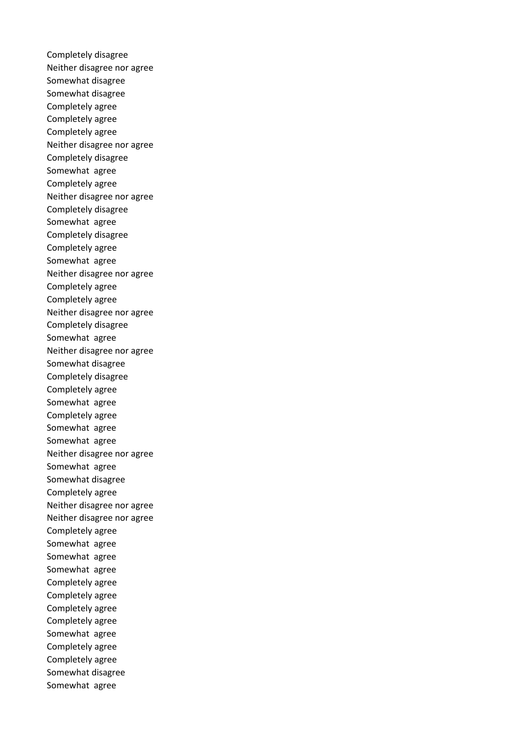Completely disagree
Neither disagree nor agree
Somewhat disagree
Somewhat disagree
Completely agree
Completely agree
Completely agree
Neither disagree nor agree
Completely disagree
Somewhat agree
Completely agree
Neither disagree nor agree
Completely disagree
Somewhat agree
Completely disagree
Completely agree
Somewhat agree
Neither disagree nor agree
Completely agree
Completely agree
Neither disagree nor agree
Completely disagree
Somewhat agree
Neither disagree nor agree
Somewhat disagree
Completely disagree
Completely agree
Somewhat agree
Completely agree
Somewhat agree
Somewhat agree
Neither disagree nor agree
Somewhat agree
Somewhat disagree
Completely agree
Neither disagree nor agree
Neither disagree nor agree
Completely agree
Somewhat agree
Somewhat agree
Somewhat agree
Completely agree
Completely agree
Completely agree
Completely agree
Somewhat agree
Completely agree
Completely agree
Somewhat disagree
Somewhat agree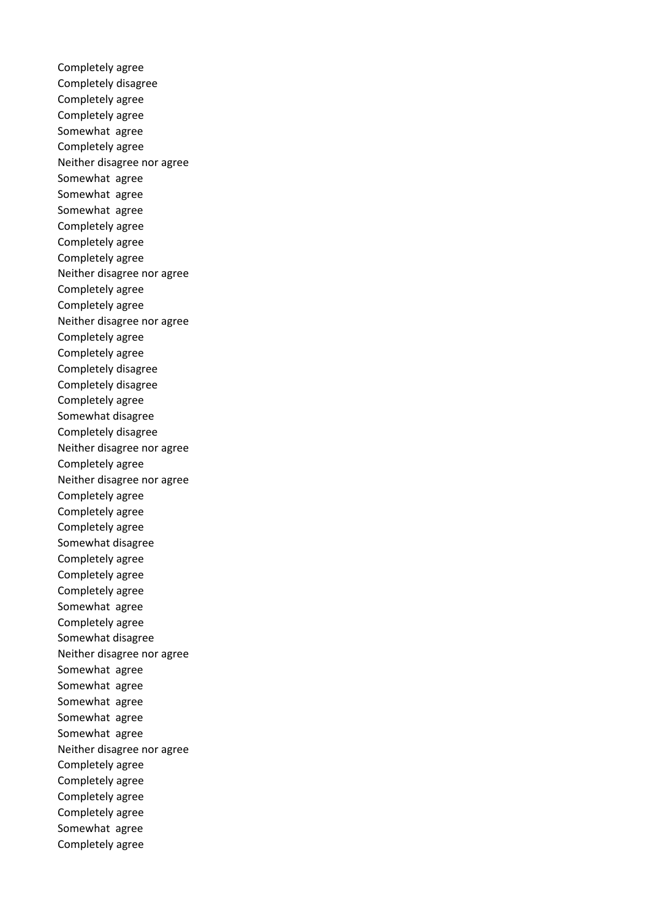Completely agree
Completely disagree
Completely agree
Completely agree
Somewhat  agree
Completely agree
Neither disagree nor agree
Somewhat  agree
Somewhat  agree
Somewhat  agree
Completely agree
Completely agree
Completely agree
Neither disagree nor agree
Completely agree
Completely agree
Neither disagree nor agree
Completely agree
Completely agree
Completely disagree
Completely disagree
Completely agree
Somewhat disagree
Completely disagree
Neither disagree nor agree
Completely agree
Neither disagree nor agree
Completely agree
Completely agree
Completely agree
Somewhat disagree
Completely agree
Completely agree
Completely agree
Somewhat  agree
Completely agree
Somewhat disagree
Neither disagree nor agree
Somewhat  agree
Somewhat  agree
Somewhat  agree
Somewhat  agree
Somewhat  agree
Neither disagree nor agree
Completely agree
Completely agree
Completely agree
Completely agree
Somewhat  agree
Completely agree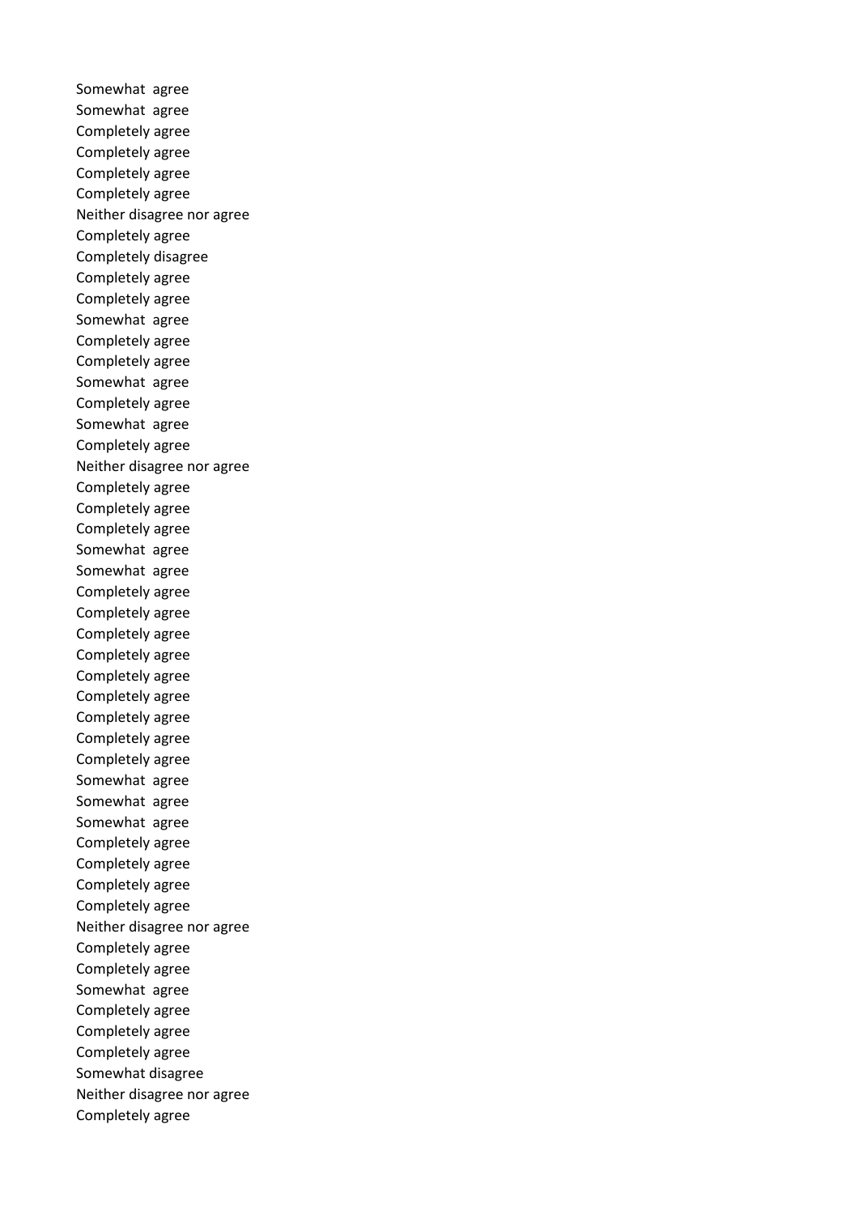Somewhat agree
Somewhat agree
Completely agree
Completely agree
Completely agree
Completely agree
Neither disagree nor agree
Completely agree
Completely disagree
Completely agree
Completely agree
Somewhat agree
Completely agree
Completely agree
Somewhat agree
Completely agree
Somewhat agree
Completely agree
Neither disagree nor agree
Completely agree
Completely agree
Completely agree
Somewhat agree
Somewhat agree
Completely agree
Completely agree
Completely agree
Completely agree
Completely agree
Completely agree
Completely agree
Completely agree
Completely agree
Somewhat agree
Somewhat agree
Somewhat agree
Completely agree
Completely agree
Completely agree
Completely agree
Neither disagree nor agree
Completely agree
Completely agree
Somewhat agree
Completely agree
Completely agree
Completely agree
Somewhat disagree
Neither disagree nor agree
Completely agree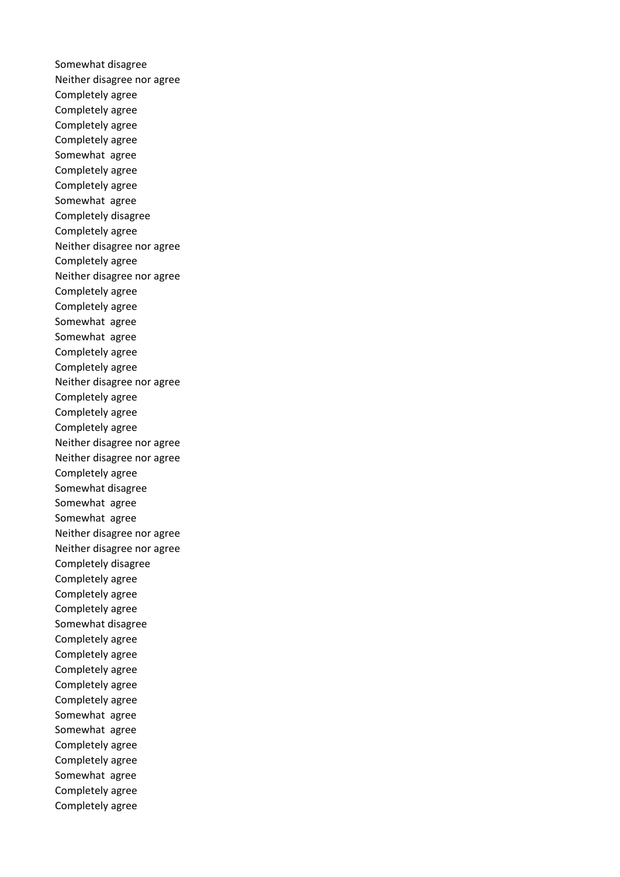Somewhat disagree
Neither disagree nor agree
Completely agree
Completely agree
Completely agree
Completely agree
Somewhat  agree
Completely agree
Completely agree
Somewhat  agree
Completely disagree
Completely agree
Neither disagree nor agree
Completely agree
Neither disagree nor agree
Completely agree
Completely agree
Somewhat  agree
Somewhat  agree
Completely agree
Completely agree
Neither disagree nor agree
Completely agree
Completely agree
Completely agree
Neither disagree nor agree
Neither disagree nor agree
Completely agree
Somewhat disagree
Somewhat  agree
Somewhat  agree
Neither disagree nor agree
Neither disagree nor agree
Completely disagree
Completely agree
Completely agree
Completely agree
Somewhat disagree
Completely agree
Completely agree
Completely agree
Completely agree
Completely agree
Somewhat  agree
Somewhat  agree
Completely agree
Completely agree
Somewhat  agree
Completely agree
Completely agree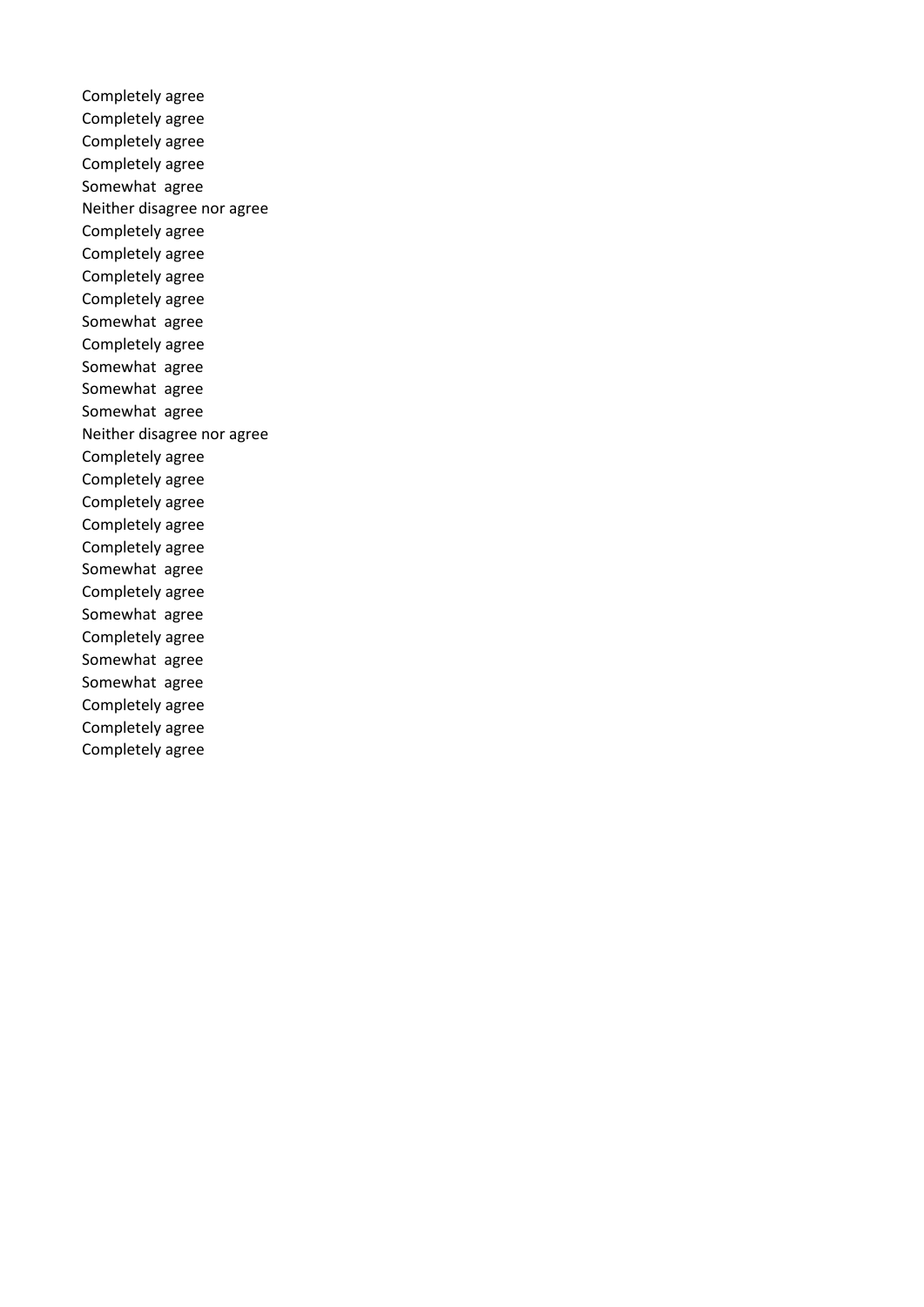Completely agree
Completely agree
Completely agree
Completely agree
Somewhat  agree
Neither disagree nor agree
Completely agree
Completely agree
Completely agree
Completely agree
Somewhat  agree
Completely agree
Somewhat  agree
Somewhat  agree
Somewhat  agree
Neither disagree nor agree
Completely agree
Completely agree
Completely agree
Completely agree
Completely agree
Somewhat  agree
Completely agree
Somewhat  agree
Completely agree
Somewhat  agree
Somewhat  agree
Completely agree
Completely agree
Completely agree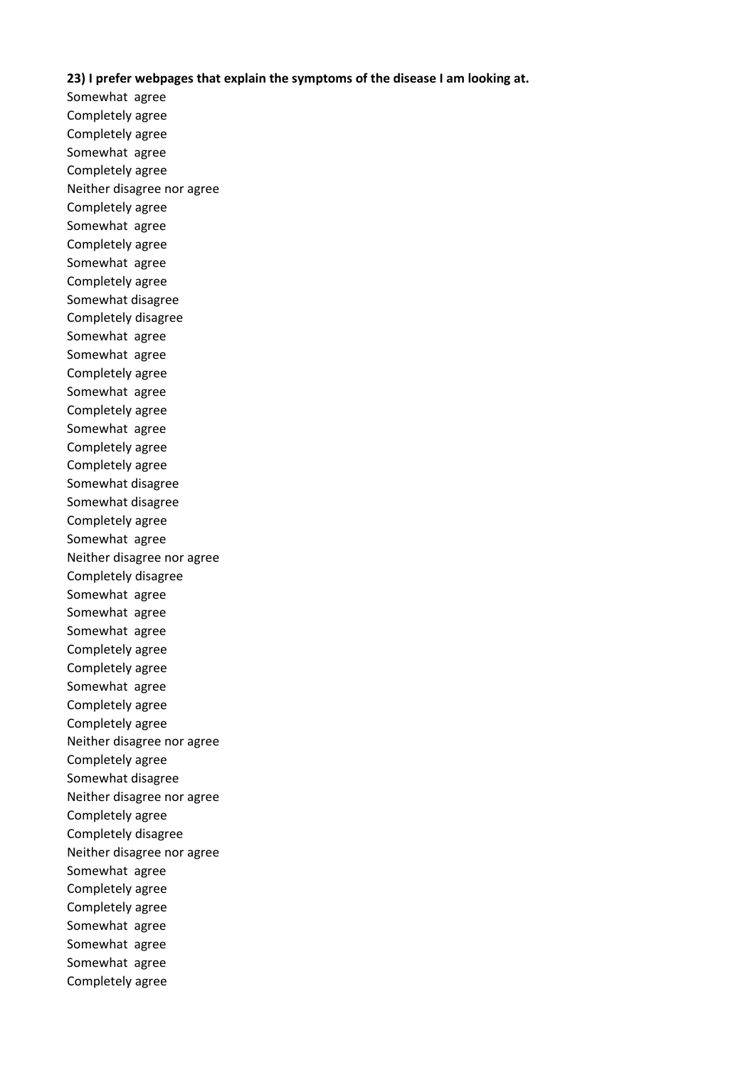**23) I prefer webpages that explain the symptoms of the disease I am looking at.**

Somewhat agree
Completely agree
Completely agree
Somewhat agree
Completely agree
Neither disagree nor agree
Completely agree
Somewhat agree
Completely agree
Somewhat agree
Completely agree
Somewhat disagree
Completely disagree
Somewhat agree
Somewhat agree
Completely agree
Somewhat agree
Completely agree
Somewhat agree
Completely agree
Completely agree
Somewhat disagree
Somewhat disagree
Completely agree
Somewhat agree
Neither disagree nor agree
Completely disagree
Somewhat agree
Somewhat agree
Somewhat agree
Completely agree
Completely agree
Somewhat agree
Completely agree
Completely agree
Neither disagree nor agree
Completely agree
Somewhat disagree
Neither disagree nor agree
Completely agree
Completely disagree
Neither disagree nor agree
Somewhat agree
Completely agree
Completely agree
Somewhat agree
Somewhat agree
Somewhat agree
Completely agree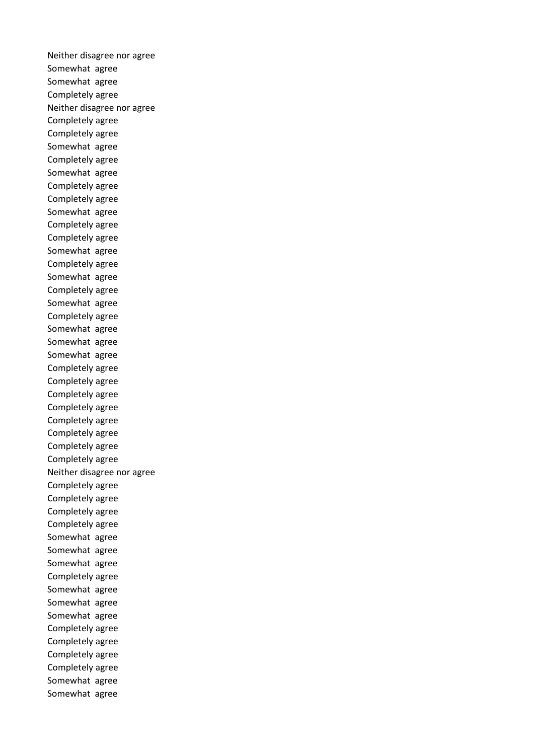Neither disagree nor agree
Somewhat agree
Somewhat agree
Completely agree
Neither disagree nor agree
Completely agree
Completely agree
Somewhat agree
Completely agree
Somewhat agree
Completely agree
Completely agree
Somewhat agree
Completely agree
Completely agree
Somewhat agree
Completely agree
Somewhat agree
Completely agree
Somewhat agree
Completely agree
Somewhat agree
Somewhat agree
Somewhat agree
Completely agree
Completely agree
Completely agree
Completely agree
Completely agree
Completely agree
Completely agree
Completely agree
Neither disagree nor agree
Completely agree
Completely agree
Completely agree
Completely agree
Somewhat agree
Somewhat agree
Somewhat agree
Completely agree
Somewhat agree
Somewhat agree
Somewhat agree
Completely agree
Completely agree
Completely agree
Completely agree
Somewhat agree
Somewhat agree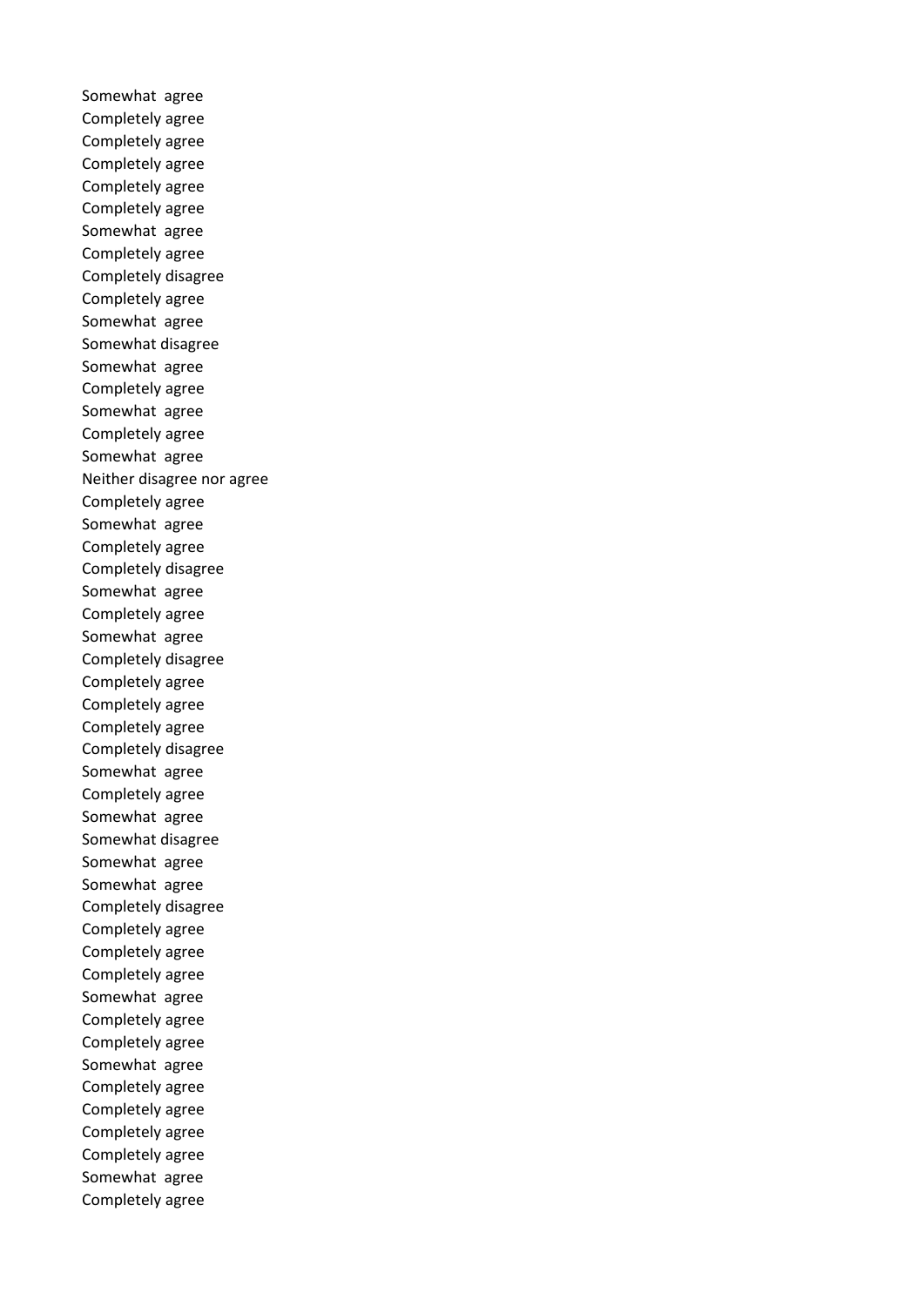Somewhat agree
Completely agree
Completely agree
Completely agree
Completely agree
Completely agree
Somewhat agree
Completely agree
Completely disagree
Completely agree
Somewhat agree
Somewhat disagree
Somewhat agree
Completely agree
Somewhat agree
Completely agree
Somewhat agree
Neither disagree nor agree
Completely agree
Somewhat agree
Completely agree
Completely disagree
Somewhat agree
Completely agree
Somewhat agree
Completely disagree
Completely agree
Completely agree
Completely agree
Completely disagree
Somewhat agree
Completely agree
Somewhat agree
Somewhat disagree
Somewhat agree
Somewhat agree
Completely disagree
Completely agree
Completely agree
Completely agree
Somewhat agree
Completely agree
Completely agree
Somewhat agree
Completely agree
Completely agree
Completely agree
Completely agree
Somewhat agree
Completely agree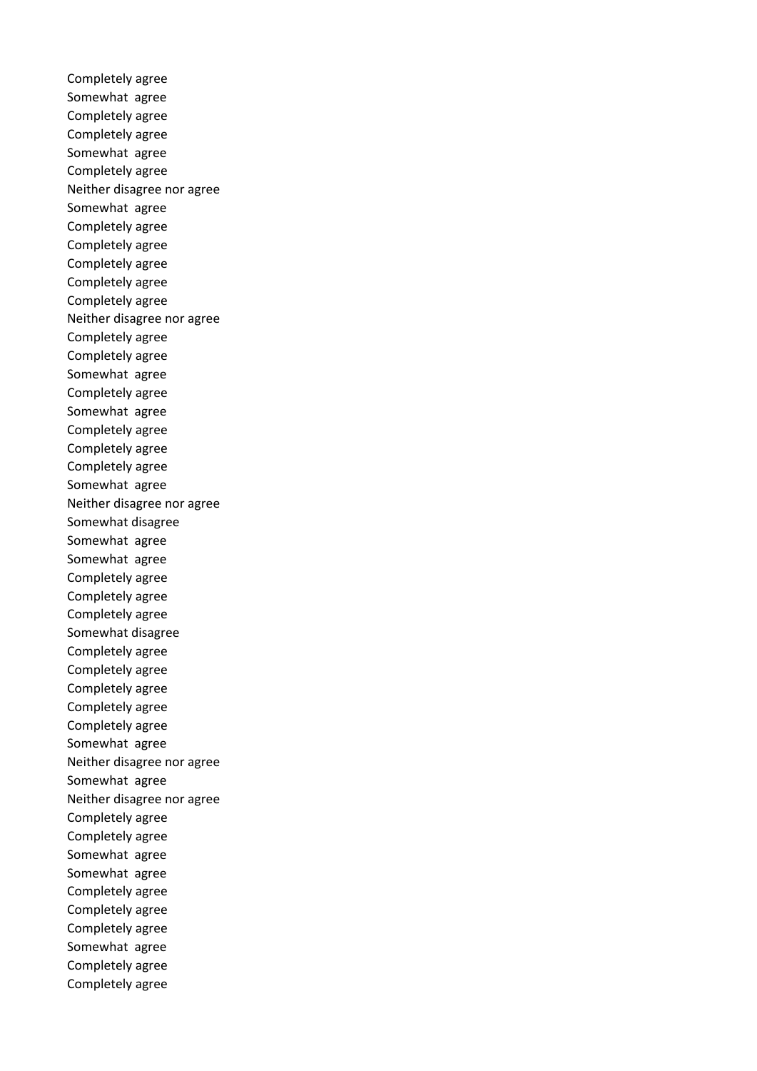Completely agree
Somewhat  agree
Completely agree
Completely agree
Somewhat  agree
Completely agree
Neither disagree nor agree
Somewhat  agree
Completely agree
Completely agree
Completely agree
Completely agree
Completely agree
Neither disagree nor agree
Completely agree
Completely agree
Somewhat  agree
Completely agree
Somewhat  agree
Completely agree
Completely agree
Completely agree
Somewhat  agree
Neither disagree nor agree
Somewhat disagree
Somewhat  agree
Somewhat  agree
Completely agree
Completely agree
Completely agree
Somewhat disagree
Completely agree
Completely agree
Completely agree
Completely agree
Completely agree
Somewhat  agree
Neither disagree nor agree
Somewhat  agree
Neither disagree nor agree
Completely agree
Completely agree
Somewhat  agree
Somewhat  agree
Completely agree
Completely agree
Completely agree
Somewhat  agree
Completely agree
Completely agree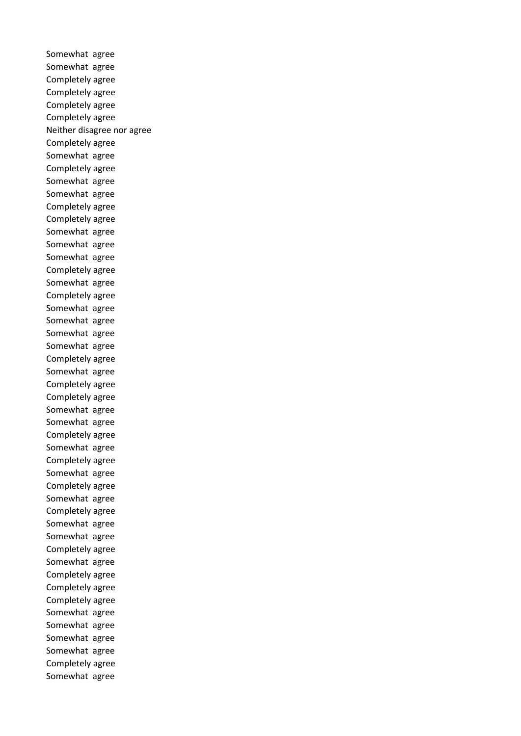Somewhat agree
Somewhat agree
Completely agree
Completely agree
Completely agree
Completely agree
Neither disagree nor agree
Completely agree
Somewhat agree
Completely agree
Somewhat agree
Somewhat agree
Completely agree
Completely agree
Somewhat agree
Somewhat agree
Somewhat agree
Completely agree
Somewhat agree
Completely agree
Somewhat agree
Somewhat agree
Somewhat agree
Somewhat agree
Completely agree
Somewhat agree
Completely agree
Completely agree
Somewhat agree
Somewhat agree
Completely agree
Somewhat agree
Completely agree
Somewhat agree
Completely agree
Somewhat agree
Completely agree
Somewhat agree
Somewhat agree
Completely agree
Somewhat agree
Completely agree
Completely agree
Completely agree
Somewhat agree
Somewhat agree
Somewhat agree
Somewhat agree
Completely agree
Somewhat agree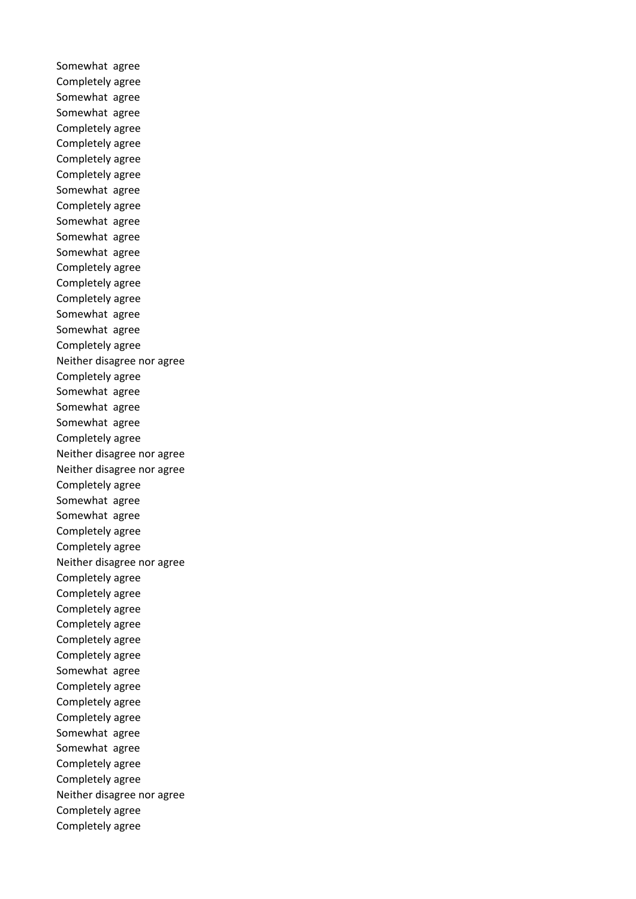Somewhat agree
Completely agree
Somewhat agree
Somewhat agree
Completely agree
Completely agree
Completely agree
Completely agree
Somewhat agree
Completely agree
Somewhat agree
Somewhat agree
Somewhat agree
Completely agree
Completely agree
Completely agree
Somewhat agree
Somewhat agree
Completely agree
Neither disagree nor agree
Completely agree
Somewhat agree
Somewhat agree
Somewhat agree
Completely agree
Neither disagree nor agree
Neither disagree nor agree
Completely agree
Somewhat agree
Somewhat agree
Completely agree
Completely agree
Neither disagree nor agree
Completely agree
Completely agree
Completely agree
Completely agree
Completely agree
Completely agree
Somewhat agree
Completely agree
Completely agree
Completely agree
Somewhat agree
Somewhat agree
Completely agree
Completely agree
Neither disagree nor agree
Completely agree
Completely agree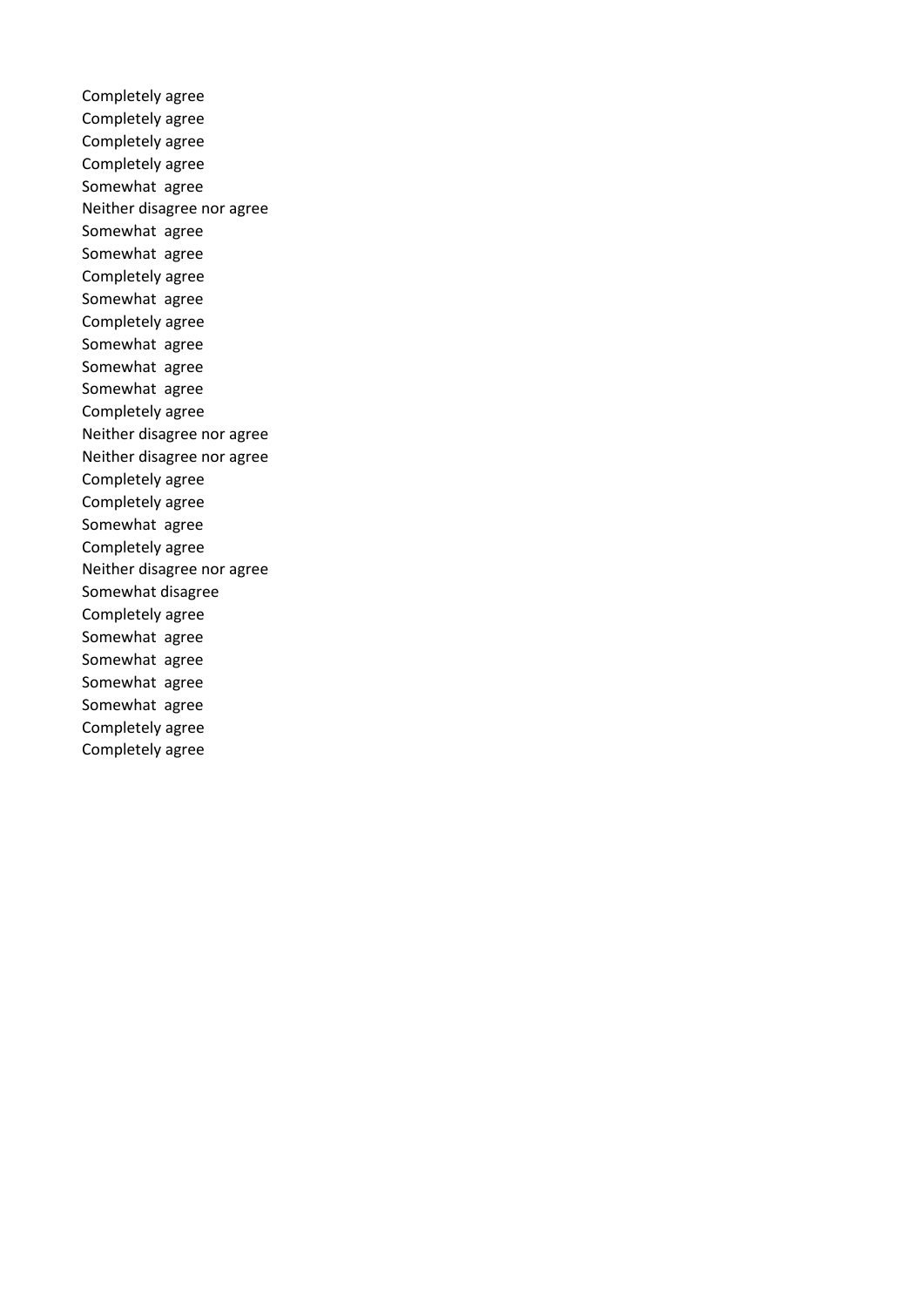Completely agree
Completely agree
Completely agree
Completely agree
Somewhat  agree
Neither disagree nor agree
Somewhat  agree
Somewhat  agree
Completely agree
Somewhat  agree
Completely agree
Somewhat  agree
Somewhat  agree
Somewhat  agree
Completely agree
Neither disagree nor agree
Neither disagree nor agree
Completely agree
Completely agree
Somewhat  agree
Completely agree
Neither disagree nor agree
Somewhat disagree
Completely agree
Somewhat  agree
Somewhat  agree
Somewhat  agree
Somewhat  agree
Completely agree
Completely agree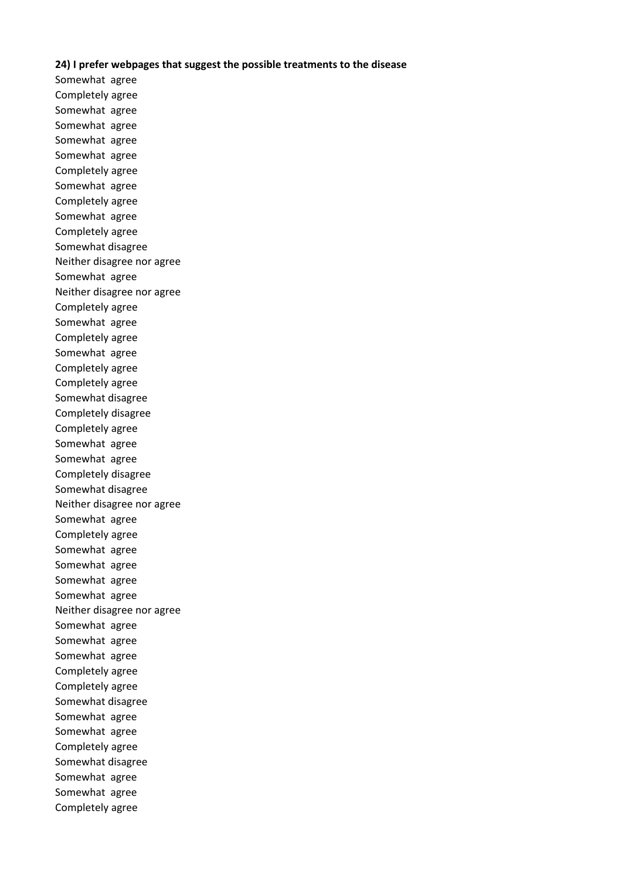**24) I prefer webpages that suggest the possible treatments to the disease**

Somewhat agree
Completely agree
Somewhat agree
Somewhat agree
Somewhat agree
Somewhat agree
Completely agree
Somewhat agree
Completely agree
Somewhat agree
Completely agree
Somewhat disagree
Neither disagree nor agree
Somewhat agree
Neither disagree nor agree
Completely agree
Somewhat agree
Completely agree
Somewhat agree
Completely agree
Completely agree
Somewhat disagree
Completely disagree
Completely agree
Somewhat agree
Somewhat agree
Completely disagree
Somewhat disagree
Neither disagree nor agree
Somewhat agree
Completely agree
Somewhat agree
Somewhat agree
Somewhat agree
Somewhat agree
Neither disagree nor agree
Somewhat agree
Somewhat agree
Somewhat agree
Completely agree
Completely agree
Somewhat disagree
Somewhat agree
Somewhat agree
Completely agree
Somewhat disagree
Somewhat agree
Somewhat agree
Completely agree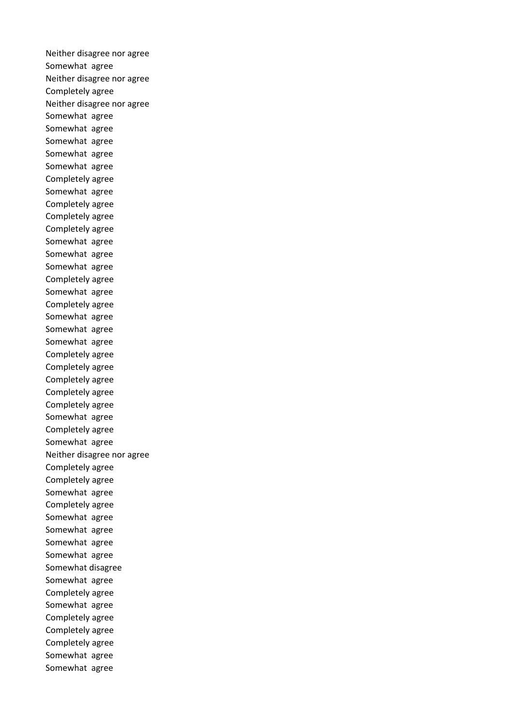Neither disagree nor agree
Somewhat  agree
Neither disagree nor agree
Completely agree
Neither disagree nor agree
Somewhat  agree
Somewhat  agree
Somewhat  agree
Somewhat  agree
Somewhat  agree
Completely agree
Somewhat  agree
Completely agree
Completely agree
Completely agree
Somewhat  agree
Somewhat  agree
Somewhat  agree
Completely agree
Somewhat  agree
Completely agree
Somewhat  agree
Somewhat  agree
Somewhat  agree
Completely agree
Completely agree
Completely agree
Completely agree
Completely agree
Somewhat  agree
Completely agree
Somewhat  agree
Neither disagree nor agree
Completely agree
Completely agree
Somewhat  agree
Completely agree
Somewhat  agree
Somewhat  agree
Somewhat  agree
Somewhat  agree
Somewhat disagree
Somewhat  agree
Completely agree
Somewhat  agree
Completely agree
Completely agree
Completely agree
Somewhat  agree
Somewhat  agree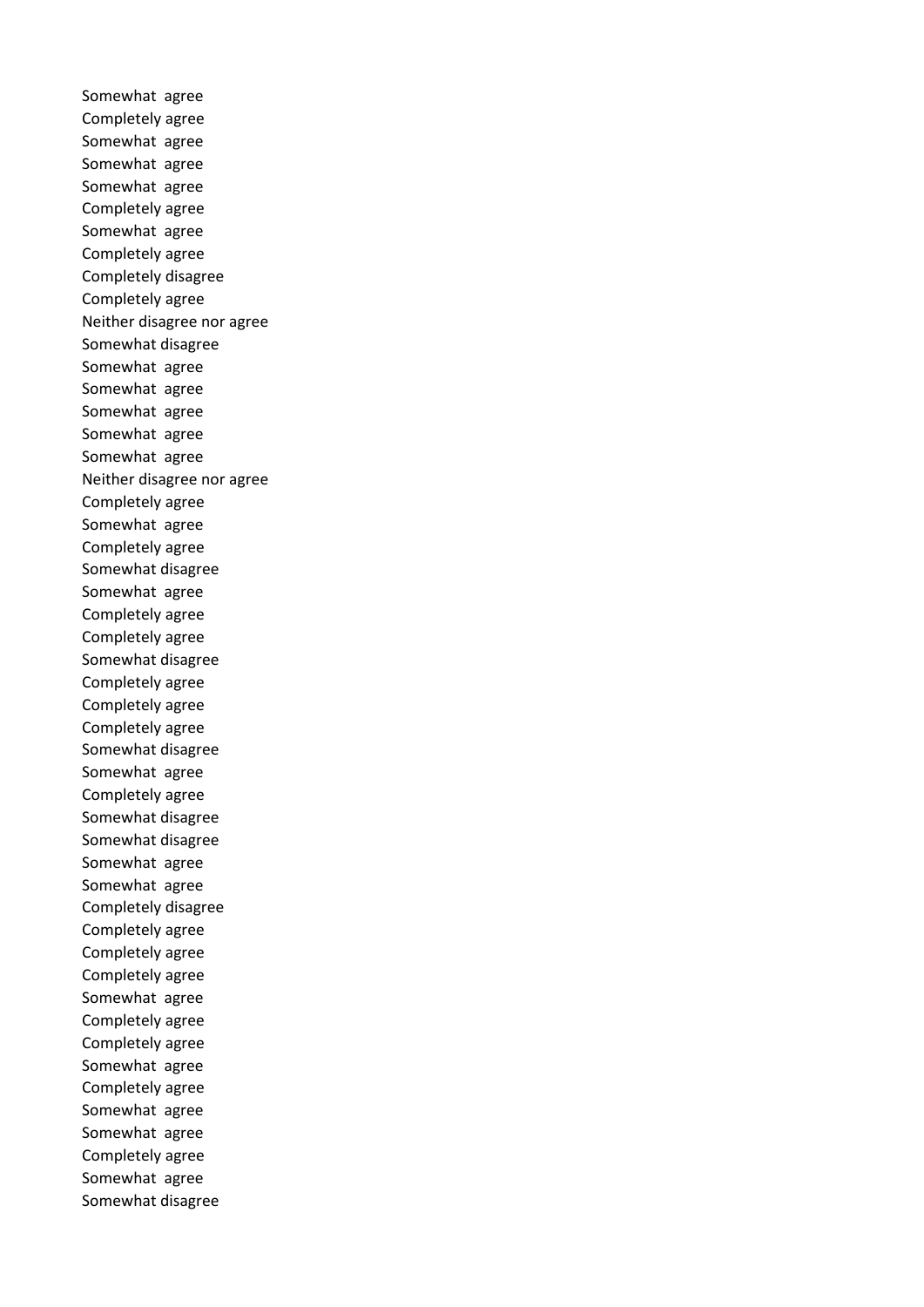Somewhat agree
Completely agree
Somewhat agree
Somewhat agree
Somewhat agree
Completely agree
Somewhat agree
Completely agree
Completely disagree
Completely agree
Neither disagree nor agree
Somewhat disagree
Somewhat agree
Somewhat agree
Somewhat agree
Somewhat agree
Somewhat agree
Neither disagree nor agree
Completely agree
Somewhat agree
Completely agree
Somewhat disagree
Somewhat agree
Completely agree
Completely agree
Somewhat disagree
Completely agree
Completely agree
Completely agree
Somewhat disagree
Somewhat agree
Completely agree
Somewhat disagree
Somewhat disagree
Somewhat agree
Somewhat agree
Completely disagree
Completely agree
Completely agree
Completely agree
Somewhat agree
Completely agree
Completely agree
Somewhat agree
Completely agree
Somewhat agree
Somewhat agree
Completely agree
Somewhat agree
Somewhat disagree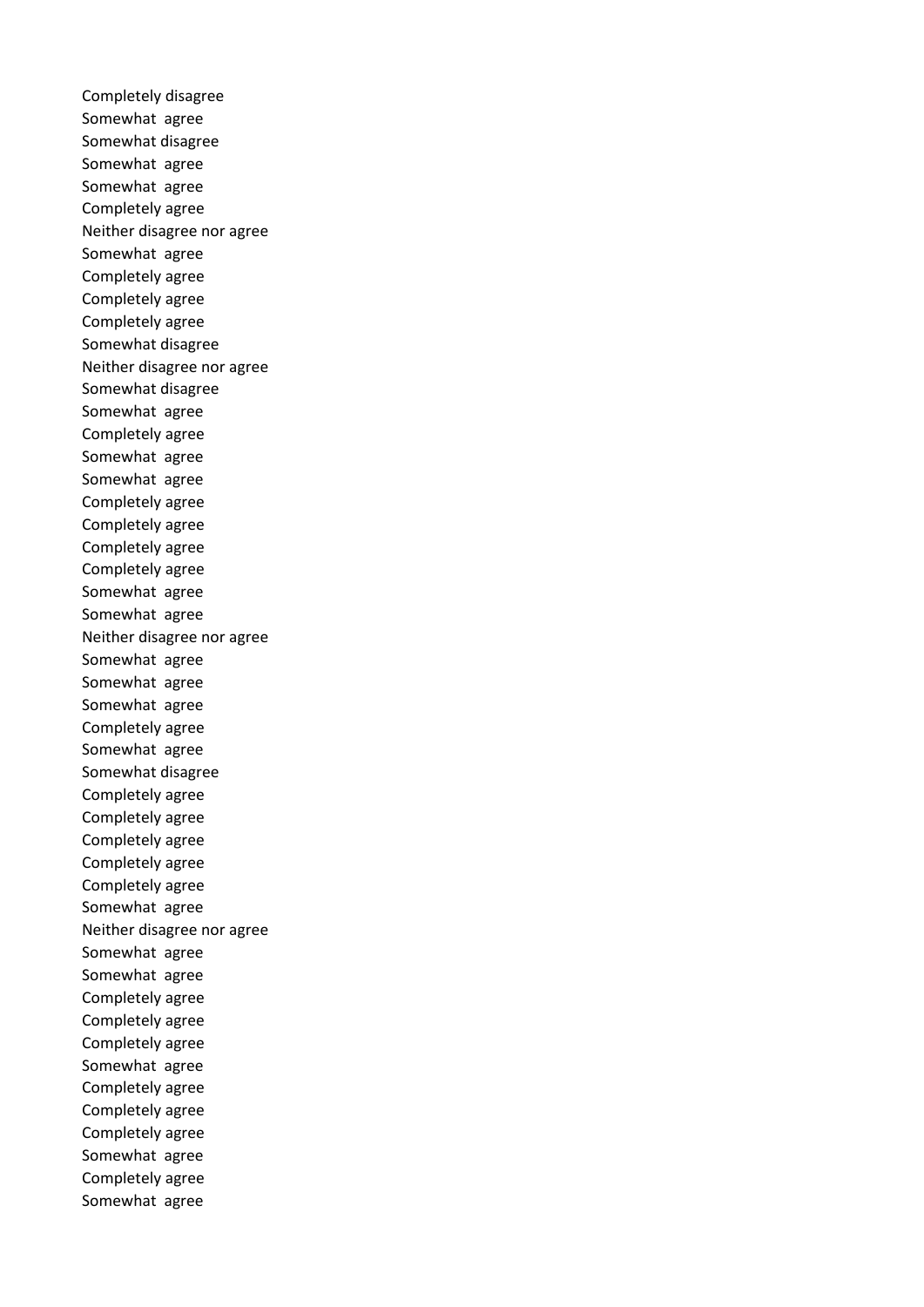Completely disagree
Somewhat  agree
Somewhat disagree
Somewhat  agree
Somewhat  agree
Completely agree
Neither disagree nor agree
Somewhat  agree
Completely agree
Completely agree
Completely agree
Somewhat disagree
Neither disagree nor agree
Somewhat disagree
Somewhat  agree
Completely agree
Somewhat  agree
Somewhat  agree
Completely agree
Completely agree
Completely agree
Completely agree
Somewhat  agree
Somewhat  agree
Neither disagree nor agree
Somewhat  agree
Somewhat  agree
Somewhat  agree
Completely agree
Somewhat  agree
Somewhat disagree
Completely agree
Completely agree
Completely agree
Completely agree
Completely agree
Somewhat  agree
Neither disagree nor agree
Somewhat  agree
Somewhat  agree
Completely agree
Completely agree
Completely agree
Somewhat  agree
Completely agree
Completely agree
Completely agree
Somewhat  agree
Completely agree
Somewhat  agree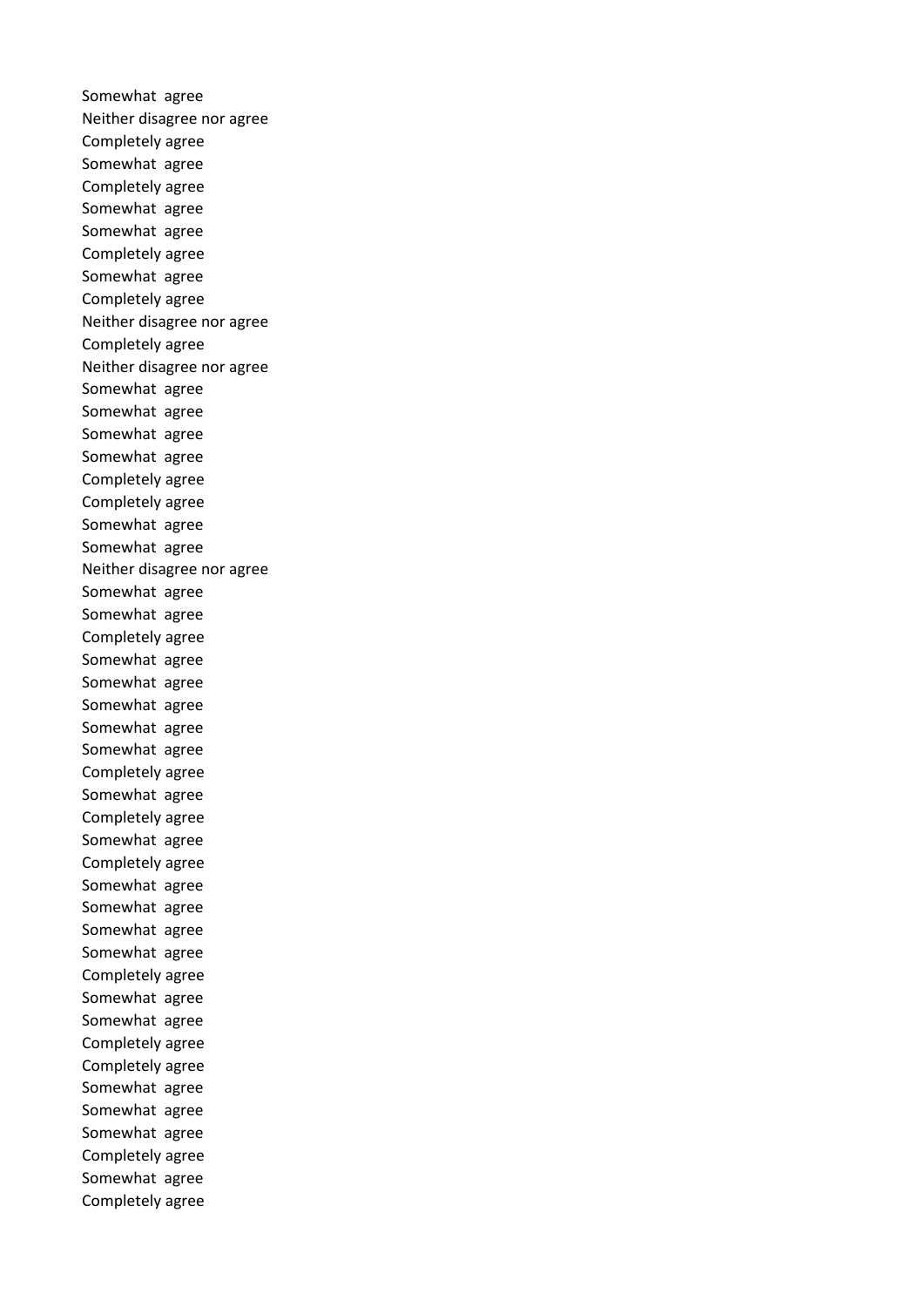Somewhat agree
Neither disagree nor agree
Completely agree
Somewhat agree
Completely agree
Somewhat agree
Somewhat agree
Completely agree
Somewhat agree
Completely agree
Neither disagree nor agree
Completely agree
Neither disagree nor agree
Somewhat agree
Somewhat agree
Somewhat agree
Somewhat agree
Completely agree
Completely agree
Somewhat agree
Somewhat agree
Neither disagree nor agree
Somewhat agree
Somewhat agree
Completely agree
Somewhat agree
Somewhat agree
Somewhat agree
Somewhat agree
Somewhat agree
Completely agree
Somewhat agree
Completely agree
Somewhat agree
Completely agree
Somewhat agree
Somewhat agree
Somewhat agree
Somewhat agree
Completely agree
Somewhat agree
Somewhat agree
Completely agree
Completely agree
Somewhat agree
Somewhat agree
Somewhat agree
Completely agree
Somewhat agree
Completely agree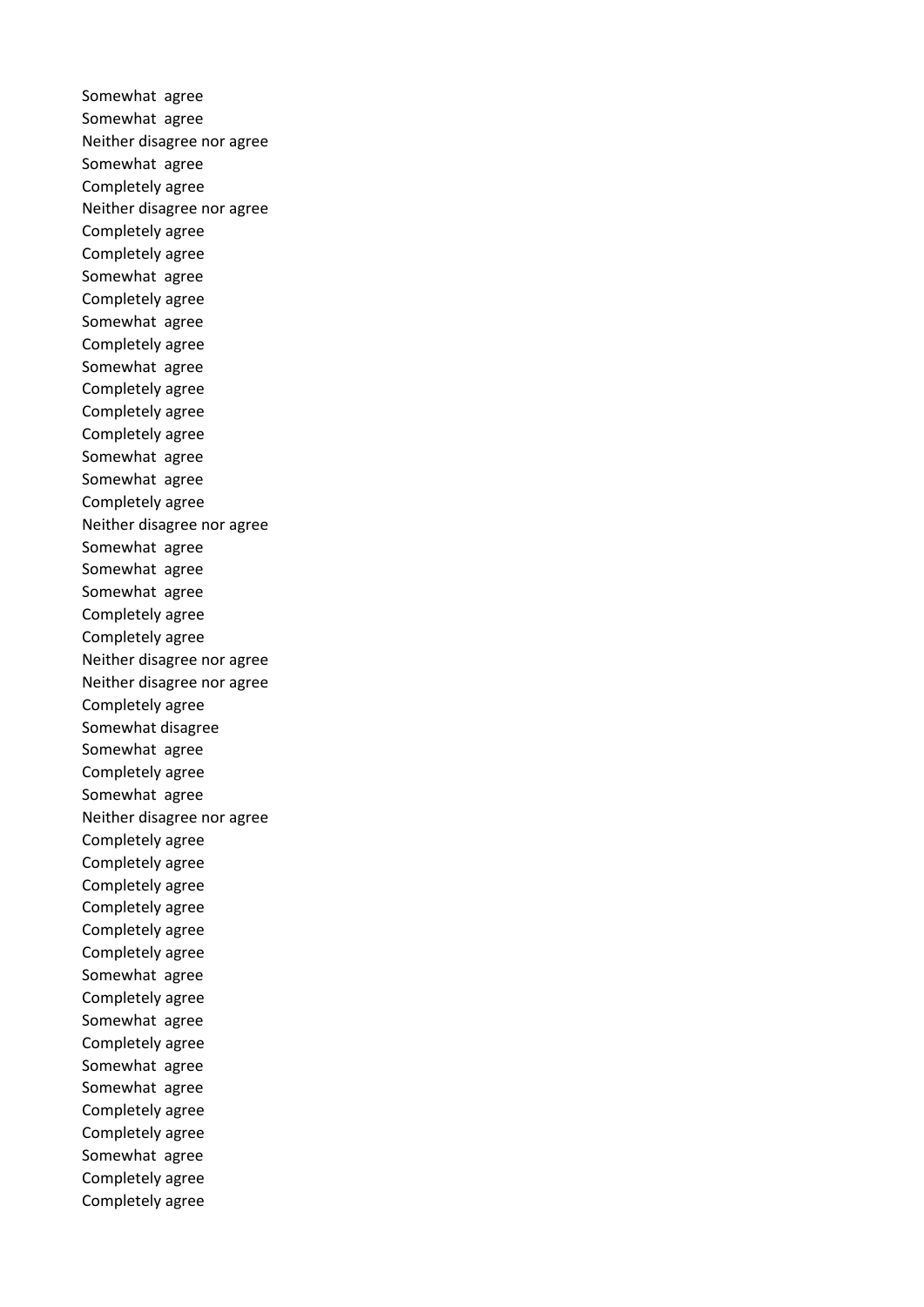Somewhat  agree
Somewhat  agree
Neither disagree nor agree
Somewhat  agree
Completely agree
Neither disagree nor agree
Completely agree
Completely agree
Somewhat  agree
Completely agree
Somewhat  agree
Completely agree
Somewhat  agree
Completely agree
Completely agree
Completely agree
Somewhat  agree
Somewhat  agree
Completely agree
Neither disagree nor agree
Somewhat  agree
Somewhat  agree
Somewhat  agree
Completely agree
Completely agree
Neither disagree nor agree
Neither disagree nor agree
Completely agree
Somewhat disagree
Somewhat  agree
Completely agree
Somewhat  agree
Neither disagree nor agree
Completely agree
Completely agree
Completely agree
Completely agree
Completely agree
Completely agree
Somewhat  agree
Completely agree
Somewhat  agree
Completely agree
Somewhat  agree
Somewhat  agree
Completely agree
Completely agree
Somewhat  agree
Completely agree
Completely agree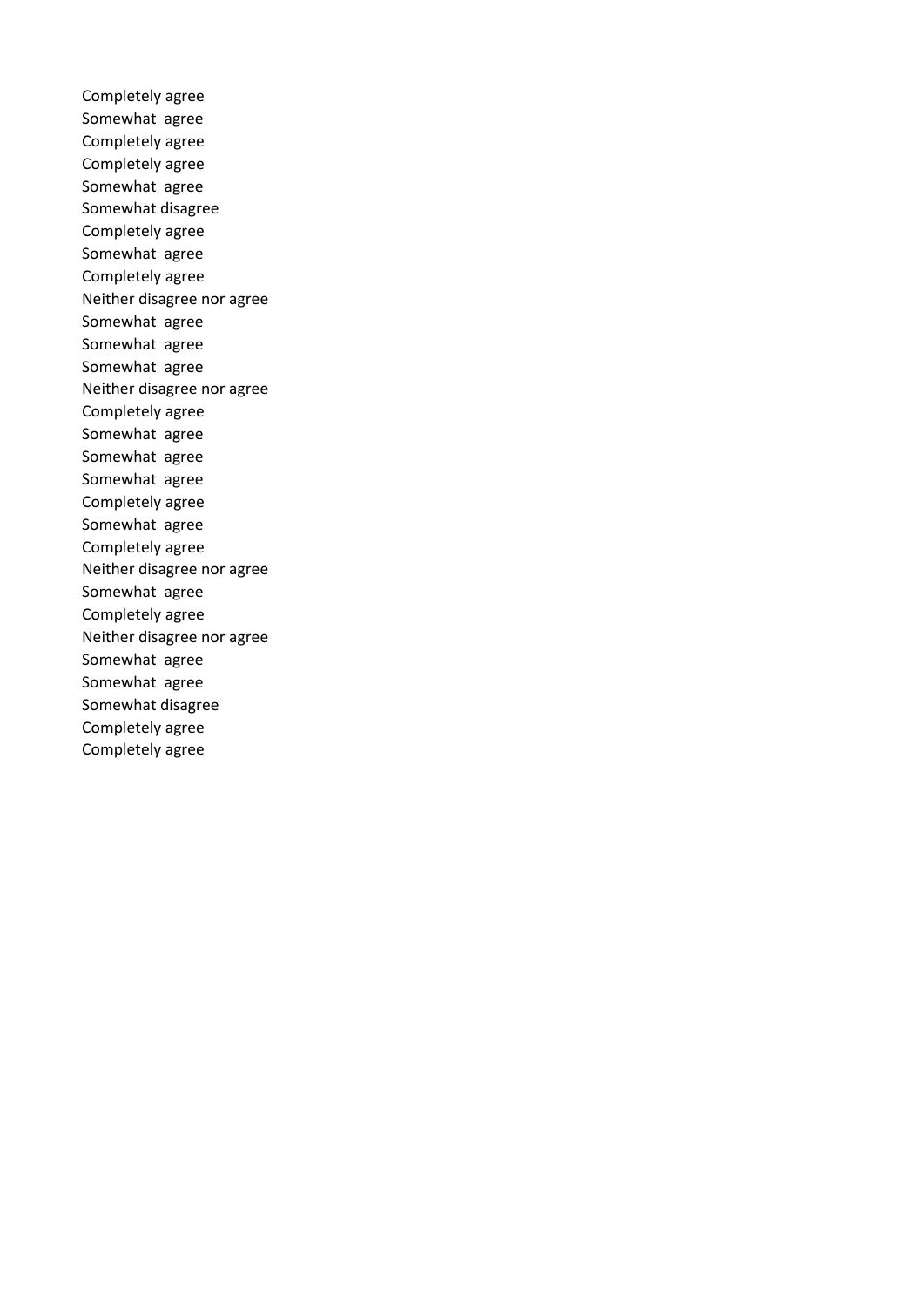Completely agree
Somewhat agree
Completely agree
Completely agree
Somewhat agree
Somewhat disagree
Completely agree
Somewhat agree
Completely agree
Neither disagree nor agree
Somewhat agree
Somewhat agree
Somewhat agree
Neither disagree nor agree
Completely agree
Somewhat agree
Somewhat agree
Somewhat agree
Completely agree
Somewhat agree
Completely agree
Neither disagree nor agree
Somewhat agree
Completely agree
Neither disagree nor agree
Somewhat agree
Somewhat agree
Somewhat disagree
Completely agree
Completely agree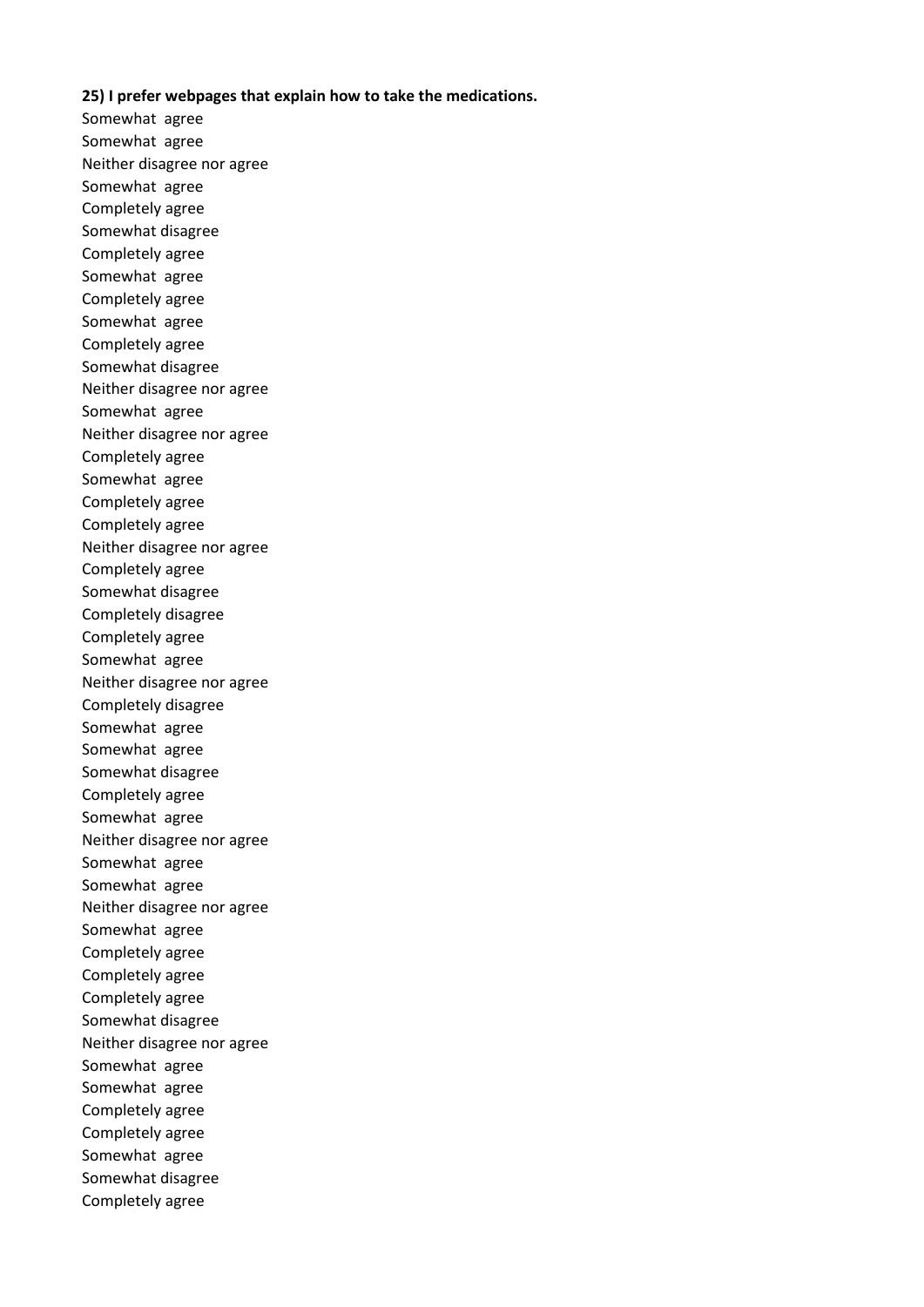**25) I prefer webpages that explain how to take the medications.**

Somewhat agree
Somewhat agree
Neither disagree nor agree
Somewhat agree
Completely agree
Somewhat disagree
Completely agree
Somewhat agree
Completely agree
Somewhat agree
Completely agree
Somewhat disagree
Neither disagree nor agree
Somewhat agree
Neither disagree nor agree
Completely agree
Somewhat agree
Completely agree
Completely agree
Neither disagree nor agree
Completely agree
Somewhat disagree
Completely disagree
Completely agree
Somewhat agree
Neither disagree nor agree
Completely disagree
Somewhat agree
Somewhat agree
Somewhat disagree
Completely agree
Somewhat agree
Neither disagree nor agree
Somewhat agree
Somewhat agree
Neither disagree nor agree
Somewhat agree
Completely agree
Completely agree
Completely agree
Somewhat disagree
Neither disagree nor agree
Somewhat agree
Somewhat agree
Completely agree
Completely agree
Somewhat agree
Somewhat disagree
Completely agree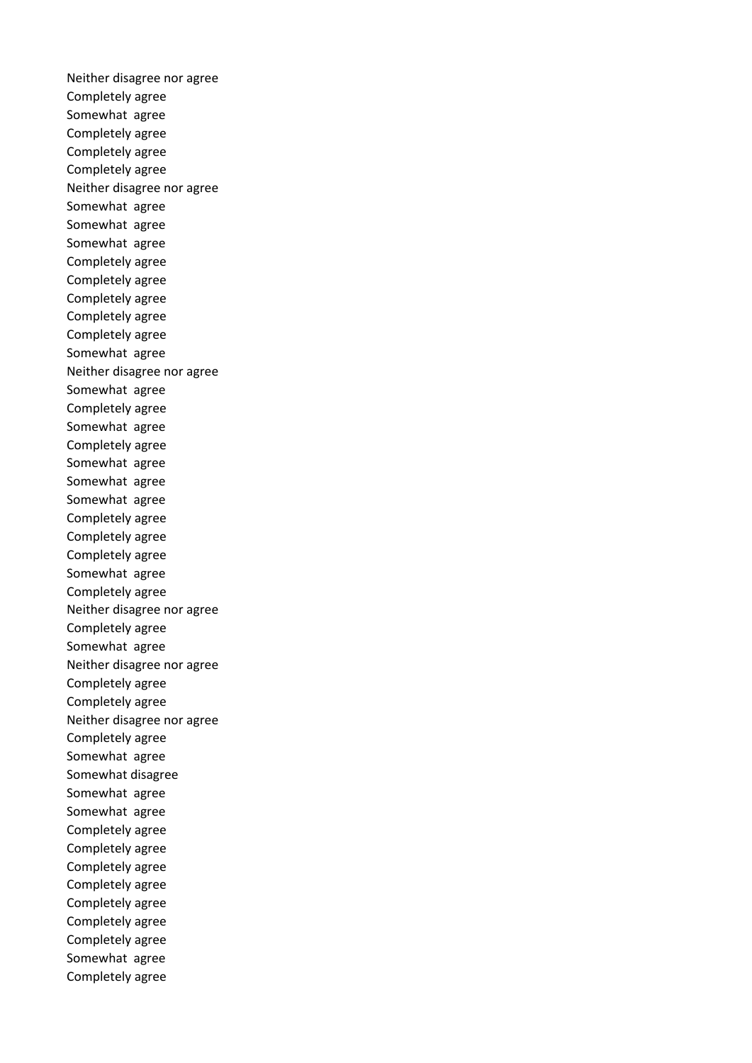Neither disagree nor agree
Completely agree
Somewhat agree
Completely agree
Completely agree
Completely agree
Neither disagree nor agree
Somewhat agree
Somewhat agree
Somewhat agree
Completely agree
Completely agree
Completely agree
Completely agree
Completely agree
Somewhat agree
Neither disagree nor agree
Somewhat agree
Completely agree
Somewhat agree
Completely agree
Somewhat agree
Somewhat agree
Somewhat agree
Completely agree
Completely agree
Completely agree
Somewhat agree
Completely agree
Neither disagree nor agree
Completely agree
Somewhat agree
Neither disagree nor agree
Completely agree
Completely agree
Neither disagree nor agree
Completely agree
Somewhat agree
Somewhat disagree
Somewhat agree
Somewhat agree
Completely agree
Completely agree
Completely agree
Completely agree
Completely agree
Completely agree
Completely agree
Somewhat agree
Completely agree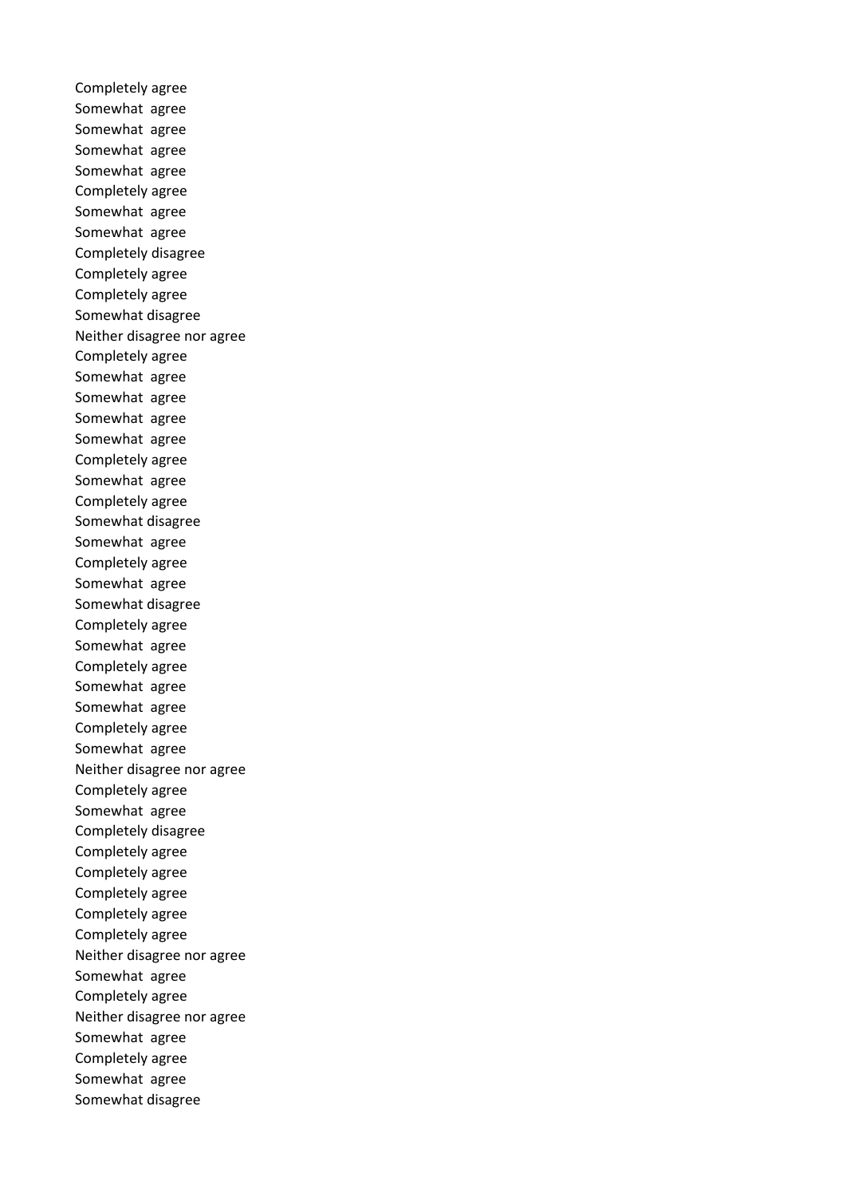Completely agree
Somewhat agree
Somewhat agree
Somewhat agree
Somewhat agree
Completely agree
Somewhat agree
Somewhat agree
Completely disagree
Completely agree
Completely agree
Somewhat disagree
Neither disagree nor agree
Completely agree
Somewhat agree
Somewhat agree
Somewhat agree
Somewhat agree
Completely agree
Somewhat agree
Completely agree
Somewhat disagree
Somewhat agree
Completely agree
Somewhat agree
Somewhat disagree
Completely agree
Somewhat agree
Completely agree
Somewhat agree
Somewhat agree
Completely agree
Somewhat agree
Neither disagree nor agree
Completely agree
Somewhat agree
Completely disagree
Completely agree
Completely agree
Completely agree
Completely agree
Completely agree
Neither disagree nor agree
Somewhat agree
Completely agree
Neither disagree nor agree
Somewhat agree
Completely agree
Somewhat agree
Somewhat disagree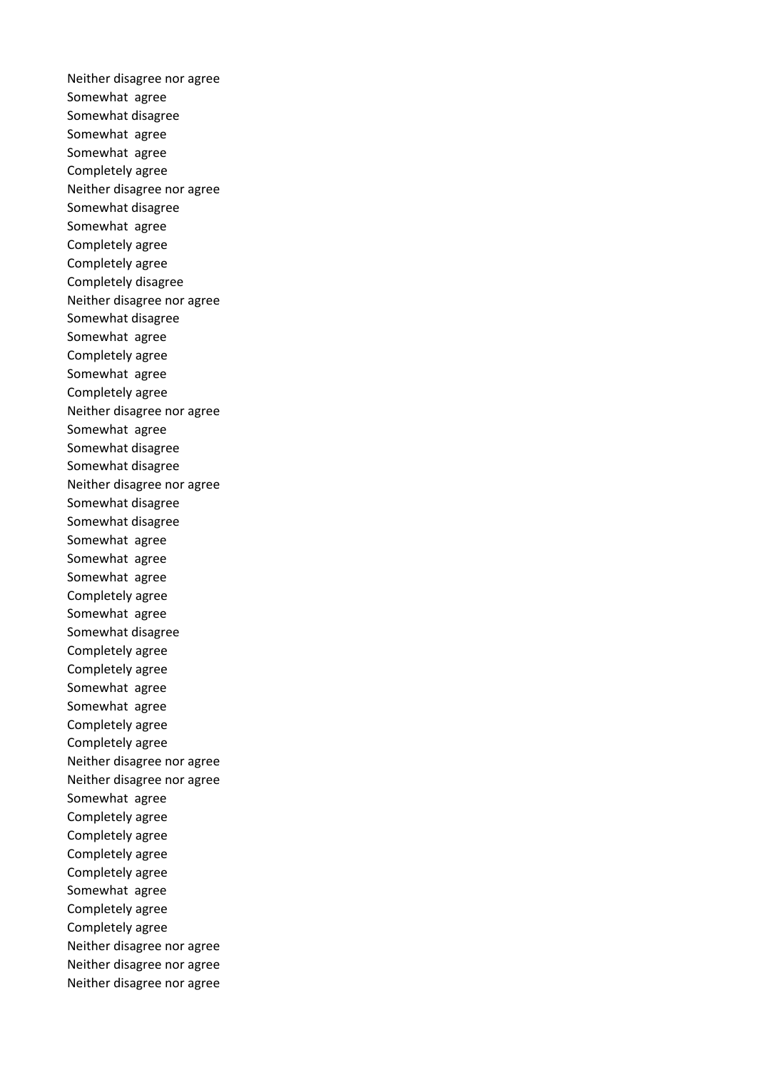Neither disagree nor agree
Somewhat  agree
Somewhat disagree
Somewhat  agree
Somewhat  agree
Completely agree
Neither disagree nor agree
Somewhat disagree
Somewhat  agree
Completely agree
Completely agree
Completely disagree
Neither disagree nor agree
Somewhat disagree
Somewhat  agree
Completely agree
Somewhat  agree
Completely agree
Neither disagree nor agree
Somewhat  agree
Somewhat disagree
Somewhat disagree
Neither disagree nor agree
Somewhat disagree
Somewhat disagree
Somewhat  agree
Somewhat  agree
Somewhat  agree
Completely agree
Somewhat  agree
Somewhat disagree
Completely agree
Completely agree
Somewhat  agree
Somewhat  agree
Completely agree
Completely agree
Neither disagree nor agree
Neither disagree nor agree
Somewhat  agree
Completely agree
Completely agree
Completely agree
Completely agree
Somewhat  agree
Completely agree
Completely agree
Neither disagree nor agree
Neither disagree nor agree
Neither disagree nor agree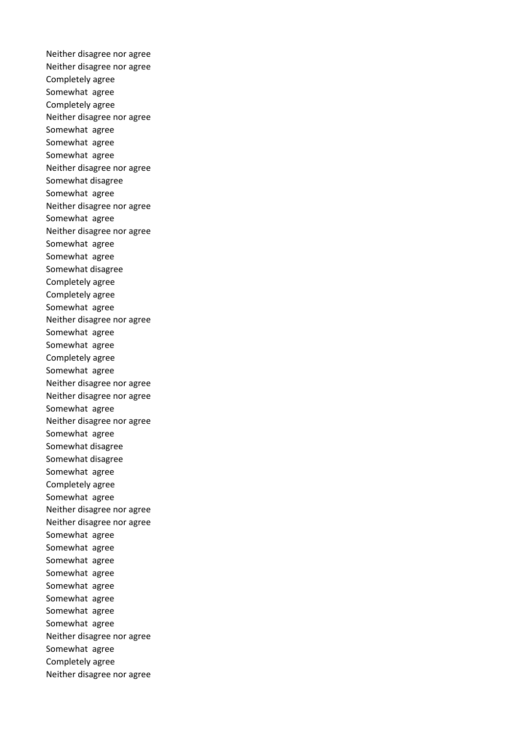Neither disagree nor agree
Neither disagree nor agree
Completely agree
Somewhat agree
Completely agree
Neither disagree nor agree
Somewhat agree
Somewhat agree
Somewhat agree
Neither disagree nor agree
Somewhat disagree
Somewhat agree
Neither disagree nor agree
Somewhat agree
Neither disagree nor agree
Somewhat agree
Somewhat agree
Somewhat disagree
Completely agree
Completely agree
Somewhat agree
Neither disagree nor agree
Somewhat agree
Somewhat agree
Completely agree
Somewhat agree
Neither disagree nor agree
Neither disagree nor agree
Somewhat agree
Neither disagree nor agree
Somewhat agree
Somewhat disagree
Somewhat disagree
Somewhat agree
Completely agree
Somewhat agree
Neither disagree nor agree
Neither disagree nor agree
Somewhat agree
Somewhat agree
Somewhat agree
Somewhat agree
Somewhat agree
Somewhat agree
Somewhat agree
Somewhat agree
Neither disagree nor agree
Somewhat agree
Completely agree
Neither disagree nor agree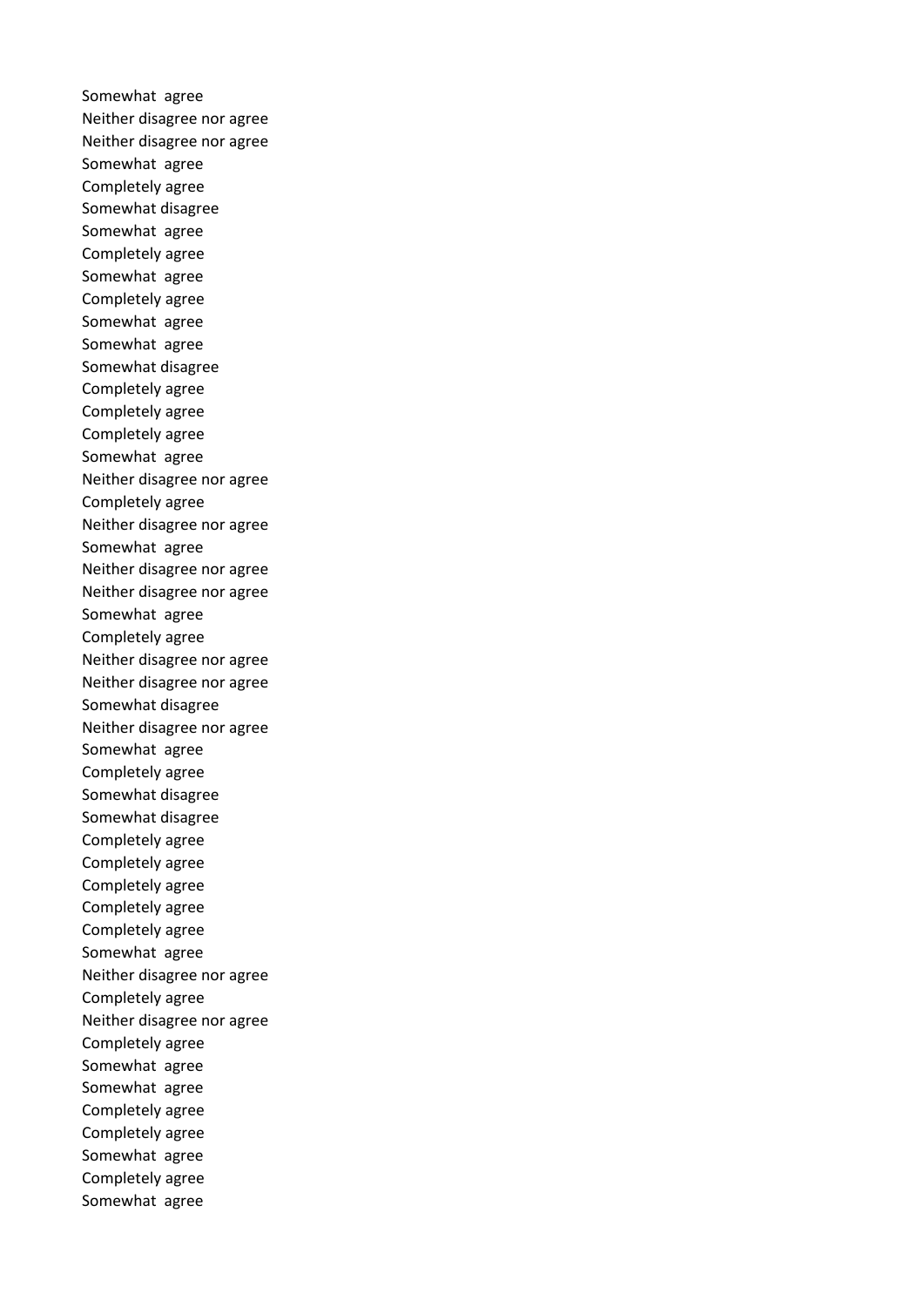Somewhat agree
Neither disagree nor agree
Neither disagree nor agree
Somewhat agree
Completely agree
Somewhat disagree
Somewhat agree
Completely agree
Somewhat agree
Completely agree
Somewhat agree
Somewhat agree
Somewhat disagree
Completely agree
Completely agree
Completely agree
Somewhat agree
Neither disagree nor agree
Completely agree
Neither disagree nor agree
Somewhat agree
Neither disagree nor agree
Neither disagree nor agree
Somewhat agree
Completely agree
Neither disagree nor agree
Neither disagree nor agree
Somewhat disagree
Neither disagree nor agree
Somewhat agree
Completely agree
Somewhat disagree
Somewhat disagree
Completely agree
Completely agree
Completely agree
Completely agree
Completely agree
Somewhat agree
Neither disagree nor agree
Completely agree
Neither disagree nor agree
Completely agree
Somewhat agree
Somewhat agree
Completely agree
Completely agree
Somewhat agree
Completely agree
Somewhat agree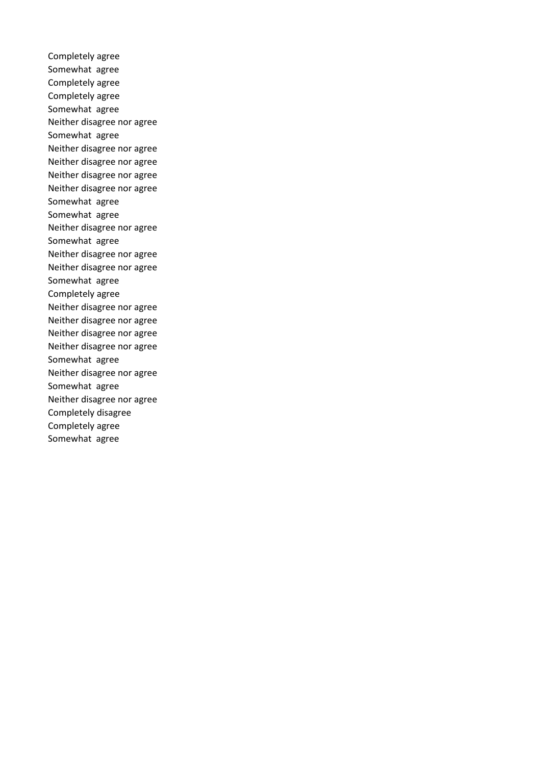Completely agree
Somewhat  agree
Completely agree
Completely agree
Somewhat  agree
Neither disagree nor agree
Somewhat  agree
Neither disagree nor agree
Neither disagree nor agree
Neither disagree nor agree
Neither disagree nor agree
Somewhat  agree
Somewhat  agree
Neither disagree nor agree
Somewhat  agree
Neither disagree nor agree
Neither disagree nor agree
Somewhat  agree
Completely agree
Neither disagree nor agree
Neither disagree nor agree
Neither disagree nor agree
Neither disagree nor agree
Somewhat  agree
Neither disagree nor agree
Somewhat  agree
Neither disagree nor agree
Completely disagree
Completely agree
Somewhat  agree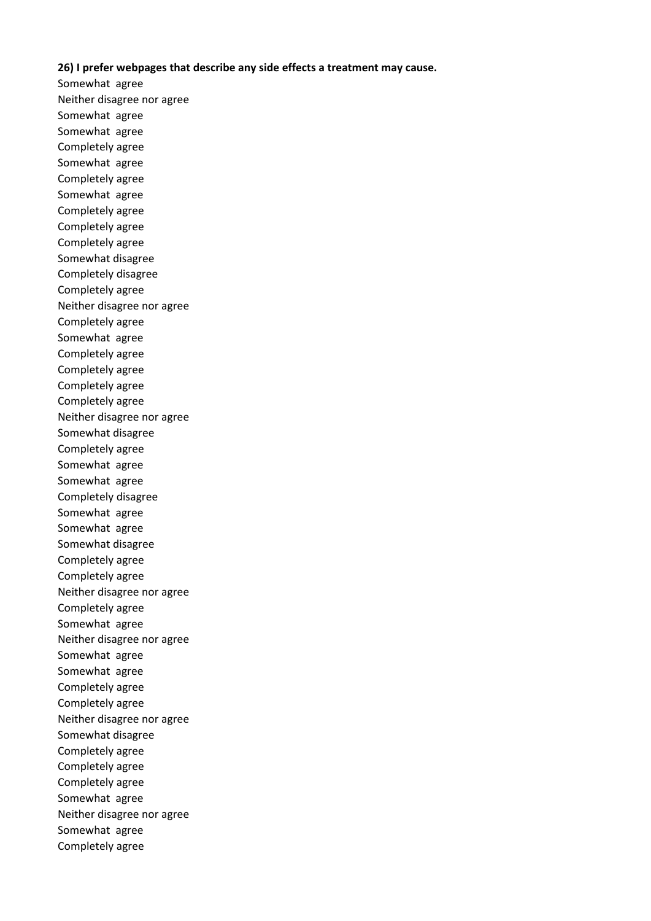**26) I prefer webpages that describe any side effects a treatment may cause.**

Somewhat agree
Neither disagree nor agree
Somewhat agree
Somewhat agree
Completely agree
Somewhat agree
Completely agree
Somewhat agree
Completely agree
Completely agree
Completely agree
Somewhat disagree
Completely disagree
Completely agree
Neither disagree nor agree
Completely agree
Somewhat agree
Completely agree
Completely agree
Completely agree
Completely agree
Neither disagree nor agree
Somewhat disagree
Completely agree
Somewhat agree
Somewhat agree
Completely disagree
Somewhat agree
Somewhat agree
Somewhat disagree
Completely agree
Completely agree
Neither disagree nor agree
Completely agree
Somewhat agree
Neither disagree nor agree
Somewhat agree
Somewhat agree
Completely agree
Completely agree
Neither disagree nor agree
Somewhat disagree
Completely agree
Completely agree
Completely agree
Somewhat agree
Neither disagree nor agree
Somewhat agree
Completely agree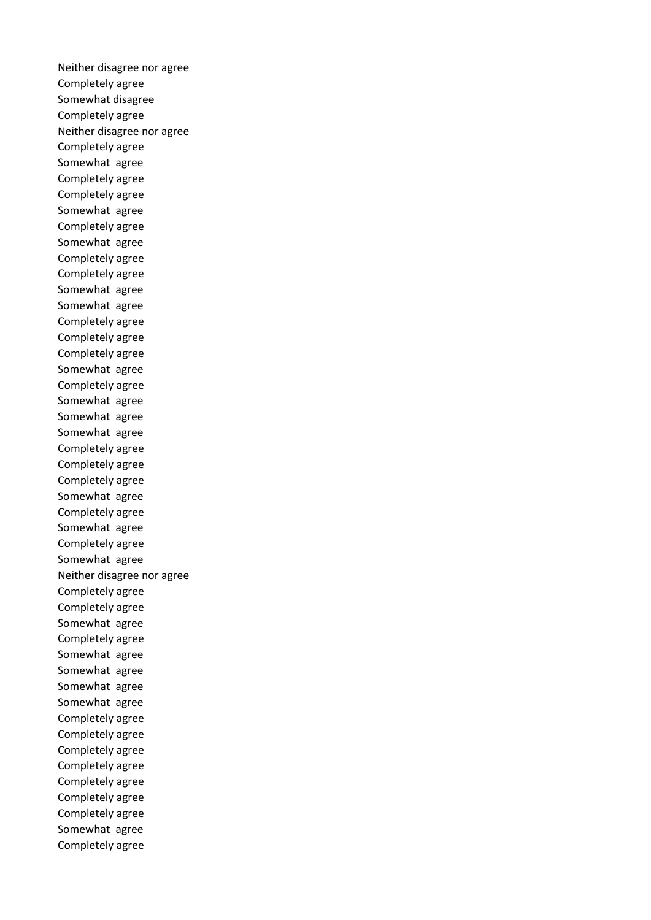Neither disagree nor agree
Completely agree
Somewhat disagree
Completely agree
Neither disagree nor agree
Completely agree
Somewhat  agree
Completely agree
Completely agree
Somewhat  agree
Completely agree
Somewhat  agree
Completely agree
Completely agree
Somewhat  agree
Somewhat  agree
Completely agree
Completely agree
Completely agree
Somewhat  agree
Completely agree
Somewhat  agree
Somewhat  agree
Somewhat  agree
Completely agree
Completely agree
Completely agree
Somewhat  agree
Completely agree
Somewhat  agree
Completely agree
Somewhat  agree
Neither disagree nor agree
Completely agree
Completely agree
Somewhat  agree
Completely agree
Somewhat  agree
Somewhat  agree
Somewhat  agree
Somewhat  agree
Completely agree
Completely agree
Completely agree
Completely agree
Completely agree
Completely agree
Completely agree
Somewhat  agree
Completely agree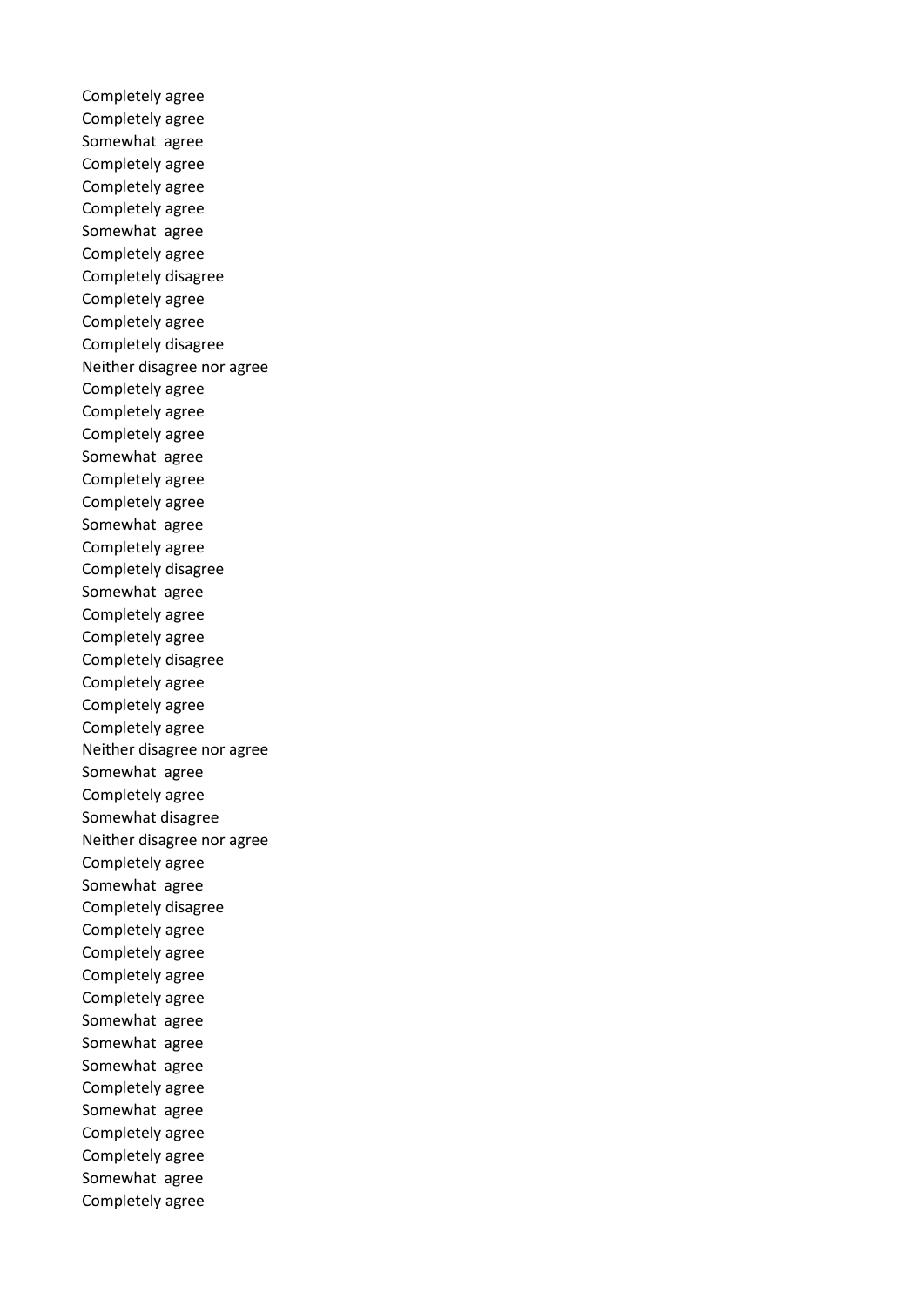Completely agree
Completely agree
Somewhat  agree
Completely agree
Completely agree
Completely agree
Somewhat  agree
Completely agree
Completely disagree
Completely agree
Completely agree
Completely disagree
Neither disagree nor agree
Completely agree
Completely agree
Completely agree
Somewhat  agree
Completely agree
Completely agree
Somewhat  agree
Completely agree
Completely disagree
Somewhat  agree
Completely agree
Completely agree
Completely disagree
Completely agree
Completely agree
Completely agree
Neither disagree nor agree
Somewhat  agree
Completely agree
Somewhat disagree
Neither disagree nor agree
Completely agree
Somewhat  agree
Completely disagree
Completely agree
Completely agree
Completely agree
Completely agree
Somewhat  agree
Somewhat  agree
Somewhat  agree
Completely agree
Somewhat  agree
Completely agree
Completely agree
Somewhat  agree
Completely agree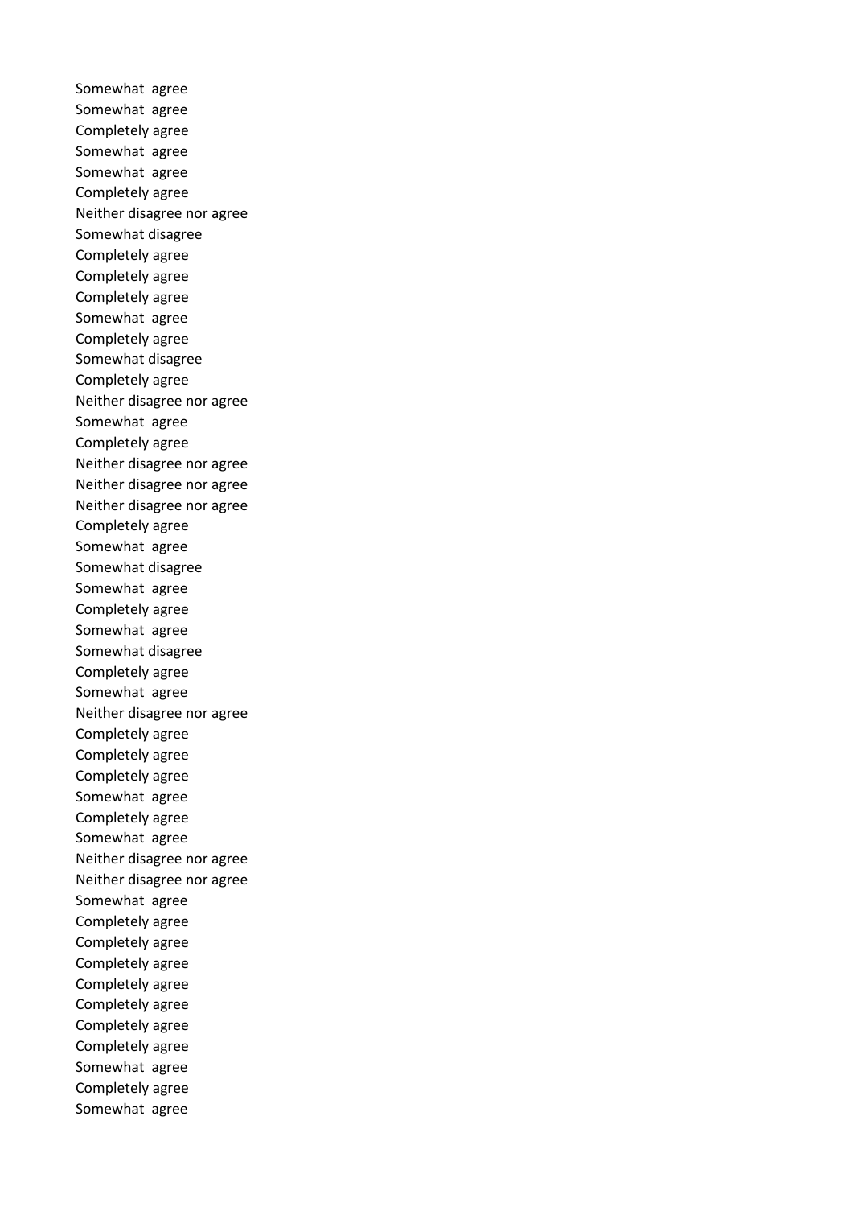Somewhat agree
Somewhat agree
Completely agree
Somewhat agree
Somewhat agree
Completely agree
Neither disagree nor agree
Somewhat disagree
Completely agree
Completely agree
Completely agree
Somewhat agree
Completely agree
Somewhat disagree
Completely agree
Neither disagree nor agree
Somewhat agree
Completely agree
Neither disagree nor agree
Neither disagree nor agree
Neither disagree nor agree
Completely agree
Somewhat agree
Somewhat disagree
Somewhat agree
Completely agree
Somewhat agree
Somewhat disagree
Completely agree
Somewhat agree
Neither disagree nor agree
Completely agree
Completely agree
Completely agree
Somewhat agree
Completely agree
Somewhat agree
Neither disagree nor agree
Neither disagree nor agree
Somewhat agree
Completely agree
Completely agree
Completely agree
Completely agree
Completely agree
Completely agree
Completely agree
Somewhat agree
Completely agree
Somewhat agree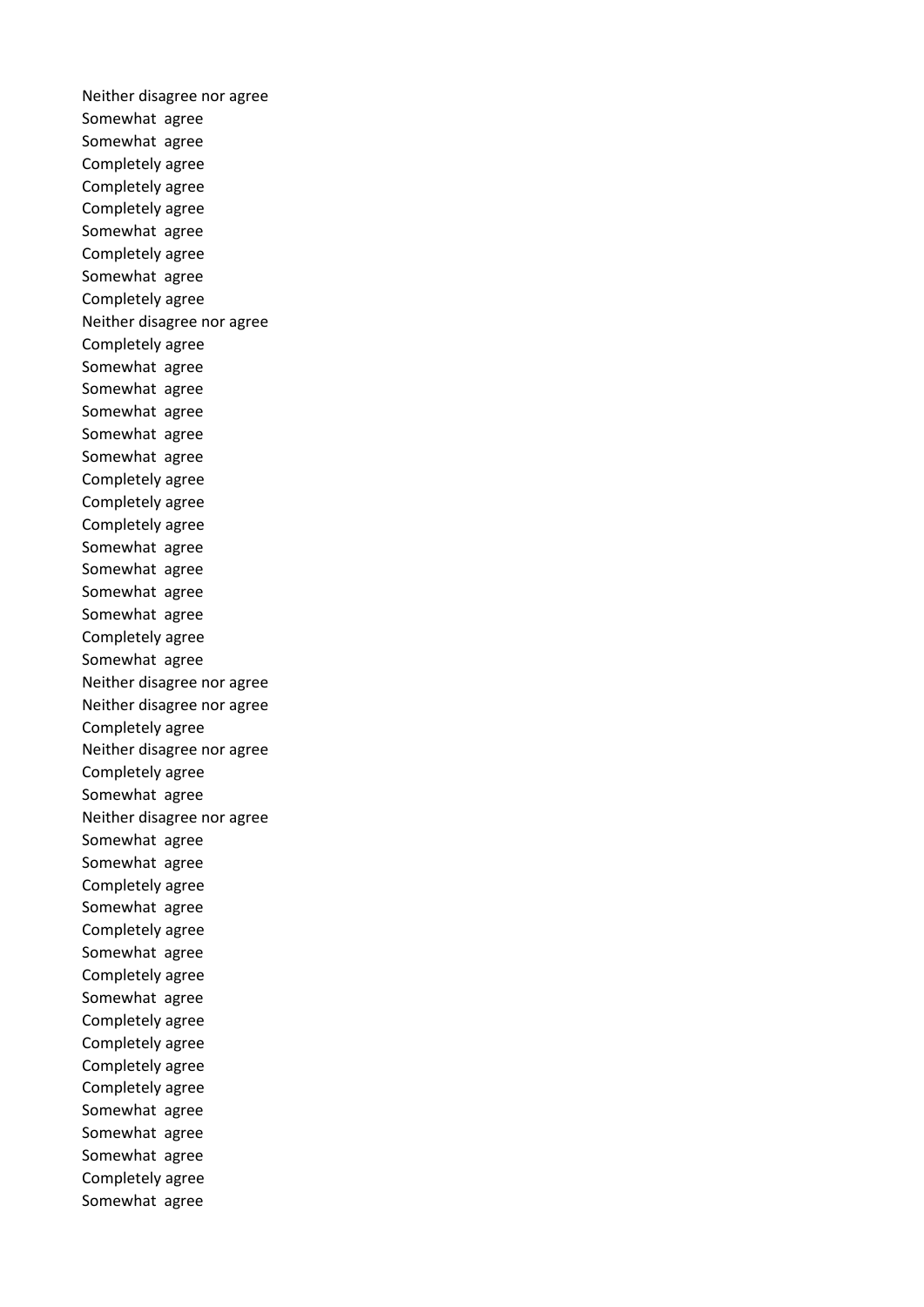Neither disagree nor agree
Somewhat agree
Somewhat agree
Completely agree
Completely agree
Completely agree
Somewhat agree
Completely agree
Somewhat agree
Completely agree
Neither disagree nor agree
Completely agree
Somewhat agree
Somewhat agree
Somewhat agree
Somewhat agree
Somewhat agree
Completely agree
Completely agree
Completely agree
Somewhat agree
Somewhat agree
Somewhat agree
Somewhat agree
Completely agree
Somewhat agree
Neither disagree nor agree
Neither disagree nor agree
Completely agree
Neither disagree nor agree
Completely agree
Somewhat agree
Neither disagree nor agree
Somewhat agree
Somewhat agree
Completely agree
Somewhat agree
Completely agree
Somewhat agree
Completely agree
Somewhat agree
Completely agree
Completely agree
Completely agree
Completely agree
Somewhat agree
Somewhat agree
Somewhat agree
Completely agree
Somewhat agree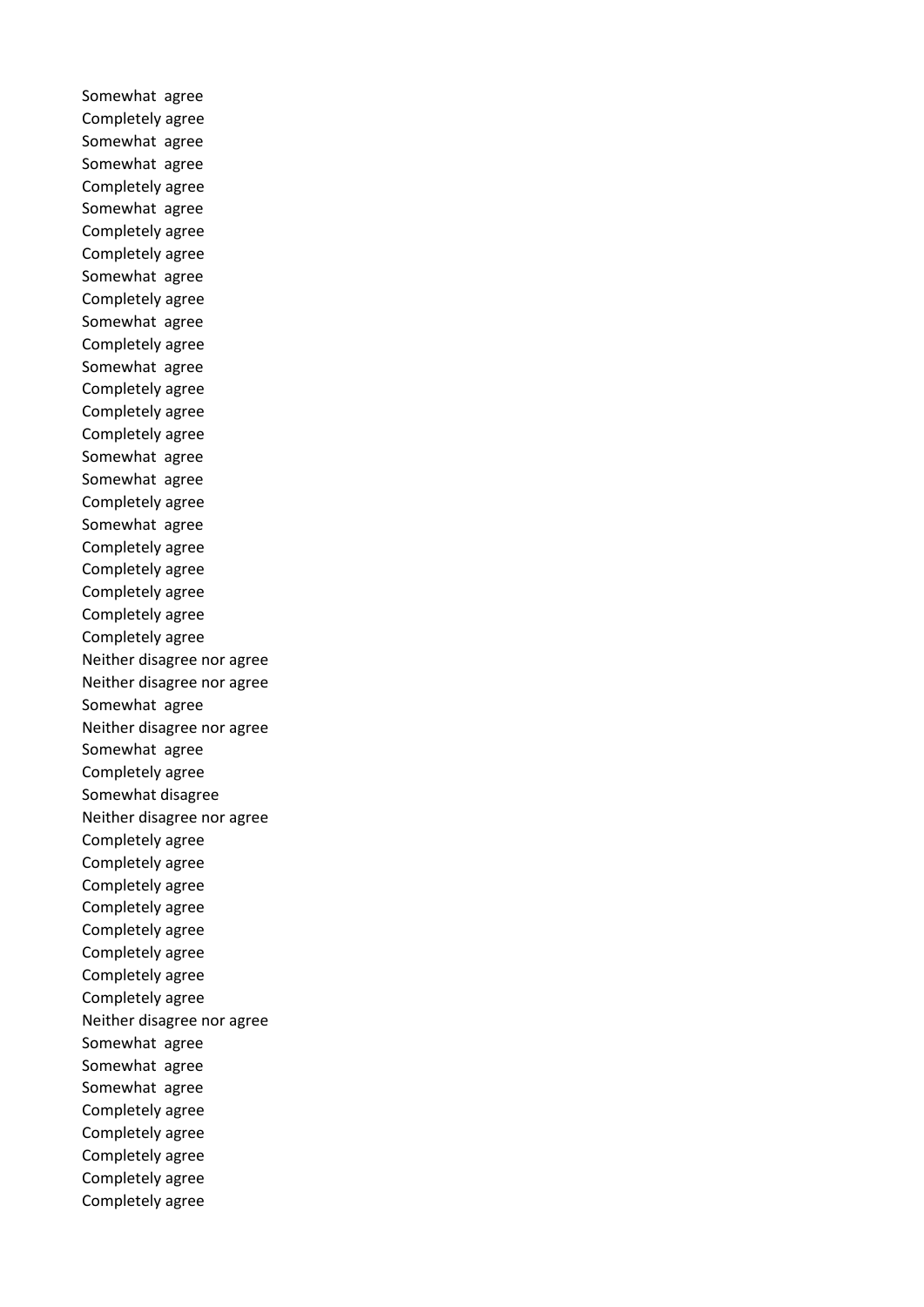Somewhat  agree
Completely agree
Somewhat  agree
Somewhat  agree
Completely agree
Somewhat  agree
Completely agree
Completely agree
Somewhat  agree
Completely agree
Somewhat  agree
Completely agree
Somewhat  agree
Completely agree
Completely agree
Completely agree
Somewhat  agree
Somewhat  agree
Completely agree
Somewhat  agree
Completely agree
Completely agree
Completely agree
Completely agree
Completely agree
Neither disagree nor agree
Neither disagree nor agree
Somewhat  agree
Neither disagree nor agree
Somewhat  agree
Completely agree
Somewhat disagree
Neither disagree nor agree
Completely agree
Completely agree
Completely agree
Completely agree
Completely agree
Completely agree
Completely agree
Completely agree
Neither disagree nor agree
Somewhat  agree
Somewhat  agree
Somewhat  agree
Completely agree
Completely agree
Completely agree
Completely agree
Completely agree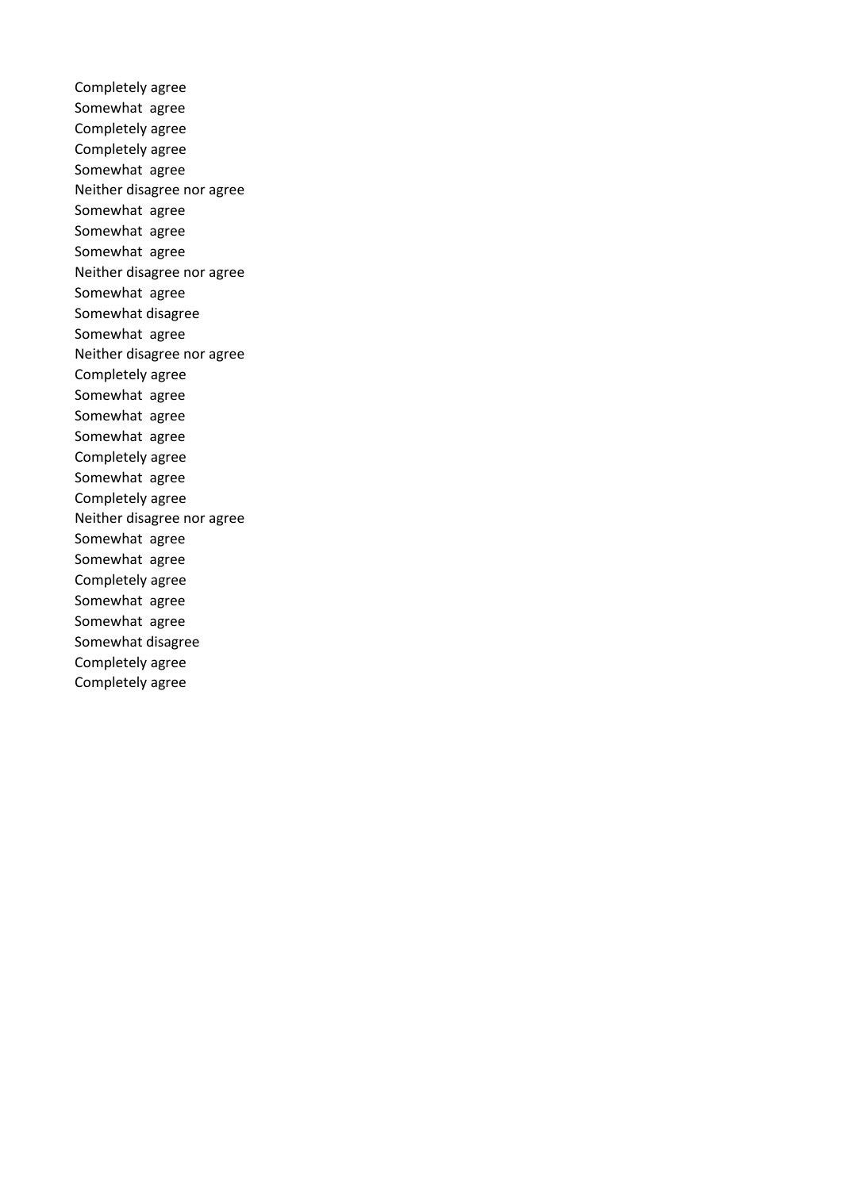Completely agree
Somewhat  agree
Completely agree
Completely agree
Somewhat  agree
Neither disagree nor agree
Somewhat  agree
Somewhat  agree
Somewhat  agree
Neither disagree nor agree
Somewhat  agree
Somewhat disagree
Somewhat  agree
Neither disagree nor agree
Completely agree
Somewhat  agree
Somewhat  agree
Somewhat  agree
Completely agree
Somewhat  agree
Completely agree
Neither disagree nor agree
Somewhat  agree
Somewhat  agree
Completely agree
Somewhat  agree
Somewhat  agree
Somewhat disagree
Completely agree
Completely agree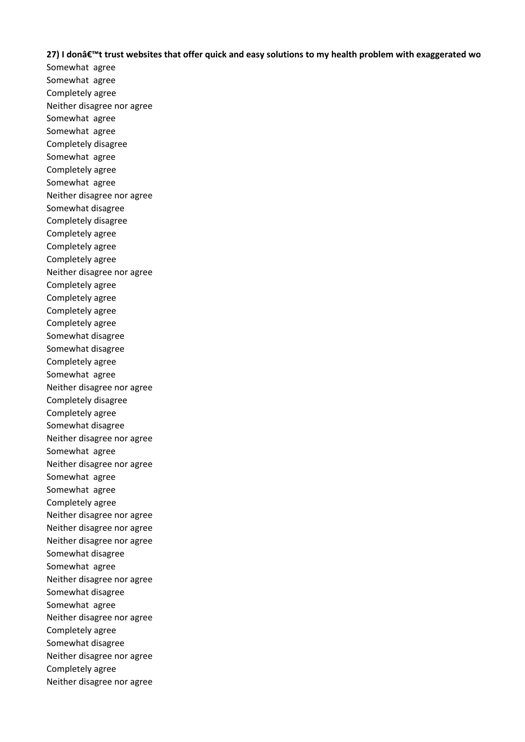**27) I donâ€™t trust websites that offer quick and easy solutions to my health problem with exaggerated wo**

Somewhat  agree
Somewhat  agree
Completely agree
Neither disagree nor agree
Somewhat  agree
Somewhat  agree
Completely disagree
Somewhat  agree
Completely agree
Somewhat  agree
Neither disagree nor agree
Somewhat disagree
Completely disagree
Completely agree
Completely agree
Completely agree
Neither disagree nor agree
Completely agree
Completely agree
Completely agree
Completely agree
Somewhat disagree
Somewhat disagree
Completely agree
Somewhat  agree
Neither disagree nor agree
Completely disagree
Completely agree
Somewhat disagree
Neither disagree nor agree
Somewhat  agree
Neither disagree nor agree
Somewhat  agree
Somewhat  agree
Completely agree
Neither disagree nor agree
Neither disagree nor agree
Neither disagree nor agree
Somewhat disagree
Somewhat  agree
Neither disagree nor agree
Somewhat disagree
Somewhat  agree
Neither disagree nor agree
Completely agree
Somewhat disagree
Neither disagree nor agree
Completely agree
Neither disagree nor agree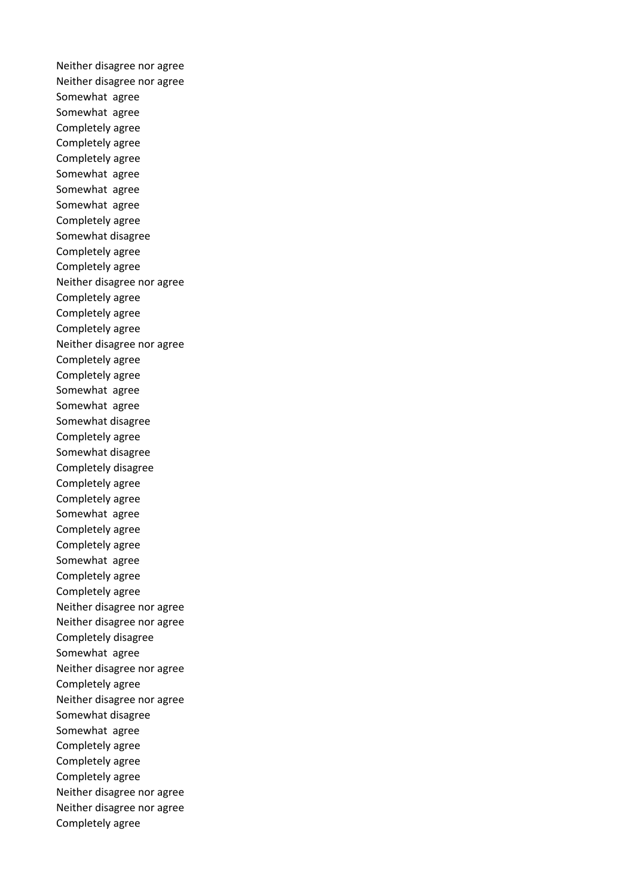Neither disagree nor agree
Neither disagree nor agree
Somewhat  agree
Somewhat  agree
Completely agree
Completely agree
Completely agree
Somewhat  agree
Somewhat  agree
Somewhat  agree
Completely agree
Somewhat disagree
Completely agree
Completely agree
Neither disagree nor agree
Completely agree
Completely agree
Completely agree
Neither disagree nor agree
Completely agree
Completely agree
Somewhat  agree
Somewhat  agree
Somewhat disagree
Completely agree
Somewhat disagree
Completely disagree
Completely agree
Completely agree
Somewhat  agree
Completely agree
Completely agree
Somewhat  agree
Completely agree
Completely agree
Neither disagree nor agree
Neither disagree nor agree
Completely disagree
Somewhat  agree
Neither disagree nor agree
Completely agree
Neither disagree nor agree
Somewhat disagree
Somewhat  agree
Completely agree
Completely agree
Completely agree
Neither disagree nor agree
Neither disagree nor agree
Completely agree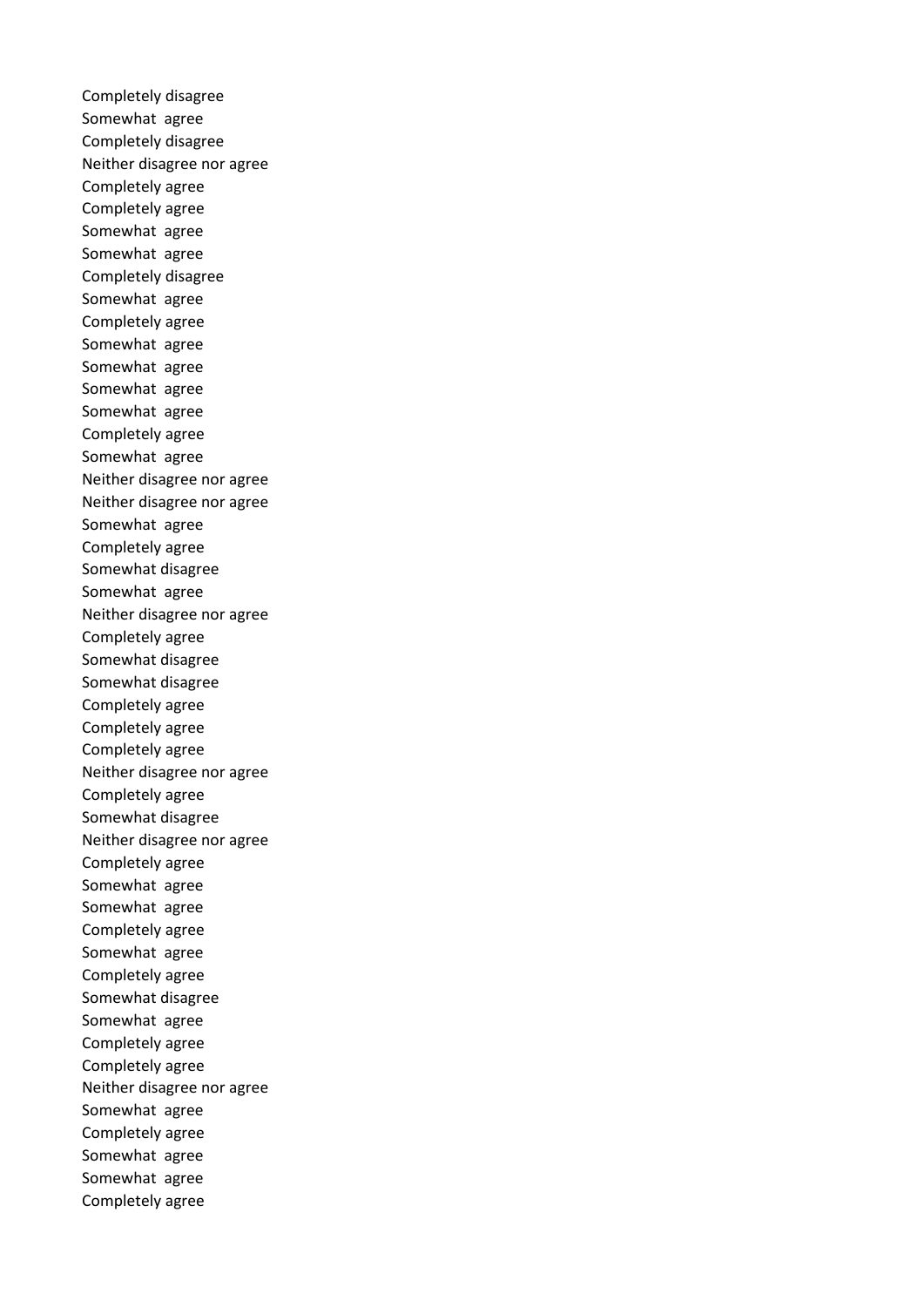Completely disagree
Somewhat agree
Completely disagree
Neither disagree nor agree
Completely agree
Completely agree
Somewhat agree
Somewhat agree
Completely disagree
Somewhat agree
Completely agree
Somewhat agree
Somewhat agree
Somewhat agree
Somewhat agree
Completely agree
Somewhat agree
Neither disagree nor agree
Neither disagree nor agree
Somewhat agree
Completely agree
Somewhat disagree
Somewhat agree
Neither disagree nor agree
Completely agree
Somewhat disagree
Somewhat disagree
Completely agree
Completely agree
Completely agree
Neither disagree nor agree
Completely agree
Somewhat disagree
Neither disagree nor agree
Completely agree
Somewhat agree
Somewhat agree
Completely agree
Somewhat agree
Completely agree
Somewhat disagree
Somewhat agree
Completely agree
Completely agree
Neither disagree nor agree
Somewhat agree
Completely agree
Somewhat agree
Somewhat agree
Completely agree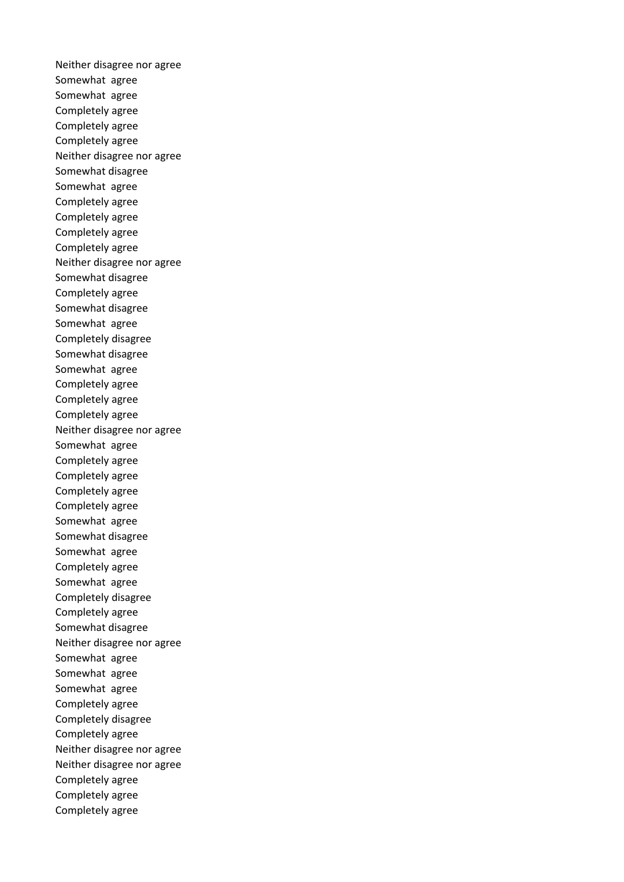Neither disagree nor agree
Somewhat  agree
Somewhat  agree
Completely agree
Completely agree
Completely agree
Neither disagree nor agree
Somewhat disagree
Somewhat  agree
Completely agree
Completely agree
Completely agree
Completely agree
Neither disagree nor agree
Somewhat disagree
Completely agree
Somewhat disagree
Somewhat  agree
Completely disagree
Somewhat disagree
Somewhat  agree
Completely agree
Completely agree
Completely agree
Neither disagree nor agree
Somewhat  agree
Completely agree
Completely agree
Completely agree
Completely agree
Somewhat  agree
Somewhat disagree
Somewhat  agree
Completely agree
Somewhat  agree
Completely disagree
Completely agree
Somewhat disagree
Neither disagree nor agree
Somewhat  agree
Somewhat  agree
Somewhat  agree
Completely agree
Completely disagree
Completely agree
Neither disagree nor agree
Neither disagree nor agree
Completely agree
Completely agree
Completely agree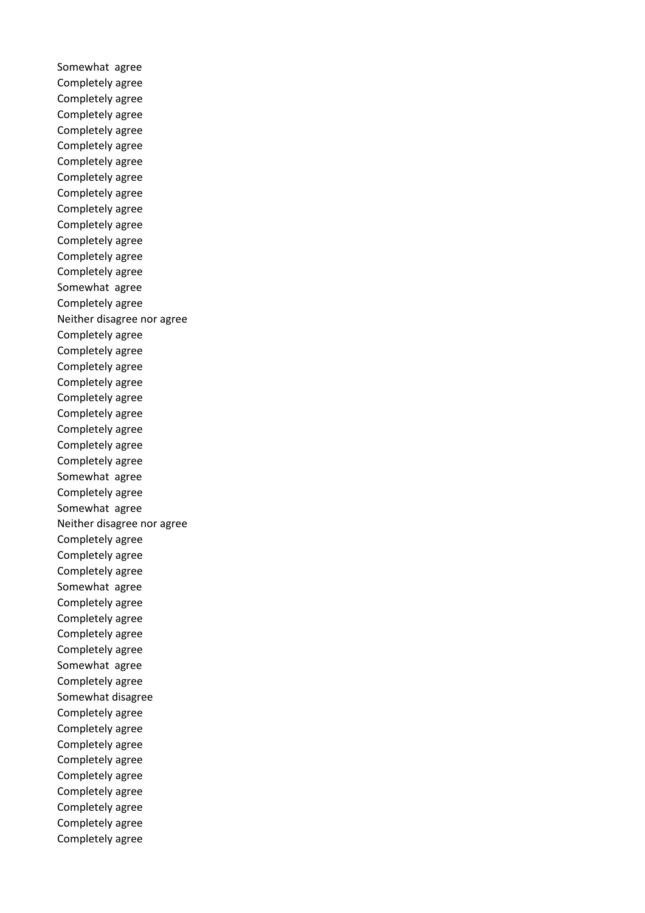Somewhat agree
Completely agree
Completely agree
Completely agree
Completely agree
Completely agree
Completely agree
Completely agree
Completely agree
Completely agree
Completely agree
Completely agree
Completely agree
Completely agree
Somewhat agree
Completely agree
Neither disagree nor agree
Completely agree
Completely agree
Completely agree
Completely agree
Completely agree
Completely agree
Completely agree
Completely agree
Completely agree
Somewhat agree
Completely agree
Somewhat agree
Neither disagree nor agree
Completely agree
Completely agree
Completely agree
Somewhat agree
Completely agree
Completely agree
Completely agree
Completely agree
Somewhat agree
Completely agree
Somewhat disagree
Completely agree
Completely agree
Completely agree
Completely agree
Completely agree
Completely agree
Completely agree
Completely agree
Completely agree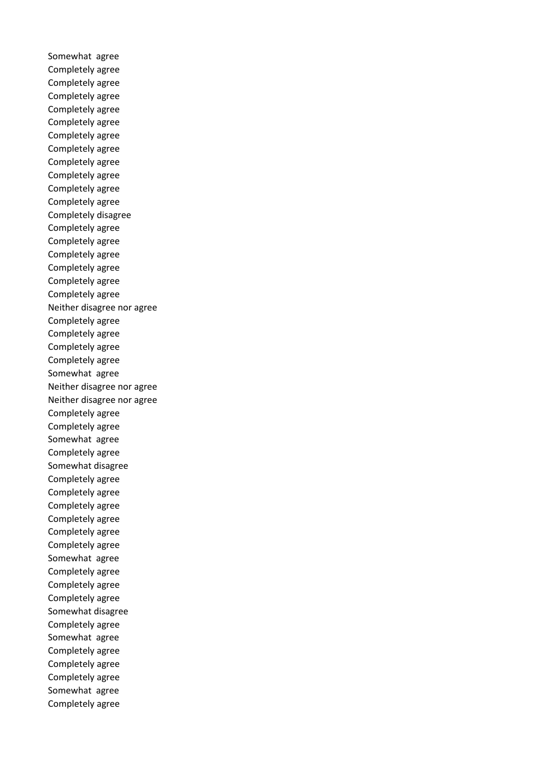Somewhat  agree
Completely agree
Completely agree
Completely agree
Completely agree
Completely agree
Completely agree
Completely agree
Completely agree
Completely agree
Completely agree
Completely agree
Completely disagree
Completely agree
Completely agree
Completely agree
Completely agree
Completely agree
Completely agree
Neither disagree nor agree
Completely agree
Completely agree
Completely agree
Completely agree
Somewhat  agree
Neither disagree nor agree
Neither disagree nor agree
Completely agree
Completely agree
Somewhat  agree
Completely agree
Somewhat disagree
Completely agree
Completely agree
Completely agree
Completely agree
Completely agree
Completely agree
Somewhat  agree
Completely agree
Completely agree
Completely agree
Somewhat disagree
Completely agree
Somewhat  agree
Completely agree
Completely agree
Completely agree
Somewhat  agree
Completely agree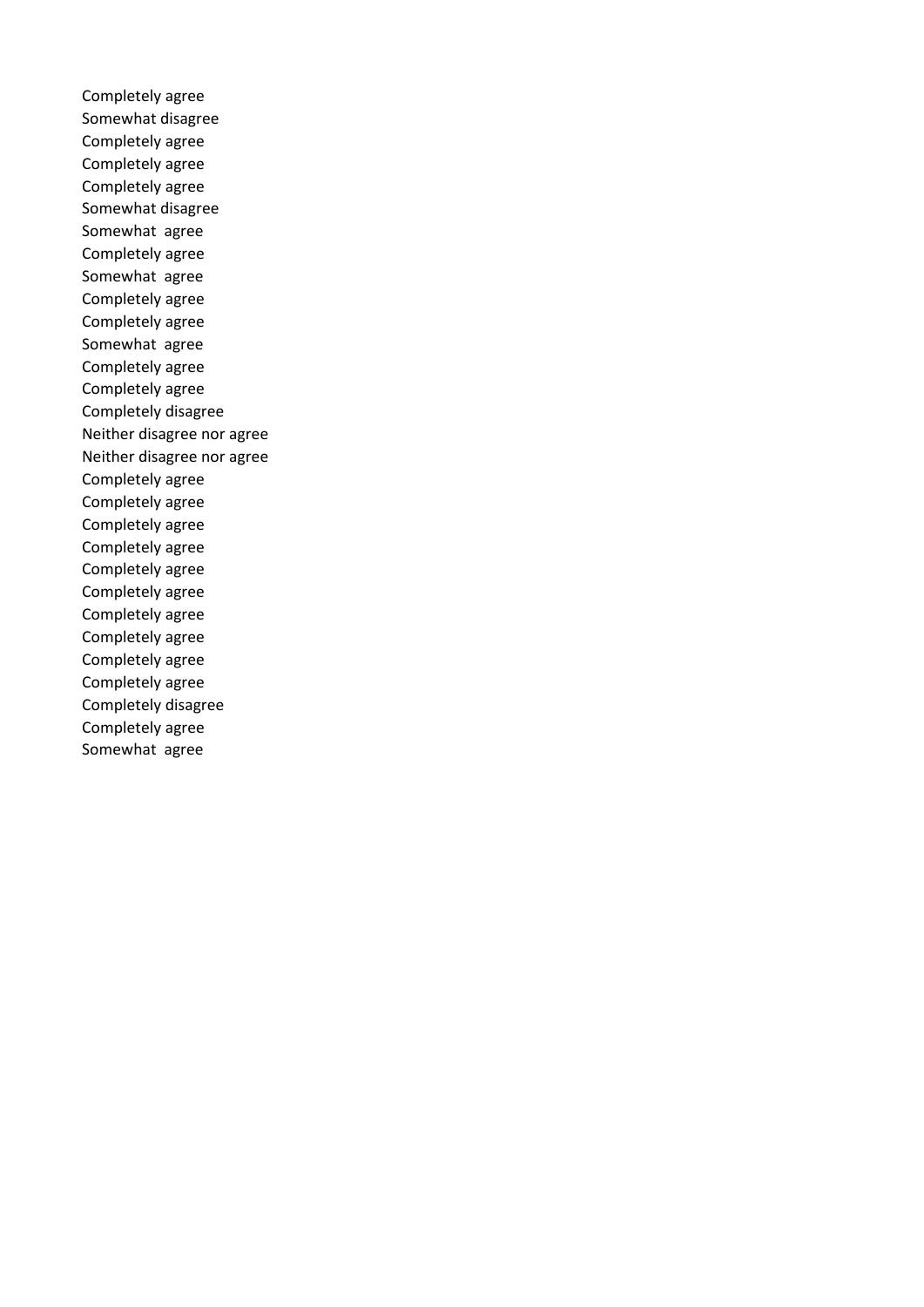Completely agree
Somewhat disagree
Completely agree
Completely agree
Completely agree
Somewhat disagree
Somewhat agree
Completely agree
Somewhat agree
Completely agree
Completely agree
Somewhat agree
Completely agree
Completely agree
Completely disagree
Neither disagree nor agree
Neither disagree nor agree
Completely agree
Completely agree
Completely agree
Completely agree
Completely agree
Completely agree
Completely agree
Completely agree
Completely agree
Completely agree
Completely disagree
Completely agree
Somewhat agree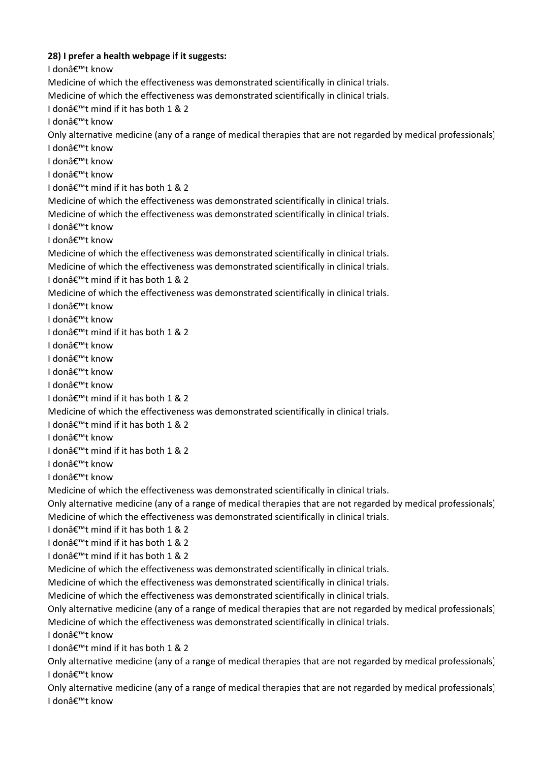**28) I prefer a health webpage if it suggests:**

I donâ€™t know

Medicine of which the effectiveness was demonstrated scientifically in clinical trials.

Medicine of which the effectiveness was demonstrated scientifically in clinical trials.

I donâ€™t mind if it has both 1 & 2

I donâ€™t know

Only alternative medicine (any of a range of medical therapies that are not regarded by medical professionals)

I donâ€™t know

I donâ€™t know

I donâ€™t know

I donâ€™t mind if it has both 1 & 2

Medicine of which the effectiveness was demonstrated scientifically in clinical trials.

Medicine of which the effectiveness was demonstrated scientifically in clinical trials.

I donâ€™t know

I donâ€™t know

Medicine of which the effectiveness was demonstrated scientifically in clinical trials.

Medicine of which the effectiveness was demonstrated scientifically in clinical trials.

I donâ€™t mind if it has both 1 & 2

Medicine of which the effectiveness was demonstrated scientifically in clinical trials.

I donâ€™t know

I donâ€™t know

I donâ€™t mind if it has both 1 & 2

I donâ€™t know

I donâ€™t know

I donâ€™t know

I donâ€™t know

I donâ€™t mind if it has both 1 & 2

Medicine of which the effectiveness was demonstrated scientifically in clinical trials.

I donâ€™t mind if it has both 1 & 2

I donâ€™t know

I donâ€™t mind if it has both 1 & 2

I donâ€™t know

I donâ€™t know

Medicine of which the effectiveness was demonstrated scientifically in clinical trials.

Only alternative medicine (any of a range of medical therapies that are not regarded by medical professionals)

Medicine of which the effectiveness was demonstrated scientifically in clinical trials.

I donâ€™t mind if it has both 1 & 2

I donâ€™t mind if it has both 1 & 2

I donâ€™t mind if it has both 1 & 2

Medicine of which the effectiveness was demonstrated scientifically in clinical trials.

Medicine of which the effectiveness was demonstrated scientifically in clinical trials.

Medicine of which the effectiveness was demonstrated scientifically in clinical trials.

Only alternative medicine (any of a range of medical therapies that are not regarded by medical professionals)

Medicine of which the effectiveness was demonstrated scientifically in clinical trials.

I donâ€™t know

I donâ€™t mind if it has both 1 & 2

Only alternative medicine (any of a range of medical therapies that are not regarded by medical professionals)

I donâ€™t know

Only alternative medicine (any of a range of medical therapies that are not regarded by medical professionals)

I donâ€™t know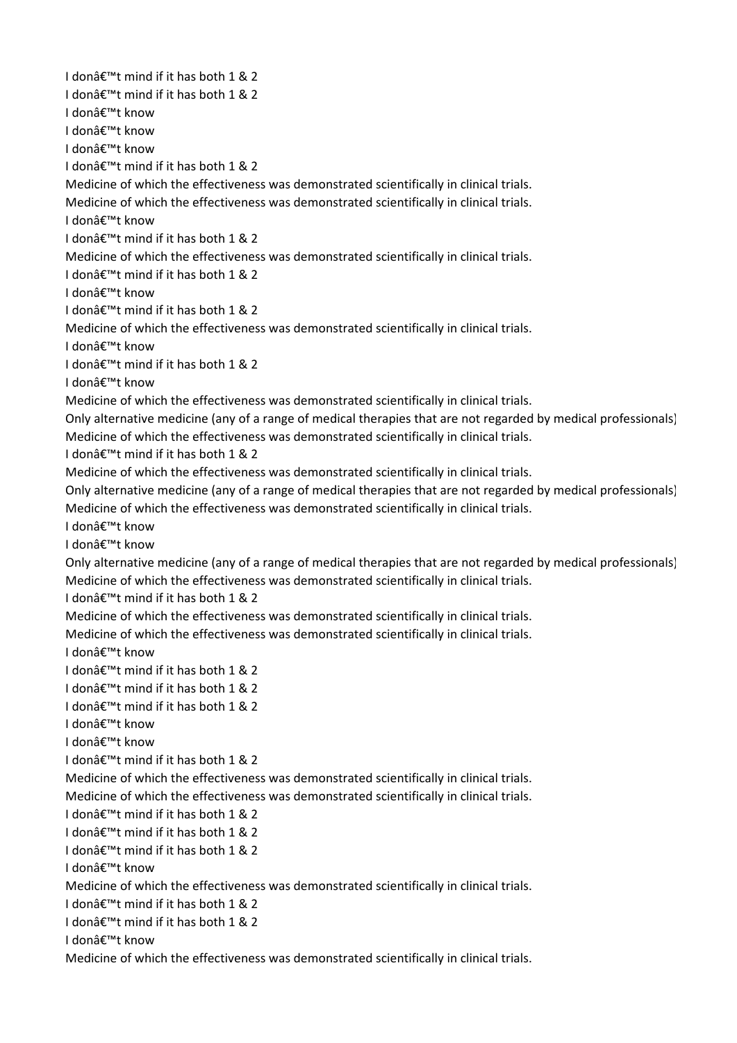I donâ€™t mind if it has both 1 & 2
I donâ€™t mind if it has both 1 & 2
I donâ€™t know
I donâ€™t know
I donâ€™t know
I donâ€™t mind if it has both 1 & 2
Medicine of which the effectiveness was demonstrated scientifically in clinical trials.
Medicine of which the effectiveness was demonstrated scientifically in clinical trials.
I donâ€™t know
I donâ€™t mind if it has both 1 & 2
Medicine of which the effectiveness was demonstrated scientifically in clinical trials.
I donâ€™t mind if it has both 1 & 2
I donâ€™t know
I donâ€™t mind if it has both 1 & 2
Medicine of which the effectiveness was demonstrated scientifically in clinical trials.
I donâ€™t know
I donâ€™t mind if it has both 1 & 2
I donâ€™t know
Medicine of which the effectiveness was demonstrated scientifically in clinical trials.
Only alternative medicine (any of a range of medical therapies that are not regarded by medical professionals)
Medicine of which the effectiveness was demonstrated scientifically in clinical trials.
I donâ€™t mind if it has both 1 & 2
Medicine of which the effectiveness was demonstrated scientifically in clinical trials.
Only alternative medicine (any of a range of medical therapies that are not regarded by medical professionals)
Medicine of which the effectiveness was demonstrated scientifically in clinical trials.
I donâ€™t know
I donâ€™t know
Only alternative medicine (any of a range of medical therapies that are not regarded by medical professionals)
Medicine of which the effectiveness was demonstrated scientifically in clinical trials.
I donâ€™t mind if it has both 1 & 2
Medicine of which the effectiveness was demonstrated scientifically in clinical trials.
Medicine of which the effectiveness was demonstrated scientifically in clinical trials.
I donâ€™t know
I donâ€™t mind if it has both 1 & 2
I donâ€™t mind if it has both 1 & 2
I donâ€™t mind if it has both 1 & 2
I donâ€™t know
I donâ€™t know
I donâ€™t mind if it has both 1 & 2
Medicine of which the effectiveness was demonstrated scientifically in clinical trials.
Medicine of which the effectiveness was demonstrated scientifically in clinical trials.
I donâ€™t mind if it has both 1 & 2
I donâ€™t mind if it has both 1 & 2
I donâ€™t mind if it has both 1 & 2
I donâ€™t know
Medicine of which the effectiveness was demonstrated scientifically in clinical trials.
I donâ€™t mind if it has both 1 & 2
I donâ€™t mind if it has both 1 & 2
I donâ€™t know
Medicine of which the effectiveness was demonstrated scientifically in clinical trials.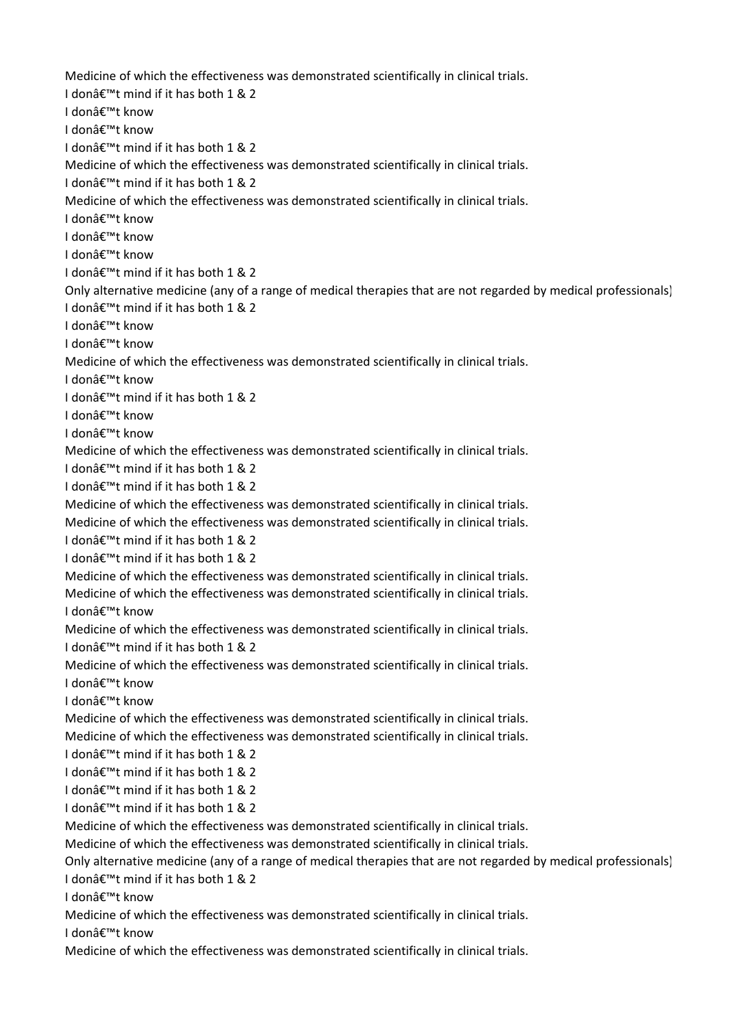Medicine of which the effectiveness was demonstrated scientifically in clinical trials.
I donâ€™t mind if it has both 1 & 2
I donâ€™t know
I donâ€™t know
I donâ€™t mind if it has both 1 & 2
Medicine of which the effectiveness was demonstrated scientifically in clinical trials.
I donâ€™t mind if it has both 1 & 2
Medicine of which the effectiveness was demonstrated scientifically in clinical trials.
I donâ€™t know
I donâ€™t know
I donâ€™t know
I donâ€™t mind if it has both 1 & 2
Only alternative medicine (any of a range of medical therapies that are not regarded by medical professionals)
I donâ€™t mind if it has both 1 & 2
I donâ€™t know
I donâ€™t know
Medicine of which the effectiveness was demonstrated scientifically in clinical trials.
I donâ€™t know
I donâ€™t mind if it has both 1 & 2
I donâ€™t know
I donâ€™t know
Medicine of which the effectiveness was demonstrated scientifically in clinical trials.
I donâ€™t mind if it has both 1 & 2
I donâ€™t mind if it has both 1 & 2
Medicine of which the effectiveness was demonstrated scientifically in clinical trials.
Medicine of which the effectiveness was demonstrated scientifically in clinical trials.
I donâ€™t mind if it has both 1 & 2
I donâ€™t mind if it has both 1 & 2
Medicine of which the effectiveness was demonstrated scientifically in clinical trials.
Medicine of which the effectiveness was demonstrated scientifically in clinical trials.
I donâ€™t know
Medicine of which the effectiveness was demonstrated scientifically in clinical trials.
I donâ€™t mind if it has both 1 & 2
Medicine of which the effectiveness was demonstrated scientifically in clinical trials.
I donâ€™t know
I donâ€™t know
Medicine of which the effectiveness was demonstrated scientifically in clinical trials.
Medicine of which the effectiveness was demonstrated scientifically in clinical trials.
I donâ€™t mind if it has both 1 & 2
I donâ€™t mind if it has both 1 & 2
I donâ€™t mind if it has both 1 & 2
I donâ€™t mind if it has both 1 & 2
Medicine of which the effectiveness was demonstrated scientifically in clinical trials.
Medicine of which the effectiveness was demonstrated scientifically in clinical trials.
Only alternative medicine (any of a range of medical therapies that are not regarded by medical professionals)
I donâ€™t mind if it has both 1 & 2
I donâ€™t know
Medicine of which the effectiveness was demonstrated scientifically in clinical trials.
I donâ€™t know
Medicine of which the effectiveness was demonstrated scientifically in clinical trials.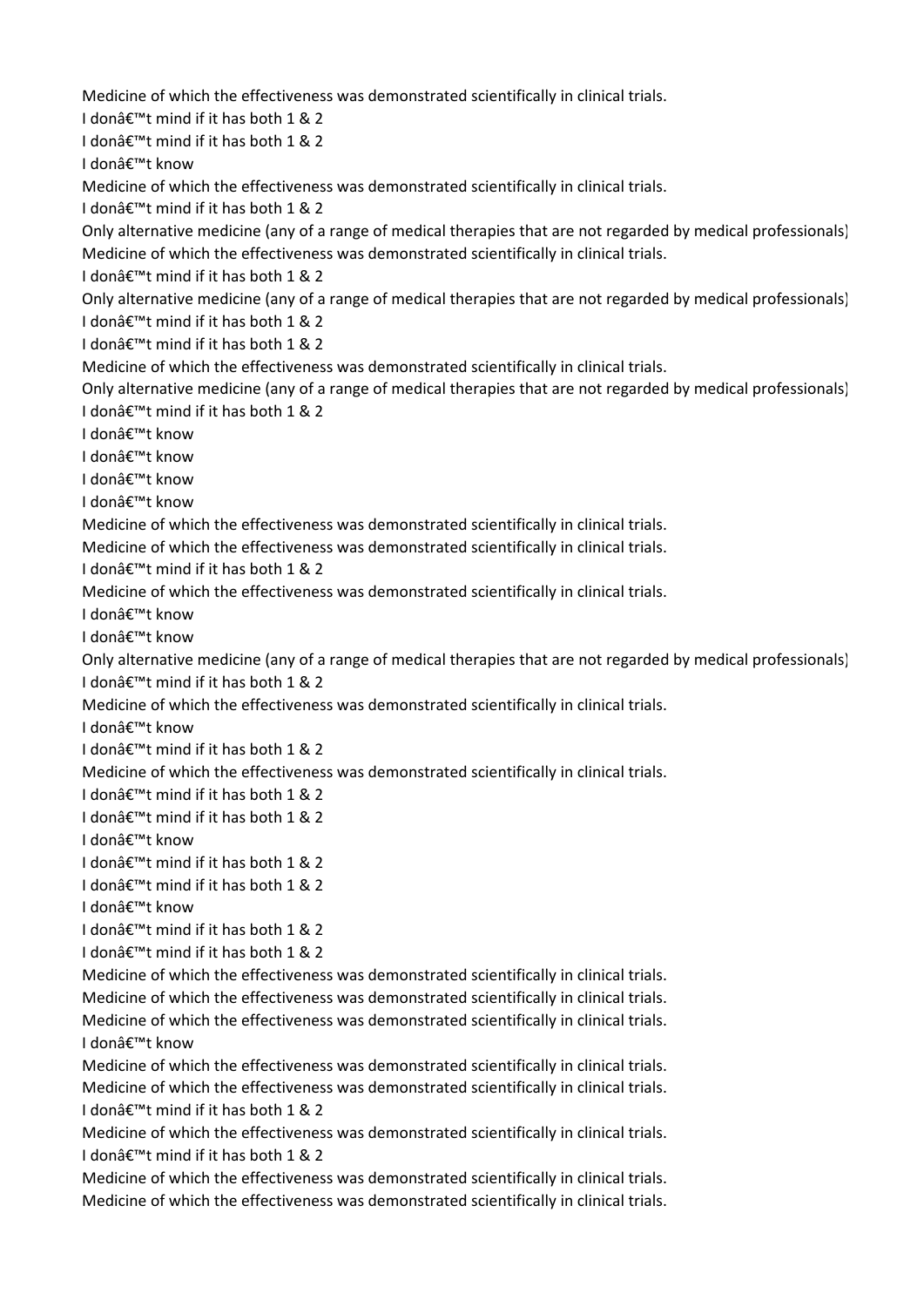Medicine of which the effectiveness was demonstrated scientifically in clinical trials.
I donâ€™t mind if it has both 1 & 2
I donâ€™t mind if it has both 1 & 2
I donâ€™t know
Medicine of which the effectiveness was demonstrated scientifically in clinical trials.
I donâ€™t mind if it has both 1 & 2
Only alternative medicine (any of a range of medical therapies that are not regarded by medical professionals)
Medicine of which the effectiveness was demonstrated scientifically in clinical trials.
I donâ€™t mind if it has both 1 & 2
Only alternative medicine (any of a range of medical therapies that are not regarded by medical professionals)
I donâ€™t mind if it has both 1 & 2
I donâ€™t mind if it has both 1 & 2
Medicine of which the effectiveness was demonstrated scientifically in clinical trials.
Only alternative medicine (any of a range of medical therapies that are not regarded by medical professionals)
I donâ€™t mind if it has both 1 & 2
I donâ€™t know
I donâ€™t know
I donâ€™t know
I donâ€™t know
Medicine of which the effectiveness was demonstrated scientifically in clinical trials.
Medicine of which the effectiveness was demonstrated scientifically in clinical trials.
I donâ€™t mind if it has both 1 & 2
Medicine of which the effectiveness was demonstrated scientifically in clinical trials.
I donâ€™t know
I donâ€™t know
Only alternative medicine (any of a range of medical therapies that are not regarded by medical professionals)
I donâ€™t mind if it has both 1 & 2
Medicine of which the effectiveness was demonstrated scientifically in clinical trials.
I donâ€™t know
I donâ€™t mind if it has both 1 & 2
Medicine of which the effectiveness was demonstrated scientifically in clinical trials.
I donâ€™t mind if it has both 1 & 2
I donâ€™t mind if it has both 1 & 2
I donâ€™t know
I donâ€™t mind if it has both 1 & 2
I donâ€™t mind if it has both 1 & 2
I donâ€™t know
I donâ€™t mind if it has both 1 & 2
I donâ€™t mind if it has both 1 & 2
Medicine of which the effectiveness was demonstrated scientifically in clinical trials.
Medicine of which the effectiveness was demonstrated scientifically in clinical trials.
Medicine of which the effectiveness was demonstrated scientifically in clinical trials.
I donâ€™t know
Medicine of which the effectiveness was demonstrated scientifically in clinical trials.
Medicine of which the effectiveness was demonstrated scientifically in clinical trials.
I donâ€™t mind if it has both 1 & 2
Medicine of which the effectiveness was demonstrated scientifically in clinical trials.
I donâ€™t mind if it has both 1 & 2
Medicine of which the effectiveness was demonstrated scientifically in clinical trials.
Medicine of which the effectiveness was demonstrated scientifically in clinical trials.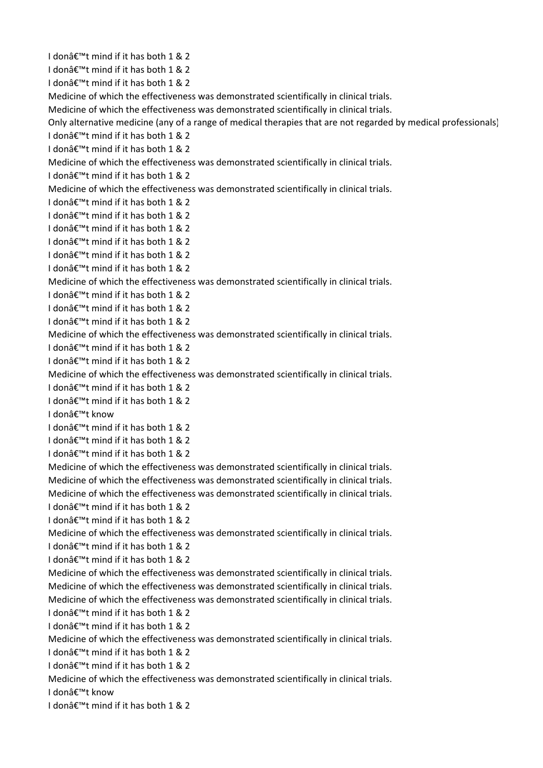I donâ€™t mind if it has both 1 & 2
I donâ€™t mind if it has both 1 & 2
I donâ€™t mind if it has both 1 & 2
Medicine of which the effectiveness was demonstrated scientifically in clinical trials.
Medicine of which the effectiveness was demonstrated scientifically in clinical trials.
Only alternative medicine (any of a range of medical therapies that are not regarded by medical professionals)
I donâ€™t mind if it has both 1 & 2
I donâ€™t mind if it has both 1 & 2
Medicine of which the effectiveness was demonstrated scientifically in clinical trials.
I donâ€™t mind if it has both 1 & 2
Medicine of which the effectiveness was demonstrated scientifically in clinical trials.
I donâ€™t mind if it has both 1 & 2
I donâ€™t mind if it has both 1 & 2
I donâ€™t mind if it has both 1 & 2
I donâ€™t mind if it has both 1 & 2
I donâ€™t mind if it has both 1 & 2
I donâ€™t mind if it has both 1 & 2
Medicine of which the effectiveness was demonstrated scientifically in clinical trials.
I donâ€™t mind if it has both 1 & 2
I donâ€™t mind if it has both 1 & 2
I donâ€™t mind if it has both 1 & 2
Medicine of which the effectiveness was demonstrated scientifically in clinical trials.
I donâ€™t mind if it has both 1 & 2
I donâ€™t mind if it has both 1 & 2
Medicine of which the effectiveness was demonstrated scientifically in clinical trials.
I donâ€™t mind if it has both 1 & 2
I donâ€™t mind if it has both 1 & 2
I donâ€™t know
I donâ€™t mind if it has both 1 & 2
I donâ€™t mind if it has both 1 & 2
I donâ€™t mind if it has both 1 & 2
Medicine of which the effectiveness was demonstrated scientifically in clinical trials.
Medicine of which the effectiveness was demonstrated scientifically in clinical trials.
Medicine of which the effectiveness was demonstrated scientifically in clinical trials.
I donâ€™t mind if it has both 1 & 2
I donâ€™t mind if it has both 1 & 2
Medicine of which the effectiveness was demonstrated scientifically in clinical trials.
I donâ€™t mind if it has both 1 & 2
I donâ€™t mind if it has both 1 & 2
Medicine of which the effectiveness was demonstrated scientifically in clinical trials.
Medicine of which the effectiveness was demonstrated scientifically in clinical trials.
Medicine of which the effectiveness was demonstrated scientifically in clinical trials.
I donâ€™t mind if it has both 1 & 2
I donâ€™t mind if it has both 1 & 2
Medicine of which the effectiveness was demonstrated scientifically in clinical trials.
I donâ€™t mind if it has both 1 & 2
I donâ€™t mind if it has both 1 & 2
Medicine of which the effectiveness was demonstrated scientifically in clinical trials.
I donâ€™t know
I donâ€™t mind if it has both 1 & 2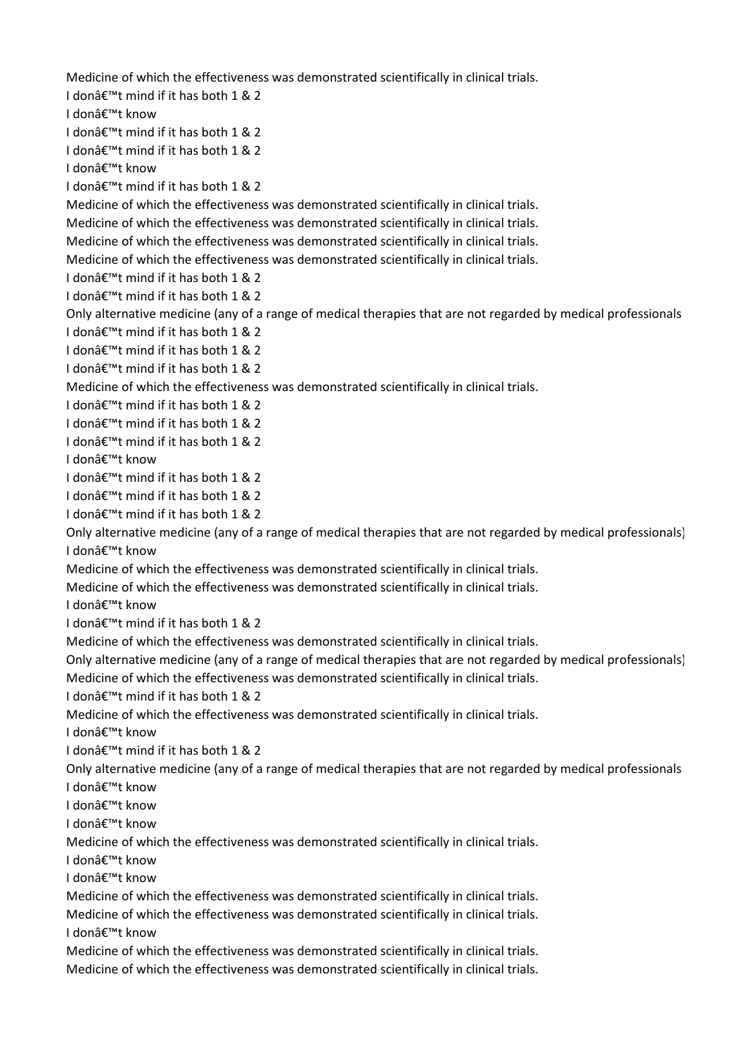Medicine of which the effectiveness was demonstrated scientifically in clinical trials.
I donâ€™t mind if it has both 1 & 2
I donâ€™t know
I donâ€™t mind if it has both 1 & 2
I donâ€™t mind if it has both 1 & 2
I donâ€™t know
I donâ€™t mind if it has both 1 & 2
Medicine of which the effectiveness was demonstrated scientifically in clinical trials.
Medicine of which the effectiveness was demonstrated scientifically in clinical trials.
Medicine of which the effectiveness was demonstrated scientifically in clinical trials.
Medicine of which the effectiveness was demonstrated scientifically in clinical trials.
I donâ€™t mind if it has both 1 & 2
I donâ€™t mind if it has both 1 & 2
Only alternative medicine (any of a range of medical therapies that are not regarded by medical professionals
I donâ€™t mind if it has both 1 & 2
I donâ€™t mind if it has both 1 & 2
I donâ€™t mind if it has both 1 & 2
Medicine of which the effectiveness was demonstrated scientifically in clinical trials.
I donâ€™t mind if it has both 1 & 2
I donâ€™t mind if it has both 1 & 2
I donâ€™t mind if it has both 1 & 2
I donâ€™t know
I donâ€™t mind if it has both 1 & 2
I donâ€™t mind if it has both 1 & 2
I donâ€™t mind if it has both 1 & 2
Only alternative medicine (any of a range of medical therapies that are not regarded by medical professionals)
I donâ€™t know
Medicine of which the effectiveness was demonstrated scientifically in clinical trials.
Medicine of which the effectiveness was demonstrated scientifically in clinical trials.
I donâ€™t know
I donâ€™t mind if it has both 1 & 2
Medicine of which the effectiveness was demonstrated scientifically in clinical trials.
Only alternative medicine (any of a range of medical therapies that are not regarded by medical professionals)
Medicine of which the effectiveness was demonstrated scientifically in clinical trials.
I donâ€™t mind if it has both 1 & 2
Medicine of which the effectiveness was demonstrated scientifically in clinical trials.
I donâ€™t know
I donâ€™t mind if it has both 1 & 2
Only alternative medicine (any of a range of medical therapies that are not regarded by medical professionals
I donâ€™t know
I donâ€™t know
I donâ€™t know
Medicine of which the effectiveness was demonstrated scientifically in clinical trials.
I donâ€™t know
I donâ€™t know
Medicine of which the effectiveness was demonstrated scientifically in clinical trials.
Medicine of which the effectiveness was demonstrated scientifically in clinical trials.
I donâ€™t know
Medicine of which the effectiveness was demonstrated scientifically in clinical trials.
Medicine of which the effectiveness was demonstrated scientifically in clinical trials.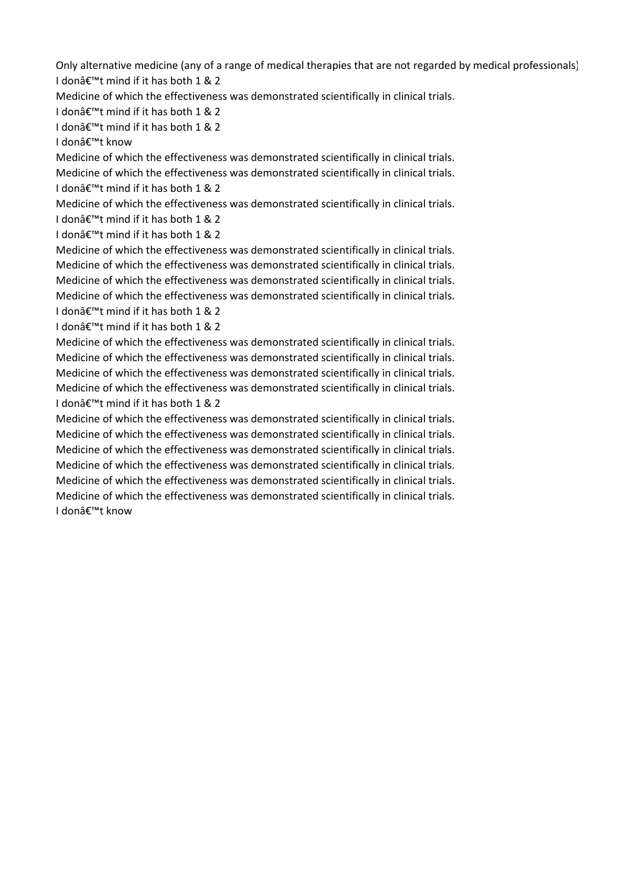Only alternative medicine (any of a range of medical therapies that are not regarded by medical professionals)
I donâ€™t mind if it has both 1 & 2
Medicine of which the effectiveness was demonstrated scientifically in clinical trials.
I donâ€™t mind if it has both 1 & 2
I donâ€™t mind if it has both 1 & 2
I donâ€™t know
Medicine of which the effectiveness was demonstrated scientifically in clinical trials.
Medicine of which the effectiveness was demonstrated scientifically in clinical trials.
I donâ€™t mind if it has both 1 & 2
Medicine of which the effectiveness was demonstrated scientifically in clinical trials.
I donâ€™t mind if it has both 1 & 2
I donâ€™t mind if it has both 1 & 2
Medicine of which the effectiveness was demonstrated scientifically in clinical trials.
Medicine of which the effectiveness was demonstrated scientifically in clinical trials.
Medicine of which the effectiveness was demonstrated scientifically in clinical trials.
Medicine of which the effectiveness was demonstrated scientifically in clinical trials.
I donâ€™t mind if it has both 1 & 2
I donâ€™t mind if it has both 1 & 2
Medicine of which the effectiveness was demonstrated scientifically in clinical trials.
Medicine of which the effectiveness was demonstrated scientifically in clinical trials.
Medicine of which the effectiveness was demonstrated scientifically in clinical trials.
Medicine of which the effectiveness was demonstrated scientifically in clinical trials.
I donâ€™t mind if it has both 1 & 2
Medicine of which the effectiveness was demonstrated scientifically in clinical trials.
Medicine of which the effectiveness was demonstrated scientifically in clinical trials.
Medicine of which the effectiveness was demonstrated scientifically in clinical trials.
Medicine of which the effectiveness was demonstrated scientifically in clinical trials.
Medicine of which the effectiveness was demonstrated scientifically in clinical trials.
Medicine of which the effectiveness was demonstrated scientifically in clinical trials.
I donâ€™t know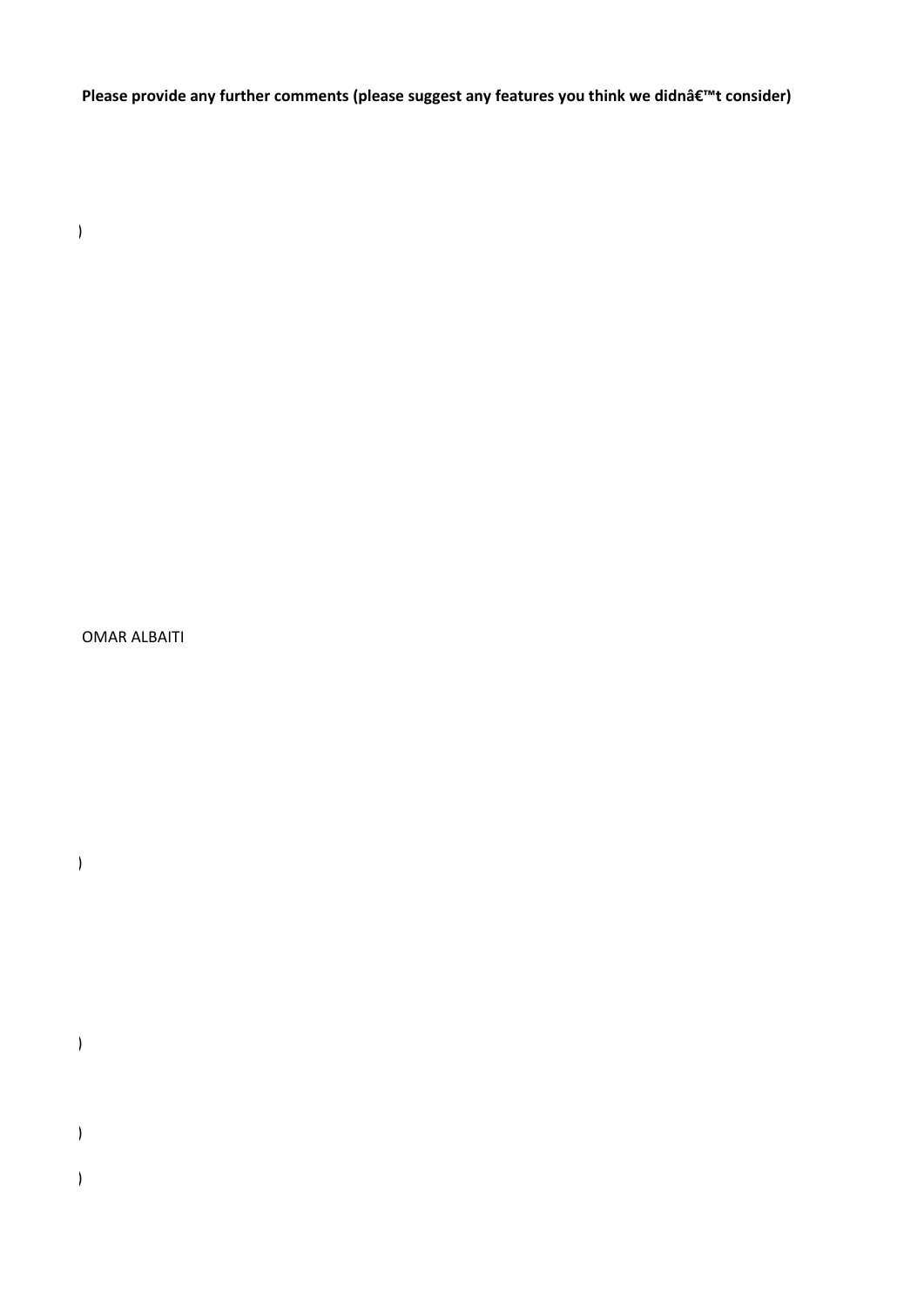**Please provide any further comments (please suggest any features you think we didnâ€™t consider)**

)

OMAR ALBAITI

)

)

)

)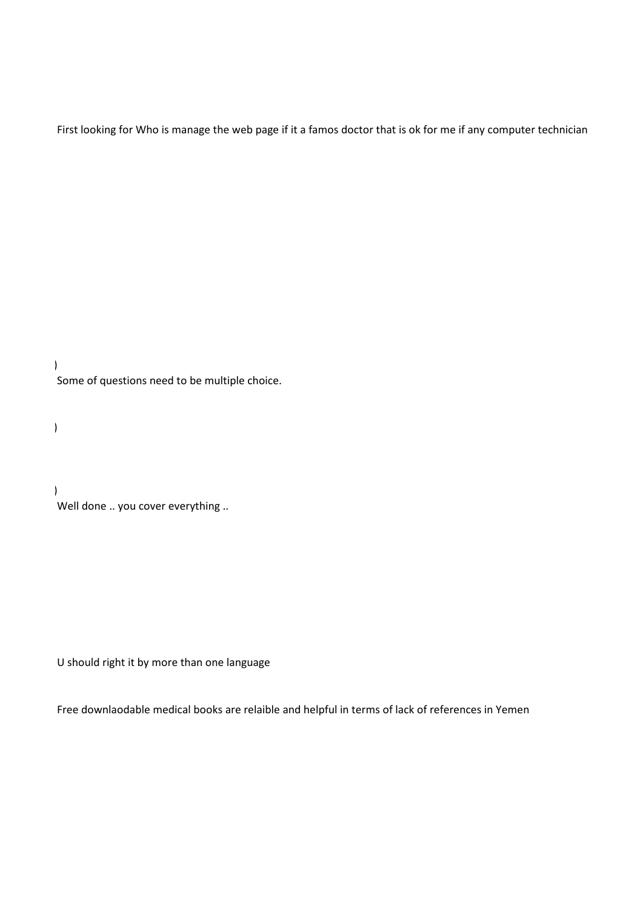First looking for Who is manage the web page if it a famos doctor that is ok for me if any computer technician

)
Some of questions need to be multiple choice.

)

)
Well done .. you cover everything ..

U should right it by more than one language

Free downlaodable medical books are relaible and helpful in terms of lack of references in Yemen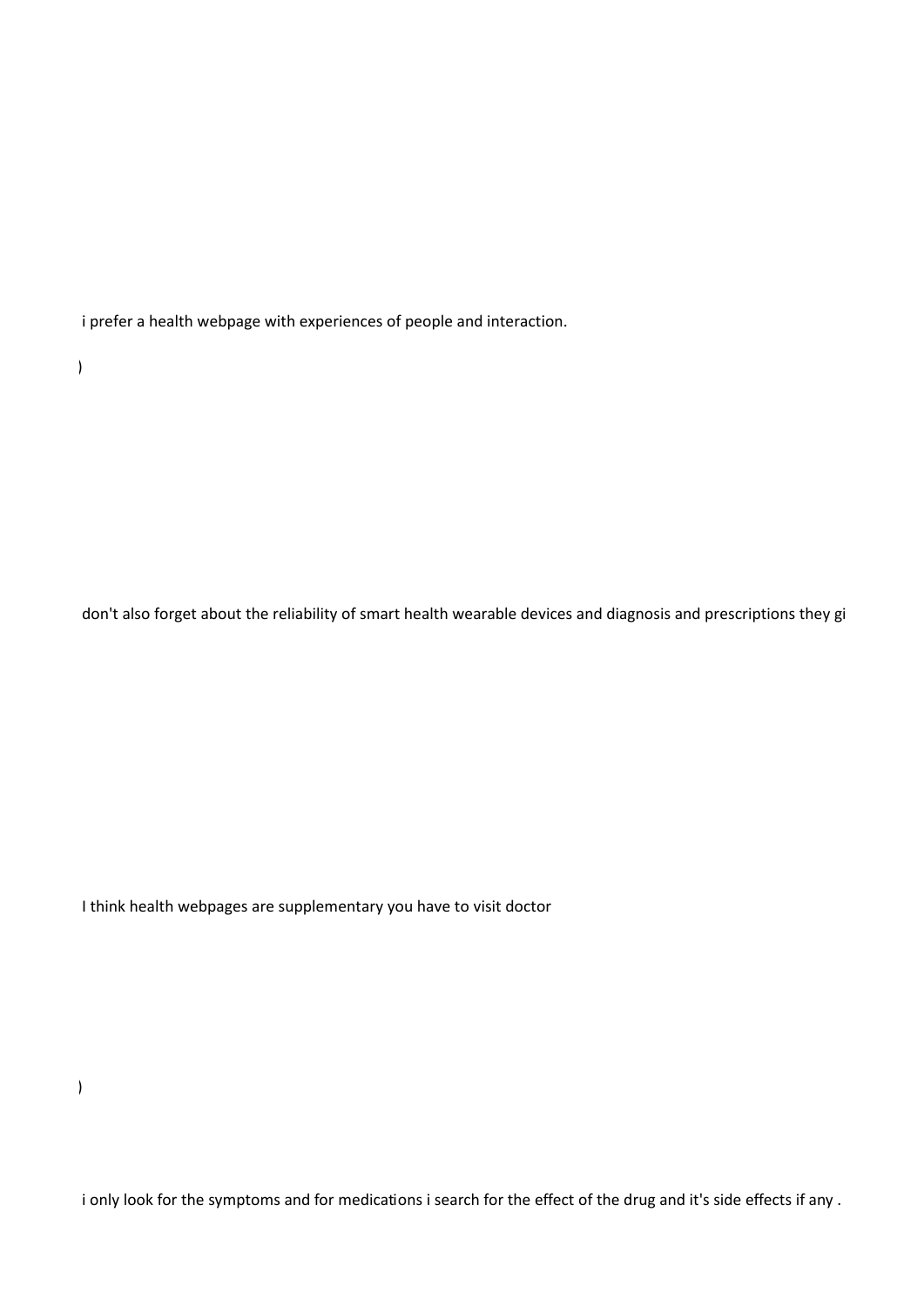i prefer a health webpage with experiences of people and interaction.

)

don't also forget about the reliability of smart health wearable devices and diagnosis and prescriptions they gi

I think health webpages are supplementary you have to visit doctor

)

i only look for the symptoms and for medications i search for the effect of the drug and it's side effects if any .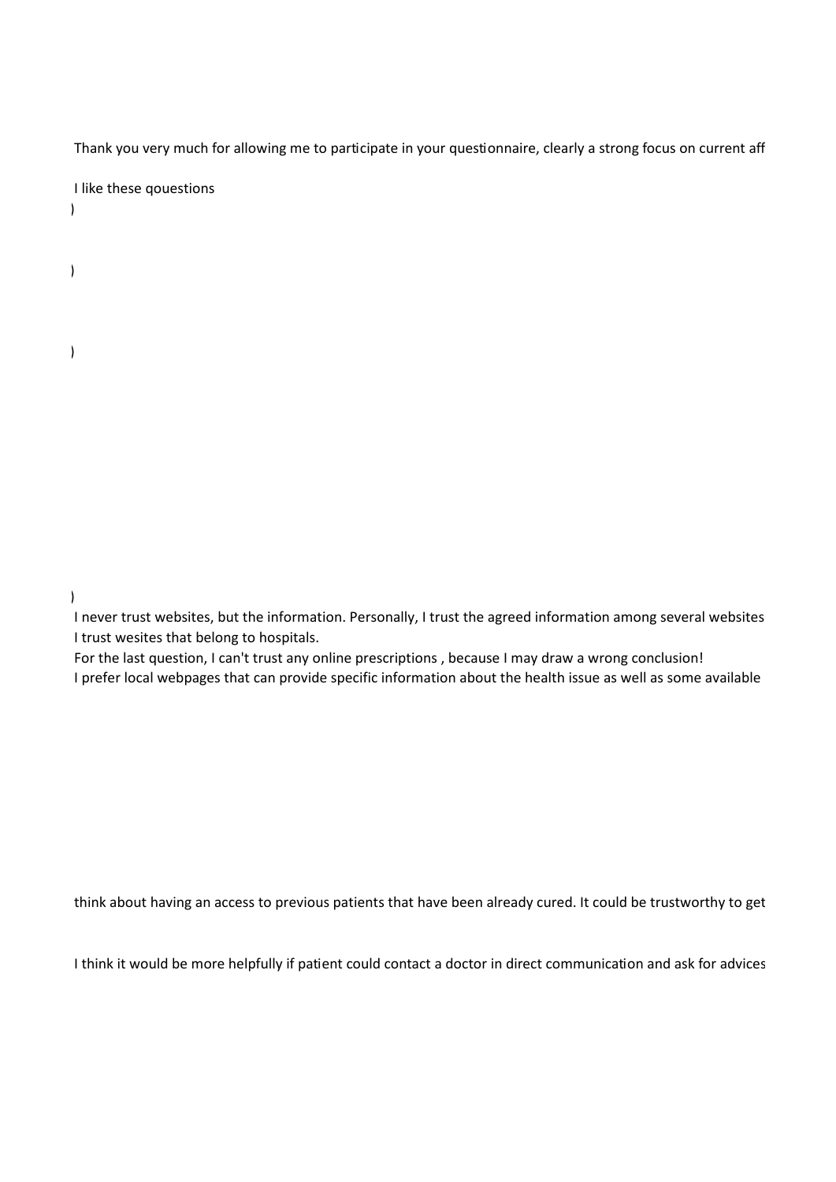Thank you very much for allowing me to participate in your questionnaire, clearly a strong focus on current aff

I like these qouestions

)

)

)

)

I never trust websites, but the information. Personally, I trust the agreed information among several websites

I trust wesites that belong to hospitals.

For the last question, I can't trust any online prescriptions , because I may draw a wrong conclusion!

I prefer local webpages that can provide specific information about the health issue as well as some available

think about having an access to previous patients that have been already cured. It could be trustworthy to get

I think it would be more helpfully if patient could contact a doctor in direct communication and ask for advices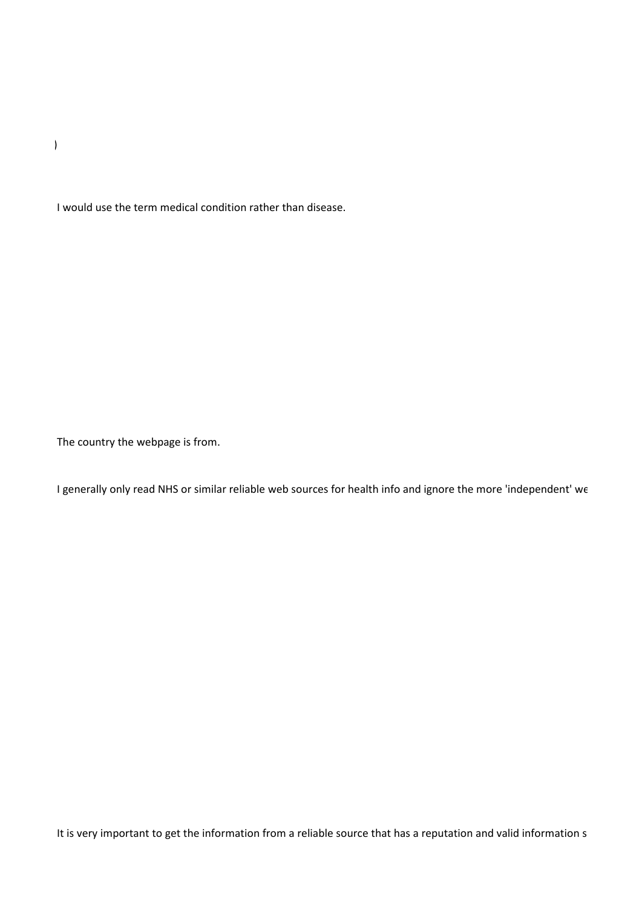)

I would use the term medical condition rather than disease.

The country the webpage is from.

I generally only read NHS or similar reliable web sources for health info and ignore the more 'independent' we

It is very important to get the information from a reliable source that has a reputation and valid information s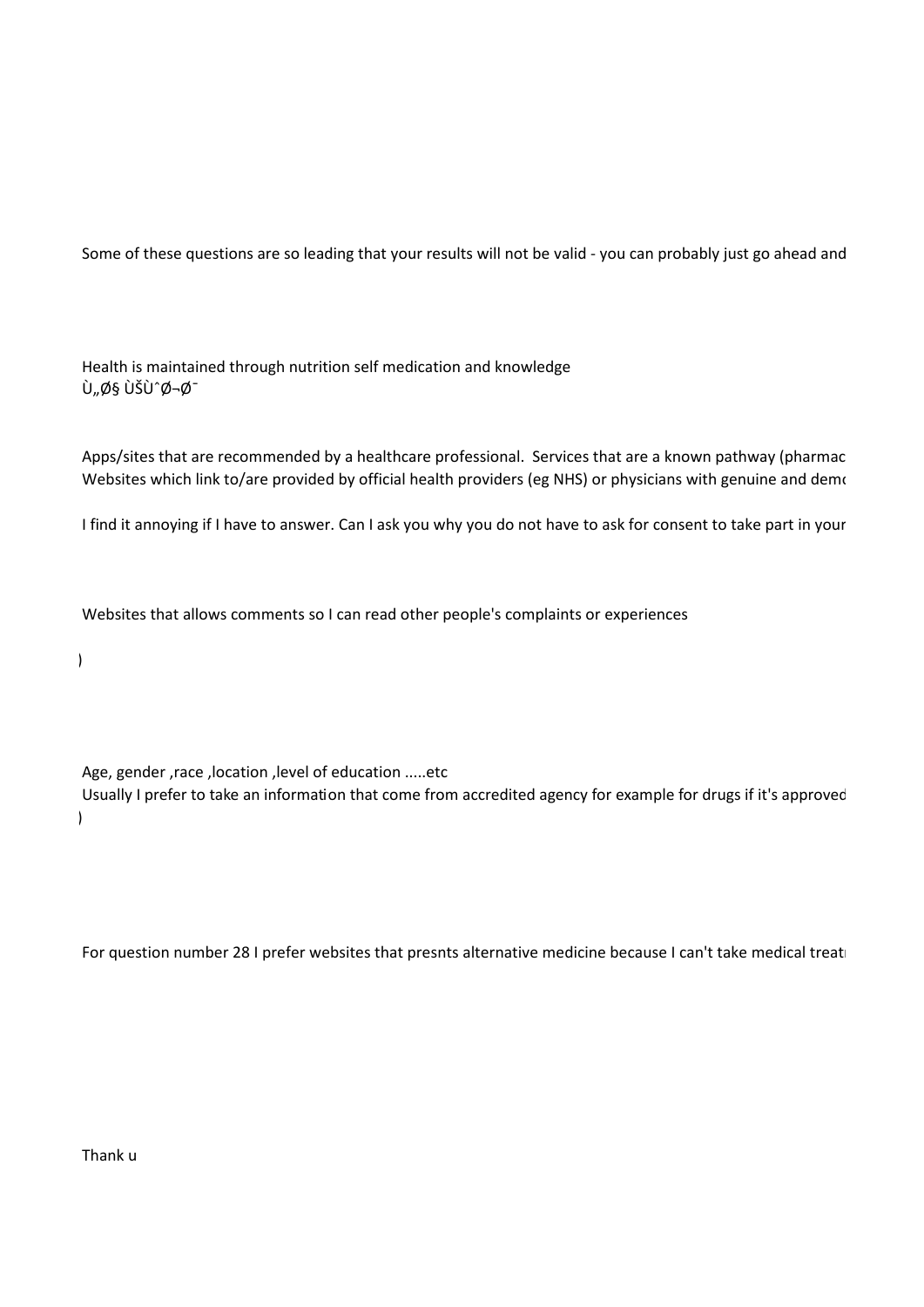Some of these questions are so leading that your results will not be valid - you can probably just go ahead and

Health is maintained through nutrition self medication and knowledge
Ù„Ø§ ÙŠÙˆØ¬Ø¯

Apps/sites that are recommended by a healthcare professional. Services that are a known pathway (pharmac
Websites which link to/are provided by official health providers (eg NHS) or physicians with genuine and demo

I find it annoying if I have to answer. Can I ask you why you do not have to ask for consent to take part in your

Websites that allows comments so I can read other people's complaints or experiences

)

Age, gender ,race ,location ,level of education .....etc
Usually I prefer to take an information that come from accredited agency for example for drugs if it's approved
)

For question number 28 I prefer websites that presnts alternative medicine because I can't take medical treat

Thank u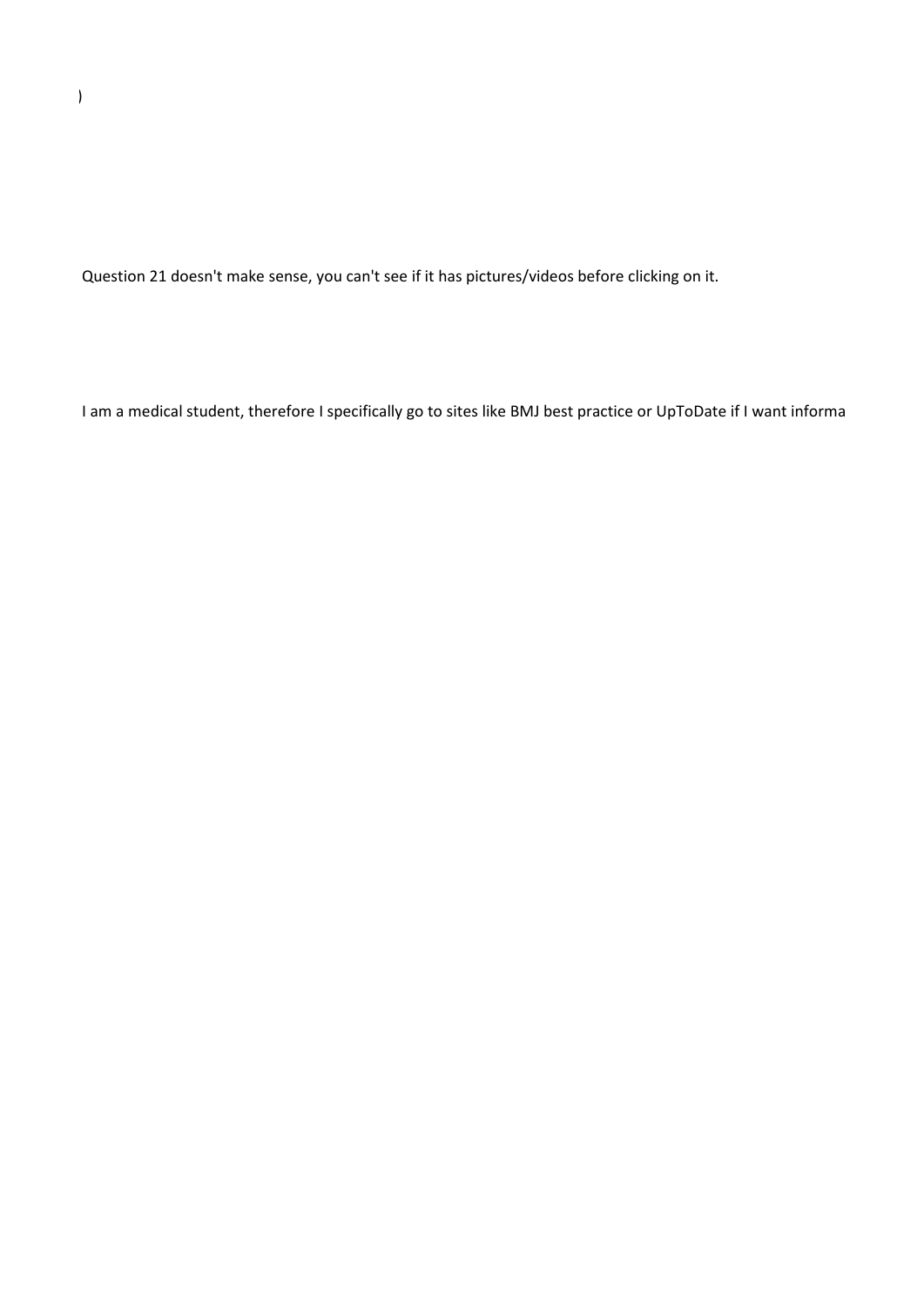)

Question 21 doesn't make sense, you can't see if it has pictures/videos before clicking on it.

I am a medical student, therefore I specifically go to sites like BMJ best practice or UpToDate if I want informa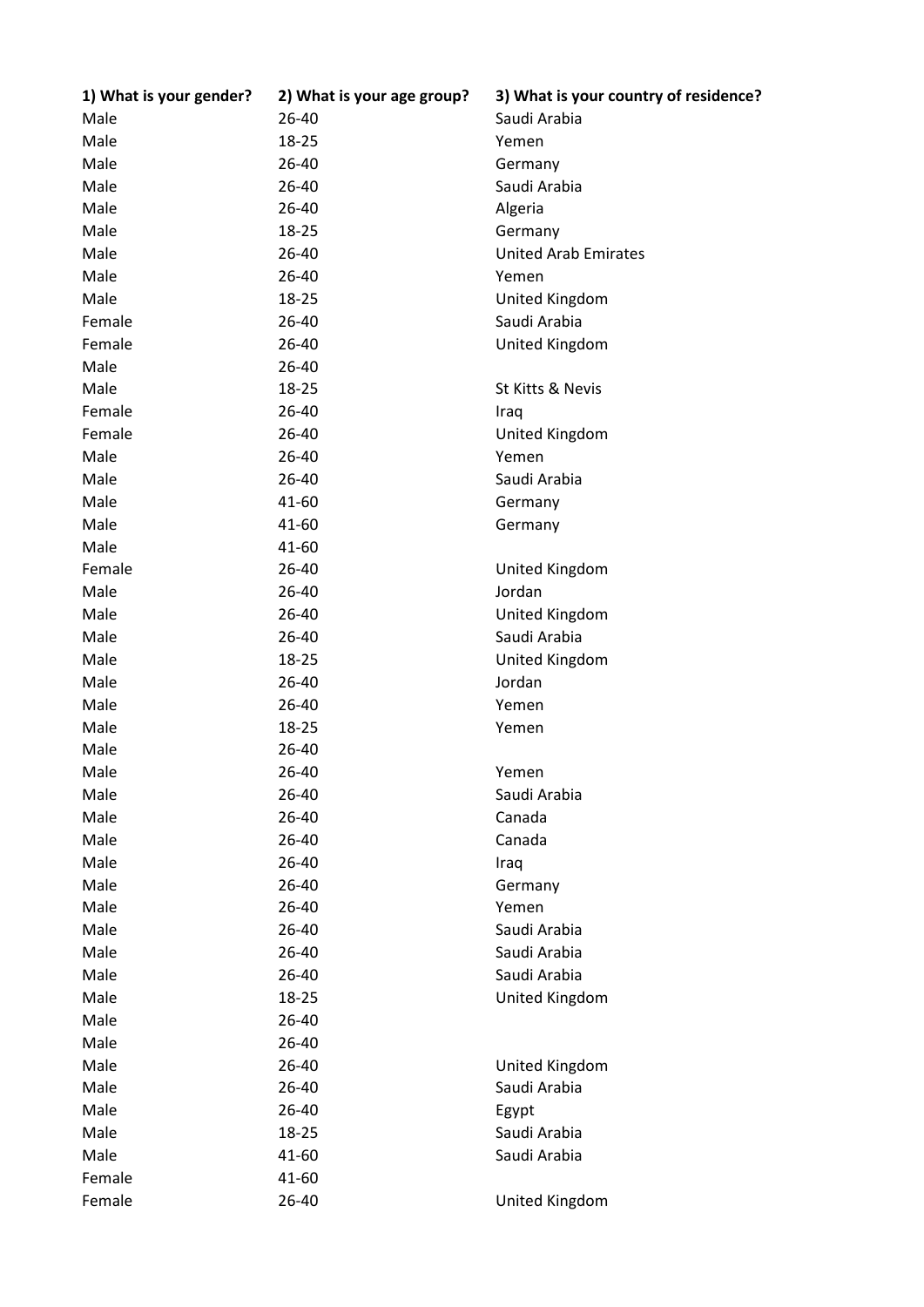| 1) What is your gender? | 2) What is your age group? | 3) What is your country of residence? |
|---|---|---|
| Male | 26-40 | Saudi Arabia |
| Male | 18-25 | Yemen |
| Male | 26-40 | Germany |
| Male | 26-40 | Saudi Arabia |
| Male | 26-40 | Algeria |
| Male | 18-25 | Germany |
| Male | 26-40 | United Arab Emirates |
| Male | 26-40 | Yemen |
| Male | 18-25 | United Kingdom |
| Female | 26-40 | Saudi Arabia |
| Female | 26-40 | United Kingdom |
| Male | 26-40 | |
| Male | 18-25 | St Kitts & Nevis |
| Female | 26-40 | Iraq |
| Female | 26-40 | United Kingdom |
| Male | 26-40 | Yemen |
| Male | 26-40 | Saudi Arabia |
| Male | 41-60 | Germany |
| Male | 41-60 | Germany |
| Male | 41-60 | |
| Female | 26-40 | United Kingdom |
| Male | 26-40 | Jordan |
| Male | 26-40 | United Kingdom |
| Male | 26-40 | Saudi Arabia |
| Male | 18-25 | United Kingdom |
| Male | 26-40 | Jordan |
| Male | 26-40 | Yemen |
| Male | 18-25 | Yemen |
| Male | 26-40 | |
| Male | 26-40 | Yemen |
| Male | 26-40 | Saudi Arabia |
| Male | 26-40 | Canada |
| Male | 26-40 | Canada |
| Male | 26-40 | Iraq |
| Male | 26-40 | Germany |
| Male | 26-40 | Yemen |
| Male | 26-40 | Saudi Arabia |
| Male | 26-40 | Saudi Arabia |
| Male | 26-40 | Saudi Arabia |
| Male | 18-25 | United Kingdom |
| Male | 26-40 | |
| Male | 26-40 | |
| Male | 26-40 | United Kingdom |
| Male | 26-40 | Saudi Arabia |
| Male | 26-40 | Egypt |
| Male | 18-25 | Saudi Arabia |
| Male | 41-60 | Saudi Arabia |
| Female | 41-60 | |
| Female | 26-40 | United Kingdom |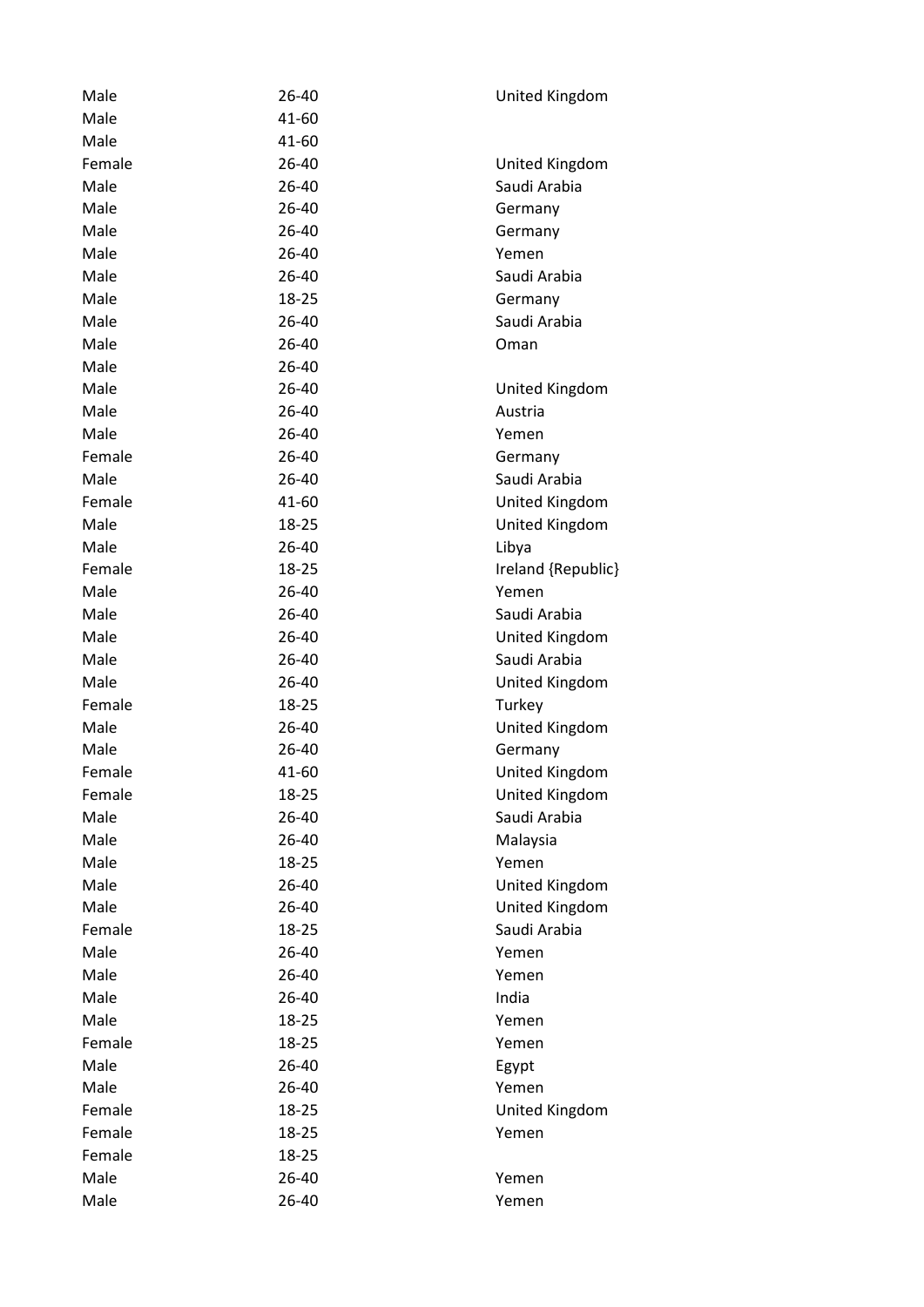| | | |
|---|---|---|
| Male | 26-40 | United Kingdom |
| Male | 41-60 | |
| Male | 41-60 | |
| Female | 26-40 | United Kingdom |
| Male | 26-40 | Saudi Arabia |
| Male | 26-40 | Germany |
| Male | 26-40 | Germany |
| Male | 26-40 | Yemen |
| Male | 26-40 | Saudi Arabia |
| Male | 18-25 | Germany |
| Male | 26-40 | Saudi Arabia |
| Male | 26-40 | Oman |
| Male | 26-40 | |
| Male | 26-40 | United Kingdom |
| Male | 26-40 | Austria |
| Male | 26-40 | Yemen |
| Female | 26-40 | Germany |
| Male | 26-40 | Saudi Arabia |
| Female | 41-60 | United Kingdom |
| Male | 18-25 | United Kingdom |
| Male | 26-40 | Libya |
| Female | 18-25 | Ireland {Republic} |
| Male | 26-40 | Yemen |
| Male | 26-40 | Saudi Arabia |
| Male | 26-40 | United Kingdom |
| Male | 26-40 | Saudi Arabia |
| Male | 26-40 | United Kingdom |
| Female | 18-25 | Turkey |
| Male | 26-40 | United Kingdom |
| Male | 26-40 | Germany |
| Female | 41-60 | United Kingdom |
| Female | 18-25 | United Kingdom |
| Male | 26-40 | Saudi Arabia |
| Male | 26-40 | Malaysia |
| Male | 18-25 | Yemen |
| Male | 26-40 | United Kingdom |
| Male | 26-40 | United Kingdom |
| Female | 18-25 | Saudi Arabia |
| Male | 26-40 | Yemen |
| Male | 26-40 | Yemen |
| Male | 26-40 | India |
| Male | 18-25 | Yemen |
| Female | 18-25 | Yemen |
| Male | 26-40 | Egypt |
| Male | 26-40 | Yemen |
| Female | 18-25 | United Kingdom |
| Female | 18-25 | Yemen |
| Female | 18-25 | |
| Male | 26-40 | Yemen |
| Male | 26-40 | Yemen |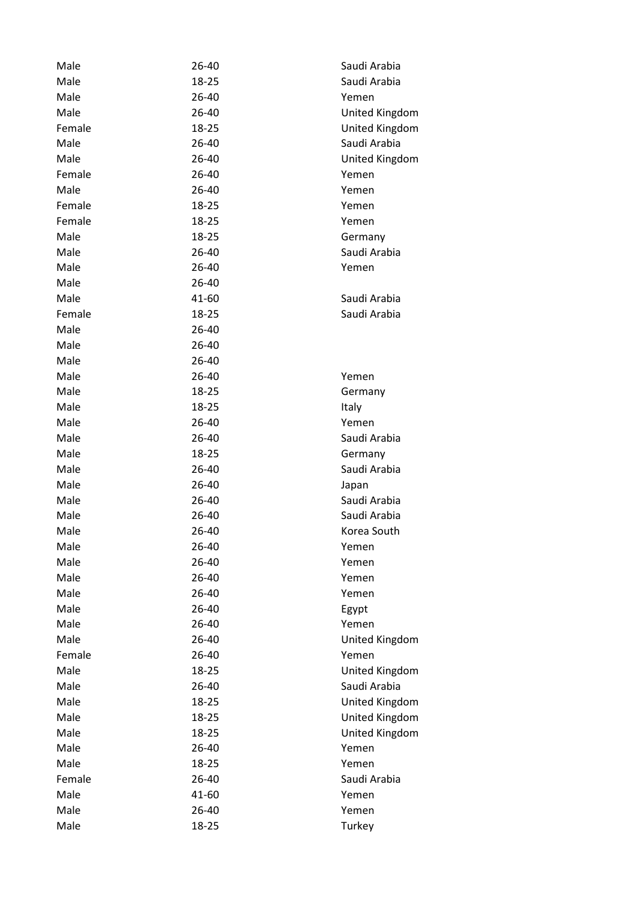| | | |
|---|---|---|
| Male | 26-40 | Saudi Arabia |
| Male | 18-25 | Saudi Arabia |
| Male | 26-40 | Yemen |
| Male | 26-40 | United Kingdom |
| Female | 18-25 | United Kingdom |
| Male | 26-40 | Saudi Arabia |
| Male | 26-40 | United Kingdom |
| Female | 26-40 | Yemen |
| Male | 26-40 | Yemen |
| Female | 18-25 | Yemen |
| Female | 18-25 | Yemen |
| Male | 18-25 | Germany |
| Male | 26-40 | Saudi Arabia |
| Male | 26-40 | Yemen |
| Male | 26-40 | |
| Male | 41-60 | Saudi Arabia |
| Female | 18-25 | Saudi Arabia |
| Male | 26-40 | |
| Male | 26-40 | |
| Male | 26-40 | |
| Male | 26-40 | Yemen |
| Male | 18-25 | Germany |
| Male | 18-25 | Italy |
| Male | 26-40 | Yemen |
| Male | 26-40 | Saudi Arabia |
| Male | 18-25 | Germany |
| Male | 26-40 | Saudi Arabia |
| Male | 26-40 | Japan |
| Male | 26-40 | Saudi Arabia |
| Male | 26-40 | Saudi Arabia |
| Male | 26-40 | Korea South |
| Male | 26-40 | Yemen |
| Male | 26-40 | Yemen |
| Male | 26-40 | Yemen |
| Male | 26-40 | Yemen |
| Male | 26-40 | Egypt |
| Male | 26-40 | Yemen |
| Male | 26-40 | United Kingdom |
| Female | 26-40 | Yemen |
| Male | 18-25 | United Kingdom |
| Male | 26-40 | Saudi Arabia |
| Male | 18-25 | United Kingdom |
| Male | 18-25 | United Kingdom |
| Male | 18-25 | United Kingdom |
| Male | 26-40 | Yemen |
| Male | 18-25 | Yemen |
| Female | 26-40 | Saudi Arabia |
| Male | 41-60 | Yemen |
| Male | 26-40 | Yemen |
| Male | 18-25 | Turkey |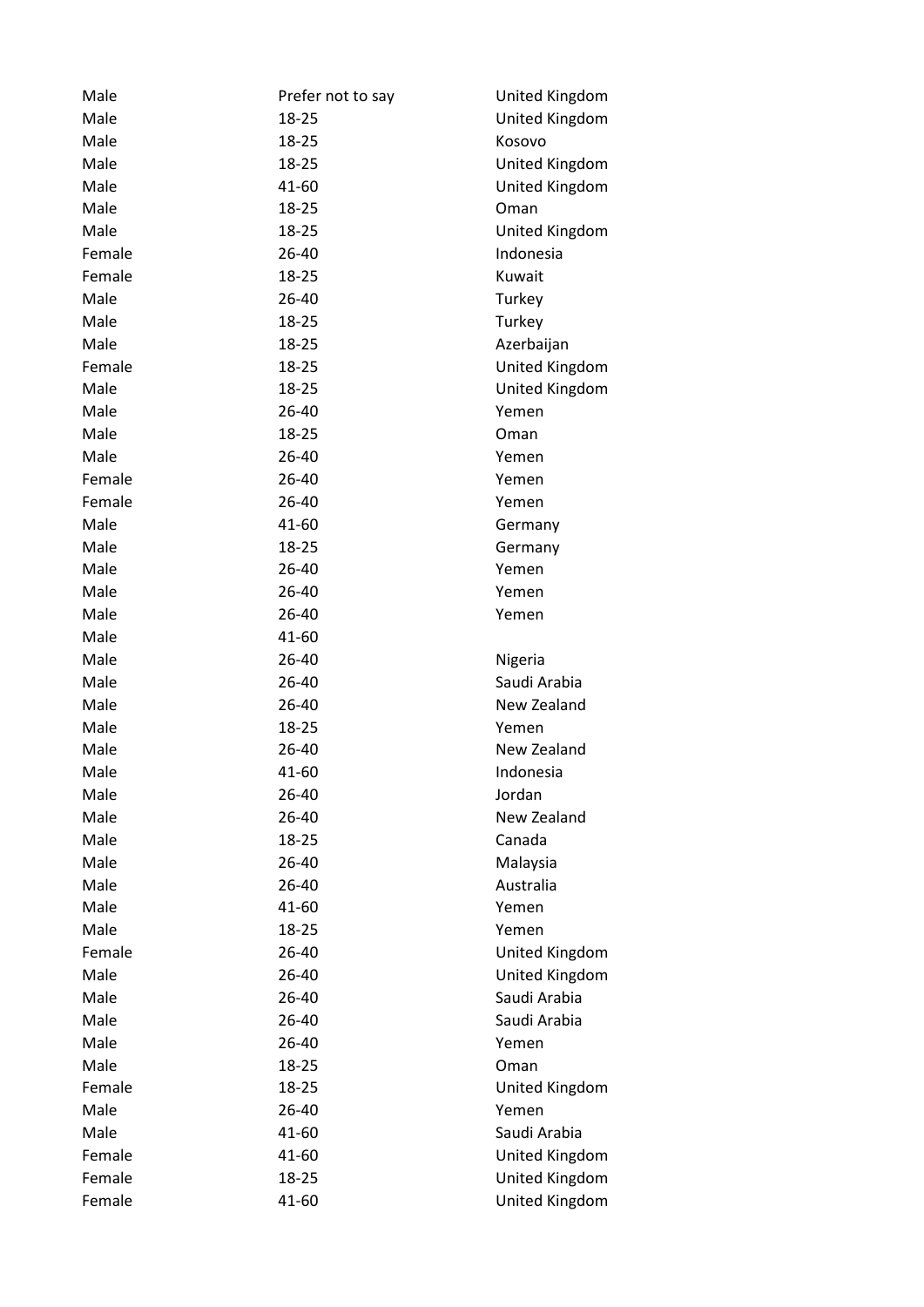| | | |
|---|---|---|
| Male | Prefer not to say | United Kingdom |
| Male | 18-25 | United Kingdom |
| Male | 18-25 | Kosovo |
| Male | 18-25 | United Kingdom |
| Male | 41-60 | United Kingdom |
| Male | 18-25 | Oman |
| Male | 18-25 | United Kingdom |
| Female | 26-40 | Indonesia |
| Female | 18-25 | Kuwait |
| Male | 26-40 | Turkey |
| Male | 18-25 | Turkey |
| Male | 18-25 | Azerbaijan |
| Female | 18-25 | United Kingdom |
| Male | 18-25 | United Kingdom |
| Male | 26-40 | Yemen |
| Male | 18-25 | Oman |
| Male | 26-40 | Yemen |
| Female | 26-40 | Yemen |
| Female | 26-40 | Yemen |
| Male | 41-60 | Germany |
| Male | 18-25 | Germany |
| Male | 26-40 | Yemen |
| Male | 26-40 | Yemen |
| Male | 26-40 | Yemen |
| Male | 41-60 | |
| Male | 26-40 | Nigeria |
| Male | 26-40 | Saudi Arabia |
| Male | 26-40 | New Zealand |
| Male | 18-25 | Yemen |
| Male | 26-40 | New Zealand |
| Male | 41-60 | Indonesia |
| Male | 26-40 | Jordan |
| Male | 26-40 | New Zealand |
| Male | 18-25 | Canada |
| Male | 26-40 | Malaysia |
| Male | 26-40 | Australia |
| Male | 41-60 | Yemen |
| Male | 18-25 | Yemen |
| Female | 26-40 | United Kingdom |
| Male | 26-40 | United Kingdom |
| Male | 26-40 | Saudi Arabia |
| Male | 26-40 | Saudi Arabia |
| Male | 26-40 | Yemen |
| Male | 18-25 | Oman |
| Female | 18-25 | United Kingdom |
| Male | 26-40 | Yemen |
| Male | 41-60 | Saudi Arabia |
| Female | 41-60 | United Kingdom |
| Female | 18-25 | United Kingdom |
| Female | 41-60 | United Kingdom |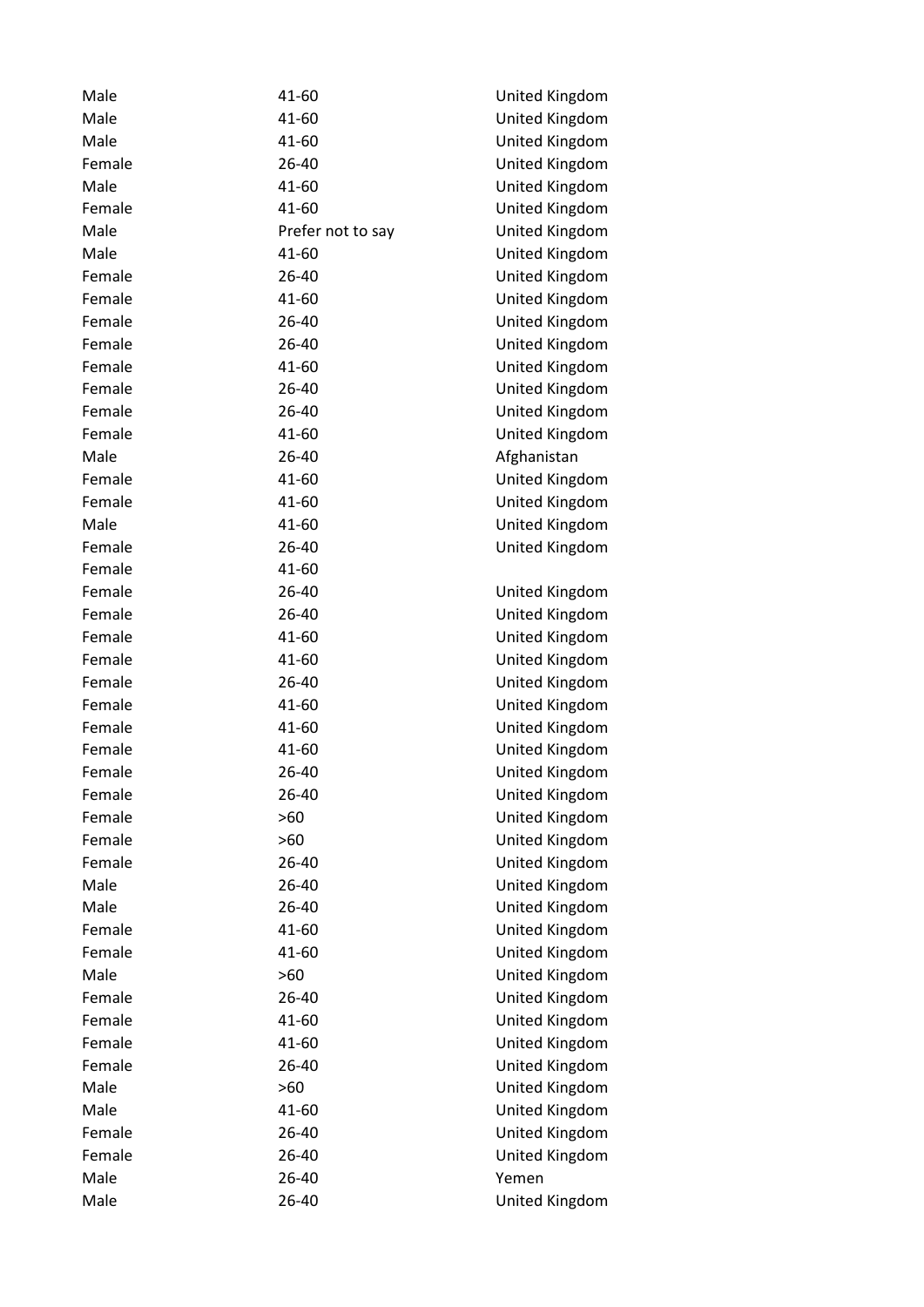| | | |
|---|---|---|
| Male | 41-60 | United Kingdom |
| Male | 41-60 | United Kingdom |
| Male | 41-60 | United Kingdom |
| Female | 26-40 | United Kingdom |
| Male | 41-60 | United Kingdom |
| Female | 41-60 | United Kingdom |
| Male | Prefer not to say | United Kingdom |
| Male | 41-60 | United Kingdom |
| Female | 26-40 | United Kingdom |
| Female | 41-60 | United Kingdom |
| Female | 26-40 | United Kingdom |
| Female | 26-40 | United Kingdom |
| Female | 41-60 | United Kingdom |
| Female | 26-40 | United Kingdom |
| Female | 26-40 | United Kingdom |
| Female | 41-60 | United Kingdom |
| Male | 26-40 | Afghanistan |
| Female | 41-60 | United Kingdom |
| Female | 41-60 | United Kingdom |
| Male | 41-60 | United Kingdom |
| Female | 26-40 | United Kingdom |
| Female | 41-60 | |
| Female | 26-40 | United Kingdom |
| Female | 26-40 | United Kingdom |
| Female | 41-60 | United Kingdom |
| Female | 41-60 | United Kingdom |
| Female | 26-40 | United Kingdom |
| Female | 41-60 | United Kingdom |
| Female | 41-60 | United Kingdom |
| Female | 41-60 | United Kingdom |
| Female | 26-40 | United Kingdom |
| Female | 26-40 | United Kingdom |
| Female | >60 | United Kingdom |
| Female | >60 | United Kingdom |
| Female | 26-40 | United Kingdom |
| Male | 26-40 | United Kingdom |
| Male | 26-40 | United Kingdom |
| Female | 41-60 | United Kingdom |
| Female | 41-60 | United Kingdom |
| Male | >60 | United Kingdom |
| Female | 26-40 | United Kingdom |
| Female | 41-60 | United Kingdom |
| Female | 41-60 | United Kingdom |
| Female | 26-40 | United Kingdom |
| Male | >60 | United Kingdom |
| Male | 41-60 | United Kingdom |
| Female | 26-40 | United Kingdom |
| Female | 26-40 | United Kingdom |
| Male | 26-40 | Yemen |
| Male | 26-40 | United Kingdom |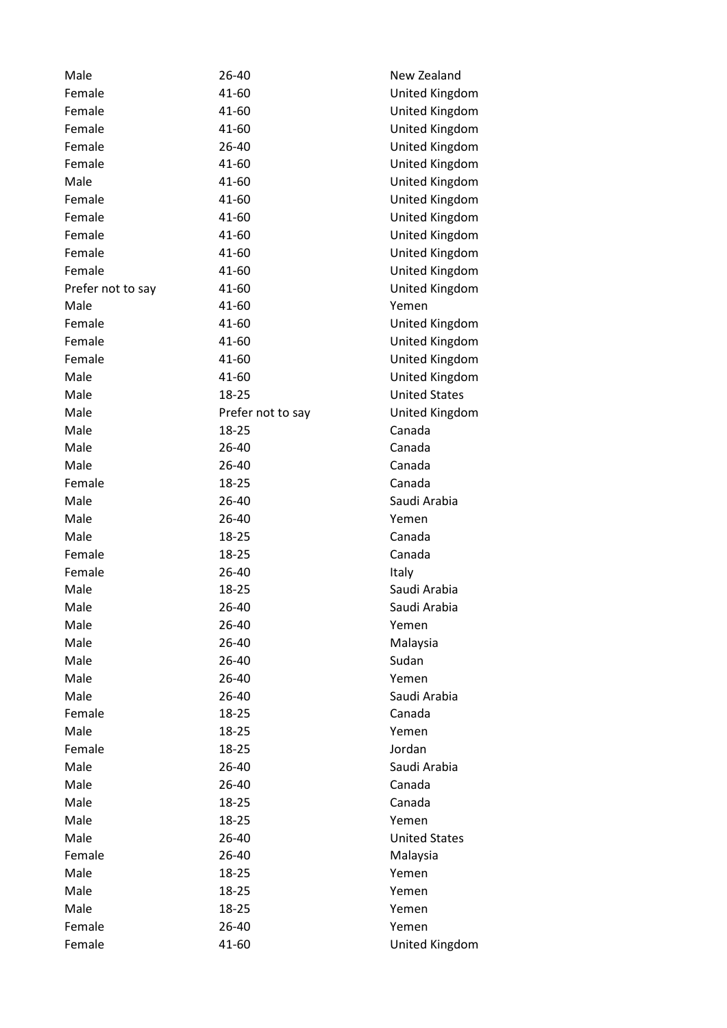| | | |
|---|---|---|
| Male | 26-40 | New Zealand |
| Female | 41-60 | United Kingdom |
| Female | 41-60 | United Kingdom |
| Female | 41-60 | United Kingdom |
| Female | 26-40 | United Kingdom |
| Female | 41-60 | United Kingdom |
| Male | 41-60 | United Kingdom |
| Female | 41-60 | United Kingdom |
| Female | 41-60 | United Kingdom |
| Female | 41-60 | United Kingdom |
| Female | 41-60 | United Kingdom |
| Female | 41-60 | United Kingdom |
| Prefer not to say | 41-60 | United Kingdom |
| Male | 41-60 | Yemen |
| Female | 41-60 | United Kingdom |
| Female | 41-60 | United Kingdom |
| Female | 41-60 | United Kingdom |
| Male | 41-60 | United Kingdom |
| Male | 18-25 | United States |
| Male | Prefer not to say | United Kingdom |
| Male | 18-25 | Canada |
| Male | 26-40 | Canada |
| Male | 26-40 | Canada |
| Female | 18-25 | Canada |
| Male | 26-40 | Saudi Arabia |
| Male | 26-40 | Yemen |
| Male | 18-25 | Canada |
| Female | 18-25 | Canada |
| Female | 26-40 | Italy |
| Male | 18-25 | Saudi Arabia |
| Male | 26-40 | Saudi Arabia |
| Male | 26-40 | Yemen |
| Male | 26-40 | Malaysia |
| Male | 26-40 | Sudan |
| Male | 26-40 | Yemen |
| Male | 26-40 | Saudi Arabia |
| Female | 18-25 | Canada |
| Male | 18-25 | Yemen |
| Female | 18-25 | Jordan |
| Male | 26-40 | Saudi Arabia |
| Male | 26-40 | Canada |
| Male | 18-25 | Canada |
| Male | 18-25 | Yemen |
| Male | 26-40 | United States |
| Female | 26-40 | Malaysia |
| Male | 18-25 | Yemen |
| Male | 18-25 | Yemen |
| Male | 18-25 | Yemen |
| Female | 26-40 | Yemen |
| Female | 41-60 | United Kingdom |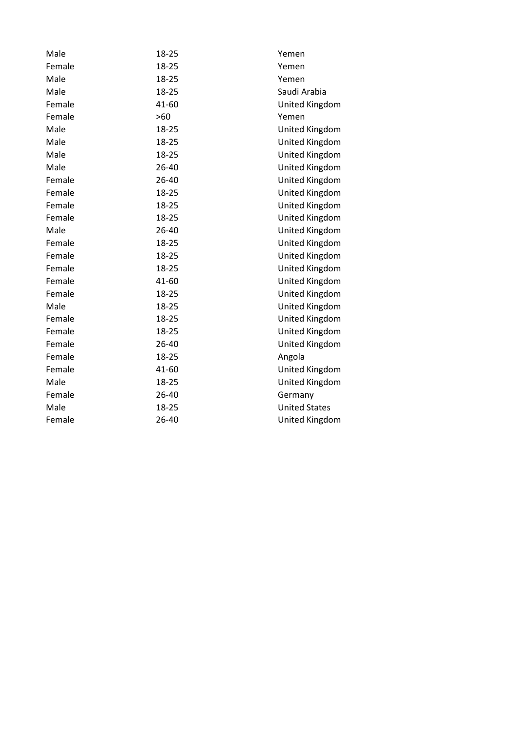| | | |
|---|---|---|
| Male | 18-25 | Yemen |
| Female | 18-25 | Yemen |
| Male | 18-25 | Yemen |
| Male | 18-25 | Saudi Arabia |
| Female | 41-60 | United Kingdom |
| Female | >60 | Yemen |
| Male | 18-25 | United Kingdom |
| Male | 18-25 | United Kingdom |
| Male | 18-25 | United Kingdom |
| Male | 26-40 | United Kingdom |
| Female | 26-40 | United Kingdom |
| Female | 18-25 | United Kingdom |
| Female | 18-25 | United Kingdom |
| Female | 18-25 | United Kingdom |
| Male | 26-40 | United Kingdom |
| Female | 18-25 | United Kingdom |
| Female | 18-25 | United Kingdom |
| Female | 18-25 | United Kingdom |
| Female | 41-60 | United Kingdom |
| Female | 18-25 | United Kingdom |
| Male | 18-25 | United Kingdom |
| Female | 18-25 | United Kingdom |
| Female | 18-25 | United Kingdom |
| Female | 26-40 | United Kingdom |
| Female | 18-25 | Angola |
| Female | 41-60 | United Kingdom |
| Male | 18-25 | United Kingdom |
| Female | 26-40 | Germany |
| Male | 18-25 | United States |
| Female | 26-40 | United Kingdom |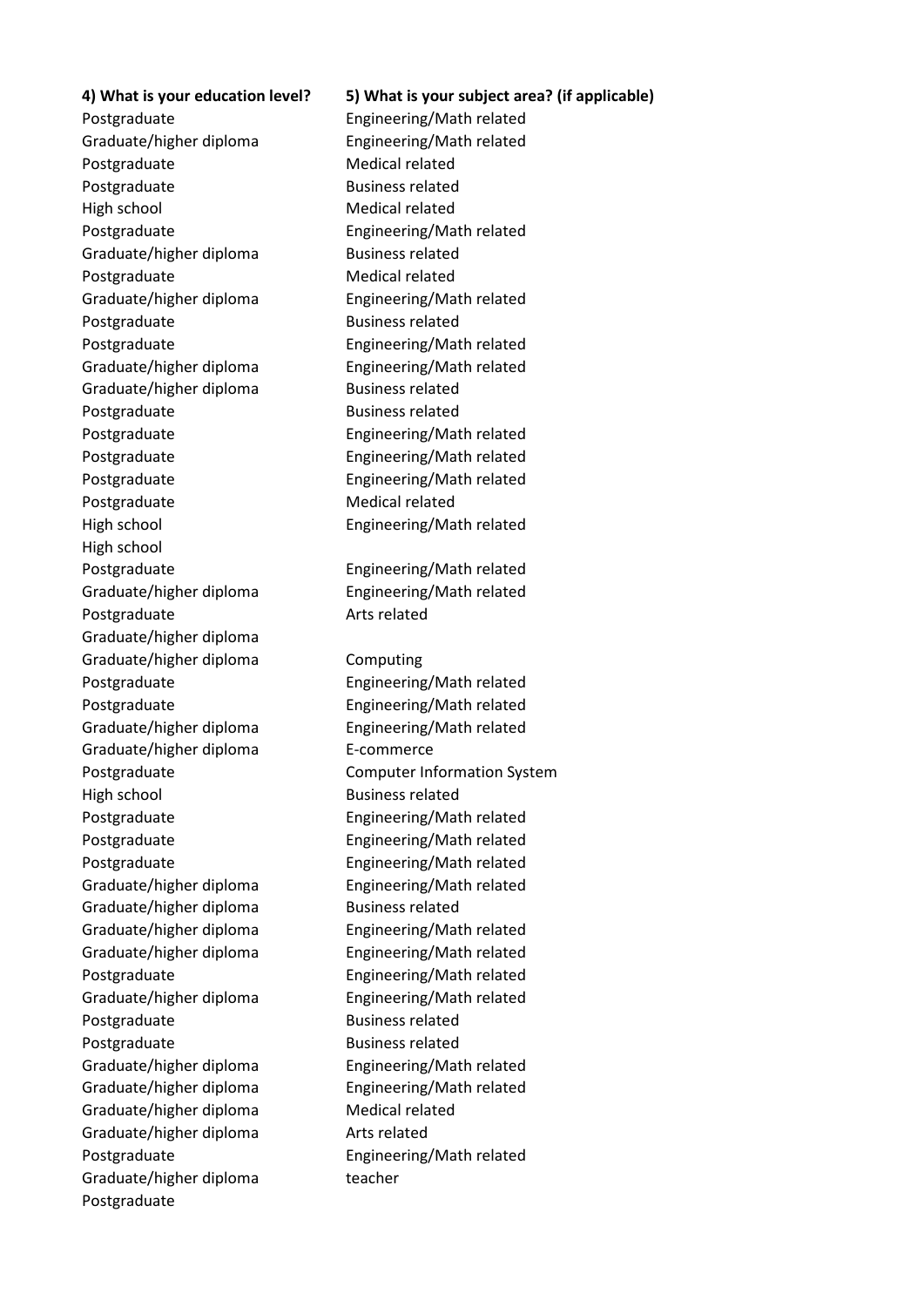| 4) What is your education level? | 5) What is your subject area? (if applicable) |
|---|---|
| Postgraduate | Engineering/Math related |
| Graduate/higher diploma | Engineering/Math related |
| Postgraduate | Medical related |
| Postgraduate | Business related |
| High school | Medical related |
| Postgraduate | Engineering/Math related |
| Graduate/higher diploma | Business related |
| Postgraduate | Medical related |
| Graduate/higher diploma | Engineering/Math related |
| Postgraduate | Business related |
| Postgraduate | Engineering/Math related |
| Graduate/higher diploma | Engineering/Math related |
| Graduate/higher diploma | Business related |
| Postgraduate | Business related |
| Postgraduate | Engineering/Math related |
| Postgraduate | Engineering/Math related |
| Postgraduate | Engineering/Math related |
| Postgraduate | Medical related |
| High school | Engineering/Math related |
| High school | |
| Postgraduate | Engineering/Math related |
| Graduate/higher diploma | Engineering/Math related |
| Postgraduate | Arts related |
| Graduate/higher diploma | |
| Graduate/higher diploma | Computing |
| Postgraduate | Engineering/Math related |
| Postgraduate | Engineering/Math related |
| Graduate/higher diploma | Engineering/Math related |
| Graduate/higher diploma | E-commerce |
| Postgraduate | Computer Information System |
| High school | Business related |
| Postgraduate | Engineering/Math related |
| Postgraduate | Engineering/Math related |
| Postgraduate | Engineering/Math related |
| Graduate/higher diploma | Engineering/Math related |
| Graduate/higher diploma | Business related |
| Graduate/higher diploma | Engineering/Math related |
| Graduate/higher diploma | Engineering/Math related |
| Postgraduate | Engineering/Math related |
| Graduate/higher diploma | Engineering/Math related |
| Postgraduate | Business related |
| Postgraduate | Business related |
| Graduate/higher diploma | Engineering/Math related |
| Graduate/higher diploma | Engineering/Math related |
| Graduate/higher diploma | Medical related |
| Graduate/higher diploma | Arts related |
| Postgraduate | Engineering/Math related |
| Graduate/higher diploma | teacher |
| Postgraduate | |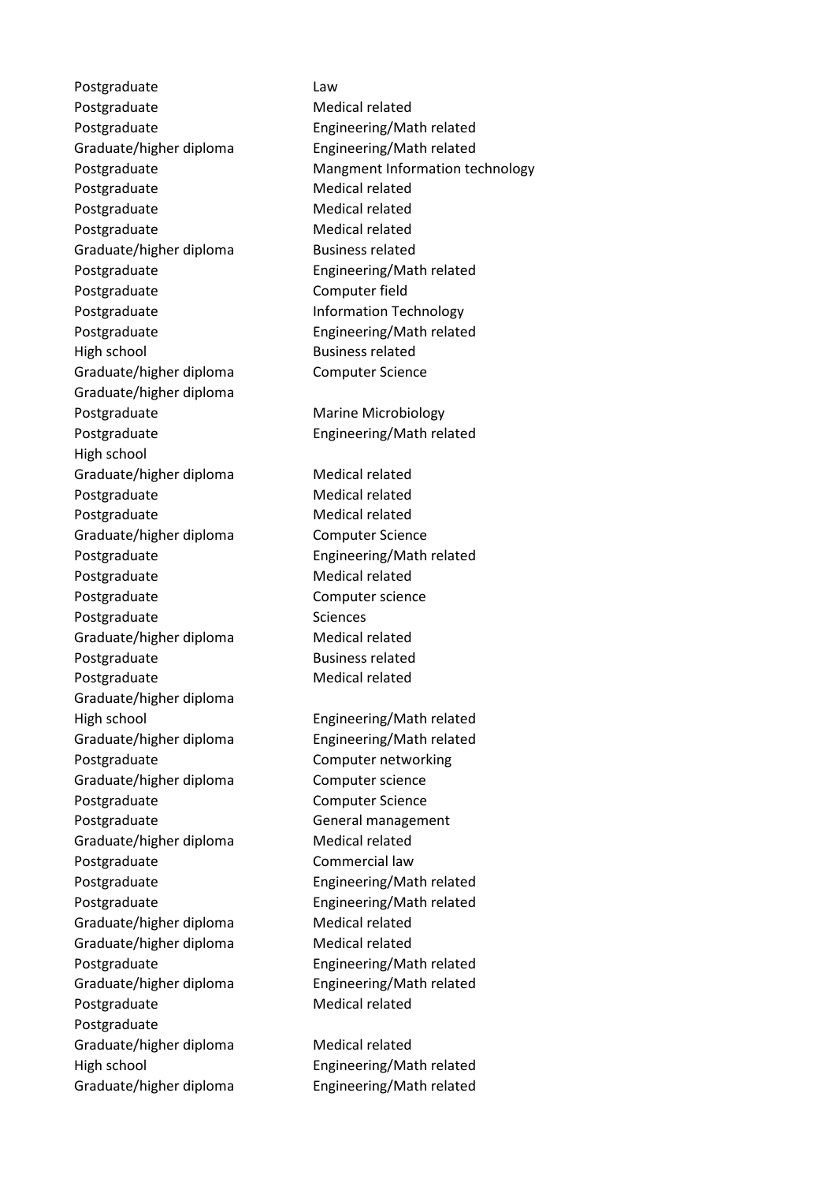| | |
|---|---|
| Postgraduate | Law |
| Postgraduate | Medical related |
| Postgraduate | Engineering/Math related |
| Graduate/higher diploma | Engineering/Math related |
| Postgraduate | Mangment Information technology |
| Postgraduate | Medical related |
| Postgraduate | Medical related |
| Postgraduate | Medical related |
| Graduate/higher diploma | Business related |
| Postgraduate | Engineering/Math related |
| Postgraduate | Computer field |
| Postgraduate | Information Technology |
| Postgraduate | Engineering/Math related |
| High school | Business related |
| Graduate/higher diploma | Computer Science |
| Graduate/higher diploma | |
| Postgraduate | Marine Microbiology |
| Postgraduate | Engineering/Math related |
| High school | |
| Graduate/higher diploma | Medical related |
| Postgraduate | Medical related |
| Postgraduate | Medical related |
| Graduate/higher diploma | Computer Science |
| Postgraduate | Engineering/Math related |
| Postgraduate | Medical related |
| Postgraduate | Computer science |
| Postgraduate | Sciences |
| Graduate/higher diploma | Medical related |
| Postgraduate | Business related |
| Postgraduate | Medical related |
| Graduate/higher diploma | |
| High school | Engineering/Math related |
| Graduate/higher diploma | Engineering/Math related |
| Postgraduate | Computer networking |
| Graduate/higher diploma | Computer science |
| Postgraduate | Computer Science |
| Postgraduate | General management |
| Graduate/higher diploma | Medical related |
| Postgraduate | Commercial law |
| Postgraduate | Engineering/Math related |
| Postgraduate | Engineering/Math related |
| Graduate/higher diploma | Medical related |
| Graduate/higher diploma | Medical related |
| Postgraduate | Engineering/Math related |
| Graduate/higher diploma | Engineering/Math related |
| Postgraduate | Medical related |
| Postgraduate | |
| Graduate/higher diploma | Medical related |
| High school | Engineering/Math related |
| Graduate/higher diploma | Engineering/Math related |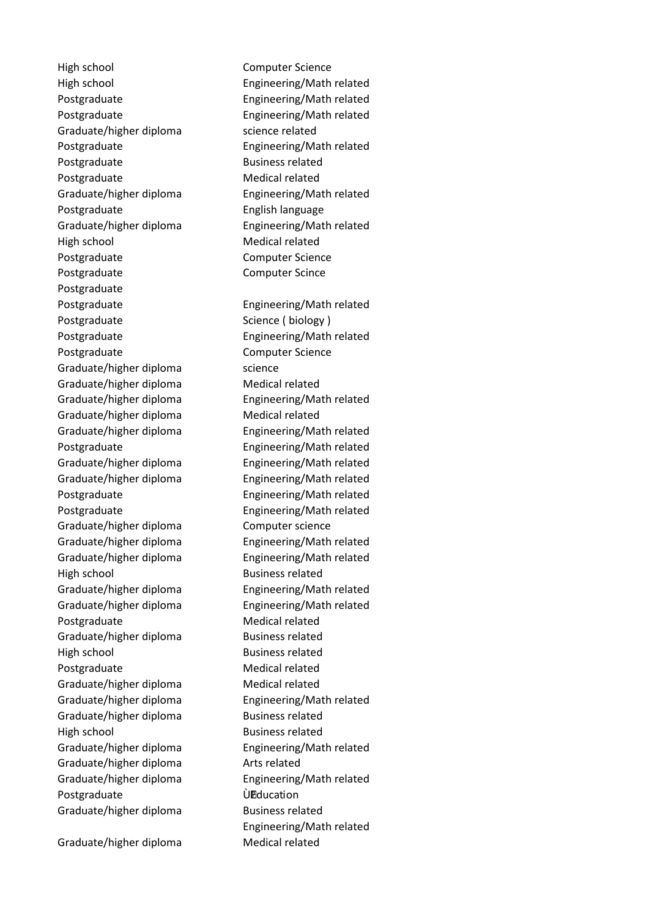| | |
|---|---|
| High school | Computer Science |
| High school | Engineering/Math related |
| Postgraduate | Engineering/Math related |
| Postgraduate | Engineering/Math related |
| Graduate/higher diploma | science related |
| Postgraduate | Engineering/Math related |
| Postgraduate | Business related |
| Postgraduate | Medical related |
| Graduate/higher diploma | Engineering/Math related |
| Postgraduate | English language |
| Graduate/higher diploma | Engineering/Math related |
| High school | Medical related |
| Postgraduate | Computer Science |
| Postgraduate | Computer Scince |
| Postgraduate | |
| Postgraduate | Engineering/Math related |
| Postgraduate | Science ( biology ) |
| Postgraduate | Engineering/Math related |
| Postgraduate | Computer Science |
| Graduate/higher diploma | science |
| Graduate/higher diploma | Medical related |
| Graduate/higher diploma | Engineering/Math related |
| Graduate/higher diploma | Medical related |
| Graduate/higher diploma | Engineering/Math related |
| Postgraduate | Engineering/Math related |
| Graduate/higher diploma | Engineering/Math related |
| Graduate/higher diploma | Engineering/Math related |
| Postgraduate | Engineering/Math related |
| Postgraduate | Engineering/Math related |
| Graduate/higher diploma | Computer science |
| Graduate/higher diploma | Engineering/Math related |
| Graduate/higher diploma | Engineering/Math related |
| High school | Business related |
| Graduate/higher diploma | Engineering/Math related |
| Graduate/higher diploma | Engineering/Math related |
| Postgraduate | Medical related |
| Graduate/higher diploma | Business related |
| High school | Business related |
| Postgraduate | Medical related |
| Graduate/higher diploma | Medical related |
| Graduate/higher diploma | Engineering/Math related |
| Graduate/higher diploma | Business related |
| High school | Business related |
| Graduate/higher diploma | Engineering/Math related |
| Graduate/higher diploma | Arts related |
| Graduate/higher diploma | Engineering/Math related |
| Postgraduate | ÙEducation |
| Graduate/higher diploma | Business related |
| | Engineering/Math related |
| Graduate/higher diploma | Medical related |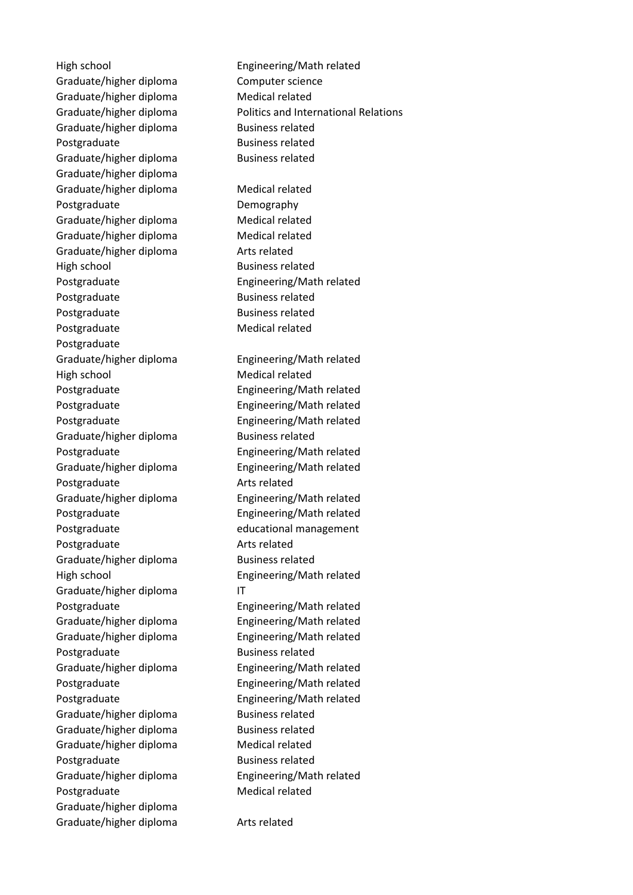| | |
|---|---|
| High school | Engineering/Math related |
| Graduate/higher diploma | Computer science |
| Graduate/higher diploma | Medical related |
| Graduate/higher diploma | Politics and International Relations |
| Graduate/higher diploma | Business related |
| Postgraduate | Business related |
| Graduate/higher diploma | Business related |
| Graduate/higher diploma | |
| Graduate/higher diploma | Medical related |
| Postgraduate | Demography |
| Graduate/higher diploma | Medical related |
| Graduate/higher diploma | Medical related |
| Graduate/higher diploma | Arts related |
| High school | Business related |
| Postgraduate | Engineering/Math related |
| Postgraduate | Business related |
| Postgraduate | Business related |
| Postgraduate | Medical related |
| Postgraduate | |
| Graduate/higher diploma | Engineering/Math related |
| High school | Medical related |
| Postgraduate | Engineering/Math related |
| Postgraduate | Engineering/Math related |
| Postgraduate | Engineering/Math related |
| Graduate/higher diploma | Business related |
| Postgraduate | Engineering/Math related |
| Graduate/higher diploma | Engineering/Math related |
| Postgraduate | Arts related |
| Graduate/higher diploma | Engineering/Math related |
| Postgraduate | Engineering/Math related |
| Postgraduate | educational management |
| Postgraduate | Arts related |
| Graduate/higher diploma | Business related |
| High school | Engineering/Math related |
| Graduate/higher diploma | IT |
| Postgraduate | Engineering/Math related |
| Graduate/higher diploma | Engineering/Math related |
| Graduate/higher diploma | Engineering/Math related |
| Postgraduate | Business related |
| Graduate/higher diploma | Engineering/Math related |
| Postgraduate | Engineering/Math related |
| Postgraduate | Engineering/Math related |
| Graduate/higher diploma | Business related |
| Graduate/higher diploma | Business related |
| Graduate/higher diploma | Medical related |
| Postgraduate | Business related |
| Graduate/higher diploma | Engineering/Math related |
| Postgraduate | Medical related |
| Graduate/higher diploma | |
| Graduate/higher diploma | Arts related |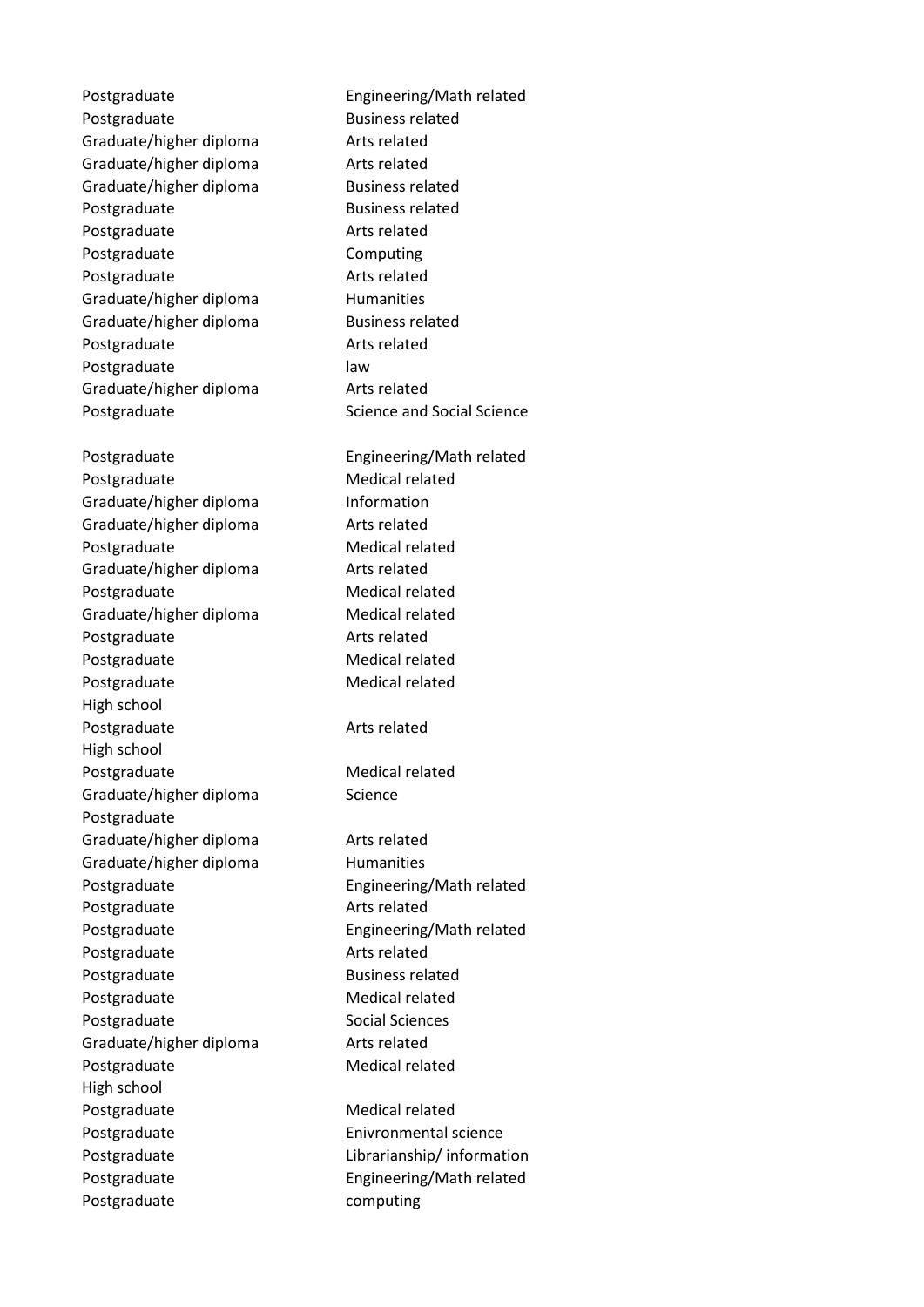| | |
|---|---|
| Postgraduate | Engineering/Math related |
| Postgraduate | Business related |
| Graduate/higher diploma | Arts related |
| Graduate/higher diploma | Arts related |
| Graduate/higher diploma | Business related |
| Postgraduate | Business related |
| Postgraduate | Arts related |
| Postgraduate | Computing |
| Postgraduate | Arts related |
| Graduate/higher diploma | Humanities |
| Graduate/higher diploma | Business related |
| Postgraduate | Arts related |
| Postgraduate | law |
| Graduate/higher diploma | Arts related |
| Postgraduate | Science and Social Science |
| | |
| Postgraduate | Engineering/Math related |
| Postgraduate | Medical related |
| Graduate/higher diploma | Information |
| Graduate/higher diploma | Arts related |
| Postgraduate | Medical related |
| Graduate/higher diploma | Arts related |
| Postgraduate | Medical related |
| Graduate/higher diploma | Medical related |
| Postgraduate | Arts related |
| Postgraduate | Medical related |
| Postgraduate | Medical related |
| High school | |
| Postgraduate | Arts related |
| High school | |
| Postgraduate | Medical related |
| Graduate/higher diploma | Science |
| Postgraduate | |
| Graduate/higher diploma | Arts related |
| Graduate/higher diploma | Humanities |
| Postgraduate | Engineering/Math related |
| Postgraduate | Arts related |
| Postgraduate | Engineering/Math related |
| Postgraduate | Arts related |
| Postgraduate | Business related |
| Postgraduate | Medical related |
| Postgraduate | Social Sciences |
| Graduate/higher diploma | Arts related |
| Postgraduate | Medical related |
| High school | |
| Postgraduate | Medical related |
| Postgraduate | Enivronmental science |
| Postgraduate | Librarianship/ information |
| Postgraduate | Engineering/Math related |
| Postgraduate | computing |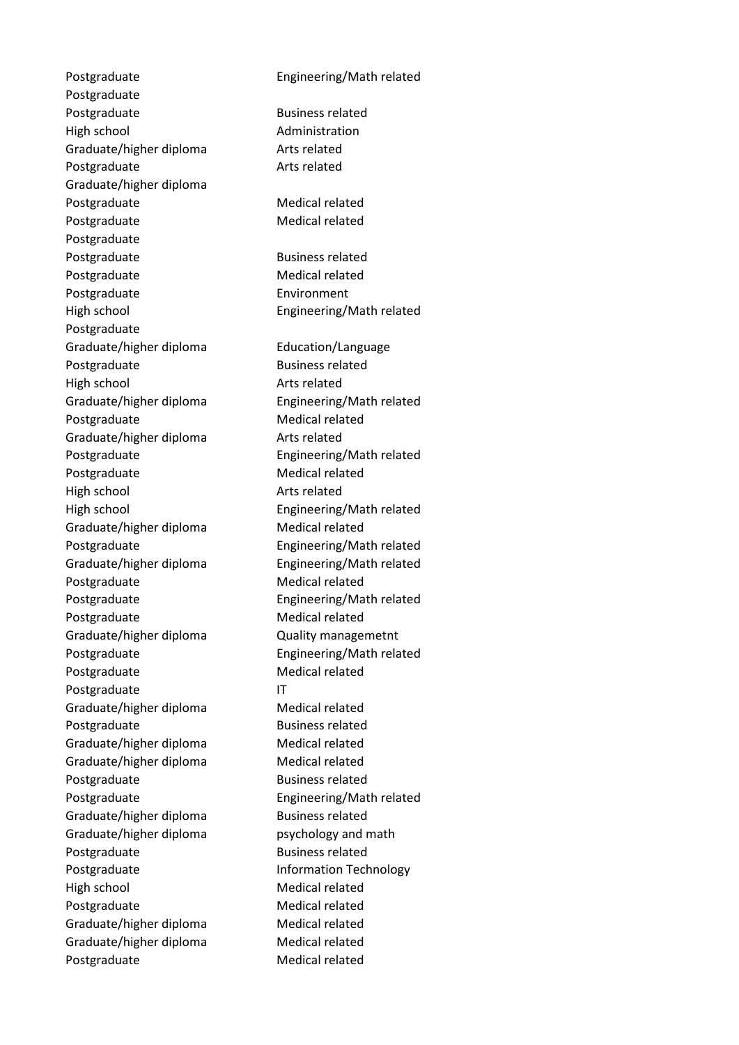| | |
|---|---|
| Postgraduate | Engineering/Math related |
| Postgraduate | |
| Postgraduate | Business related |
| High school | Administration |
| Graduate/higher diploma | Arts related |
| Postgraduate | Arts related |
| Graduate/higher diploma | |
| Postgraduate | Medical related |
| Postgraduate | Medical related |
| Postgraduate | |
| Postgraduate | Business related |
| Postgraduate | Medical related |
| Postgraduate | Environment |
| High school | Engineering/Math related |
| Postgraduate | |
| Graduate/higher diploma | Education/Language |
| Postgraduate | Business related |
| High school | Arts related |
| Graduate/higher diploma | Engineering/Math related |
| Postgraduate | Medical related |
| Graduate/higher diploma | Arts related |
| Postgraduate | Engineering/Math related |
| Postgraduate | Medical related |
| High school | Arts related |
| High school | Engineering/Math related |
| Graduate/higher diploma | Medical related |
| Postgraduate | Engineering/Math related |
| Graduate/higher diploma | Engineering/Math related |
| Postgraduate | Medical related |
| Postgraduate | Engineering/Math related |
| Postgraduate | Medical related |
| Graduate/higher diploma | Quality managemetnt |
| Postgraduate | Engineering/Math related |
| Postgraduate | Medical related |
| Postgraduate | IT |
| Graduate/higher diploma | Medical related |
| Postgraduate | Business related |
| Graduate/higher diploma | Medical related |
| Graduate/higher diploma | Medical related |
| Postgraduate | Business related |
| Postgraduate | Engineering/Math related |
| Graduate/higher diploma | Business related |
| Graduate/higher diploma | psychology and math |
| Postgraduate | Business related |
| Postgraduate | Information Technology |
| High school | Medical related |
| Postgraduate | Medical related |
| Graduate/higher diploma | Medical related |
| Graduate/higher diploma | Medical related |
| Postgraduate | Medical related |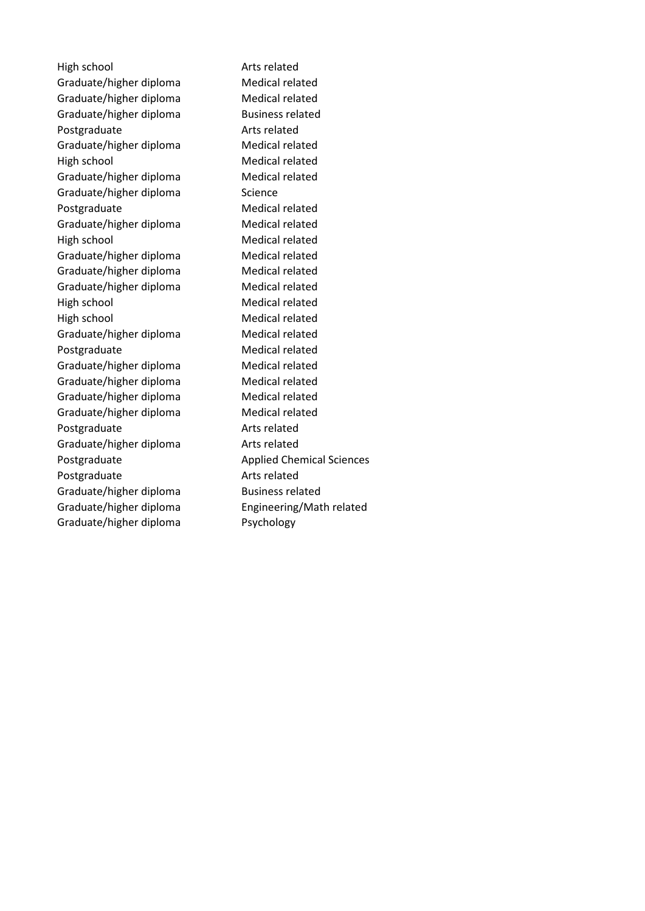| | |
|---|---|
| High school | Arts related |
| Graduate/higher diploma | Medical related |
| Graduate/higher diploma | Medical related |
| Graduate/higher diploma | Business related |
| Postgraduate | Arts related |
| Graduate/higher diploma | Medical related |
| High school | Medical related |
| Graduate/higher diploma | Medical related |
| Graduate/higher diploma | Science |
| Postgraduate | Medical related |
| Graduate/higher diploma | Medical related |
| High school | Medical related |
| Graduate/higher diploma | Medical related |
| Graduate/higher diploma | Medical related |
| Graduate/higher diploma | Medical related |
| High school | Medical related |
| High school | Medical related |
| Graduate/higher diploma | Medical related |
| Postgraduate | Medical related |
| Graduate/higher diploma | Medical related |
| Graduate/higher diploma | Medical related |
| Graduate/higher diploma | Medical related |
| Graduate/higher diploma | Medical related |
| Postgraduate | Arts related |
| Graduate/higher diploma | Arts related |
| Postgraduate | Applied Chemical Sciences |
| Postgraduate | Arts related |
| Graduate/higher diploma | Business related |
| Graduate/higher diploma | Engineering/Math related |
| Graduate/higher diploma | Psychology |